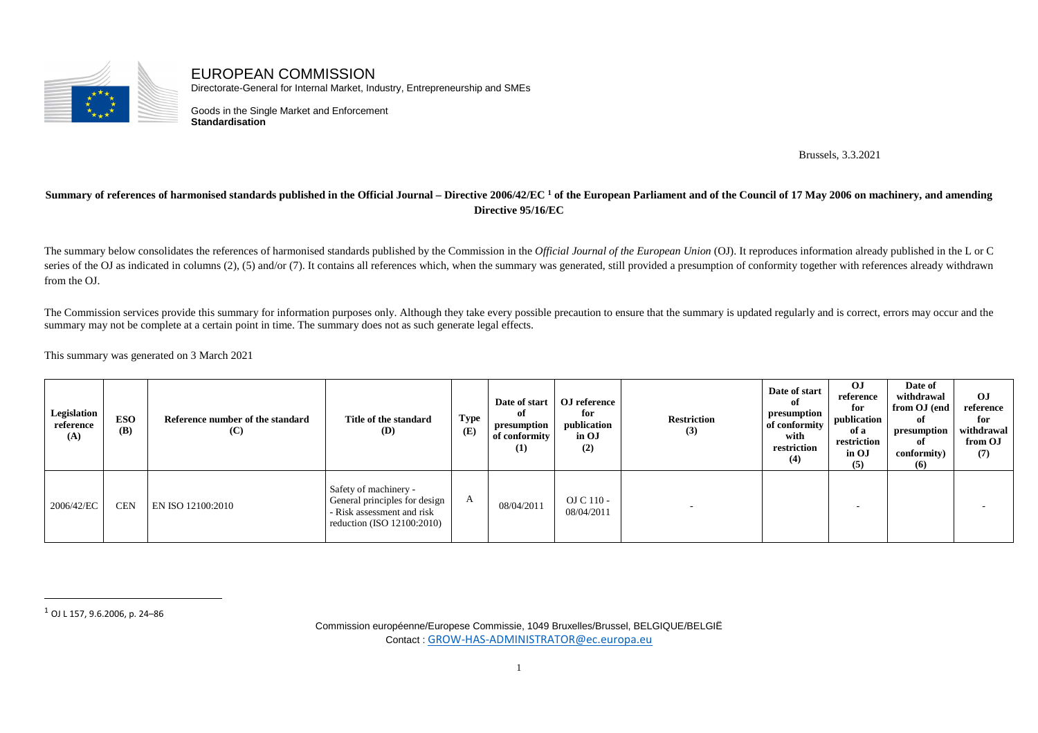EUROPEAN COMMISSION
Directorate-General for Internal Market, Industry, Entrepreneurship and SMEs

Goods in the Single Market and Enforcement
**Standardisation**

Brussels, 3.3.2021

**Summary of references of harmonised standards published in the Official Journal – Directive 2006/42/EC [1] of the European Parliament and of the Council of 17 May 2006 on machinery, and amending Directive 95/16/EC**

The summary below consolidates the references of harmonised standards published by the Commission in the *Official Journal of the European Union* (OJ). It reproduces information already published in the L or C series of the OJ as indicated in columns (2), (5) and/or (7). It contains all references which, when the summary was generated, still provided a presumption of conformity together with references already withdrawn from the OJ.

The Commission services provide this summary for information purposes only. Although they take every possible precaution to ensure that the summary is updated regularly and is correct, errors may occur and the summary may not be complete at a certain point in time. The summary does not as such generate legal effects.

This summary was generated on 3 March 2021

| Legislation reference (A) | ESO (B) | Reference number of the standard (C) | Title of the standard (D) | Type (E) | Date of start of presumption of conformity (1) | OJ reference for publication in OJ (2) | Restriction (3) | Date of start of presumption of conformity with restriction (4) | OJ reference for publication of a restriction in OJ (5) | Date of withdrawal from OJ (end of presumption of conformity) (6) | OJ reference for withdrawal from OJ (7) |
|---|---|---|---|---|---|---|---|---|---|---|---|
| 2006/42/EC | CEN | EN ISO 12100:2010 | Safety of machinery - General principles for design - Risk assessment and risk reduction (ISO 12100:2010) | A | 08/04/2011 | OJ C 110 - 08/04/2011 | - | | - | | - |

[1] OJ L 157, 9.6.2006, p. 24–86

Commission européenne/Europese Commissie, 1049 Bruxelles/Brussel, BELGIQUE/BELGIË
Contact : GROW-HAS-ADMINISTRATOR@ec.europa.eu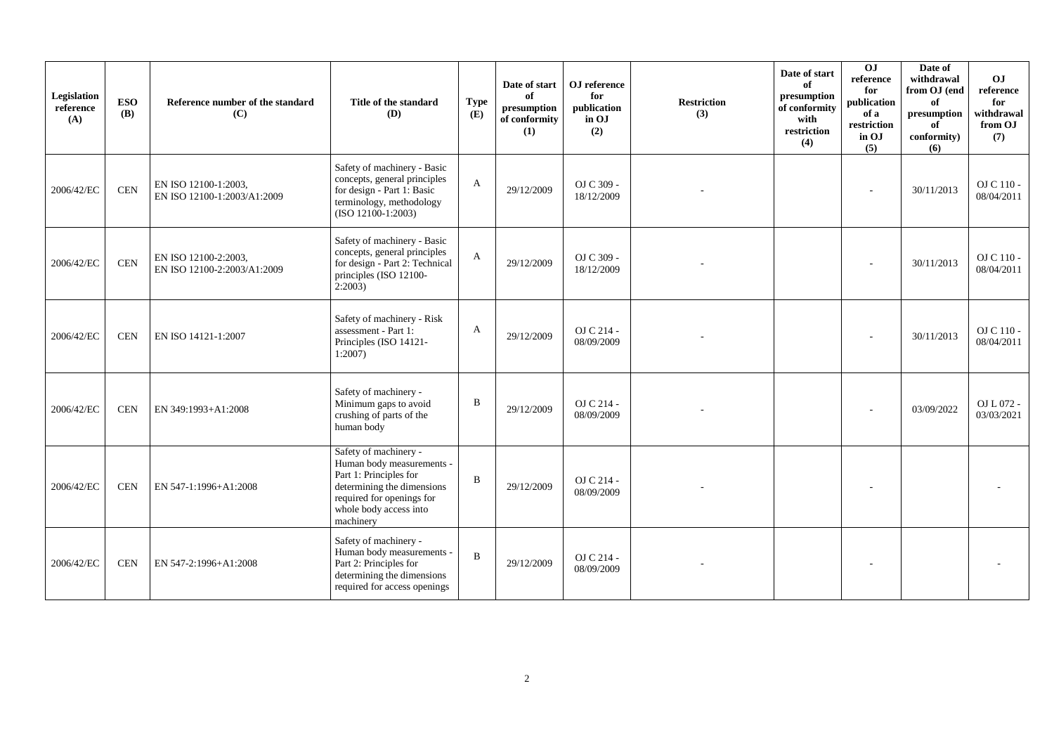| Legislation reference (A) | ESO (B) | Reference number of the standard (C) | Title of the standard (D) | Type (E) | Date of start of presumption of conformity (1) | OJ reference for publication in OJ (2) | Restriction (3) | Date of start of presumption of conformity with restriction (4) | OJ reference for publication of a restriction in OJ (5) | Date of withdrawal from OJ (end of presumption of conformity) (6) | OJ reference for withdrawal from OJ (7) |
|---|---|---|---|---|---|---|---|---|---|---|---|
| 2006/42/EC | CEN | EN ISO 12100-1:2003, EN ISO 12100-1:2003/A1:2009 | Safety of machinery - Basic concepts, general principles for design - Part 1: Basic terminology, methodology (ISO 12100-1:2003) | A | 29/12/2009 | OJ C 309 - 18/12/2009 | - | | - | 30/11/2013 | OJ C 110 - 08/04/2011 |
| 2006/42/EC | CEN | EN ISO 12100-2:2003, EN ISO 12100-2:2003/A1:2009 | Safety of machinery - Basic concepts, general principles for design - Part 2: Technical principles (ISO 12100-2:2003) | A | 29/12/2009 | OJ C 309 - 18/12/2009 | - | | - | 30/11/2013 | OJ C 110 - 08/04/2011 |
| 2006/42/EC | CEN | EN ISO 14121-1:2007 | Safety of machinery - Risk assessment - Part 1: Principles (ISO 14121-1:2007) | A | 29/12/2009 | OJ C 214 - 08/09/2009 | - | | - | 30/11/2013 | OJ C 110 - 08/04/2011 |
| 2006/42/EC | CEN | EN 349:1993+A1:2008 | Safety of machinery - Minimum gaps to avoid crushing of parts of the human body | B | 29/12/2009 | OJ C 214 - 08/09/2009 | - | | - | 03/09/2022 | OJ L 072 - 03/03/2021 |
| 2006/42/EC | CEN | EN 547-1:1996+A1:2008 | Safety of machinery - Human body measurements - Part 1: Principles for determining the dimensions required for openings for whole body access into machinery | B | 29/12/2009 | OJ C 214 - 08/09/2009 | - | | - | | - |
| 2006/42/EC | CEN | EN 547-2:1996+A1:2008 | Safety of machinery - Human body measurements - Part 2: Principles for determining the dimensions required for access openings | B | 29/12/2009 | OJ C 214 - 08/09/2009 | - | | - | | - |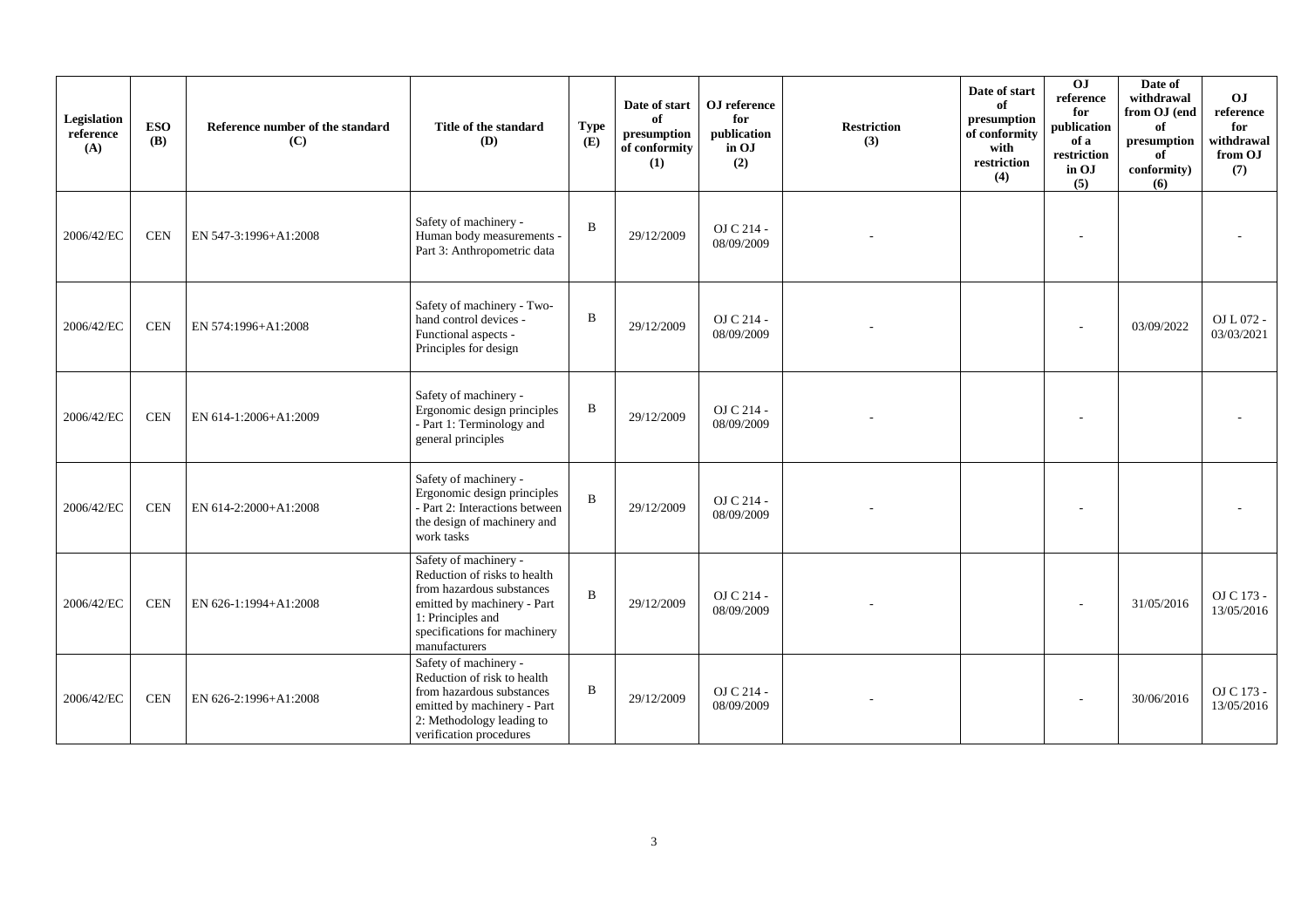| Legislation reference (A) | ESO (B) | Reference number of the standard (C) | Title of the standard (D) | Type (E) | Date of start of presumption of conformity (1) | OJ reference for publication in OJ (2) | Restriction (3) | Date of start of presumption of conformity with restriction (4) | OJ reference for publication of a restriction in OJ (5) | Date of withdrawal from OJ (end of presumption of conformity) (6) | OJ reference for withdrawal from OJ (7) |
|---|---|---|---|---|---|---|---|---|---|---|---|
| 2006/42/EC | CEN | EN 547-3:1996+A1:2008 | Safety of machinery - Human body measurements - Part 3: Anthropometric data | B | 29/12/2009 | OJ C 214 - 08/09/2009 | - | | - | | - |
| 2006/42/EC | CEN | EN 574:1996+A1:2008 | Safety of machinery - Two-hand control devices - Functional aspects - Principles for design | B | 29/12/2009 | OJ C 214 - 08/09/2009 | - | | - | 03/09/2022 | OJ L 072 - 03/03/2021 |
| 2006/42/EC | CEN | EN 614-1:2006+A1:2009 | Safety of machinery - Ergonomic design principles - Part 1: Terminology and general principles | B | 29/12/2009 | OJ C 214 - 08/09/2009 | - | | - | | - |
| 2006/42/EC | CEN | EN 614-2:2000+A1:2008 | Safety of machinery - Ergonomic design principles - Part 2: Interactions between the design of machinery and work tasks | B | 29/12/2009 | OJ C 214 - 08/09/2009 | - | | - | | - |
| 2006/42/EC | CEN | EN 626-1:1994+A1:2008 | Safety of machinery - Reduction of risks to health from hazardous substances emitted by machinery - Part 1: Principles and specifications for machinery manufacturers | B | 29/12/2009 | OJ C 214 - 08/09/2009 | - | | - | 31/05/2016 | OJ C 173 - 13/05/2016 |
| 2006/42/EC | CEN | EN 626-2:1996+A1:2008 | Safety of machinery - Reduction of risk to health from hazardous substances emitted by machinery - Part 2: Methodology leading to verification procedures | B | 29/12/2009 | OJ C 214 - 08/09/2009 | - | | - | 30/06/2016 | OJ C 173 - 13/05/2016 |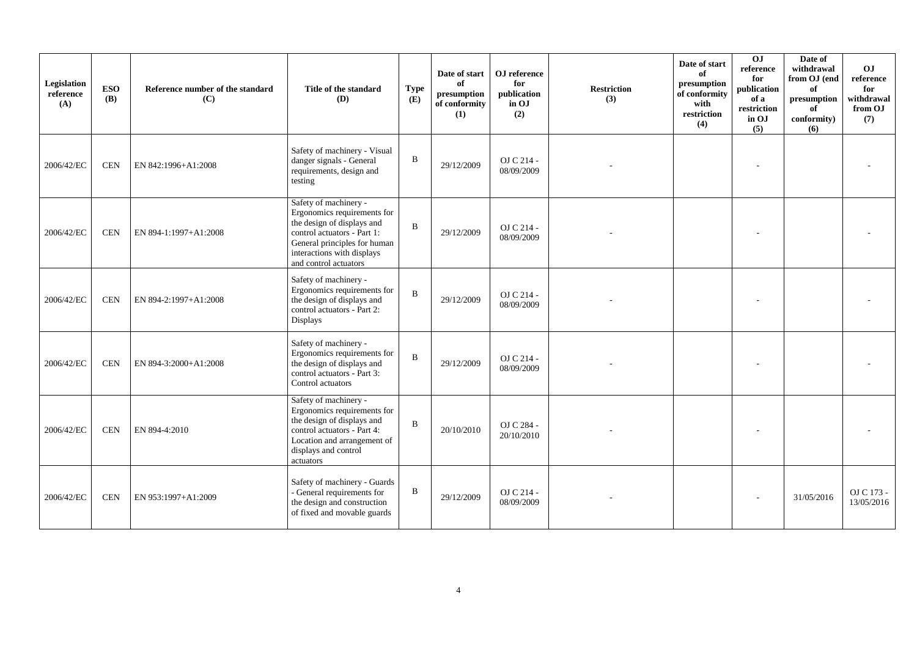| Legislation reference (A) | ESO (B) | Reference number of the standard (C) | Title of the standard (D) | Type (E) | Date of start of presumption of conformity (1) | OJ reference for publication in OJ (2) | Restriction (3) | Date of start of presumption of conformity with restriction (4) | OJ reference for publication of a restriction in OJ (5) | Date of withdrawal from OJ (end of presumption of conformity) (6) | OJ reference for withdrawal from OJ (7) |
|---|---|---|---|---|---|---|---|---|---|---|---|
| 2006/42/EC | CEN | EN 842:1996+A1:2008 | Safety of machinery - Visual danger signals - General requirements, design and testing | B | 29/12/2009 | OJ C 214 - 08/09/2009 | - | | - | | - |
| 2006/42/EC | CEN | EN 894-1:1997+A1:2008 | Safety of machinery - Ergonomics requirements for the design of displays and control actuators - Part 1: General principles for human interactions with displays and control actuators | B | 29/12/2009 | OJ C 214 - 08/09/2009 | - | | - | | - |
| 2006/42/EC | CEN | EN 894-2:1997+A1:2008 | Safety of machinery - Ergonomics requirements for the design of displays and control actuators - Part 2: Displays | B | 29/12/2009 | OJ C 214 - 08/09/2009 | - | | - | | - |
| 2006/42/EC | CEN | EN 894-3:2000+A1:2008 | Safety of machinery - Ergonomics requirements for the design of displays and control actuators - Part 3: Control actuators | B | 29/12/2009 | OJ C 214 - 08/09/2009 | - | | - | | - |
| 2006/42/EC | CEN | EN 894-4:2010 | Safety of machinery - Ergonomics requirements for the design of displays and control actuators - Part 4: Location and arrangement of displays and control actuators | B | 20/10/2010 | OJ C 284 - 20/10/2010 | - | | - | | - |
| 2006/42/EC | CEN | EN 953:1997+A1:2009 | Safety of machinery - Guards - General requirements for the design and construction of fixed and movable guards | B | 29/12/2009 | OJ C 214 - 08/09/2009 | - | | - | 31/05/2016 | OJ C 173 - 13/05/2016 |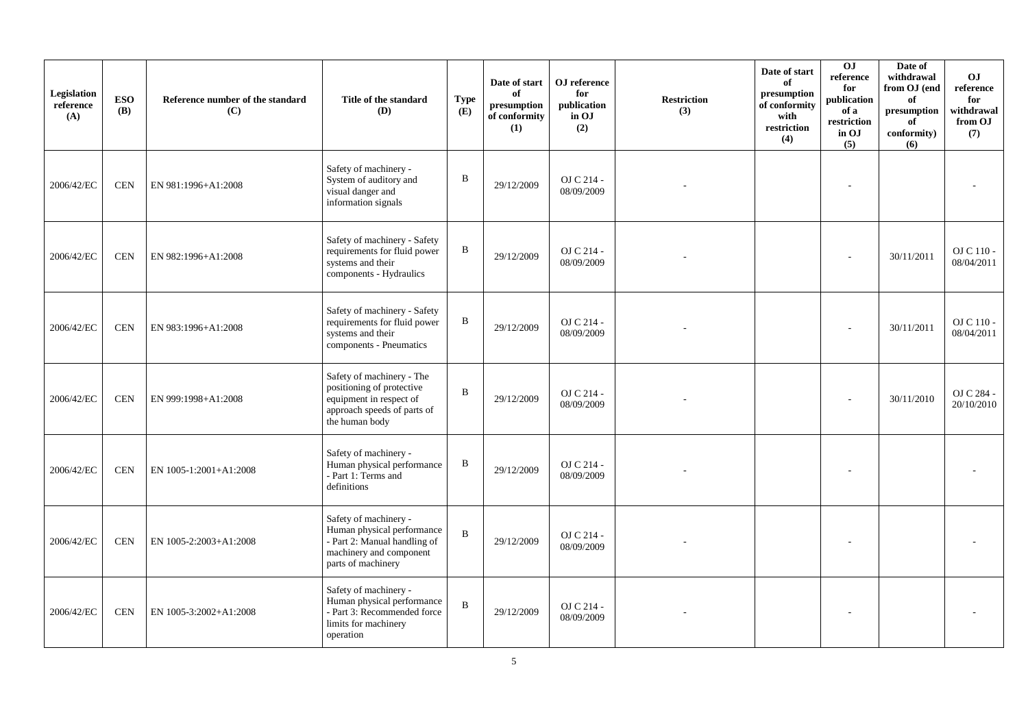| Legislation reference (A) | ESO (B) | Reference number of the standard (C) | Title of the standard (D) | Type (E) | Date of start of presumption of conformity (1) | OJ reference for publication in OJ (2) | Restriction (3) | Date of start of presumption of conformity with restriction (4) | OJ reference for publication of a restriction in OJ (5) | Date of withdrawal from OJ (end of presumption of conformity) (6) | OJ reference for withdrawal from OJ (7) |
|---|---|---|---|---|---|---|---|---|---|---|---|
| 2006/42/EC | CEN | EN 981:1996+A1:2008 | Safety of machinery - System of auditory and visual danger and information signals | B | 29/12/2009 | OJ C 214 - 08/09/2009 | - | | - | | - |
| 2006/42/EC | CEN | EN 982:1996+A1:2008 | Safety of machinery - Safety requirements for fluid power systems and their components - Hydraulics | B | 29/12/2009 | OJ C 214 - 08/09/2009 | - | | - | 30/11/2011 | OJ C 110 - 08/04/2011 |
| 2006/42/EC | CEN | EN 983:1996+A1:2008 | Safety of machinery - Safety requirements for fluid power systems and their components - Pneumatics | B | 29/12/2009 | OJ C 214 - 08/09/2009 | - | | - | 30/11/2011 | OJ C 110 - 08/04/2011 |
| 2006/42/EC | CEN | EN 999:1998+A1:2008 | Safety of machinery - The positioning of protective equipment in respect of approach speeds of parts of the human body | B | 29/12/2009 | OJ C 214 - 08/09/2009 | - | | - | 30/11/2010 | OJ C 284 - 20/10/2010 |
| 2006/42/EC | CEN | EN 1005-1:2001+A1:2008 | Safety of machinery - Human physical performance - Part 1: Terms and definitions | B | 29/12/2009 | OJ C 214 - 08/09/2009 | - | | - | | - |
| 2006/42/EC | CEN | EN 1005-2:2003+A1:2008 | Safety of machinery - Human physical performance - Part 2: Manual handling of machinery and component parts of machinery | B | 29/12/2009 | OJ C 214 - 08/09/2009 | - | | - | | - |
| 2006/42/EC | CEN | EN 1005-3:2002+A1:2008 | Safety of machinery - Human physical performance - Part 3: Recommended force limits for machinery operation | B | 29/12/2009 | OJ C 214 - 08/09/2009 | - | | - | | - |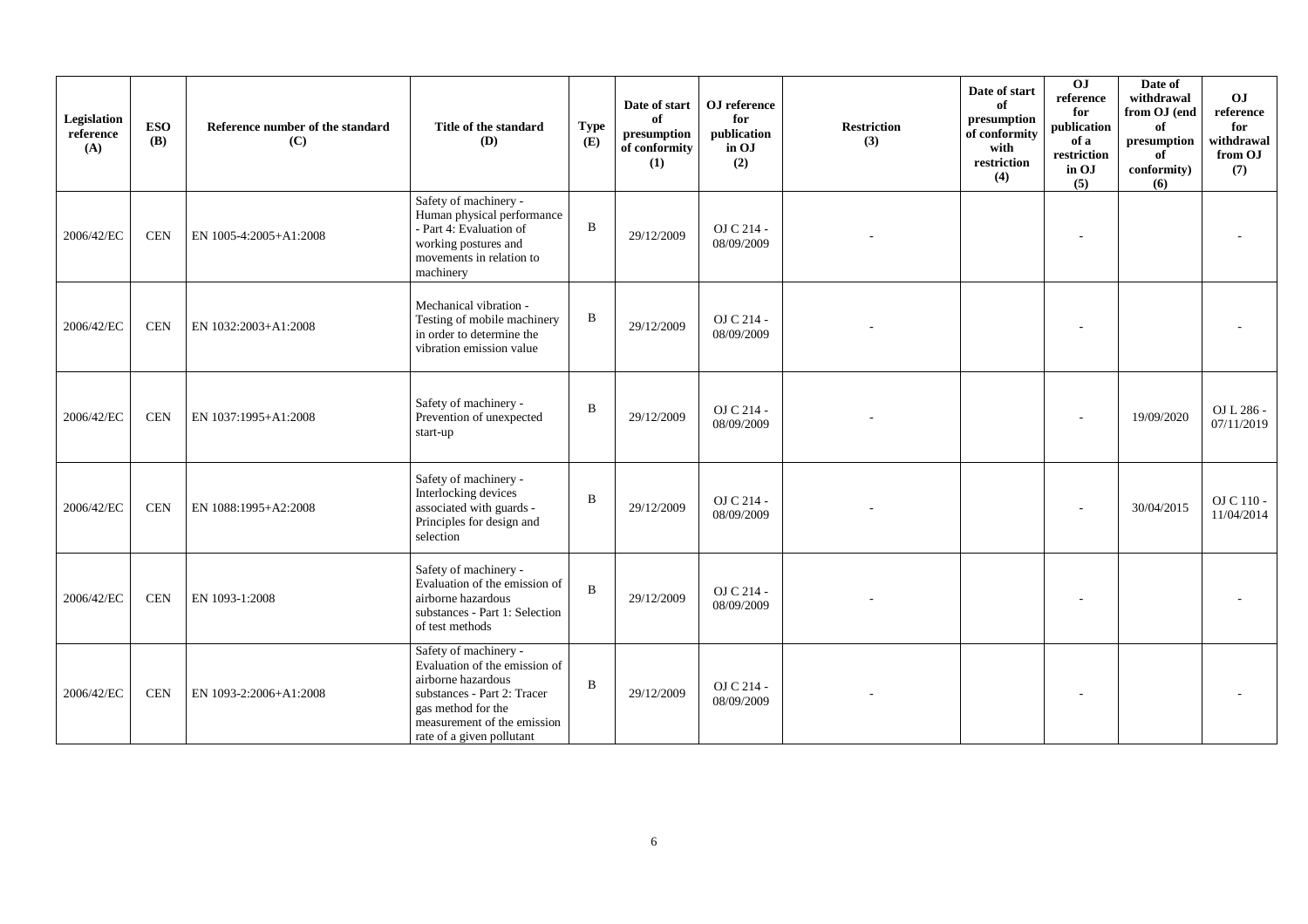| Legislation reference (A) | ESO (B) | Reference number of the standard (C) | Title of the standard (D) | Type (E) | Date of start of presumption of conformity (1) | OJ reference for publication in OJ (2) | Restriction (3) | Date of start of presumption of conformity with restriction (4) | OJ reference for publication of a restriction in OJ (5) | Date of withdrawal from OJ (end of presumption of conformity) (6) | OJ reference for withdrawal from OJ (7) |
|---|---|---|---|---|---|---|---|---|---|---|---|
| 2006/42/EC | CEN | EN 1005-4:2005+A1:2008 | Safety of machinery - Human physical performance - Part 4: Evaluation of working postures and movements in relation to machinery | B | 29/12/2009 | OJ C 214 - 08/09/2009 | - | | - | | - |
| 2006/42/EC | CEN | EN 1032:2003+A1:2008 | Mechanical vibration - Testing of mobile machinery in order to determine the vibration emission value | B | 29/12/2009 | OJ C 214 - 08/09/2009 | - | | - | | - |
| 2006/42/EC | CEN | EN 1037:1995+A1:2008 | Safety of machinery - Prevention of unexpected start-up | B | 29/12/2009 | OJ C 214 - 08/09/2009 | - | | - | 19/09/2020 | OJ L 286 - 07/11/2019 |
| 2006/42/EC | CEN | EN 1088:1995+A2:2008 | Safety of machinery - Interlocking devices associated with guards - Principles for design and selection | B | 29/12/2009 | OJ C 214 - 08/09/2009 | - | | - | 30/04/2015 | OJ C 110 - 11/04/2014 |
| 2006/42/EC | CEN | EN 1093-1:2008 | Safety of machinery - Evaluation of the emission of airborne hazardous substances - Part 1: Selection of test methods | B | 29/12/2009 | OJ C 214 - 08/09/2009 | - | | - | | - |
| 2006/42/EC | CEN | EN 1093-2:2006+A1:2008 | Safety of machinery - Evaluation of the emission of airborne hazardous substances - Part 2: Tracer gas method for the measurement of the emission rate of a given pollutant | B | 29/12/2009 | OJ C 214 - 08/09/2009 | - | | - | | - |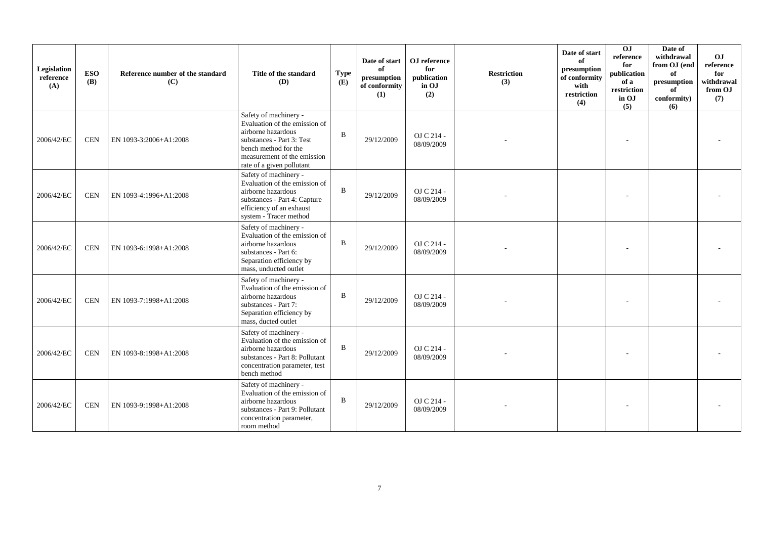| Legislation reference (A) | ESO (B) | Reference number of the standard (C) | Title of the standard (D) | Type (E) | Date of start of presumption of conformity (1) | OJ reference for publication in OJ (2) | Restriction (3) | Date of start of presumption of conformity with restriction (4) | OJ reference for publication of a restriction in OJ (5) | Date of withdrawal from OJ (end of presumption of conformity) (6) | OJ reference for withdrawal from OJ (7) |
|---|---|---|---|---|---|---|---|---|---|---|---|
| 2006/42/EC | CEN | EN 1093-3:2006+A1:2008 | Safety of machinery - Evaluation of the emission of airborne hazardous substances - Part 3: Test bench method for the measurement of the emission rate of a given pollutant | B | 29/12/2009 | OJ C 214 - 08/09/2009 | - | | - | | - |
| 2006/42/EC | CEN | EN 1093-4:1996+A1:2008 | Safety of machinery - Evaluation of the emission of airborne hazardous substances - Part 4: Capture efficiency of an exhaust system - Tracer method | B | 29/12/2009 | OJ C 214 - 08/09/2009 | - | | - | | - |
| 2006/42/EC | CEN | EN 1093-6:1998+A1:2008 | Safety of machinery - Evaluation of the emission of airborne hazardous substances - Part 6: Separation efficiency by mass, unducted outlet | B | 29/12/2009 | OJ C 214 - 08/09/2009 | - | | - | | - |
| 2006/42/EC | CEN | EN 1093-7:1998+A1:2008 | Safety of machinery - Evaluation of the emission of airborne hazardous substances - Part 7: Separation efficiency by mass, ducted outlet | B | 29/12/2009 | OJ C 214 - 08/09/2009 | - | | - | | - |
| 2006/42/EC | CEN | EN 1093-8:1998+A1:2008 | Safety of machinery - Evaluation of the emission of airborne hazardous substances - Part 8: Pollutant concentration parameter, test bench method | B | 29/12/2009 | OJ C 214 - 08/09/2009 | - | | - | | - |
| 2006/42/EC | CEN | EN 1093-9:1998+A1:2008 | Safety of machinery - Evaluation of the emission of airborne hazardous substances - Part 9: Pollutant concentration parameter, room method | B | 29/12/2009 | OJ C 214 - 08/09/2009 | - | | - | | - |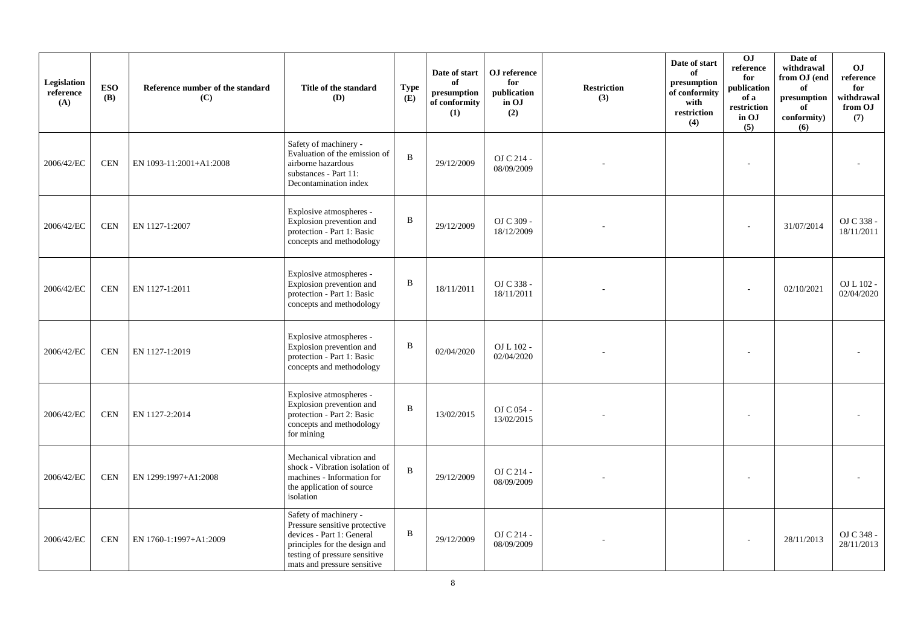| Legislation reference (A) | ESO (B) | Reference number of the standard (C) | Title of the standard (D) | Type (E) | Date of start of presumption of conformity (1) | OJ reference for publication in OJ (2) | Restriction (3) | Date of start of presumption of conformity with restriction (4) | OJ reference for publication of a restriction in OJ (5) | Date of withdrawal from OJ (end of presumption of conformity) (6) | OJ reference for withdrawal from OJ (7) |
|---|---|---|---|---|---|---|---|---|---|---|---|
| 2006/42/EC | CEN | EN 1093-11:2001+A1:2008 | Safety of machinery - Evaluation of the emission of airborne hazardous substances - Part 11: Decontamination index | B | 29/12/2009 | OJ C 214 - 08/09/2009 | - | | - | | - |
| 2006/42/EC | CEN | EN 1127-1:2007 | Explosive atmospheres - Explosion prevention and protection - Part 1: Basic concepts and methodology | B | 29/12/2009 | OJ C 309 - 18/12/2009 | - | | - | 31/07/2014 | OJ C 338 - 18/11/2011 |
| 2006/42/EC | CEN | EN 1127-1:2011 | Explosive atmospheres - Explosion prevention and protection - Part 1: Basic concepts and methodology | B | 18/11/2011 | OJ C 338 - 18/11/2011 | - | | - | 02/10/2021 | OJ L 102 - 02/04/2020 |
| 2006/42/EC | CEN | EN 1127-1:2019 | Explosive atmospheres - Explosion prevention and protection - Part 1: Basic concepts and methodology | B | 02/04/2020 | OJ L 102 - 02/04/2020 | - | | - | | - |
| 2006/42/EC | CEN | EN 1127-2:2014 | Explosive atmospheres - Explosion prevention and protection - Part 2: Basic concepts and methodology for mining | B | 13/02/2015 | OJ C 054 - 13/02/2015 | - | | - | | - |
| 2006/42/EC | CEN | EN 1299:1997+A1:2008 | Mechanical vibration and shock - Vibration isolation of machines - Information for the application of source isolation | B | 29/12/2009 | OJ C 214 - 08/09/2009 | - | | - | | - |
| 2006/42/EC | CEN | EN 1760-1:1997+A1:2009 | Safety of machinery - Pressure sensitive protective devices - Part 1: General principles for the design and testing of pressure sensitive mats and pressure sensitive | B | 29/12/2009 | OJ C 214 - 08/09/2009 | - | | - | 28/11/2013 | OJ C 348 - 28/11/2013 |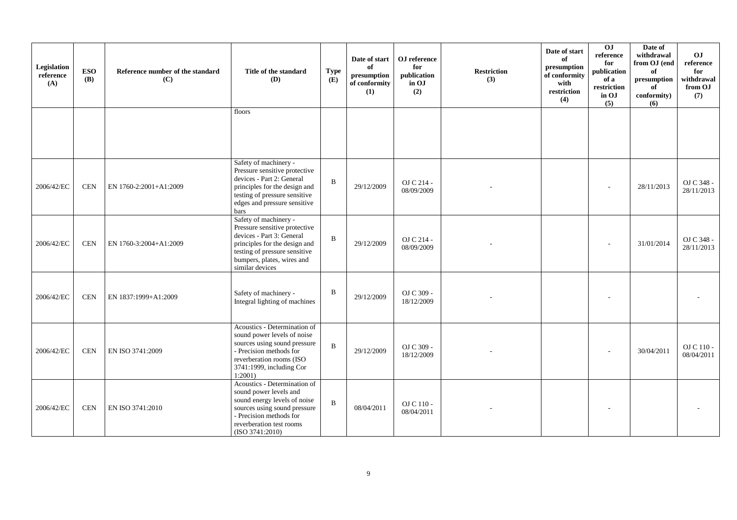| Legislation reference (A) | ESO (B) | Reference number of the standard (C) | Title of the standard (D) | Type (E) | Date of start of presumption of conformity (1) | OJ reference for publication in OJ (2) | Restriction (3) | Date of start of presumption of conformity with restriction (4) | OJ reference for publication of a restriction in OJ (5) | Date of withdrawal from OJ (end of presumption of conformity) (6) | OJ reference for withdrawal from OJ (7) |
|---|---|---|---|---|---|---|---|---|---|---|---|
| | | | floors | | | | | | | | |
| 2006/42/EC | CEN | EN 1760-2:2001+A1:2009 | Safety of machinery - Pressure sensitive protective devices - Part 2: General principles for the design and testing of pressure sensitive edges and pressure sensitive bars | B | 29/12/2009 | OJ C 214 - 08/09/2009 | - | | - | 28/11/2013 | OJ C 348 - 28/11/2013 |
| 2006/42/EC | CEN | EN 1760-3:2004+A1:2009 | Safety of machinery - Pressure sensitive protective devices - Part 3: General principles for the design and testing of pressure sensitive bumpers, plates, wires and similar devices | B | 29/12/2009 | OJ C 214 - 08/09/2009 | - | | - | 31/01/2014 | OJ C 348 - 28/11/2013 |
| 2006/42/EC | CEN | EN 1837:1999+A1:2009 | Safety of machinery - Integral lighting of machines | B | 29/12/2009 | OJ C 309 - 18/12/2009 | - | | - | | - |
| 2006/42/EC | CEN | EN ISO 3741:2009 | Acoustics - Determination of sound power levels of noise sources using sound pressure - Precision methods for reverberation rooms (ISO 3741:1999, including Cor 1:2001) | B | 29/12/2009 | OJ C 309 - 18/12/2009 | - | | - | 30/04/2011 | OJ C 110 - 08/04/2011 |
| 2006/42/EC | CEN | EN ISO 3741:2010 | Acoustics - Determination of sound power levels and sound energy levels of noise sources using sound pressure - Precision methods for reverberation test rooms (ISO 3741:2010) | B | 08/04/2011 | OJ C 110 - 08/04/2011 | - | | - | | - |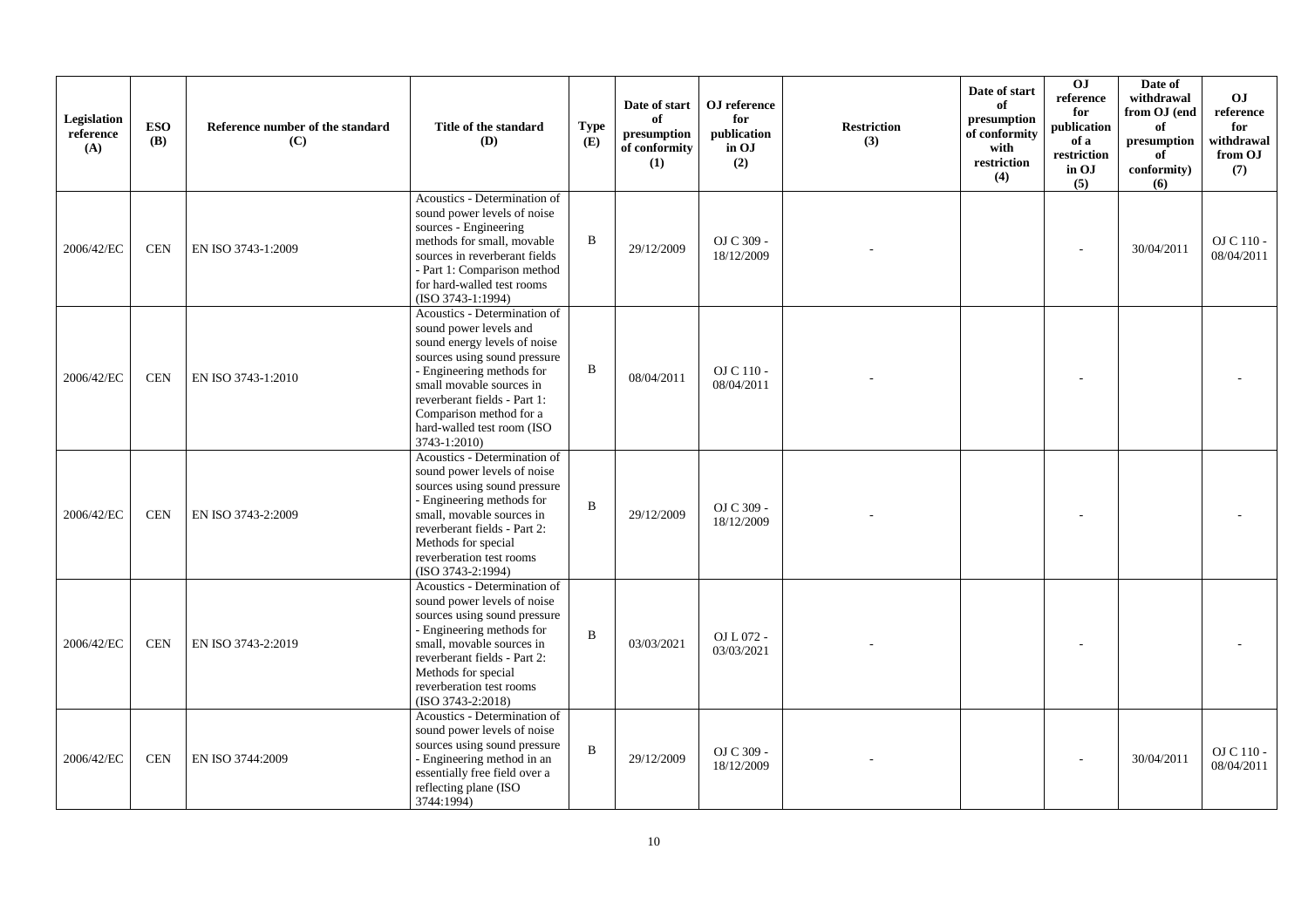| Legislation reference (A) | ESO (B) | Reference number of the standard (C) | Title of the standard (D) | Type (E) | Date of start of presumption of conformity (1) | OJ reference for publication in OJ (2) | Restriction (3) | Date of start of presumption of conformity with restriction (4) | OJ reference for publication of a restriction in OJ (5) | Date of withdrawal from OJ (end of presumption of conformity) (6) | OJ reference for withdrawal from OJ (7) |
|---|---|---|---|---|---|---|---|---|---|---|---|
| 2006/42/EC | CEN | EN ISO 3743-1:2009 | Acoustics - Determination of sound power levels of noise sources - Engineering methods for small, movable sources in reverberant fields - Part 1: Comparison method for hard-walled test rooms (ISO 3743-1:1994) | B | 29/12/2009 | OJ C 309 - 18/12/2009 | - | | - | 30/04/2011 | OJ C 110 - 08/04/2011 |
| 2006/42/EC | CEN | EN ISO 3743-1:2010 | Acoustics - Determination of sound power levels and sound energy levels of noise sources using sound pressure - Engineering methods for small movable sources in reverberant fields - Part 1: Comparison method for a hard-walled test room (ISO 3743-1:2010) | B | 08/04/2011 | OJ C 110 - 08/04/2011 | - | | - | | - |
| 2006/42/EC | CEN | EN ISO 3743-2:2009 | Acoustics - Determination of sound power levels of noise sources using sound pressure - Engineering methods for small, movable sources in reverberant fields - Part 2: Methods for special reverberation test rooms (ISO 3743-2:1994) | B | 29/12/2009 | OJ C 309 - 18/12/2009 | - | | - | | - |
| 2006/42/EC | CEN | EN ISO 3743-2:2019 | Acoustics - Determination of sound power levels of noise sources using sound pressure - Engineering methods for small, movable sources in reverberant fields - Part 2: Methods for special reverberation test rooms (ISO 3743-2:2018) | B | 03/03/2021 | OJ L 072 - 03/03/2021 | - | | - | | - |
| 2006/42/EC | CEN | EN ISO 3744:2009 | Acoustics - Determination of sound power levels of noise sources using sound pressure - Engineering method in an essentially free field over a reflecting plane (ISO 3744:1994) | B | 29/12/2009 | OJ C 309 - 18/12/2009 | - | | - | 30/04/2011 | OJ C 110 - 08/04/2011 |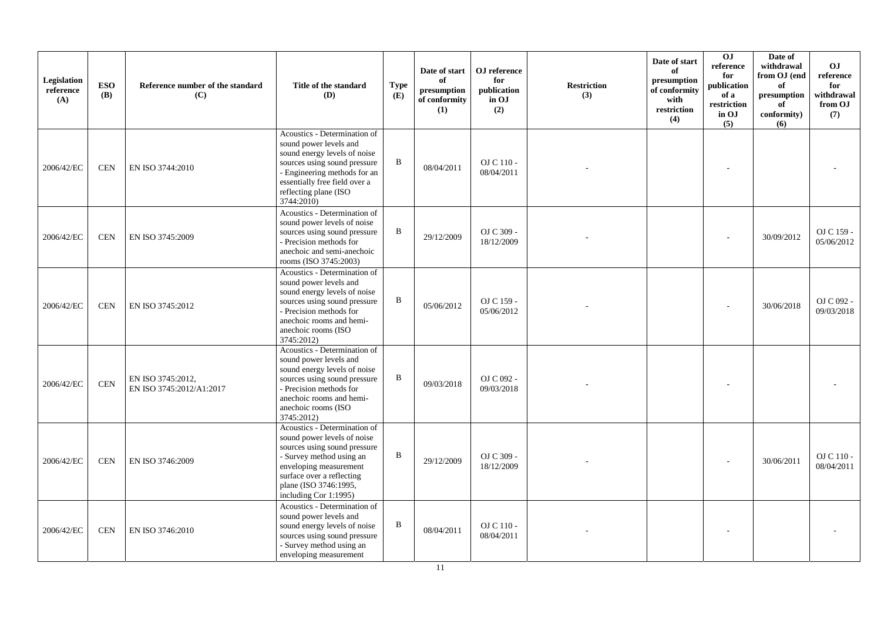| Legislation reference (A) | ESO (B) | Reference number of the standard (C) | Title of the standard (D) | Type (E) | Date of start of presumption of conformity (1) | OJ reference for publication in OJ (2) | Restriction (3) | Date of start of presumption of conformity with restriction (4) | OJ reference for publication of a restriction in OJ (5) | Date of withdrawal from OJ (end of presumption of conformity) (6) | OJ reference for withdrawal from OJ (7) |
|---|---|---|---|---|---|---|---|---|---|---|---|
| 2006/42/EC | CEN | EN ISO 3744:2010 | Acoustics - Determination of sound power levels and sound energy levels of noise sources using sound pressure - Engineering methods for an essentially free field over a reflecting plane (ISO 3744:2010) | B | 08/04/2011 | OJ C 110 - 08/04/2011 | - | | - | | - |
| 2006/42/EC | CEN | EN ISO 3745:2009 | Acoustics - Determination of sound power levels of noise sources using sound pressure - Precision methods for anechoic and semi-anechoic rooms (ISO 3745:2003) | B | 29/12/2009 | OJ C 309 - 18/12/2009 | - | | - | 30/09/2012 | OJ C 159 - 05/06/2012 |
| 2006/42/EC | CEN | EN ISO 3745:2012 | Acoustics - Determination of sound power levels and sound energy levels of noise sources using sound pressure - Precision methods for anechoic rooms and hemi-anechoic rooms (ISO 3745:2012) | B | 05/06/2012 | OJ C 159 - 05/06/2012 | - | | - | 30/06/2018 | OJ C 092 - 09/03/2018 |
| 2006/42/EC | CEN | EN ISO 3745:2012, EN ISO 3745:2012/A1:2017 | Acoustics - Determination of sound power levels and sound energy levels of noise sources using sound pressure - Precision methods for anechoic rooms and hemi-anechoic rooms (ISO 3745:2012) | B | 09/03/2018 | OJ C 092 - 09/03/2018 | - | | - | | - |
| 2006/42/EC | CEN | EN ISO 3746:2009 | Acoustics - Determination of sound power levels of noise sources using sound pressure - Survey method using an enveloping measurement surface over a reflecting plane (ISO 3746:1995, including Cor 1:1995) | B | 29/12/2009 | OJ C 309 - 18/12/2009 | - | | - | 30/06/2011 | OJ C 110 - 08/04/2011 |
| 2006/42/EC | CEN | EN ISO 3746:2010 | Acoustics - Determination of sound power levels and sound energy levels of noise sources using sound pressure - Survey method using an enveloping measurement | B | 08/04/2011 | OJ C 110 - 08/04/2011 | - | | - | | - |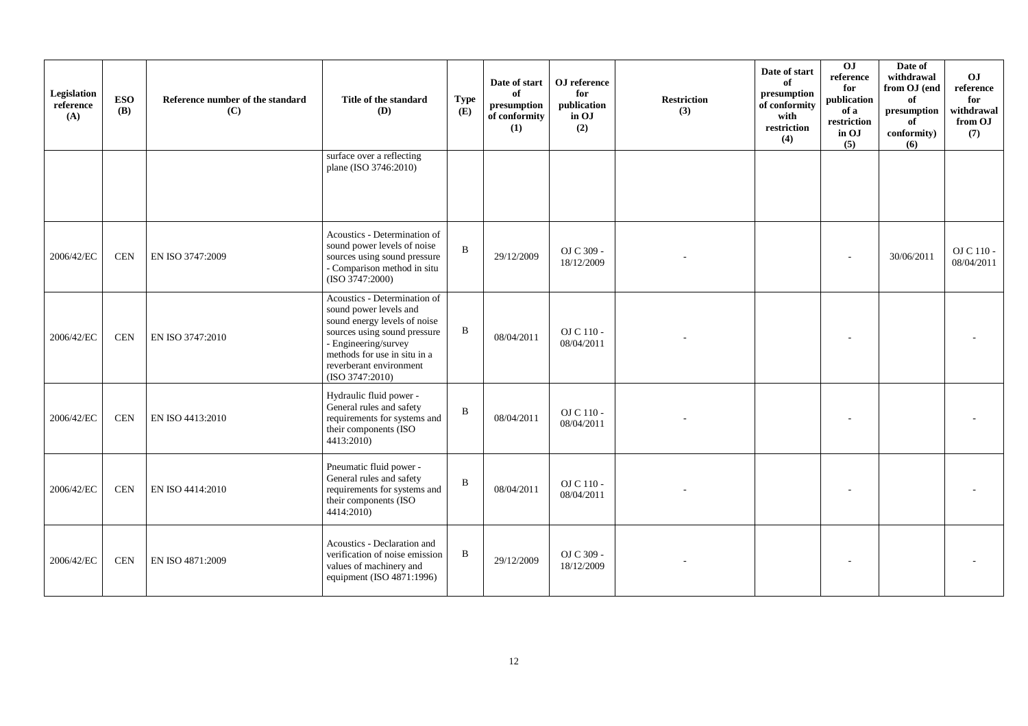| Legislation reference (A) | ESO (B) | Reference number of the standard (C) | Title of the standard (D) | Type (E) | Date of start of presumption of conformity (1) | OJ reference for publication in OJ (2) | Restriction (3) | Date of start of presumption of conformity with restriction (4) | OJ reference for publication of a restriction in OJ (5) | Date of withdrawal from OJ (end of presumption of conformity) (6) | OJ reference for withdrawal from OJ (7) |
|---|---|---|---|---|---|---|---|---|---|---|---|
| | | | surface over a reflecting plane (ISO 3746:2010) | | | | | | | | |
| 2006/42/EC | CEN | EN ISO 3747:2009 | Acoustics - Determination of sound power levels of noise sources using sound pressure - Comparison method in situ (ISO 3747:2000) | B | 29/12/2009 | OJ C 309 - 18/12/2009 | - | | - | 30/06/2011 | OJ C 110 - 08/04/2011 |
| 2006/42/EC | CEN | EN ISO 3747:2010 | Acoustics - Determination of sound power levels and sound energy levels of noise sources using sound pressure - Engineering/survey methods for use in situ in a reverberant environment (ISO 3747:2010) | B | 08/04/2011 | OJ C 110 - 08/04/2011 | - | | - | | - |
| 2006/42/EC | CEN | EN ISO 4413:2010 | Hydraulic fluid power - General rules and safety requirements for systems and their components (ISO 4413:2010) | B | 08/04/2011 | OJ C 110 - 08/04/2011 | - | | - | | - |
| 2006/42/EC | CEN | EN ISO 4414:2010 | Pneumatic fluid power - General rules and safety requirements for systems and their components (ISO 4414:2010) | B | 08/04/2011 | OJ C 110 - 08/04/2011 | - | | - | | - |
| 2006/42/EC | CEN | EN ISO 4871:2009 | Acoustics - Declaration and verification of noise emission values of machinery and equipment (ISO 4871:1996) | B | 29/12/2009 | OJ C 309 - 18/12/2009 | - | | - | | - |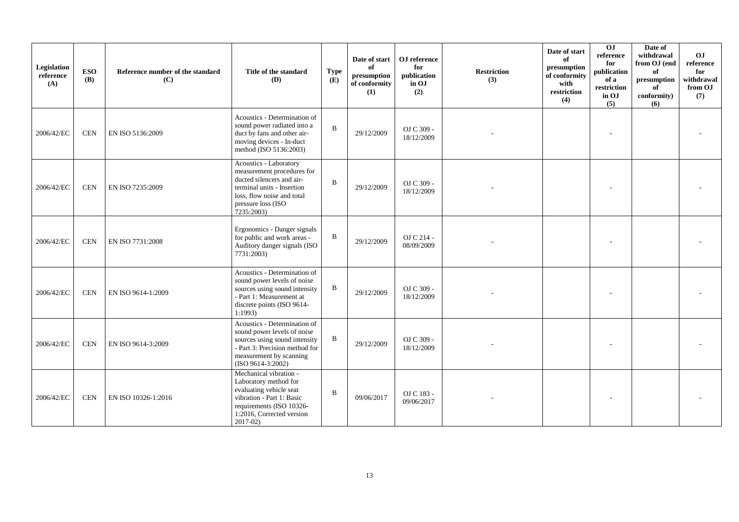| Legislation reference (A) | ESO (B) | Reference number of the standard (C) | Title of the standard (D) | Type (E) | Date of start of presumption of conformity (1) | OJ reference for publication in OJ (2) | Restriction (3) | Date of start of presumption of conformity with restriction (4) | OJ reference for publication of a restriction in OJ (5) | Date of withdrawal from OJ (end of presumption of conformity) (6) | OJ reference for withdrawal from OJ (7) |
|---|---|---|---|---|---|---|---|---|---|---|---|
| 2006/42/EC | CEN | EN ISO 5136:2009 | Acoustics - Determination of sound power radiated into a duct by fans and other air-moving devices - In-duct method (ISO 5136:2003) | B | 29/12/2009 | OJ C 309 - 18/12/2009 | - | | - | | - |
| 2006/42/EC | CEN | EN ISO 7235:2009 | Acoustics - Laboratory measurement procedures for ducted silencers and air-terminal units - Insertion loss, flow noise and total pressure loss (ISO 7235:2003) | B | 29/12/2009 | OJ C 309 - 18/12/2009 | - | | - | | - |
| 2006/42/EC | CEN | EN ISO 7731:2008 | Ergonomics - Danger signals for public and work areas - Auditory danger signals (ISO 7731:2003) | B | 29/12/2009 | OJ C 214 - 08/09/2009 | - | | - | | - |
| 2006/42/EC | CEN | EN ISO 9614-1:2009 | Acoustics - Determination of sound power levels of noise sources using sound intensity - Part 1: Measurement at discrete points (ISO 9614-1:1993) | B | 29/12/2009 | OJ C 309 - 18/12/2009 | - | | - | | - |
| 2006/42/EC | CEN | EN ISO 9614-3:2009 | Acoustics - Determination of sound power levels of noise sources using sound intensity - Part 3: Precision method for measurement by scanning (ISO 9614-3:2002) | B | 29/12/2009 | OJ C 309 - 18/12/2009 | - | | - | | - |
| 2006/42/EC | CEN | EN ISO 10326-1:2016 | Mechanical vibration - Laboratory method for evaluating vehicle seat vibration - Part 1: Basic requirements (ISO 10326-1:2016, Corrected version 2017-02) | B | 09/06/2017 | OJ C 183 - 09/06/2017 | - | | - | | - |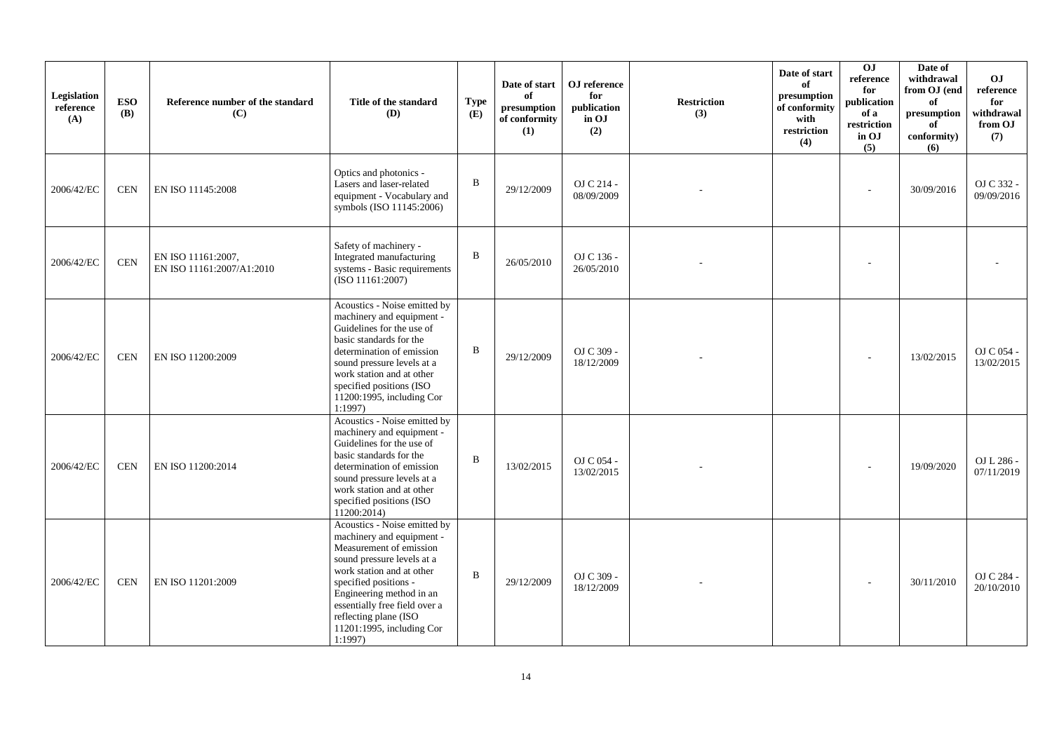| Legislation reference (A) | ESO (B) | Reference number of the standard (C) | Title of the standard (D) | Type (E) | Date of start of presumption of conformity (1) | OJ reference for publication in OJ (2) | Restriction (3) | Date of start of presumption of conformity with restriction (4) | OJ reference for publication of a restriction in OJ (5) | Date of withdrawal from OJ (end of presumption of conformity) (6) | OJ reference for withdrawal from OJ (7) |
|---|---|---|---|---|---|---|---|---|---|---|---|
| 2006/42/EC | CEN | EN ISO 11145:2008 | Optics and photonics - Lasers and laser-related equipment - Vocabulary and symbols (ISO 11145:2006) | B | 29/12/2009 | OJ C 214 - 08/09/2009 | - | | - | 30/09/2016 | OJ C 332 - 09/09/2016 |
| 2006/42/EC | CEN | EN ISO 11161:2007, EN ISO 11161:2007/A1:2010 | Safety of machinery - Integrated manufacturing systems - Basic requirements (ISO 11161:2007) | B | 26/05/2010 | OJ C 136 - 26/05/2010 | - | | - | | - |
| 2006/42/EC | CEN | EN ISO 11200:2009 | Acoustics - Noise emitted by machinery and equipment - Guidelines for the use of basic standards for the determination of emission sound pressure levels at a work station and at other specified positions (ISO 11200:1995, including Cor 1:1997) | B | 29/12/2009 | OJ C 309 - 18/12/2009 | - | | - | 13/02/2015 | OJ C 054 - 13/02/2015 |
| 2006/42/EC | CEN | EN ISO 11200:2014 | Acoustics - Noise emitted by machinery and equipment - Guidelines for the use of basic standards for the determination of emission sound pressure levels at a work station and at other specified positions (ISO 11200:2014) | B | 13/02/2015 | OJ C 054 - 13/02/2015 | - | | - | 19/09/2020 | OJ L 286 - 07/11/2019 |
| 2006/42/EC | CEN | EN ISO 11201:2009 | Acoustics - Noise emitted by machinery and equipment - Measurement of emission sound pressure levels at a work station and at other specified positions - Engineering method in an essentially free field over a reflecting plane (ISO 11201:1995, including Cor 1:1997) | B | 29/12/2009 | OJ C 309 - 18/12/2009 | - | | - | 30/11/2010 | OJ C 284 - 20/10/2010 |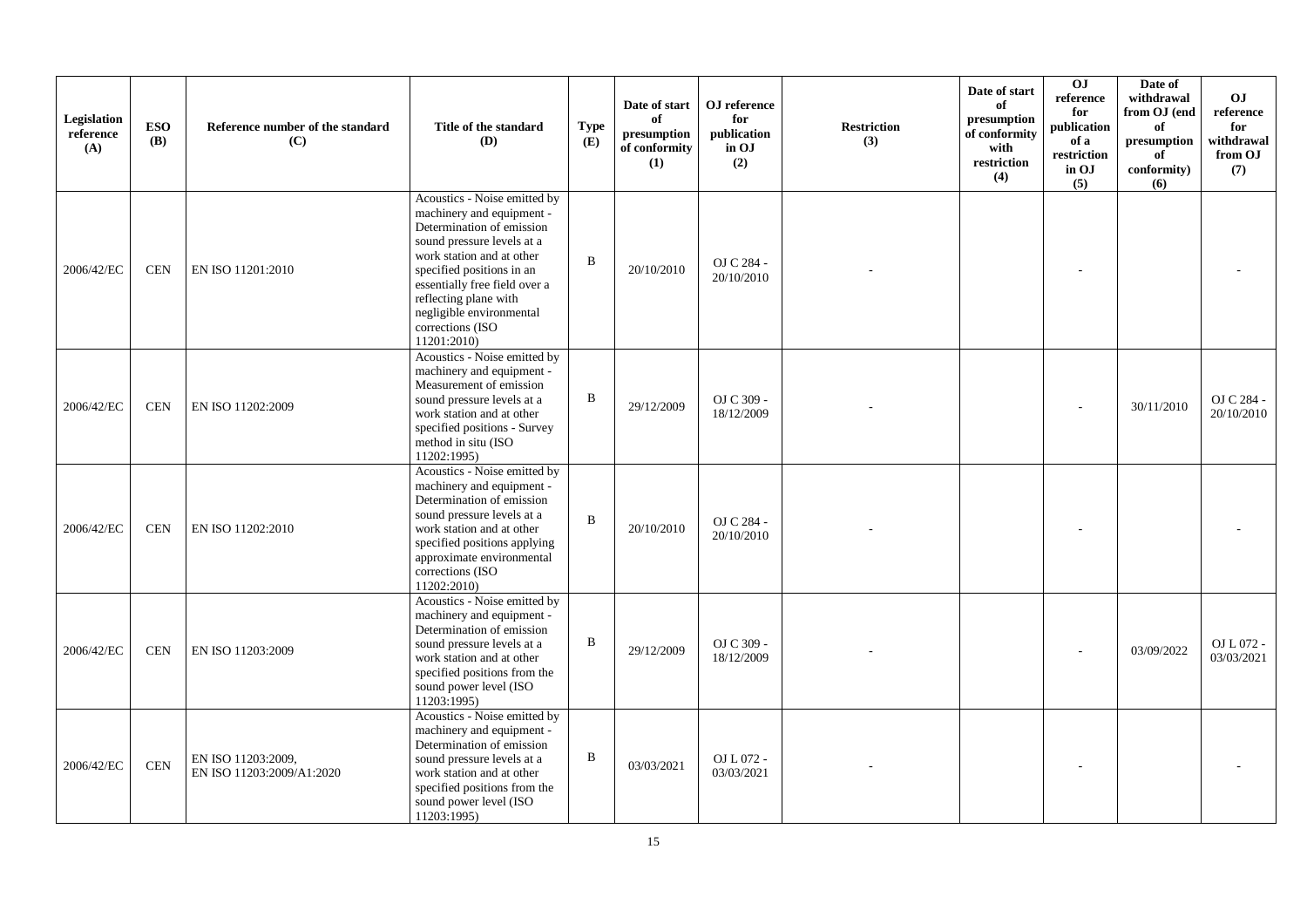| Legislation reference (A) | ESO (B) | Reference number of the standard (C) | Title of the standard (D) | Type (E) | Date of start of presumption of conformity (1) | OJ reference for publication in OJ (2) | Restriction (3) | Date of start of presumption of conformity with restriction (4) | OJ reference for publication of a restriction in OJ (5) | Date of withdrawal from OJ (end of presumption of conformity) (6) | OJ reference for withdrawal from OJ (7) |
|---|---|---|---|---|---|---|---|---|---|---|---|
| 2006/42/EC | CEN | EN ISO 11201:2010 | Acoustics - Noise emitted by machinery and equipment - Determination of emission sound pressure levels at a work station and at other specified positions in an essentially free field over a reflecting plane with negligible environmental corrections (ISO 11201:2010) | B | 20/10/2010 | OJ C 284 - 20/10/2010 | - | | - | | - |
| 2006/42/EC | CEN | EN ISO 11202:2009 | Acoustics - Noise emitted by machinery and equipment - Measurement of emission sound pressure levels at a work station and at other specified positions - Survey method in situ (ISO 11202:1995) | B | 29/12/2009 | OJ C 309 - 18/12/2009 | - | | - | 30/11/2010 | OJ C 284 - 20/10/2010 |
| 2006/42/EC | CEN | EN ISO 11202:2010 | Acoustics - Noise emitted by machinery and equipment - Determination of emission sound pressure levels at a work station and at other specified positions applying approximate environmental corrections (ISO 11202:2010) | B | 20/10/2010 | OJ C 284 - 20/10/2010 | - | | - | | - |
| 2006/42/EC | CEN | EN ISO 11203:2009 | Acoustics - Noise emitted by machinery and equipment - Determination of emission sound pressure levels at a work station and at other specified positions from the sound power level (ISO 11203:1995) | B | 29/12/2009 | OJ C 309 - 18/12/2009 | - | | - | 03/09/2022 | OJ L 072 - 03/03/2021 |
| 2006/42/EC | CEN | EN ISO 11203:2009, EN ISO 11203:2009/A1:2020 | Acoustics - Noise emitted by machinery and equipment - Determination of emission sound pressure levels at a work station and at other specified positions from the sound power level (ISO 11203:1995) | B | 03/03/2021 | OJ L 072 - 03/03/2021 | - | | - | | - |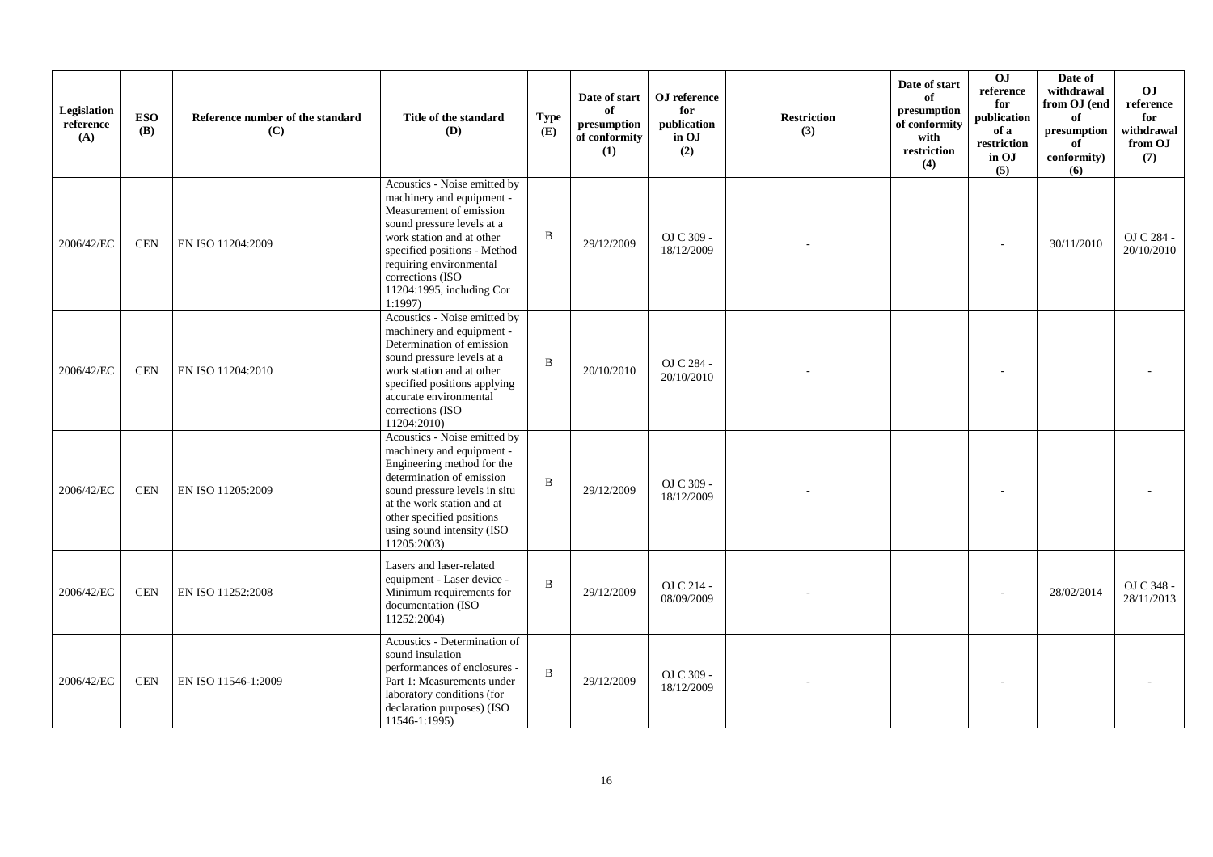| Legislation reference (A) | ESO (B) | Reference number of the standard (C) | Title of the standard (D) | Type (E) | Date of start of presumption of conformity (1) | OJ reference for publication in OJ (2) | Restriction (3) | Date of start of presumption of conformity with restriction (4) | OJ reference for publication of a restriction in OJ (5) | Date of withdrawal from OJ (end of presumption of conformity) (6) | OJ reference for withdrawal from OJ (7) |
|---|---|---|---|---|---|---|---|---|---|---|---|
| 2006/42/EC | CEN | EN ISO 11204:2009 | Acoustics - Noise emitted by machinery and equipment - Measurement of emission sound pressure levels at a work station and at other specified positions - Method requiring environmental corrections (ISO 11204:1995, including Cor 1:1997) | B | 29/12/2009 | OJ C 309 - 18/12/2009 | - | | - | 30/11/2010 | OJ C 284 - 20/10/2010 |
| 2006/42/EC | CEN | EN ISO 11204:2010 | Acoustics - Noise emitted by machinery and equipment - Determination of emission sound pressure levels at a work station and at other specified positions applying accurate environmental corrections (ISO 11204:2010) | B | 20/10/2010 | OJ C 284 - 20/10/2010 | - | | - | | - |
| 2006/42/EC | CEN | EN ISO 11205:2009 | Acoustics - Noise emitted by machinery and equipment - Engineering method for the determination of emission sound pressure levels in situ at the work station and at other specified positions using sound intensity (ISO 11205:2003) | B | 29/12/2009 | OJ C 309 - 18/12/2009 | - | | - | | - |
| 2006/42/EC | CEN | EN ISO 11252:2008 | Lasers and laser-related equipment - Laser device - Minimum requirements for documentation (ISO 11252:2004) | B | 29/12/2009 | OJ C 214 - 08/09/2009 | - | | - | 28/02/2014 | OJ C 348 - 28/11/2013 |
| 2006/42/EC | CEN | EN ISO 11546-1:2009 | Acoustics - Determination of sound insulation performances of enclosures - Part 1: Measurements under laboratory conditions (for declaration purposes) (ISO 11546-1:1995) | B | 29/12/2009 | OJ C 309 - 18/12/2009 | - | | - | | - |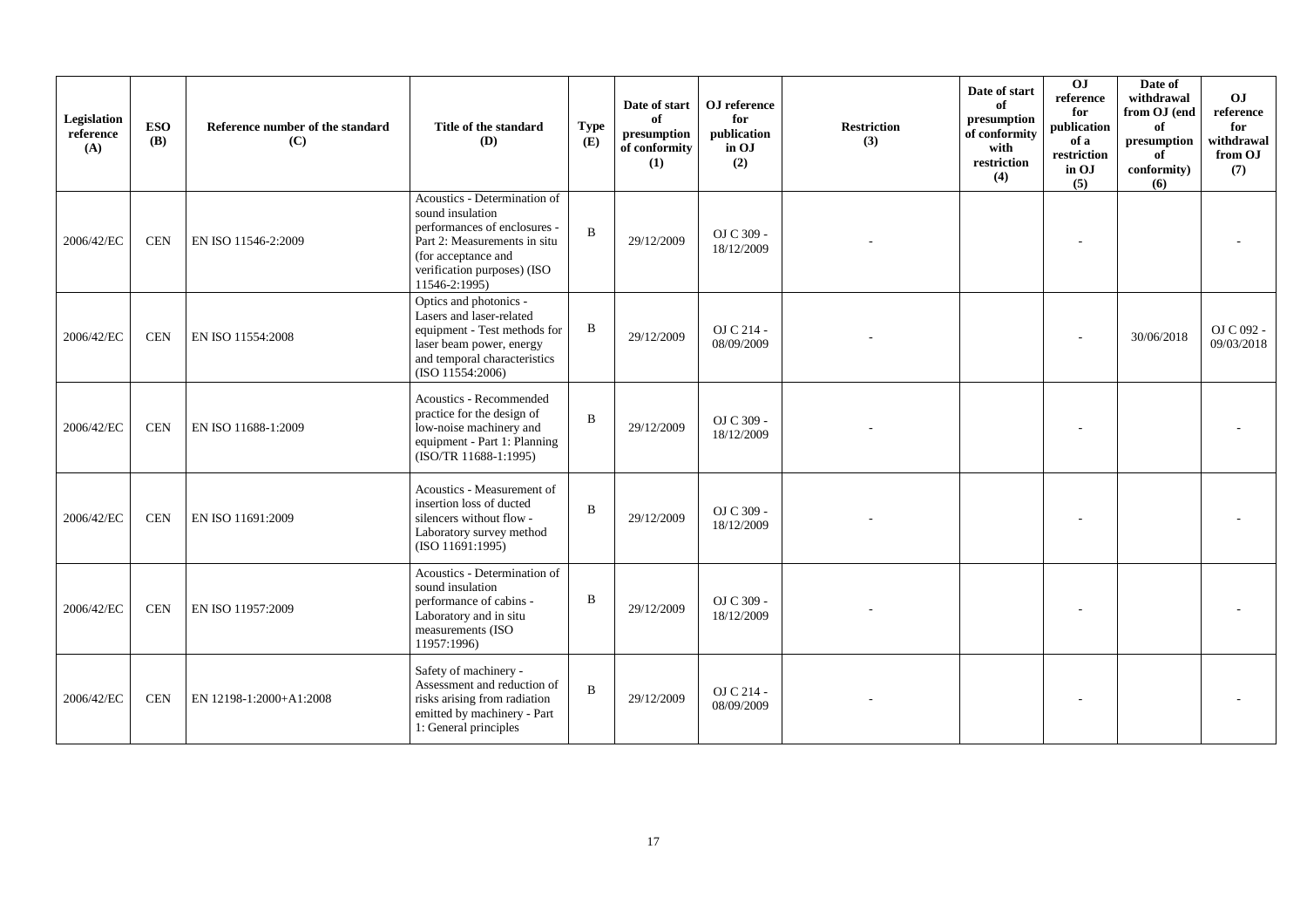| Legislation reference (A) | ESO (B) | Reference number of the standard (C) | Title of the standard (D) | Type (E) | Date of start of presumption of conformity (1) | OJ reference for publication in OJ (2) | Restriction (3) | Date of start of presumption of conformity with restriction (4) | OJ reference for publication of a restriction in OJ (5) | Date of withdrawal from OJ (end of presumption of conformity) (6) | OJ reference for withdrawal from OJ (7) |
|---|---|---|---|---|---|---|---|---|---|---|---|
| 2006/42/EC | CEN | EN ISO 11546-2:2009 | Acoustics - Determination of sound insulation performances of enclosures - Part 2: Measurements in situ (for acceptance and verification purposes) (ISO 11546-2:1995) | B | 29/12/2009 | OJ C 309 - 18/12/2009 | - | | - | | - |
| 2006/42/EC | CEN | EN ISO 11554:2008 | Optics and photonics - Lasers and laser-related equipment - Test methods for laser beam power, energy and temporal characteristics (ISO 11554:2006) | B | 29/12/2009 | OJ C 214 - 08/09/2009 | - | | - | 30/06/2018 | OJ C 092 - 09/03/2018 |
| 2006/42/EC | CEN | EN ISO 11688-1:2009 | Acoustics - Recommended practice for the design of low-noise machinery and equipment - Part 1: Planning (ISO/TR 11688-1:1995) | B | 29/12/2009 | OJ C 309 - 18/12/2009 | - | | - | | - |
| 2006/42/EC | CEN | EN ISO 11691:2009 | Acoustics - Measurement of insertion loss of ducted silencers without flow - Laboratory survey method (ISO 11691:1995) | B | 29/12/2009 | OJ C 309 - 18/12/2009 | - | | - | | - |
| 2006/42/EC | CEN | EN ISO 11957:2009 | Acoustics - Determination of sound insulation performance of cabins - Laboratory and in situ measurements (ISO 11957:1996) | B | 29/12/2009 | OJ C 309 - 18/12/2009 | - | | - | | - |
| 2006/42/EC | CEN | EN 12198-1:2000+A1:2008 | Safety of machinery - Assessment and reduction of risks arising from radiation emitted by machinery - Part 1: General principles | B | 29/12/2009 | OJ C 214 - 08/09/2009 | - | | - | | - |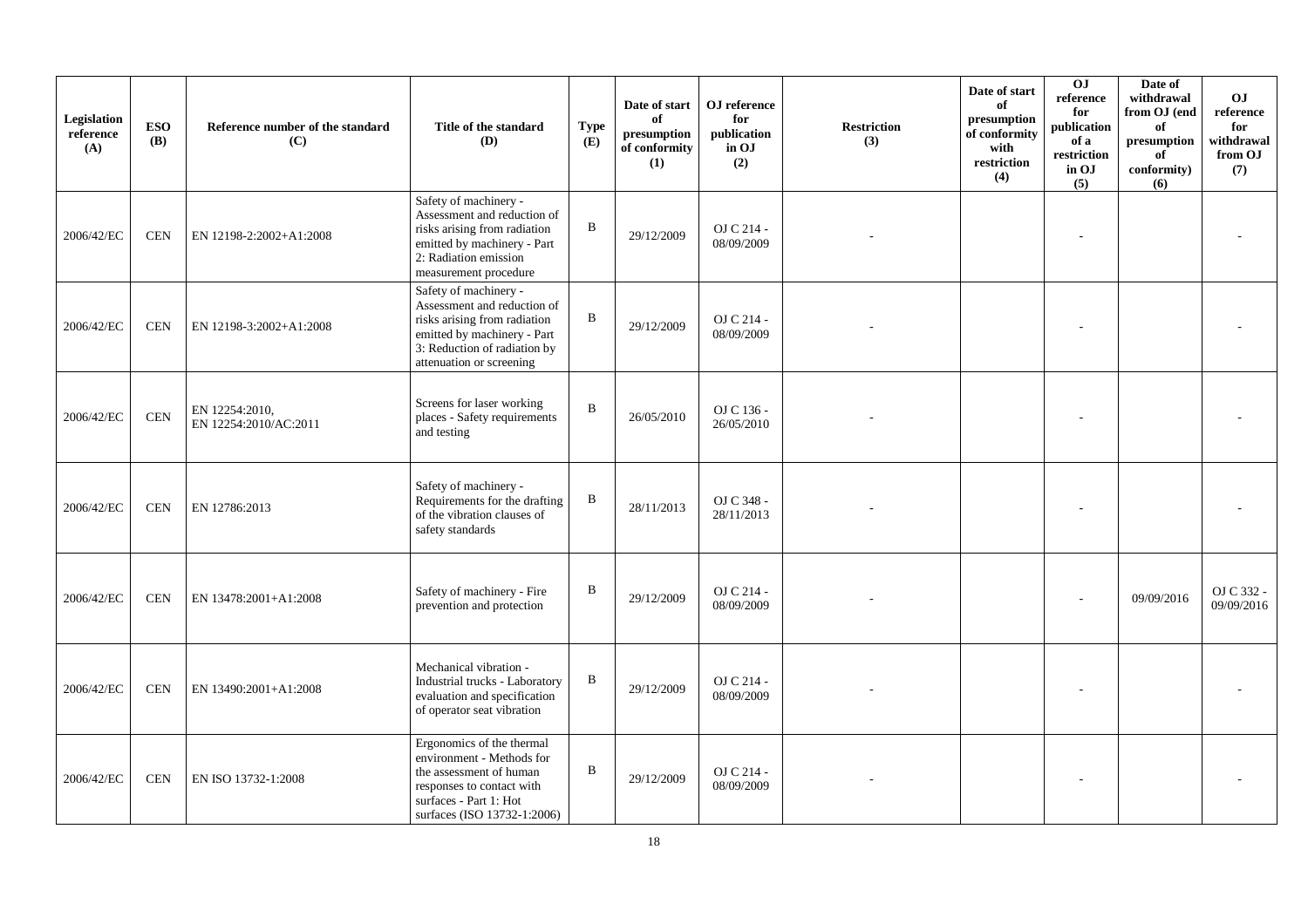| Legislation reference (A) | ESO (B) | Reference number of the standard (C) | Title of the standard (D) | Type (E) | Date of start of presumption of conformity (1) | OJ reference for publication in OJ (2) | Restriction (3) | Date of start of presumption of conformity with restriction (4) | OJ reference for publication of a restriction in OJ (5) | Date of withdrawal from OJ (end of presumption of conformity) (6) | OJ reference for withdrawal from OJ (7) |
|---|---|---|---|---|---|---|---|---|---|---|---|
| 2006/42/EC | CEN | EN 12198-2:2002+A1:2008 | Safety of machinery - Assessment and reduction of risks arising from radiation emitted by machinery - Part 2: Radiation emission measurement procedure | B | 29/12/2009 | OJ C 214 - 08/09/2009 | - | | - | | - |
| 2006/42/EC | CEN | EN 12198-3:2002+A1:2008 | Safety of machinery - Assessment and reduction of risks arising from radiation emitted by machinery - Part 3: Reduction of radiation by attenuation or screening | B | 29/12/2009 | OJ C 214 - 08/09/2009 | - | | - | | - |
| 2006/42/EC | CEN | EN 12254:2010, EN 12254:2010/AC:2011 | Screens for laser working places - Safety requirements and testing | B | 26/05/2010 | OJ C 136 - 26/05/2010 | - | | - | | - |
| 2006/42/EC | CEN | EN 12786:2013 | Safety of machinery - Requirements for the drafting of the vibration clauses of safety standards | B | 28/11/2013 | OJ C 348 - 28/11/2013 | - | | - | | - |
| 2006/42/EC | CEN | EN 13478:2001+A1:2008 | Safety of machinery - Fire prevention and protection | B | 29/12/2009 | OJ C 214 - 08/09/2009 | - | | - | 09/09/2016 | OJ C 332 - 09/09/2016 |
| 2006/42/EC | CEN | EN 13490:2001+A1:2008 | Mechanical vibration - Industrial trucks - Laboratory evaluation and specification of operator seat vibration | B | 29/12/2009 | OJ C 214 - 08/09/2009 | - | | - | | - |
| 2006/42/EC | CEN | EN ISO 13732-1:2008 | Ergonomics of the thermal environment - Methods for the assessment of human responses to contact with surfaces - Part 1: Hot surfaces (ISO 13732-1:2006) | B | 29/12/2009 | OJ C 214 - 08/09/2009 | - | | - | | - |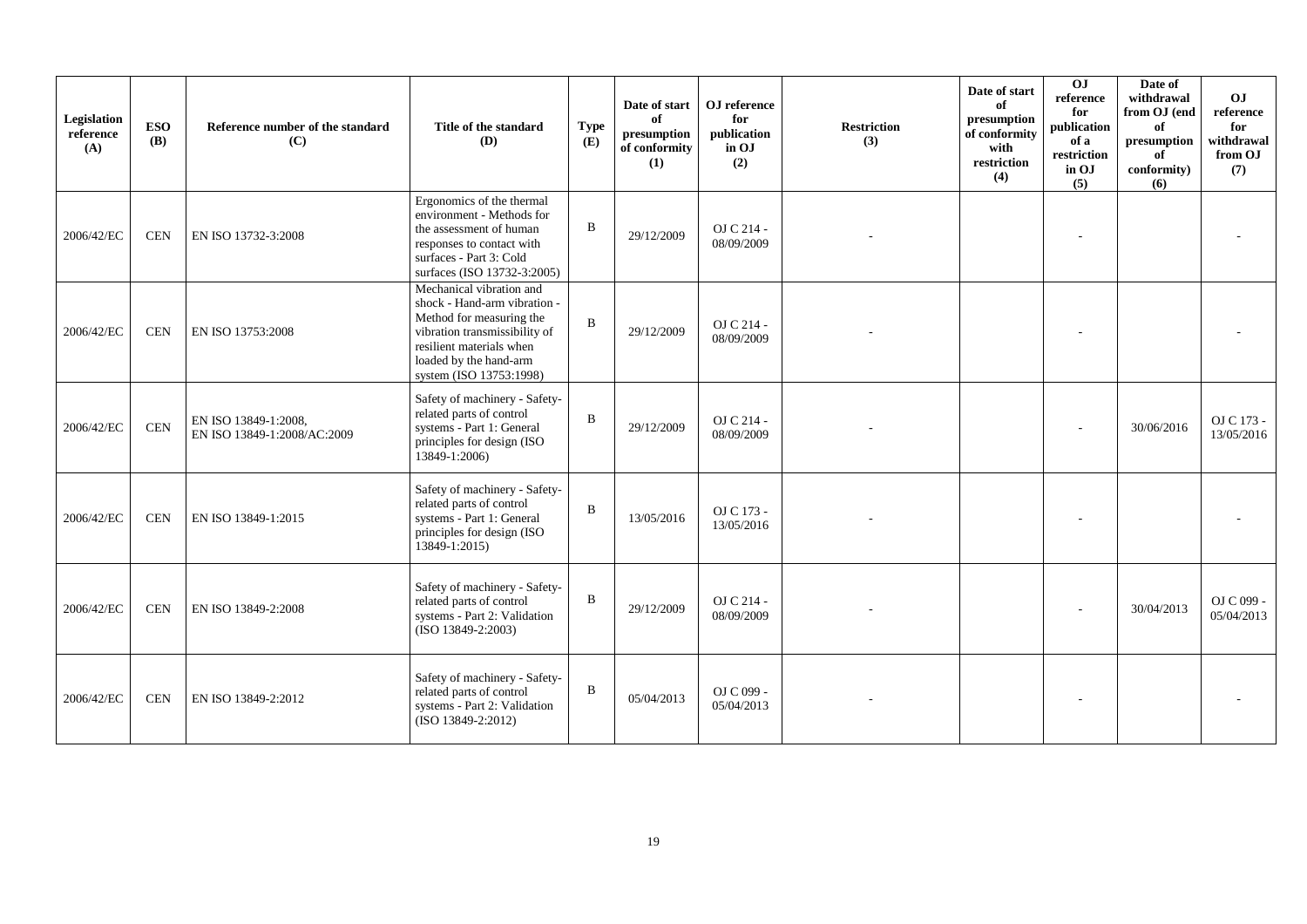| Legislation reference (A) | ESO (B) | Reference number of the standard (C) | Title of the standard (D) | Type (E) | Date of start of presumption of conformity (1) | OJ reference for publication in OJ (2) | Restriction (3) | Date of start of presumption of conformity with restriction (4) | OJ reference for publication of a restriction in OJ (5) | Date of withdrawal from OJ (end of presumption of conformity) (6) | OJ reference for withdrawal from OJ (7) |
|---|---|---|---|---|---|---|---|---|---|---|---|
| 2006/42/EC | CEN | EN ISO 13732-3:2008 | Ergonomics of the thermal environment - Methods for the assessment of human responses to contact with surfaces - Part 3: Cold surfaces (ISO 13732-3:2005) | B | 29/12/2009 | OJ C 214 - 08/09/2009 | - | | - | | - |
| 2006/42/EC | CEN | EN ISO 13753:2008 | Mechanical vibration and shock - Hand-arm vibration - Method for measuring the vibration transmissibility of resilient materials when loaded by the hand-arm system (ISO 13753:1998) | B | 29/12/2009 | OJ C 214 - 08/09/2009 | - | | - | | - |
| 2006/42/EC | CEN | EN ISO 13849-1:2008, EN ISO 13849-1:2008/AC:2009 | Safety of machinery - Safety-related parts of control systems - Part 1: General principles for design (ISO 13849-1:2006) | B | 29/12/2009 | OJ C 214 - 08/09/2009 | - | | - | 30/06/2016 | OJ C 173 - 13/05/2016 |
| 2006/42/EC | CEN | EN ISO 13849-1:2015 | Safety of machinery - Safety-related parts of control systems - Part 1: General principles for design (ISO 13849-1:2015) | B | 13/05/2016 | OJ C 173 - 13/05/2016 | - | | - | | - |
| 2006/42/EC | CEN | EN ISO 13849-2:2008 | Safety of machinery - Safety-related parts of control systems - Part 2: Validation (ISO 13849-2:2003) | B | 29/12/2009 | OJ C 214 - 08/09/2009 | - | | - | 30/04/2013 | OJ C 099 - 05/04/2013 |
| 2006/42/EC | CEN | EN ISO 13849-2:2012 | Safety of machinery - Safety-related parts of control systems - Part 2: Validation (ISO 13849-2:2012) | B | 05/04/2013 | OJ C 099 - 05/04/2013 | - | | - | | - |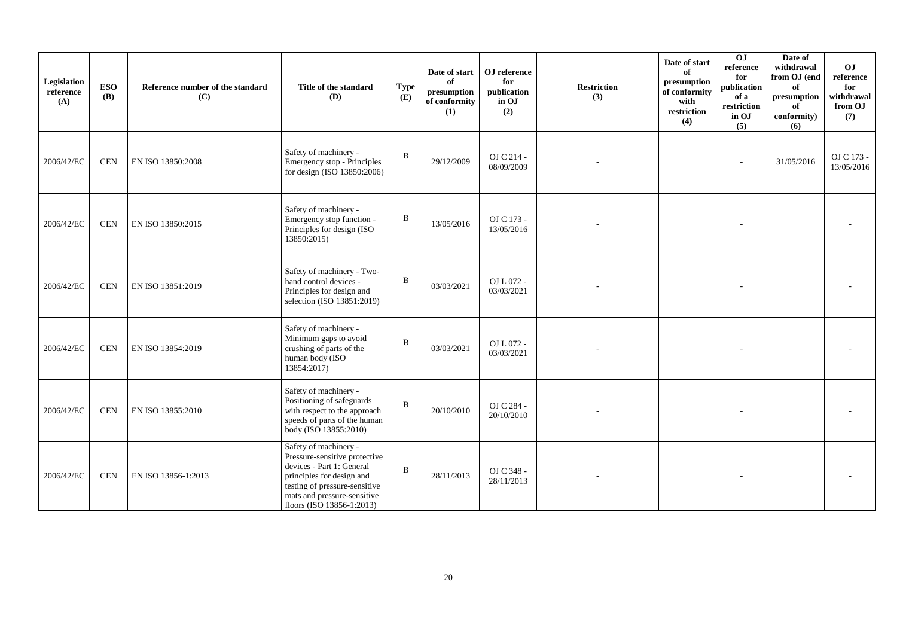| Legislation reference (A) | ESO (B) | Reference number of the standard (C) | Title of the standard (D) | Type (E) | Date of start of presumption of conformity (1) | OJ reference for publication in OJ (2) | Restriction (3) | Date of start of presumption of conformity with restriction (4) | OJ reference for publication of a restriction in OJ (5) | Date of withdrawal from OJ (end of presumption of conformity) (6) | OJ reference for withdrawal from OJ (7) |
|---|---|---|---|---|---|---|---|---|---|---|---|
| 2006/42/EC | CEN | EN ISO 13850:2008 | Safety of machinery - Emergency stop - Principles for design (ISO 13850:2006) | B | 29/12/2009 | OJ C 214 - 08/09/2009 | - | | - | 31/05/2016 | OJ C 173 - 13/05/2016 |
| 2006/42/EC | CEN | EN ISO 13850:2015 | Safety of machinery - Emergency stop function - Principles for design (ISO 13850:2015) | B | 13/05/2016 | OJ C 173 - 13/05/2016 | - | | - | | - |
| 2006/42/EC | CEN | EN ISO 13851:2019 | Safety of machinery - Two-hand control devices - Principles for design and selection (ISO 13851:2019) | B | 03/03/2021 | OJ L 072 - 03/03/2021 | - | | - | | - |
| 2006/42/EC | CEN | EN ISO 13854:2019 | Safety of machinery - Minimum gaps to avoid crushing of parts of the human body (ISO 13854:2017) | B | 03/03/2021 | OJ L 072 - 03/03/2021 | - | | - | | - |
| 2006/42/EC | CEN | EN ISO 13855:2010 | Safety of machinery - Positioning of safeguards with respect to the approach speeds of parts of the human body (ISO 13855:2010) | B | 20/10/2010 | OJ C 284 - 20/10/2010 | - | | - | | - |
| 2006/42/EC | CEN | EN ISO 13856-1:2013 | Safety of machinery - Pressure-sensitive protective devices - Part 1: General principles for design and testing of pressure-sensitive mats and pressure-sensitive floors (ISO 13856-1:2013) | B | 28/11/2013 | OJ C 348 - 28/11/2013 | - | | - | | - |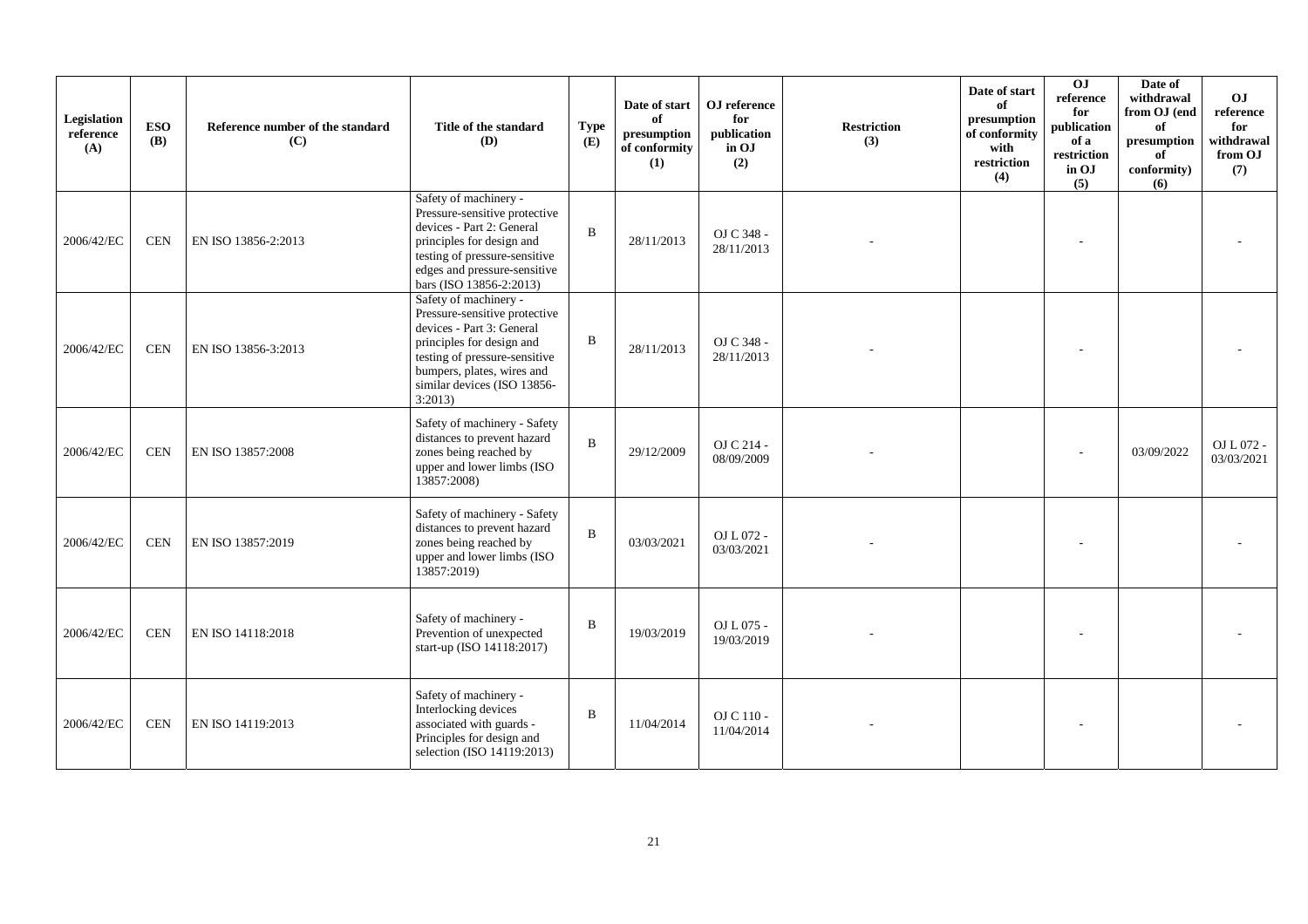| Legislation reference (A) | ESO (B) | Reference number of the standard (C) | Title of the standard (D) | Type (E) | Date of start of presumption of conformity (1) | OJ reference for publication in OJ (2) | Restriction (3) | Date of start of presumption of conformity with restriction (4) | OJ reference for publication of a restriction in OJ (5) | Date of withdrawal from OJ (end of presumption of conformity) (6) | OJ reference for withdrawal from OJ (7) |
|---|---|---|---|---|---|---|---|---|---|---|---|
| 2006/42/EC | CEN | EN ISO 13856-2:2013 | Safety of machinery - Pressure-sensitive protective devices - Part 2: General principles for design and testing of pressure-sensitive edges and pressure-sensitive bars (ISO 13856-2:2013) | B | 28/11/2013 | OJ C 348 - 28/11/2013 | - | | - | | - |
| 2006/42/EC | CEN | EN ISO 13856-3:2013 | Safety of machinery - Pressure-sensitive protective devices - Part 3: General principles for design and testing of pressure-sensitive bumpers, plates, wires and similar devices (ISO 13856-3:2013) | B | 28/11/2013 | OJ C 348 - 28/11/2013 | - | | - | | - |
| 2006/42/EC | CEN | EN ISO 13857:2008 | Safety of machinery - Safety distances to prevent hazard zones being reached by upper and lower limbs (ISO 13857:2008) | B | 29/12/2009 | OJ C 214 - 08/09/2009 | - | | - | 03/09/2022 | OJ L 072 - 03/03/2021 |
| 2006/42/EC | CEN | EN ISO 13857:2019 | Safety of machinery - Safety distances to prevent hazard zones being reached by upper and lower limbs (ISO 13857:2019) | B | 03/03/2021 | OJ L 072 - 03/03/2021 | - | | - | | - |
| 2006/42/EC | CEN | EN ISO 14118:2018 | Safety of machinery - Prevention of unexpected start-up (ISO 14118:2017) | B | 19/03/2019 | OJ L 075 - 19/03/2019 | - | | - | | - |
| 2006/42/EC | CEN | EN ISO 14119:2013 | Safety of machinery - Interlocking devices associated with guards - Principles for design and selection (ISO 14119:2013) | B | 11/04/2014 | OJ C 110 - 11/04/2014 | - | | - | | - |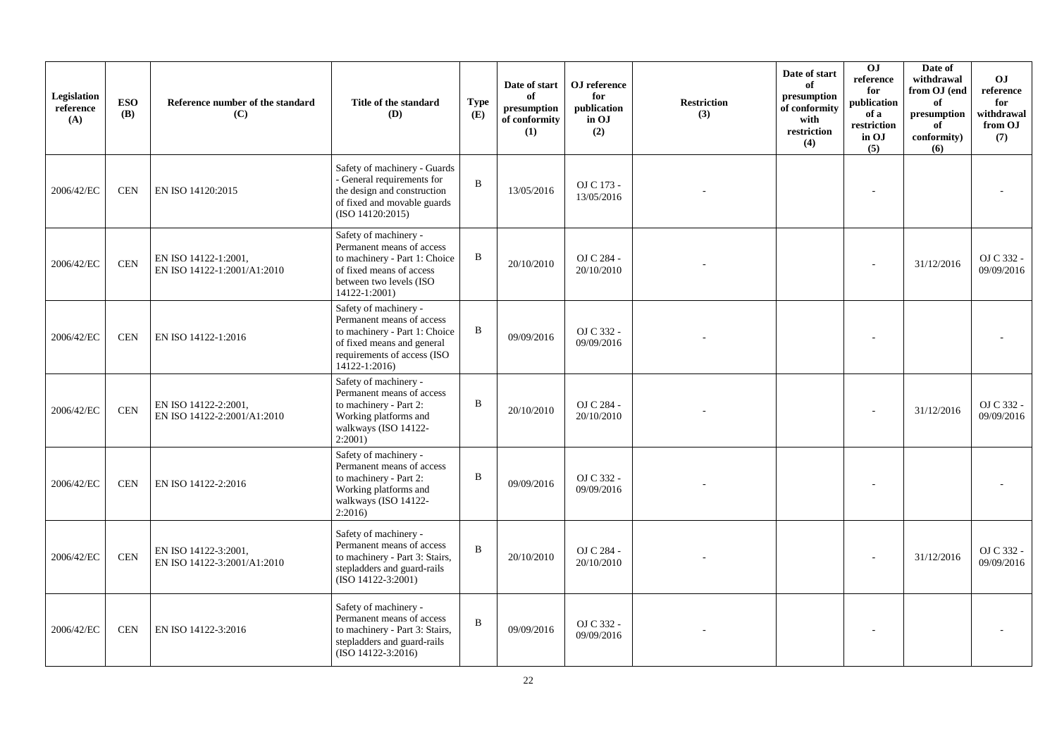| Legislation reference (A) | ESO (B) | Reference number of the standard (C) | Title of the standard (D) | Type (E) | Date of start of presumption of conformity (1) | OJ reference for publication in OJ (2) | Restriction (3) | Date of start of presumption of conformity with restriction (4) | OJ reference for publication of a restriction in OJ (5) | Date of withdrawal from OJ (end of presumption of conformity) (6) | OJ reference for withdrawal from OJ (7) |
|---|---|---|---|---|---|---|---|---|---|---|---|
| 2006/42/EC | CEN | EN ISO 14120:2015 | Safety of machinery - Guards - General requirements for the design and construction of fixed and movable guards (ISO 14120:2015) | B | 13/05/2016 | OJ C 173 - 13/05/2016 | - | | - | | - |
| 2006/42/EC | CEN | EN ISO 14122-1:2001, EN ISO 14122-1:2001/A1:2010 | Safety of machinery - Permanent means of access to machinery - Part 1: Choice of fixed means of access between two levels (ISO 14122-1:2001) | B | 20/10/2010 | OJ C 284 - 20/10/2010 | - | | - | 31/12/2016 | OJ C 332 - 09/09/2016 |
| 2006/42/EC | CEN | EN ISO 14122-1:2016 | Safety of machinery - Permanent means of access to machinery - Part 1: Choice of fixed means and general requirements of access (ISO 14122-1:2016) | B | 09/09/2016 | OJ C 332 - 09/09/2016 | - | | - | | - |
| 2006/42/EC | CEN | EN ISO 14122-2:2001, EN ISO 14122-2:2001/A1:2010 | Safety of machinery - Permanent means of access to machinery - Part 2: Working platforms and walkways (ISO 14122-2:2001) | B | 20/10/2010 | OJ C 284 - 20/10/2010 | - | | - | 31/12/2016 | OJ C 332 - 09/09/2016 |
| 2006/42/EC | CEN | EN ISO 14122-2:2016 | Safety of machinery - Permanent means of access to machinery - Part 2: Working platforms and walkways (ISO 14122-2:2016) | B | 09/09/2016 | OJ C 332 - 09/09/2016 | - | | - | | - |
| 2006/42/EC | CEN | EN ISO 14122-3:2001, EN ISO 14122-3:2001/A1:2010 | Safety of machinery - Permanent means of access to machinery - Part 3: Stairs, stepladders and guard-rails (ISO 14122-3:2001) | B | 20/10/2010 | OJ C 284 - 20/10/2010 | - | | - | 31/12/2016 | OJ C 332 - 09/09/2016 |
| 2006/42/EC | CEN | EN ISO 14122-3:2016 | Safety of machinery - Permanent means of access to machinery - Part 3: Stairs, stepladders and guard-rails (ISO 14122-3:2016) | B | 09/09/2016 | OJ C 332 - 09/09/2016 | - | | - | | - |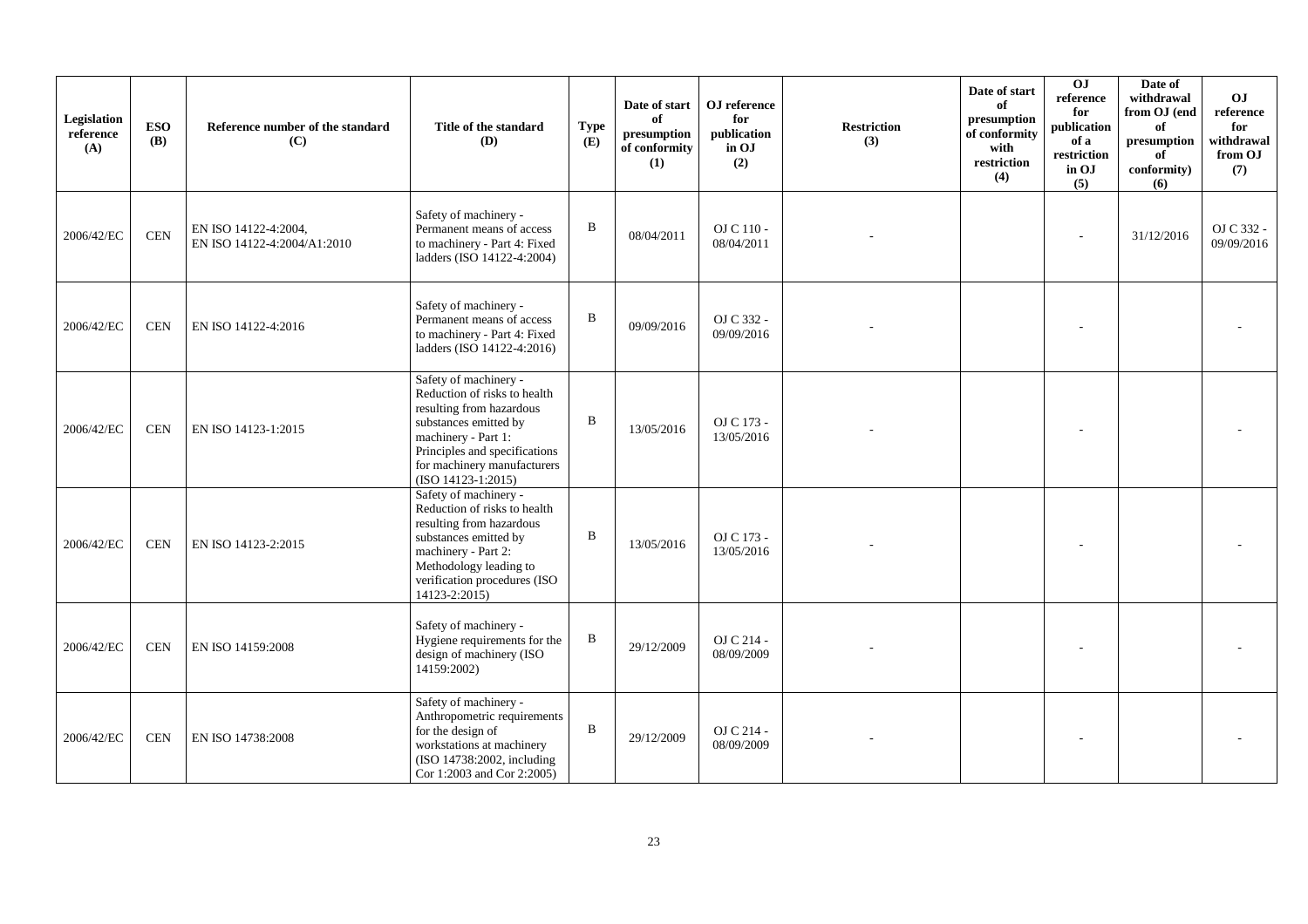| Legislation reference (A) | ESO (B) | Reference number of the standard (C) | Title of the standard (D) | Type (E) | Date of start of presumption of conformity (1) | OJ reference for publication in OJ (2) | Restriction (3) | Date of start of presumption of conformity with restriction (4) | OJ reference for publication of a restriction in OJ (5) | Date of withdrawal from OJ (end of presumption of conformity) (6) | OJ reference for withdrawal from OJ (7) |
|---|---|---|---|---|---|---|---|---|---|---|---|
| 2006/42/EC | CEN | EN ISO 14122-4:2004, EN ISO 14122-4:2004/A1:2010 | Safety of machinery - Permanent means of access to machinery - Part 4: Fixed ladders (ISO 14122-4:2004) | B | 08/04/2011 | OJ C 110 - 08/04/2011 | - | | - | 31/12/2016 | OJ C 332 - 09/09/2016 |
| 2006/42/EC | CEN | EN ISO 14122-4:2016 | Safety of machinery - Permanent means of access to machinery - Part 4: Fixed ladders (ISO 14122-4:2016) | B | 09/09/2016 | OJ C 332 - 09/09/2016 | - | | - | | - |
| 2006/42/EC | CEN | EN ISO 14123-1:2015 | Safety of machinery - Reduction of risks to health resulting from hazardous substances emitted by machinery - Part 1: Principles and specifications for machinery manufacturers (ISO 14123-1:2015) | B | 13/05/2016 | OJ C 173 - 13/05/2016 | - | | - | | - |
| 2006/42/EC | CEN | EN ISO 14123-2:2015 | Safety of machinery - Reduction of risks to health resulting from hazardous substances emitted by machinery - Part 2: Methodology leading to verification procedures (ISO 14123-2:2015) | B | 13/05/2016 | OJ C 173 - 13/05/2016 | - | | - | | - |
| 2006/42/EC | CEN | EN ISO 14159:2008 | Safety of machinery - Hygiene requirements for the design of machinery (ISO 14159:2002) | B | 29/12/2009 | OJ C 214 - 08/09/2009 | - | | - | | - |
| 2006/42/EC | CEN | EN ISO 14738:2008 | Safety of machinery - Anthropometric requirements for the design of workstations at machinery (ISO 14738:2002, including Cor 1:2003 and Cor 2:2005) | B | 29/12/2009 | OJ C 214 - 08/09/2009 | - | | - | | - |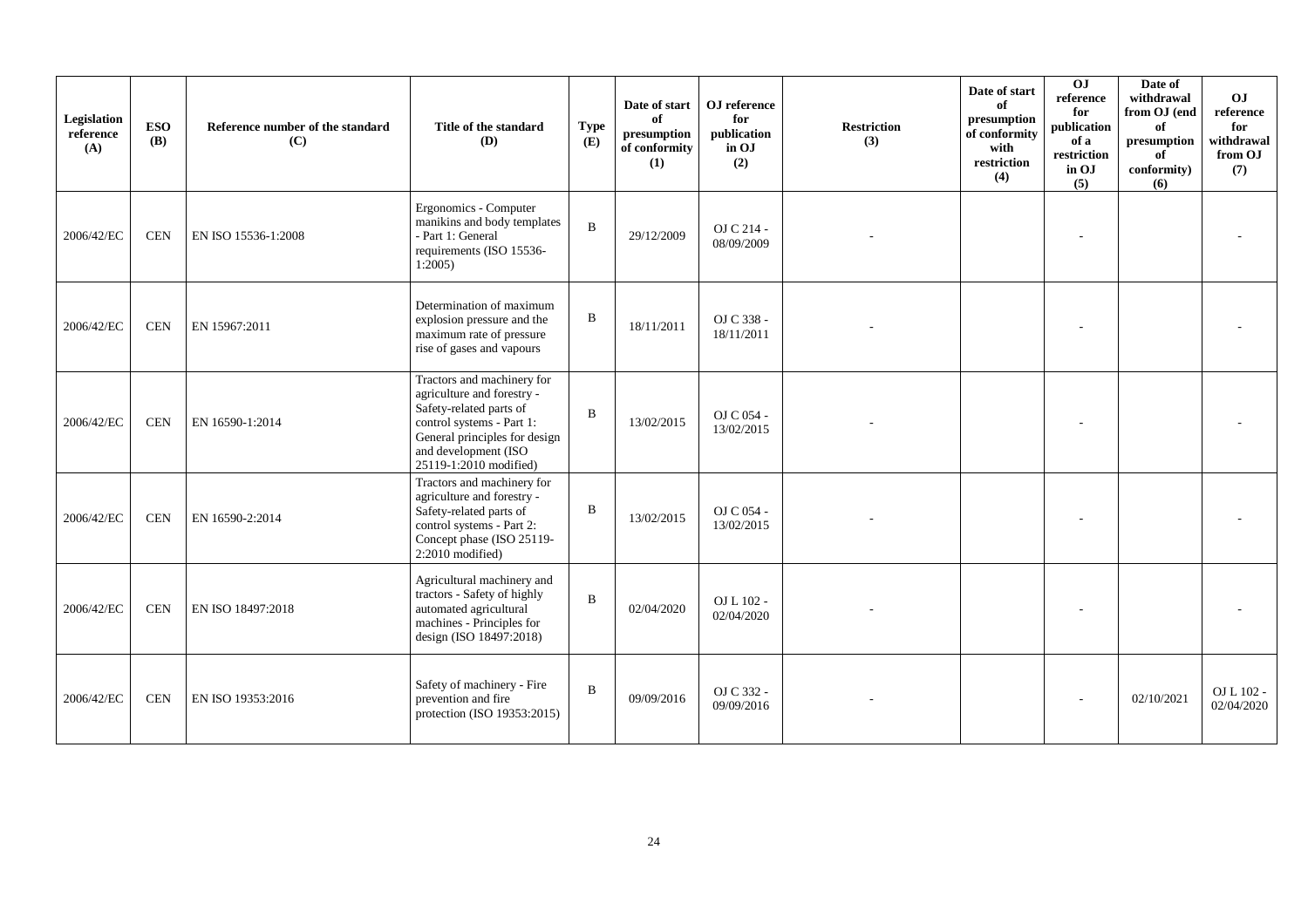| Legislation reference (A) | ESO (B) | Reference number of the standard (C) | Title of the standard (D) | Type (E) | Date of start of presumption of conformity (1) | OJ reference for publication in OJ (2) | Restriction (3) | Date of start of presumption of conformity with restriction (4) | OJ reference for publication of a restriction in OJ (5) | Date of withdrawal from OJ (end of presumption of conformity) (6) | OJ reference for withdrawal from OJ (7) |
|---|---|---|---|---|---|---|---|---|---|---|---|
| 2006/42/EC | CEN | EN ISO 15536-1:2008 | Ergonomics - Computer manikins and body templates - Part 1: General requirements (ISO 15536-1:2005) | B | 29/12/2009 | OJ C 214 - 08/09/2009 | - | | - | | - |
| 2006/42/EC | CEN | EN 15967:2011 | Determination of maximum explosion pressure and the maximum rate of pressure rise of gases and vapours | B | 18/11/2011 | OJ C 338 - 18/11/2011 | - | | - | | - |
| 2006/42/EC | CEN | EN 16590-1:2014 | Tractors and machinery for agriculture and forestry - Safety-related parts of control systems - Part 1: General principles for design and development (ISO 25119-1:2010 modified) | B | 13/02/2015 | OJ C 054 - 13/02/2015 | - | | - | | - |
| 2006/42/EC | CEN | EN 16590-2:2014 | Tractors and machinery for agriculture and forestry - Safety-related parts of control systems - Part 2: Concept phase (ISO 25119-2:2010 modified) | B | 13/02/2015 | OJ C 054 - 13/02/2015 | - | | - | | - |
| 2006/42/EC | CEN | EN ISO 18497:2018 | Agricultural machinery and tractors - Safety of highly automated agricultural machines - Principles for design (ISO 18497:2018) | B | 02/04/2020 | OJ L 102 - 02/04/2020 | - | | - | | - |
| 2006/42/EC | CEN | EN ISO 19353:2016 | Safety of machinery - Fire prevention and fire protection (ISO 19353:2015) | B | 09/09/2016 | OJ C 332 - 09/09/2016 | - | | - | 02/10/2021 | OJ L 102 - 02/04/2020 |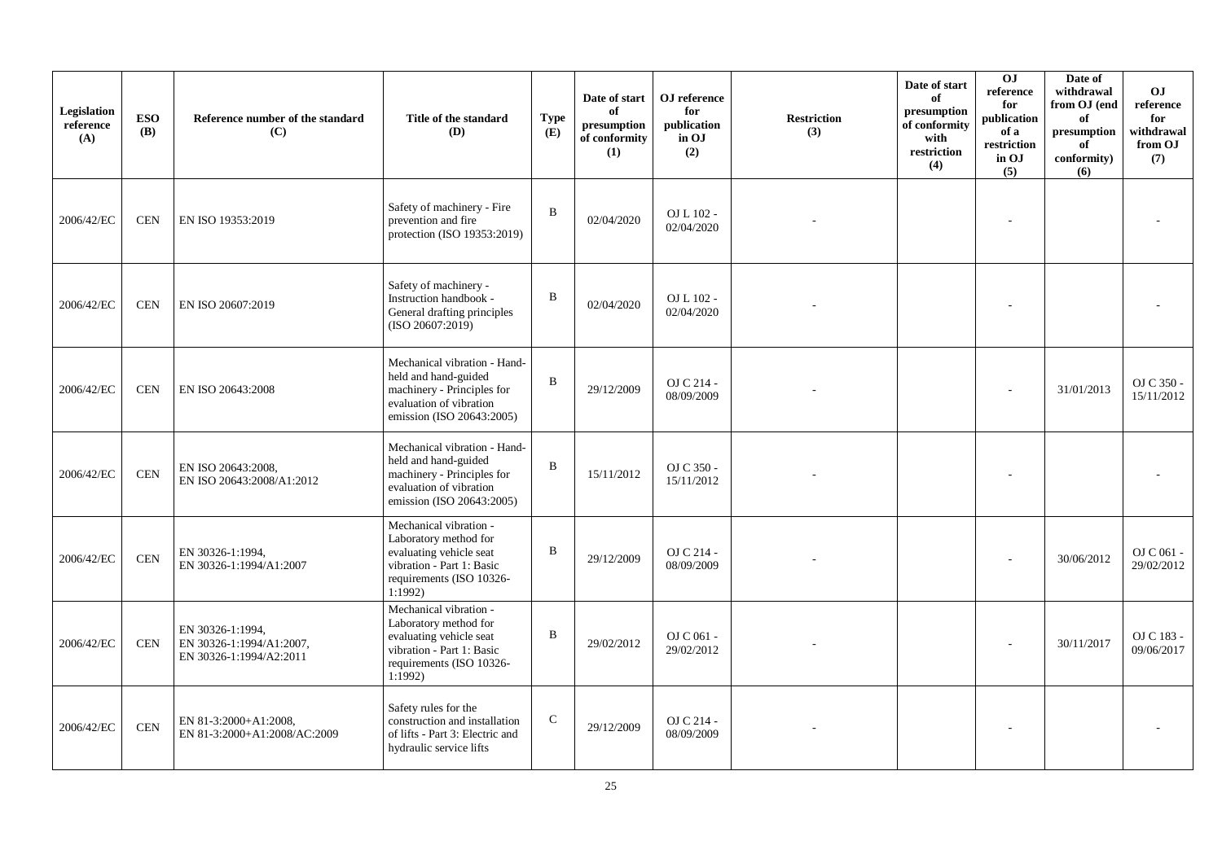| Legislation reference (A) | ESO (B) | Reference number of the standard (C) | Title of the standard (D) | Type (E) | Date of start of presumption of conformity (1) | OJ reference for publication in OJ (2) | Restriction (3) | Date of start of presumption of conformity with restriction (4) | OJ reference for publication of a restriction in OJ (5) | Date of withdrawal from OJ (end of presumption of conformity) (6) | OJ reference for withdrawal from OJ (7) |
|---|---|---|---|---|---|---|---|---|---|---|---|
| 2006/42/EC | CEN | EN ISO 19353:2019 | Safety of machinery - Fire prevention and fire protection (ISO 19353:2019) | B | 02/04/2020 | OJ L 102 - 02/04/2020 | - | | - | | - |
| 2006/42/EC | CEN | EN ISO 20607:2019 | Safety of machinery - Instruction handbook - General drafting principles (ISO 20607:2019) | B | 02/04/2020 | OJ L 102 - 02/04/2020 | - | | - | | - |
| 2006/42/EC | CEN | EN ISO 20643:2008 | Mechanical vibration - Hand-held and hand-guided machinery - Principles for evaluation of vibration emission (ISO 20643:2005) | B | 29/12/2009 | OJ C 214 - 08/09/2009 | - | | - | 31/01/2013 | OJ C 350 - 15/11/2012 |
| 2006/42/EC | CEN | EN ISO 20643:2008, EN ISO 20643:2008/A1:2012 | Mechanical vibration - Hand-held and hand-guided machinery - Principles for evaluation of vibration emission (ISO 20643:2005) | B | 15/11/2012 | OJ C 350 - 15/11/2012 | - | | - | | - |
| 2006/42/EC | CEN | EN 30326-1:1994, EN 30326-1:1994/A1:2007 | Mechanical vibration - Laboratory method for evaluating vehicle seat vibration - Part 1: Basic requirements (ISO 10326-1:1992) | B | 29/12/2009 | OJ C 214 - 08/09/2009 | - | | - | 30/06/2012 | OJ C 061 - 29/02/2012 |
| 2006/42/EC | CEN | EN 30326-1:1994, EN 30326-1:1994/A1:2007, EN 30326-1:1994/A2:2011 | Mechanical vibration - Laboratory method for evaluating vehicle seat vibration - Part 1: Basic requirements (ISO 10326-1:1992) | B | 29/02/2012 | OJ C 061 - 29/02/2012 | - | | - | 30/11/2017 | OJ C 183 - 09/06/2017 |
| 2006/42/EC | CEN | EN 81-3:2000+A1:2008, EN 81-3:2000+A1:2008/AC:2009 | Safety rules for the construction and installation of lifts - Part 3: Electric and hydraulic service lifts | C | 29/12/2009 | OJ C 214 - 08/09/2009 | - | | - | | - |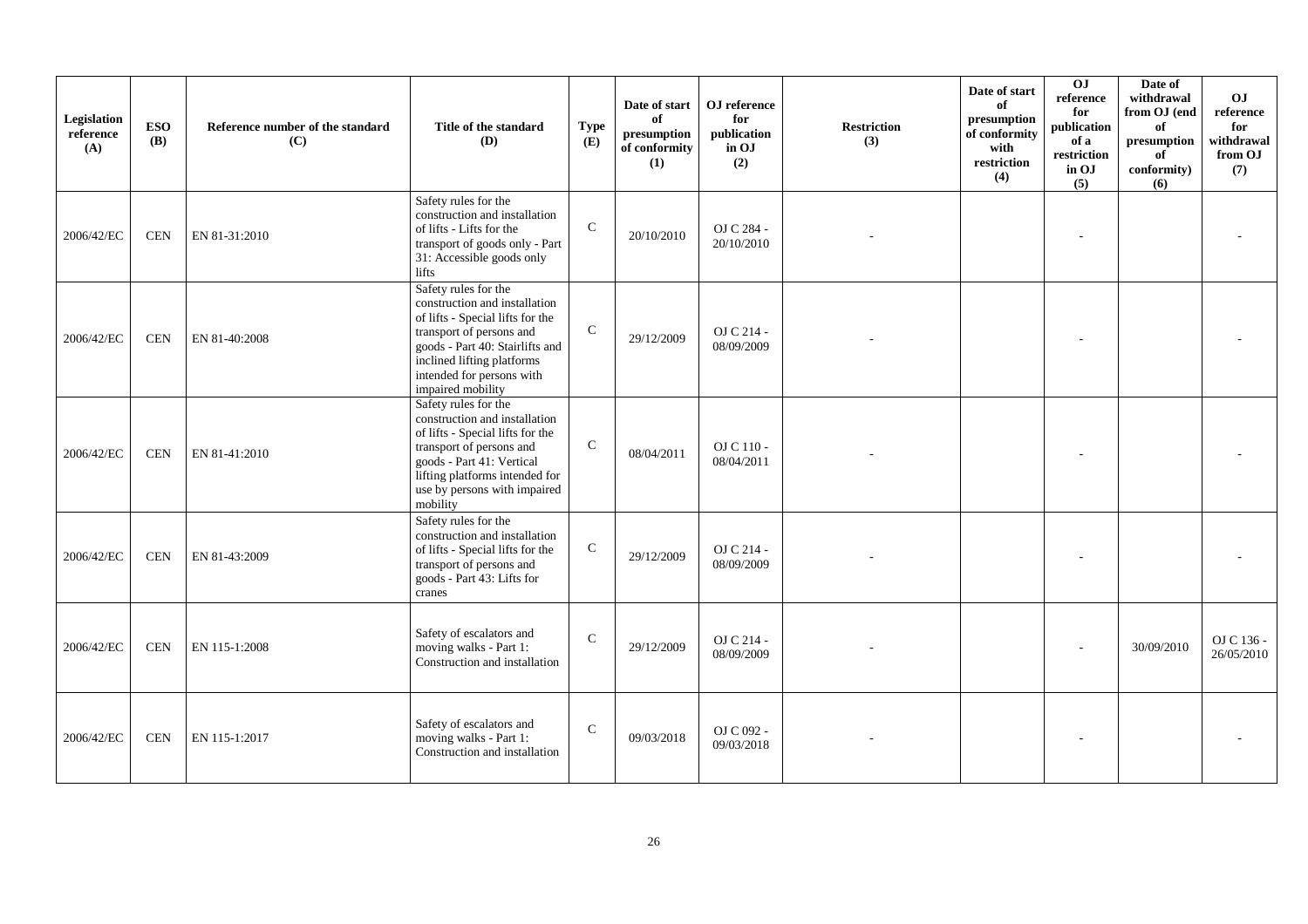| Legislation reference (A) | ESO (B) | Reference number of the standard (C) | Title of the standard (D) | Type (E) | Date of start of presumption of conformity (1) | OJ reference for publication in OJ (2) | Restriction (3) | Date of start of presumption of conformity with restriction (4) | OJ reference for publication of a restriction in OJ (5) | Date of withdrawal from OJ (end of presumption of conformity) (6) | OJ reference for withdrawal from OJ (7) |
|---|---|---|---|---|---|---|---|---|---|---|---|
| 2006/42/EC | CEN | EN 81-31:2010 | Safety rules for the construction and installation of lifts - Lifts for the transport of goods only - Part 31: Accessible goods only lifts | C | 20/10/2010 | OJ C 284 - 20/10/2010 | - | | - | | - |
| 2006/42/EC | CEN | EN 81-40:2008 | Safety rules for the construction and installation of lifts - Special lifts for the transport of persons and goods - Part 40: Stairlifts and inclined lifting platforms intended for persons with impaired mobility | C | 29/12/2009 | OJ C 214 - 08/09/2009 | - | | - | | - |
| 2006/42/EC | CEN | EN 81-41:2010 | Safety rules for the construction and installation of lifts - Special lifts for the transport of persons and goods - Part 41: Vertical lifting platforms intended for use by persons with impaired mobility | C | 08/04/2011 | OJ C 110 - 08/04/2011 | - | | - | | - |
| 2006/42/EC | CEN | EN 81-43:2009 | Safety rules for the construction and installation of lifts - Special lifts for the transport of persons and goods - Part 43: Lifts for cranes | C | 29/12/2009 | OJ C 214 - 08/09/2009 | - | | - | | - |
| 2006/42/EC | CEN | EN 115-1:2008 | Safety of escalators and moving walks - Part 1: Construction and installation | C | 29/12/2009 | OJ C 214 - 08/09/2009 | - | | - | 30/09/2010 | OJ C 136 - 26/05/2010 |
| 2006/42/EC | CEN | EN 115-1:2017 | Safety of escalators and moving walks - Part 1: Construction and installation | C | 09/03/2018 | OJ C 092 - 09/03/2018 | - | | - | | - |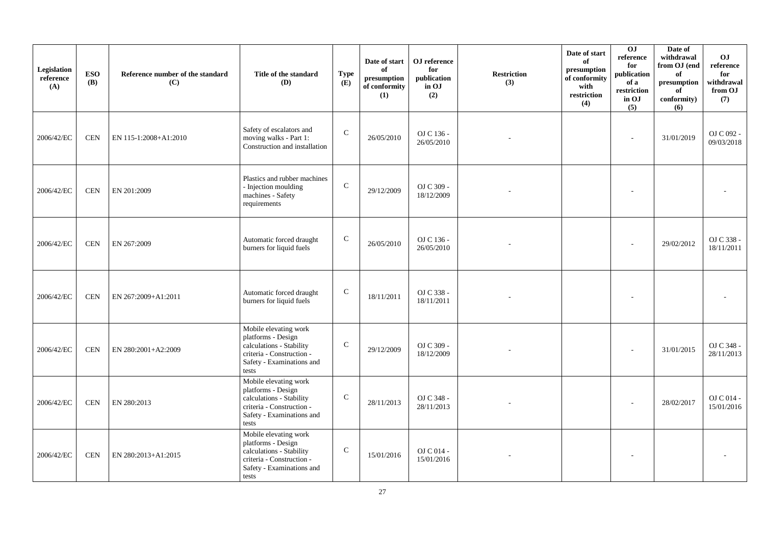| Legislation reference (A) | ESO (B) | Reference number of the standard (C) | Title of the standard (D) | Type (E) | Date of start of presumption of conformity (1) | OJ reference for publication in OJ (2) | Restriction (3) | Date of start of presumption of conformity with restriction (4) | OJ reference for publication of a restriction in OJ (5) | Date of withdrawal from OJ (end of presumption of conformity) (6) | OJ reference for withdrawal from OJ (7) |
|---|---|---|---|---|---|---|---|---|---|---|---|
| 2006/42/EC | CEN | EN 115-1:2008+A1:2010 | Safety of escalators and moving walks - Part 1: Construction and installation | C | 26/05/2010 | OJ C 136 - 26/05/2010 | - | | - | 31/01/2019 | OJ C 092 - 09/03/2018 |
| 2006/42/EC | CEN | EN 201:2009 | Plastics and rubber machines - Injection moulding machines - Safety requirements | C | 29/12/2009 | OJ C 309 - 18/12/2009 | - | | - | | - |
| 2006/42/EC | CEN | EN 267:2009 | Automatic forced draught burners for liquid fuels | C | 26/05/2010 | OJ C 136 - 26/05/2010 | - | | - | 29/02/2012 | OJ C 338 - 18/11/2011 |
| 2006/42/EC | CEN | EN 267:2009+A1:2011 | Automatic forced draught burners for liquid fuels | C | 18/11/2011 | OJ C 338 - 18/11/2011 | - | | - | | - |
| 2006/42/EC | CEN | EN 280:2001+A2:2009 | Mobile elevating work platforms - Design calculations - Stability criteria - Construction - Safety - Examinations and tests | C | 29/12/2009 | OJ C 309 - 18/12/2009 | - | | - | 31/01/2015 | OJ C 348 - 28/11/2013 |
| 2006/42/EC | CEN | EN 280:2013 | Mobile elevating work platforms - Design calculations - Stability criteria - Construction - Safety - Examinations and tests | C | 28/11/2013 | OJ C 348 - 28/11/2013 | - | | - | 28/02/2017 | OJ C 014 - 15/01/2016 |
| 2006/42/EC | CEN | EN 280:2013+A1:2015 | Mobile elevating work platforms - Design calculations - Stability criteria - Construction - Safety - Examinations and tests | C | 15/01/2016 | OJ C 014 - 15/01/2016 | - | | - | | - |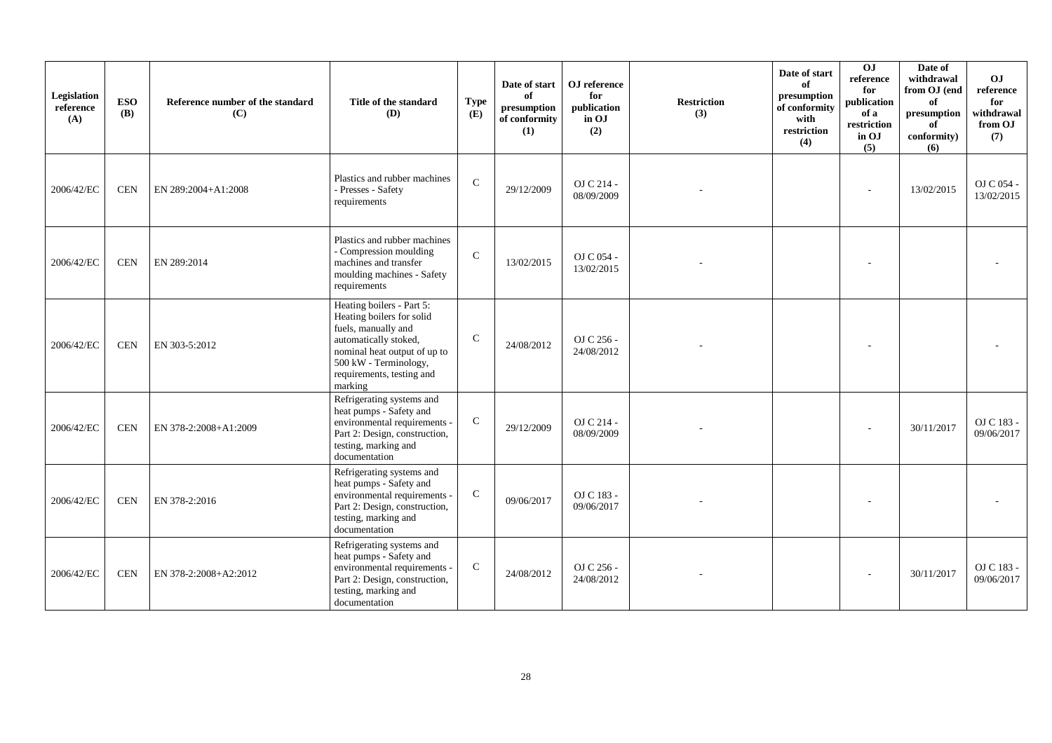| Legislation reference (A) | ESO (B) | Reference number of the standard (C) | Title of the standard (D) | Type (E) | Date of start of presumption of conformity (1) | OJ reference for publication in OJ (2) | Restriction (3) | Date of start of presumption of conformity with restriction (4) | OJ reference for publication of a restriction in OJ (5) | Date of withdrawal from OJ (end of presumption of conformity) (6) | OJ reference for withdrawal from OJ (7) |
|---|---|---|---|---|---|---|---|---|---|---|---|
| 2006/42/EC | CEN | EN 289:2004+A1:2008 | Plastics and rubber machines - Presses - Safety requirements | C | 29/12/2009 | OJ C 214 - 08/09/2009 | - | | - | 13/02/2015 | OJ C 054 - 13/02/2015 |
| 2006/42/EC | CEN | EN 289:2014 | Plastics and rubber machines - Compression moulding machines and transfer moulding machines - Safety requirements | C | 13/02/2015 | OJ C 054 - 13/02/2015 | - | | - | | - |
| 2006/42/EC | CEN | EN 303-5:2012 | Heating boilers - Part 5: Heating boilers for solid fuels, manually and automatically stoked, nominal heat output of up to 500 kW - Terminology, requirements, testing and marking | C | 24/08/2012 | OJ C 256 - 24/08/2012 | - | | - | | - |
| 2006/42/EC | CEN | EN 378-2:2008+A1:2009 | Refrigerating systems and heat pumps - Safety and environmental requirements - Part 2: Design, construction, testing, marking and documentation | C | 29/12/2009 | OJ C 214 - 08/09/2009 | - | | - | 30/11/2017 | OJ C 183 - 09/06/2017 |
| 2006/42/EC | CEN | EN 378-2:2016 | Refrigerating systems and heat pumps - Safety and environmental requirements - Part 2: Design, construction, testing, marking and documentation | C | 09/06/2017 | OJ C 183 - 09/06/2017 | - | | - | | - |
| 2006/42/EC | CEN | EN 378-2:2008+A2:2012 | Refrigerating systems and heat pumps - Safety and environmental requirements - Part 2: Design, construction, testing, marking and documentation | C | 24/08/2012 | OJ C 256 - 24/08/2012 | - | | - | 30/11/2017 | OJ C 183 - 09/06/2017 |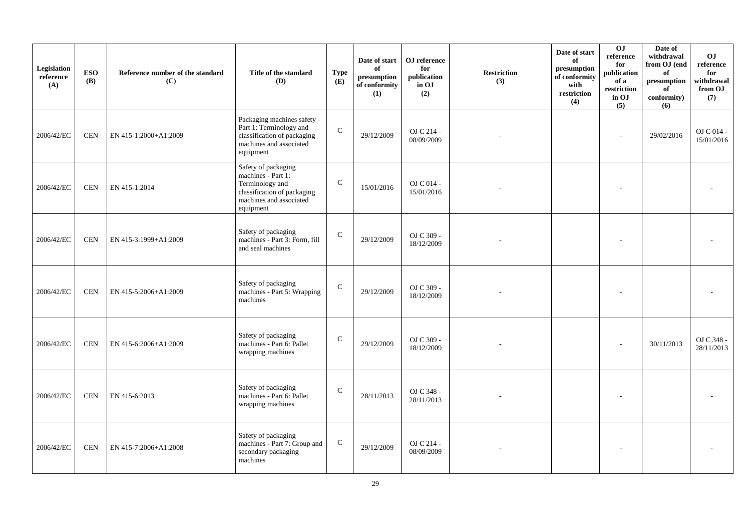| Legislation reference (A) | ESO (B) | Reference number of the standard (C) | Title of the standard (D) | Type (E) | Date of start of presumption of conformity (1) | OJ reference for publication in OJ (2) | Restriction (3) | Date of start of presumption of conformity with restriction (4) | OJ reference for publication of a restriction in OJ (5) | Date of withdrawal from OJ (end of presumption of conformity) (6) | OJ reference for withdrawal from OJ (7) |
|---|---|---|---|---|---|---|---|---|---|---|---|
| 2006/42/EC | CEN | EN 415-1:2000+A1:2009 | Packaging machines safety - Part 1: Terminology and classification of packaging machines and associated equipment | C | 29/12/2009 | OJ C 214 - 08/09/2009 | - | | - | 29/02/2016 | OJ C 014 - 15/01/2016 |
| 2006/42/EC | CEN | EN 415-1:2014 | Safety of packaging machines - Part 1: Terminology and classification of packaging machines and associated equipment | C | 15/01/2016 | OJ C 014 - 15/01/2016 | - | | - | | - |
| 2006/42/EC | CEN | EN 415-3:1999+A1:2009 | Safety of packaging machines - Part 3: Form, fill and seal machines | C | 29/12/2009 | OJ C 309 - 18/12/2009 | - | | - | | - |
| 2006/42/EC | CEN | EN 415-5:2006+A1:2009 | Safety of packaging machines - Part 5: Wrapping machines | C | 29/12/2009 | OJ C 309 - 18/12/2009 | - | | - | | - |
| 2006/42/EC | CEN | EN 415-6:2006+A1:2009 | Safety of packaging machines - Part 6: Pallet wrapping machines | C | 29/12/2009 | OJ C 309 - 18/12/2009 | - | | - | 30/11/2013 | OJ C 348 - 28/11/2013 |
| 2006/42/EC | CEN | EN 415-6:2013 | Safety of packaging machines - Part 6: Pallet wrapping machines | C | 28/11/2013 | OJ C 348 - 28/11/2013 | - | | - | | - |
| 2006/42/EC | CEN | EN 415-7:2006+A1:2008 | Safety of packaging machines - Part 7: Group and secondary packaging machines | C | 29/12/2009 | OJ C 214 - 08/09/2009 | - | | - | | - |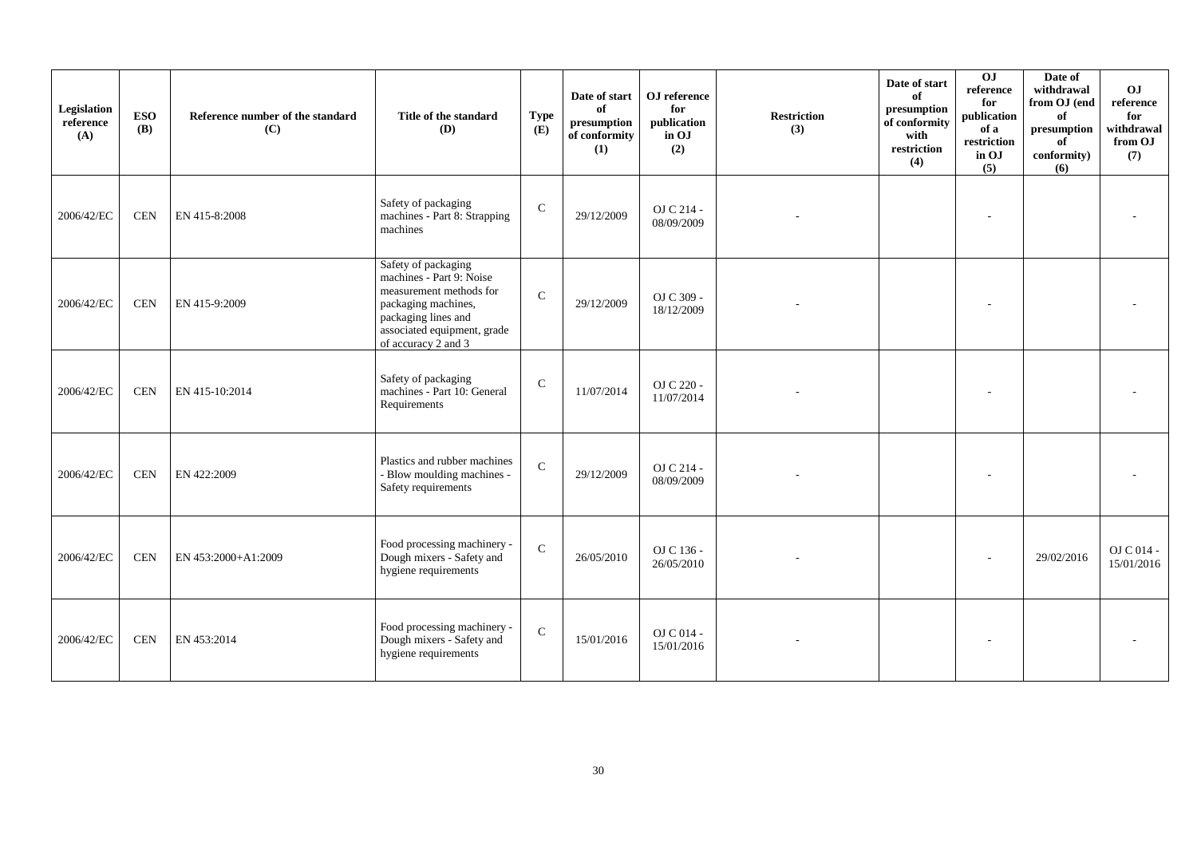| Legislation reference (A) | ESO (B) | Reference number of the standard (C) | Title of the standard (D) | Type (E) | Date of start of presumption of conformity (1) | OJ reference for publication in OJ (2) | Restriction (3) | Date of start of presumption of conformity with restriction (4) | OJ reference for publication of a restriction in OJ (5) | Date of withdrawal from OJ (end of presumption of conformity) (6) | OJ reference for withdrawal from OJ (7) |
|---|---|---|---|---|---|---|---|---|---|---|---|
| 2006/42/EC | CEN | EN 415-8:2008 | Safety of packaging machines - Part 8: Strapping machines | C | 29/12/2009 | OJ C 214 - 08/09/2009 | - | | - | | - |
| 2006/42/EC | CEN | EN 415-9:2009 | Safety of packaging machines - Part 9: Noise measurement methods for packaging machines, packaging lines and associated equipment, grade of accuracy 2 and 3 | C | 29/12/2009 | OJ C 309 - 18/12/2009 | - | | - | | - |
| 2006/42/EC | CEN | EN 415-10:2014 | Safety of packaging machines - Part 10: General Requirements | C | 11/07/2014 | OJ C 220 - 11/07/2014 | - | | - | | - |
| 2006/42/EC | CEN | EN 422:2009 | Plastics and rubber machines - Blow moulding machines - Safety requirements | C | 29/12/2009 | OJ C 214 - 08/09/2009 | - | | - | | - |
| 2006/42/EC | CEN | EN 453:2000+A1:2009 | Food processing machinery - Dough mixers - Safety and hygiene requirements | C | 26/05/2010 | OJ C 136 - 26/05/2010 | - | | - | 29/02/2016 | OJ C 014 - 15/01/2016 |
| 2006/42/EC | CEN | EN 453:2014 | Food processing machinery - Dough mixers - Safety and hygiene requirements | C | 15/01/2016 | OJ C 014 - 15/01/2016 | - | | - | | - |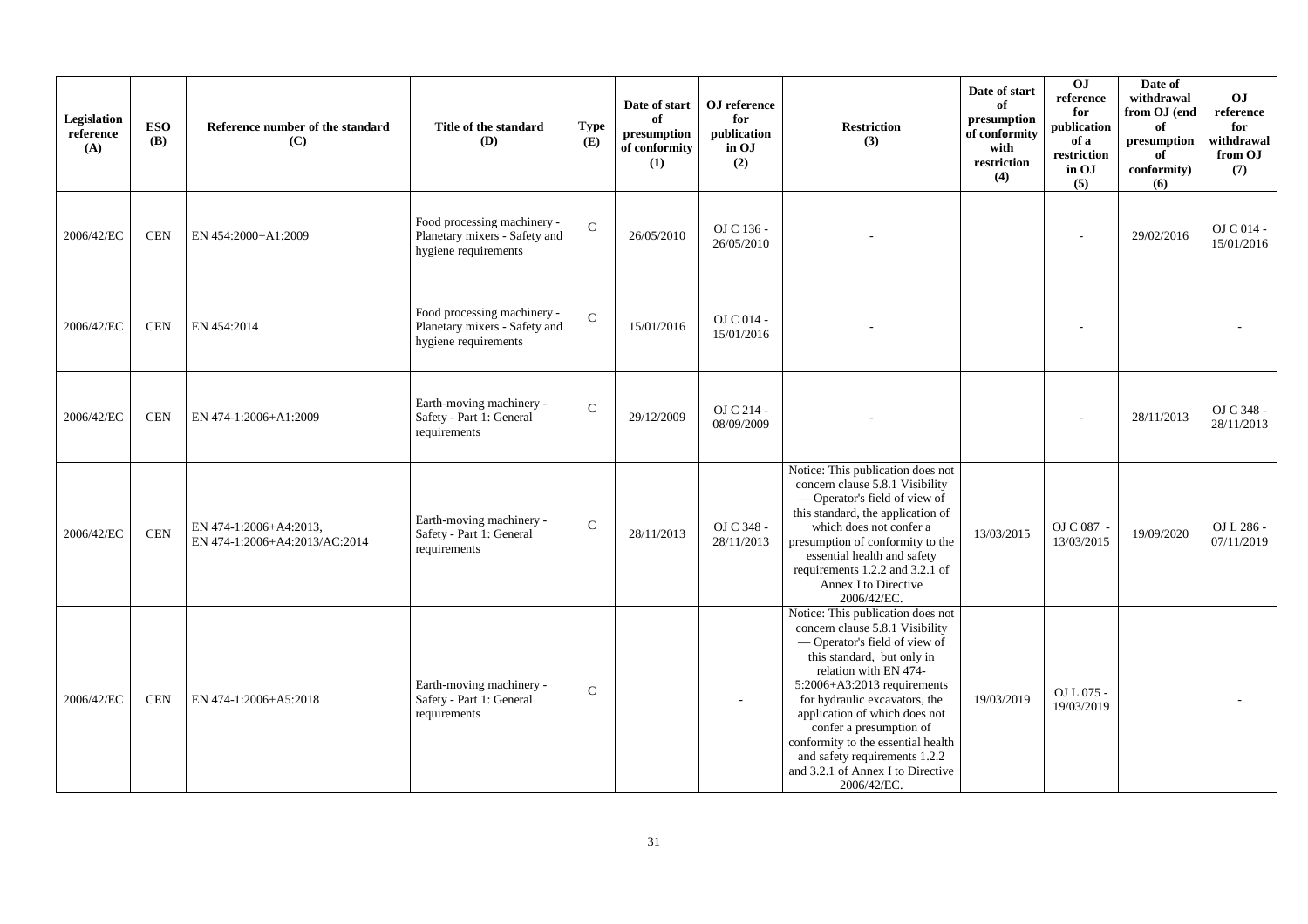| Legislation reference (A) | ESO (B) | Reference number of the standard (C) | Title of the standard (D) | Type (E) | Date of start of presumption of conformity (1) | OJ reference for publication in OJ (2) | Restriction (3) | Date of start of presumption of conformity with restriction (4) | OJ reference for publication of a restriction in OJ (5) | Date of withdrawal from OJ (end of presumption of conformity) (6) | OJ reference for withdrawal from OJ (7) |
|---|---|---|---|---|---|---|---|---|---|---|---|
| 2006/42/EC | CEN | EN 454:2000+A1:2009 | Food processing machinery - Planetary mixers - Safety and hygiene requirements | C | 26/05/2010 | OJ C 136 - 26/05/2010 | - | | - | 29/02/2016 | OJ C 014 - 15/01/2016 |
| 2006/42/EC | CEN | EN 454:2014 | Food processing machinery - Planetary mixers - Safety and hygiene requirements | C | 15/01/2016 | OJ C 014 - 15/01/2016 | - | | - | | - |
| 2006/42/EC | CEN | EN 474-1:2006+A1:2009 | Earth-moving machinery - Safety - Part 1: General requirements | C | 29/12/2009 | OJ C 214 - 08/09/2009 | - | | - | 28/11/2013 | OJ C 348 - 28/11/2013 |
| 2006/42/EC | CEN | EN 474-1:2006+A4:2013, EN 474-1:2006+A4:2013/AC:2014 | Earth-moving machinery - Safety - Part 1: General requirements | C | 28/11/2013 | OJ C 348 - 28/11/2013 | Notice: This publication does not concern clause 5.8.1 Visibility — Operator's field of view of this standard, the application of which does not confer a presumption of conformity to the essential health and safety requirements 1.2.2 and 3.2.1 of Annex I to Directive 2006/42/EC. | 13/03/2015 | OJ C 087 - 13/03/2015 | 19/09/2020 | OJ L 286 - 07/11/2019 |
| 2006/42/EC | CEN | EN 474-1:2006+A5:2018 | Earth-moving machinery - Safety - Part 1: General requirements | C | | - | Notice: This publication does not concern clause 5.8.1 Visibility — Operator's field of view of this standard, but only in relation with EN 474-5:2006+A3:2013 requirements for hydraulic excavators, the application of which does not confer a presumption of conformity to the essential health and safety requirements 1.2.2 and 3.2.1 of Annex I to Directive 2006/42/EC. | 19/03/2019 | OJ L 075 - 19/03/2019 | | - |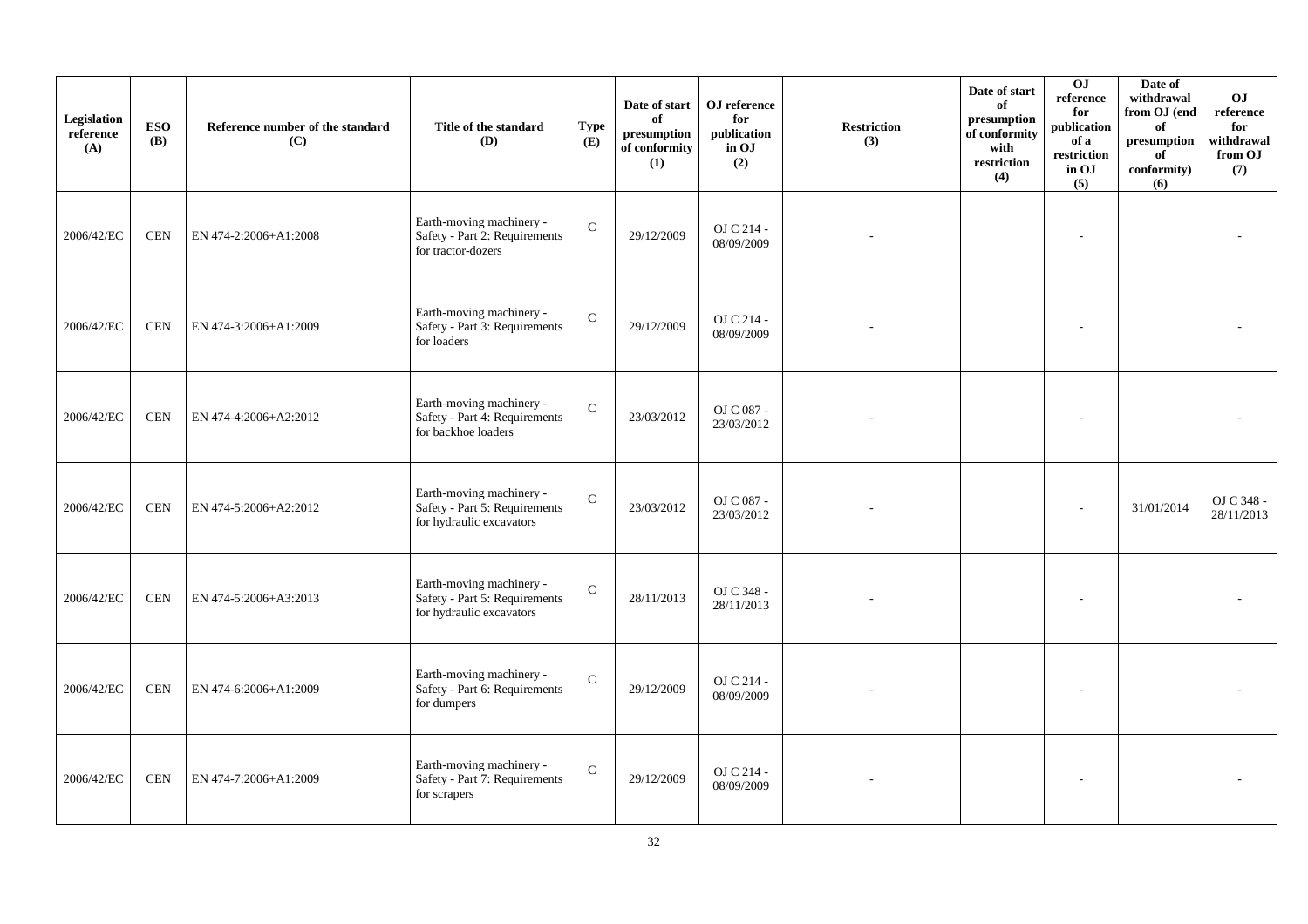| Legislation reference (A) | ESO (B) | Reference number of the standard (C) | Title of the standard (D) | Type (E) | Date of start of presumption of conformity (1) | OJ reference for publication in OJ (2) | Restriction (3) | Date of start of presumption of conformity with restriction (4) | OJ reference for publication of a restriction in OJ (5) | Date of withdrawal from OJ (end of presumption of conformity) (6) | OJ reference for withdrawal from OJ (7) |
|---|---|---|---|---|---|---|---|---|---|---|---|
| 2006/42/EC | CEN | EN 474-2:2006+A1:2008 | Earth-moving machinery - Safety - Part 2: Requirements for tractor-dozers | C | 29/12/2009 | OJ C 214 - 08/09/2009 | - | | - | | - |
| 2006/42/EC | CEN | EN 474-3:2006+A1:2009 | Earth-moving machinery - Safety - Part 3: Requirements for loaders | C | 29/12/2009 | OJ C 214 - 08/09/2009 | - | | - | | - |
| 2006/42/EC | CEN | EN 474-4:2006+A2:2012 | Earth-moving machinery - Safety - Part 4: Requirements for backhoe loaders | C | 23/03/2012 | OJ C 087 - 23/03/2012 | - | | - | | - |
| 2006/42/EC | CEN | EN 474-5:2006+A2:2012 | Earth-moving machinery - Safety - Part 5: Requirements for hydraulic excavators | C | 23/03/2012 | OJ C 087 - 23/03/2012 | - | | - | 31/01/2014 | OJ C 348 - 28/11/2013 |
| 2006/42/EC | CEN | EN 474-5:2006+A3:2013 | Earth-moving machinery - Safety - Part 5: Requirements for hydraulic excavators | C | 28/11/2013 | OJ C 348 - 28/11/2013 | - | | - | | - |
| 2006/42/EC | CEN | EN 474-6:2006+A1:2009 | Earth-moving machinery - Safety - Part 6: Requirements for dumpers | C | 29/12/2009 | OJ C 214 - 08/09/2009 | - | | - | | - |
| 2006/42/EC | CEN | EN 474-7:2006+A1:2009 | Earth-moving machinery - Safety - Part 7: Requirements for scrapers | C | 29/12/2009 | OJ C 214 - 08/09/2009 | - | | - | | - |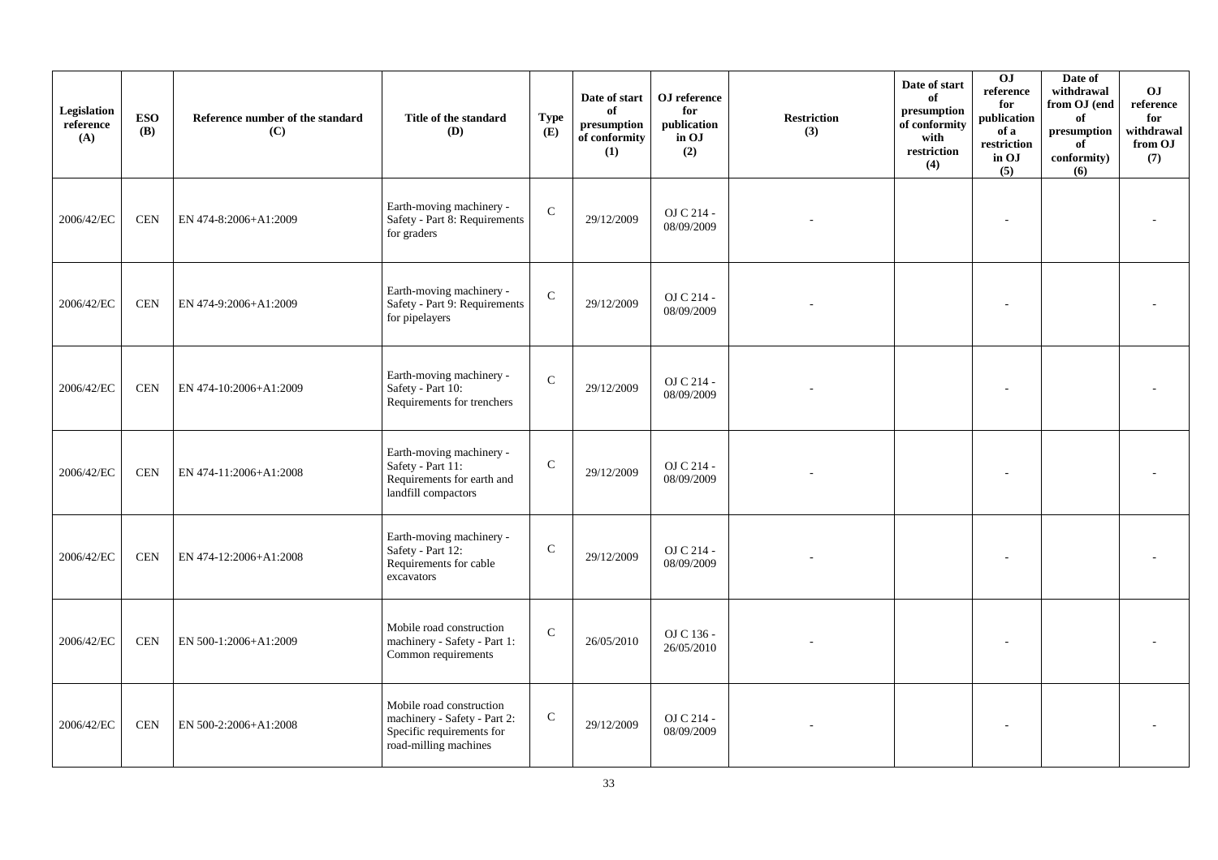| Legislation reference (A) | ESO (B) | Reference number of the standard (C) | Title of the standard (D) | Type (E) | Date of start of presumption of conformity (1) | OJ reference for publication in OJ (2) | Restriction (3) | Date of start of presumption of conformity with restriction (4) | OJ reference for publication of a restriction in OJ (5) | Date of withdrawal from OJ (end of presumption of conformity) (6) | OJ reference for withdrawal from OJ (7) |
|---|---|---|---|---|---|---|---|---|---|---|---|
| 2006/42/EC | CEN | EN 474-8:2006+A1:2009 | Earth-moving machinery - Safety - Part 8: Requirements for graders | C | 29/12/2009 | OJ C 214 - 08/09/2009 | - | | - | | - |
| 2006/42/EC | CEN | EN 474-9:2006+A1:2009 | Earth-moving machinery - Safety - Part 9: Requirements for pipelayers | C | 29/12/2009 | OJ C 214 - 08/09/2009 | - | | - | | - |
| 2006/42/EC | CEN | EN 474-10:2006+A1:2009 | Earth-moving machinery - Safety - Part 10: Requirements for trenchers | C | 29/12/2009 | OJ C 214 - 08/09/2009 | - | | - | | - |
| 2006/42/EC | CEN | EN 474-11:2006+A1:2008 | Earth-moving machinery - Safety - Part 11: Requirements for earth and landfill compactors | C | 29/12/2009 | OJ C 214 - 08/09/2009 | - | | - | | - |
| 2006/42/EC | CEN | EN 474-12:2006+A1:2008 | Earth-moving machinery - Safety - Part 12: Requirements for cable excavators | C | 29/12/2009 | OJ C 214 - 08/09/2009 | - | | - | | - |
| 2006/42/EC | CEN | EN 500-1:2006+A1:2009 | Mobile road construction machinery - Safety - Part 1: Common requirements | C | 26/05/2010 | OJ C 136 - 26/05/2010 | - | | - | | - |
| 2006/42/EC | CEN | EN 500-2:2006+A1:2008 | Mobile road construction machinery - Safety - Part 2: Specific requirements for road-milling machines | C | 29/12/2009 | OJ C 214 - 08/09/2009 | - | | - | | - |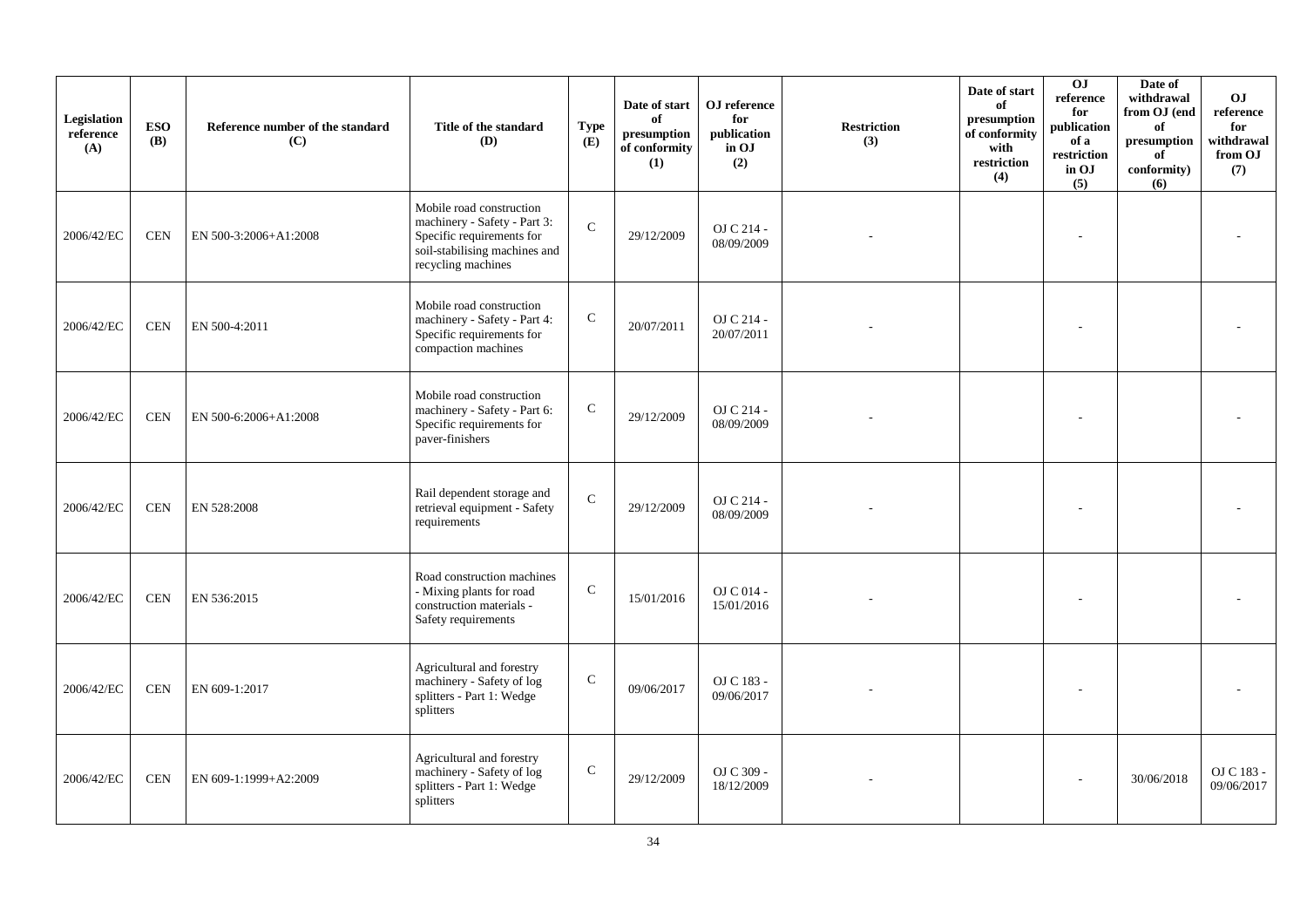| Legislation reference (A) | ESO (B) | Reference number of the standard (C) | Title of the standard (D) | Type (E) | Date of start of presumption of conformity (1) | OJ reference for publication in OJ (2) | Restriction (3) | Date of start of presumption of conformity with restriction (4) | OJ reference for publication of a restriction in OJ (5) | Date of withdrawal from OJ (end of presumption of conformity) (6) | OJ reference for withdrawal from OJ (7) |
|---|---|---|---|---|---|---|---|---|---|---|---|
| 2006/42/EC | CEN | EN 500-3:2006+A1:2008 | Mobile road construction machinery - Safety - Part 3: Specific requirements for soil-stabilising machines and recycling machines | C | 29/12/2009 | OJ C 214 - 08/09/2009 | - | | - | | - |
| 2006/42/EC | CEN | EN 500-4:2011 | Mobile road construction machinery - Safety - Part 4: Specific requirements for compaction machines | C | 20/07/2011 | OJ C 214 - 20/07/2011 | - | | - | | - |
| 2006/42/EC | CEN | EN 500-6:2006+A1:2008 | Mobile road construction machinery - Safety - Part 6: Specific requirements for paver-finishers | C | 29/12/2009 | OJ C 214 - 08/09/2009 | - | | - | | - |
| 2006/42/EC | CEN | EN 528:2008 | Rail dependent storage and retrieval equipment - Safety requirements | C | 29/12/2009 | OJ C 214 - 08/09/2009 | - | | - | | - |
| 2006/42/EC | CEN | EN 536:2015 | Road construction machines - Mixing plants for road construction materials - Safety requirements | C | 15/01/2016 | OJ C 014 - 15/01/2016 | - | | - | | - |
| 2006/42/EC | CEN | EN 609-1:2017 | Agricultural and forestry machinery - Safety of log splitters - Part 1: Wedge splitters | C | 09/06/2017 | OJ C 183 - 09/06/2017 | - | | - | | - |
| 2006/42/EC | CEN | EN 609-1:1999+A2:2009 | Agricultural and forestry machinery - Safety of log splitters - Part 1: Wedge splitters | C | 29/12/2009 | OJ C 309 - 18/12/2009 | - | | - | 30/06/2018 | OJ C 183 - 09/06/2017 |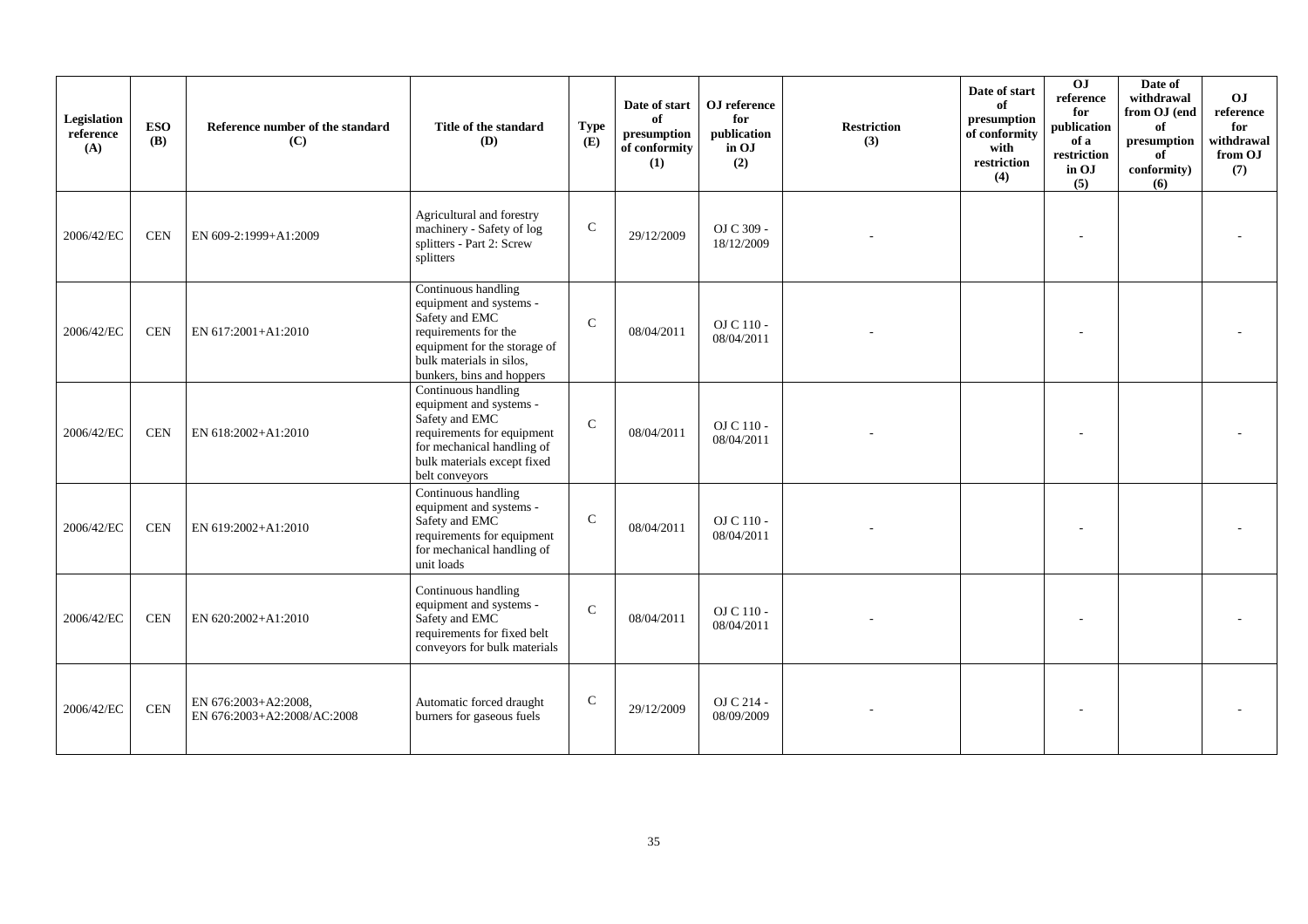| Legislation reference (A) | ESO (B) | Reference number of the standard (C) | Title of the standard (D) | Type (E) | Date of start of presumption of conformity (1) | OJ reference for publication in OJ (2) | Restriction (3) | Date of start of presumption of conformity with restriction (4) | OJ reference for publication of a restriction in OJ (5) | Date of withdrawal from OJ (end of presumption of conformity) (6) | OJ reference for withdrawal from OJ (7) |
|---|---|---|---|---|---|---|---|---|---|---|---|
| 2006/42/EC | CEN | EN 609-2:1999+A1:2009 | Agricultural and forestry machinery - Safety of log splitters - Part 2: Screw splitters | C | 29/12/2009 | OJ C 309 - 18/12/2009 | - | | - | | - |
| 2006/42/EC | CEN | EN 617:2001+A1:2010 | Continuous handling equipment and systems - Safety and EMC requirements for the equipment for the storage of bulk materials in silos, bunkers, bins and hoppers | C | 08/04/2011 | OJ C 110 - 08/04/2011 | - | | - | | - |
| 2006/42/EC | CEN | EN 618:2002+A1:2010 | Continuous handling equipment and systems - Safety and EMC requirements for equipment for mechanical handling of bulk materials except fixed belt conveyors | C | 08/04/2011 | OJ C 110 - 08/04/2011 | - | | - | | - |
| 2006/42/EC | CEN | EN 619:2002+A1:2010 | Continuous handling equipment and systems - Safety and EMC requirements for equipment for mechanical handling of unit loads | C | 08/04/2011 | OJ C 110 - 08/04/2011 | - | | - | | - |
| 2006/42/EC | CEN | EN 620:2002+A1:2010 | Continuous handling equipment and systems - Safety and EMC requirements for fixed belt conveyors for bulk materials | C | 08/04/2011 | OJ C 110 - 08/04/2011 | - | | - | | - |
| 2006/42/EC | CEN | EN 676:2003+A2:2008, EN 676:2003+A2:2008/AC:2008 | Automatic forced draught burners for gaseous fuels | C | 29/12/2009 | OJ C 214 - 08/09/2009 | - | | - | | - |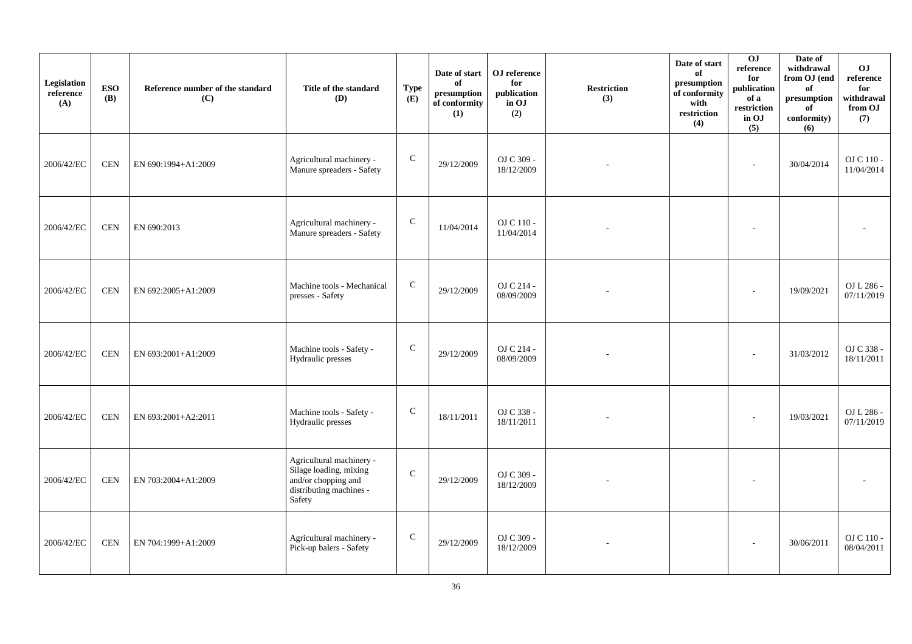| Legislation reference (A) | ESO (B) | Reference number of the standard (C) | Title of the standard (D) | Type (E) | Date of start of presumption of conformity (1) | OJ reference for publication in OJ (2) | Restriction (3) | Date of start of presumption of conformity with restriction (4) | OJ reference for publication of a restriction in OJ (5) | Date of withdrawal from OJ (end of presumption of conformity) (6) | OJ reference for withdrawal from OJ (7) |
|---|---|---|---|---|---|---|---|---|---|---|---|
| 2006/42/EC | CEN | EN 690:1994+A1:2009 | Agricultural machinery - Manure spreaders - Safety | C | 29/12/2009 | OJ C 309 - 18/12/2009 | - | | - | 30/04/2014 | OJ C 110 - 11/04/2014 |
| 2006/42/EC | CEN | EN 690:2013 | Agricultural machinery - Manure spreaders - Safety | C | 11/04/2014 | OJ C 110 - 11/04/2014 | - | | - | | - |
| 2006/42/EC | CEN | EN 692:2005+A1:2009 | Machine tools - Mechanical presses - Safety | C | 29/12/2009 | OJ C 214 - 08/09/2009 | - | | - | 19/09/2021 | OJ L 286 - 07/11/2019 |
| 2006/42/EC | CEN | EN 693:2001+A1:2009 | Machine tools - Safety - Hydraulic presses | C | 29/12/2009 | OJ C 214 - 08/09/2009 | - | | - | 31/03/2012 | OJ C 338 - 18/11/2011 |
| 2006/42/EC | CEN | EN 693:2001+A2:2011 | Machine tools - Safety - Hydraulic presses | C | 18/11/2011 | OJ C 338 - 18/11/2011 | - | | - | 19/03/2021 | OJ L 286 - 07/11/2019 |
| 2006/42/EC | CEN | EN 703:2004+A1:2009 | Agricultural machinery - Silage loading, mixing and/or chopping and distributing machines - Safety | C | 29/12/2009 | OJ C 309 - 18/12/2009 | - | | - | | - |
| 2006/42/EC | CEN | EN 704:1999+A1:2009 | Agricultural machinery - Pick-up balers - Safety | C | 29/12/2009 | OJ C 309 - 18/12/2009 | - | | - | 30/06/2011 | OJ C 110 - 08/04/2011 |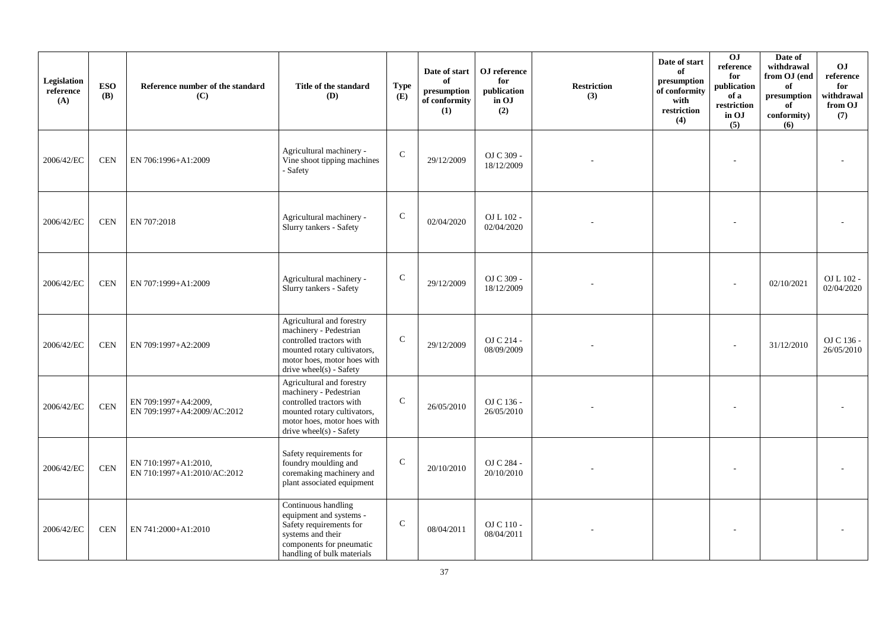| Legislation reference (A) | ESO (B) | Reference number of the standard (C) | Title of the standard (D) | Type (E) | Date of start of presumption of conformity (1) | OJ reference for publication in OJ (2) | Restriction (3) | Date of start of presumption of conformity with restriction (4) | OJ reference for publication of a restriction in OJ (5) | Date of withdrawal from OJ (end of presumption of conformity) (6) | OJ reference for withdrawal from OJ (7) |
|---|---|---|---|---|---|---|---|---|---|---|---|
| 2006/42/EC | CEN | EN 706:1996+A1:2009 | Agricultural machinery - Vine shoot tipping machines - Safety | C | 29/12/2009 | OJ C 309 - 18/12/2009 | - | | - | | - |
| 2006/42/EC | CEN | EN 707:2018 | Agricultural machinery - Slurry tankers - Safety | C | 02/04/2020 | OJ L 102 - 02/04/2020 | - | | - | | - |
| 2006/42/EC | CEN | EN 707:1999+A1:2009 | Agricultural machinery - Slurry tankers - Safety | C | 29/12/2009 | OJ C 309 - 18/12/2009 | - | | - | 02/10/2021 | OJ L 102 - 02/04/2020 |
| 2006/42/EC | CEN | EN 709:1997+A2:2009 | Agricultural and forestry machinery - Pedestrian controlled tractors with mounted rotary cultivators, motor hoes, motor hoes with drive wheel(s) - Safety | C | 29/12/2009 | OJ C 214 - 08/09/2009 | - | | - | 31/12/2010 | OJ C 136 - 26/05/2010 |
| 2006/42/EC | CEN | EN 709:1997+A4:2009, EN 709:1997+A4:2009/AC:2012 | Agricultural and forestry machinery - Pedestrian controlled tractors with mounted rotary cultivators, motor hoes, motor hoes with drive wheel(s) - Safety | C | 26/05/2010 | OJ C 136 - 26/05/2010 | - | | - | | - |
| 2006/42/EC | CEN | EN 710:1997+A1:2010, EN 710:1997+A1:2010/AC:2012 | Safety requirements for foundry moulding and coremaking machinery and plant associated equipment | C | 20/10/2010 | OJ C 284 - 20/10/2010 | - | | - | | - |
| 2006/42/EC | CEN | EN 741:2000+A1:2010 | Continuous handling equipment and systems - Safety requirements for systems and their components for pneumatic handling of bulk materials | C | 08/04/2011 | OJ C 110 - 08/04/2011 | - | | - | | - |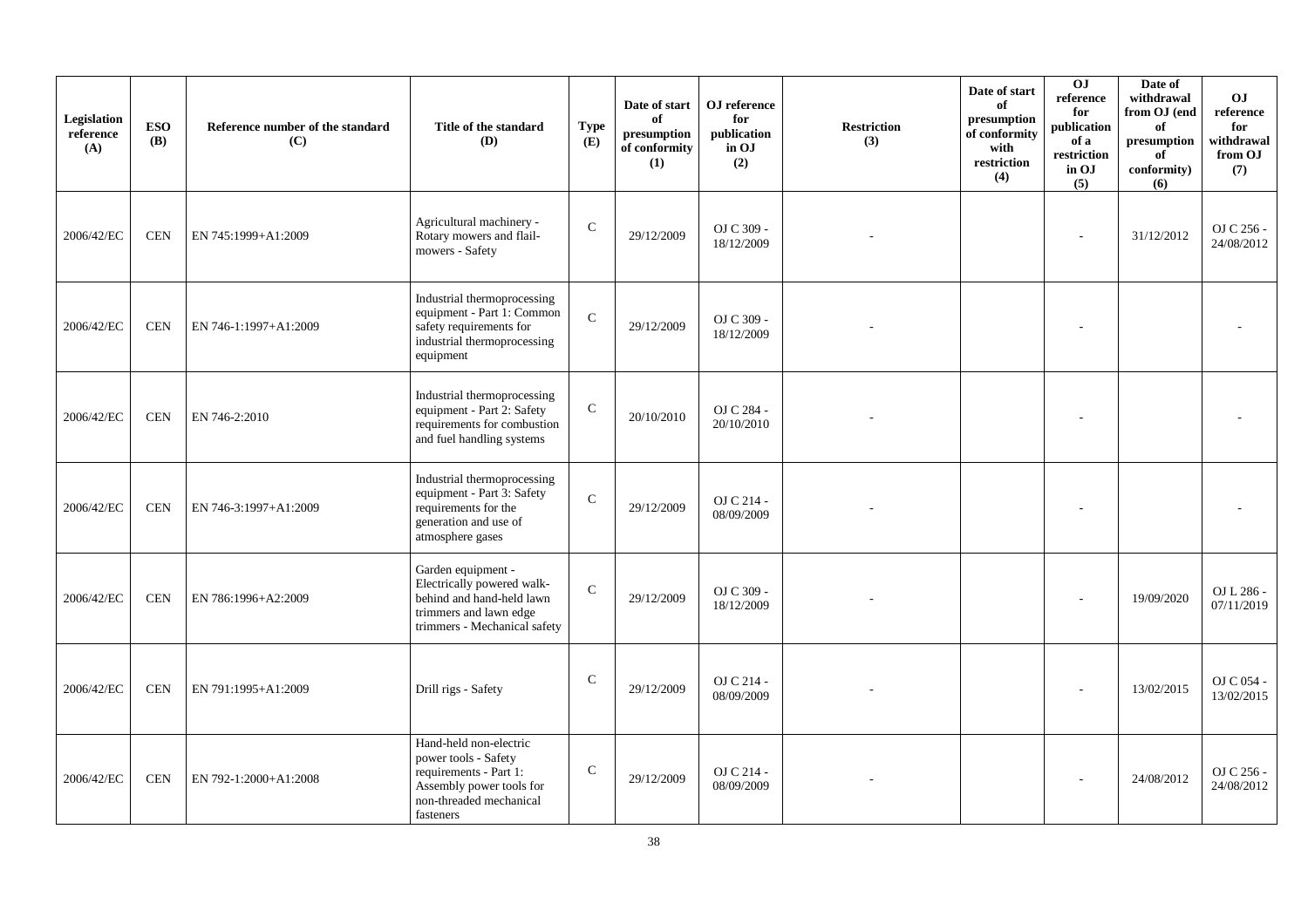| Legislation reference (A) | ESO (B) | Reference number of the standard (C) | Title of the standard (D) | Type (E) | Date of start of presumption of conformity (1) | OJ reference for publication in OJ (2) | Restriction (3) | Date of start of presumption of conformity with restriction (4) | OJ reference for publication of a restriction in OJ (5) | Date of withdrawal from OJ (end of presumption of conformity) (6) | OJ reference for withdrawal from OJ (7) |
|---|---|---|---|---|---|---|---|---|---|---|---|
| 2006/42/EC | CEN | EN 745:1999+A1:2009 | Agricultural machinery - Rotary mowers and flail-mowers - Safety | C | 29/12/2009 | OJ C 309 - 18/12/2009 | - | | - | 31/12/2012 | OJ C 256 - 24/08/2012 |
| 2006/42/EC | CEN | EN 746-1:1997+A1:2009 | Industrial thermoprocessing equipment - Part 1: Common safety requirements for industrial thermoprocessing equipment | C | 29/12/2009 | OJ C 309 - 18/12/2009 | - | | - | | - |
| 2006/42/EC | CEN | EN 746-2:2010 | Industrial thermoprocessing equipment - Part 2: Safety requirements for combustion and fuel handling systems | C | 20/10/2010 | OJ C 284 - 20/10/2010 | - | | - | | - |
| 2006/42/EC | CEN | EN 746-3:1997+A1:2009 | Industrial thermoprocessing equipment - Part 3: Safety requirements for the generation and use of atmosphere gases | C | 29/12/2009 | OJ C 214 - 08/09/2009 | - | | - | | - |
| 2006/42/EC | CEN | EN 786:1996+A2:2009 | Garden equipment - Electrically powered walk-behind and hand-held lawn trimmers and lawn edge trimmers - Mechanical safety | C | 29/12/2009 | OJ C 309 - 18/12/2009 | - | | - | 19/09/2020 | OJ L 286 - 07/11/2019 |
| 2006/42/EC | CEN | EN 791:1995+A1:2009 | Drill rigs - Safety | C | 29/12/2009 | OJ C 214 - 08/09/2009 | - | | - | 13/02/2015 | OJ C 054 - 13/02/2015 |
| 2006/42/EC | CEN | EN 792-1:2000+A1:2008 | Hand-held non-electric power tools - Safety requirements - Part 1: Assembly power tools for non-threaded mechanical fasteners | C | 29/12/2009 | OJ C 214 - 08/09/2009 | - | | - | 24/08/2012 | OJ C 256 - 24/08/2012 |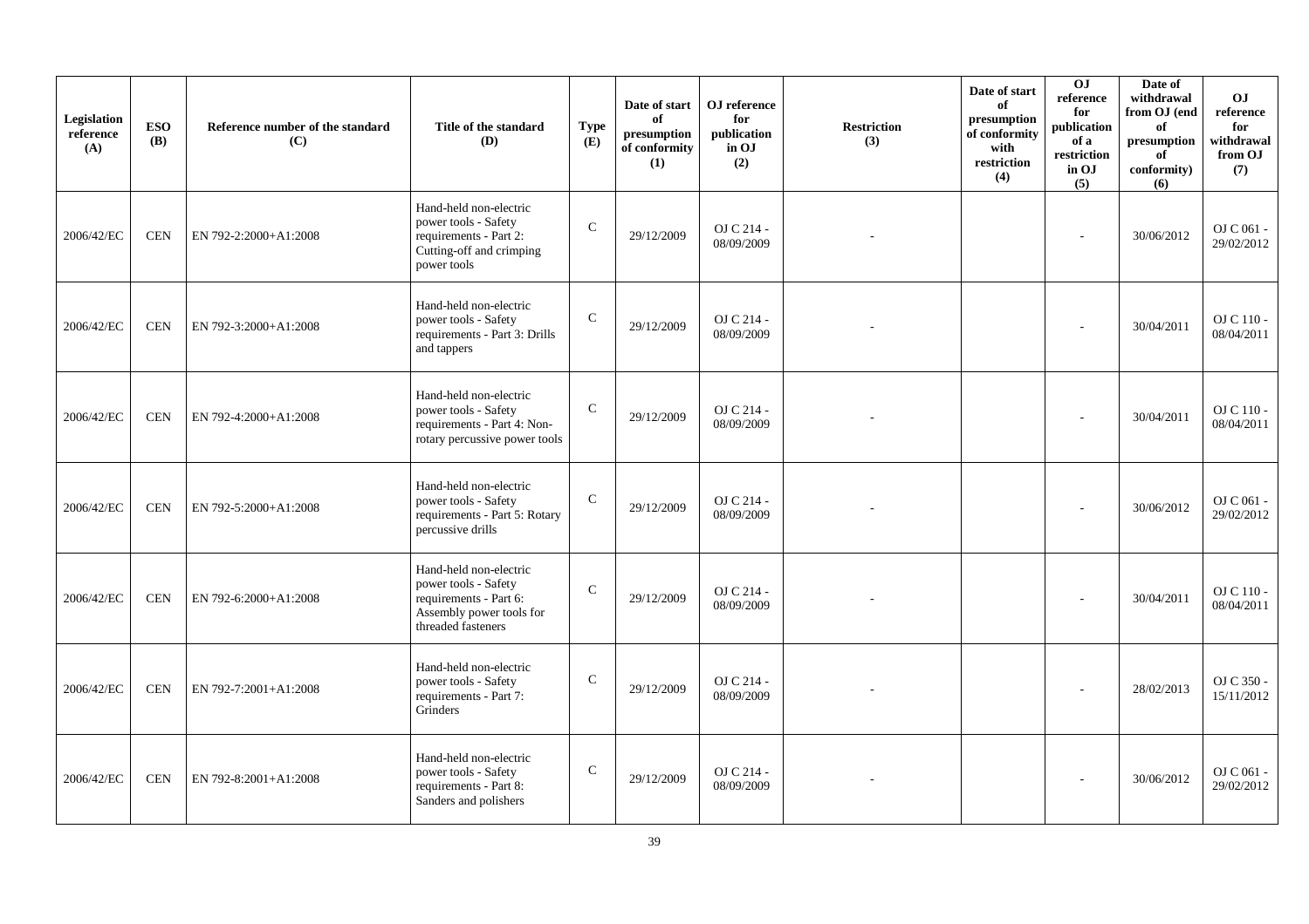| Legislation reference (A) | ESO (B) | Reference number of the standard (C) | Title of the standard (D) | Type (E) | Date of start of presumption of conformity (1) | OJ reference for publication in OJ (2) | Restriction (3) | Date of start of presumption of conformity with restriction (4) | OJ reference for publication of a restriction in OJ (5) | Date of withdrawal from OJ (end of presumption of conformity) (6) | OJ reference for withdrawal from OJ (7) |
|---|---|---|---|---|---|---|---|---|---|---|---|
| 2006/42/EC | CEN | EN 792-2:2000+A1:2008 | Hand-held non-electric power tools - Safety requirements - Part 2: Cutting-off and crimping power tools | C | 29/12/2009 | OJ C 214 - 08/09/2009 | - | | - | 30/06/2012 | OJ C 061 - 29/02/2012 |
| 2006/42/EC | CEN | EN 792-3:2000+A1:2008 | Hand-held non-electric power tools - Safety requirements - Part 3: Drills and tappers | C | 29/12/2009 | OJ C 214 - 08/09/2009 | - | | - | 30/04/2011 | OJ C 110 - 08/04/2011 |
| 2006/42/EC | CEN | EN 792-4:2000+A1:2008 | Hand-held non-electric power tools - Safety requirements - Part 4: Non-rotary percussive power tools | C | 29/12/2009 | OJ C 214 - 08/09/2009 | - | | - | 30/04/2011 | OJ C 110 - 08/04/2011 |
| 2006/42/EC | CEN | EN 792-5:2000+A1:2008 | Hand-held non-electric power tools - Safety requirements - Part 5: Rotary percussive drills | C | 29/12/2009 | OJ C 214 - 08/09/2009 | - | | - | 30/06/2012 | OJ C 061 - 29/02/2012 |
| 2006/42/EC | CEN | EN 792-6:2000+A1:2008 | Hand-held non-electric power tools - Safety requirements - Part 6: Assembly power tools for threaded fasteners | C | 29/12/2009 | OJ C 214 - 08/09/2009 | - | | - | 30/04/2011 | OJ C 110 - 08/04/2011 |
| 2006/42/EC | CEN | EN 792-7:2001+A1:2008 | Hand-held non-electric power tools - Safety requirements - Part 7: Grinders | C | 29/12/2009 | OJ C 214 - 08/09/2009 | - | | - | 28/02/2013 | OJ C 350 - 15/11/2012 |
| 2006/42/EC | CEN | EN 792-8:2001+A1:2008 | Hand-held non-electric power tools - Safety requirements - Part 8: Sanders and polishers | C | 29/12/2009 | OJ C 214 - 08/09/2009 | - | | - | 30/06/2012 | OJ C 061 - 29/02/2012 |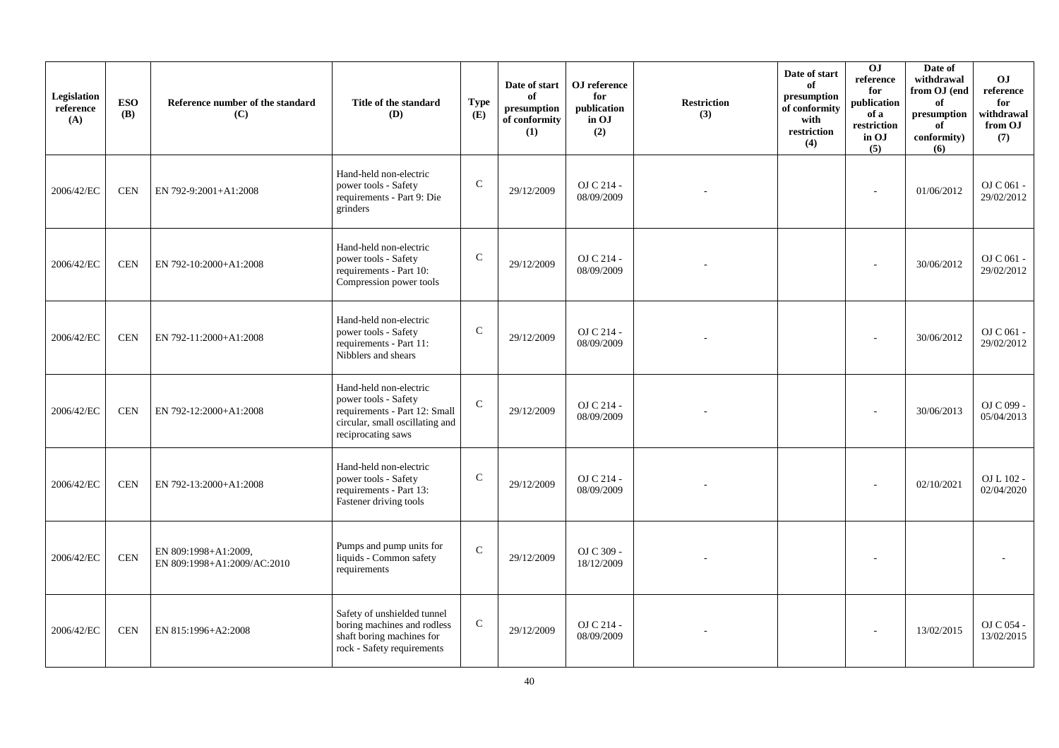| Legislation reference (A) | ESO (B) | Reference number of the standard (C) | Title of the standard (D) | Type (E) | Date of start of presumption of conformity (1) | OJ reference for publication in OJ (2) | Restriction (3) | Date of start of presumption of conformity with restriction (4) | OJ reference for publication of a restriction in OJ (5) | Date of withdrawal from OJ (end of presumption of conformity) (6) | OJ reference for withdrawal from OJ (7) |
|---|---|---|---|---|---|---|---|---|---|---|---|
| 2006/42/EC | CEN | EN 792-9:2001+A1:2008 | Hand-held non-electric power tools - Safety requirements - Part 9: Die grinders | C | 29/12/2009 | OJ C 214 - 08/09/2009 | - | | - | 01/06/2012 | OJ C 061 - 29/02/2012 |
| 2006/42/EC | CEN | EN 792-10:2000+A1:2008 | Hand-held non-electric power tools - Safety requirements - Part 10: Compression power tools | C | 29/12/2009 | OJ C 214 - 08/09/2009 | - | | - | 30/06/2012 | OJ C 061 - 29/02/2012 |
| 2006/42/EC | CEN | EN 792-11:2000+A1:2008 | Hand-held non-electric power tools - Safety requirements - Part 11: Nibblers and shears | C | 29/12/2009 | OJ C 214 - 08/09/2009 | - | | - | 30/06/2012 | OJ C 061 - 29/02/2012 |
| 2006/42/EC | CEN | EN 792-12:2000+A1:2008 | Hand-held non-electric power tools - Safety requirements - Part 12: Small circular, small oscillating and reciprocating saws | C | 29/12/2009 | OJ C 214 - 08/09/2009 | - | | - | 30/06/2013 | OJ C 099 - 05/04/2013 |
| 2006/42/EC | CEN | EN 792-13:2000+A1:2008 | Hand-held non-electric power tools - Safety requirements - Part 13: Fastener driving tools | C | 29/12/2009 | OJ C 214 - 08/09/2009 | - | | - | 02/10/2021 | OJ L 102 - 02/04/2020 |
| 2006/42/EC | CEN | EN 809:1998+A1:2009, EN 809:1998+A1:2009/AC:2010 | Pumps and pump units for liquids - Common safety requirements | C | 29/12/2009 | OJ C 309 - 18/12/2009 | - | | - | | - |
| 2006/42/EC | CEN | EN 815:1996+A2:2008 | Safety of unshielded tunnel boring machines and rodless shaft boring machines for rock - Safety requirements | C | 29/12/2009 | OJ C 214 - 08/09/2009 | - | | - | 13/02/2015 | OJ C 054 - 13/02/2015 |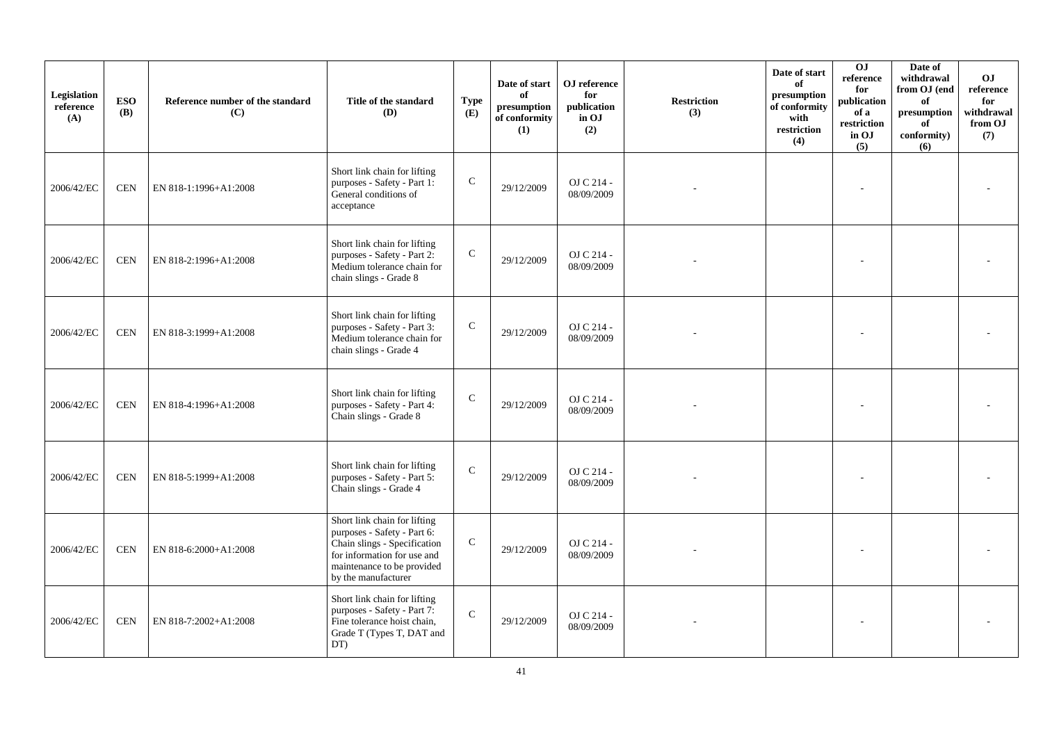| Legislation reference (A) | ESO (B) | Reference number of the standard (C) | Title of the standard (D) | Type (E) | Date of start of presumption of conformity (1) | OJ reference for publication in OJ (2) | Restriction (3) | Date of start of presumption of conformity with restriction (4) | OJ reference for publication of a restriction in OJ (5) | Date of withdrawal from OJ (end of presumption of conformity) (6) | OJ reference for withdrawal from OJ (7) |
|---|---|---|---|---|---|---|---|---|---|---|---|
| 2006/42/EC | CEN | EN 818-1:1996+A1:2008 | Short link chain for lifting purposes - Safety - Part 1: General conditions of acceptance | C | 29/12/2009 | OJ C 214 - 08/09/2009 | - | | - | | - |
| 2006/42/EC | CEN | EN 818-2:1996+A1:2008 | Short link chain for lifting purposes - Safety - Part 2: Medium tolerance chain for chain slings - Grade 8 | C | 29/12/2009 | OJ C 214 - 08/09/2009 | - | | - | | - |
| 2006/42/EC | CEN | EN 818-3:1999+A1:2008 | Short link chain for lifting purposes - Safety - Part 3: Medium tolerance chain for chain slings - Grade 4 | C | 29/12/2009 | OJ C 214 - 08/09/2009 | - | | - | | - |
| 2006/42/EC | CEN | EN 818-4:1996+A1:2008 | Short link chain for lifting purposes - Safety - Part 4: Chain slings - Grade 8 | C | 29/12/2009 | OJ C 214 - 08/09/2009 | - | | - | | - |
| 2006/42/EC | CEN | EN 818-5:1999+A1:2008 | Short link chain for lifting purposes - Safety - Part 5: Chain slings - Grade 4 | C | 29/12/2009 | OJ C 214 - 08/09/2009 | - | | - | | - |
| 2006/42/EC | CEN | EN 818-6:2000+A1:2008 | Short link chain for lifting purposes - Safety - Part 6: Chain slings - Specification for information for use and maintenance to be provided by the manufacturer | C | 29/12/2009 | OJ C 214 - 08/09/2009 | - | | - | | - |
| 2006/42/EC | CEN | EN 818-7:2002+A1:2008 | Short link chain for lifting purposes - Safety - Part 7: Fine tolerance hoist chain, Grade T (Types T, DAT and DT) | C | 29/12/2009 | OJ C 214 - 08/09/2009 | - | | - | | - |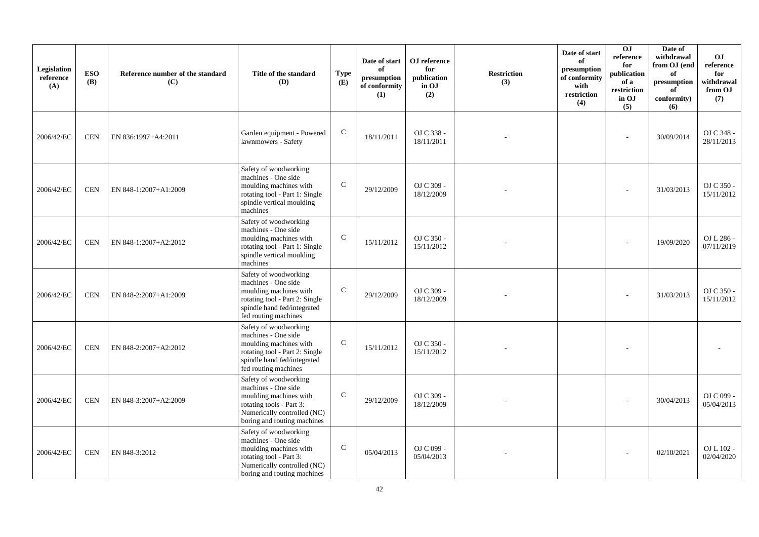| Legislation reference (A) | ESO (B) | Reference number of the standard (C) | Title of the standard (D) | Type (E) | Date of start of presumption of conformity (1) | OJ reference for publication in OJ (2) | Restriction (3) | Date of start of presumption of conformity with restriction (4) | OJ reference for publication of a restriction in OJ (5) | Date of withdrawal from OJ (end of presumption of conformity) (6) | OJ reference for withdrawal from OJ (7) |
|---|---|---|---|---|---|---|---|---|---|---|---|
| 2006/42/EC | CEN | EN 836:1997+A4:2011 | Garden equipment - Powered lawnmowers - Safety | C | 18/11/2011 | OJ C 338 - 18/11/2011 | - | | - | 30/09/2014 | OJ C 348 - 28/11/2013 |
| 2006/42/EC | CEN | EN 848-1:2007+A1:2009 | Safety of woodworking machines - One side moulding machines with rotating tool - Part 1: Single spindle vertical moulding machines | C | 29/12/2009 | OJ C 309 - 18/12/2009 | - | | - | 31/03/2013 | OJ C 350 - 15/11/2012 |
| 2006/42/EC | CEN | EN 848-1:2007+A2:2012 | Safety of woodworking machines - One side moulding machines with rotating tool - Part 1: Single spindle vertical moulding machines | C | 15/11/2012 | OJ C 350 - 15/11/2012 | - | | - | 19/09/2020 | OJ L 286 - 07/11/2019 |
| 2006/42/EC | CEN | EN 848-2:2007+A1:2009 | Safety of woodworking machines - One side moulding machines with rotating tool - Part 2: Single spindle hand fed/integrated fed routing machines | C | 29/12/2009 | OJ C 309 - 18/12/2009 | - | | - | 31/03/2013 | OJ C 350 - 15/11/2012 |
| 2006/42/EC | CEN | EN 848-2:2007+A2:2012 | Safety of woodworking machines - One side moulding machines with rotating tool - Part 2: Single spindle hand fed/integrated fed routing machines | C | 15/11/2012 | OJ C 350 - 15/11/2012 | - | | - | | - |
| 2006/42/EC | CEN | EN 848-3:2007+A2:2009 | Safety of woodworking machines - One side moulding machines with rotating tools - Part 3: Numerically controlled (NC) boring and routing machines | C | 29/12/2009 | OJ C 309 - 18/12/2009 | - | | - | 30/04/2013 | OJ C 099 - 05/04/2013 |
| 2006/42/EC | CEN | EN 848-3:2012 | Safety of woodworking machines - One side moulding machines with rotating tool - Part 3: Numerically controlled (NC) boring and routing machines | C | 05/04/2013 | OJ C 099 - 05/04/2013 | - | | - | 02/10/2021 | OJ L 102 - 02/04/2020 |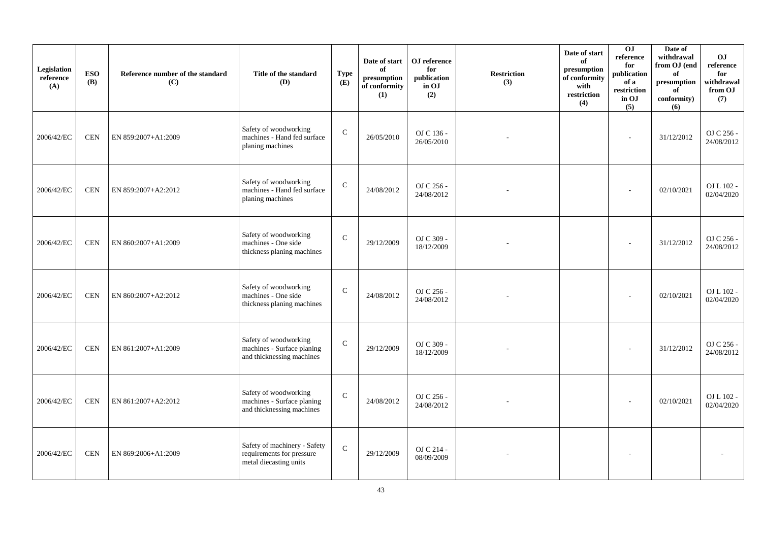| Legislation reference (A) | ESO (B) | Reference number of the standard (C) | Title of the standard (D) | Type (E) | Date of start of presumption of conformity (1) | OJ reference for publication in OJ (2) | Restriction (3) | Date of start of presumption of conformity with restriction (4) | OJ reference for publication of a restriction in OJ (5) | Date of withdrawal from OJ (end of presumption of conformity) (6) | OJ reference for withdrawal from OJ (7) |
|---|---|---|---|---|---|---|---|---|---|---|---|
| 2006/42/EC | CEN | EN 859:2007+A1:2009 | Safety of woodworking machines - Hand fed surface planing machines | C | 26/05/2010 | OJ C 136 - 26/05/2010 | - | | - | 31/12/2012 | OJ C 256 - 24/08/2012 |
| 2006/42/EC | CEN | EN 859:2007+A2:2012 | Safety of woodworking machines - Hand fed surface planing machines | C | 24/08/2012 | OJ C 256 - 24/08/2012 | - | | - | 02/10/2021 | OJ L 102 - 02/04/2020 |
| 2006/42/EC | CEN | EN 860:2007+A1:2009 | Safety of woodworking machines - One side thickness planing machines | C | 29/12/2009 | OJ C 309 - 18/12/2009 | - | | - | 31/12/2012 | OJ C 256 - 24/08/2012 |
| 2006/42/EC | CEN | EN 860:2007+A2:2012 | Safety of woodworking machines - One side thickness planing machines | C | 24/08/2012 | OJ C 256 - 24/08/2012 | - | | - | 02/10/2021 | OJ L 102 - 02/04/2020 |
| 2006/42/EC | CEN | EN 861:2007+A1:2009 | Safety of woodworking machines - Surface planing and thicknessing machines | C | 29/12/2009 | OJ C 309 - 18/12/2009 | - | | - | 31/12/2012 | OJ C 256 - 24/08/2012 |
| 2006/42/EC | CEN | EN 861:2007+A2:2012 | Safety of woodworking machines - Surface planing and thicknessing machines | C | 24/08/2012 | OJ C 256 - 24/08/2012 | - | | - | 02/10/2021 | OJ L 102 - 02/04/2020 |
| 2006/42/EC | CEN | EN 869:2006+A1:2009 | Safety of machinery - Safety requirements for pressure metal diecasting units | C | 29/12/2009 | OJ C 214 - 08/09/2009 | - | | - | | - |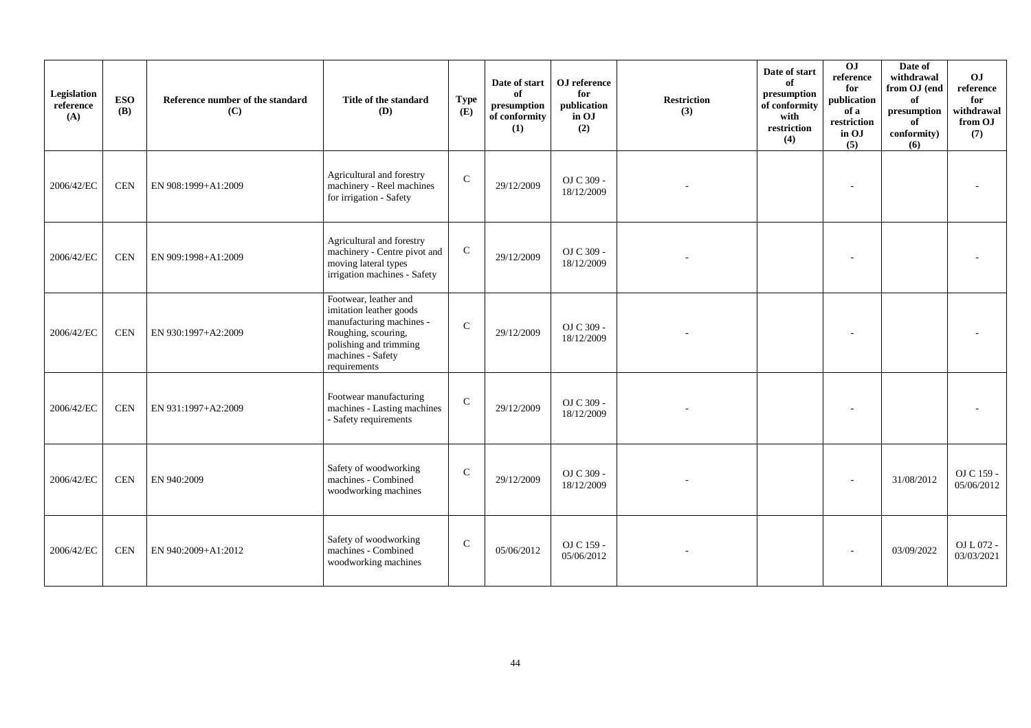| Legislation reference (A) | ESO (B) | Reference number of the standard (C) | Title of the standard (D) | Type (E) | Date of start of presumption of conformity (1) | OJ reference for publication in OJ (2) | Restriction (3) | Date of start of presumption of conformity with restriction (4) | OJ reference for publication of a restriction in OJ (5) | Date of withdrawal from OJ (end of presumption of conformity) (6) | OJ reference for withdrawal from OJ (7) |
|---|---|---|---|---|---|---|---|---|---|---|---|
| 2006/42/EC | CEN | EN 908:1999+A1:2009 | Agricultural and forestry machinery - Reel machines for irrigation - Safety | C | 29/12/2009 | OJ C 309 - 18/12/2009 | - | | - | | - |
| 2006/42/EC | CEN | EN 909:1998+A1:2009 | Agricultural and forestry machinery - Centre pivot and moving lateral types irrigation machines - Safety | C | 29/12/2009 | OJ C 309 - 18/12/2009 | - | | - | | - |
| 2006/42/EC | CEN | EN 930:1997+A2:2009 | Footwear, leather and imitation leather goods manufacturing machines - Roughing, scouring, polishing and trimming machines - Safety requirements | C | 29/12/2009 | OJ C 309 - 18/12/2009 | - | | - | | - |
| 2006/42/EC | CEN | EN 931:1997+A2:2009 | Footwear manufacturing machines - Lasting machines - Safety requirements | C | 29/12/2009 | OJ C 309 - 18/12/2009 | - | | - | | - |
| 2006/42/EC | CEN | EN 940:2009 | Safety of woodworking machines - Combined woodworking machines | C | 29/12/2009 | OJ C 309 - 18/12/2009 | - | | - | 31/08/2012 | OJ C 159 - 05/06/2012 |
| 2006/42/EC | CEN | EN 940:2009+A1:2012 | Safety of woodworking machines - Combined woodworking machines | C | 05/06/2012 | OJ C 159 - 05/06/2012 | - | | - | 03/09/2022 | OJ L 072 - 03/03/2021 |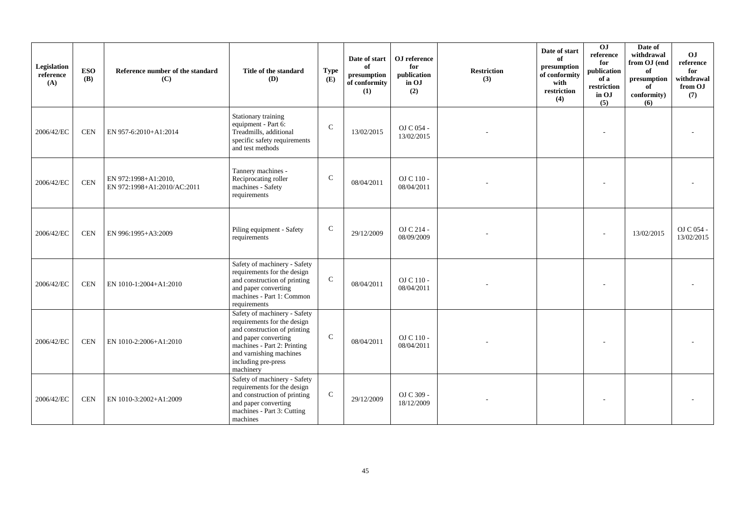| Legislation reference (A) | ESO (B) | Reference number of the standard (C) | Title of the standard (D) | Type (E) | Date of start of presumption of conformity (1) | OJ reference for publication in OJ (2) | Restriction (3) | Date of start of presumption of conformity with restriction (4) | OJ reference for publication of a restriction in OJ (5) | Date of withdrawal from OJ (end of presumption of conformity) (6) | OJ reference for withdrawal from OJ (7) |
|---|---|---|---|---|---|---|---|---|---|---|---|
| 2006/42/EC | CEN | EN 957-6:2010+A1:2014 | Stationary training equipment - Part 6: Treadmills, additional specific safety requirements and test methods | C | 13/02/2015 | OJ C 054 - 13/02/2015 | - | | - | | - |
| 2006/42/EC | CEN | EN 972:1998+A1:2010, EN 972:1998+A1:2010/AC:2011 | Tannery machines - Reciprocating roller machines - Safety requirements | C | 08/04/2011 | OJ C 110 - 08/04/2011 | - | | - | | - |
| 2006/42/EC | CEN | EN 996:1995+A3:2009 | Piling equipment - Safety requirements | C | 29/12/2009 | OJ C 214 - 08/09/2009 | - | | - | 13/02/2015 | OJ C 054 - 13/02/2015 |
| 2006/42/EC | CEN | EN 1010-1:2004+A1:2010 | Safety of machinery - Safety requirements for the design and construction of printing and paper converting machines - Part 1: Common requirements | C | 08/04/2011 | OJ C 110 - 08/04/2011 | - | | - | | - |
| 2006/42/EC | CEN | EN 1010-2:2006+A1:2010 | Safety of machinery - Safety requirements for the design and construction of printing and paper converting machines - Part 2: Printing and varnishing machines including pre-press machinery | C | 08/04/2011 | OJ C 110 - 08/04/2011 | - | | - | | - |
| 2006/42/EC | CEN | EN 1010-3:2002+A1:2009 | Safety of machinery - Safety requirements for the design and construction of printing and paper converting machines - Part 3: Cutting machines | C | 29/12/2009 | OJ C 309 - 18/12/2009 | - | | - | | - |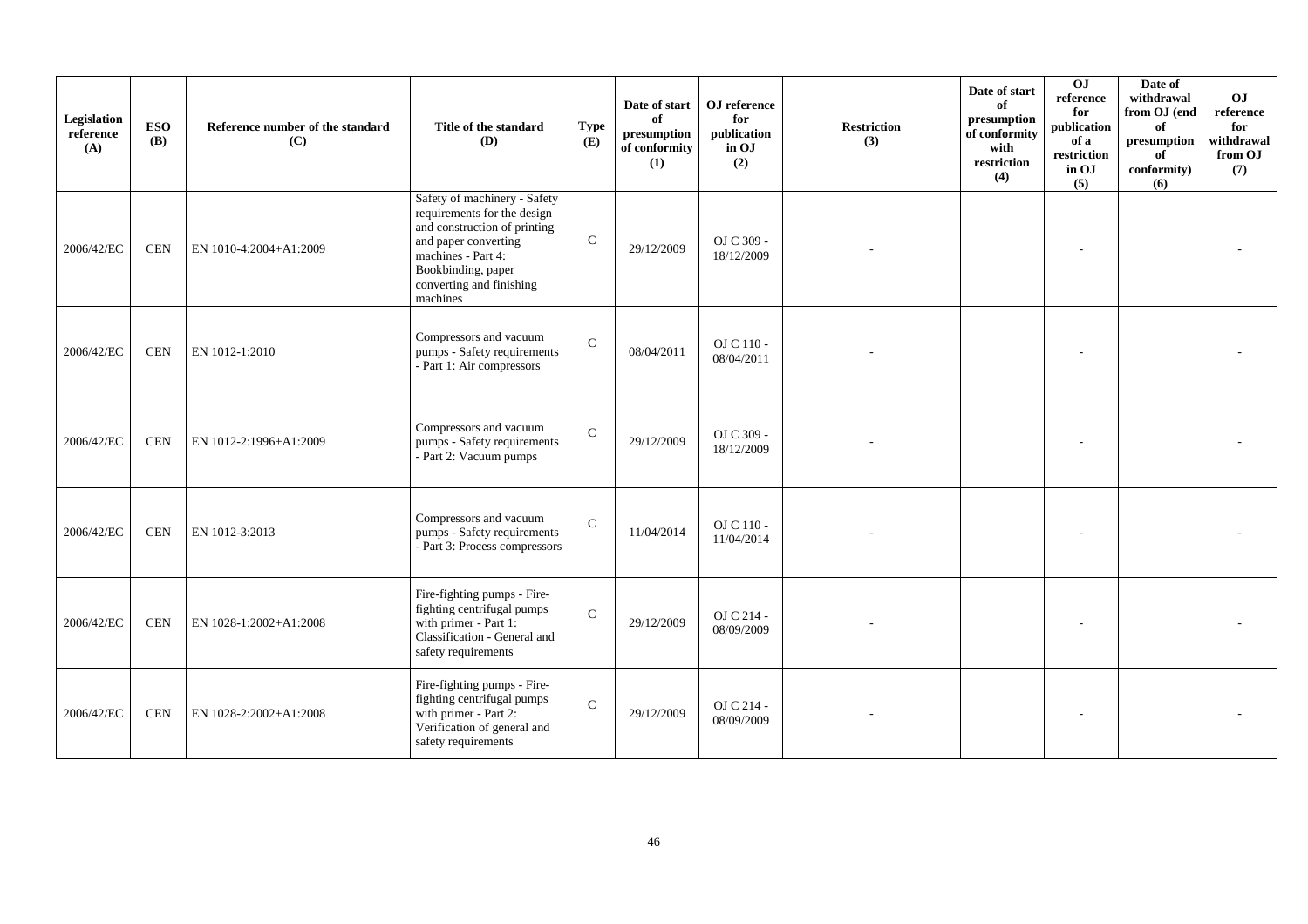| Legislation reference (A) | ESO (B) | Reference number of the standard (C) | Title of the standard (D) | Type (E) | Date of start of presumption of conformity (1) | OJ reference for publication in OJ (2) | Restriction (3) | Date of start of presumption of conformity with restriction (4) | OJ reference for publication of a restriction in OJ (5) | Date of withdrawal from OJ (end of presumption of conformity) (6) | OJ reference for withdrawal from OJ (7) |
|---|---|---|---|---|---|---|---|---|---|---|---|
| 2006/42/EC | CEN | EN 1010-4:2004+A1:2009 | Safety of machinery - Safety requirements for the design and construction of printing and paper converting machines - Part 4: Bookbinding, paper converting and finishing machines | C | 29/12/2009 | OJ C 309 - 18/12/2009 | - | | - | | - |
| 2006/42/EC | CEN | EN 1012-1:2010 | Compressors and vacuum pumps - Safety requirements - Part 1: Air compressors | C | 08/04/2011 | OJ C 110 - 08/04/2011 | - | | - | | - |
| 2006/42/EC | CEN | EN 1012-2:1996+A1:2009 | Compressors and vacuum pumps - Safety requirements - Part 2: Vacuum pumps | C | 29/12/2009 | OJ C 309 - 18/12/2009 | - | | - | | - |
| 2006/42/EC | CEN | EN 1012-3:2013 | Compressors and vacuum pumps - Safety requirements - Part 3: Process compressors | C | 11/04/2014 | OJ C 110 - 11/04/2014 | - | | - | | - |
| 2006/42/EC | CEN | EN 1028-1:2002+A1:2008 | Fire-fighting pumps - Fire-fighting centrifugal pumps with primer - Part 1: Classification - General and safety requirements | C | 29/12/2009 | OJ C 214 - 08/09/2009 | - | | - | | - |
| 2006/42/EC | CEN | EN 1028-2:2002+A1:2008 | Fire-fighting pumps - Fire-fighting centrifugal pumps with primer - Part 2: Verification of general and safety requirements | C | 29/12/2009 | OJ C 214 - 08/09/2009 | - | | - | | - |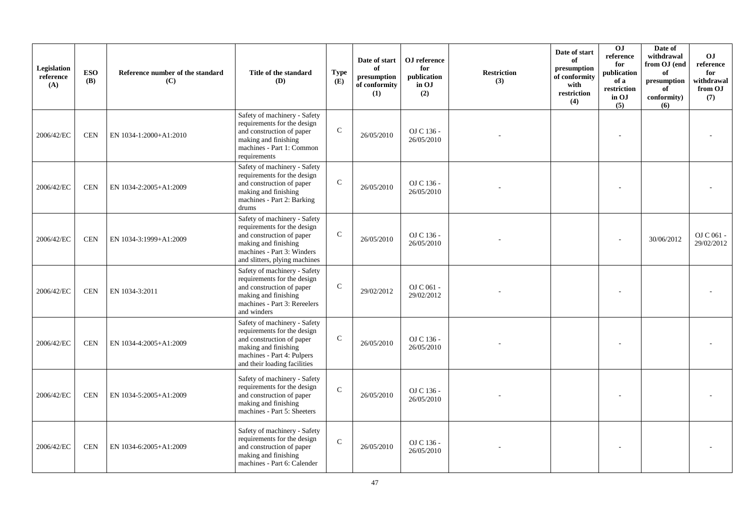| Legislation reference (A) | ESO (B) | Reference number of the standard (C) | Title of the standard (D) | Type (E) | Date of start of presumption of conformity (1) | OJ reference for publication in OJ (2) | Restriction (3) | Date of start of presumption of conformity with restriction (4) | OJ reference for publication of a restriction in OJ (5) | Date of withdrawal from OJ (end of presumption of conformity) (6) | OJ reference for withdrawal from OJ (7) |
|---|---|---|---|---|---|---|---|---|---|---|---|
| 2006/42/EC | CEN | EN 1034-1:2000+A1:2010 | Safety of machinery - Safety requirements for the design and construction of paper making and finishing machines - Part 1: Common requirements | C | 26/05/2010 | OJ C 136 - 26/05/2010 | - | | - | | - |
| 2006/42/EC | CEN | EN 1034-2:2005+A1:2009 | Safety of machinery - Safety requirements for the design and construction of paper making and finishing machines - Part 2: Barking drums | C | 26/05/2010 | OJ C 136 - 26/05/2010 | - | | - | | - |
| 2006/42/EC | CEN | EN 1034-3:1999+A1:2009 | Safety of machinery - Safety requirements for the design and construction of paper making and finishing machines - Part 3: Winders and slitters, plying machines | C | 26/05/2010 | OJ C 136 - 26/05/2010 | - | | - | 30/06/2012 | OJ C 061 - 29/02/2012 |
| 2006/42/EC | CEN | EN 1034-3:2011 | Safety of machinery - Safety requirements for the design and construction of paper making and finishing machines - Part 3: Rereelers and winders | C | 29/02/2012 | OJ C 061 - 29/02/2012 | - | | - | | - |
| 2006/42/EC | CEN | EN 1034-4:2005+A1:2009 | Safety of machinery - Safety requirements for the design and construction of paper making and finishing machines - Part 4: Pulpers and their loading facilities | C | 26/05/2010 | OJ C 136 - 26/05/2010 | - | | - | | - |
| 2006/42/EC | CEN | EN 1034-5:2005+A1:2009 | Safety of machinery - Safety requirements for the design and construction of paper making and finishing machines - Part 5: Sheeters | C | 26/05/2010 | OJ C 136 - 26/05/2010 | - | | - | | - |
| 2006/42/EC | CEN | EN 1034-6:2005+A1:2009 | Safety of machinery - Safety requirements for the design and construction of paper making and finishing machines - Part 6: Calender | C | 26/05/2010 | OJ C 136 - 26/05/2010 | - | | - | | - |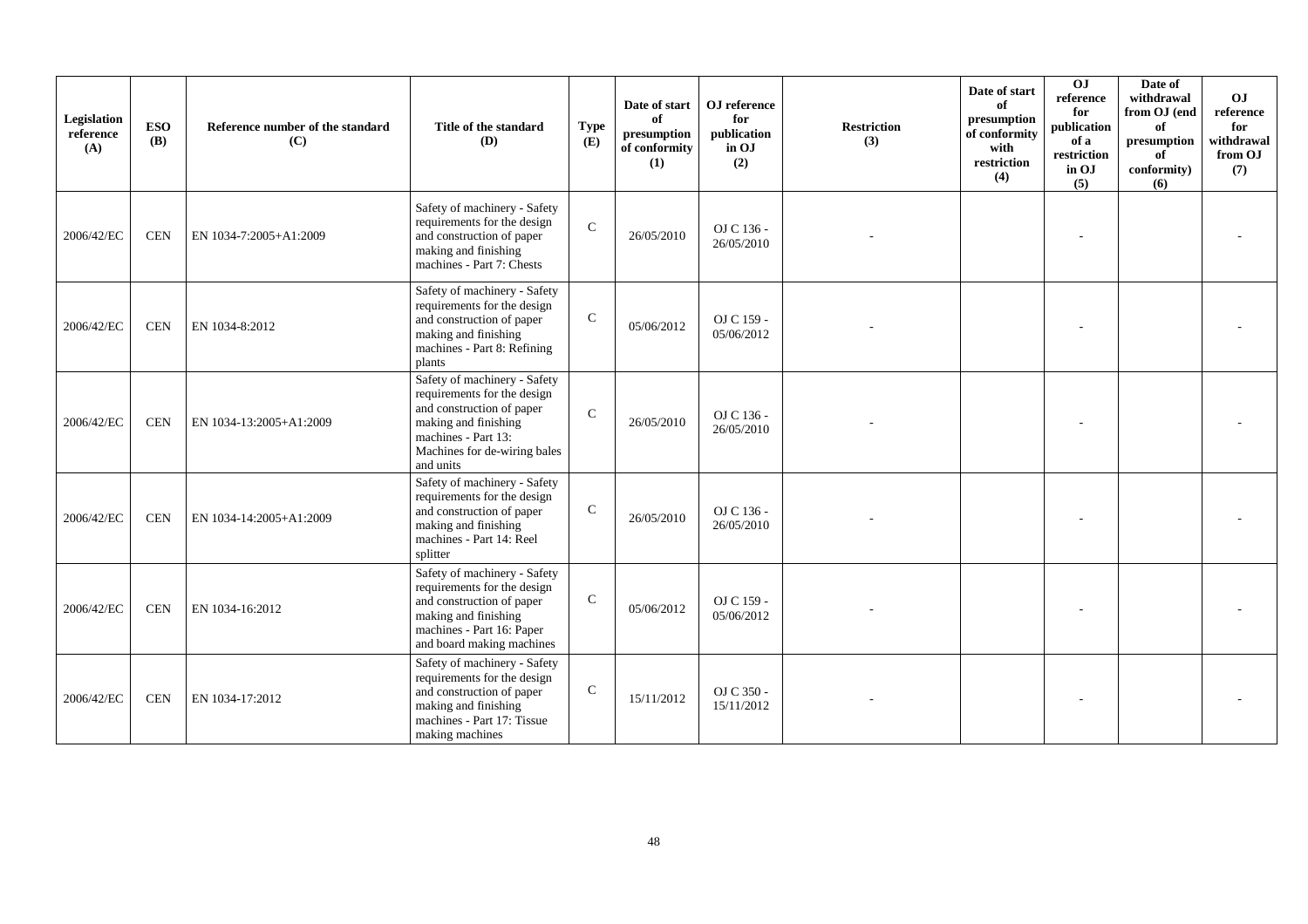| Legislation reference (A) | ESO (B) | Reference number of the standard (C) | Title of the standard (D) | Type (E) | Date of start of presumption of conformity (1) | OJ reference for publication in OJ (2) | Restriction (3) | Date of start of presumption of conformity with restriction (4) | OJ reference for publication of a restriction in OJ (5) | Date of withdrawal from OJ (end of presumption of conformity) (6) | OJ reference for withdrawal from OJ (7) |
|---|---|---|---|---|---|---|---|---|---|---|---|
| 2006/42/EC | CEN | EN 1034-7:2005+A1:2009 | Safety of machinery - Safety requirements for the design and construction of paper making and finishing machines - Part 7: Chests | C | 26/05/2010 | OJ C 136 - 26/05/2010 | - | | - | | - |
| 2006/42/EC | CEN | EN 1034-8:2012 | Safety of machinery - Safety requirements for the design and construction of paper making and finishing machines - Part 8: Refining plants | C | 05/06/2012 | OJ C 159 - 05/06/2012 | - | | - | | - |
| 2006/42/EC | CEN | EN 1034-13:2005+A1:2009 | Safety of machinery - Safety requirements for the design and construction of paper making and finishing machines - Part 13: Machines for de-wiring bales and units | C | 26/05/2010 | OJ C 136 - 26/05/2010 | - | | - | | - |
| 2006/42/EC | CEN | EN 1034-14:2005+A1:2009 | Safety of machinery - Safety requirements for the design and construction of paper making and finishing machines - Part 14: Reel splitter | C | 26/05/2010 | OJ C 136 - 26/05/2010 | - | | - | | - |
| 2006/42/EC | CEN | EN 1034-16:2012 | Safety of machinery - Safety requirements for the design and construction of paper making and finishing machines - Part 16: Paper and board making machines | C | 05/06/2012 | OJ C 159 - 05/06/2012 | - | | - | | - |
| 2006/42/EC | CEN | EN 1034-17:2012 | Safety of machinery - Safety requirements for the design and construction of paper making and finishing machines - Part 17: Tissue making machines | C | 15/11/2012 | OJ C 350 - 15/11/2012 | - | | - | | - |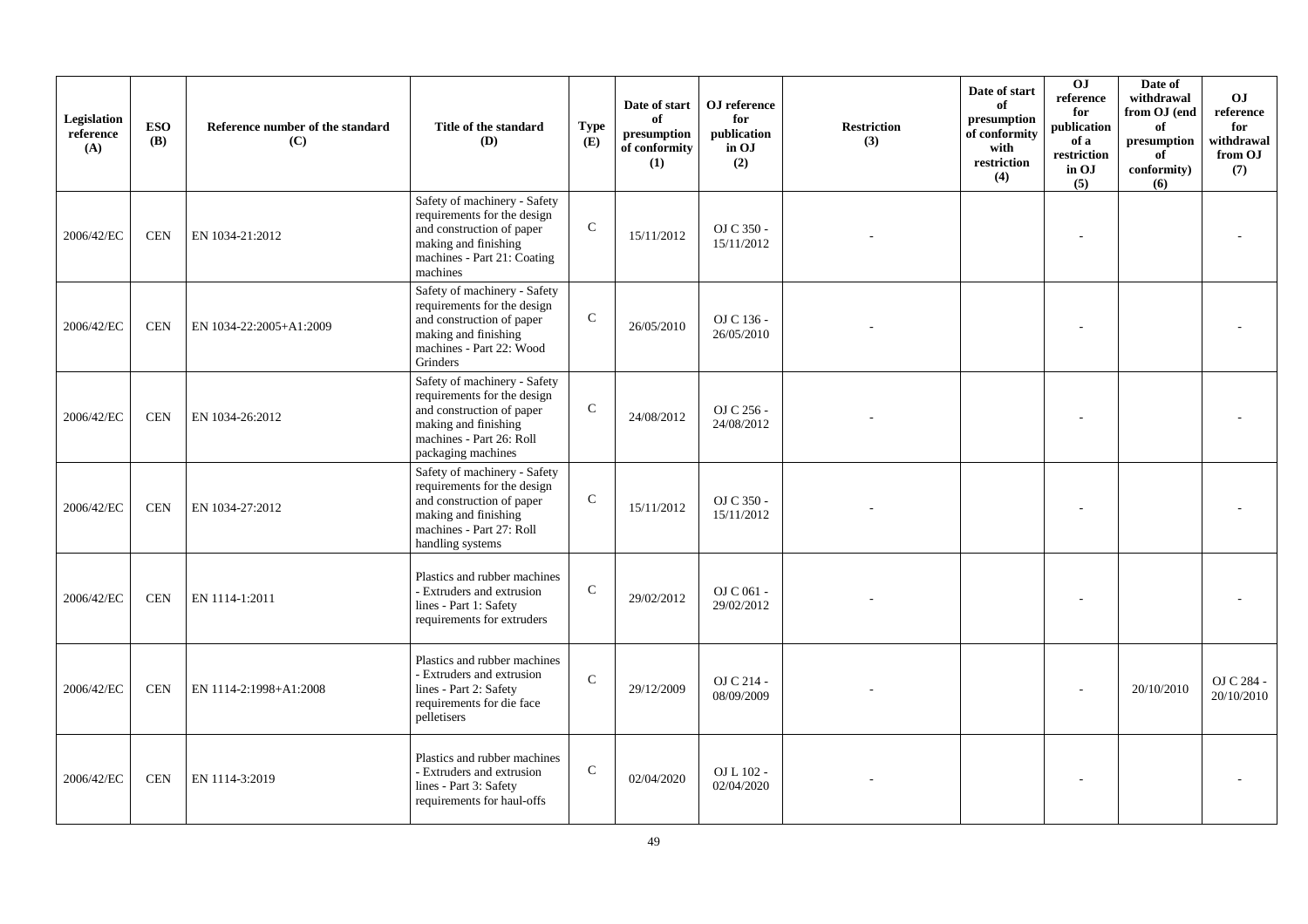| Legislation reference (A) | ESO (B) | Reference number of the standard (C) | Title of the standard (D) | Type (E) | Date of start of presumption of conformity (1) | OJ reference for publication in OJ (2) | Restriction (3) | Date of start of presumption of conformity with restriction (4) | OJ reference for publication of a restriction in OJ (5) | Date of withdrawal from OJ (end of presumption of conformity) (6) | OJ reference for withdrawal from OJ (7) |
|---|---|---|---|---|---|---|---|---|---|---|---|
| 2006/42/EC | CEN | EN 1034-21:2012 | Safety of machinery - Safety requirements for the design and construction of paper making and finishing machines - Part 21: Coating machines | C | 15/11/2012 | OJ C 350 - 15/11/2012 | - | | - | | - |
| 2006/42/EC | CEN | EN 1034-22:2005+A1:2009 | Safety of machinery - Safety requirements for the design and construction of paper making and finishing machines - Part 22: Wood Grinders | C | 26/05/2010 | OJ C 136 - 26/05/2010 | - | | - | | - |
| 2006/42/EC | CEN | EN 1034-26:2012 | Safety of machinery - Safety requirements for the design and construction of paper making and finishing machines - Part 26: Roll packaging machines | C | 24/08/2012 | OJ C 256 - 24/08/2012 | - | | - | | - |
| 2006/42/EC | CEN | EN 1034-27:2012 | Safety of machinery - Safety requirements for the design and construction of paper making and finishing machines - Part 27: Roll handling systems | C | 15/11/2012 | OJ C 350 - 15/11/2012 | - | | - | | - |
| 2006/42/EC | CEN | EN 1114-1:2011 | Plastics and rubber machines - Extruders and extrusion lines - Part 1: Safety requirements for extruders | C | 29/02/2012 | OJ C 061 - 29/02/2012 | - | | - | | - |
| 2006/42/EC | CEN | EN 1114-2:1998+A1:2008 | Plastics and rubber machines - Extruders and extrusion lines - Part 2: Safety requirements for die face pelletisers | C | 29/12/2009 | OJ C 214 - 08/09/2009 | - | | - | 20/10/2010 | OJ C 284 - 20/10/2010 |
| 2006/42/EC | CEN | EN 1114-3:2019 | Plastics and rubber machines - Extruders and extrusion lines - Part 3: Safety requirements for haul-offs | C | 02/04/2020 | OJ L 102 - 02/04/2020 | - | | - | | - |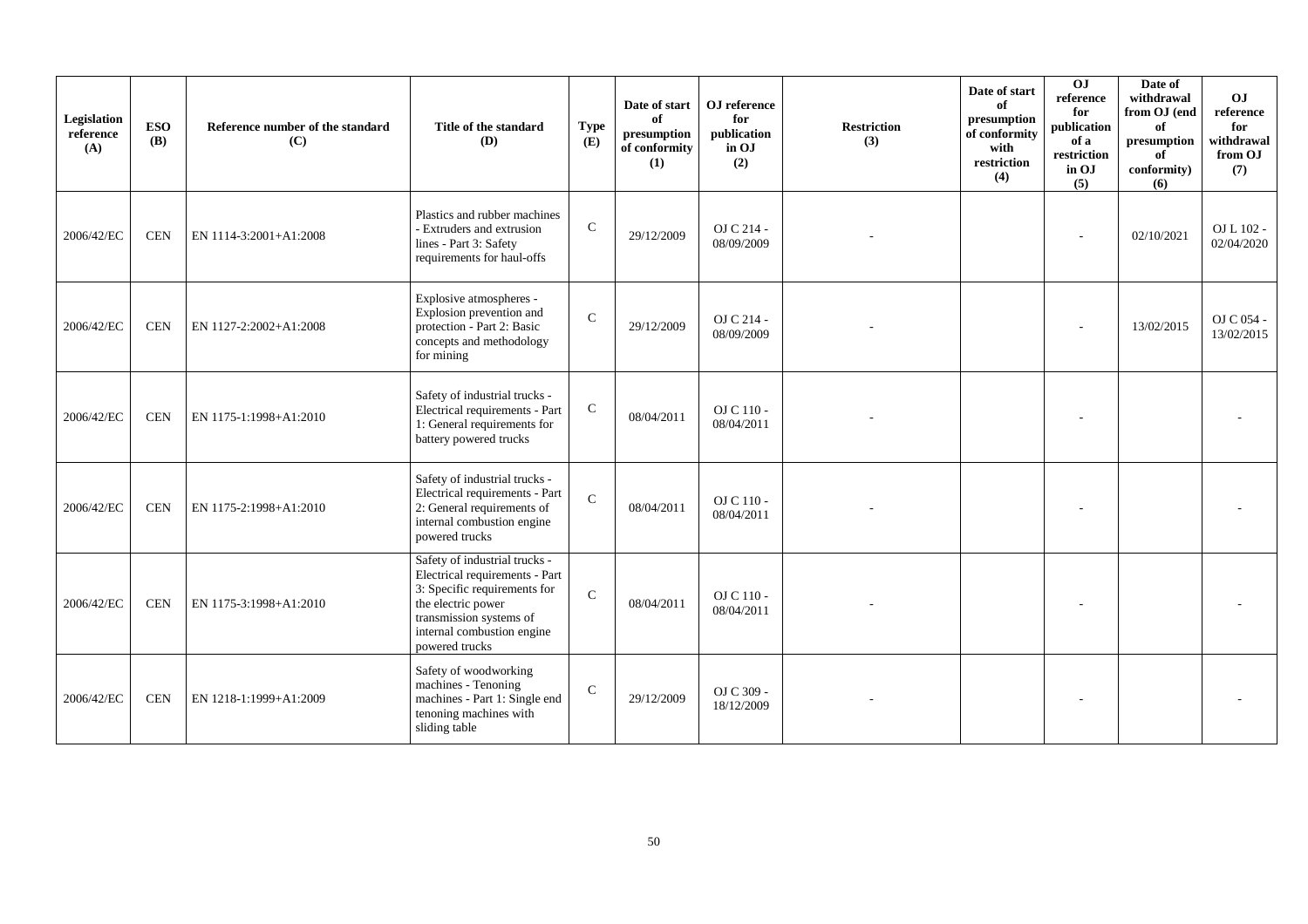| Legislation reference (A) | ESO (B) | Reference number of the standard (C) | Title of the standard (D) | Type (E) | Date of start of presumption of conformity (1) | OJ reference for publication in OJ (2) | Restriction (3) | Date of start of presumption of conformity with restriction (4) | OJ reference for publication of a restriction in OJ (5) | Date of withdrawal from OJ (end of presumption of conformity) (6) | OJ reference for withdrawal from OJ (7) |
|---|---|---|---|---|---|---|---|---|---|---|---|
| 2006/42/EC | CEN | EN 1114-3:2001+A1:2008 | Plastics and rubber machines - Extruders and extrusion lines - Part 3: Safety requirements for haul-offs | C | 29/12/2009 | OJ C 214 - 08/09/2009 | - | | - | 02/10/2021 | OJ L 102 - 02/04/2020 |
| 2006/42/EC | CEN | EN 1127-2:2002+A1:2008 | Explosive atmospheres - Explosion prevention and protection - Part 2: Basic concepts and methodology for mining | C | 29/12/2009 | OJ C 214 - 08/09/2009 | - | | - | 13/02/2015 | OJ C 054 - 13/02/2015 |
| 2006/42/EC | CEN | EN 1175-1:1998+A1:2010 | Safety of industrial trucks - Electrical requirements - Part 1: General requirements for battery powered trucks | C | 08/04/2011 | OJ C 110 - 08/04/2011 | - | | - | | - |
| 2006/42/EC | CEN | EN 1175-2:1998+A1:2010 | Safety of industrial trucks - Electrical requirements - Part 2: General requirements of internal combustion engine powered trucks | C | 08/04/2011 | OJ C 110 - 08/04/2011 | - | | - | | - |
| 2006/42/EC | CEN | EN 1175-3:1998+A1:2010 | Safety of industrial trucks - Electrical requirements - Part 3: Specific requirements for the electric power transmission systems of internal combustion engine powered trucks | C | 08/04/2011 | OJ C 110 - 08/04/2011 | - | | - | | - |
| 2006/42/EC | CEN | EN 1218-1:1999+A1:2009 | Safety of woodworking machines - Tenoning machines - Part 1: Single end tenoning machines with sliding table | C | 29/12/2009 | OJ C 309 - 18/12/2009 | - | | - | | - |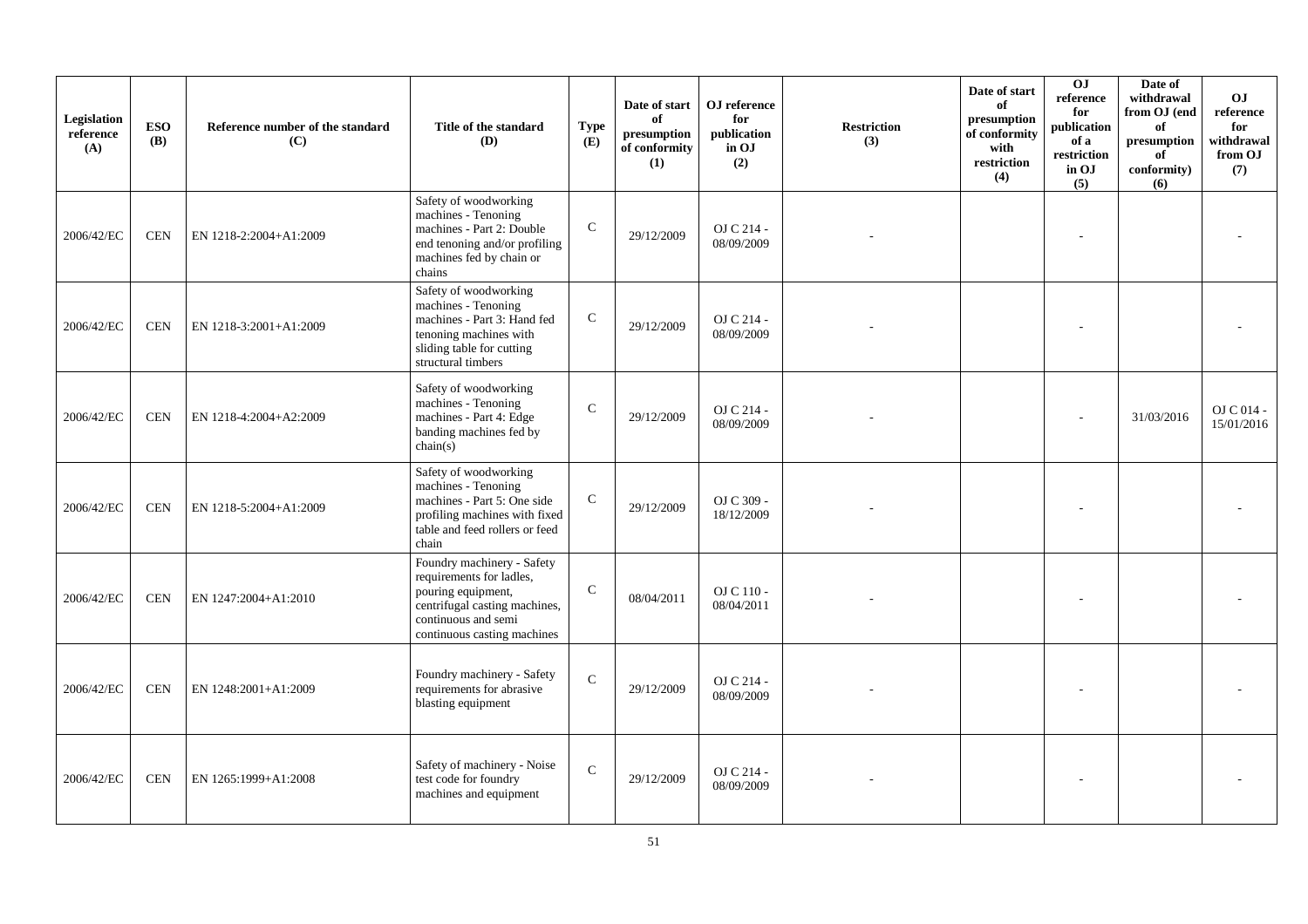| Legislation reference (A) | ESO (B) | Reference number of the standard (C) | Title of the standard (D) | Type (E) | Date of start of presumption of conformity (1) | OJ reference for publication in OJ (2) | Restriction (3) | Date of start of presumption of conformity with restriction (4) | OJ reference for publication of a restriction in OJ (5) | Date of withdrawal from OJ (end of presumption of conformity) (6) | OJ reference for withdrawal from OJ (7) |
|---|---|---|---|---|---|---|---|---|---|---|---|
| 2006/42/EC | CEN | EN 1218-2:2004+A1:2009 | Safety of woodworking machines - Tenoning machines - Part 2: Double end tenoning and/or profiling machines fed by chain or chains | C | 29/12/2009 | OJ C 214 - 08/09/2009 | - | | - | | - |
| 2006/42/EC | CEN | EN 1218-3:2001+A1:2009 | Safety of woodworking machines - Tenoning machines - Part 3: Hand fed tenoning machines with sliding table for cutting structural timbers | C | 29/12/2009 | OJ C 214 - 08/09/2009 | - | | - | | - |
| 2006/42/EC | CEN | EN 1218-4:2004+A2:2009 | Safety of woodworking machines - Tenoning machines - Part 4: Edge banding machines fed by chain(s) | C | 29/12/2009 | OJ C 214 - 08/09/2009 | - | | - | 31/03/2016 | OJ C 014 - 15/01/2016 |
| 2006/42/EC | CEN | EN 1218-5:2004+A1:2009 | Safety of woodworking machines - Tenoning machines - Part 5: One side profiling machines with fixed table and feed rollers or feed chain | C | 29/12/2009 | OJ C 309 - 18/12/2009 | - | | - | | - |
| 2006/42/EC | CEN | EN 1247:2004+A1:2010 | Foundry machinery - Safety requirements for ladles, pouring equipment, centrifugal casting machines, continuous and semi continuous casting machines | C | 08/04/2011 | OJ C 110 - 08/04/2011 | - | | - | | - |
| 2006/42/EC | CEN | EN 1248:2001+A1:2009 | Foundry machinery - Safety requirements for abrasive blasting equipment | C | 29/12/2009 | OJ C 214 - 08/09/2009 | - | | - | | - |
| 2006/42/EC | CEN | EN 1265:1999+A1:2008 | Safety of machinery - Noise test code for foundry machines and equipment | C | 29/12/2009 | OJ C 214 - 08/09/2009 | - | | - | | - |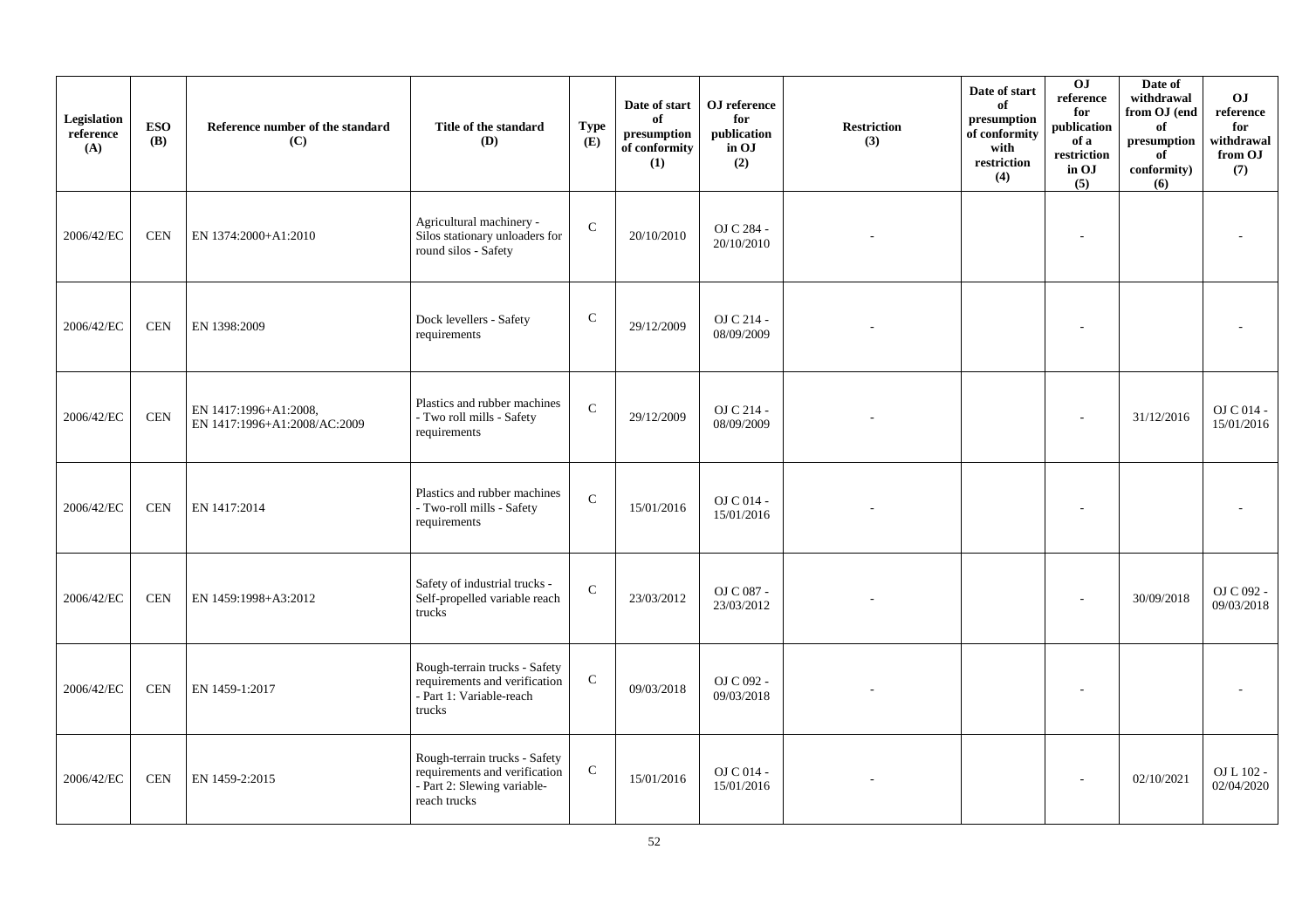| Legislation reference (A) | ESO (B) | Reference number of the standard (C) | Title of the standard (D) | Type (E) | Date of start of presumption of conformity (1) | OJ reference for publication in OJ (2) | Restriction (3) | Date of start of presumption of conformity with restriction (4) | OJ reference for publication of a restriction in OJ (5) | Date of withdrawal from OJ (end of presumption of conformity) (6) | OJ reference for withdrawal from OJ (7) |
|---|---|---|---|---|---|---|---|---|---|---|---|
| 2006/42/EC | CEN | EN 1374:2000+A1:2010 | Agricultural machinery - Silos stationary unloaders for round silos - Safety | C | 20/10/2010 | OJ C 284 - 20/10/2010 | - | | - | | - |
| 2006/42/EC | CEN | EN 1398:2009 | Dock levellers - Safety requirements | C | 29/12/2009 | OJ C 214 - 08/09/2009 | - | | - | | - |
| 2006/42/EC | CEN | EN 1417:1996+A1:2008, EN 1417:1996+A1:2008/AC:2009 | Plastics and rubber machines - Two roll mills - Safety requirements | C | 29/12/2009 | OJ C 214 - 08/09/2009 | - | | - | 31/12/2016 | OJ C 014 - 15/01/2016 |
| 2006/42/EC | CEN | EN 1417:2014 | Plastics and rubber machines - Two-roll mills - Safety requirements | C | 15/01/2016 | OJ C 014 - 15/01/2016 | - | | - | | - |
| 2006/42/EC | CEN | EN 1459:1998+A3:2012 | Safety of industrial trucks - Self-propelled variable reach trucks | C | 23/03/2012 | OJ C 087 - 23/03/2012 | - | | - | 30/09/2018 | OJ C 092 - 09/03/2018 |
| 2006/42/EC | CEN | EN 1459-1:2017 | Rough-terrain trucks - Safety requirements and verification - Part 1: Variable-reach trucks | C | 09/03/2018 | OJ C 092 - 09/03/2018 | - | | - | | - |
| 2006/42/EC | CEN | EN 1459-2:2015 | Rough-terrain trucks - Safety requirements and verification - Part 2: Slewing variable-reach trucks | C | 15/01/2016 | OJ C 014 - 15/01/2016 | - | | - | 02/10/2021 | OJ L 102 - 02/04/2020 |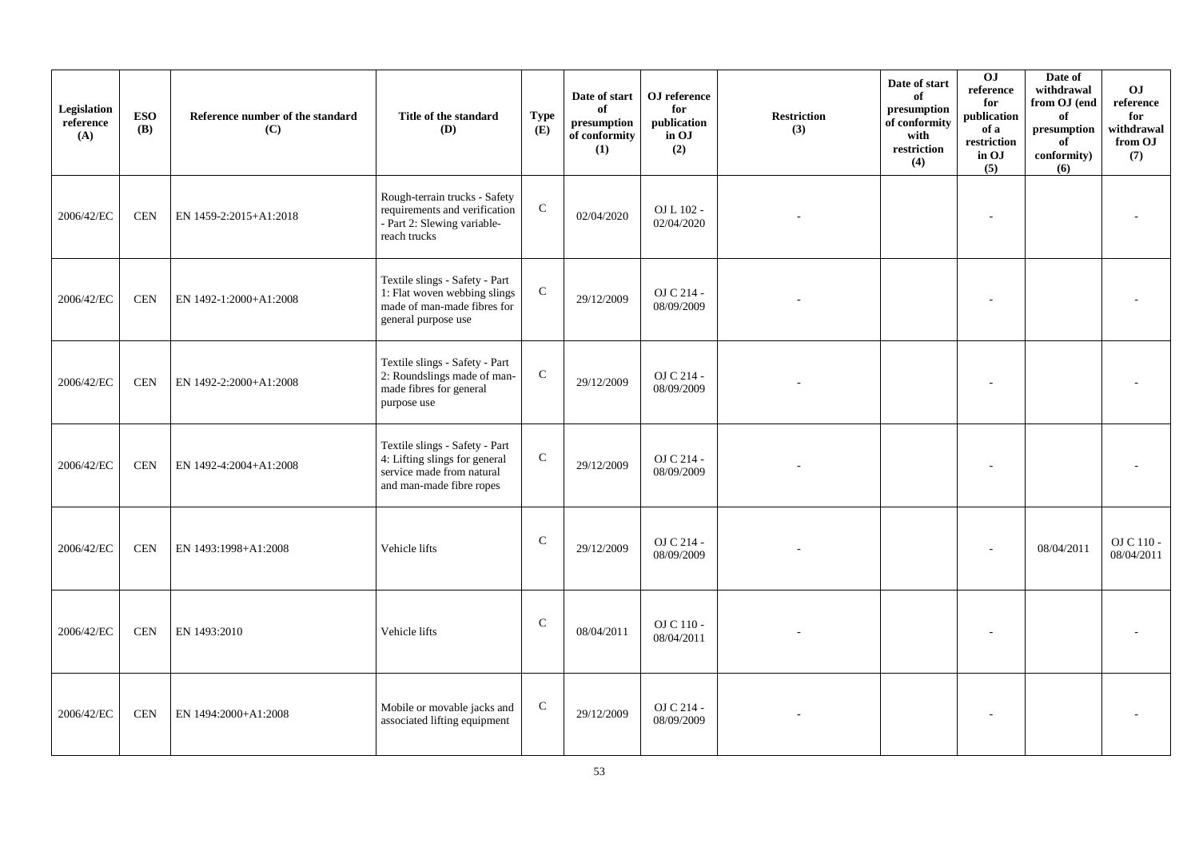| Legislation reference (A) | ESO (B) | Reference number of the standard (C) | Title of the standard (D) | Type (E) | Date of start of presumption of conformity (1) | OJ reference for publication in OJ (2) | Restriction (3) | Date of start of presumption of conformity with restriction (4) | OJ reference for publication of a restriction in OJ (5) | Date of withdrawal from OJ (end of presumption of conformity) (6) | OJ reference for withdrawal from OJ (7) |
|---|---|---|---|---|---|---|---|---|---|---|---|
| 2006/42/EC | CEN | EN 1459-2:2015+A1:2018 | Rough-terrain trucks - Safety requirements and verification - Part 2: Slewing variable-reach trucks | C | 02/04/2020 | OJ L 102 - 02/04/2020 | - | | - | | - |
| 2006/42/EC | CEN | EN 1492-1:2000+A1:2008 | Textile slings - Safety - Part 1: Flat woven webbing slings made of man-made fibres for general purpose use | C | 29/12/2009 | OJ C 214 - 08/09/2009 | - | | - | | - |
| 2006/42/EC | CEN | EN 1492-2:2000+A1:2008 | Textile slings - Safety - Part 2: Roundslings made of man-made fibres for general purpose use | C | 29/12/2009 | OJ C 214 - 08/09/2009 | - | | - | | - |
| 2006/42/EC | CEN | EN 1492-4:2004+A1:2008 | Textile slings - Safety - Part 4: Lifting slings for general service made from natural and man-made fibre ropes | C | 29/12/2009 | OJ C 214 - 08/09/2009 | - | | - | | - |
| 2006/42/EC | CEN | EN 1493:1998+A1:2008 | Vehicle lifts | C | 29/12/2009 | OJ C 214 - 08/09/2009 | - | | - | 08/04/2011 | OJ C 110 - 08/04/2011 |
| 2006/42/EC | CEN | EN 1493:2010 | Vehicle lifts | C | 08/04/2011 | OJ C 110 - 08/04/2011 | - | | - | | - |
| 2006/42/EC | CEN | EN 1494:2000+A1:2008 | Mobile or movable jacks and associated lifting equipment | C | 29/12/2009 | OJ C 214 - 08/09/2009 | - | | - | | - |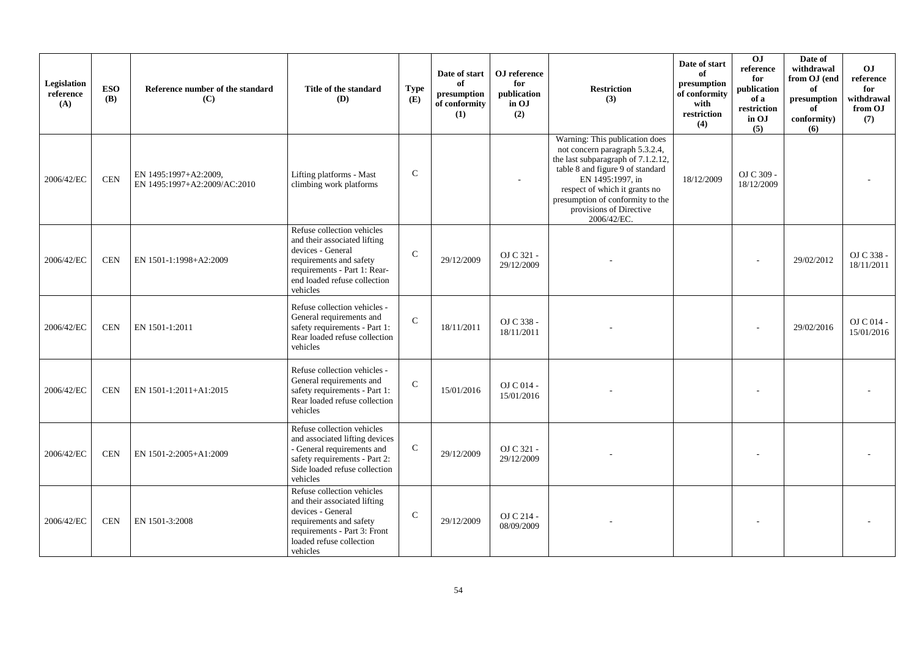| Legislation reference (A) | ESO (B) | Reference number of the standard (C) | Title of the standard (D) | Type (E) | Date of start of presumption of conformity (1) | OJ reference for publication in OJ (2) | Restriction (3) | Date of start of presumption of conformity with restriction (4) | OJ reference for publication of a restriction in OJ (5) | Date of withdrawal from OJ (end of presumption of conformity) (6) | OJ reference for withdrawal from OJ (7) |
|---|---|---|---|---|---|---|---|---|---|---|---|
| 2006/42/EC | CEN | EN 1495:1997+A2:2009, EN 1495:1997+A2:2009/AC:2010 | Lifting platforms - Mast climbing work platforms | C | | - | Warning: This publication does not concern paragraph 5.3.2.4, the last subparagraph of 7.1.2.12, table 8 and figure 9 of standard EN 1495:1997, in respect of which it grants no presumption of conformity to the provisions of Directive 2006/42/EC. | 18/12/2009 | OJ C 309 - 18/12/2009 | | - |
| 2006/42/EC | CEN | EN 1501-1:1998+A2:2009 | Refuse collection vehicles and their associated lifting devices - General requirements and safety requirements - Part 1: Rear-end loaded refuse collection vehicles | C | 29/12/2009 | OJ C 321 - 29/12/2009 | - | | - | 29/02/2012 | OJ C 338 - 18/11/2011 |
| 2006/42/EC | CEN | EN 1501-1:2011 | Refuse collection vehicles - General requirements and safety requirements - Part 1: Rear loaded refuse collection vehicles | C | 18/11/2011 | OJ C 338 - 18/11/2011 | - | | - | 29/02/2016 | OJ C 014 - 15/01/2016 |
| 2006/42/EC | CEN | EN 1501-1:2011+A1:2015 | Refuse collection vehicles - General requirements and safety requirements - Part 1: Rear loaded refuse collection vehicles | C | 15/01/2016 | OJ C 014 - 15/01/2016 | - | | - | | - |
| 2006/42/EC | CEN | EN 1501-2:2005+A1:2009 | Refuse collection vehicles and associated lifting devices - General requirements and safety requirements - Part 2: Side loaded refuse collection vehicles | C | 29/12/2009 | OJ C 321 - 29/12/2009 | - | | - | | - |
| 2006/42/EC | CEN | EN 1501-3:2008 | Refuse collection vehicles and their associated lifting devices - General requirements and safety requirements - Part 3: Front loaded refuse collection vehicles | C | 29/12/2009 | OJ C 214 - 08/09/2009 | - | | - | | - |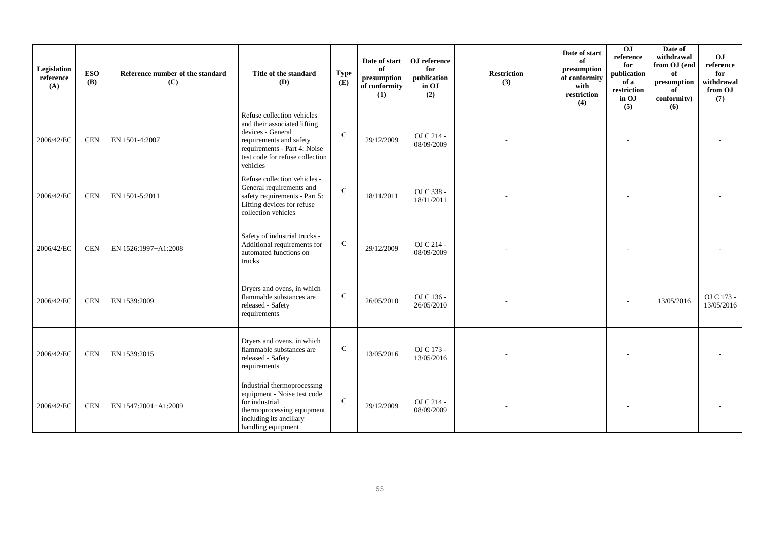| Legislation reference (A) | ESO (B) | Reference number of the standard (C) | Title of the standard (D) | Type (E) | Date of start of presumption of conformity (1) | OJ reference for publication in OJ (2) | Restriction (3) | Date of start of presumption of conformity with restriction (4) | OJ reference for publication of a restriction in OJ (5) | Date of withdrawal from OJ (end of presumption of conformity) (6) | OJ reference for withdrawal from OJ (7) |
|---|---|---|---|---|---|---|---|---|---|---|---|
| 2006/42/EC | CEN | EN 1501-4:2007 | Refuse collection vehicles and their associated lifting devices - General requirements and safety requirements - Part 4: Noise test code for refuse collection vehicles | C | 29/12/2009 | OJ C 214 - 08/09/2009 | - | | - | | - |
| 2006/42/EC | CEN | EN 1501-5:2011 | Refuse collection vehicles - General requirements and safety requirements - Part 5: Lifting devices for refuse collection vehicles | C | 18/11/2011 | OJ C 338 - 18/11/2011 | - | | - | | - |
| 2006/42/EC | CEN | EN 1526:1997+A1:2008 | Safety of industrial trucks - Additional requirements for automated functions on trucks | C | 29/12/2009 | OJ C 214 - 08/09/2009 | - | | - | | - |
| 2006/42/EC | CEN | EN 1539:2009 | Dryers and ovens, in which flammable substances are released - Safety requirements | C | 26/05/2010 | OJ C 136 - 26/05/2010 | - | | - | 13/05/2016 | OJ C 173 - 13/05/2016 |
| 2006/42/EC | CEN | EN 1539:2015 | Dryers and ovens, in which flammable substances are released - Safety requirements | C | 13/05/2016 | OJ C 173 - 13/05/2016 | - | | - | | - |
| 2006/42/EC | CEN | EN 1547:2001+A1:2009 | Industrial thermoprocessing equipment - Noise test code for industrial thermoprocessing equipment including its ancillary handling equipment | C | 29/12/2009 | OJ C 214 - 08/09/2009 | - | | - | | - |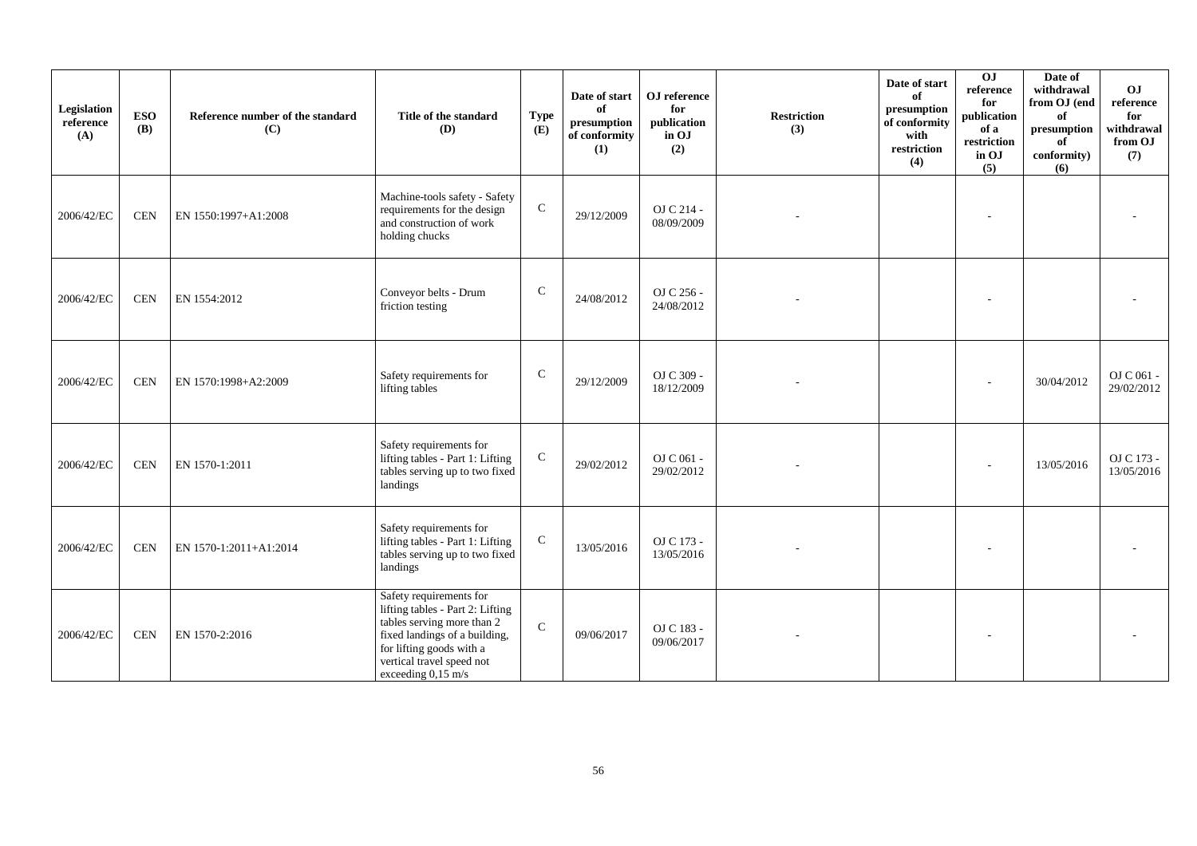| Legislation reference (A) | ESO (B) | Reference number of the standard (C) | Title of the standard (D) | Type (E) | Date of start of presumption of conformity (1) | OJ reference for publication in OJ (2) | Restriction (3) | Date of start of presumption of conformity with restriction (4) | OJ reference for publication of a restriction in OJ (5) | Date of withdrawal from OJ (end of presumption of conformity) (6) | OJ reference for withdrawal from OJ (7) |
|---|---|---|---|---|---|---|---|---|---|---|---|
| 2006/42/EC | CEN | EN 1550:1997+A1:2008 | Machine-tools safety - Safety requirements for the design and construction of work holding chucks | C | 29/12/2009 | OJ C 214 - 08/09/2009 | - | | - | | - |
| 2006/42/EC | CEN | EN 1554:2012 | Conveyor belts - Drum friction testing | C | 24/08/2012 | OJ C 256 - 24/08/2012 | - | | - | | - |
| 2006/42/EC | CEN | EN 1570:1998+A2:2009 | Safety requirements for lifting tables | C | 29/12/2009 | OJ C 309 - 18/12/2009 | - | | - | 30/04/2012 | OJ C 061 - 29/02/2012 |
| 2006/42/EC | CEN | EN 1570-1:2011 | Safety requirements for lifting tables - Part 1: Lifting tables serving up to two fixed landings | C | 29/02/2012 | OJ C 061 - 29/02/2012 | - | | - | 13/05/2016 | OJ C 173 - 13/05/2016 |
| 2006/42/EC | CEN | EN 1570-1:2011+A1:2014 | Safety requirements for lifting tables - Part 1: Lifting tables serving up to two fixed landings | C | 13/05/2016 | OJ C 173 - 13/05/2016 | - | | - | | - |
| 2006/42/EC | CEN | EN 1570-2:2016 | Safety requirements for lifting tables - Part 2: Lifting tables serving more than 2 fixed landings of a building, for lifting goods with a vertical travel speed not exceeding 0,15 m/s | C | 09/06/2017 | OJ C 183 - 09/06/2017 | - | | - | | - |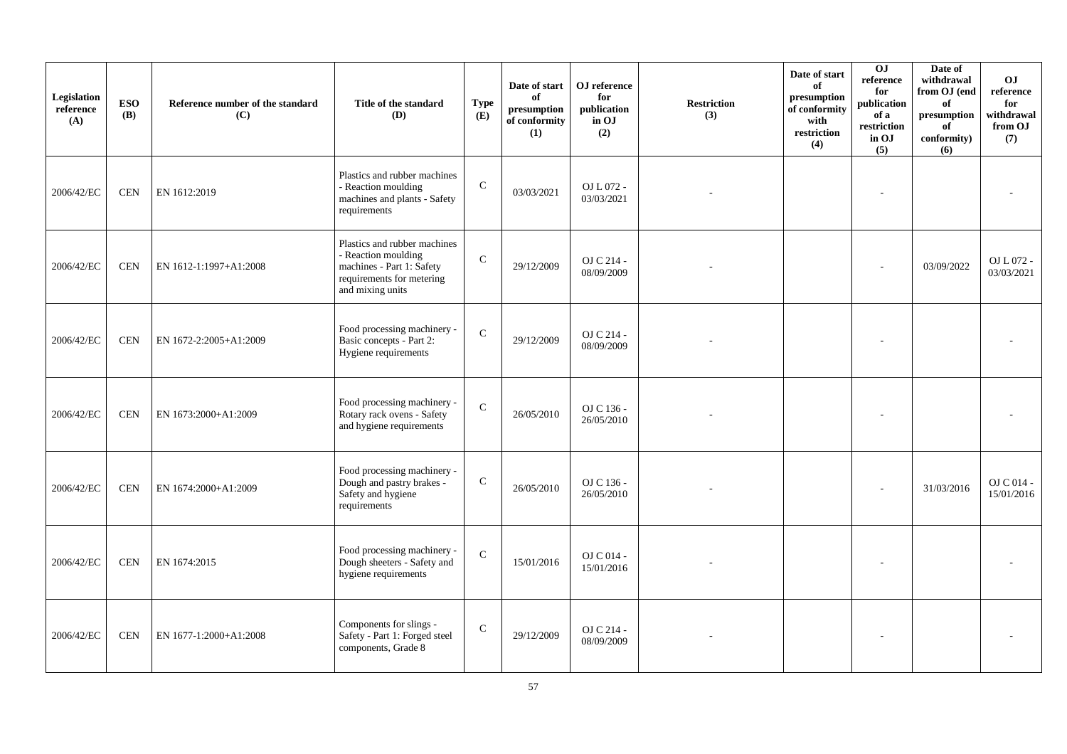| Legislation reference (A) | ESO (B) | Reference number of the standard (C) | Title of the standard (D) | Type (E) | Date of start of presumption of conformity (1) | OJ reference for publication in OJ (2) | Restriction (3) | Date of start of presumption of conformity with restriction (4) | OJ reference for publication of a restriction in OJ (5) | Date of withdrawal from OJ (end of presumption of conformity) (6) | OJ reference for withdrawal from OJ (7) |
|---|---|---|---|---|---|---|---|---|---|---|---|
| 2006/42/EC | CEN | EN 1612:2019 | Plastics and rubber machines - Reaction moulding machines and plants - Safety requirements | C | 03/03/2021 | OJ L 072 - 03/03/2021 | - | | - | | - |
| 2006/42/EC | CEN | EN 1612-1:1997+A1:2008 | Plastics and rubber machines - Reaction moulding machines - Part 1: Safety requirements for metering and mixing units | C | 29/12/2009 | OJ C 214 - 08/09/2009 | - | | - | 03/09/2022 | OJ L 072 - 03/03/2021 |
| 2006/42/EC | CEN | EN 1672-2:2005+A1:2009 | Food processing machinery - Basic concepts - Part 2: Hygiene requirements | C | 29/12/2009 | OJ C 214 - 08/09/2009 | - | | - | | - |
| 2006/42/EC | CEN | EN 1673:2000+A1:2009 | Food processing machinery - Rotary rack ovens - Safety and hygiene requirements | C | 26/05/2010 | OJ C 136 - 26/05/2010 | - | | - | | - |
| 2006/42/EC | CEN | EN 1674:2000+A1:2009 | Food processing machinery - Dough and pastry brakes - Safety and hygiene requirements | C | 26/05/2010 | OJ C 136 - 26/05/2010 | - | | - | 31/03/2016 | OJ C 014 - 15/01/2016 |
| 2006/42/EC | CEN | EN 1674:2015 | Food processing machinery - Dough sheeters - Safety and hygiene requirements | C | 15/01/2016 | OJ C 014 - 15/01/2016 | - | | - | | - |
| 2006/42/EC | CEN | EN 1677-1:2000+A1:2008 | Components for slings - Safety - Part 1: Forged steel components, Grade 8 | C | 29/12/2009 | OJ C 214 - 08/09/2009 | - | | - | | - |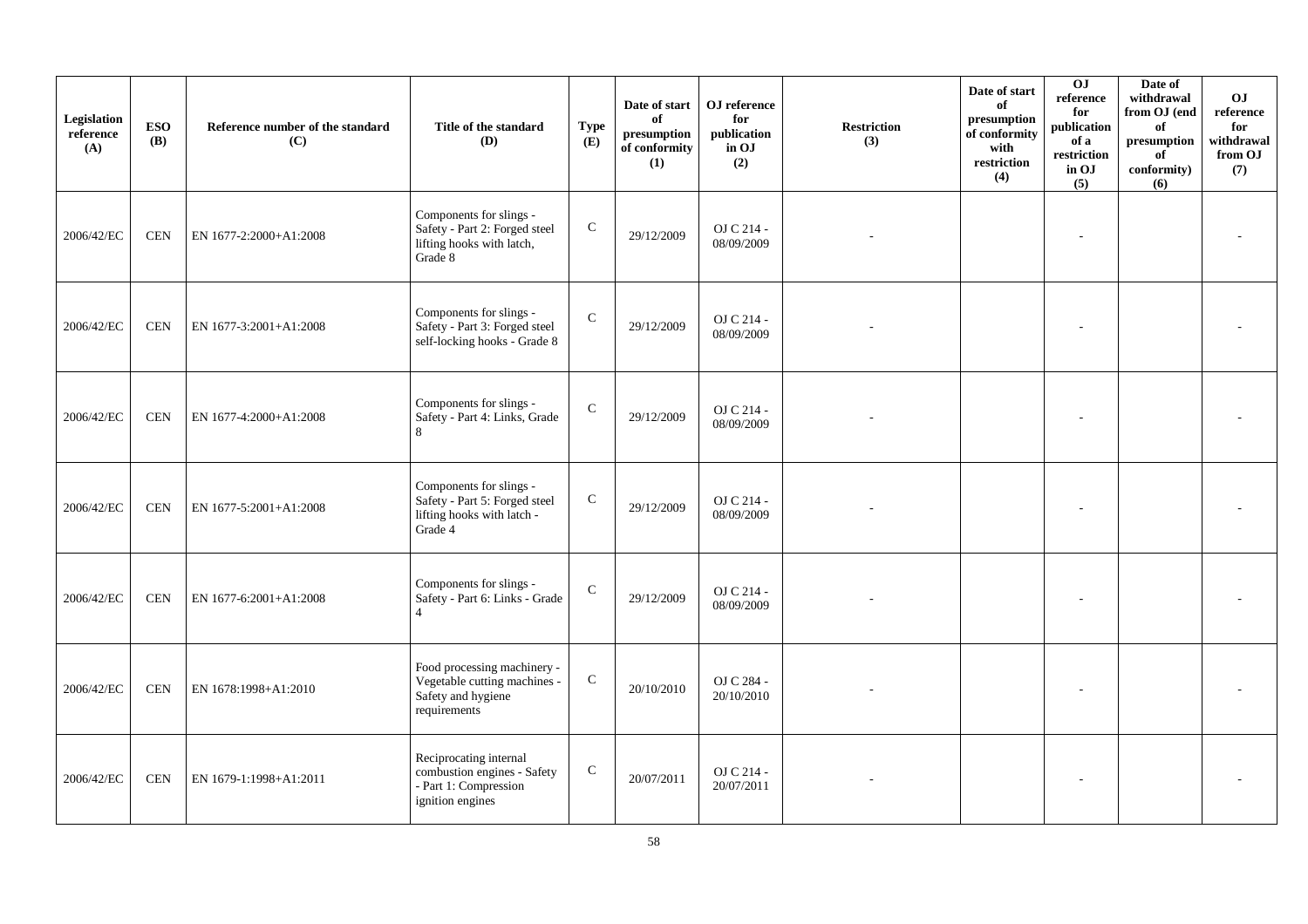| Legislation reference (A) | ESO (B) | Reference number of the standard (C) | Title of the standard (D) | Type (E) | Date of start of presumption of conformity (1) | OJ reference for publication in OJ (2) | Restriction (3) | Date of start of presumption of conformity with restriction (4) | OJ reference for publication of a restriction in OJ (5) | Date of withdrawal from OJ (end of presumption of conformity) (6) | OJ reference for withdrawal from OJ (7) |
|---|---|---|---|---|---|---|---|---|---|---|---|
| 2006/42/EC | CEN | EN 1677-2:2000+A1:2008 | Components for slings - Safety - Part 2: Forged steel lifting hooks with latch, Grade 8 | C | 29/12/2009 | OJ C 214 - 08/09/2009 | - | | - | | - |
| 2006/42/EC | CEN | EN 1677-3:2001+A1:2008 | Components for slings - Safety - Part 3: Forged steel self-locking hooks - Grade 8 | C | 29/12/2009 | OJ C 214 - 08/09/2009 | - | | - | | - |
| 2006/42/EC | CEN | EN 1677-4:2000+A1:2008 | Components for slings - Safety - Part 4: Links, Grade 8 | C | 29/12/2009 | OJ C 214 - 08/09/2009 | - | | - | | - |
| 2006/42/EC | CEN | EN 1677-5:2001+A1:2008 | Components for slings - Safety - Part 5: Forged steel lifting hooks with latch - Grade 4 | C | 29/12/2009 | OJ C 214 - 08/09/2009 | - | | - | | - |
| 2006/42/EC | CEN | EN 1677-6:2001+A1:2008 | Components for slings - Safety - Part 6: Links - Grade 4 | C | 29/12/2009 | OJ C 214 - 08/09/2009 | - | | - | | - |
| 2006/42/EC | CEN | EN 1678:1998+A1:2010 | Food processing machinery - Vegetable cutting machines - Safety and hygiene requirements | C | 20/10/2010 | OJ C 284 - 20/10/2010 | - | | - | | - |
| 2006/42/EC | CEN | EN 1679-1:1998+A1:2011 | Reciprocating internal combustion engines - Safety - Part 1: Compression ignition engines | C | 20/07/2011 | OJ C 214 - 20/07/2011 | - | | - | | - |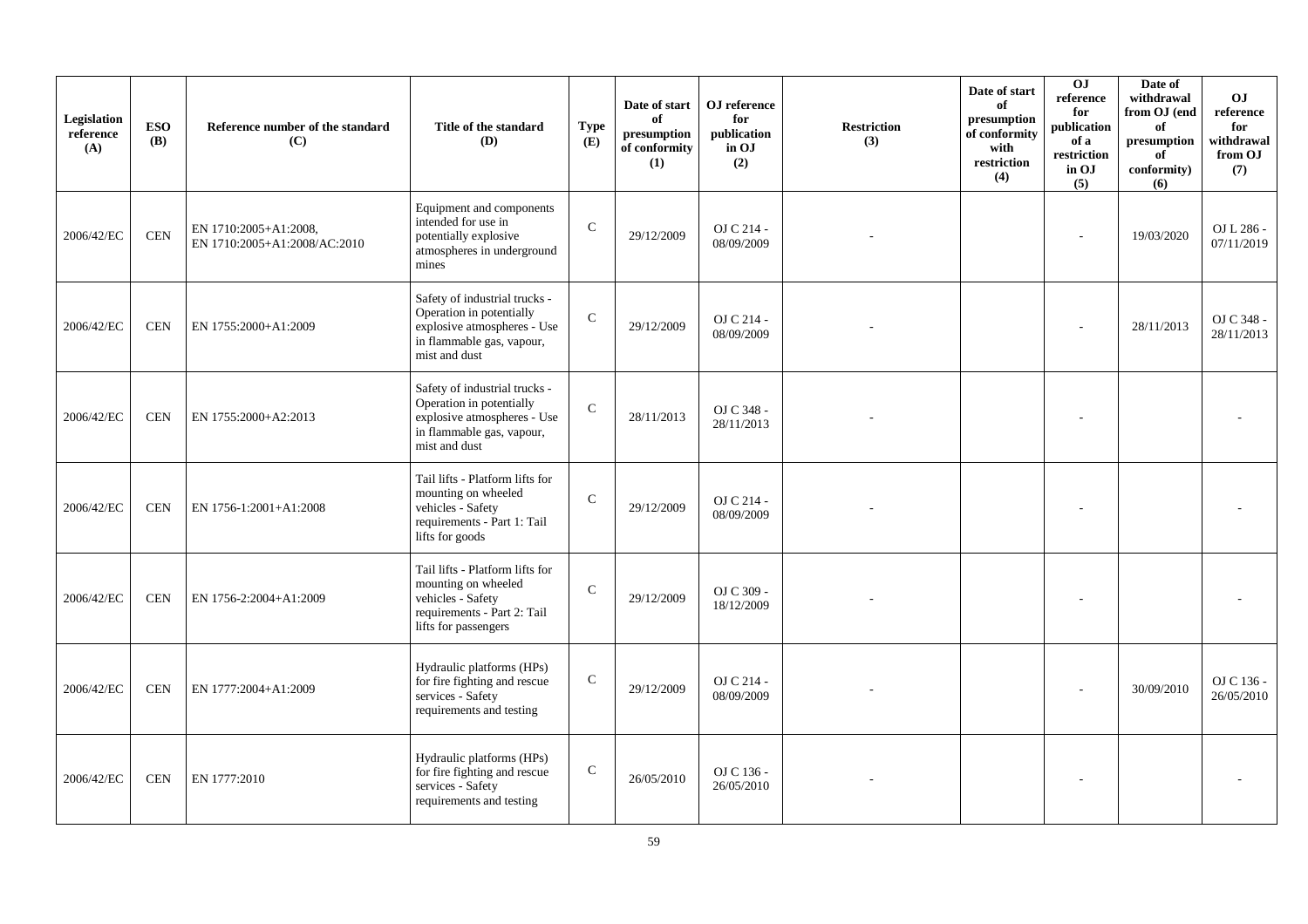| Legislation reference (A) | ESO (B) | Reference number of the standard (C) | Title of the standard (D) | Type (E) | Date of start of presumption of conformity (1) | OJ reference for publication in OJ (2) | Restriction (3) | Date of start of presumption of conformity with restriction (4) | OJ reference for publication of a restriction in OJ (5) | Date of withdrawal from OJ (end of presumption of conformity) (6) | OJ reference for withdrawal from OJ (7) |
|---|---|---|---|---|---|---|---|---|---|---|---|
| 2006/42/EC | CEN | EN 1710:2005+A1:2008, EN 1710:2005+A1:2008/AC:2010 | Equipment and components intended for use in potentially explosive atmospheres in underground mines | C | 29/12/2009 | OJ C 214 - 08/09/2009 | - | | - | 19/03/2020 | OJ L 286 - 07/11/2019 |
| 2006/42/EC | CEN | EN 1755:2000+A1:2009 | Safety of industrial trucks - Operation in potentially explosive atmospheres - Use in flammable gas, vapour, mist and dust | C | 29/12/2009 | OJ C 214 - 08/09/2009 | - | | - | 28/11/2013 | OJ C 348 - 28/11/2013 |
| 2006/42/EC | CEN | EN 1755:2000+A2:2013 | Safety of industrial trucks - Operation in potentially explosive atmospheres - Use in flammable gas, vapour, mist and dust | C | 28/11/2013 | OJ C 348 - 28/11/2013 | - | | - | | - |
| 2006/42/EC | CEN | EN 1756-1:2001+A1:2008 | Tail lifts - Platform lifts for mounting on wheeled vehicles - Safety requirements - Part 1: Tail lifts for goods | C | 29/12/2009 | OJ C 214 - 08/09/2009 | - | | - | | - |
| 2006/42/EC | CEN | EN 1756-2:2004+A1:2009 | Tail lifts - Platform lifts for mounting on wheeled vehicles - Safety requirements - Part 2: Tail lifts for passengers | C | 29/12/2009 | OJ C 309 - 18/12/2009 | - | | - | | - |
| 2006/42/EC | CEN | EN 1777:2004+A1:2009 | Hydraulic platforms (HPs) for fire fighting and rescue services - Safety requirements and testing | C | 29/12/2009 | OJ C 214 - 08/09/2009 | - | | - | 30/09/2010 | OJ C 136 - 26/05/2010 |
| 2006/42/EC | CEN | EN 1777:2010 | Hydraulic platforms (HPs) for fire fighting and rescue services - Safety requirements and testing | C | 26/05/2010 | OJ C 136 - 26/05/2010 | - | | - | | - |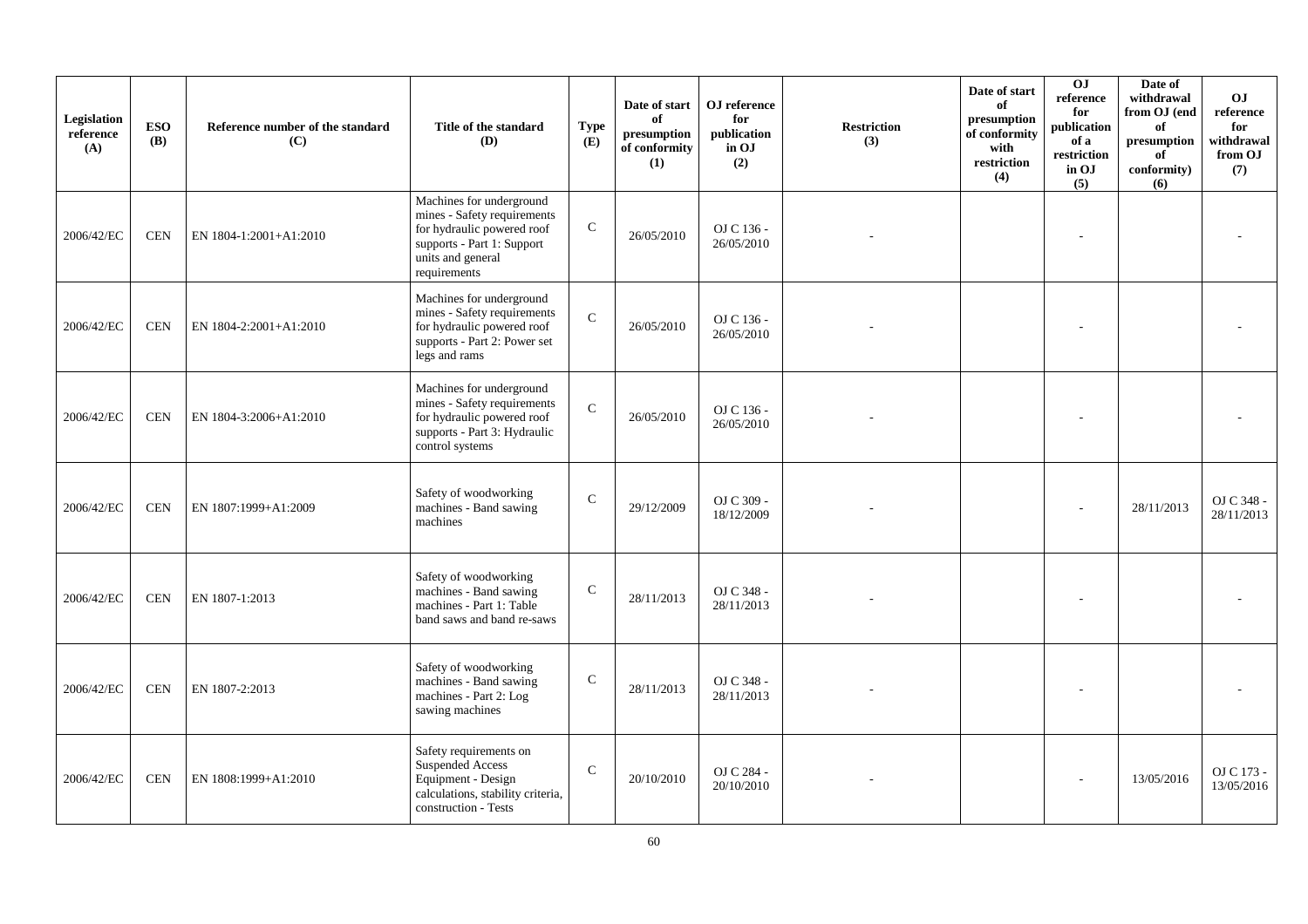| Legislation reference (A) | ESO (B) | Reference number of the standard (C) | Title of the standard (D) | Type (E) | Date of start of presumption of conformity (1) | OJ reference for publication in OJ (2) | Restriction (3) | Date of start of presumption of conformity with restriction (4) | OJ reference for publication of a restriction in OJ (5) | Date of withdrawal from OJ (end of presumption of conformity) (6) | OJ reference for withdrawal from OJ (7) |
|---|---|---|---|---|---|---|---|---|---|---|---|
| 2006/42/EC | CEN | EN 1804-1:2001+A1:2010 | Machines for underground mines - Safety requirements for hydraulic powered roof supports - Part 1: Support units and general requirements | C | 26/05/2010 | OJ C 136 - 26/05/2010 | - | | - | | - |
| 2006/42/EC | CEN | EN 1804-2:2001+A1:2010 | Machines for underground mines - Safety requirements for hydraulic powered roof supports - Part 2: Power set legs and rams | C | 26/05/2010 | OJ C 136 - 26/05/2010 | - | | - | | - |
| 2006/42/EC | CEN | EN 1804-3:2006+A1:2010 | Machines for underground mines - Safety requirements for hydraulic powered roof supports - Part 3: Hydraulic control systems | C | 26/05/2010 | OJ C 136 - 26/05/2010 | - | | - | | - |
| 2006/42/EC | CEN | EN 1807:1999+A1:2009 | Safety of woodworking machines - Band sawing machines | C | 29/12/2009 | OJ C 309 - 18/12/2009 | - | | - | 28/11/2013 | OJ C 348 - 28/11/2013 |
| 2006/42/EC | CEN | EN 1807-1:2013 | Safety of woodworking machines - Band sawing machines - Part 1: Table band saws and band re-saws | C | 28/11/2013 | OJ C 348 - 28/11/2013 | - | | - | | - |
| 2006/42/EC | CEN | EN 1807-2:2013 | Safety of woodworking machines - Band sawing machines - Part 2: Log sawing machines | C | 28/11/2013 | OJ C 348 - 28/11/2013 | - | | - | | - |
| 2006/42/EC | CEN | EN 1808:1999+A1:2010 | Safety requirements on Suspended Access Equipment - Design calculations, stability criteria, construction - Tests | C | 20/10/2010 | OJ C 284 - 20/10/2010 | - | | - | 13/05/2016 | OJ C 173 - 13/05/2016 |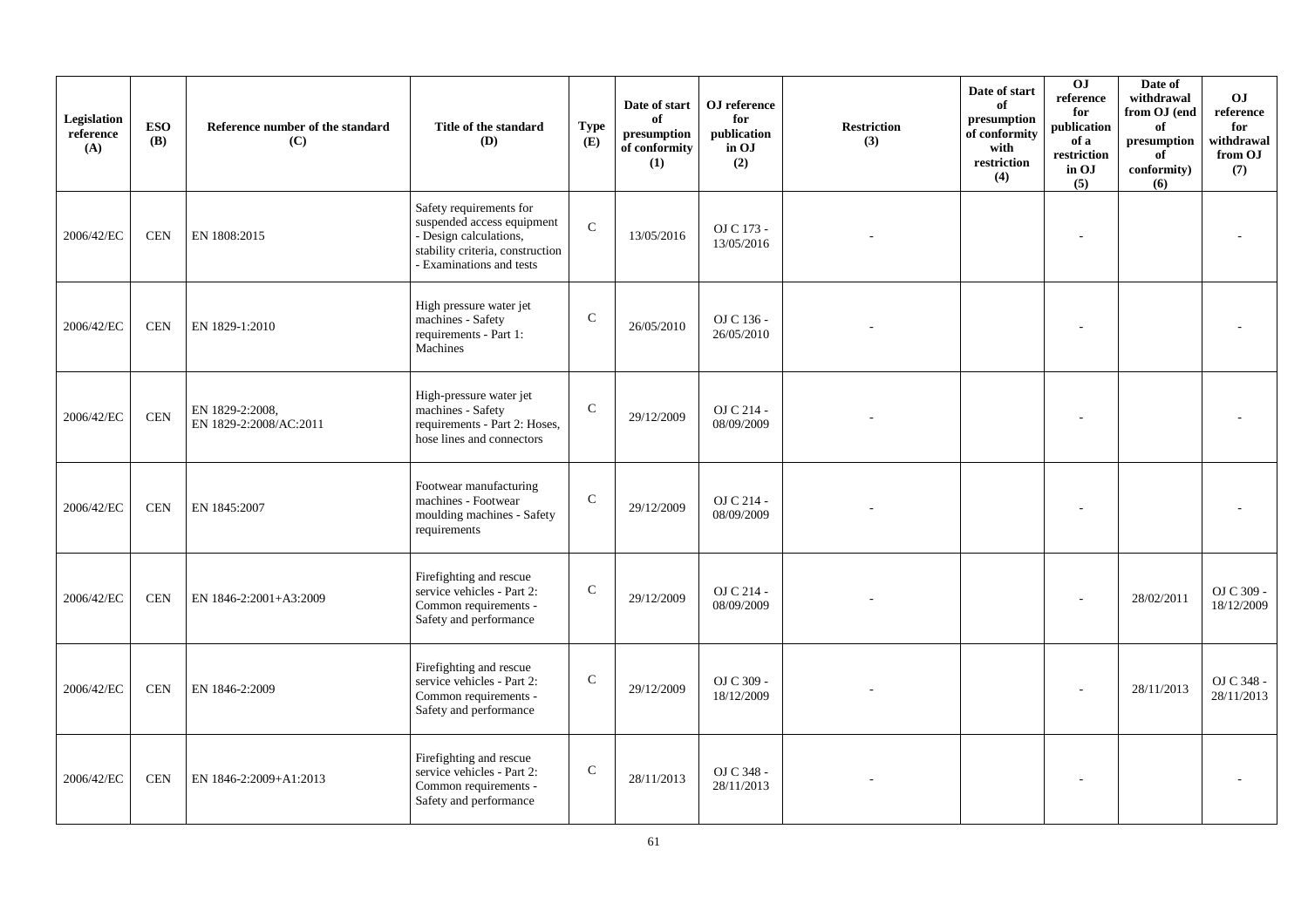| Legislation reference (A) | ESO (B) | Reference number of the standard (C) | Title of the standard (D) | Type (E) | Date of start of presumption of conformity (1) | OJ reference for publication in OJ (2) | Restriction (3) | Date of start of presumption of conformity with restriction (4) | OJ reference for publication of a restriction in OJ (5) | Date of withdrawal from OJ (end of presumption of conformity) (6) | OJ reference for withdrawal from OJ (7) |
|---|---|---|---|---|---|---|---|---|---|---|---|
| 2006/42/EC | CEN | EN 1808:2015 | Safety requirements for suspended access equipment - Design calculations, stability criteria, construction - Examinations and tests | C | 13/05/2016 | OJ C 173 - 13/05/2016 | - | | - | | - |
| 2006/42/EC | CEN | EN 1829-1:2010 | High pressure water jet machines - Safety requirements - Part 1: Machines | C | 26/05/2010 | OJ C 136 - 26/05/2010 | - | | - | | - |
| 2006/42/EC | CEN | EN 1829-2:2008, EN 1829-2:2008/AC:2011 | High-pressure water jet machines - Safety requirements - Part 2: Hoses, hose lines and connectors | C | 29/12/2009 | OJ C 214 - 08/09/2009 | - | | - | | - |
| 2006/42/EC | CEN | EN 1845:2007 | Footwear manufacturing machines - Footwear moulding machines - Safety requirements | C | 29/12/2009 | OJ C 214 - 08/09/2009 | - | | - | | - |
| 2006/42/EC | CEN | EN 1846-2:2001+A3:2009 | Firefighting and rescue service vehicles - Part 2: Common requirements - Safety and performance | C | 29/12/2009 | OJ C 214 - 08/09/2009 | - | | - | 28/02/2011 | OJ C 309 - 18/12/2009 |
| 2006/42/EC | CEN | EN 1846-2:2009 | Firefighting and rescue service vehicles - Part 2: Common requirements - Safety and performance | C | 29/12/2009 | OJ C 309 - 18/12/2009 | - | | - | 28/11/2013 | OJ C 348 - 28/11/2013 |
| 2006/42/EC | CEN | EN 1846-2:2009+A1:2013 | Firefighting and rescue service vehicles - Part 2: Common requirements - Safety and performance | C | 28/11/2013 | OJ C 348 - 28/11/2013 | - | | - | | - |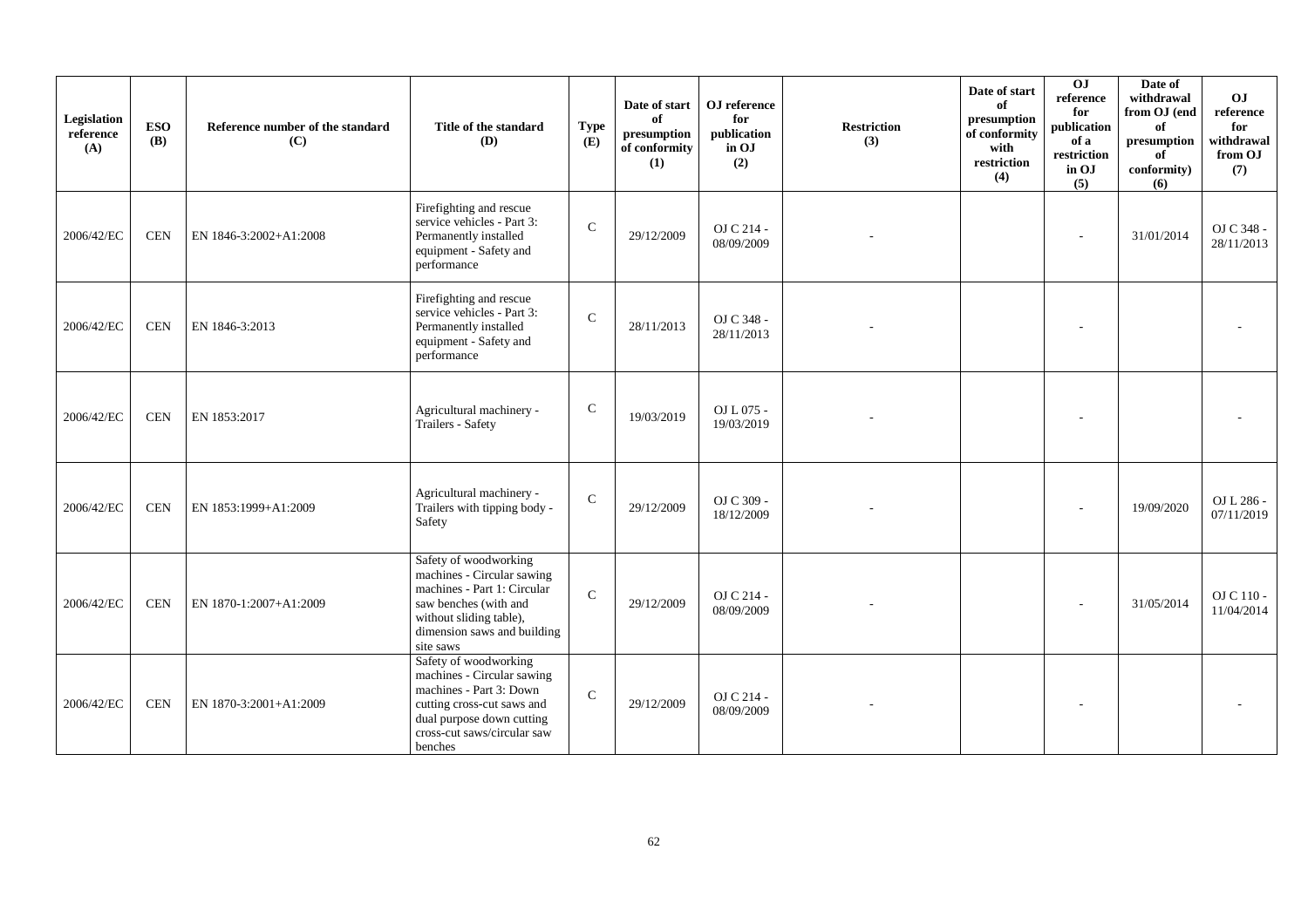| Legislation reference (A) | ESO (B) | Reference number of the standard (C) | Title of the standard (D) | Type (E) | Date of start of presumption of conformity (1) | OJ reference for publication in OJ (2) | Restriction (3) | Date of start of presumption of conformity with restriction (4) | OJ reference for publication of a restriction in OJ (5) | Date of withdrawal from OJ (end of presumption of conformity) (6) | OJ reference for withdrawal from OJ (7) |
|---|---|---|---|---|---|---|---|---|---|---|---|
| 2006/42/EC | CEN | EN 1846-3:2002+A1:2008 | Firefighting and rescue service vehicles - Part 3: Permanently installed equipment - Safety and performance | C | 29/12/2009 | OJ C 214 - 08/09/2009 | - | | - | 31/01/2014 | OJ C 348 - 28/11/2013 |
| 2006/42/EC | CEN | EN 1846-3:2013 | Firefighting and rescue service vehicles - Part 3: Permanently installed equipment - Safety and performance | C | 28/11/2013 | OJ C 348 - 28/11/2013 | - | | - | | - |
| 2006/42/EC | CEN | EN 1853:2017 | Agricultural machinery - Trailers - Safety | C | 19/03/2019 | OJ L 075 - 19/03/2019 | - | | - | | - |
| 2006/42/EC | CEN | EN 1853:1999+A1:2009 | Agricultural machinery - Trailers with tipping body - Safety | C | 29/12/2009 | OJ C 309 - 18/12/2009 | - | | - | 19/09/2020 | OJ L 286 - 07/11/2019 |
| 2006/42/EC | CEN | EN 1870-1:2007+A1:2009 | Safety of woodworking machines - Circular sawing machines - Part 1: Circular saw benches (with and without sliding table), dimension saws and building site saws | C | 29/12/2009 | OJ C 214 - 08/09/2009 | - | | - | 31/05/2014 | OJ C 110 - 11/04/2014 |
| 2006/42/EC | CEN | EN 1870-3:2001+A1:2009 | Safety of woodworking machines - Circular sawing machines - Part 3: Down cutting cross-cut saws and dual purpose down cutting cross-cut saws/circular saw benches | C | 29/12/2009 | OJ C 214 - 08/09/2009 | - | | - | | - |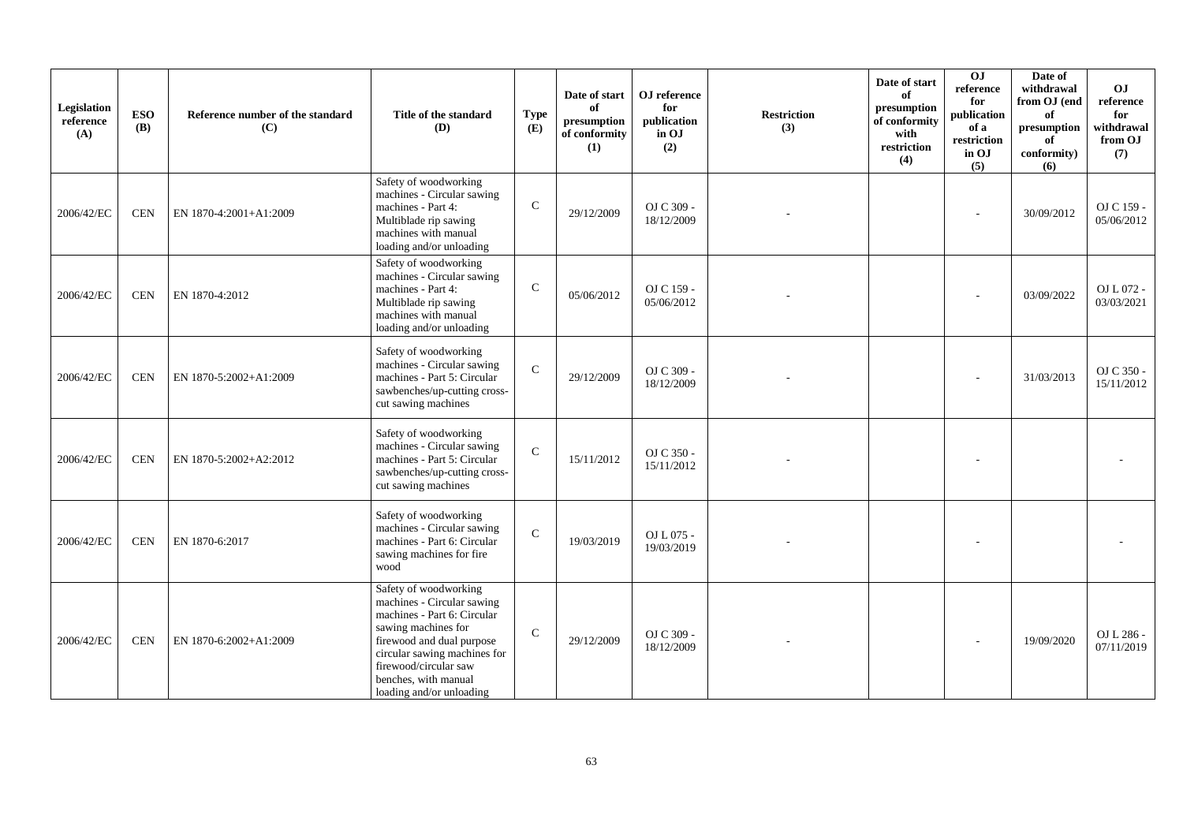| Legislation reference (A) | ESO (B) | Reference number of the standard (C) | Title of the standard (D) | Type (E) | Date of start of presumption of conformity (1) | OJ reference for publication in OJ (2) | Restriction (3) | Date of start of presumption of conformity with restriction (4) | OJ reference for publication of a restriction in OJ (5) | Date of withdrawal from OJ (end of presumption of conformity) (6) | OJ reference for withdrawal from OJ (7) |
|---|---|---|---|---|---|---|---|---|---|---|---|
| 2006/42/EC | CEN | EN 1870-4:2001+A1:2009 | Safety of woodworking machines - Circular sawing machines - Part 4: Multiblade rip sawing machines with manual loading and/or unloading | C | 29/12/2009 | OJ C 309 - 18/12/2009 | - | | - | 30/09/2012 | OJ C 159 - 05/06/2012 |
| 2006/42/EC | CEN | EN 1870-4:2012 | Safety of woodworking machines - Circular sawing machines - Part 4: Multiblade rip sawing machines with manual loading and/or unloading | C | 05/06/2012 | OJ C 159 - 05/06/2012 | - | | - | 03/09/2022 | OJ L 072 - 03/03/2021 |
| 2006/42/EC | CEN | EN 1870-5:2002+A1:2009 | Safety of woodworking machines - Circular sawing machines - Part 5: Circular sawbenches/up-cutting cross-cut sawing machines | C | 29/12/2009 | OJ C 309 - 18/12/2009 | - | | - | 31/03/2013 | OJ C 350 - 15/11/2012 |
| 2006/42/EC | CEN | EN 1870-5:2002+A2:2012 | Safety of woodworking machines - Circular sawing machines - Part 5: Circular sawbenches/up-cutting cross-cut sawing machines | C | 15/11/2012 | OJ C 350 - 15/11/2012 | - | | - | | - |
| 2006/42/EC | CEN | EN 1870-6:2017 | Safety of woodworking machines - Circular sawing machines - Part 6: Circular sawing machines for fire wood | C | 19/03/2019 | OJ L 075 - 19/03/2019 | - | | - | | - |
| 2006/42/EC | CEN | EN 1870-6:2002+A1:2009 | Safety of woodworking machines - Circular sawing machines - Part 6: Circular sawing machines for firewood and dual purpose circular sawing machines for firewood/circular saw benches, with manual loading and/or unloading | C | 29/12/2009 | OJ C 309 - 18/12/2009 | - | | - | 19/09/2020 | OJ L 286 - 07/11/2019 |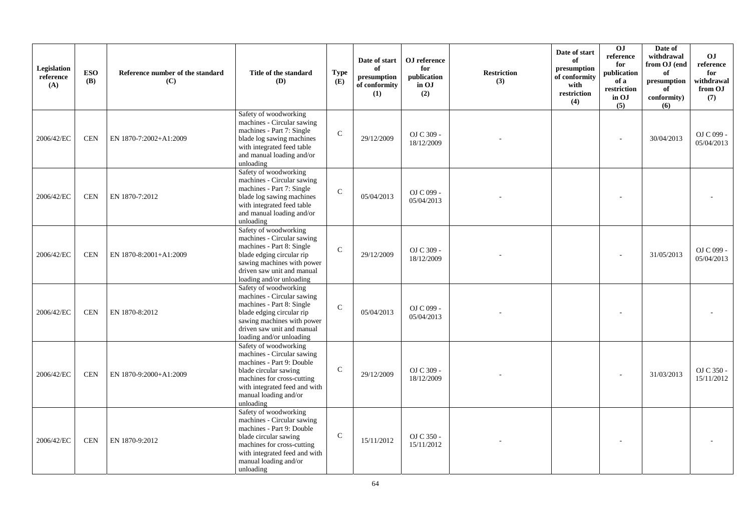| Legislation reference (A) | ESO (B) | Reference number of the standard (C) | Title of the standard (D) | Type (E) | Date of start of presumption of conformity (1) | OJ reference for publication in OJ (2) | Restriction (3) | Date of start of presumption of conformity with restriction (4) | OJ reference for publication of a restriction in OJ (5) | Date of withdrawal from OJ (end of presumption of conformity) (6) | OJ reference for withdrawal from OJ (7) |
|---|---|---|---|---|---|---|---|---|---|---|---|
| 2006/42/EC | CEN | EN 1870-7:2002+A1:2009 | Safety of woodworking machines - Circular sawing machines - Part 7: Single blade log sawing machines with integrated feed table and manual loading and/or unloading | C | 29/12/2009 | OJ C 309 - 18/12/2009 | - | | - | 30/04/2013 | OJ C 099 - 05/04/2013 |
| 2006/42/EC | CEN | EN 1870-7:2012 | Safety of woodworking machines - Circular sawing machines - Part 7: Single blade log sawing machines with integrated feed table and manual loading and/or unloading | C | 05/04/2013 | OJ C 099 - 05/04/2013 | - | | - | | - |
| 2006/42/EC | CEN | EN 1870-8:2001+A1:2009 | Safety of woodworking machines - Circular sawing machines - Part 8: Single blade edging circular rip sawing machines with power driven saw unit and manual loading and/or unloading | C | 29/12/2009 | OJ C 309 - 18/12/2009 | - | | - | 31/05/2013 | OJ C 099 - 05/04/2013 |
| 2006/42/EC | CEN | EN 1870-8:2012 | Safety of woodworking machines - Circular sawing machines - Part 8: Single blade edging circular rip sawing machines with power driven saw unit and manual loading and/or unloading | C | 05/04/2013 | OJ C 099 - 05/04/2013 | - | | - | | - |
| 2006/42/EC | CEN | EN 1870-9:2000+A1:2009 | Safety of woodworking machines - Circular sawing machines - Part 9: Double blade circular sawing machines for cross-cutting with integrated feed and with manual loading and/or unloading | C | 29/12/2009 | OJ C 309 - 18/12/2009 | - | | - | 31/03/2013 | OJ C 350 - 15/11/2012 |
| 2006/42/EC | CEN | EN 1870-9:2012 | Safety of woodworking machines - Circular sawing machines - Part 9: Double blade circular sawing machines for cross-cutting with integrated feed and with manual loading and/or unloading | C | 15/11/2012 | OJ C 350 - 15/11/2012 | - | | - | | - |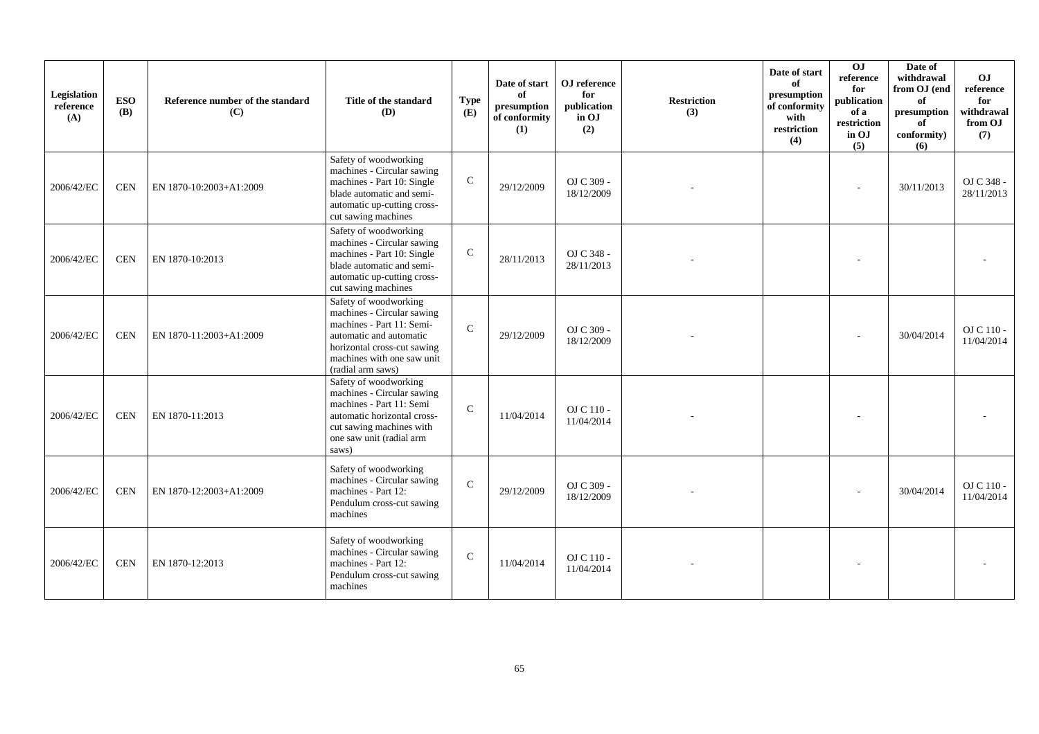| Legislation reference (A) | ESO (B) | Reference number of the standard (C) | Title of the standard (D) | Type (E) | Date of start of presumption of conformity (1) | OJ reference for publication in OJ (2) | Restriction (3) | Date of start of presumption of conformity with restriction (4) | OJ reference for publication of a restriction in OJ (5) | Date of withdrawal from OJ (end of presumption of conformity) (6) | OJ reference for withdrawal from OJ (7) |
|---|---|---|---|---|---|---|---|---|---|---|---|
| 2006/42/EC | CEN | EN 1870-10:2003+A1:2009 | Safety of woodworking machines - Circular sawing machines - Part 10: Single blade automatic and semi-automatic up-cutting cross-cut sawing machines | C | 29/12/2009 | OJ C 309 - 18/12/2009 | - | | - | 30/11/2013 | OJ C 348 - 28/11/2013 |
| 2006/42/EC | CEN | EN 1870-10:2013 | Safety of woodworking machines - Circular sawing machines - Part 10: Single blade automatic and semi-automatic up-cutting cross-cut sawing machines | C | 28/11/2013 | OJ C 348 - 28/11/2013 | - | | - | | - |
| 2006/42/EC | CEN | EN 1870-11:2003+A1:2009 | Safety of woodworking machines - Circular sawing machines - Part 11: Semi-automatic and automatic horizontal cross-cut sawing machines with one saw unit (radial arm saws) | C | 29/12/2009 | OJ C 309 - 18/12/2009 | - | | - | 30/04/2014 | OJ C 110 - 11/04/2014 |
| 2006/42/EC | CEN | EN 1870-11:2013 | Safety of woodworking machines - Circular sawing machines - Part 11: Semi automatic horizontal cross-cut sawing machines with one saw unit (radial arm saws) | C | 11/04/2014 | OJ C 110 - 11/04/2014 | - | | - | | - |
| 2006/42/EC | CEN | EN 1870-12:2003+A1:2009 | Safety of woodworking machines - Circular sawing machines - Part 12: Pendulum cross-cut sawing machines | C | 29/12/2009 | OJ C 309 - 18/12/2009 | - | | - | 30/04/2014 | OJ C 110 - 11/04/2014 |
| 2006/42/EC | CEN | EN 1870-12:2013 | Safety of woodworking machines - Circular sawing machines - Part 12: Pendulum cross-cut sawing machines | C | 11/04/2014 | OJ C 110 - 11/04/2014 | - | | - | | - |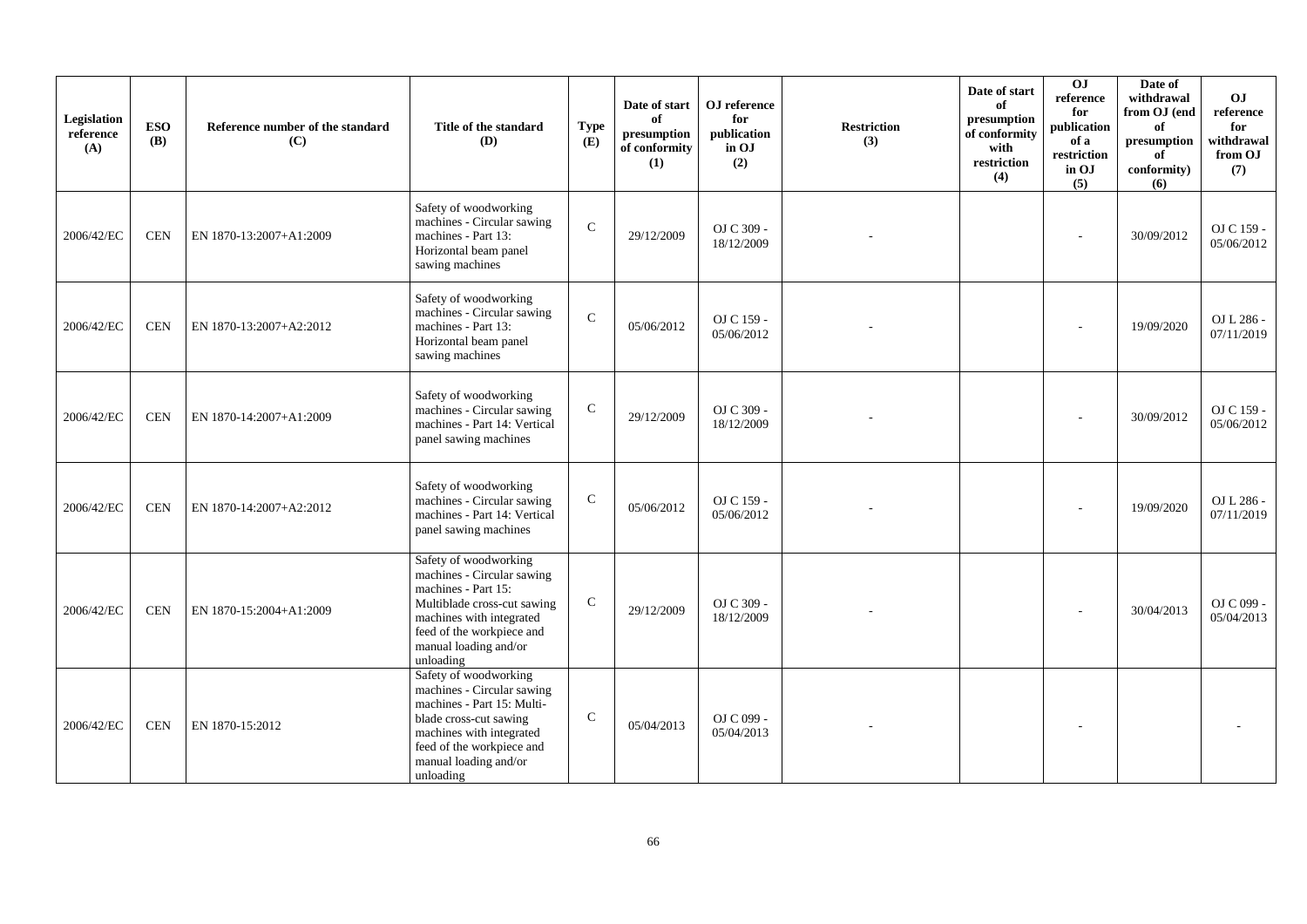| Legislation reference (A) | ESO (B) | Reference number of the standard (C) | Title of the standard (D) | Type (E) | Date of start of presumption of conformity (1) | OJ reference for publication in OJ (2) | Restriction (3) | Date of start of presumption of conformity with restriction (4) | OJ reference for publication of a restriction in OJ (5) | Date of withdrawal from OJ (end of presumption of conformity) (6) | OJ reference for withdrawal from OJ (7) |
|---|---|---|---|---|---|---|---|---|---|---|---|
| 2006/42/EC | CEN | EN 1870-13:2007+A1:2009 | Safety of woodworking machines - Circular sawing machines - Part 13: Horizontal beam panel sawing machines | C | 29/12/2009 | OJ C 309 - 18/12/2009 | - | | - | 30/09/2012 | OJ C 159 - 05/06/2012 |
| 2006/42/EC | CEN | EN 1870-13:2007+A2:2012 | Safety of woodworking machines - Circular sawing machines - Part 13: Horizontal beam panel sawing machines | C | 05/06/2012 | OJ C 159 - 05/06/2012 | - | | - | 19/09/2020 | OJ L 286 - 07/11/2019 |
| 2006/42/EC | CEN | EN 1870-14:2007+A1:2009 | Safety of woodworking machines - Circular sawing machines - Part 14: Vertical panel sawing machines | C | 29/12/2009 | OJ C 309 - 18/12/2009 | - | | - | 30/09/2012 | OJ C 159 - 05/06/2012 |
| 2006/42/EC | CEN | EN 1870-14:2007+A2:2012 | Safety of woodworking machines - Circular sawing machines - Part 14: Vertical panel sawing machines | C | 05/06/2012 | OJ C 159 - 05/06/2012 | - | | - | 19/09/2020 | OJ L 286 - 07/11/2019 |
| 2006/42/EC | CEN | EN 1870-15:2004+A1:2009 | Safety of woodworking machines - Circular sawing machines - Part 15: Multiblade cross-cut sawing machines with integrated feed of the workpiece and manual loading and/or unloading | C | 29/12/2009 | OJ C 309 - 18/12/2009 | - | | - | 30/04/2013 | OJ C 099 - 05/04/2013 |
| 2006/42/EC | CEN | EN 1870-15:2012 | Safety of woodworking machines - Circular sawing machines - Part 15: Multi-blade cross-cut sawing machines with integrated feed of the workpiece and manual loading and/or unloading | C | 05/04/2013 | OJ C 099 - 05/04/2013 | - | | - | | - |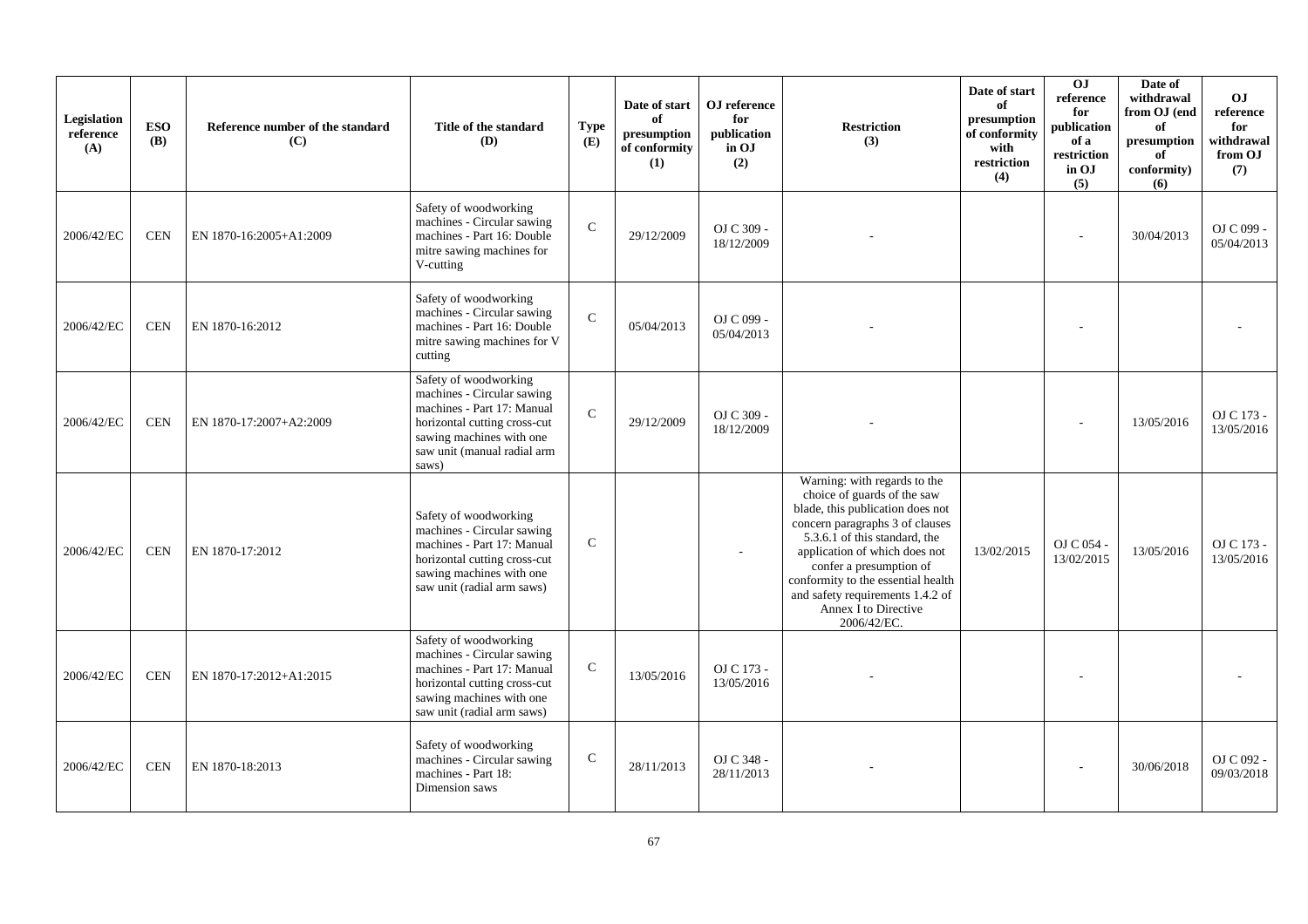| Legislation reference (A) | ESO (B) | Reference number of the standard (C) | Title of the standard (D) | Type (E) | Date of start of presumption of conformity (1) | OJ reference for publication in OJ (2) | Restriction (3) | Date of start of presumption of conformity with restriction (4) | OJ reference for publication of a restriction in OJ (5) | Date of withdrawal from OJ (end of presumption of conformity) (6) | OJ reference for withdrawal from OJ (7) |
|---|---|---|---|---|---|---|---|---|---|---|---|
| 2006/42/EC | CEN | EN 1870-16:2005+A1:2009 | Safety of woodworking machines - Circular sawing machines - Part 16: Double mitre sawing machines for V-cutting | C | 29/12/2009 | OJ C 309 - 18/12/2009 | - | | - | 30/04/2013 | OJ C 099 - 05/04/2013 |
| 2006/42/EC | CEN | EN 1870-16:2012 | Safety of woodworking machines - Circular sawing machines - Part 16: Double mitre sawing machines for V cutting | C | 05/04/2013 | OJ C 099 - 05/04/2013 | - | | - | | - |
| 2006/42/EC | CEN | EN 1870-17:2007+A2:2009 | Safety of woodworking machines - Circular sawing machines - Part 17: Manual horizontal cutting cross-cut sawing machines with one saw unit (manual radial arm saws) | C | 29/12/2009 | OJ C 309 - 18/12/2009 | - | | - | 13/05/2016 | OJ C 173 - 13/05/2016 |
| 2006/42/EC | CEN | EN 1870-17:2012 | Safety of woodworking machines - Circular sawing machines - Part 17: Manual horizontal cutting cross-cut sawing machines with one saw unit (radial arm saws) | C | | - | Warning: with regards to the choice of guards of the saw blade, this publication does not concern paragraphs 3 of clauses 5.3.6.1 of this standard, the application of which does not confer a presumption of conformity to the essential health and safety requirements 1.4.2 of Annex I to Directive 2006/42/EC. | 13/02/2015 | OJ C 054 - 13/02/2015 | 13/05/2016 | OJ C 173 - 13/05/2016 |
| 2006/42/EC | CEN | EN 1870-17:2012+A1:2015 | Safety of woodworking machines - Circular sawing machines - Part 17: Manual horizontal cutting cross-cut sawing machines with one saw unit (radial arm saws) | C | 13/05/2016 | OJ C 173 - 13/05/2016 | - | | - | | - |
| 2006/42/EC | CEN | EN 1870-18:2013 | Safety of woodworking machines - Circular sawing machines - Part 18: Dimension saws | C | 28/11/2013 | OJ C 348 - 28/11/2013 | - | | - | 30/06/2018 | OJ C 092 - 09/03/2018 |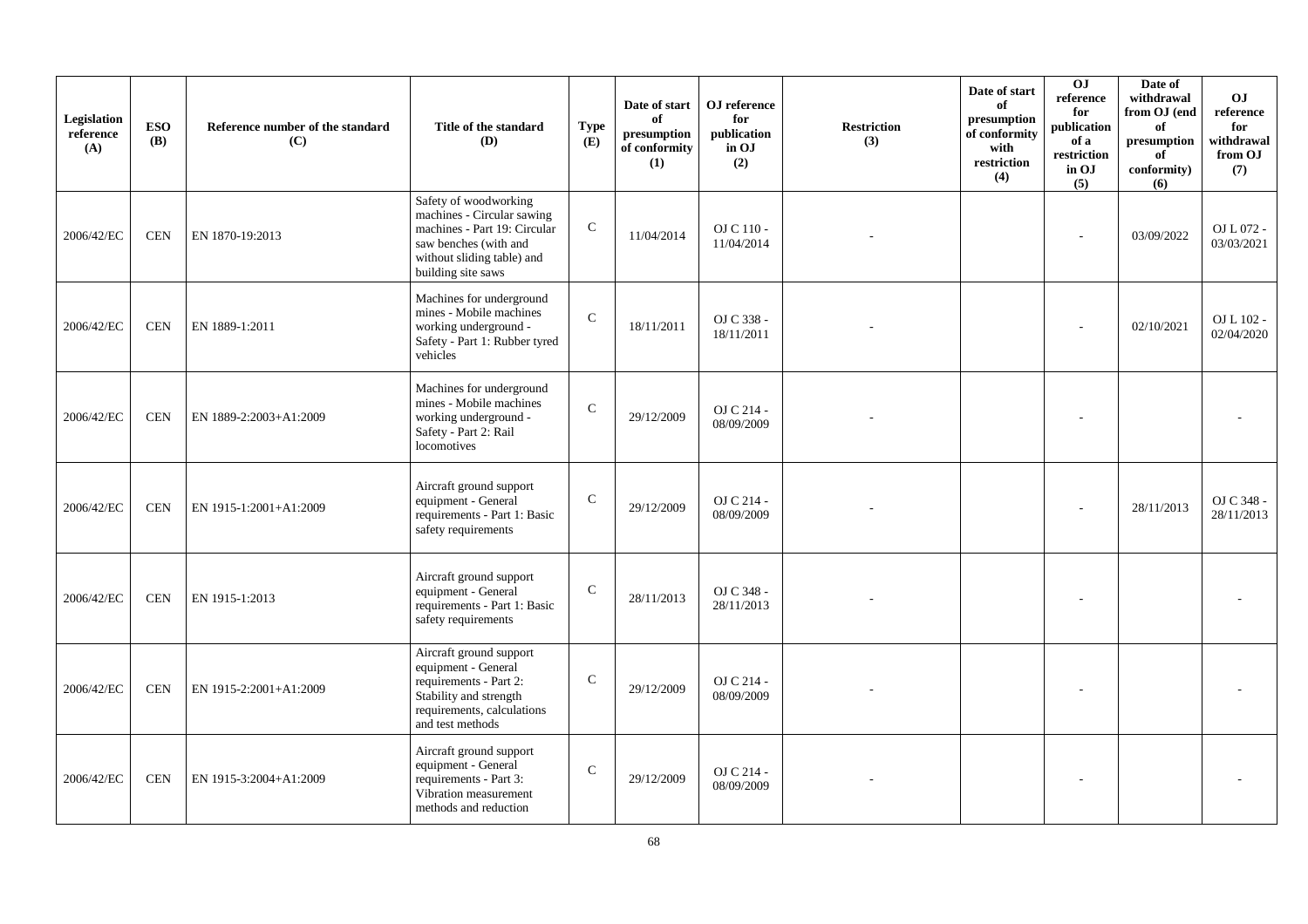| Legislation reference (A) | ESO (B) | Reference number of the standard (C) | Title of the standard (D) | Type (E) | Date of start of presumption of conformity (1) | OJ reference for publication in OJ (2) | Restriction (3) | Date of start of presumption of conformity with restriction (4) | OJ reference for publication of a restriction in OJ (5) | Date of withdrawal from OJ (end of presumption of conformity) (6) | OJ reference for withdrawal from OJ (7) |
|---|---|---|---|---|---|---|---|---|---|---|---|
| 2006/42/EC | CEN | EN 1870-19:2013 | Safety of woodworking machines - Circular sawing machines - Part 19: Circular saw benches (with and without sliding table) and building site saws | C | 11/04/2014 | OJ C 110 - 11/04/2014 | - | | - | 03/09/2022 | OJ L 072 - 03/03/2021 |
| 2006/42/EC | CEN | EN 1889-1:2011 | Machines for underground mines - Mobile machines working underground - Safety - Part 1: Rubber tyred vehicles | C | 18/11/2011 | OJ C 338 - 18/11/2011 | - | | - | 02/10/2021 | OJ L 102 - 02/04/2020 |
| 2006/42/EC | CEN | EN 1889-2:2003+A1:2009 | Machines for underground mines - Mobile machines working underground - Safety - Part 2: Rail locomotives | C | 29/12/2009 | OJ C 214 - 08/09/2009 | - | | - | | - |
| 2006/42/EC | CEN | EN 1915-1:2001+A1:2009 | Aircraft ground support equipment - General requirements - Part 1: Basic safety requirements | C | 29/12/2009 | OJ C 214 - 08/09/2009 | - | | - | 28/11/2013 | OJ C 348 - 28/11/2013 |
| 2006/42/EC | CEN | EN 1915-1:2013 | Aircraft ground support equipment - General requirements - Part 1: Basic safety requirements | C | 28/11/2013 | OJ C 348 - 28/11/2013 | - | | - | | - |
| 2006/42/EC | CEN | EN 1915-2:2001+A1:2009 | Aircraft ground support equipment - General requirements - Part 2: Stability and strength requirements, calculations and test methods | C | 29/12/2009 | OJ C 214 - 08/09/2009 | - | | - | | - |
| 2006/42/EC | CEN | EN 1915-3:2004+A1:2009 | Aircraft ground support equipment - General requirements - Part 3: Vibration measurement methods and reduction | C | 29/12/2009 | OJ C 214 - 08/09/2009 | - | | - | | - |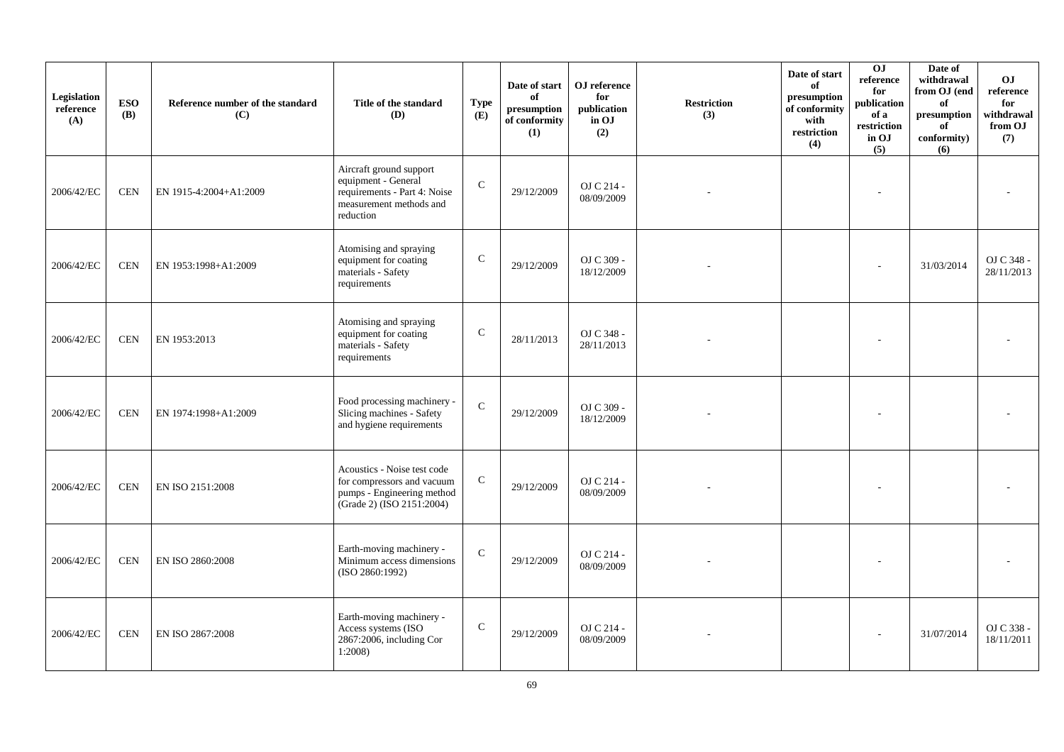| Legislation reference (A) | ESO (B) | Reference number of the standard (C) | Title of the standard (D) | Type (E) | Date of start of presumption of conformity (1) | OJ reference for publication in OJ (2) | Restriction (3) | Date of start of presumption of conformity with restriction (4) | OJ reference for publication of a restriction in OJ (5) | Date of withdrawal from OJ (end of presumption of conformity) (6) | OJ reference for withdrawal from OJ (7) |
|---|---|---|---|---|---|---|---|---|---|---|---|
| 2006/42/EC | CEN | EN 1915-4:2004+A1:2009 | Aircraft ground support equipment - General requirements - Part 4: Noise measurement methods and reduction | C | 29/12/2009 | OJ C 214 - 08/09/2009 | - | | - | | - |
| 2006/42/EC | CEN | EN 1953:1998+A1:2009 | Atomising and spraying equipment for coating materials - Safety requirements | C | 29/12/2009 | OJ C 309 - 18/12/2009 | - | | - | 31/03/2014 | OJ C 348 - 28/11/2013 |
| 2006/42/EC | CEN | EN 1953:2013 | Atomising and spraying equipment for coating materials - Safety requirements | C | 28/11/2013 | OJ C 348 - 28/11/2013 | - | | - | | - |
| 2006/42/EC | CEN | EN 1974:1998+A1:2009 | Food processing machinery - Slicing machines - Safety and hygiene requirements | C | 29/12/2009 | OJ C 309 - 18/12/2009 | - | | - | | - |
| 2006/42/EC | CEN | EN ISO 2151:2008 | Acoustics - Noise test code for compressors and vacuum pumps - Engineering method (Grade 2) (ISO 2151:2004) | C | 29/12/2009 | OJ C 214 - 08/09/2009 | - | | - | | - |
| 2006/42/EC | CEN | EN ISO 2860:2008 | Earth-moving machinery - Minimum access dimensions (ISO 2860:1992) | C | 29/12/2009 | OJ C 214 - 08/09/2009 | - | | - | | - |
| 2006/42/EC | CEN | EN ISO 2867:2008 | Earth-moving machinery - Access systems (ISO 2867:2006, including Cor 1:2008) | C | 29/12/2009 | OJ C 214 - 08/09/2009 | - | | - | 31/07/2014 | OJ C 338 - 18/11/2011 |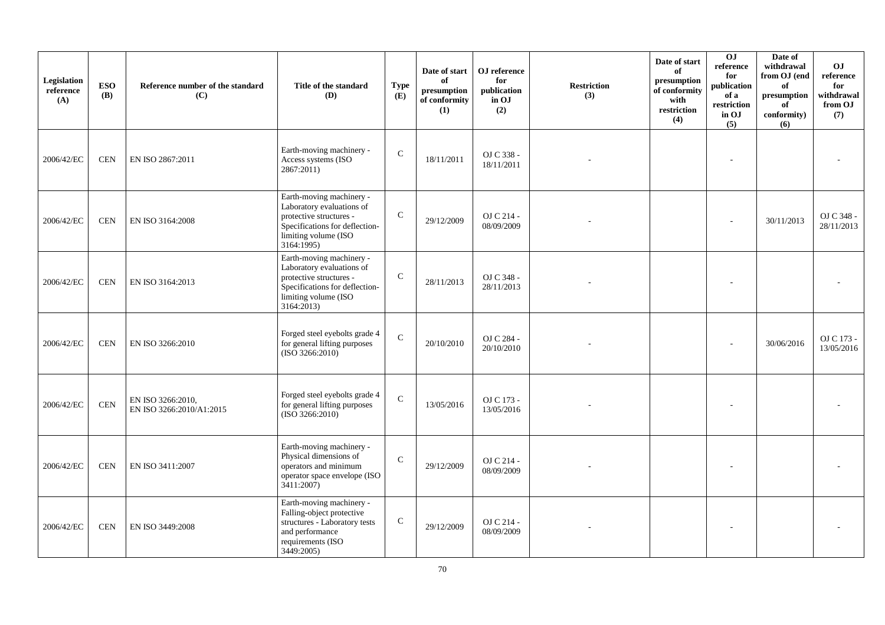| Legislation reference (A) | ESO (B) | Reference number of the standard (C) | Title of the standard (D) | Type (E) | Date of start of presumption of conformity (1) | OJ reference for publication in OJ (2) | Restriction (3) | Date of start of presumption of conformity with restriction (4) | OJ reference for publication of a restriction in OJ (5) | Date of withdrawal from OJ (end of presumption of conformity) (6) | OJ reference for withdrawal from OJ (7) |
|---|---|---|---|---|---|---|---|---|---|---|---|
| 2006/42/EC | CEN | EN ISO 2867:2011 | Earth-moving machinery - Access systems (ISO 2867:2011) | C | 18/11/2011 | OJ C 338 - 18/11/2011 | - | | - | | - |
| 2006/42/EC | CEN | EN ISO 3164:2008 | Earth-moving machinery - Laboratory evaluations of protective structures - Specifications for deflection-limiting volume (ISO 3164:1995) | C | 29/12/2009 | OJ C 214 - 08/09/2009 | - | | - | 30/11/2013 | OJ C 348 - 28/11/2013 |
| 2006/42/EC | CEN | EN ISO 3164:2013 | Earth-moving machinery - Laboratory evaluations of protective structures - Specifications for deflection-limiting volume (ISO 3164:2013) | C | 28/11/2013 | OJ C 348 - 28/11/2013 | - | | - | | - |
| 2006/42/EC | CEN | EN ISO 3266:2010 | Forged steel eyebolts grade 4 for general lifting purposes (ISO 3266:2010) | C | 20/10/2010 | OJ C 284 - 20/10/2010 | - | | - | 30/06/2016 | OJ C 173 - 13/05/2016 |
| 2006/42/EC | CEN | EN ISO 3266:2010, EN ISO 3266:2010/A1:2015 | Forged steel eyebolts grade 4 for general lifting purposes (ISO 3266:2010) | C | 13/05/2016 | OJ C 173 - 13/05/2016 | - | | - | | - |
| 2006/42/EC | CEN | EN ISO 3411:2007 | Earth-moving machinery - Physical dimensions of operators and minimum operator space envelope (ISO 3411:2007) | C | 29/12/2009 | OJ C 214 - 08/09/2009 | - | | - | | - |
| 2006/42/EC | CEN | EN ISO 3449:2008 | Earth-moving machinery - Falling-object protective structures - Laboratory tests and performance requirements (ISO 3449:2005) | C | 29/12/2009 | OJ C 214 - 08/09/2009 | - | | - | | - |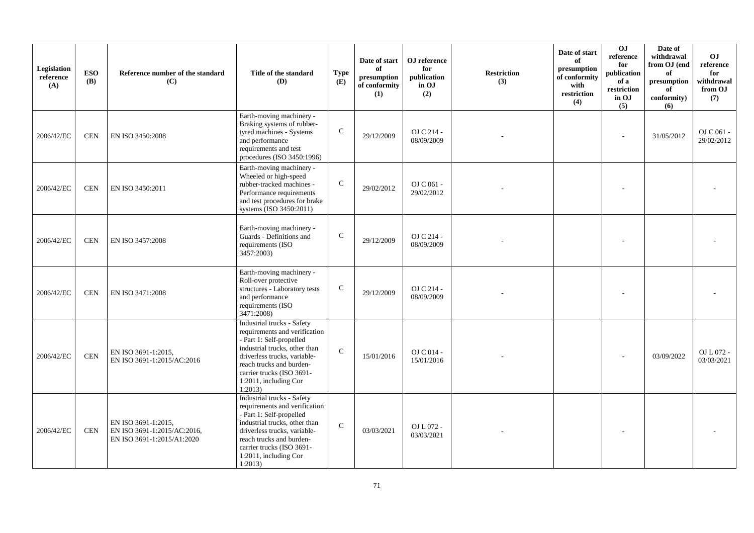| Legislation reference (A) | ESO (B) | Reference number of the standard (C) | Title of the standard (D) | Type (E) | Date of start of presumption of conformity (1) | OJ reference for publication in OJ (2) | Restriction (3) | Date of start of presumption of conformity with restriction (4) | OJ reference for publication of a restriction in OJ (5) | Date of withdrawal from OJ (end of presumption of conformity) (6) | OJ reference for withdrawal from OJ (7) |
|---|---|---|---|---|---|---|---|---|---|---|---|
| 2006/42/EC | CEN | EN ISO 3450:2008 | Earth-moving machinery - Braking systems of rubber-tyred machines - Systems and performance requirements and test procedures (ISO 3450:1996) | C | 29/12/2009 | OJ C 214 - 08/09/2009 | - | | - | 31/05/2012 | OJ C 061 - 29/02/2012 |
| 2006/42/EC | CEN | EN ISO 3450:2011 | Earth-moving machinery - Wheeled or high-speed rubber-tracked machines - Performance requirements and test procedures for brake systems (ISO 3450:2011) | C | 29/02/2012 | OJ C 061 - 29/02/2012 | - | | - | | - |
| 2006/42/EC | CEN | EN ISO 3457:2008 | Earth-moving machinery - Guards - Definitions and requirements (ISO 3457:2003) | C | 29/12/2009 | OJ C 214 - 08/09/2009 | - | | - | | - |
| 2006/42/EC | CEN | EN ISO 3471:2008 | Earth-moving machinery - Roll-over protective structures - Laboratory tests and performance requirements (ISO 3471:2008) | C | 29/12/2009 | OJ C 214 - 08/09/2009 | - | | - | | - |
| 2006/42/EC | CEN | EN ISO 3691-1:2015, EN ISO 3691-1:2015/AC:2016 | Industrial trucks - Safety requirements and verification - Part 1: Self-propelled industrial trucks, other than driverless trucks, variable-reach trucks and burden-carrier trucks (ISO 3691-1:2011, including Cor 1:2013) | C | 15/01/2016 | OJ C 014 - 15/01/2016 | - | | - | 03/09/2022 | OJ L 072 - 03/03/2021 |
| 2006/42/EC | CEN | EN ISO 3691-1:2015, EN ISO 3691-1:2015/AC:2016, EN ISO 3691-1:2015/A1:2020 | Industrial trucks - Safety requirements and verification - Part 1: Self-propelled industrial trucks, other than driverless trucks, variable-reach trucks and burden-carrier trucks (ISO 3691-1:2011, including Cor 1:2013) | C | 03/03/2021 | OJ L 072 - 03/03/2021 | - | | - | | - |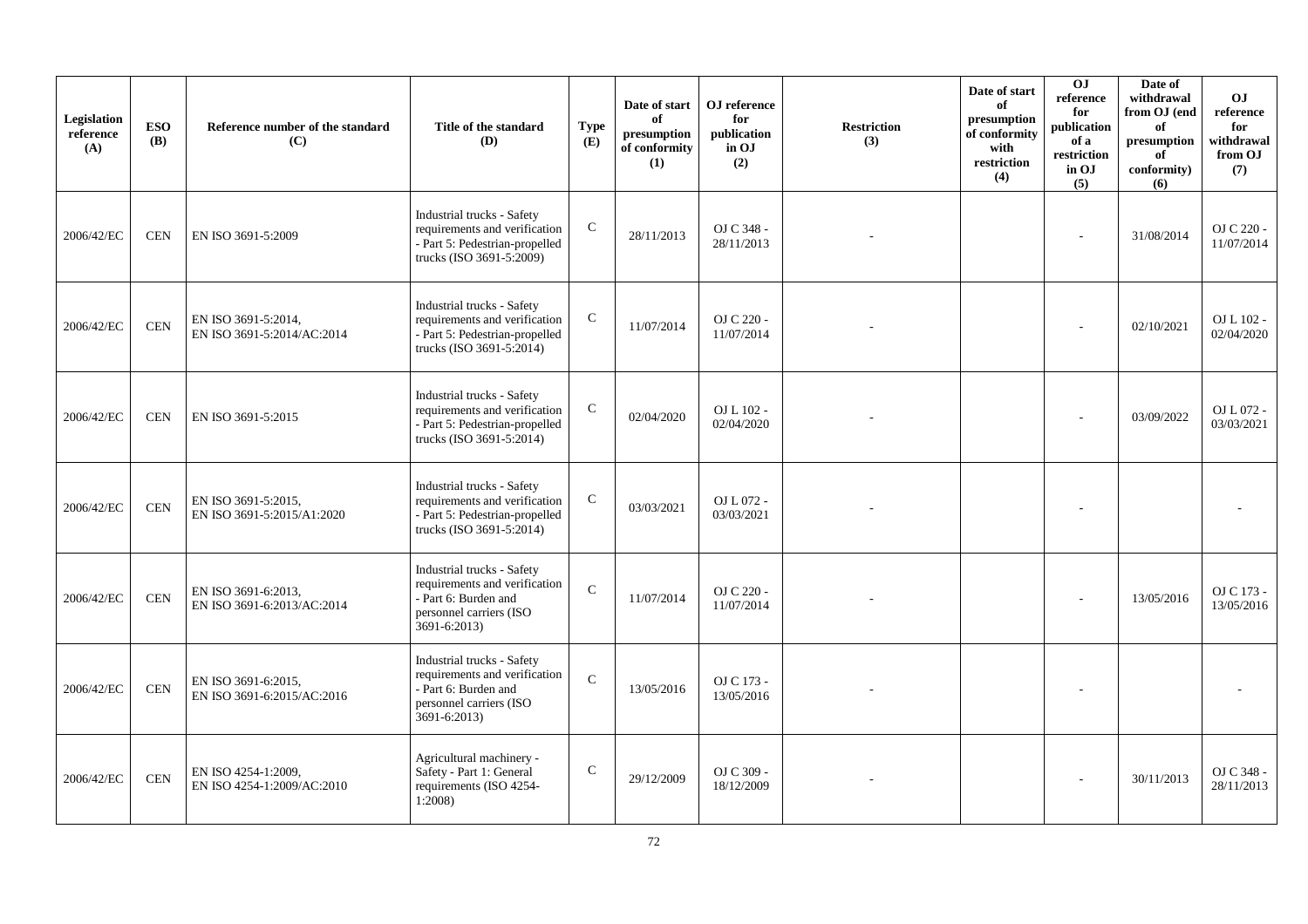| Legislation reference (A) | ESO (B) | Reference number of the standard (C) | Title of the standard (D) | Type (E) | Date of start of presumption of conformity (1) | OJ reference for publication in OJ (2) | Restriction (3) | Date of start of presumption of conformity with restriction (4) | OJ reference for publication of a restriction in OJ (5) | Date of withdrawal from OJ (end of presumption of conformity) (6) | OJ reference for withdrawal from OJ (7) |
|---|---|---|---|---|---|---|---|---|---|---|---|
| 2006/42/EC | CEN | EN ISO 3691-5:2009 | Industrial trucks - Safety requirements and verification - Part 5: Pedestrian-propelled trucks (ISO 3691-5:2009) | C | 28/11/2013 | OJ C 348 - 28/11/2013 | - | | - | 31/08/2014 | OJ C 220 - 11/07/2014 |
| 2006/42/EC | CEN | EN ISO 3691-5:2014, EN ISO 3691-5:2014/AC:2014 | Industrial trucks - Safety requirements and verification - Part 5: Pedestrian-propelled trucks (ISO 3691-5:2014) | C | 11/07/2014 | OJ C 220 - 11/07/2014 | - | | - | 02/10/2021 | OJ L 102 - 02/04/2020 |
| 2006/42/EC | CEN | EN ISO 3691-5:2015 | Industrial trucks - Safety requirements and verification - Part 5: Pedestrian-propelled trucks (ISO 3691-5:2014) | C | 02/04/2020 | OJ L 102 - 02/04/2020 | - | | - | 03/09/2022 | OJ L 072 - 03/03/2021 |
| 2006/42/EC | CEN | EN ISO 3691-5:2015, EN ISO 3691-5:2015/A1:2020 | Industrial trucks - Safety requirements and verification - Part 5: Pedestrian-propelled trucks (ISO 3691-5:2014) | C | 03/03/2021 | OJ L 072 - 03/03/2021 | - | | - | | - |
| 2006/42/EC | CEN | EN ISO 3691-6:2013, EN ISO 3691-6:2013/AC:2014 | Industrial trucks - Safety requirements and verification - Part 6: Burden and personnel carriers (ISO 3691-6:2013) | C | 11/07/2014 | OJ C 220 - 11/07/2014 | - | | - | 13/05/2016 | OJ C 173 - 13/05/2016 |
| 2006/42/EC | CEN | EN ISO 3691-6:2015, EN ISO 3691-6:2015/AC:2016 | Industrial trucks - Safety requirements and verification - Part 6: Burden and personnel carriers (ISO 3691-6:2013) | C | 13/05/2016 | OJ C 173 - 13/05/2016 | - | | - | | - |
| 2006/42/EC | CEN | EN ISO 4254-1:2009, EN ISO 4254-1:2009/AC:2010 | Agricultural machinery - Safety - Part 1: General requirements (ISO 4254-1:2008) | C | 29/12/2009 | OJ C 309 - 18/12/2009 | - | | - | 30/11/2013 | OJ C 348 - 28/11/2013 |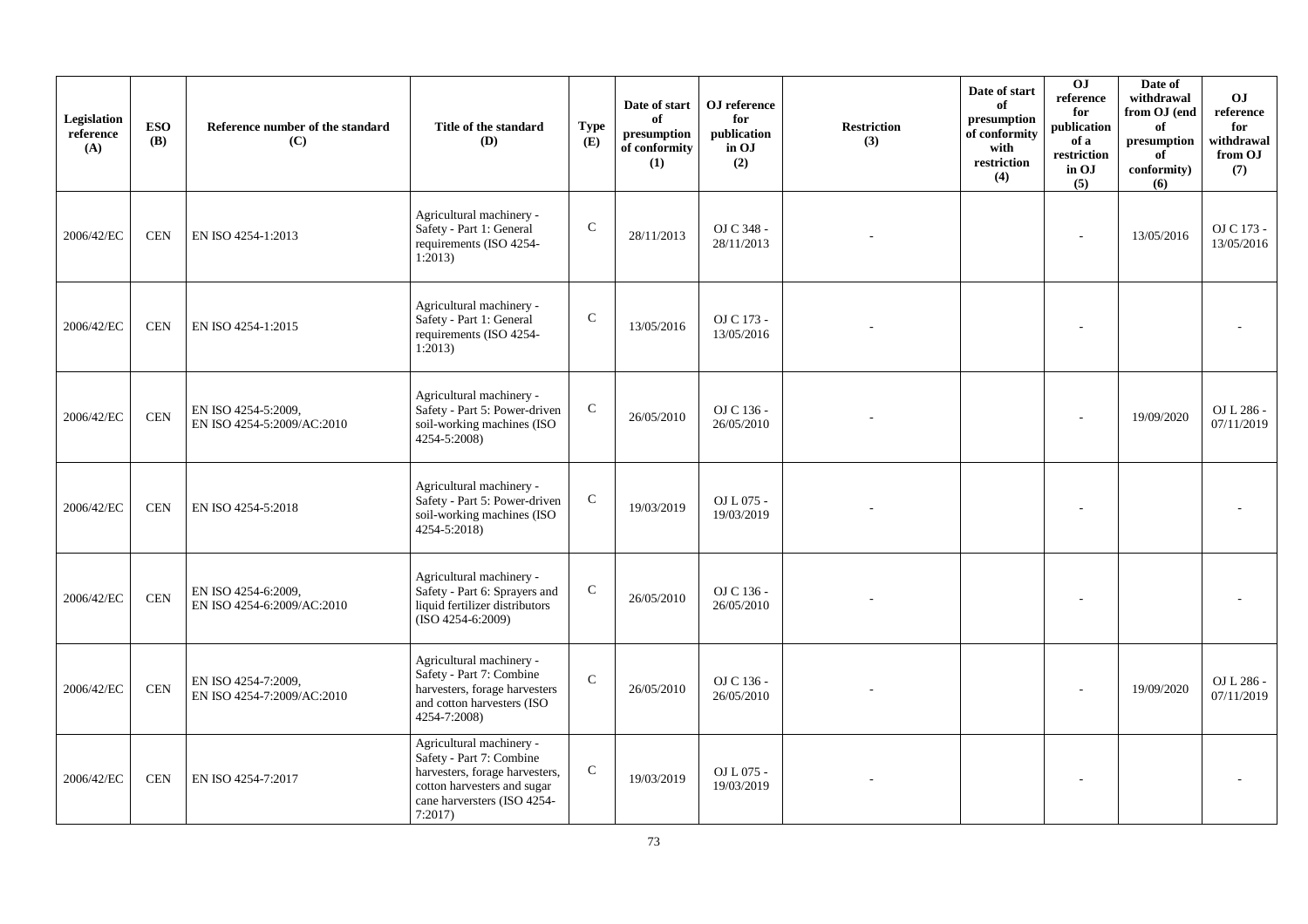| Legislation reference (A) | ESO (B) | Reference number of the standard (C) | Title of the standard (D) | Type (E) | Date of start of presumption of conformity (1) | OJ reference for publication in OJ (2) | Restriction (3) | Date of start of presumption of conformity with restriction (4) | OJ reference for publication of a restriction in OJ (5) | Date of withdrawal from OJ (end of presumption of conformity) (6) | OJ reference for withdrawal from OJ (7) |
|---|---|---|---|---|---|---|---|---|---|---|---|
| 2006/42/EC | CEN | EN ISO 4254-1:2013 | Agricultural machinery - Safety - Part 1: General requirements (ISO 4254-1:2013) | C | 28/11/2013 | OJ C 348 - 28/11/2013 | - | | - | 13/05/2016 | OJ C 173 - 13/05/2016 |
| 2006/42/EC | CEN | EN ISO 4254-1:2015 | Agricultural machinery - Safety - Part 1: General requirements (ISO 4254-1:2013) | C | 13/05/2016 | OJ C 173 - 13/05/2016 | - | | - | | - |
| 2006/42/EC | CEN | EN ISO 4254-5:2009, EN ISO 4254-5:2009/AC:2010 | Agricultural machinery - Safety - Part 5: Power-driven soil-working machines (ISO 4254-5:2008) | C | 26/05/2010 | OJ C 136 - 26/05/2010 | - | | - | 19/09/2020 | OJ L 286 - 07/11/2019 |
| 2006/42/EC | CEN | EN ISO 4254-5:2018 | Agricultural machinery - Safety - Part 5: Power-driven soil-working machines (ISO 4254-5:2018) | C | 19/03/2019 | OJ L 075 - 19/03/2019 | - | | - | | - |
| 2006/42/EC | CEN | EN ISO 4254-6:2009, EN ISO 4254-6:2009/AC:2010 | Agricultural machinery - Safety - Part 6: Sprayers and liquid fertilizer distributors (ISO 4254-6:2009) | C | 26/05/2010 | OJ C 136 - 26/05/2010 | - | | - | | - |
| 2006/42/EC | CEN | EN ISO 4254-7:2009, EN ISO 4254-7:2009/AC:2010 | Agricultural machinery - Safety - Part 7: Combine harvesters, forage harvesters and cotton harvesters (ISO 4254-7:2008) | C | 26/05/2010 | OJ C 136 - 26/05/2010 | - | | - | 19/09/2020 | OJ L 286 - 07/11/2019 |
| 2006/42/EC | CEN | EN ISO 4254-7:2017 | Agricultural machinery - Safety - Part 7: Combine harvesters, forage harvesters, cotton harvesters and sugar cane harversters (ISO 4254-7:2017) | C | 19/03/2019 | OJ L 075 - 19/03/2019 | - | | - | | - |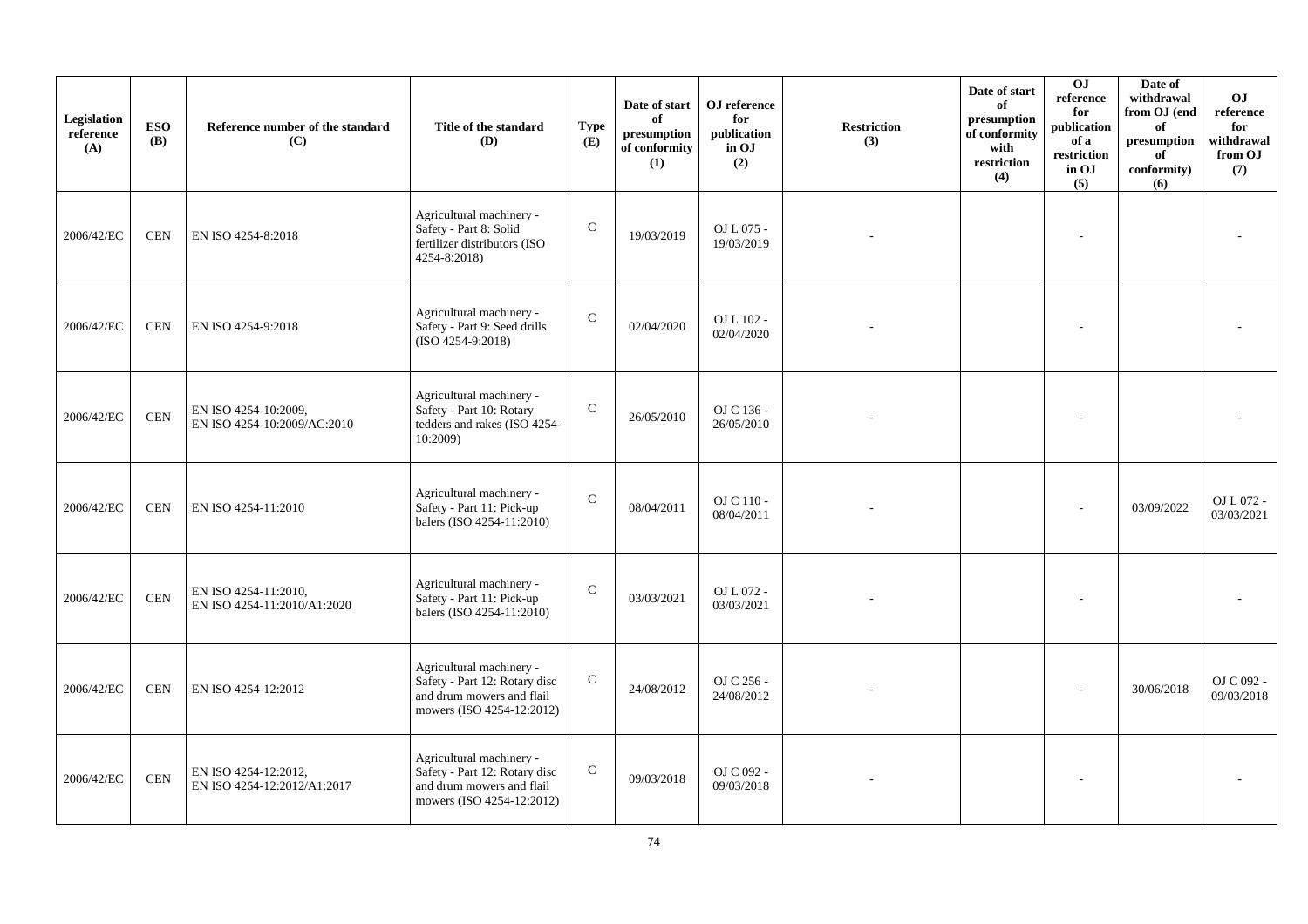| Legislation reference (A) | ESO (B) | Reference number of the standard (C) | Title of the standard (D) | Type (E) | Date of start of presumption of conformity (1) | OJ reference for publication in OJ (2) | Restriction (3) | Date of start of presumption of conformity with restriction (4) | OJ reference for publication of a restriction in OJ (5) | Date of withdrawal from OJ (end of presumption of conformity) (6) | OJ reference for withdrawal from OJ (7) |
|---|---|---|---|---|---|---|---|---|---|---|---|
| 2006/42/EC | CEN | EN ISO 4254-8:2018 | Agricultural machinery - Safety - Part 8: Solid fertilizer distributors (ISO 4254-8:2018) | C | 19/03/2019 | OJ L 075 - 19/03/2019 | - | | - | | - |
| 2006/42/EC | CEN | EN ISO 4254-9:2018 | Agricultural machinery - Safety - Part 9: Seed drills (ISO 4254-9:2018) | C | 02/04/2020 | OJ L 102 - 02/04/2020 | - | | - | | - |
| 2006/42/EC | CEN | EN ISO 4254-10:2009, EN ISO 4254-10:2009/AC:2010 | Agricultural machinery - Safety - Part 10: Rotary tedders and rakes (ISO 4254-10:2009) | C | 26/05/2010 | OJ C 136 - 26/05/2010 | - | | - | | - |
| 2006/42/EC | CEN | EN ISO 4254-11:2010 | Agricultural machinery - Safety - Part 11: Pick-up balers (ISO 4254-11:2010) | C | 08/04/2011 | OJ C 110 - 08/04/2011 | - | | - | 03/09/2022 | OJ L 072 - 03/03/2021 |
| 2006/42/EC | CEN | EN ISO 4254-11:2010, EN ISO 4254-11:2010/A1:2020 | Agricultural machinery - Safety - Part 11: Pick-up balers (ISO 4254-11:2010) | C | 03/03/2021 | OJ L 072 - 03/03/2021 | - | | - | | - |
| 2006/42/EC | CEN | EN ISO 4254-12:2012 | Agricultural machinery - Safety - Part 12: Rotary disc and drum mowers and flail mowers (ISO 4254-12:2012) | C | 24/08/2012 | OJ C 256 - 24/08/2012 | - | | - | 30/06/2018 | OJ C 092 - 09/03/2018 |
| 2006/42/EC | CEN | EN ISO 4254-12:2012, EN ISO 4254-12:2012/A1:2017 | Agricultural machinery - Safety - Part 12: Rotary disc and drum mowers and flail mowers (ISO 4254-12:2012) | C | 09/03/2018 | OJ C 092 - 09/03/2018 | - | | - | | - |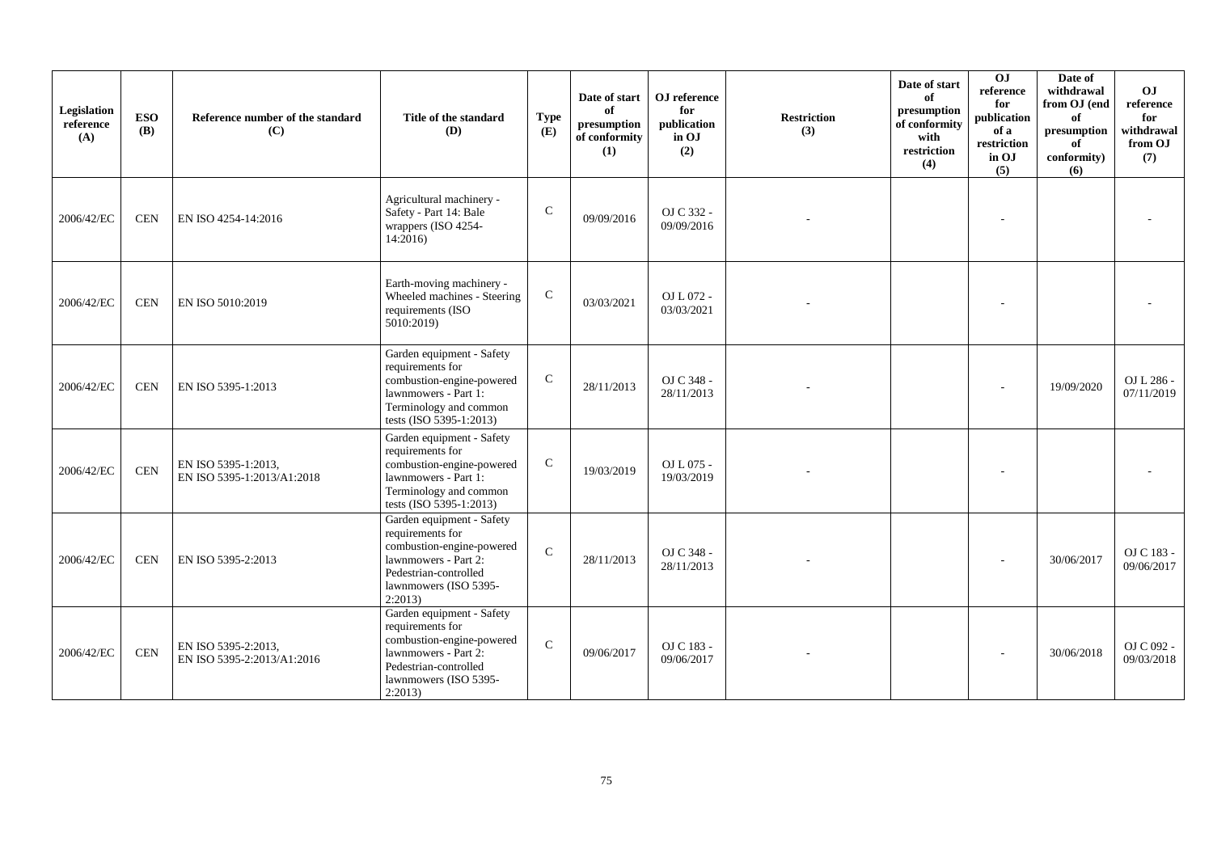| Legislation reference (A) | ESO (B) | Reference number of the standard (C) | Title of the standard (D) | Type (E) | Date of start of presumption of conformity (1) | OJ reference for publication in OJ (2) | Restriction (3) | Date of start of presumption of conformity with restriction (4) | OJ reference for publication of a restriction in OJ (5) | Date of withdrawal from OJ (end of presumption of conformity) (6) | OJ reference for withdrawal from OJ (7) |
|---|---|---|---|---|---|---|---|---|---|---|---|
| 2006/42/EC | CEN | EN ISO 4254-14:2016 | Agricultural machinery - Safety - Part 14: Bale wrappers (ISO 4254-14:2016) | C | 09/09/2016 | OJ C 332 - 09/09/2016 | - | | - | | - |
| 2006/42/EC | CEN | EN ISO 5010:2019 | Earth-moving machinery - Wheeled machines - Steering requirements (ISO 5010:2019) | C | 03/03/2021 | OJ L 072 - 03/03/2021 | - | | - | | - |
| 2006/42/EC | CEN | EN ISO 5395-1:2013 | Garden equipment - Safety requirements for combustion-engine-powered lawnmowers - Part 1: Terminology and common tests (ISO 5395-1:2013) | C | 28/11/2013 | OJ C 348 - 28/11/2013 | - | | - | 19/09/2020 | OJ L 286 - 07/11/2019 |
| 2006/42/EC | CEN | EN ISO 5395-1:2013, EN ISO 5395-1:2013/A1:2018 | Garden equipment - Safety requirements for combustion-engine-powered lawnmowers - Part 1: Terminology and common tests (ISO 5395-1:2013) | C | 19/03/2019 | OJ L 075 - 19/03/2019 | - | | - | | - |
| 2006/42/EC | CEN | EN ISO 5395-2:2013 | Garden equipment - Safety requirements for combustion-engine-powered lawnmowers - Part 2: Pedestrian-controlled lawnmowers (ISO 5395-2:2013) | C | 28/11/2013 | OJ C 348 - 28/11/2013 | - | | - | 30/06/2017 | OJ C 183 - 09/06/2017 |
| 2006/42/EC | CEN | EN ISO 5395-2:2013, EN ISO 5395-2:2013/A1:2016 | Garden equipment - Safety requirements for combustion-engine-powered lawnmowers - Part 2: Pedestrian-controlled lawnmowers (ISO 5395-2:2013) | C | 09/06/2017 | OJ C 183 - 09/06/2017 | - | | - | 30/06/2018 | OJ C 092 - 09/03/2018 |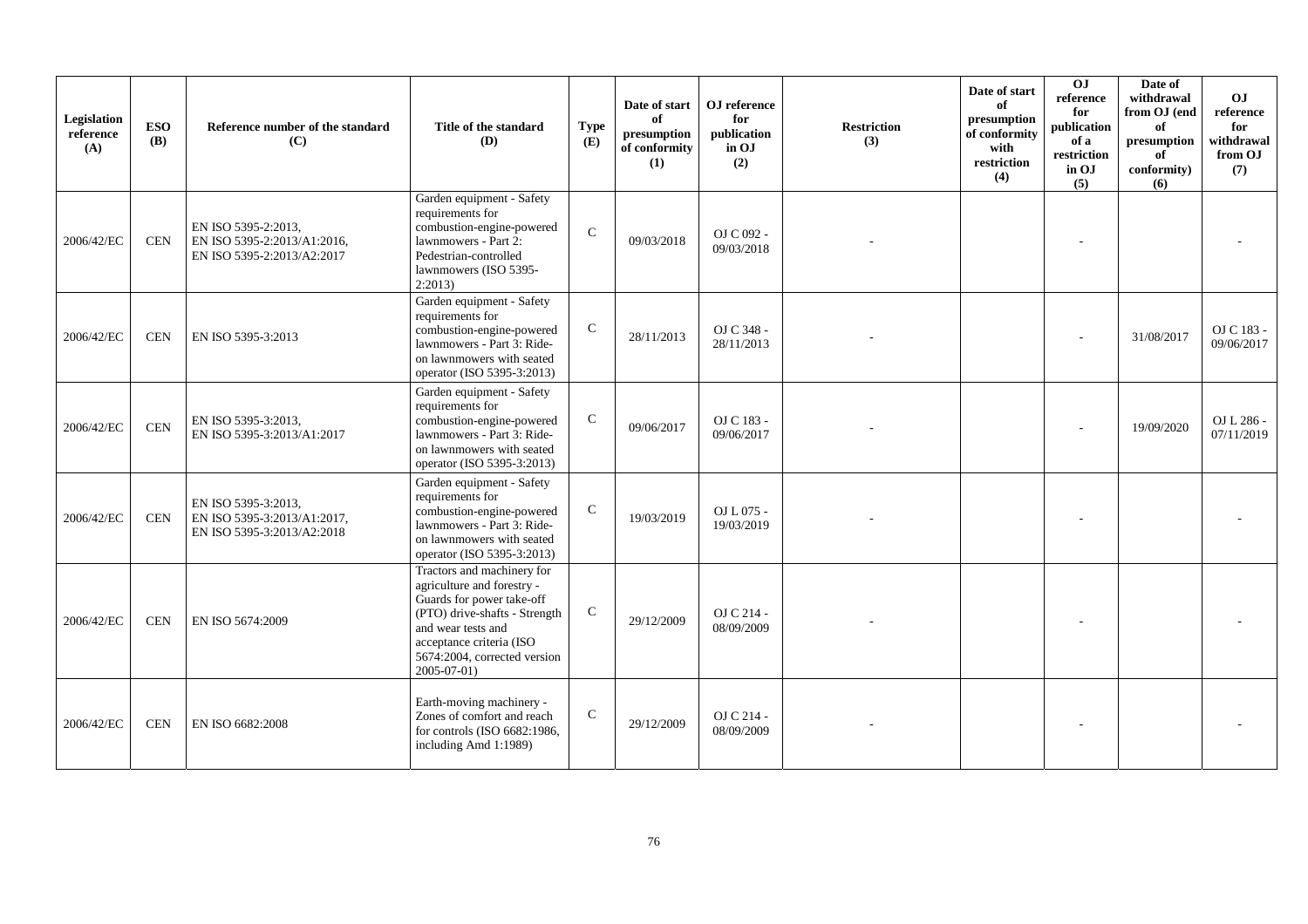| Legislation reference (A) | ESO (B) | Reference number of the standard (C) | Title of the standard (D) | Type (E) | Date of start of presumption of conformity (1) | OJ reference for publication in OJ (2) | Restriction (3) | Date of start of presumption of conformity with restriction (4) | OJ reference for publication of a restriction in OJ (5) | Date of withdrawal from OJ (end of presumption of conformity) (6) | OJ reference for withdrawal from OJ (7) |
|---|---|---|---|---|---|---|---|---|---|---|---|
| 2006/42/EC | CEN | EN ISO 5395-2:2013, EN ISO 5395-2:2013/A1:2016, EN ISO 5395-2:2013/A2:2017 | Garden equipment - Safety requirements for combustion-engine-powered lawnmowers - Part 2: Pedestrian-controlled lawnmowers (ISO 5395-2:2013) | C | 09/03/2018 | OJ C 092 - 09/03/2018 | - | | - | | - |
| 2006/42/EC | CEN | EN ISO 5395-3:2013 | Garden equipment - Safety requirements for combustion-engine-powered lawnmowers - Part 3: Ride-on lawnmowers with seated operator (ISO 5395-3:2013) | C | 28/11/2013 | OJ C 348 - 28/11/2013 | - | | - | 31/08/2017 | OJ C 183 - 09/06/2017 |
| 2006/42/EC | CEN | EN ISO 5395-3:2013, EN ISO 5395-3:2013/A1:2017 | Garden equipment - Safety requirements for combustion-engine-powered lawnmowers - Part 3: Ride-on lawnmowers with seated operator (ISO 5395-3:2013) | C | 09/06/2017 | OJ C 183 - 09/06/2017 | - | | - | 19/09/2020 | OJ L 286 - 07/11/2019 |
| 2006/42/EC | CEN | EN ISO 5395-3:2013, EN ISO 5395-3:2013/A1:2017, EN ISO 5395-3:2013/A2:2018 | Garden equipment - Safety requirements for combustion-engine-powered lawnmowers - Part 3: Ride-on lawnmowers with seated operator (ISO 5395-3:2013) | C | 19/03/2019 | OJ L 075 - 19/03/2019 | - | | - | | - |
| 2006/42/EC | CEN | EN ISO 5674:2009 | Tractors and machinery for agriculture and forestry - Guards for power take-off (PTO) drive-shafts - Strength and wear tests and acceptance criteria (ISO 5674:2004, corrected version 2005-07-01) | C | 29/12/2009 | OJ C 214 - 08/09/2009 | - | | - | | - |
| 2006/42/EC | CEN | EN ISO 6682:2008 | Earth-moving machinery - Zones of comfort and reach for controls (ISO 6682:1986, including Amd 1:1989) | C | 29/12/2009 | OJ C 214 - 08/09/2009 | - | | - | | - |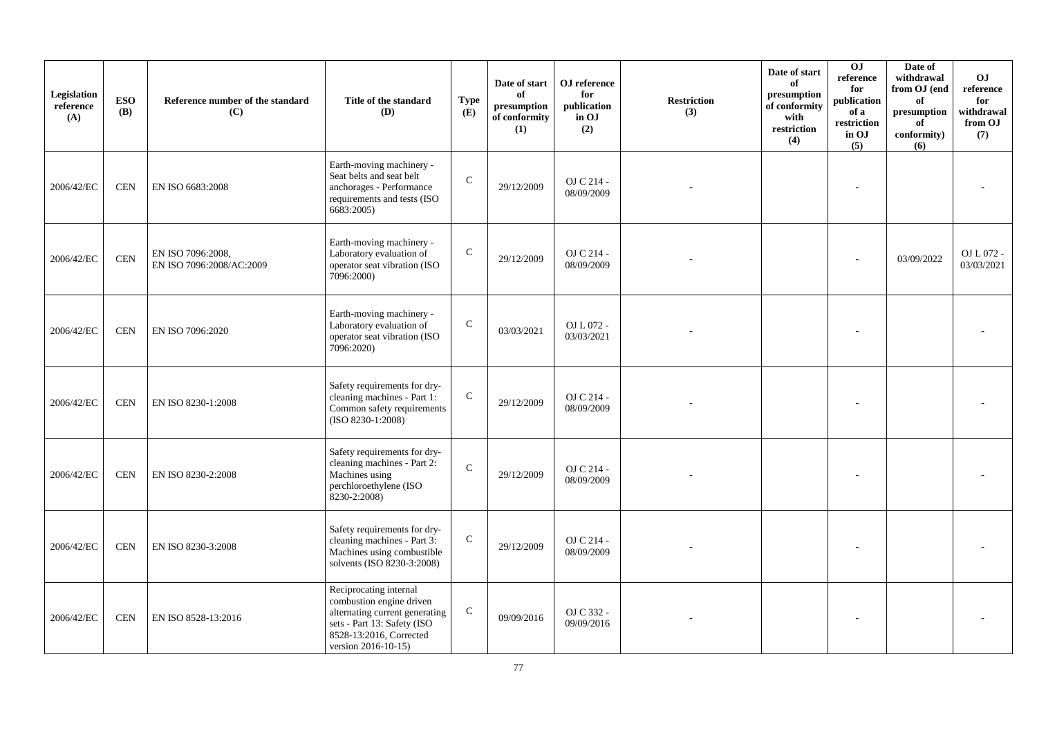| Legislation reference (A) | ESO (B) | Reference number of the standard (C) | Title of the standard (D) | Type (E) | Date of start of presumption of conformity (1) | OJ reference for publication in OJ (2) | Restriction (3) | Date of start of presumption of conformity with restriction (4) | OJ reference for publication of a restriction in OJ (5) | Date of withdrawal from OJ (end of presumption of conformity) (6) | OJ reference for withdrawal from OJ (7) |
|---|---|---|---|---|---|---|---|---|---|---|---|
| 2006/42/EC | CEN | EN ISO 6683:2008 | Earth-moving machinery - Seat belts and seat belt anchorages - Performance requirements and tests (ISO 6683:2005) | C | 29/12/2009 | OJ C 214 - 08/09/2009 | - | | - | | - |
| 2006/42/EC | CEN | EN ISO 7096:2008, EN ISO 7096:2008/AC:2009 | Earth-moving machinery - Laboratory evaluation of operator seat vibration (ISO 7096:2000) | C | 29/12/2009 | OJ C 214 - 08/09/2009 | - | | - | 03/09/2022 | OJ L 072 - 03/03/2021 |
| 2006/42/EC | CEN | EN ISO 7096:2020 | Earth-moving machinery - Laboratory evaluation of operator seat vibration (ISO 7096:2020) | C | 03/03/2021 | OJ L 072 - 03/03/2021 | - | | - | | - |
| 2006/42/EC | CEN | EN ISO 8230-1:2008 | Safety requirements for dry-cleaning machines - Part 1: Common safety requirements (ISO 8230-1:2008) | C | 29/12/2009 | OJ C 214 - 08/09/2009 | - | | - | | - |
| 2006/42/EC | CEN | EN ISO 8230-2:2008 | Safety requirements for dry-cleaning machines - Part 2: Machines using perchloroethylene (ISO 8230-2:2008) | C | 29/12/2009 | OJ C 214 - 08/09/2009 | - | | - | | - |
| 2006/42/EC | CEN | EN ISO 8230-3:2008 | Safety requirements for dry-cleaning machines - Part 3: Machines using combustible solvents (ISO 8230-3:2008) | C | 29/12/2009 | OJ C 214 - 08/09/2009 | - | | - | | - |
| 2006/42/EC | CEN | EN ISO 8528-13:2016 | Reciprocating internal combustion engine driven alternating current generating sets - Part 13: Safety (ISO 8528-13:2016, Corrected version 2016-10-15) | C | 09/09/2016 | OJ C 332 - 09/09/2016 | - | | - | | - |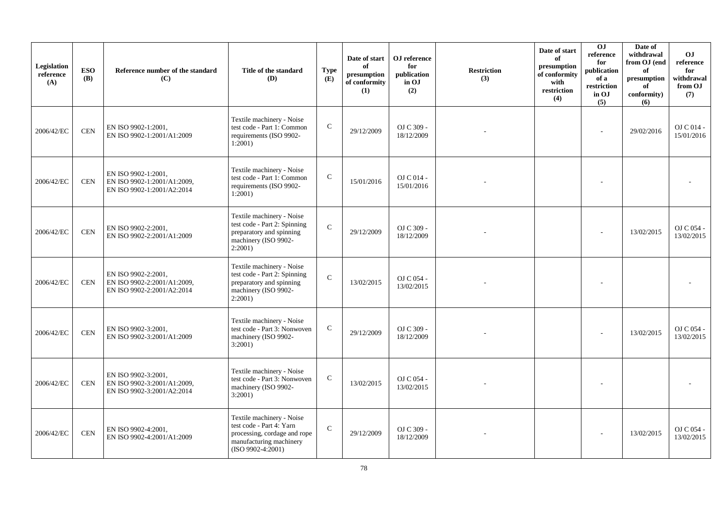| Legislation reference (A) | ESO (B) | Reference number of the standard (C) | Title of the standard (D) | Type (E) | Date of start of presumption of conformity (1) | OJ reference for publication in OJ (2) | Restriction (3) | Date of start of presumption of conformity with restriction (4) | OJ reference for publication of a restriction in OJ (5) | Date of withdrawal from OJ (end of presumption of conformity) (6) | OJ reference for withdrawal from OJ (7) |
|---|---|---|---|---|---|---|---|---|---|---|---|
| 2006/42/EC | CEN | EN ISO 9902-1:2001, EN ISO 9902-1:2001/A1:2009 | Textile machinery - Noise test code - Part 1: Common requirements (ISO 9902-1:2001) | C | 29/12/2009 | OJ C 309 - 18/12/2009 | - | | - | 29/02/2016 | OJ C 014 - 15/01/2016 |
| 2006/42/EC | CEN | EN ISO 9902-1:2001, EN ISO 9902-1:2001/A1:2009, EN ISO 9902-1:2001/A2:2014 | Textile machinery - Noise test code - Part 1: Common requirements (ISO 9902-1:2001) | C | 15/01/2016 | OJ C 014 - 15/01/2016 | - | | - | | - |
| 2006/42/EC | CEN | EN ISO 9902-2:2001, EN ISO 9902-2:2001/A1:2009 | Textile machinery - Noise test code - Part 2: Spinning preparatory and spinning machinery (ISO 9902-2:2001) | C | 29/12/2009 | OJ C 309 - 18/12/2009 | - | | - | 13/02/2015 | OJ C 054 - 13/02/2015 |
| 2006/42/EC | CEN | EN ISO 9902-2:2001, EN ISO 9902-2:2001/A1:2009, EN ISO 9902-2:2001/A2:2014 | Textile machinery - Noise test code - Part 2: Spinning preparatory and spinning machinery (ISO 9902-2:2001) | C | 13/02/2015 | OJ C 054 - 13/02/2015 | - | | - | | - |
| 2006/42/EC | CEN | EN ISO 9902-3:2001, EN ISO 9902-3:2001/A1:2009 | Textile machinery - Noise test code - Part 3: Nonwoven machinery (ISO 9902-3:2001) | C | 29/12/2009 | OJ C 309 - 18/12/2009 | - | | - | 13/02/2015 | OJ C 054 - 13/02/2015 |
| 2006/42/EC | CEN | EN ISO 9902-3:2001, EN ISO 9902-3:2001/A1:2009, EN ISO 9902-3:2001/A2:2014 | Textile machinery - Noise test code - Part 3: Nonwoven machinery (ISO 9902-3:2001) | C | 13/02/2015 | OJ C 054 - 13/02/2015 | - | | - | | - |
| 2006/42/EC | CEN | EN ISO 9902-4:2001, EN ISO 9902-4:2001/A1:2009 | Textile machinery - Noise test code - Part 4: Yarn processing, cordage and rope manufacturing machinery (ISO 9902-4:2001) | C | 29/12/2009 | OJ C 309 - 18/12/2009 | - | | - | 13/02/2015 | OJ C 054 - 13/02/2015 |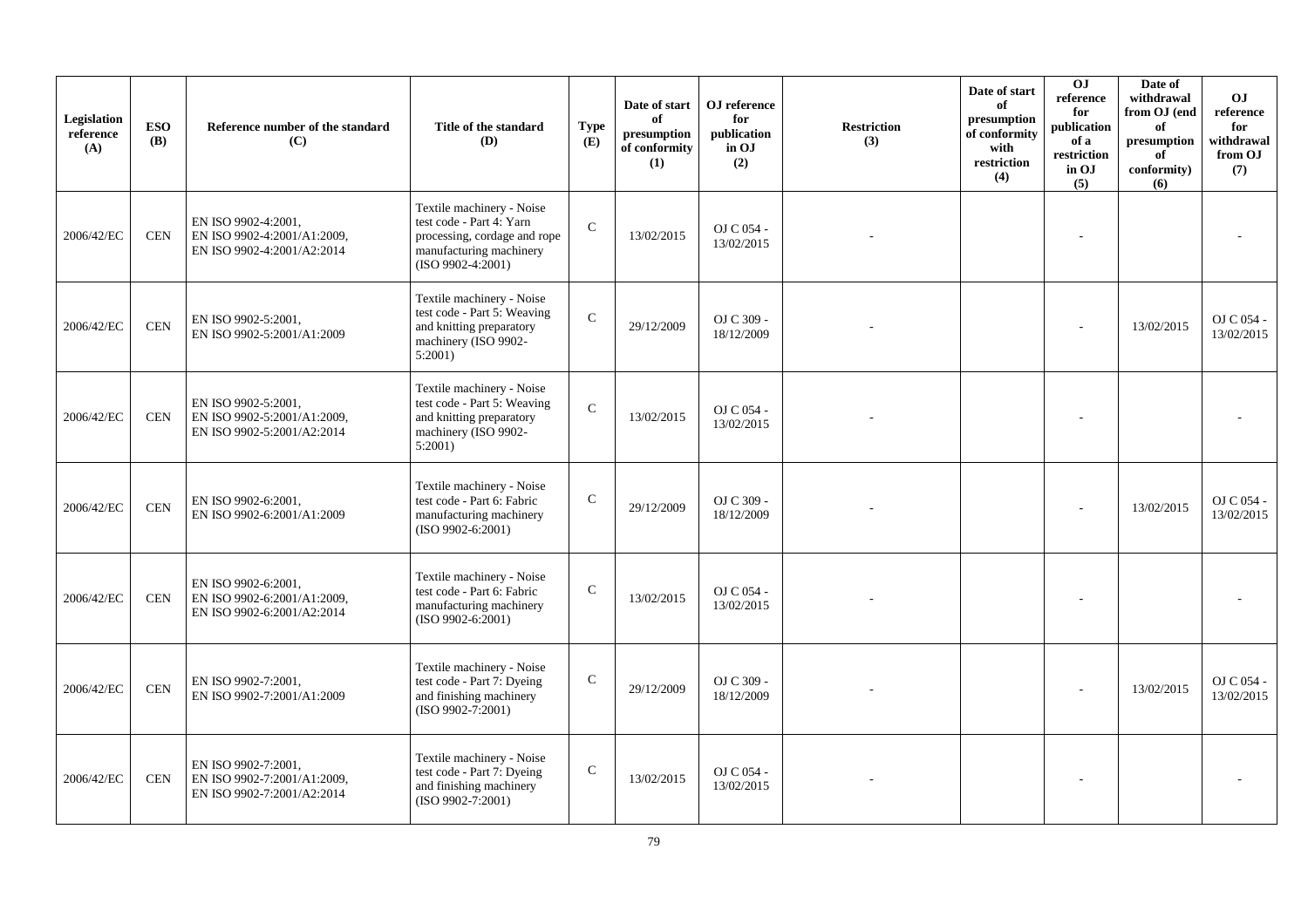| Legislation reference (A) | ESO (B) | Reference number of the standard (C) | Title of the standard (D) | Type (E) | Date of start of presumption of conformity (1) | OJ reference for publication in OJ (2) | Restriction (3) | Date of start of presumption of conformity with restriction (4) | OJ reference for publication of a restriction in OJ (5) | Date of withdrawal from OJ (end of presumption of conformity) (6) | OJ reference for withdrawal from OJ (7) |
|---|---|---|---|---|---|---|---|---|---|---|---|
| 2006/42/EC | CEN | EN ISO 9902-4:2001, EN ISO 9902-4:2001/A1:2009, EN ISO 9902-4:2001/A2:2014 | Textile machinery - Noise test code - Part 4: Yarn processing, cordage and rope manufacturing machinery (ISO 9902-4:2001) | C | 13/02/2015 | OJ C 054 - 13/02/2015 | - | | - | | - |
| 2006/42/EC | CEN | EN ISO 9902-5:2001, EN ISO 9902-5:2001/A1:2009 | Textile machinery - Noise test code - Part 5: Weaving and knitting preparatory machinery (ISO 9902-5:2001) | C | 29/12/2009 | OJ C 309 - 18/12/2009 | - | | - | 13/02/2015 | OJ C 054 - 13/02/2015 |
| 2006/42/EC | CEN | EN ISO 9902-5:2001, EN ISO 9902-5:2001/A1:2009, EN ISO 9902-5:2001/A2:2014 | Textile machinery - Noise test code - Part 5: Weaving and knitting preparatory machinery (ISO 9902-5:2001) | C | 13/02/2015 | OJ C 054 - 13/02/2015 | - | | - | | - |
| 2006/42/EC | CEN | EN ISO 9902-6:2001, EN ISO 9902-6:2001/A1:2009 | Textile machinery - Noise test code - Part 6: Fabric manufacturing machinery (ISO 9902-6:2001) | C | 29/12/2009 | OJ C 309 - 18/12/2009 | - | | - | 13/02/2015 | OJ C 054 - 13/02/2015 |
| 2006/42/EC | CEN | EN ISO 9902-6:2001, EN ISO 9902-6:2001/A1:2009, EN ISO 9902-6:2001/A2:2014 | Textile machinery - Noise test code - Part 6: Fabric manufacturing machinery (ISO 9902-6:2001) | C | 13/02/2015 | OJ C 054 - 13/02/2015 | - | | - | | - |
| 2006/42/EC | CEN | EN ISO 9902-7:2001, EN ISO 9902-7:2001/A1:2009 | Textile machinery - Noise test code - Part 7: Dyeing and finishing machinery (ISO 9902-7:2001) | C | 29/12/2009 | OJ C 309 - 18/12/2009 | - | | - | 13/02/2015 | OJ C 054 - 13/02/2015 |
| 2006/42/EC | CEN | EN ISO 9902-7:2001, EN ISO 9902-7:2001/A1:2009, EN ISO 9902-7:2001/A2:2014 | Textile machinery - Noise test code - Part 7: Dyeing and finishing machinery (ISO 9902-7:2001) | C | 13/02/2015 | OJ C 054 - 13/02/2015 | - | | - | | - |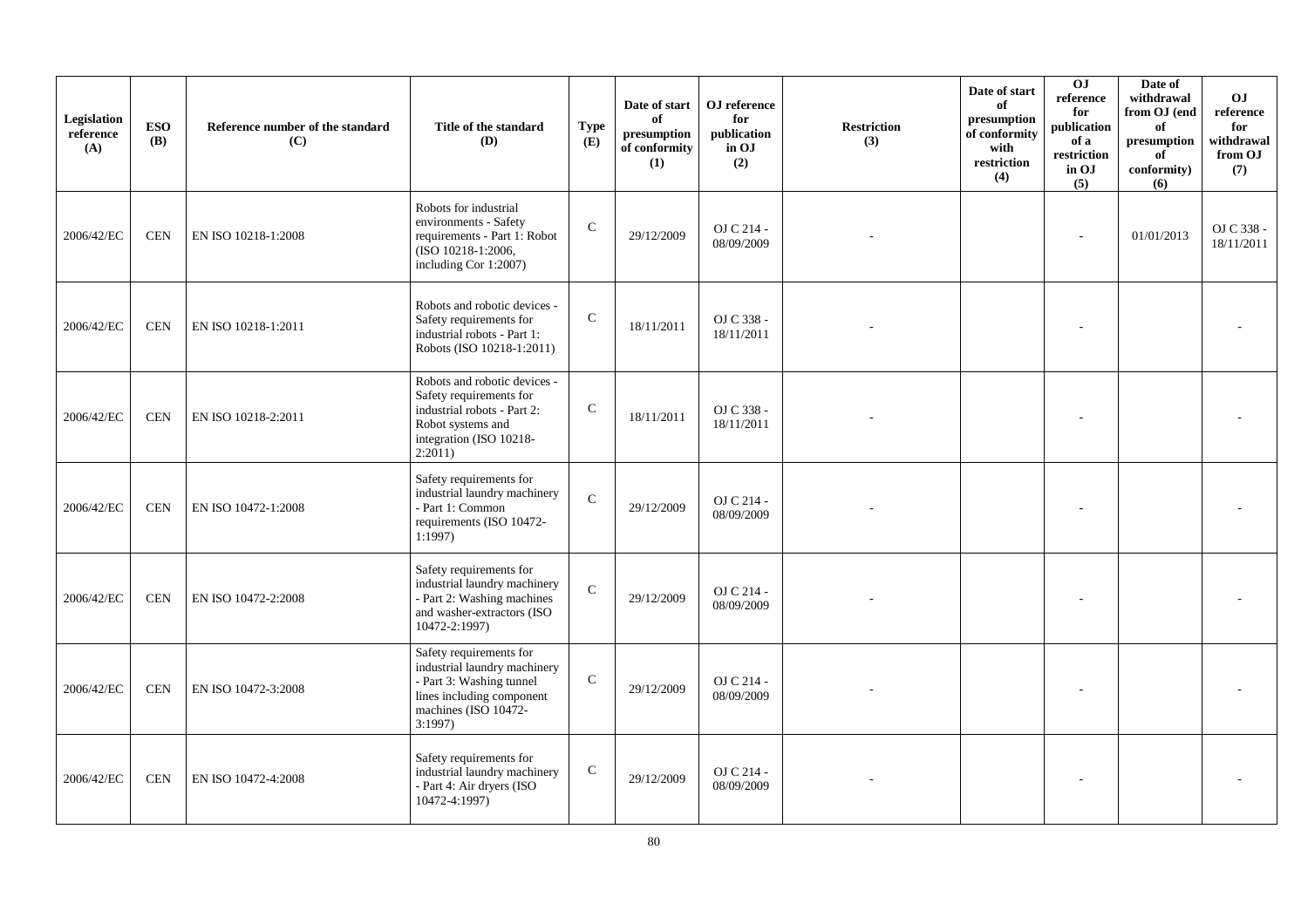| Legislation reference (A) | ESO (B) | Reference number of the standard (C) | Title of the standard (D) | Type (E) | Date of start of presumption of conformity (1) | OJ reference for publication in OJ (2) | Restriction (3) | Date of start of presumption of conformity with restriction (4) | OJ reference for publication of a restriction in OJ (5) | Date of withdrawal from OJ (end of presumption of conformity) (6) | OJ reference for withdrawal from OJ (7) |
|---|---|---|---|---|---|---|---|---|---|---|---|
| 2006/42/EC | CEN | EN ISO 10218-1:2008 | Robots for industrial environments - Safety requirements - Part 1: Robot (ISO 10218-1:2006, including Cor 1:2007) | C | 29/12/2009 | OJ C 214 - 08/09/2009 | - | | - | 01/01/2013 | OJ C 338 - 18/11/2011 |
| 2006/42/EC | CEN | EN ISO 10218-1:2011 | Robots and robotic devices - Safety requirements for industrial robots - Part 1: Robots (ISO 10218-1:2011) | C | 18/11/2011 | OJ C 338 - 18/11/2011 | - | | - | | - |
| 2006/42/EC | CEN | EN ISO 10218-2:2011 | Robots and robotic devices - Safety requirements for industrial robots - Part 2: Robot systems and integration (ISO 10218-2:2011) | C | 18/11/2011 | OJ C 338 - 18/11/2011 | - | | - | | - |
| 2006/42/EC | CEN | EN ISO 10472-1:2008 | Safety requirements for industrial laundry machinery - Part 1: Common requirements (ISO 10472-1:1997) | C | 29/12/2009 | OJ C 214 - 08/09/2009 | - | | - | | - |
| 2006/42/EC | CEN | EN ISO 10472-2:2008 | Safety requirements for industrial laundry machinery - Part 2: Washing machines and washer-extractors (ISO 10472-2:1997) | C | 29/12/2009 | OJ C 214 - 08/09/2009 | - | | - | | - |
| 2006/42/EC | CEN | EN ISO 10472-3:2008 | Safety requirements for industrial laundry machinery - Part 3: Washing tunnel lines including component machines (ISO 10472-3:1997) | C | 29/12/2009 | OJ C 214 - 08/09/2009 | - | | - | | - |
| 2006/42/EC | CEN | EN ISO 10472-4:2008 | Safety requirements for industrial laundry machinery - Part 4: Air dryers (ISO 10472-4:1997) | C | 29/12/2009 | OJ C 214 - 08/09/2009 | - | | - | | - |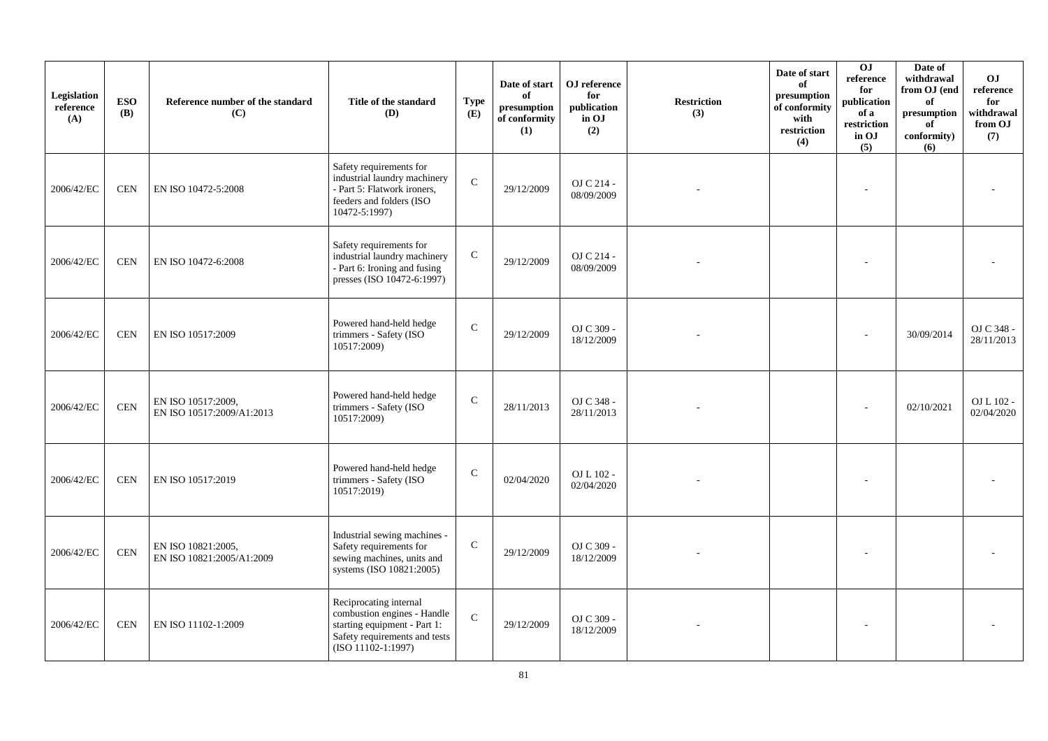| Legislation reference (A) | ESO (B) | Reference number of the standard (C) | Title of the standard (D) | Type (E) | Date of start of presumption of conformity (1) | OJ reference for publication in OJ (2) | Restriction (3) | Date of start of presumption of conformity with restriction (4) | OJ reference for publication of a restriction in OJ (5) | Date of withdrawal from OJ (end of presumption of conformity) (6) | OJ reference for withdrawal from OJ (7) |
|---|---|---|---|---|---|---|---|---|---|---|---|
| 2006/42/EC | CEN | EN ISO 10472-5:2008 | Safety requirements for industrial laundry machinery - Part 5: Flatwork ironers, feeders and folders (ISO 10472-5:1997) | C | 29/12/2009 | OJ C 214 - 08/09/2009 | - | | - | | - |
| 2006/42/EC | CEN | EN ISO 10472-6:2008 | Safety requirements for industrial laundry machinery - Part 6: Ironing and fusing presses (ISO 10472-6:1997) | C | 29/12/2009 | OJ C 214 - 08/09/2009 | - | | - | | - |
| 2006/42/EC | CEN | EN ISO 10517:2009 | Powered hand-held hedge trimmers - Safety (ISO 10517:2009) | C | 29/12/2009 | OJ C 309 - 18/12/2009 | - | | - | 30/09/2014 | OJ C 348 - 28/11/2013 |
| 2006/42/EC | CEN | EN ISO 10517:2009, EN ISO 10517:2009/A1:2013 | Powered hand-held hedge trimmers - Safety (ISO 10517:2009) | C | 28/11/2013 | OJ C 348 - 28/11/2013 | - | | - | 02/10/2021 | OJ L 102 - 02/04/2020 |
| 2006/42/EC | CEN | EN ISO 10517:2019 | Powered hand-held hedge trimmers - Safety (ISO 10517:2019) | C | 02/04/2020 | OJ L 102 - 02/04/2020 | - | | - | | - |
| 2006/42/EC | CEN | EN ISO 10821:2005, EN ISO 10821:2005/A1:2009 | Industrial sewing machines - Safety requirements for sewing machines, units and systems (ISO 10821:2005) | C | 29/12/2009 | OJ C 309 - 18/12/2009 | - | | - | | - |
| 2006/42/EC | CEN | EN ISO 11102-1:2009 | Reciprocating internal combustion engines - Handle starting equipment - Part 1: Safety requirements and tests (ISO 11102-1:1997) | C | 29/12/2009 | OJ C 309 - 18/12/2009 | - | | - | | - |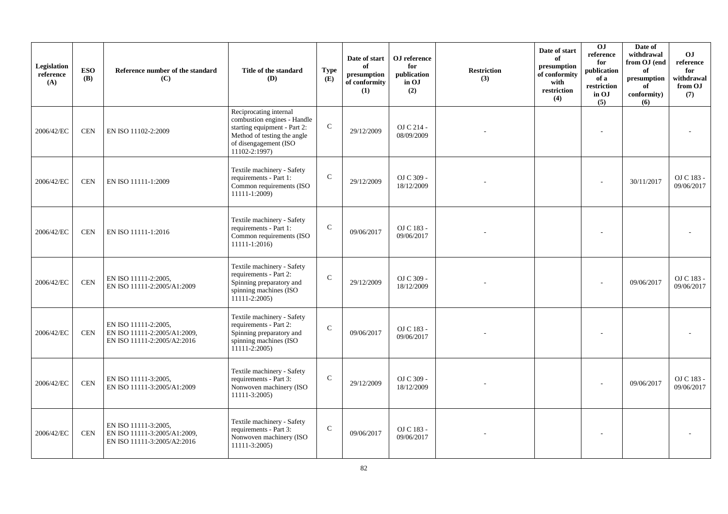| Legislation reference (A) | ESO (B) | Reference number of the standard (C) | Title of the standard (D) | Type (E) | Date of start of presumption of conformity (1) | OJ reference for publication in OJ (2) | Restriction (3) | Date of start of presumption of conformity with restriction (4) | OJ reference for publication of a restriction in OJ (5) | Date of withdrawal from OJ (end of presumption of conformity) (6) | OJ reference for withdrawal from OJ (7) |
|---|---|---|---|---|---|---|---|---|---|---|---|
| 2006/42/EC | CEN | EN ISO 11102-2:2009 | Reciprocating internal combustion engines - Handle starting equipment - Part 2: Method of testing the angle of disengagement (ISO 11102-2:1997) | C | 29/12/2009 | OJ C 214 - 08/09/2009 | - | | - | | - |
| 2006/42/EC | CEN | EN ISO 11111-1:2009 | Textile machinery - Safety requirements - Part 1: Common requirements (ISO 11111-1:2009) | C | 29/12/2009 | OJ C 309 - 18/12/2009 | - | | - | 30/11/2017 | OJ C 183 - 09/06/2017 |
| 2006/42/EC | CEN | EN ISO 11111-1:2016 | Textile machinery - Safety requirements - Part 1: Common requirements (ISO 11111-1:2016) | C | 09/06/2017 | OJ C 183 - 09/06/2017 | - | | - | | - |
| 2006/42/EC | CEN | EN ISO 11111-2:2005,<br>EN ISO 11111-2:2005/A1:2009 | Textile machinery - Safety requirements - Part 2: Spinning preparatory and spinning machines (ISO 11111-2:2005) | C | 29/12/2009 | OJ C 309 - 18/12/2009 | - | | - | 09/06/2017 | OJ C 183 - 09/06/2017 |
| 2006/42/EC | CEN | EN ISO 11111-2:2005,<br>EN ISO 11111-2:2005/A1:2009,<br>EN ISO 11111-2:2005/A2:2016 | Textile machinery - Safety requirements - Part 2: Spinning preparatory and spinning machines (ISO 11111-2:2005) | C | 09/06/2017 | OJ C 183 - 09/06/2017 | - | | - | | - |
| 2006/42/EC | CEN | EN ISO 11111-3:2005,<br>EN ISO 11111-3:2005/A1:2009 | Textile machinery - Safety requirements - Part 3: Nonwoven machinery (ISO 11111-3:2005) | C | 29/12/2009 | OJ C 309 - 18/12/2009 | - | | - | 09/06/2017 | OJ C 183 - 09/06/2017 |
| 2006/42/EC | CEN | EN ISO 11111-3:2005,<br>EN ISO 11111-3:2005/A1:2009,<br>EN ISO 11111-3:2005/A2:2016 | Textile machinery - Safety requirements - Part 3: Nonwoven machinery (ISO 11111-3:2005) | C | 09/06/2017 | OJ C 183 - 09/06/2017 | - | | - | | - |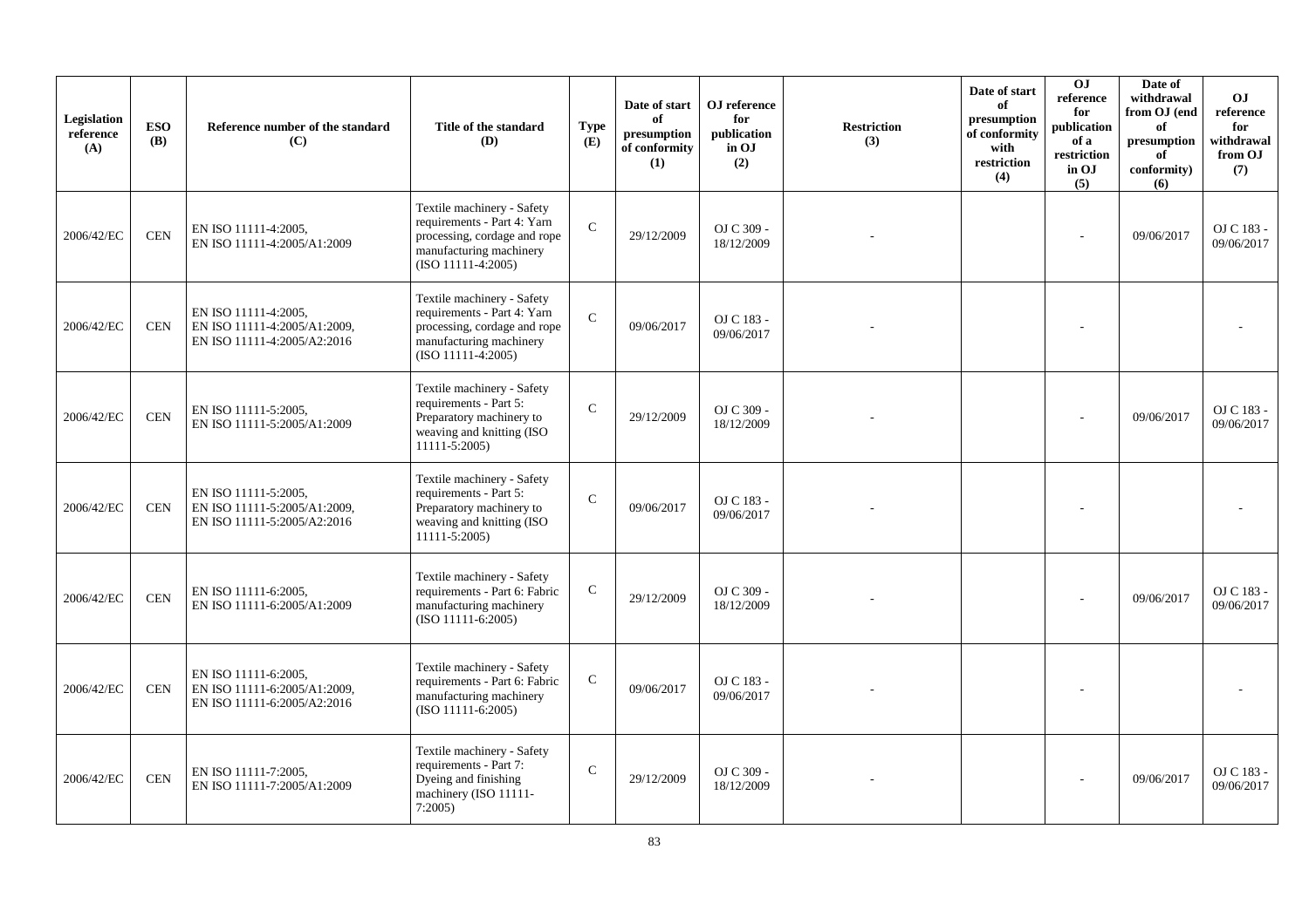| Legislation reference (A) | ESO (B) | Reference number of the standard (C) | Title of the standard (D) | Type (E) | Date of start of presumption of conformity (1) | OJ reference for publication in OJ (2) | Restriction (3) | Date of start of presumption of conformity with restriction (4) | OJ reference for publication of a restriction in OJ (5) | Date of withdrawal from OJ (end of presumption of conformity) (6) | OJ reference for withdrawal from OJ (7) |
|---|---|---|---|---|---|---|---|---|---|---|---|
| 2006/42/EC | CEN | EN ISO 11111-4:2005, EN ISO 11111-4:2005/A1:2009 | Textile machinery - Safety requirements - Part 4: Yarn processing, cordage and rope manufacturing machinery (ISO 11111-4:2005) | C | 29/12/2009 | OJ C 309 - 18/12/2009 | - | | - | 09/06/2017 | OJ C 183 - 09/06/2017 |
| 2006/42/EC | CEN | EN ISO 11111-4:2005, EN ISO 11111-4:2005/A1:2009, EN ISO 11111-4:2005/A2:2016 | Textile machinery - Safety requirements - Part 4: Yarn processing, cordage and rope manufacturing machinery (ISO 11111-4:2005) | C | 09/06/2017 | OJ C 183 - 09/06/2017 | - | | - | | - |
| 2006/42/EC | CEN | EN ISO 11111-5:2005, EN ISO 11111-5:2005/A1:2009 | Textile machinery - Safety requirements - Part 5: Preparatory machinery to weaving and knitting (ISO 11111-5:2005) | C | 29/12/2009 | OJ C 309 - 18/12/2009 | - | | - | 09/06/2017 | OJ C 183 - 09/06/2017 |
| 2006/42/EC | CEN | EN ISO 11111-5:2005, EN ISO 11111-5:2005/A1:2009, EN ISO 11111-5:2005/A2:2016 | Textile machinery - Safety requirements - Part 5: Preparatory machinery to weaving and knitting (ISO 11111-5:2005) | C | 09/06/2017 | OJ C 183 - 09/06/2017 | - | | - | | - |
| 2006/42/EC | CEN | EN ISO 11111-6:2005, EN ISO 11111-6:2005/A1:2009 | Textile machinery - Safety requirements - Part 6: Fabric manufacturing machinery (ISO 11111-6:2005) | C | 29/12/2009 | OJ C 309 - 18/12/2009 | - | | - | 09/06/2017 | OJ C 183 - 09/06/2017 |
| 2006/42/EC | CEN | EN ISO 11111-6:2005, EN ISO 11111-6:2005/A1:2009, EN ISO 11111-6:2005/A2:2016 | Textile machinery - Safety requirements - Part 6: Fabric manufacturing machinery (ISO 11111-6:2005) | C | 09/06/2017 | OJ C 183 - 09/06/2017 | - | | - | | - |
| 2006/42/EC | CEN | EN ISO 11111-7:2005, EN ISO 11111-7:2005/A1:2009 | Textile machinery - Safety requirements - Part 7: Dyeing and finishing machinery (ISO 11111-7:2005) | C | 29/12/2009 | OJ C 309 - 18/12/2009 | - | | - | 09/06/2017 | OJ C 183 - 09/06/2017 |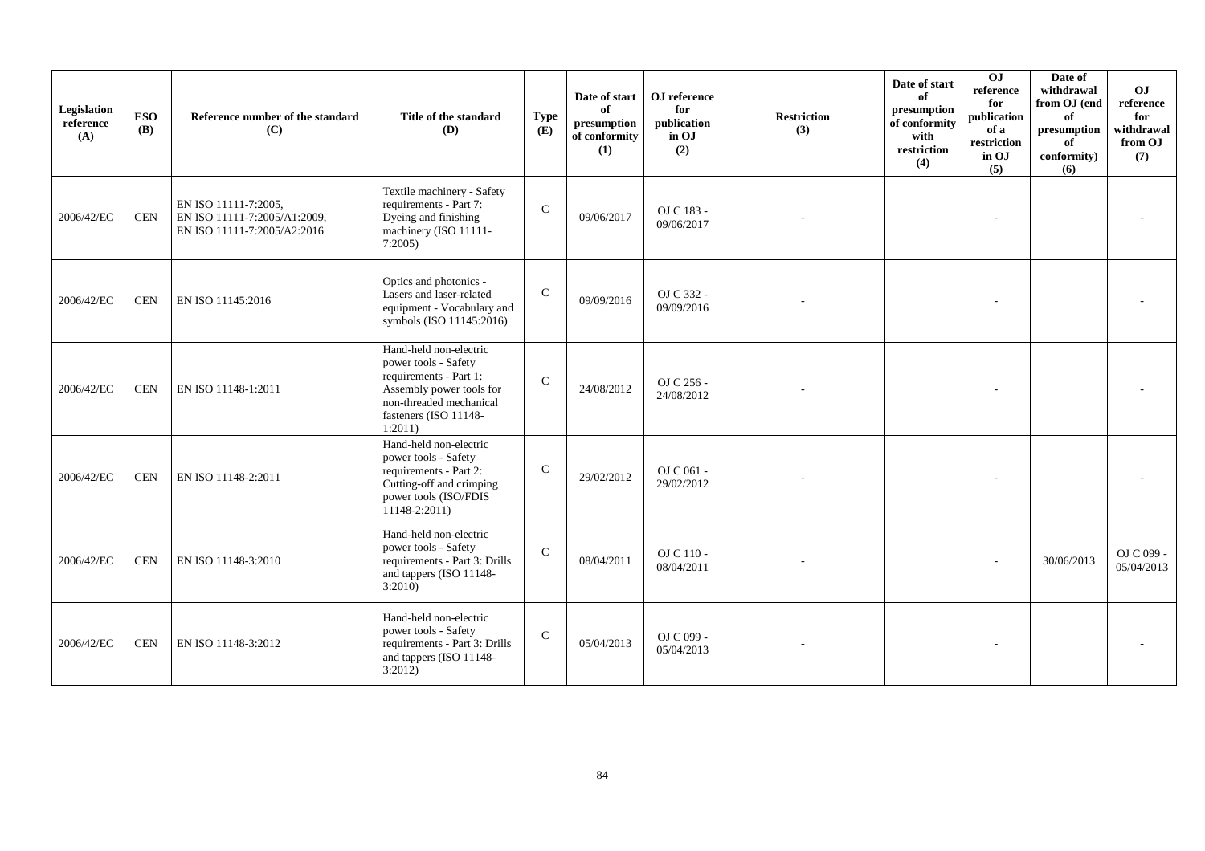| Legislation reference (A) | ESO (B) | Reference number of the standard (C) | Title of the standard (D) | Type (E) | Date of start of presumption of conformity (1) | OJ reference for publication in OJ (2) | Restriction (3) | Date of start of presumption of conformity with restriction (4) | OJ reference for publication of a restriction in OJ (5) | Date of withdrawal from OJ (end of presumption of conformity) (6) | OJ reference for withdrawal from OJ (7) |
|---|---|---|---|---|---|---|---|---|---|---|---|
| 2006/42/EC | CEN | EN ISO 11111-7:2005, EN ISO 11111-7:2005/A1:2009, EN ISO 11111-7:2005/A2:2016 | Textile machinery - Safety requirements - Part 7: Dyeing and finishing machinery (ISO 11111-7:2005) | C | 09/06/2017 | OJ C 183 - 09/06/2017 | - | | - | | - |
| 2006/42/EC | CEN | EN ISO 11145:2016 | Optics and photonics - Lasers and laser-related equipment - Vocabulary and symbols (ISO 11145:2016) | C | 09/09/2016 | OJ C 332 - 09/09/2016 | - | | - | | - |
| 2006/42/EC | CEN | EN ISO 11148-1:2011 | Hand-held non-electric power tools - Safety requirements - Part 1: Assembly power tools for non-threaded mechanical fasteners (ISO 11148-1:2011) | C | 24/08/2012 | OJ C 256 - 24/08/2012 | - | | - | | - |
| 2006/42/EC | CEN | EN ISO 11148-2:2011 | Hand-held non-electric power tools - Safety requirements - Part 2: Cutting-off and crimping power tools (ISO/FDIS 11148-2:2011) | C | 29/02/2012 | OJ C 061 - 29/02/2012 | - | | - | | - |
| 2006/42/EC | CEN | EN ISO 11148-3:2010 | Hand-held non-electric power tools - Safety requirements - Part 3: Drills and tappers (ISO 11148-3:2010) | C | 08/04/2011 | OJ C 110 - 08/04/2011 | - | | - | 30/06/2013 | OJ C 099 - 05/04/2013 |
| 2006/42/EC | CEN | EN ISO 11148-3:2012 | Hand-held non-electric power tools - Safety requirements - Part 3: Drills and tappers (ISO 11148-3:2012) | C | 05/04/2013 | OJ C 099 - 05/04/2013 | - | | - | | - |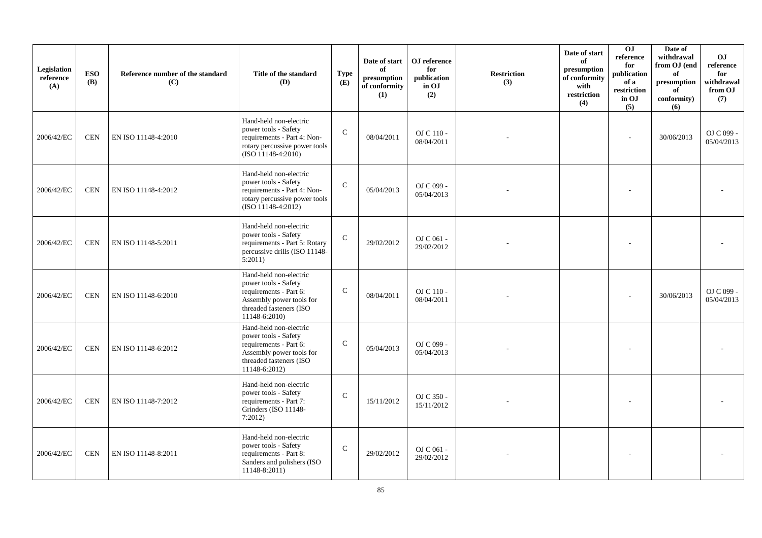| Legislation reference (A) | ESO (B) | Reference number of the standard (C) | Title of the standard (D) | Type (E) | Date of start of presumption of conformity (1) | OJ reference for publication in OJ (2) | Restriction (3) | Date of start of presumption of conformity with restriction (4) | OJ reference for publication of a restriction in OJ (5) | Date of withdrawal from OJ (end of presumption of conformity) (6) | OJ reference for withdrawal from OJ (7) |
|---|---|---|---|---|---|---|---|---|---|---|---|
| 2006/42/EC | CEN | EN ISO 11148-4:2010 | Hand-held non-electric power tools - Safety requirements - Part 4: Non-rotary percussive power tools (ISO 11148-4:2010) | C | 08/04/2011 | OJ C 110 - 08/04/2011 | - | | - | 30/06/2013 | OJ C 099 - 05/04/2013 |
| 2006/42/EC | CEN | EN ISO 11148-4:2012 | Hand-held non-electric power tools - Safety requirements - Part 4: Non-rotary percussive power tools (ISO 11148-4:2012) | C | 05/04/2013 | OJ C 099 - 05/04/2013 | - | | - | | - |
| 2006/42/EC | CEN | EN ISO 11148-5:2011 | Hand-held non-electric power tools - Safety requirements - Part 5: Rotary percussive drills (ISO 11148-5:2011) | C | 29/02/2012 | OJ C 061 - 29/02/2012 | - | | - | | - |
| 2006/42/EC | CEN | EN ISO 11148-6:2010 | Hand-held non-electric power tools - Safety requirements - Part 6: Assembly power tools for threaded fasteners (ISO 11148-6:2010) | C | 08/04/2011 | OJ C 110 - 08/04/2011 | - | | - | 30/06/2013 | OJ C 099 - 05/04/2013 |
| 2006/42/EC | CEN | EN ISO 11148-6:2012 | Hand-held non-electric power tools - Safety requirements - Part 6: Assembly power tools for threaded fasteners (ISO 11148-6:2012) | C | 05/04/2013 | OJ C 099 - 05/04/2013 | - | | - | | - |
| 2006/42/EC | CEN | EN ISO 11148-7:2012 | Hand-held non-electric power tools - Safety requirements - Part 7: Grinders (ISO 11148-7:2012) | C | 15/11/2012 | OJ C 350 - 15/11/2012 | - | | - | | - |
| 2006/42/EC | CEN | EN ISO 11148-8:2011 | Hand-held non-electric power tools - Safety requirements - Part 8: Sanders and polishers (ISO 11148-8:2011) | C | 29/02/2012 | OJ C 061 - 29/02/2012 | - | | - | | - |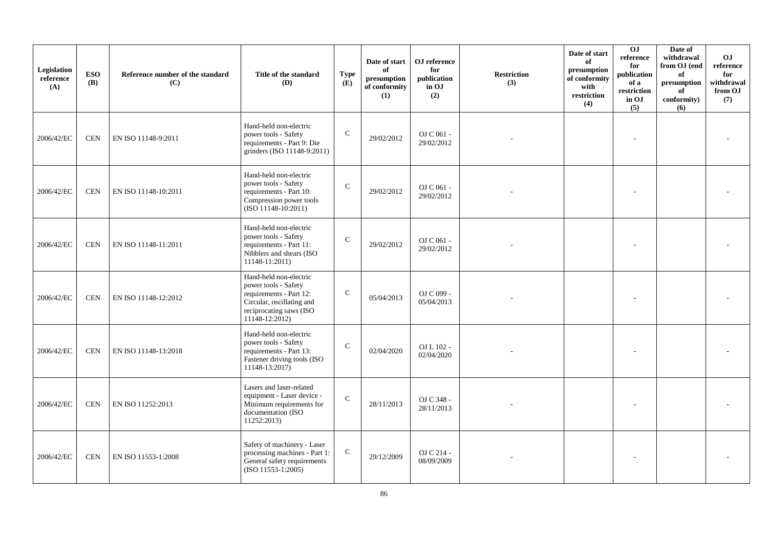| Legislation reference (A) | ESO (B) | Reference number of the standard (C) | Title of the standard (D) | Type (E) | Date of start of presumption of conformity (1) | OJ reference for publication in OJ (2) | Restriction (3) | Date of start of presumption of conformity with restriction (4) | OJ reference for publication of a restriction in OJ (5) | Date of withdrawal from OJ (end of presumption of conformity) (6) | OJ reference for withdrawal from OJ (7) |
|---|---|---|---|---|---|---|---|---|---|---|---|
| 2006/42/EC | CEN | EN ISO 11148-9:2011 | Hand-held non-electric power tools - Safety requirements - Part 9: Die grinders (ISO 11148-9:2011) | C | 29/02/2012 | OJ C 061 - 29/02/2012 | - | | - | | - |
| 2006/42/EC | CEN | EN ISO 11148-10:2011 | Hand-held non-electric power tools - Safety requirements - Part 10: Compression power tools (ISO 11148-10:2011) | C | 29/02/2012 | OJ C 061 - 29/02/2012 | - | | - | | - |
| 2006/42/EC | CEN | EN ISO 11148-11:2011 | Hand-held non-electric power tools - Safety requirements - Part 11: Nibblers and shears (ISO 11148-11:2011) | C | 29/02/2012 | OJ C 061 - 29/02/2012 | - | | - | | - |
| 2006/42/EC | CEN | EN ISO 11148-12:2012 | Hand-held non-electric power tools - Safety requirements - Part 12: Circular, oscillating and reciprocating saws (ISO 11148-12:2012) | C | 05/04/2013 | OJ C 099 - 05/04/2013 | - | | - | | - |
| 2006/42/EC | CEN | EN ISO 11148-13:2018 | Hand-held non-electric power tools - Safety requirements - Part 13: Fastener driving tools (ISO 11148-13:2017) | C | 02/04/2020 | OJ L 102 - 02/04/2020 | - | | - | | - |
| 2006/42/EC | CEN | EN ISO 11252:2013 | Lasers and laser-related equipment - Laser device - Minimum requirements for documentation (ISO 11252:2013) | C | 28/11/2013 | OJ C 348 - 28/11/2013 | - | | - | | - |
| 2006/42/EC | CEN | EN ISO 11553-1:2008 | Safety of machinery - Laser processing machines - Part 1: General safety requirements (ISO 11553-1:2005) | C | 29/12/2009 | OJ C 214 - 08/09/2009 | - | | - | | - |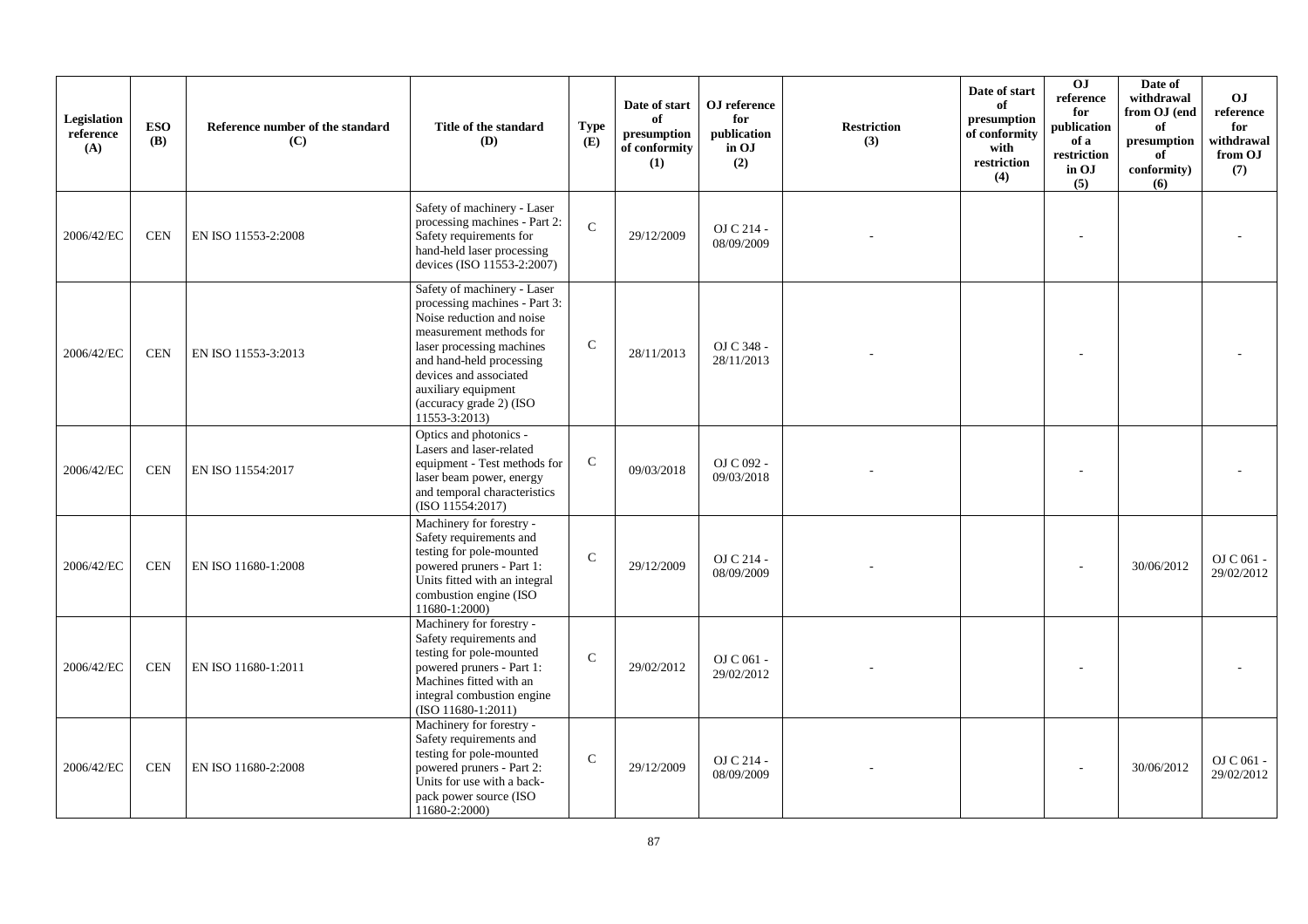| Legislation reference (A) | ESO (B) | Reference number of the standard (C) | Title of the standard (D) | Type (E) | Date of start of presumption of conformity (1) | OJ reference for publication in OJ (2) | Restriction (3) | Date of start of presumption of conformity with restriction (4) | OJ reference for publication of a restriction in OJ (5) | Date of withdrawal from OJ (end of presumption of conformity) (6) | OJ reference for withdrawal from OJ (7) |
|---|---|---|---|---|---|---|---|---|---|---|---|
| 2006/42/EC | CEN | EN ISO 11553-2:2008 | Safety of machinery - Laser processing machines - Part 2: Safety requirements for hand-held laser processing devices (ISO 11553-2:2007) | C | 29/12/2009 | OJ C 214 - 08/09/2009 | - | | - | | - |
| 2006/42/EC | CEN | EN ISO 11553-3:2013 | Safety of machinery - Laser processing machines - Part 3: Noise reduction and noise measurement methods for laser processing machines and hand-held processing devices and associated auxiliary equipment (accuracy grade 2) (ISO 11553-3:2013) | C | 28/11/2013 | OJ C 348 - 28/11/2013 | - | | - | | - |
| 2006/42/EC | CEN | EN ISO 11554:2017 | Optics and photonics - Lasers and laser-related equipment - Test methods for laser beam power, energy and temporal characteristics (ISO 11554:2017) | C | 09/03/2018 | OJ C 092 - 09/03/2018 | - | | - | | - |
| 2006/42/EC | CEN | EN ISO 11680-1:2008 | Machinery for forestry - Safety requirements and testing for pole-mounted powered pruners - Part 1: Units fitted with an integral combustion engine (ISO 11680-1:2000) | C | 29/12/2009 | OJ C 214 - 08/09/2009 | - | | - | 30/06/2012 | OJ C 061 - 29/02/2012 |
| 2006/42/EC | CEN | EN ISO 11680-1:2011 | Machinery for forestry - Safety requirements and testing for pole-mounted powered pruners - Part 1: Machines fitted with an integral combustion engine (ISO 11680-1:2011) | C | 29/02/2012 | OJ C 061 - 29/02/2012 | - | | - | | - |
| 2006/42/EC | CEN | EN ISO 11680-2:2008 | Machinery for forestry - Safety requirements and testing for pole-mounted powered pruners - Part 2: Units for use with a back-pack power source (ISO 11680-2:2000) | C | 29/12/2009 | OJ C 214 - 08/09/2009 | - | | - | 30/06/2012 | OJ C 061 - 29/02/2012 |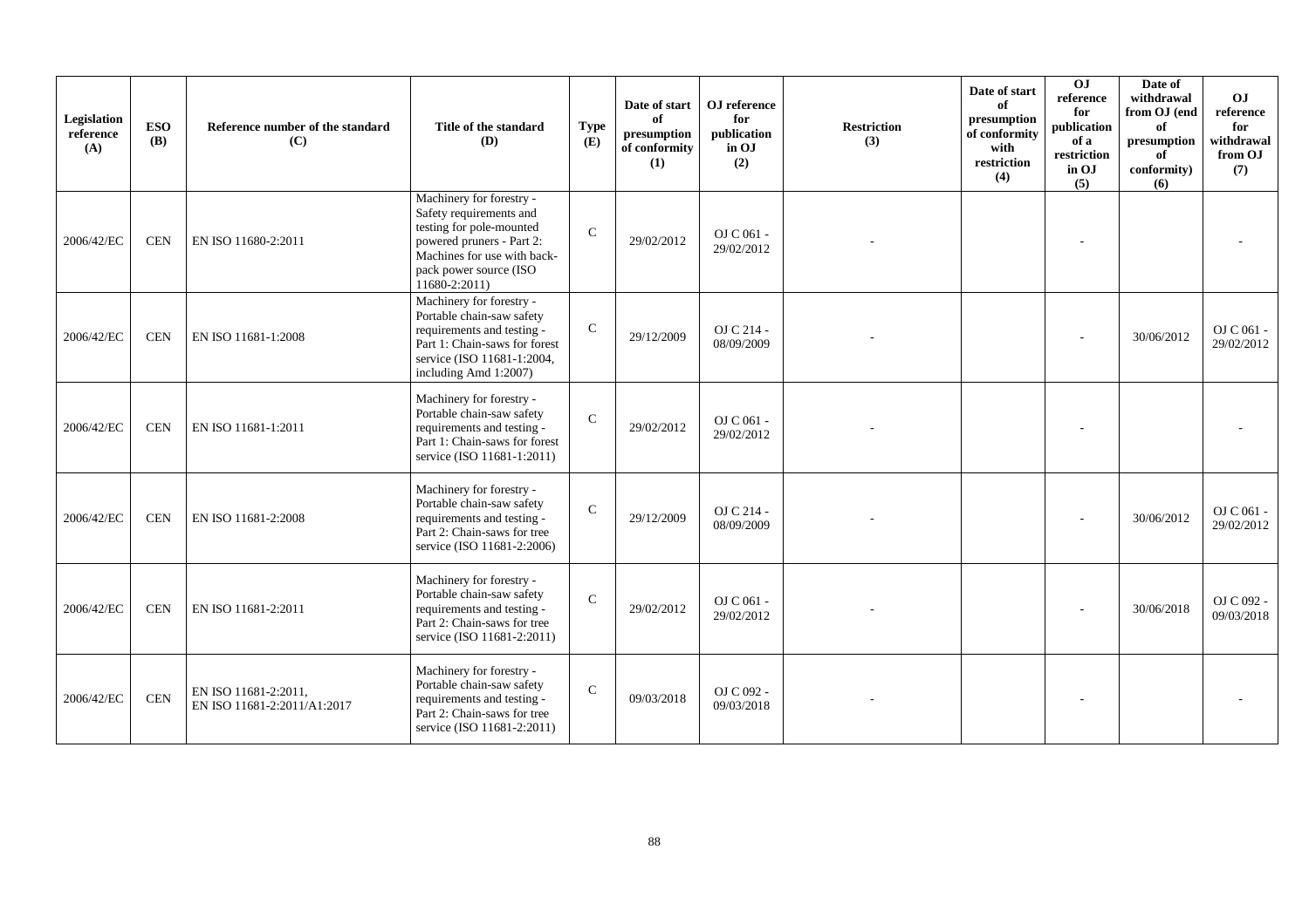| Legislation reference (A) | ESO (B) | Reference number of the standard (C) | Title of the standard (D) | Type (E) | Date of start of presumption of conformity (1) | OJ reference for publication in OJ (2) | Restriction (3) | Date of start of presumption of conformity with restriction (4) | OJ reference for publication of a restriction in OJ (5) | Date of withdrawal from OJ (end of presumption of conformity) (6) | OJ reference for withdrawal from OJ (7) |
|---|---|---|---|---|---|---|---|---|---|---|---|
| 2006/42/EC | CEN | EN ISO 11680-2:2011 | Machinery for forestry - Safety requirements and testing for pole-mounted powered pruners - Part 2: Machines for use with back-pack power source (ISO 11680-2:2011) | C | 29/02/2012 | OJ C 061 - 29/02/2012 | - | | - | | - |
| 2006/42/EC | CEN | EN ISO 11681-1:2008 | Machinery for forestry - Portable chain-saw safety requirements and testing - Part 1: Chain-saws for forest service (ISO 11681-1:2004, including Amd 1:2007) | C | 29/12/2009 | OJ C 214 - 08/09/2009 | - | | - | 30/06/2012 | OJ C 061 - 29/02/2012 |
| 2006/42/EC | CEN | EN ISO 11681-1:2011 | Machinery for forestry - Portable chain-saw safety requirements and testing - Part 1: Chain-saws for forest service (ISO 11681-1:2011) | C | 29/02/2012 | OJ C 061 - 29/02/2012 | - | | - | | - |
| 2006/42/EC | CEN | EN ISO 11681-2:2008 | Machinery for forestry - Portable chain-saw safety requirements and testing - Part 2: Chain-saws for tree service (ISO 11681-2:2006) | C | 29/12/2009 | OJ C 214 - 08/09/2009 | - | | - | 30/06/2012 | OJ C 061 - 29/02/2012 |
| 2006/42/EC | CEN | EN ISO 11681-2:2011 | Machinery for forestry - Portable chain-saw safety requirements and testing - Part 2: Chain-saws for tree service (ISO 11681-2:2011) | C | 29/02/2012 | OJ C 061 - 29/02/2012 | - | | - | 30/06/2018 | OJ C 092 - 09/03/2018 |
| 2006/42/EC | CEN | EN ISO 11681-2:2011, EN ISO 11681-2:2011/A1:2017 | Machinery for forestry - Portable chain-saw safety requirements and testing - Part 2: Chain-saws for tree service (ISO 11681-2:2011) | C | 09/03/2018 | OJ C 092 - 09/03/2018 | - | | - | | - |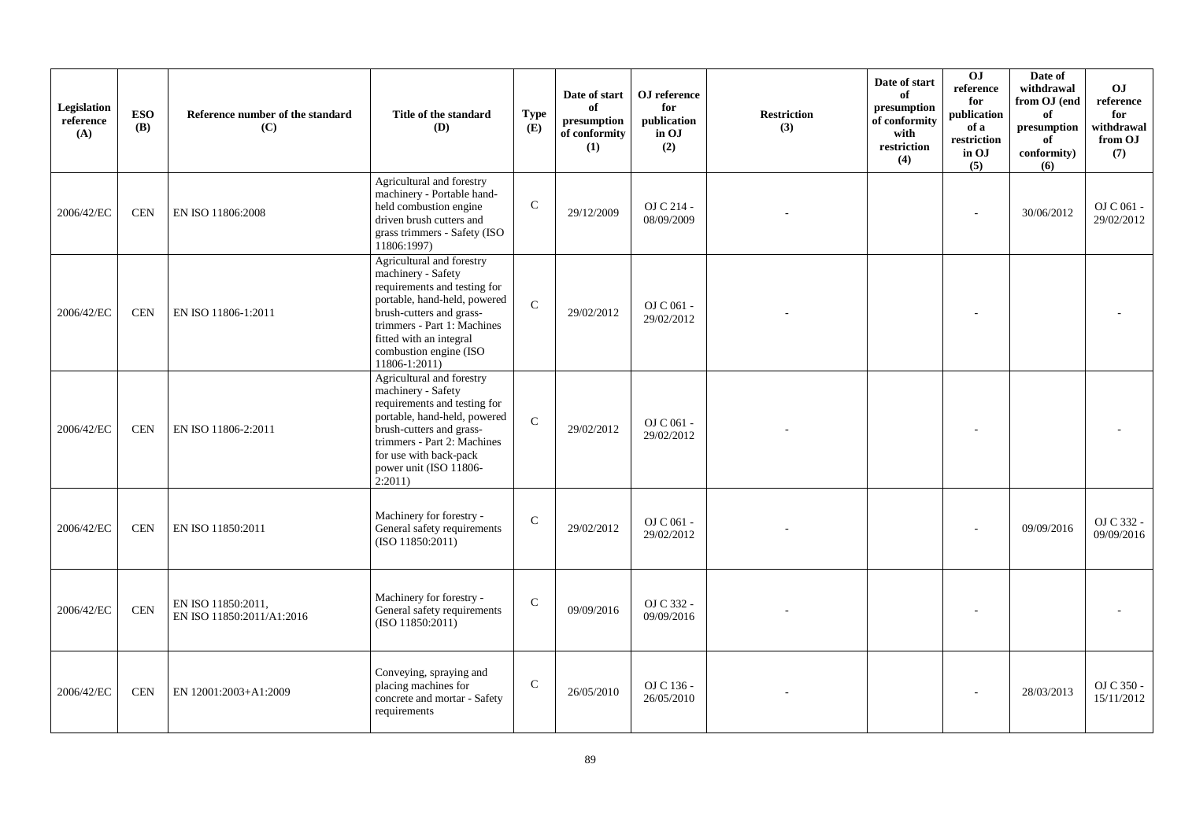| Legislation reference (A) | ESO (B) | Reference number of the standard (C) | Title of the standard (D) | Type (E) | Date of start of presumption of conformity (1) | OJ reference for publication in OJ (2) | Restriction (3) | Date of start of presumption of conformity with restriction (4) | OJ reference for publication of a restriction in OJ (5) | Date of withdrawal from OJ (end of presumption of conformity) (6) | OJ reference for withdrawal from OJ (7) |
|---|---|---|---|---|---|---|---|---|---|---|---|
| 2006/42/EC | CEN | EN ISO 11806:2008 | Agricultural and forestry machinery - Portable hand-held combustion engine driven brush cutters and grass trimmers - Safety (ISO 11806:1997) | C | 29/12/2009 | OJ C 214 - 08/09/2009 | - | | - | 30/06/2012 | OJ C 061 - 29/02/2012 |
| 2006/42/EC | CEN | EN ISO 11806-1:2011 | Agricultural and forestry machinery - Safety requirements and testing for portable, hand-held, powered brush-cutters and grass-trimmers - Part 1: Machines fitted with an integral combustion engine (ISO 11806-1:2011) | C | 29/02/2012 | OJ C 061 - 29/02/2012 | - | | - | | - |
| 2006/42/EC | CEN | EN ISO 11806-2:2011 | Agricultural and forestry machinery - Safety requirements and testing for portable, hand-held, powered brush-cutters and grass-trimmers - Part 2: Machines for use with back-pack power unit (ISO 11806-2:2011) | C | 29/02/2012 | OJ C 061 - 29/02/2012 | - | | - | | - |
| 2006/42/EC | CEN | EN ISO 11850:2011 | Machinery for forestry - General safety requirements (ISO 11850:2011) | C | 29/02/2012 | OJ C 061 - 29/02/2012 | - | | - | 09/09/2016 | OJ C 332 - 09/09/2016 |
| 2006/42/EC | CEN | EN ISO 11850:2011, EN ISO 11850:2011/A1:2016 | Machinery for forestry - General safety requirements (ISO 11850:2011) | C | 09/09/2016 | OJ C 332 - 09/09/2016 | - | | - | | - |
| 2006/42/EC | CEN | EN 12001:2003+A1:2009 | Conveying, spraying and placing machines for concrete and mortar - Safety requirements | C | 26/05/2010 | OJ C 136 - 26/05/2010 | - | | - | 28/03/2013 | OJ C 350 - 15/11/2012 |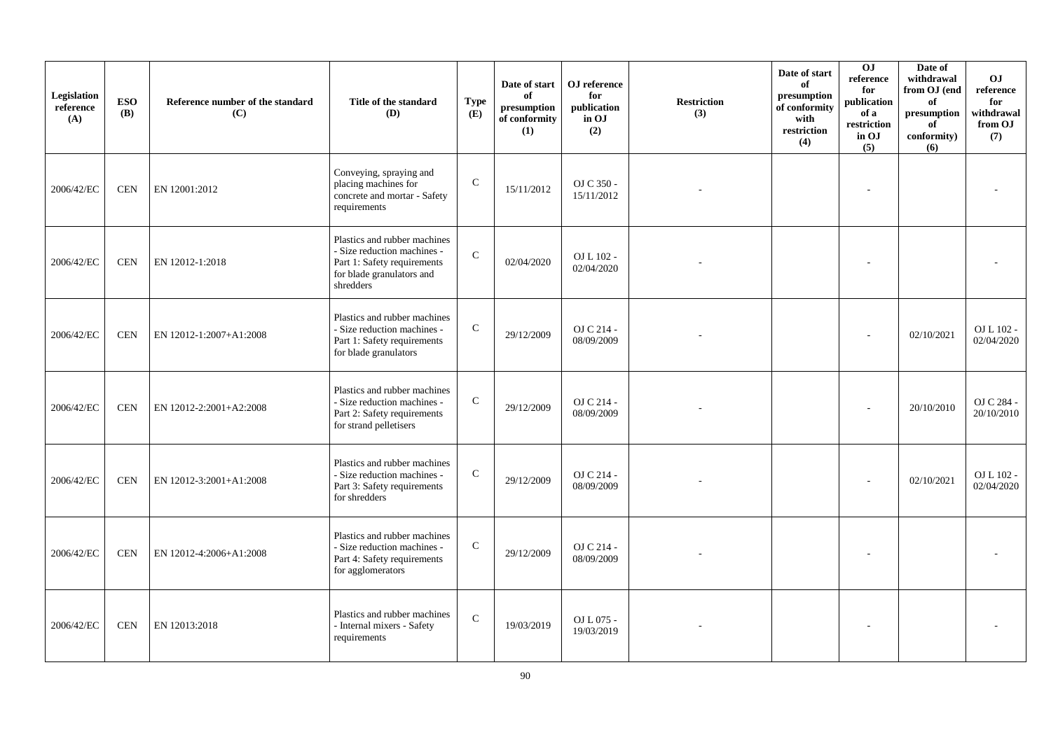| Legislation reference (A) | ESO (B) | Reference number of the standard (C) | Title of the standard (D) | Type (E) | Date of start of presumption of conformity (1) | OJ reference for publication in OJ (2) | Restriction (3) | Date of start of presumption of conformity with restriction (4) | OJ reference for publication of a restriction in OJ (5) | Date of withdrawal from OJ (end of presumption of conformity) (6) | OJ reference for withdrawal from OJ (7) |
|---|---|---|---|---|---|---|---|---|---|---|---|
| 2006/42/EC | CEN | EN 12001:2012 | Conveying, spraying and placing machines for concrete and mortar - Safety requirements | C | 15/11/2012 | OJ C 350 - 15/11/2012 | - | | - | | - |
| 2006/42/EC | CEN | EN 12012-1:2018 | Plastics and rubber machines - Size reduction machines - Part 1: Safety requirements for blade granulators and shredders | C | 02/04/2020 | OJ L 102 - 02/04/2020 | - | | - | | - |
| 2006/42/EC | CEN | EN 12012-1:2007+A1:2008 | Plastics and rubber machines - Size reduction machines - Part 1: Safety requirements for blade granulators | C | 29/12/2009 | OJ C 214 - 08/09/2009 | - | | - | 02/10/2021 | OJ L 102 - 02/04/2020 |
| 2006/42/EC | CEN | EN 12012-2:2001+A2:2008 | Plastics and rubber machines - Size reduction machines - Part 2: Safety requirements for strand pelletisers | C | 29/12/2009 | OJ C 214 - 08/09/2009 | - | | - | 20/10/2010 | OJ C 284 - 20/10/2010 |
| 2006/42/EC | CEN | EN 12012-3:2001+A1:2008 | Plastics and rubber machines - Size reduction machines - Part 3: Safety requirements for shredders | C | 29/12/2009 | OJ C 214 - 08/09/2009 | - | | - | 02/10/2021 | OJ L 102 - 02/04/2020 |
| 2006/42/EC | CEN | EN 12012-4:2006+A1:2008 | Plastics and rubber machines - Size reduction machines - Part 4: Safety requirements for agglomerators | C | 29/12/2009 | OJ C 214 - 08/09/2009 | - | | - | | - |
| 2006/42/EC | CEN | EN 12013:2018 | Plastics and rubber machines - Internal mixers - Safety requirements | C | 19/03/2019 | OJ L 075 - 19/03/2019 | - | | - | | - |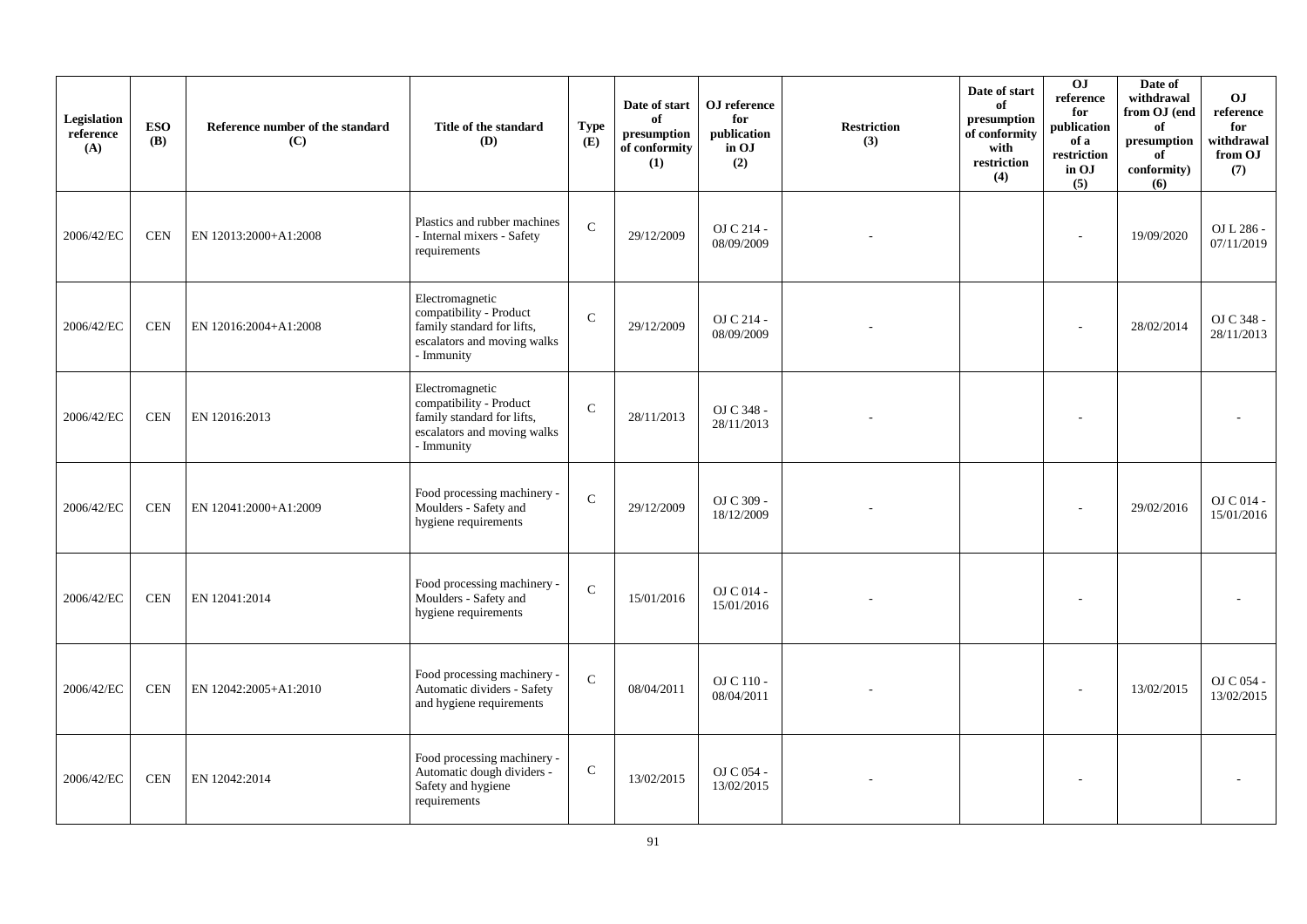| Legislation reference (A) | ESO (B) | Reference number of the standard (C) | Title of the standard (D) | Type (E) | Date of start of presumption of conformity (1) | OJ reference for publication in OJ (2) | Restriction (3) | Date of start of presumption of conformity with restriction (4) | OJ reference for publication of a restriction in OJ (5) | Date of withdrawal from OJ (end of presumption of conformity) (6) | OJ reference for withdrawal from OJ (7) |
|---|---|---|---|---|---|---|---|---|---|---|---|
| 2006/42/EC | CEN | EN 12013:2000+A1:2008 | Plastics and rubber machines - Internal mixers - Safety requirements | C | 29/12/2009 | OJ C 214 - 08/09/2009 | - | | - | 19/09/2020 | OJ L 286 - 07/11/2019 |
| 2006/42/EC | CEN | EN 12016:2004+A1:2008 | Electromagnetic compatibility - Product family standard for lifts, escalators and moving walks - Immunity | C | 29/12/2009 | OJ C 214 - 08/09/2009 | - | | - | 28/02/2014 | OJ C 348 - 28/11/2013 |
| 2006/42/EC | CEN | EN 12016:2013 | Electromagnetic compatibility - Product family standard for lifts, escalators and moving walks - Immunity | C | 28/11/2013 | OJ C 348 - 28/11/2013 | - | | - | | - |
| 2006/42/EC | CEN | EN 12041:2000+A1:2009 | Food processing machinery - Moulders - Safety and hygiene requirements | C | 29/12/2009 | OJ C 309 - 18/12/2009 | - | | - | 29/02/2016 | OJ C 014 - 15/01/2016 |
| 2006/42/EC | CEN | EN 12041:2014 | Food processing machinery - Moulders - Safety and hygiene requirements | C | 15/01/2016 | OJ C 014 - 15/01/2016 | - | | - | | - |
| 2006/42/EC | CEN | EN 12042:2005+A1:2010 | Food processing machinery - Automatic dividers - Safety and hygiene requirements | C | 08/04/2011 | OJ C 110 - 08/04/2011 | - | | - | 13/02/2015 | OJ C 054 - 13/02/2015 |
| 2006/42/EC | CEN | EN 12042:2014 | Food processing machinery - Automatic dough dividers - Safety and hygiene requirements | C | 13/02/2015 | OJ C 054 - 13/02/2015 | - | | - | | - |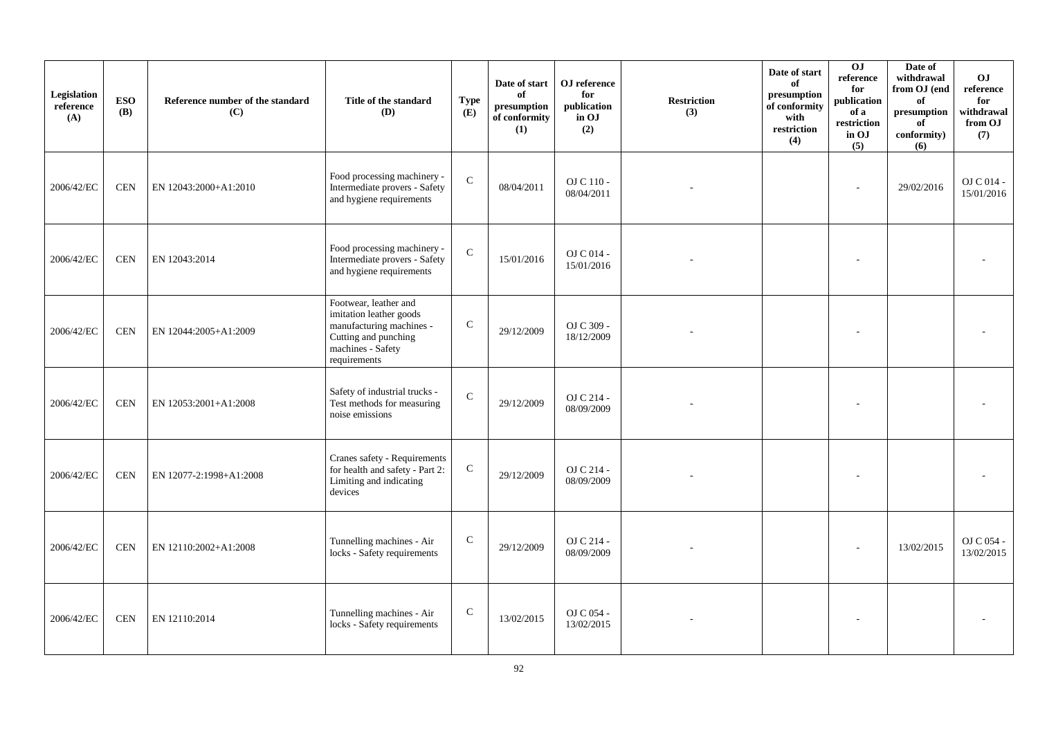| Legislation reference (A) | ESO (B) | Reference number of the standard (C) | Title of the standard (D) | Type (E) | Date of start of presumption of conformity (1) | OJ reference for publication in OJ (2) | Restriction (3) | Date of start of presumption of conformity with restriction (4) | OJ reference for publication of a restriction in OJ (5) | Date of withdrawal from OJ (end of presumption of conformity) (6) | OJ reference for withdrawal from OJ (7) |
|---|---|---|---|---|---|---|---|---|---|---|---|
| 2006/42/EC | CEN | EN 12043:2000+A1:2010 | Food processing machinery - Intermediate provers - Safety and hygiene requirements | C | 08/04/2011 | OJ C 110 - 08/04/2011 | - | | - | 29/02/2016 | OJ C 014 - 15/01/2016 |
| 2006/42/EC | CEN | EN 12043:2014 | Food processing machinery - Intermediate provers - Safety and hygiene requirements | C | 15/01/2016 | OJ C 014 - 15/01/2016 | - | | - | | - |
| 2006/42/EC | CEN | EN 12044:2005+A1:2009 | Footwear, leather and imitation leather goods manufacturing machines - Cutting and punching machines - Safety requirements | C | 29/12/2009 | OJ C 309 - 18/12/2009 | - | | - | | - |
| 2006/42/EC | CEN | EN 12053:2001+A1:2008 | Safety of industrial trucks - Test methods for measuring noise emissions | C | 29/12/2009 | OJ C 214 - 08/09/2009 | - | | - | | - |
| 2006/42/EC | CEN | EN 12077-2:1998+A1:2008 | Cranes safety - Requirements for health and safety - Part 2: Limiting and indicating devices | C | 29/12/2009 | OJ C 214 - 08/09/2009 | - | | - | | - |
| 2006/42/EC | CEN | EN 12110:2002+A1:2008 | Tunnelling machines - Air locks - Safety requirements | C | 29/12/2009 | OJ C 214 - 08/09/2009 | - | | - | 13/02/2015 | OJ C 054 - 13/02/2015 |
| 2006/42/EC | CEN | EN 12110:2014 | Tunnelling machines - Air locks - Safety requirements | C | 13/02/2015 | OJ C 054 - 13/02/2015 | - | | - | | - |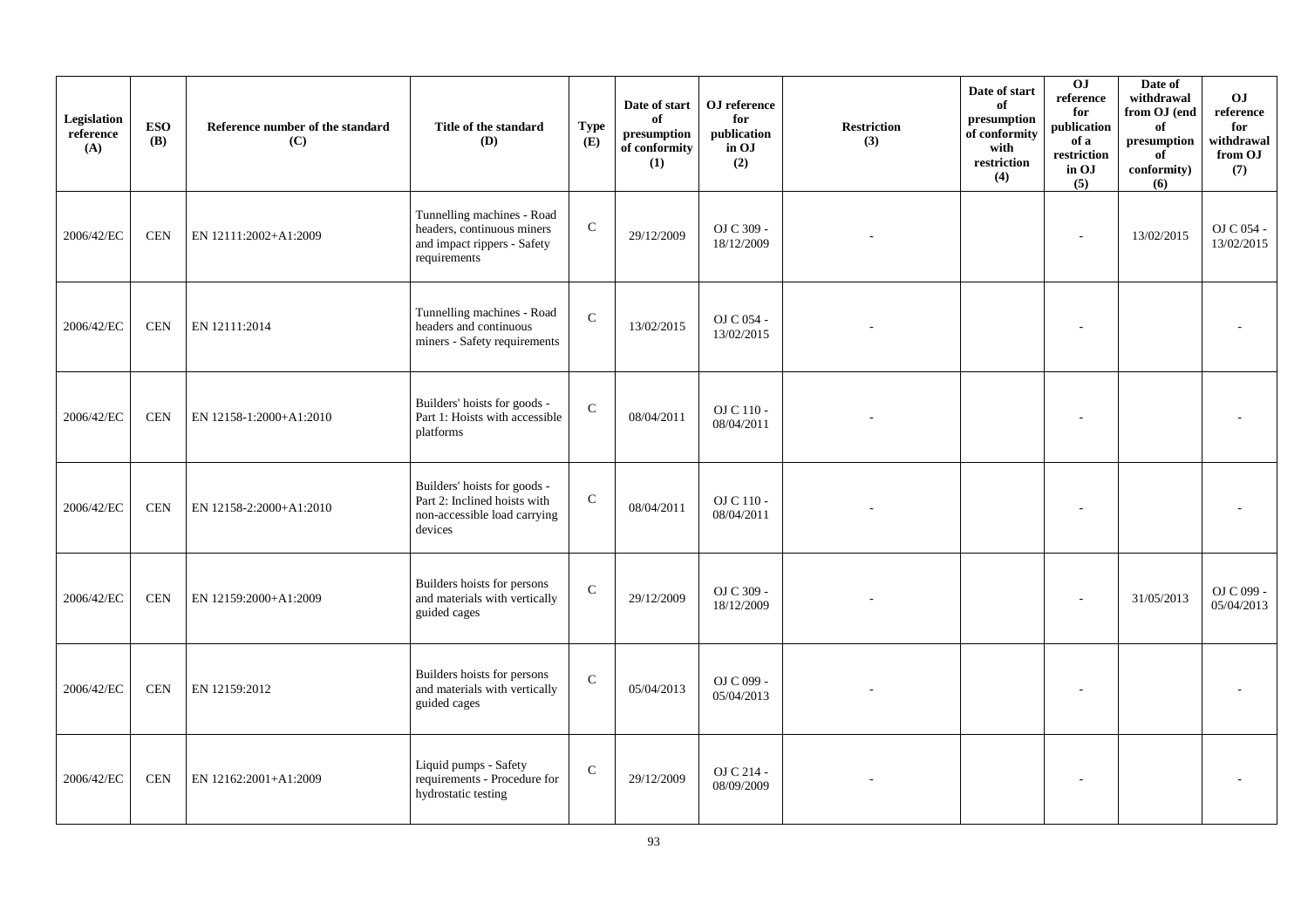| Legislation reference (A) | ESO (B) | Reference number of the standard (C) | Title of the standard (D) | Type (E) | Date of start of presumption of conformity (1) | OJ reference for publication in OJ (2) | Restriction (3) | Date of start of presumption of conformity with restriction (4) | OJ reference for publication of a restriction in OJ (5) | Date of withdrawal from OJ (end of presumption of conformity) (6) | OJ reference for withdrawal from OJ (7) |
|---|---|---|---|---|---|---|---|---|---|---|---|
| 2006/42/EC | CEN | EN 12111:2002+A1:2009 | Tunnelling machines - Road headers, continuous miners and impact rippers - Safety requirements | C | 29/12/2009 | OJ C 309 - 18/12/2009 | - | | - | 13/02/2015 | OJ C 054 - 13/02/2015 |
| 2006/42/EC | CEN | EN 12111:2014 | Tunnelling machines - Road headers and continuous miners - Safety requirements | C | 13/02/2015 | OJ C 054 - 13/02/2015 | - | | - | | - |
| 2006/42/EC | CEN | EN 12158-1:2000+A1:2010 | Builders' hoists for goods - Part 1: Hoists with accessible platforms | C | 08/04/2011 | OJ C 110 - 08/04/2011 | - | | - | | - |
| 2006/42/EC | CEN | EN 12158-2:2000+A1:2010 | Builders' hoists for goods - Part 2: Inclined hoists with non-accessible load carrying devices | C | 08/04/2011 | OJ C 110 - 08/04/2011 | - | | - | | - |
| 2006/42/EC | CEN | EN 12159:2000+A1:2009 | Builders hoists for persons and materials with vertically guided cages | C | 29/12/2009 | OJ C 309 - 18/12/2009 | - | | - | 31/05/2013 | OJ C 099 - 05/04/2013 |
| 2006/42/EC | CEN | EN 12159:2012 | Builders hoists for persons and materials with vertically guided cages | C | 05/04/2013 | OJ C 099 - 05/04/2013 | - | | - | | - |
| 2006/42/EC | CEN | EN 12162:2001+A1:2009 | Liquid pumps - Safety requirements - Procedure for hydrostatic testing | C | 29/12/2009 | OJ C 214 - 08/09/2009 | - | | - | | - |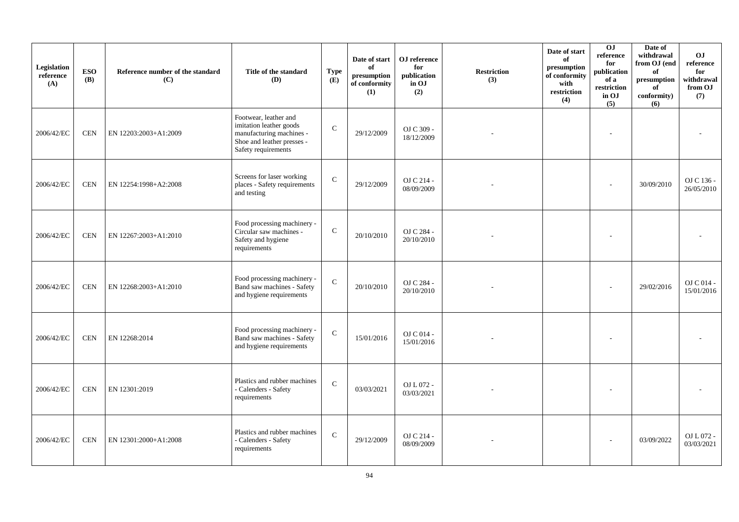| Legislation reference (A) | ESO (B) | Reference number of the standard (C) | Title of the standard (D) | Type (E) | Date of start of presumption of conformity (1) | OJ reference for publication in OJ (2) | Restriction (3) | Date of start of presumption of conformity with restriction (4) | OJ reference for publication of a restriction in OJ (5) | Date of withdrawal from OJ (end of presumption of conformity) (6) | OJ reference for withdrawal from OJ (7) |
|---|---|---|---|---|---|---|---|---|---|---|---|
| 2006/42/EC | CEN | EN 12203:2003+A1:2009 | Footwear, leather and imitation leather goods manufacturing machines - Shoe and leather presses - Safety requirements | C | 29/12/2009 | OJ C 309 - 18/12/2009 | - | | - | | - |
| 2006/42/EC | CEN | EN 12254:1998+A2:2008 | Screens for laser working places - Safety requirements and testing | C | 29/12/2009 | OJ C 214 - 08/09/2009 | - | | - | 30/09/2010 | OJ C 136 - 26/05/2010 |
| 2006/42/EC | CEN | EN 12267:2003+A1:2010 | Food processing machinery - Circular saw machines - Safety and hygiene requirements | C | 20/10/2010 | OJ C 284 - 20/10/2010 | - | | - | | - |
| 2006/42/EC | CEN | EN 12268:2003+A1:2010 | Food processing machinery - Band saw machines - Safety and hygiene requirements | C | 20/10/2010 | OJ C 284 - 20/10/2010 | - | | - | 29/02/2016 | OJ C 014 - 15/01/2016 |
| 2006/42/EC | CEN | EN 12268:2014 | Food processing machinery - Band saw machines - Safety and hygiene requirements | C | 15/01/2016 | OJ C 014 - 15/01/2016 | - | | - | | - |
| 2006/42/EC | CEN | EN 12301:2019 | Plastics and rubber machines - Calenders - Safety requirements | C | 03/03/2021 | OJ L 072 - 03/03/2021 | - | | - | | - |
| 2006/42/EC | CEN | EN 12301:2000+A1:2008 | Plastics and rubber machines - Calenders - Safety requirements | C | 29/12/2009 | OJ C 214 - 08/09/2009 | - | | - | 03/09/2022 | OJ L 072 - 03/03/2021 |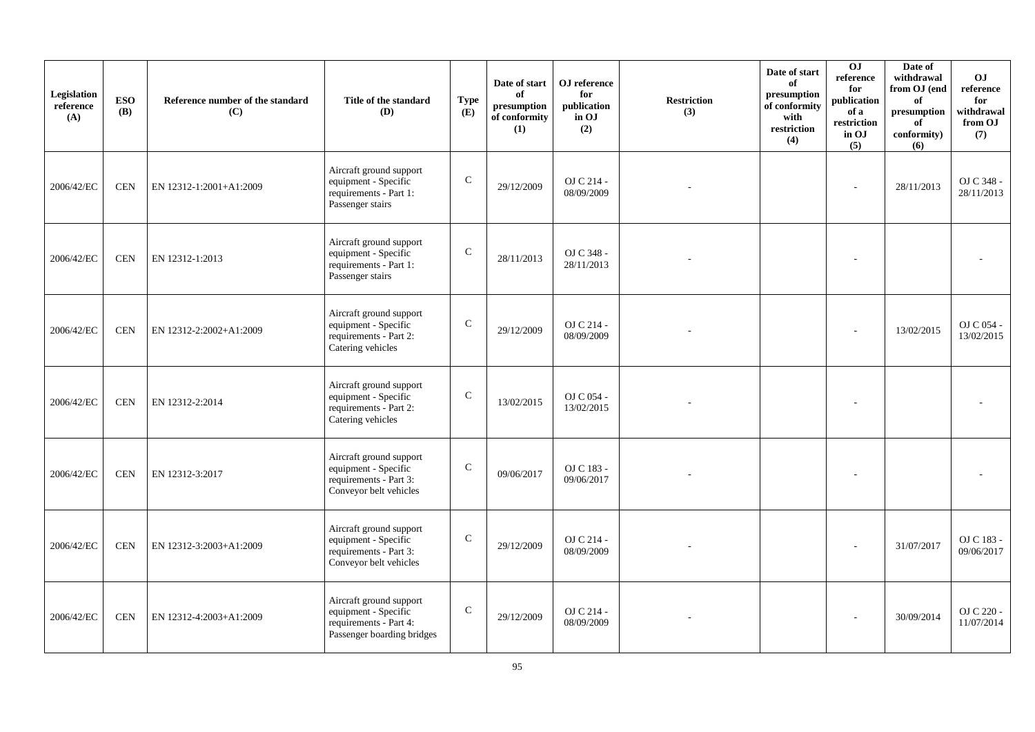| Legislation reference (A) | ESO (B) | Reference number of the standard (C) | Title of the standard (D) | Type (E) | Date of start of presumption of conformity (1) | OJ reference for publication in OJ (2) | Restriction (3) | Date of start of presumption of conformity with restriction (4) | OJ reference for publication of a restriction in OJ (5) | Date of withdrawal from OJ (end of presumption of conformity) (6) | OJ reference for withdrawal from OJ (7) |
|---|---|---|---|---|---|---|---|---|---|---|---|
| 2006/42/EC | CEN | EN 12312-1:2001+A1:2009 | Aircraft ground support equipment - Specific requirements - Part 1: Passenger stairs | C | 29/12/2009 | OJ C 214 - 08/09/2009 | - | | - | 28/11/2013 | OJ C 348 - 28/11/2013 |
| 2006/42/EC | CEN | EN 12312-1:2013 | Aircraft ground support equipment - Specific requirements - Part 1: Passenger stairs | C | 28/11/2013 | OJ C 348 - 28/11/2013 | - | | - | | - |
| 2006/42/EC | CEN | EN 12312-2:2002+A1:2009 | Aircraft ground support equipment - Specific requirements - Part 2: Catering vehicles | C | 29/12/2009 | OJ C 214 - 08/09/2009 | - | | - | 13/02/2015 | OJ C 054 - 13/02/2015 |
| 2006/42/EC | CEN | EN 12312-2:2014 | Aircraft ground support equipment - Specific requirements - Part 2: Catering vehicles | C | 13/02/2015 | OJ C 054 - 13/02/2015 | - | | - | | - |
| 2006/42/EC | CEN | EN 12312-3:2017 | Aircraft ground support equipment - Specific requirements - Part 3: Conveyor belt vehicles | C | 09/06/2017 | OJ C 183 - 09/06/2017 | - | | - | | - |
| 2006/42/EC | CEN | EN 12312-3:2003+A1:2009 | Aircraft ground support equipment - Specific requirements - Part 3: Conveyor belt vehicles | C | 29/12/2009 | OJ C 214 - 08/09/2009 | - | | - | 31/07/2017 | OJ C 183 - 09/06/2017 |
| 2006/42/EC | CEN | EN 12312-4:2003+A1:2009 | Aircraft ground support equipment - Specific requirements - Part 4: Passenger boarding bridges | C | 29/12/2009 | OJ C 214 - 08/09/2009 | - | | - | 30/09/2014 | OJ C 220 - 11/07/2014 |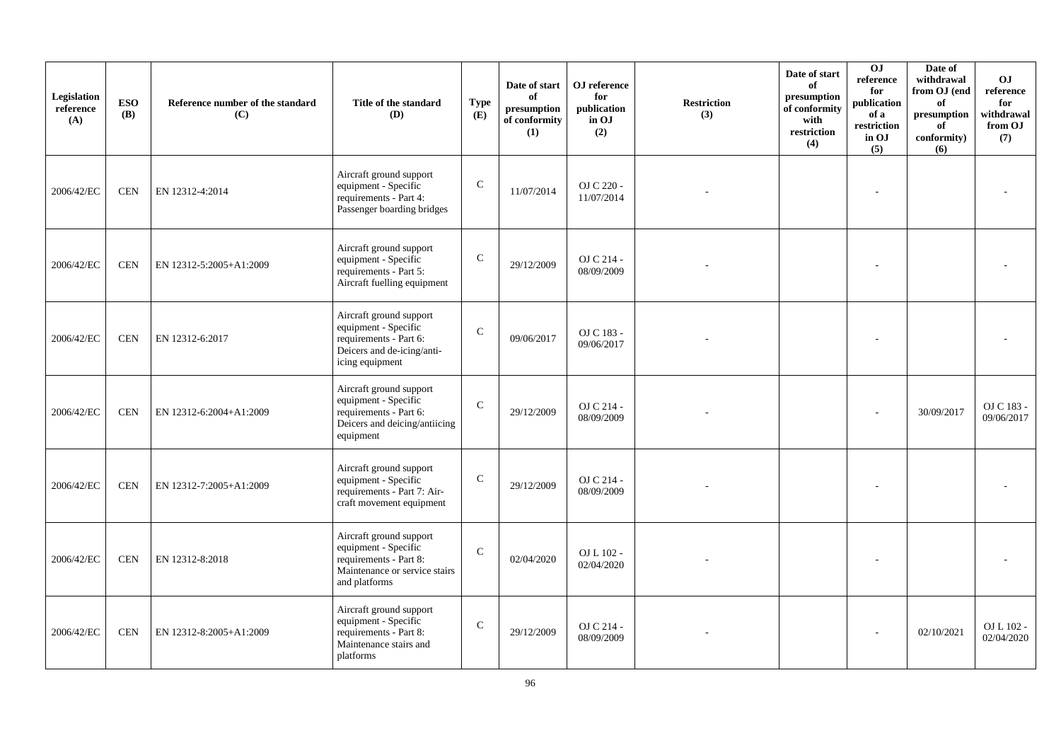| Legislation reference (A) | ESO (B) | Reference number of the standard (C) | Title of the standard (D) | Type (E) | Date of start of presumption of conformity (1) | OJ reference for publication in OJ (2) | Restriction (3) | Date of start of presumption of conformity with restriction (4) | OJ reference for publication of a restriction in OJ (5) | Date of withdrawal from OJ (end of presumption of conformity) (6) | OJ reference for withdrawal from OJ (7) |
|---|---|---|---|---|---|---|---|---|---|---|---|
| 2006/42/EC | CEN | EN 12312-4:2014 | Aircraft ground support equipment - Specific requirements - Part 4: Passenger boarding bridges | C | 11/07/2014 | OJ C 220 - 11/07/2014 | - | | - | | - |
| 2006/42/EC | CEN | EN 12312-5:2005+A1:2009 | Aircraft ground support equipment - Specific requirements - Part 5: Aircraft fuelling equipment | C | 29/12/2009 | OJ C 214 - 08/09/2009 | - | | - | | - |
| 2006/42/EC | CEN | EN 12312-6:2017 | Aircraft ground support equipment - Specific requirements - Part 6: Deicers and de-icing/anti-icing equipment | C | 09/06/2017 | OJ C 183 - 09/06/2017 | - | | - | | - |
| 2006/42/EC | CEN | EN 12312-6:2004+A1:2009 | Aircraft ground support equipment - Specific requirements - Part 6: Deicers and deicing/antiicing equipment | C | 29/12/2009 | OJ C 214 - 08/09/2009 | - | | - | 30/09/2017 | OJ C 183 - 09/06/2017 |
| 2006/42/EC | CEN | EN 12312-7:2005+A1:2009 | Aircraft ground support equipment - Specific requirements - Part 7: Air-craft movement equipment | C | 29/12/2009 | OJ C 214 - 08/09/2009 | - | | - | | - |
| 2006/42/EC | CEN | EN 12312-8:2018 | Aircraft ground support equipment - Specific requirements - Part 8: Maintenance or service stairs and platforms | C | 02/04/2020 | OJ L 102 - 02/04/2020 | - | | - | | - |
| 2006/42/EC | CEN | EN 12312-8:2005+A1:2009 | Aircraft ground support equipment - Specific requirements - Part 8: Maintenance stairs and platforms | C | 29/12/2009 | OJ C 214 - 08/09/2009 | - | | - | 02/10/2021 | OJ L 102 - 02/04/2020 |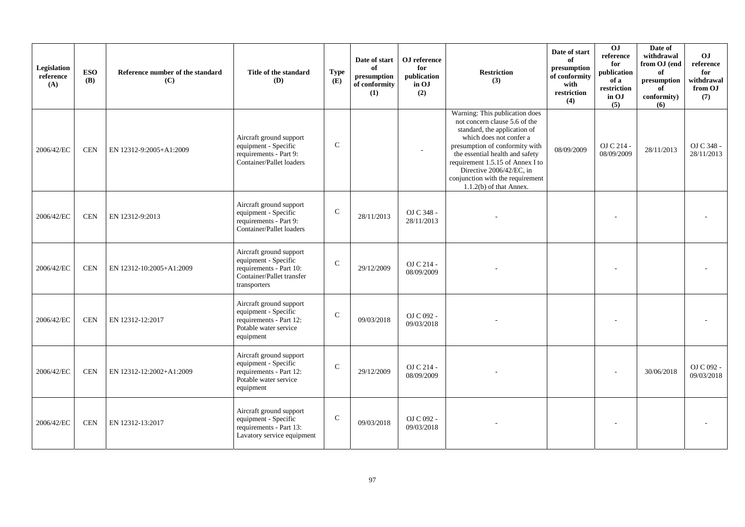| Legislation reference (A) | ESO (B) | Reference number of the standard (C) | Title of the standard (D) | Type (E) | Date of start of presumption of conformity (1) | OJ reference for publication in OJ (2) | Restriction (3) | Date of start of presumption of conformity with restriction (4) | OJ reference for publication of a restriction in OJ (5) | Date of withdrawal from OJ (end of presumption of conformity) (6) | OJ reference for withdrawal from OJ (7) |
|---|---|---|---|---|---|---|---|---|---|---|---|
| 2006/42/EC | CEN | EN 12312-9:2005+A1:2009 | Aircraft ground support equipment - Specific requirements - Part 9: Container/Pallet loaders | C | | - | Warning: This publication does not concern clause 5.6 of the standard, the application of which does not confer a presumption of conformity with the essential health and safety requirement 1.5.15 of Annex I to Directive 2006/42/EC, in conjunction with the requirement 1.1.2(b) of that Annex. | 08/09/2009 | OJ C 214 - 08/09/2009 | 28/11/2013 | OJ C 348 - 28/11/2013 |
| 2006/42/EC | CEN | EN 12312-9:2013 | Aircraft ground support equipment - Specific requirements - Part 9: Container/Pallet loaders | C | 28/11/2013 | OJ C 348 - 28/11/2013 | - | | - | | - |
| 2006/42/EC | CEN | EN 12312-10:2005+A1:2009 | Aircraft ground support equipment - Specific requirements - Part 10: Container/Pallet transfer transporters | C | 29/12/2009 | OJ C 214 - 08/09/2009 | - | | - | | - |
| 2006/42/EC | CEN | EN 12312-12:2017 | Aircraft ground support equipment - Specific requirements - Part 12: Potable water service equipment | C | 09/03/2018 | OJ C 092 - 09/03/2018 | - | | - | | - |
| 2006/42/EC | CEN | EN 12312-12:2002+A1:2009 | Aircraft ground support equipment - Specific requirements - Part 12: Potable water service equipment | C | 29/12/2009 | OJ C 214 - 08/09/2009 | - | | - | 30/06/2018 | OJ C 092 - 09/03/2018 |
| 2006/42/EC | CEN | EN 12312-13:2017 | Aircraft ground support equipment - Specific requirements - Part 13: Lavatory service equipment | C | 09/03/2018 | OJ C 092 - 09/03/2018 | - | | - | | - |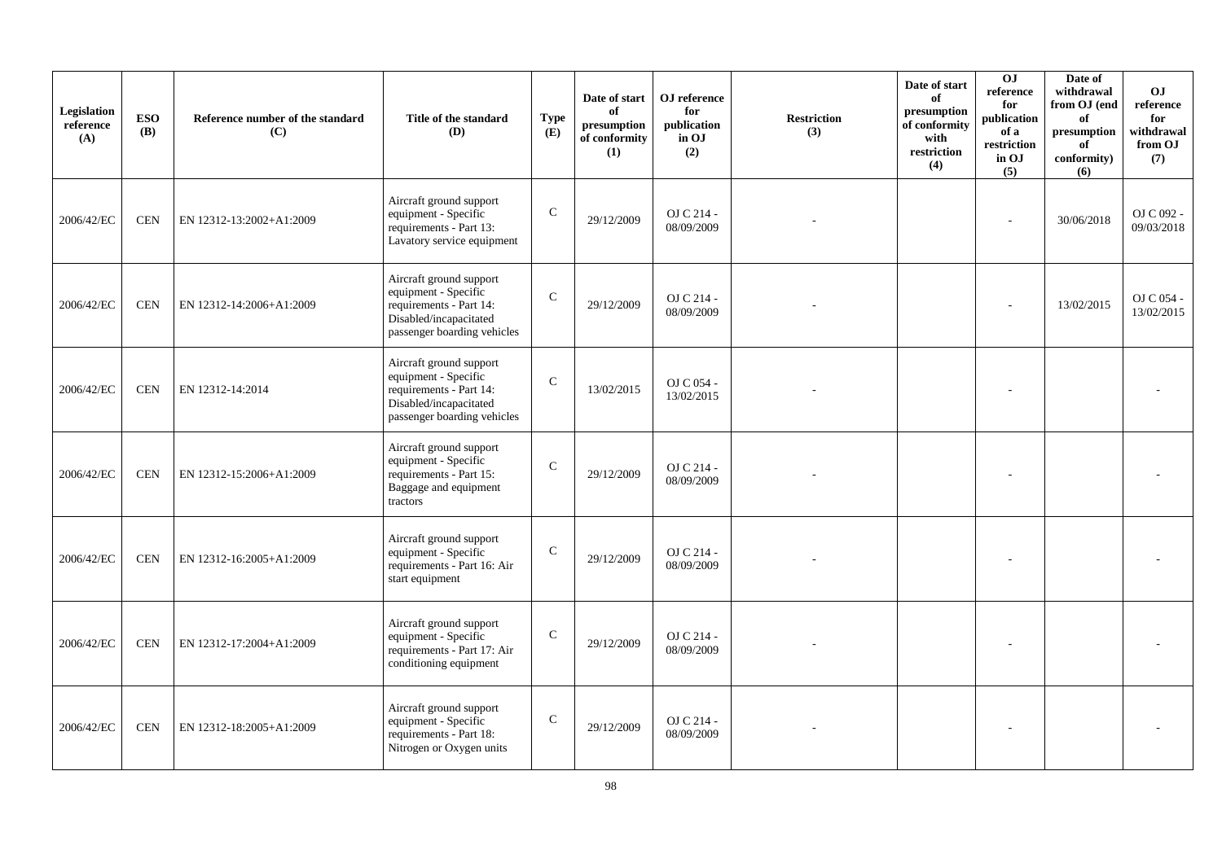| Legislation reference (A) | ESO (B) | Reference number of the standard (C) | Title of the standard (D) | Type (E) | Date of start of presumption of conformity (1) | OJ reference for publication in OJ (2) | Restriction (3) | Date of start of presumption of conformity with restriction (4) | OJ reference for publication of a restriction in OJ (5) | Date of withdrawal from OJ (end of presumption of conformity) (6) | OJ reference for withdrawal from OJ (7) |
|---|---|---|---|---|---|---|---|---|---|---|---|
| 2006/42/EC | CEN | EN 12312-13:2002+A1:2009 | Aircraft ground support equipment - Specific requirements - Part 13: Lavatory service equipment | C | 29/12/2009 | OJ C 214 - 08/09/2009 | - | | - | 30/06/2018 | OJ C 092 - 09/03/2018 |
| 2006/42/EC | CEN | EN 12312-14:2006+A1:2009 | Aircraft ground support equipment - Specific requirements - Part 14: Disabled/incapacitated passenger boarding vehicles | C | 29/12/2009 | OJ C 214 - 08/09/2009 | - | | - | 13/02/2015 | OJ C 054 - 13/02/2015 |
| 2006/42/EC | CEN | EN 12312-14:2014 | Aircraft ground support equipment - Specific requirements - Part 14: Disabled/incapacitated passenger boarding vehicles | C | 13/02/2015 | OJ C 054 - 13/02/2015 | - | | - | | - |
| 2006/42/EC | CEN | EN 12312-15:2006+A1:2009 | Aircraft ground support equipment - Specific requirements - Part 15: Baggage and equipment tractors | C | 29/12/2009 | OJ C 214 - 08/09/2009 | - | | - | | - |
| 2006/42/EC | CEN | EN 12312-16:2005+A1:2009 | Aircraft ground support equipment - Specific requirements - Part 16: Air start equipment | C | 29/12/2009 | OJ C 214 - 08/09/2009 | - | | - | | - |
| 2006/42/EC | CEN | EN 12312-17:2004+A1:2009 | Aircraft ground support equipment - Specific requirements - Part 17: Air conditioning equipment | C | 29/12/2009 | OJ C 214 - 08/09/2009 | - | | - | | - |
| 2006/42/EC | CEN | EN 12312-18:2005+A1:2009 | Aircraft ground support equipment - Specific requirements - Part 18: Nitrogen or Oxygen units | C | 29/12/2009 | OJ C 214 - 08/09/2009 | - | | - | | - |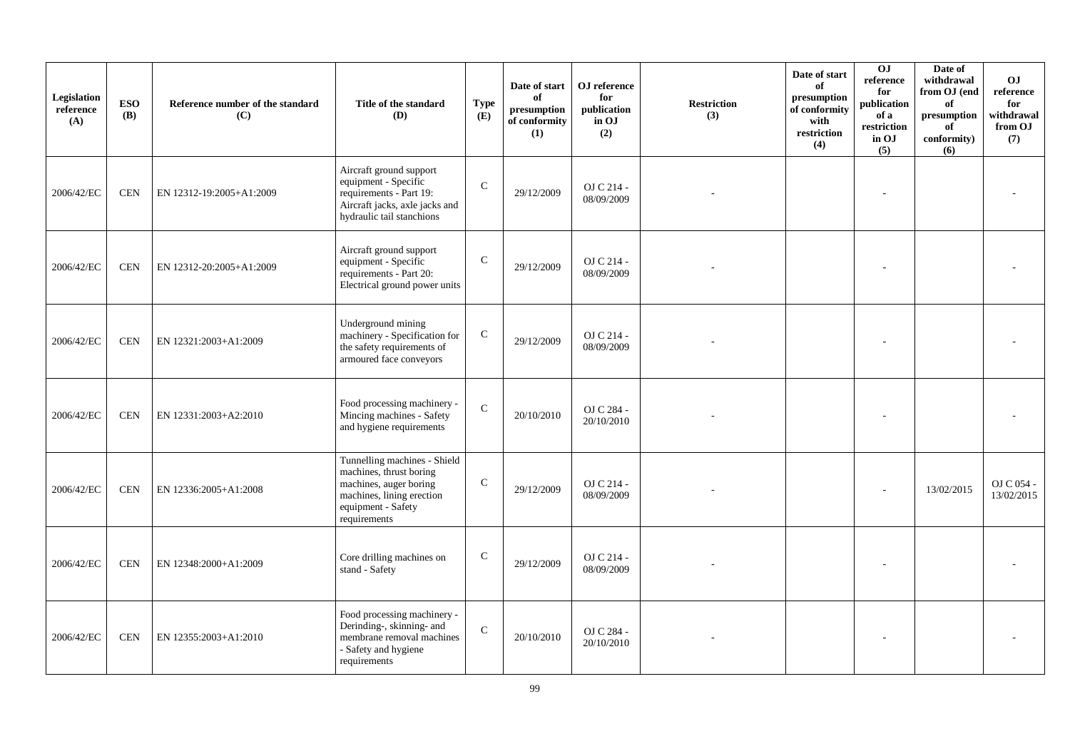| Legislation reference (A) | ESO (B) | Reference number of the standard (C) | Title of the standard (D) | Type (E) | Date of start of presumption of conformity (1) | OJ reference for publication in OJ (2) | Restriction (3) | Date of start of presumption of conformity with restriction (4) | OJ reference for publication of a restriction in OJ (5) | Date of withdrawal from OJ (end of presumption of conformity) (6) | OJ reference for withdrawal from OJ (7) |
|---|---|---|---|---|---|---|---|---|---|---|---|
| 2006/42/EC | CEN | EN 12312-19:2005+A1:2009 | Aircraft ground support equipment - Specific requirements - Part 19: Aircraft jacks, axle jacks and hydraulic tail stanchions | C | 29/12/2009 | OJ C 214 - 08/09/2009 | - | | - | | - |
| 2006/42/EC | CEN | EN 12312-20:2005+A1:2009 | Aircraft ground support equipment - Specific requirements - Part 20: Electrical ground power units | C | 29/12/2009 | OJ C 214 - 08/09/2009 | - | | - | | - |
| 2006/42/EC | CEN | EN 12321:2003+A1:2009 | Underground mining machinery - Specification for the safety requirements of armoured face conveyors | C | 29/12/2009 | OJ C 214 - 08/09/2009 | - | | - | | - |
| 2006/42/EC | CEN | EN 12331:2003+A2:2010 | Food processing machinery - Mincing machines - Safety and hygiene requirements | C | 20/10/2010 | OJ C 284 - 20/10/2010 | - | | - | | - |
| 2006/42/EC | CEN | EN 12336:2005+A1:2008 | Tunnelling machines - Shield machines, thrust boring machines, auger boring machines, lining erection equipment - Safety requirements | C | 29/12/2009 | OJ C 214 - 08/09/2009 | - | | - | 13/02/2015 | OJ C 054 - 13/02/2015 |
| 2006/42/EC | CEN | EN 12348:2000+A1:2009 | Core drilling machines on stand - Safety | C | 29/12/2009 | OJ C 214 - 08/09/2009 | - | | - | | - |
| 2006/42/EC | CEN | EN 12355:2003+A1:2010 | Food processing machinery - Derinding-, skinning- and membrane removal machines - Safety and hygiene requirements | C | 20/10/2010 | OJ C 284 - 20/10/2010 | - | | - | | - |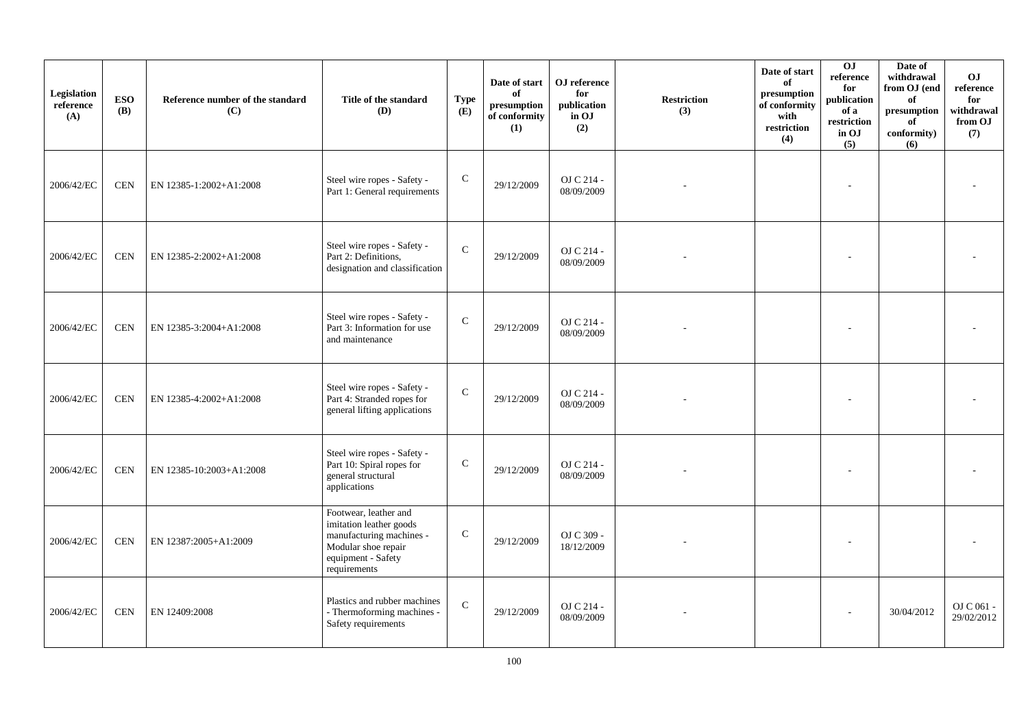| Legislation reference (A) | ESO (B) | Reference number of the standard (C) | Title of the standard (D) | Type (E) | Date of start of presumption of conformity (1) | OJ reference for publication in OJ (2) | Restriction (3) | Date of start of presumption of conformity with restriction (4) | OJ reference for publication of a restriction in OJ (5) | Date of withdrawal from OJ (end of presumption of conformity) (6) | OJ reference for withdrawal from OJ (7) |
|---|---|---|---|---|---|---|---|---|---|---|---|
| 2006/42/EC | CEN | EN 12385-1:2002+A1:2008 | Steel wire ropes - Safety - Part 1: General requirements | C | 29/12/2009 | OJ C 214 - 08/09/2009 | - | | - | | - |
| 2006/42/EC | CEN | EN 12385-2:2002+A1:2008 | Steel wire ropes - Safety - Part 2: Definitions, designation and classification | C | 29/12/2009 | OJ C 214 - 08/09/2009 | - | | - | | - |
| 2006/42/EC | CEN | EN 12385-3:2004+A1:2008 | Steel wire ropes - Safety - Part 3: Information for use and maintenance | C | 29/12/2009 | OJ C 214 - 08/09/2009 | - | | - | | - |
| 2006/42/EC | CEN | EN 12385-4:2002+A1:2008 | Steel wire ropes - Safety - Part 4: Stranded ropes for general lifting applications | C | 29/12/2009 | OJ C 214 - 08/09/2009 | - | | - | | - |
| 2006/42/EC | CEN | EN 12385-10:2003+A1:2008 | Steel wire ropes - Safety - Part 10: Spiral ropes for general structural applications | C | 29/12/2009 | OJ C 214 - 08/09/2009 | - | | - | | - |
| 2006/42/EC | CEN | EN 12387:2005+A1:2009 | Footwear, leather and imitation leather goods manufacturing machines - Modular shoe repair equipment - Safety requirements | C | 29/12/2009 | OJ C 309 - 18/12/2009 | - | | - | | - |
| 2006/42/EC | CEN | EN 12409:2008 | Plastics and rubber machines - Thermoforming machines - Safety requirements | C | 29/12/2009 | OJ C 214 - 08/09/2009 | - | | - | 30/04/2012 | OJ C 061 - 29/02/2012 |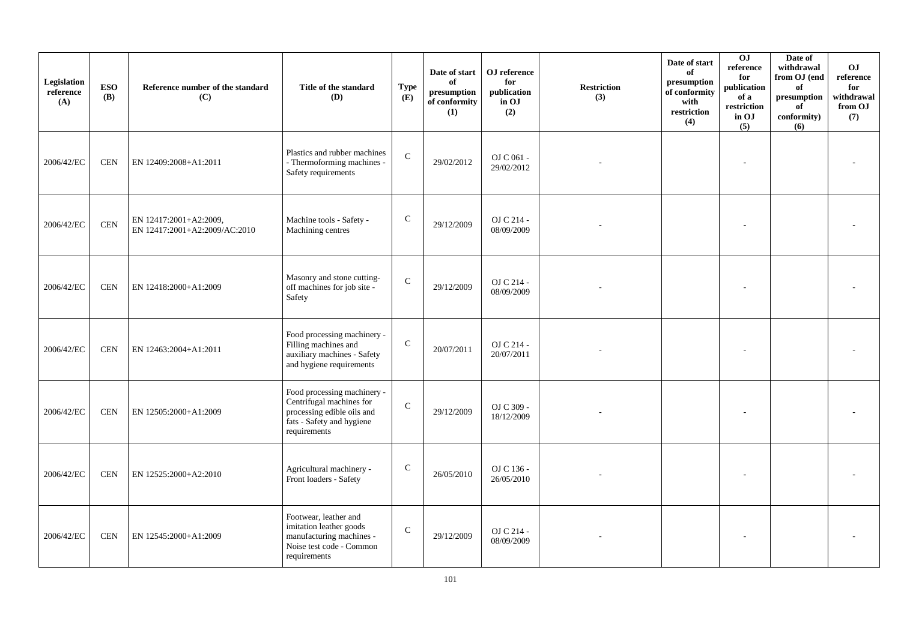| Legislation reference (A) | ESO (B) | Reference number of the standard (C) | Title of the standard (D) | Type (E) | Date of start of presumption of conformity (1) | OJ reference for publication in OJ (2) | Restriction (3) | Date of start of presumption of conformity with restriction (4) | OJ reference for publication of a restriction in OJ (5) | Date of withdrawal from OJ (end of presumption of conformity) (6) | OJ reference for withdrawal from OJ (7) |
|---|---|---|---|---|---|---|---|---|---|---|---|
| 2006/42/EC | CEN | EN 12409:2008+A1:2011 | Plastics and rubber machines - Thermoforming machines - Safety requirements | C | 29/02/2012 | OJ C 061 - 29/02/2012 | - | | - | | - |
| 2006/42/EC | CEN | EN 12417:2001+A2:2009, EN 12417:2001+A2:2009/AC:2010 | Machine tools - Safety - Machining centres | C | 29/12/2009 | OJ C 214 - 08/09/2009 | - | | - | | - |
| 2006/42/EC | CEN | EN 12418:2000+A1:2009 | Masonry and stone cutting-off machines for job site - Safety | C | 29/12/2009 | OJ C 214 - 08/09/2009 | - | | - | | - |
| 2006/42/EC | CEN | EN 12463:2004+A1:2011 | Food processing machinery - Filling machines and auxiliary machines - Safety and hygiene requirements | C | 20/07/2011 | OJ C 214 - 20/07/2011 | - | | - | | - |
| 2006/42/EC | CEN | EN 12505:2000+A1:2009 | Food processing machinery - Centrifugal machines for processing edible oils and fats - Safety and hygiene requirements | C | 29/12/2009 | OJ C 309 - 18/12/2009 | - | | - | | - |
| 2006/42/EC | CEN | EN 12525:2000+A2:2010 | Agricultural machinery - Front loaders - Safety | C | 26/05/2010 | OJ C 136 - 26/05/2010 | - | | - | | - |
| 2006/42/EC | CEN | EN 12545:2000+A1:2009 | Footwear, leather and imitation leather goods manufacturing machines - Noise test code - Common requirements | C | 29/12/2009 | OJ C 214 - 08/09/2009 | - | | - | | - |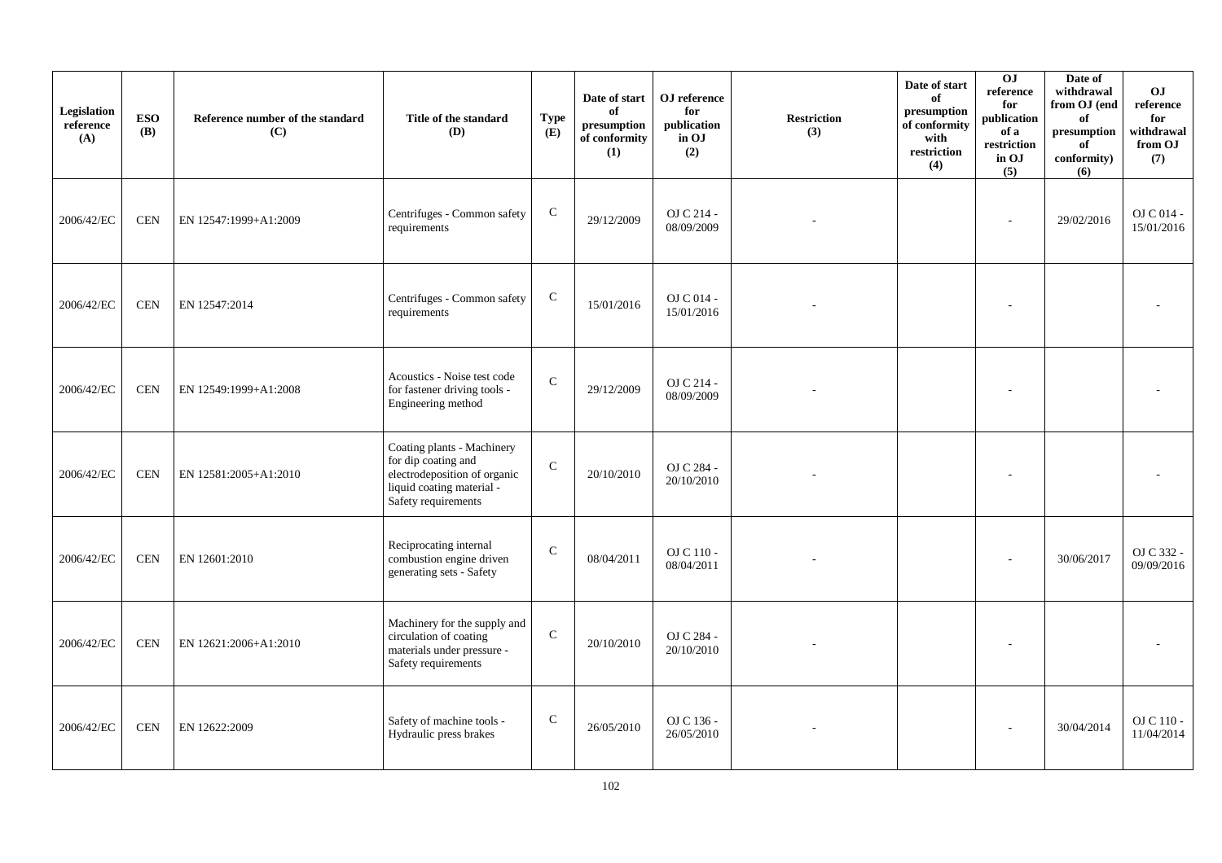| Legislation reference (A) | ESO (B) | Reference number of the standard (C) | Title of the standard (D) | Type (E) | Date of start of presumption of conformity (1) | OJ reference for publication in OJ (2) | Restriction (3) | Date of start of presumption of conformity with restriction (4) | OJ reference for publication of a restriction in OJ (5) | Date of withdrawal from OJ (end of presumption of conformity) (6) | OJ reference for withdrawal from OJ (7) |
|---|---|---|---|---|---|---|---|---|---|---|---|
| 2006/42/EC | CEN | EN 12547:1999+A1:2009 | Centrifuges - Common safety requirements | C | 29/12/2009 | OJ C 214 - 08/09/2009 | - | | - | 29/02/2016 | OJ C 014 - 15/01/2016 |
| 2006/42/EC | CEN | EN 12547:2014 | Centrifuges - Common safety requirements | C | 15/01/2016 | OJ C 014 - 15/01/2016 | - | | - | | - |
| 2006/42/EC | CEN | EN 12549:1999+A1:2008 | Acoustics - Noise test code for fastener driving tools - Engineering method | C | 29/12/2009 | OJ C 214 - 08/09/2009 | - | | - | | - |
| 2006/42/EC | CEN | EN 12581:2005+A1:2010 | Coating plants - Machinery for dip coating and electrodeposition of organic liquid coating material - Safety requirements | C | 20/10/2010 | OJ C 284 - 20/10/2010 | - | | - | | - |
| 2006/42/EC | CEN | EN 12601:2010 | Reciprocating internal combustion engine driven generating sets - Safety | C | 08/04/2011 | OJ C 110 - 08/04/2011 | - | | - | 30/06/2017 | OJ C 332 - 09/09/2016 |
| 2006/42/EC | CEN | EN 12621:2006+A1:2010 | Machinery for the supply and circulation of coating materials under pressure - Safety requirements | C | 20/10/2010 | OJ C 284 - 20/10/2010 | - | | - | | - |
| 2006/42/EC | CEN | EN 12622:2009 | Safety of machine tools - Hydraulic press brakes | C | 26/05/2010 | OJ C 136 - 26/05/2010 | - | | - | 30/04/2014 | OJ C 110 - 11/04/2014 |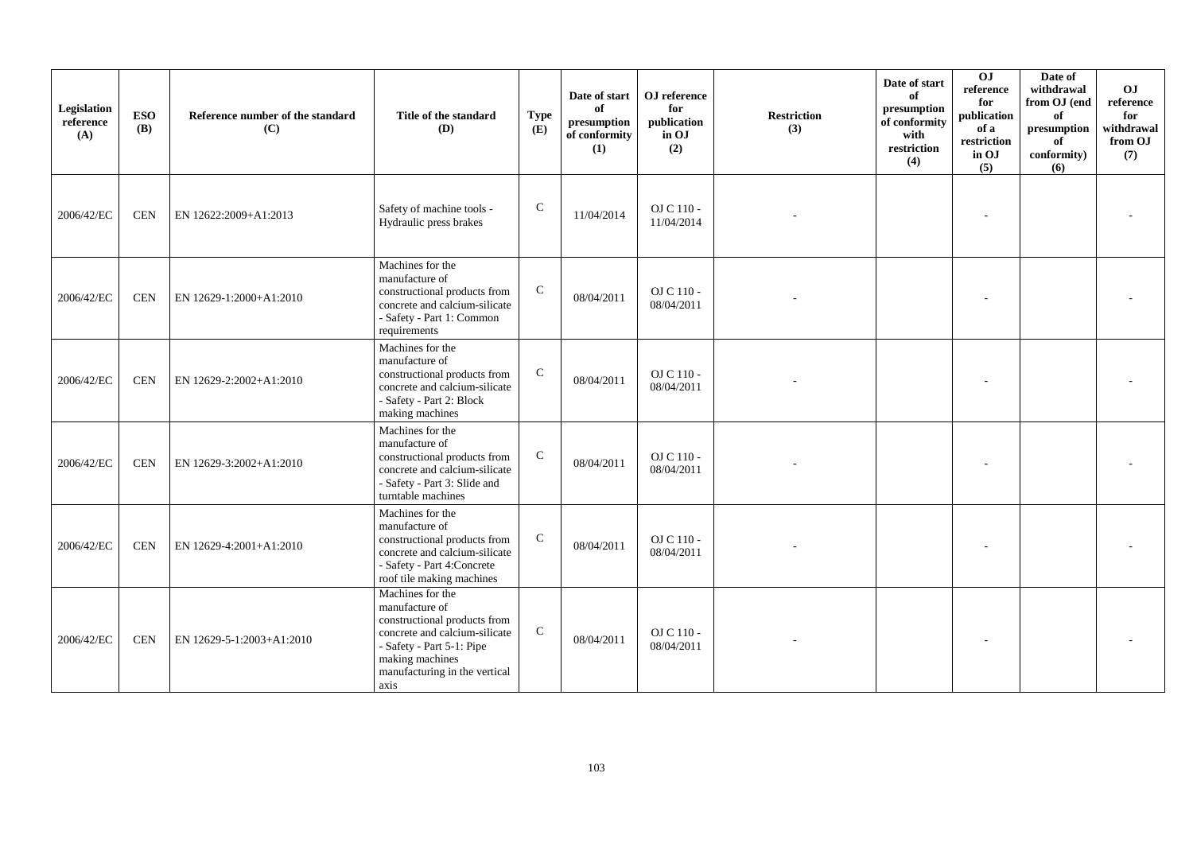| Legislation reference (A) | ESO (B) | Reference number of the standard (C) | Title of the standard (D) | Type (E) | Date of start of presumption of conformity (1) | OJ reference for publication in OJ (2) | Restriction (3) | Date of start of presumption of conformity with restriction (4) | OJ reference for publication of a restriction in OJ (5) | Date of withdrawal from OJ (end of presumption of conformity) (6) | OJ reference for withdrawal from OJ (7) |
|---|---|---|---|---|---|---|---|---|---|---|---|
| 2006/42/EC | CEN | EN 12622:2009+A1:2013 | Safety of machine tools - Hydraulic press brakes | C | 11/04/2014 | OJ C 110 - 11/04/2014 | - | | - | | - |
| 2006/42/EC | CEN | EN 12629-1:2000+A1:2010 | Machines for the manufacture of constructional products from concrete and calcium-silicate - Safety - Part 1: Common requirements | C | 08/04/2011 | OJ C 110 - 08/04/2011 | - | | - | | - |
| 2006/42/EC | CEN | EN 12629-2:2002+A1:2010 | Machines for the manufacture of constructional products from concrete and calcium-silicate - Safety - Part 2: Block making machines | C | 08/04/2011 | OJ C 110 - 08/04/2011 | - | | - | | - |
| 2006/42/EC | CEN | EN 12629-3:2002+A1:2010 | Machines for the manufacture of constructional products from concrete and calcium-silicate - Safety - Part 3: Slide and turntable machines | C | 08/04/2011 | OJ C 110 - 08/04/2011 | - | | - | | - |
| 2006/42/EC | CEN | EN 12629-4:2001+A1:2010 | Machines for the manufacture of constructional products from concrete and calcium-silicate - Safety - Part 4:Concrete roof tile making machines | C | 08/04/2011 | OJ C 110 - 08/04/2011 | - | | - | | - |
| 2006/42/EC | CEN | EN 12629-5-1:2003+A1:2010 | Machines for the manufacture of constructional products from concrete and calcium-silicate - Safety - Part 5-1: Pipe making machines manufacturing in the vertical axis | C | 08/04/2011 | OJ C 110 - 08/04/2011 | - | | - | | - |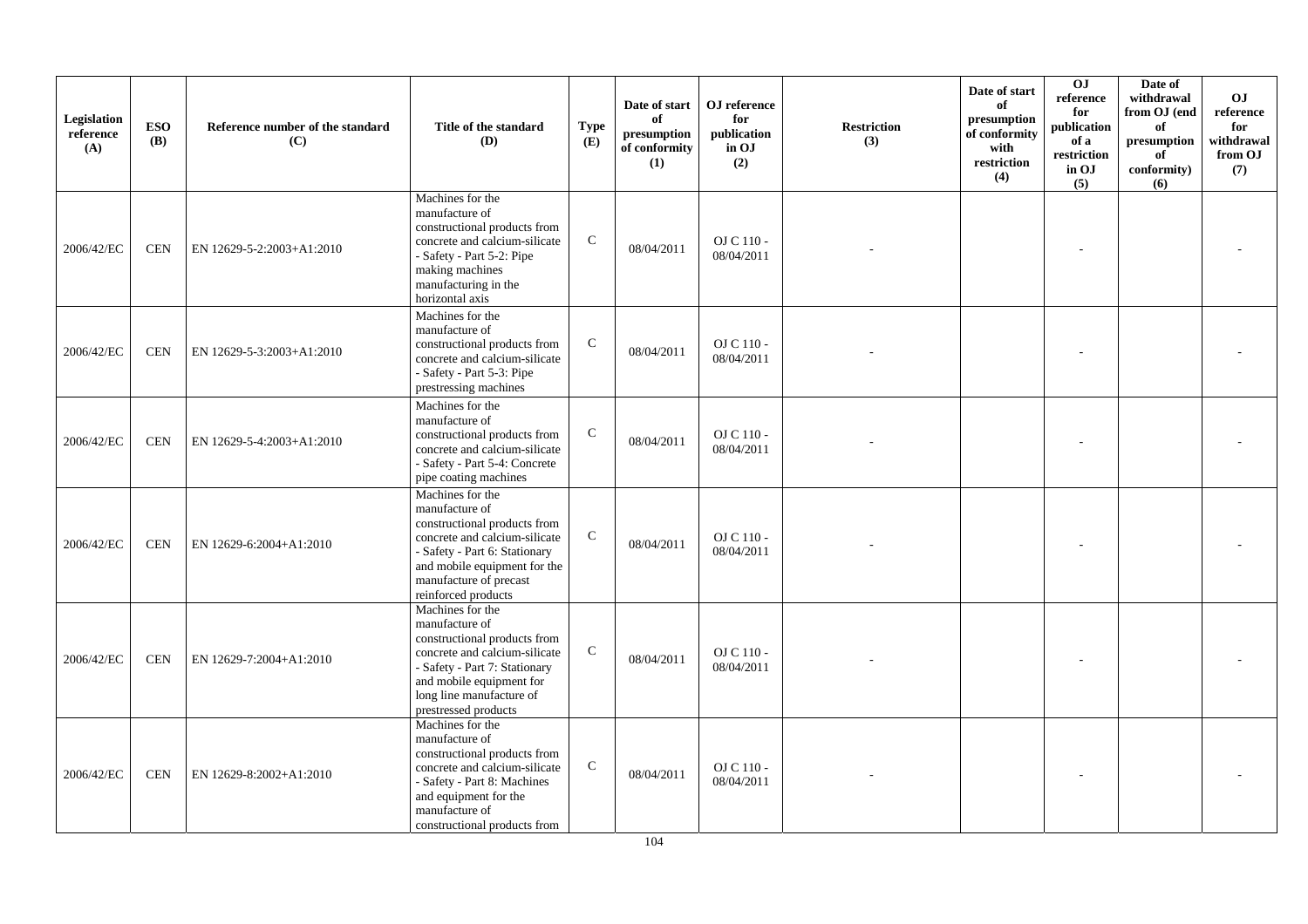| Legislation reference (A) | ESO (B) | Reference number of the standard (C) | Title of the standard (D) | Type (E) | Date of start of presumption of conformity (1) | OJ reference for publication in OJ (2) | Restriction (3) | Date of start of presumption of conformity with restriction (4) | OJ reference for publication of a restriction in OJ (5) | Date of withdrawal from OJ (end of presumption of conformity) (6) | OJ reference for withdrawal from OJ (7) |
|---|---|---|---|---|---|---|---|---|---|---|---|
| 2006/42/EC | CEN | EN 12629-5-2:2003+A1:2010 | Machines for the manufacture of constructional products from concrete and calcium-silicate - Safety - Part 5-2: Pipe making machines manufacturing in the horizontal axis | C | 08/04/2011 | OJ C 110 - 08/04/2011 | - | | - | | - |
| 2006/42/EC | CEN | EN 12629-5-3:2003+A1:2010 | Machines for the manufacture of constructional products from concrete and calcium-silicate - Safety - Part 5-3: Pipe prestressing machines | C | 08/04/2011 | OJ C 110 - 08/04/2011 | - | | - | | - |
| 2006/42/EC | CEN | EN 12629-5-4:2003+A1:2010 | Machines for the manufacture of constructional products from concrete and calcium-silicate - Safety - Part 5-4: Concrete pipe coating machines | C | 08/04/2011 | OJ C 110 - 08/04/2011 | - | | - | | - |
| 2006/42/EC | CEN | EN 12629-6:2004+A1:2010 | Machines for the manufacture of constructional products from concrete and calcium-silicate - Safety - Part 6: Stationary and mobile equipment for the manufacture of precast reinforced products | C | 08/04/2011 | OJ C 110 - 08/04/2011 | - | | - | | - |
| 2006/42/EC | CEN | EN 12629-7:2004+A1:2010 | Machines for the manufacture of constructional products from concrete and calcium-silicate - Safety - Part 7: Stationary and mobile equipment for long line manufacture of prestressed products | C | 08/04/2011 | OJ C 110 - 08/04/2011 | - | | - | | - |
| 2006/42/EC | CEN | EN 12629-8:2002+A1:2010 | Machines for the manufacture of constructional products from concrete and calcium-silicate - Safety - Part 8: Machines and equipment for the manufacture of constructional products from | C | 08/04/2011 | OJ C 110 - 08/04/2011 | - | | - | | - |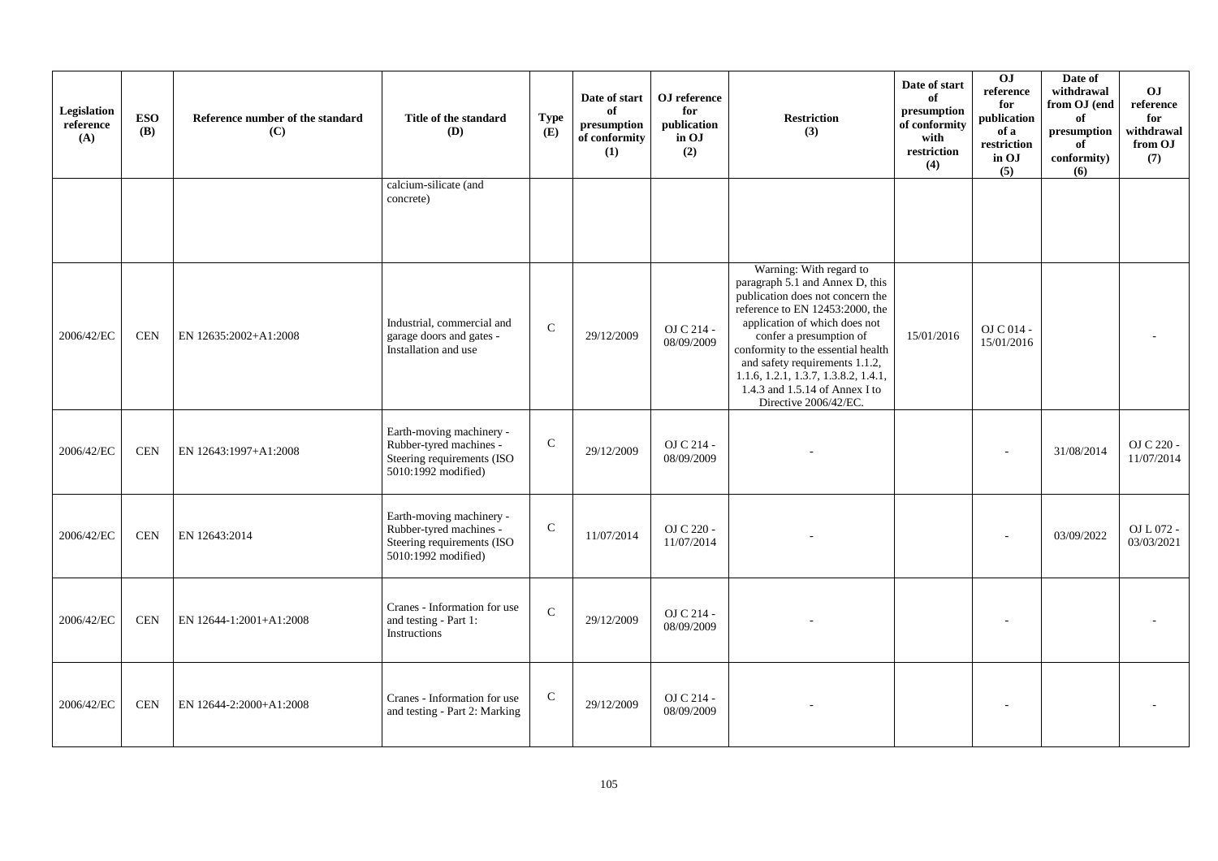| Legislation reference (A) | ESO (B) | Reference number of the standard (C) | Title of the standard (D) | Type (E) | Date of start of presumption of conformity (1) | OJ reference for publication in OJ (2) | Restriction (3) | Date of start of presumption of conformity with restriction (4) | OJ reference for publication of a restriction in OJ (5) | Date of withdrawal from OJ (end of presumption of conformity) (6) | OJ reference for withdrawal from OJ (7) |
|---|---|---|---|---|---|---|---|---|---|---|---|
| | | | calcium-silicate (and concrete) | | | | | | | | |
| 2006/42/EC | CEN | EN 12635:2002+A1:2008 | Industrial, commercial and garage doors and gates - Installation and use | C | 29/12/2009 | OJ C 214 - 08/09/2009 | Warning: With regard to paragraph 5.1 and Annex D, this publication does not concern the reference to EN 12453:2000, the application of which does not confer a presumption of conformity to the essential health and safety requirements 1.1.2, 1.1.6, 1.2.1, 1.3.7, 1.3.8.2, 1.4.1, 1.4.3 and 1.5.14 of Annex I to Directive 2006/42/EC. | 15/01/2016 | OJ C 014 - 15/01/2016 | | - |
| 2006/42/EC | CEN | EN 12643:1997+A1:2008 | Earth-moving machinery - Rubber-tyred machines - Steering requirements (ISO 5010:1992 modified) | C | 29/12/2009 | OJ C 214 - 08/09/2009 | - | | - | 31/08/2014 | OJ C 220 - 11/07/2014 |
| 2006/42/EC | CEN | EN 12643:2014 | Earth-moving machinery - Rubber-tyred machines - Steering requirements (ISO 5010:1992 modified) | C | 11/07/2014 | OJ C 220 - 11/07/2014 | - | | - | 03/09/2022 | OJ L 072 - 03/03/2021 |
| 2006/42/EC | CEN | EN 12644-1:2001+A1:2008 | Cranes - Information for use and testing - Part 1: Instructions | C | 29/12/2009 | OJ C 214 - 08/09/2009 | - | | - | | - |
| 2006/42/EC | CEN | EN 12644-2:2000+A1:2008 | Cranes - Information for use and testing - Part 2: Marking | C | 29/12/2009 | OJ C 214 - 08/09/2009 | - | | - | | - |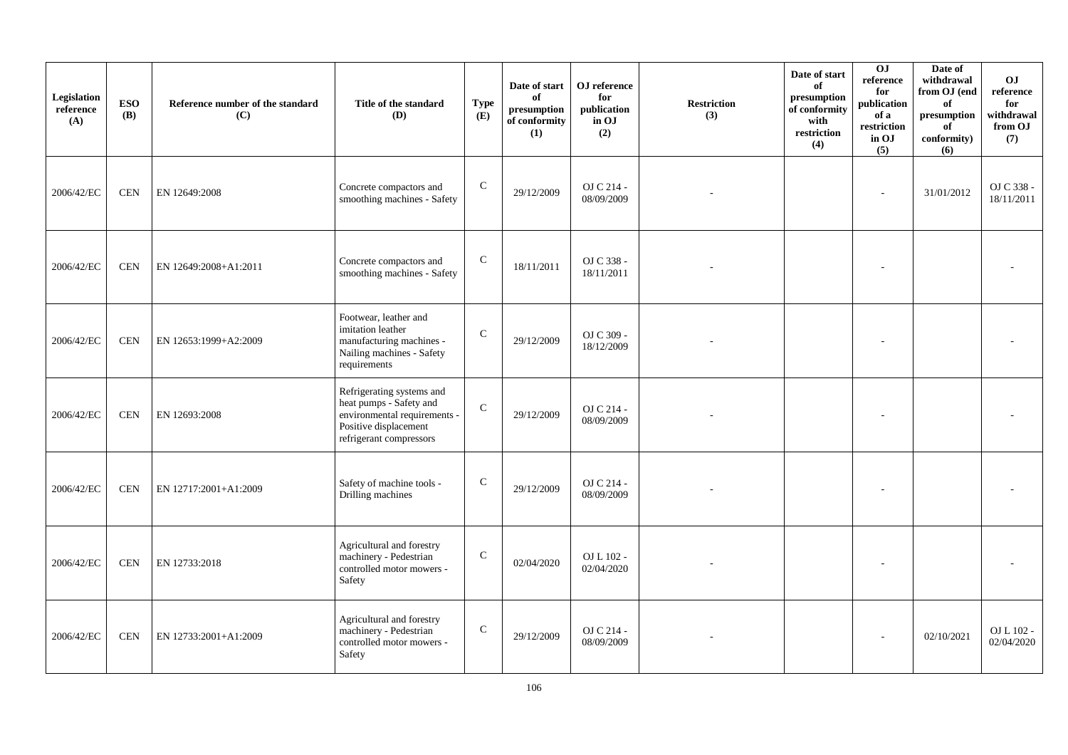| Legislation reference (A) | ESO (B) | Reference number of the standard (C) | Title of the standard (D) | Type (E) | Date of start of presumption of conformity (1) | OJ reference for publication in OJ (2) | Restriction (3) | Date of start of presumption of conformity with restriction (4) | OJ reference for publication of a restriction in OJ (5) | Date of withdrawal from OJ (end of presumption of conformity) (6) | OJ reference for withdrawal from OJ (7) |
|---|---|---|---|---|---|---|---|---|---|---|---|
| 2006/42/EC | CEN | EN 12649:2008 | Concrete compactors and smoothing machines - Safety | C | 29/12/2009 | OJ C 214 - 08/09/2009 | - | | - | 31/01/2012 | OJ C 338 - 18/11/2011 |
| 2006/42/EC | CEN | EN 12649:2008+A1:2011 | Concrete compactors and smoothing machines - Safety | C | 18/11/2011 | OJ C 338 - 18/11/2011 | - | | - | | - |
| 2006/42/EC | CEN | EN 12653:1999+A2:2009 | Footwear, leather and imitation leather manufacturing machines - Nailing machines - Safety requirements | C | 29/12/2009 | OJ C 309 - 18/12/2009 | - | | - | | - |
| 2006/42/EC | CEN | EN 12693:2008 | Refrigerating systems and heat pumps - Safety and environmental requirements - Positive displacement refrigerant compressors | C | 29/12/2009 | OJ C 214 - 08/09/2009 | - | | - | | - |
| 2006/42/EC | CEN | EN 12717:2001+A1:2009 | Safety of machine tools - Drilling machines | C | 29/12/2009 | OJ C 214 - 08/09/2009 | - | | - | | - |
| 2006/42/EC | CEN | EN 12733:2018 | Agricultural and forestry machinery - Pedestrian controlled motor mowers - Safety | C | 02/04/2020 | OJ L 102 - 02/04/2020 | - | | - | | - |
| 2006/42/EC | CEN | EN 12733:2001+A1:2009 | Agricultural and forestry machinery - Pedestrian controlled motor mowers - Safety | C | 29/12/2009 | OJ C 214 - 08/09/2009 | - | | - | 02/10/2021 | OJ L 102 - 02/04/2020 |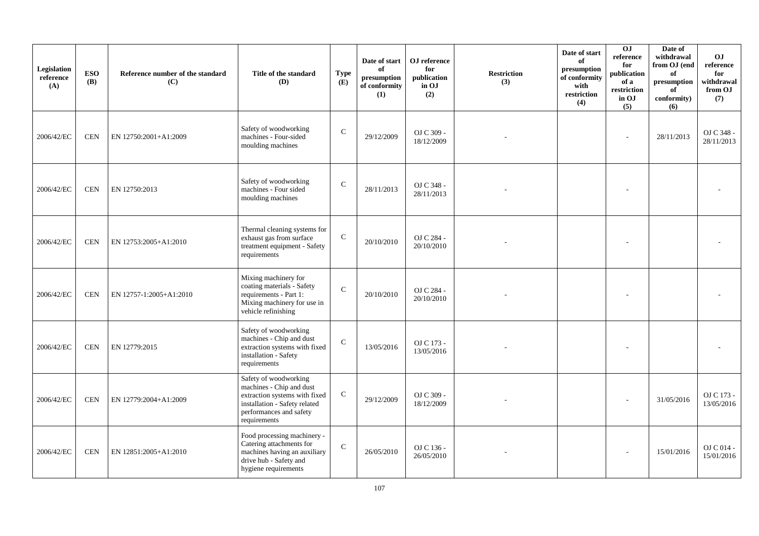| Legislation reference (A) | ESO (B) | Reference number of the standard (C) | Title of the standard (D) | Type (E) | Date of start of presumption of conformity (1) | OJ reference for publication in OJ (2) | Restriction (3) | Date of start of presumption of conformity with restriction (4) | OJ reference for publication of a restriction in OJ (5) | Date of withdrawal from OJ (end of presumption of conformity) (6) | OJ reference for withdrawal from OJ (7) |
|---|---|---|---|---|---|---|---|---|---|---|---|
| 2006/42/EC | CEN | EN 12750:2001+A1:2009 | Safety of woodworking machines - Four-sided moulding machines | C | 29/12/2009 | OJ C 309 - 18/12/2009 | - | | - | 28/11/2013 | OJ C 348 - 28/11/2013 |
| 2006/42/EC | CEN | EN 12750:2013 | Safety of woodworking machines - Four sided moulding machines | C | 28/11/2013 | OJ C 348 - 28/11/2013 | - | | - | | - |
| 2006/42/EC | CEN | EN 12753:2005+A1:2010 | Thermal cleaning systems for exhaust gas from surface treatment equipment - Safety requirements | C | 20/10/2010 | OJ C 284 - 20/10/2010 | - | | - | | - |
| 2006/42/EC | CEN | EN 12757-1:2005+A1:2010 | Mixing machinery for coating materials - Safety requirements - Part 1: Mixing machinery for use in vehicle refinishing | C | 20/10/2010 | OJ C 284 - 20/10/2010 | - | | - | | - |
| 2006/42/EC | CEN | EN 12779:2015 | Safety of woodworking machines - Chip and dust extraction systems with fixed installation - Safety requirements | C | 13/05/2016 | OJ C 173 - 13/05/2016 | - | | - | | - |
| 2006/42/EC | CEN | EN 12779:2004+A1:2009 | Safety of woodworking machines - Chip and dust extraction systems with fixed installation - Safety related performances and safety requirements | C | 29/12/2009 | OJ C 309 - 18/12/2009 | - | | - | 31/05/2016 | OJ C 173 - 13/05/2016 |
| 2006/42/EC | CEN | EN 12851:2005+A1:2010 | Food processing machinery - Catering attachments for machines having an auxiliary drive hub - Safety and hygiene requirements | C | 26/05/2010 | OJ C 136 - 26/05/2010 | - | | - | 15/01/2016 | OJ C 014 - 15/01/2016 |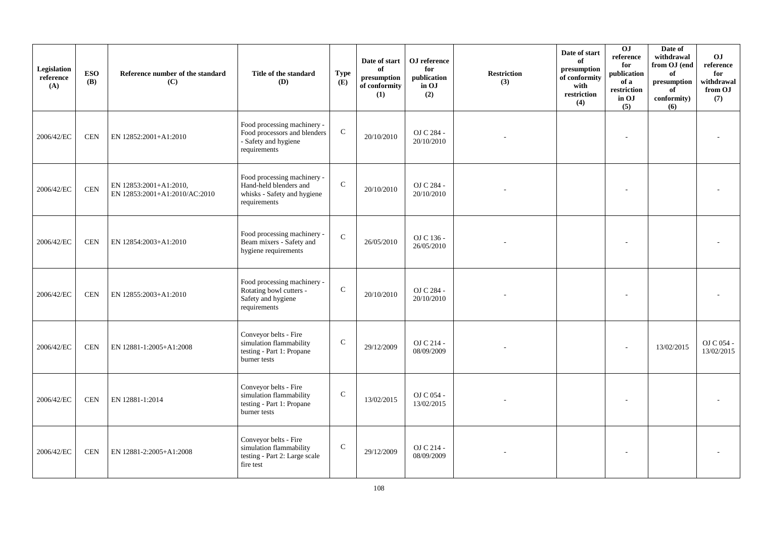| Legislation reference (A) | ESO (B) | Reference number of the standard (C) | Title of the standard (D) | Type (E) | Date of start of presumption of conformity (1) | OJ reference for publication in OJ (2) | Restriction (3) | Date of start of presumption of conformity with restriction (4) | OJ reference for publication of a restriction in OJ (5) | Date of withdrawal from OJ (end of presumption of conformity) (6) | OJ reference for withdrawal from OJ (7) |
|---|---|---|---|---|---|---|---|---|---|---|---|
| 2006/42/EC | CEN | EN 12852:2001+A1:2010 | Food processing machinery - Food processors and blenders - Safety and hygiene requirements | C | 20/10/2010 | OJ C 284 - 20/10/2010 | - | | - | | - |
| 2006/42/EC | CEN | EN 12853:2001+A1:2010, EN 12853:2001+A1:2010/AC:2010 | Food processing machinery - Hand-held blenders and whisks - Safety and hygiene requirements | C | 20/10/2010 | OJ C 284 - 20/10/2010 | - | | - | | - |
| 2006/42/EC | CEN | EN 12854:2003+A1:2010 | Food processing machinery - Beam mixers - Safety and hygiene requirements | C | 26/05/2010 | OJ C 136 - 26/05/2010 | - | | - | | - |
| 2006/42/EC | CEN | EN 12855:2003+A1:2010 | Food processing machinery - Rotating bowl cutters - Safety and hygiene requirements | C | 20/10/2010 | OJ C 284 - 20/10/2010 | - | | - | | - |
| 2006/42/EC | CEN | EN 12881-1:2005+A1:2008 | Conveyor belts - Fire simulation flammability testing - Part 1: Propane burner tests | C | 29/12/2009 | OJ C 214 - 08/09/2009 | - | | - | 13/02/2015 | OJ C 054 - 13/02/2015 |
| 2006/42/EC | CEN | EN 12881-1:2014 | Conveyor belts - Fire simulation flammability testing - Part 1: Propane burner tests | C | 13/02/2015 | OJ C 054 - 13/02/2015 | - | | - | | - |
| 2006/42/EC | CEN | EN 12881-2:2005+A1:2008 | Conveyor belts - Fire simulation flammability testing - Part 2: Large scale fire test | C | 29/12/2009 | OJ C 214 - 08/09/2009 | - | | - | | - |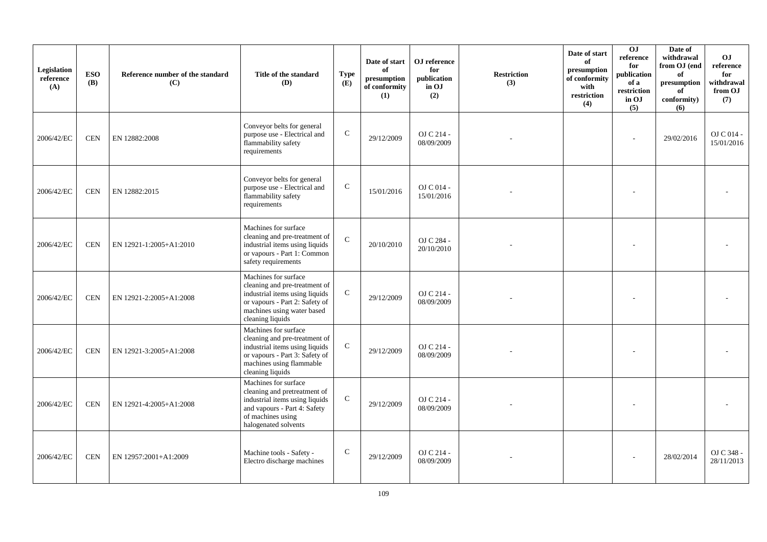| Legislation reference (A) | ESO (B) | Reference number of the standard (C) | Title of the standard (D) | Type (E) | Date of start of presumption of conformity (1) | OJ reference for publication in OJ (2) | Restriction (3) | Date of start of presumption of conformity with restriction (4) | OJ reference for publication of a restriction in OJ (5) | Date of withdrawal from OJ (end of presumption of conformity) (6) | OJ reference for withdrawal from OJ (7) |
|---|---|---|---|---|---|---|---|---|---|---|---|
| 2006/42/EC | CEN | EN 12882:2008 | Conveyor belts for general purpose use - Electrical and flammability safety requirements | C | 29/12/2009 | OJ C 214 - 08/09/2009 | - | | - | 29/02/2016 | OJ C 014 - 15/01/2016 |
| 2006/42/EC | CEN | EN 12882:2015 | Conveyor belts for general purpose use - Electrical and flammability safety requirements | C | 15/01/2016 | OJ C 014 - 15/01/2016 | - | | - | | - |
| 2006/42/EC | CEN | EN 12921-1:2005+A1:2010 | Machines for surface cleaning and pre-treatment of industrial items using liquids or vapours - Part 1: Common safety requirements | C | 20/10/2010 | OJ C 284 - 20/10/2010 | - | | - | | - |
| 2006/42/EC | CEN | EN 12921-2:2005+A1:2008 | Machines for surface cleaning and pre-treatment of industrial items using liquids or vapours - Part 2: Safety of machines using water based cleaning liquids | C | 29/12/2009 | OJ C 214 - 08/09/2009 | - | | - | | - |
| 2006/42/EC | CEN | EN 12921-3:2005+A1:2008 | Machines for surface cleaning and pre-treatment of industrial items using liquids or vapours - Part 3: Safety of machines using flammable cleaning liquids | C | 29/12/2009 | OJ C 214 - 08/09/2009 | - | | - | | - |
| 2006/42/EC | CEN | EN 12921-4:2005+A1:2008 | Machines for surface cleaning and pretreatment of industrial items using liquids and vapours - Part 4: Safety of machines using halogenated solvents | C | 29/12/2009 | OJ C 214 - 08/09/2009 | - | | - | | - |
| 2006/42/EC | CEN | EN 12957:2001+A1:2009 | Machine tools - Safety - Electro discharge machines | C | 29/12/2009 | OJ C 214 - 08/09/2009 | - | | - | 28/02/2014 | OJ C 348 - 28/11/2013 |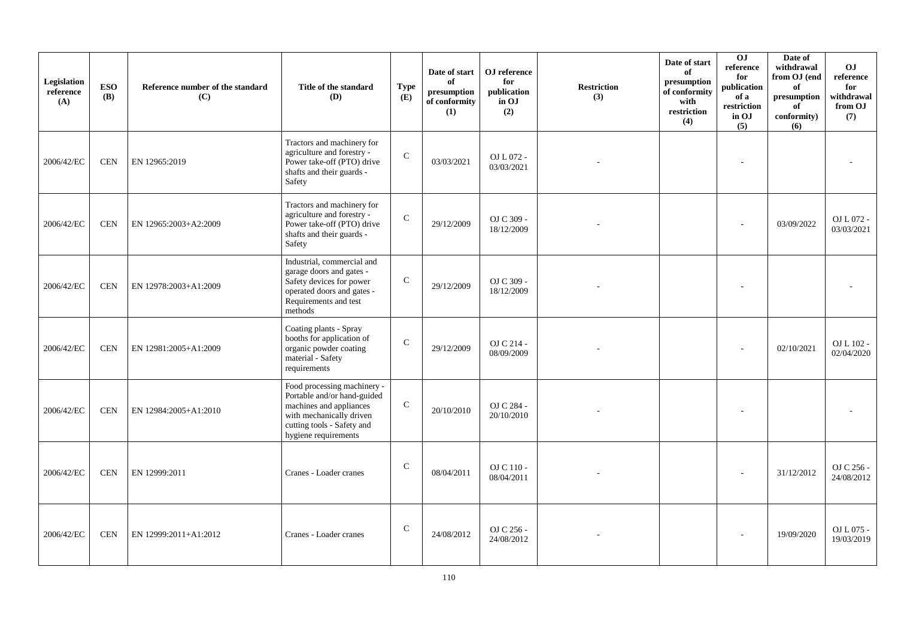| Legislation reference (A) | ESO (B) | Reference number of the standard (C) | Title of the standard (D) | Type (E) | Date of start of presumption of conformity (1) | OJ reference for publication in OJ (2) | Restriction (3) | Date of start of presumption of conformity with restriction (4) | OJ reference for publication of a restriction in OJ (5) | Date of withdrawal from OJ (end of presumption of conformity) (6) | OJ reference for withdrawal from OJ (7) |
|---|---|---|---|---|---|---|---|---|---|---|---|
| 2006/42/EC | CEN | EN 12965:2019 | Tractors and machinery for agriculture and forestry - Power take-off (PTO) drive shafts and their guards - Safety | C | 03/03/2021 | OJ L 072 - 03/03/2021 | - | | - | | - |
| 2006/42/EC | CEN | EN 12965:2003+A2:2009 | Tractors and machinery for agriculture and forestry - Power take-off (PTO) drive shafts and their guards - Safety | C | 29/12/2009 | OJ C 309 - 18/12/2009 | - | | - | 03/09/2022 | OJ L 072 - 03/03/2021 |
| 2006/42/EC | CEN | EN 12978:2003+A1:2009 | Industrial, commercial and garage doors and gates - Safety devices for power operated doors and gates - Requirements and test methods | C | 29/12/2009 | OJ C 309 - 18/12/2009 | - | | - | | - |
| 2006/42/EC | CEN | EN 12981:2005+A1:2009 | Coating plants - Spray booths for application of organic powder coating material - Safety requirements | C | 29/12/2009 | OJ C 214 - 08/09/2009 | - | | - | 02/10/2021 | OJ L 102 - 02/04/2020 |
| 2006/42/EC | CEN | EN 12984:2005+A1:2010 | Food processing machinery - Portable and/or hand-guided machines and appliances with mechanically driven cutting tools - Safety and hygiene requirements | C | 20/10/2010 | OJ C 284 - 20/10/2010 | - | | - | | - |
| 2006/42/EC | CEN | EN 12999:2011 | Cranes - Loader cranes | C | 08/04/2011 | OJ C 110 - 08/04/2011 | - | | - | 31/12/2012 | OJ C 256 - 24/08/2012 |
| 2006/42/EC | CEN | EN 12999:2011+A1:2012 | Cranes - Loader cranes | C | 24/08/2012 | OJ C 256 - 24/08/2012 | - | | - | 19/09/2020 | OJ L 075 - 19/03/2019 |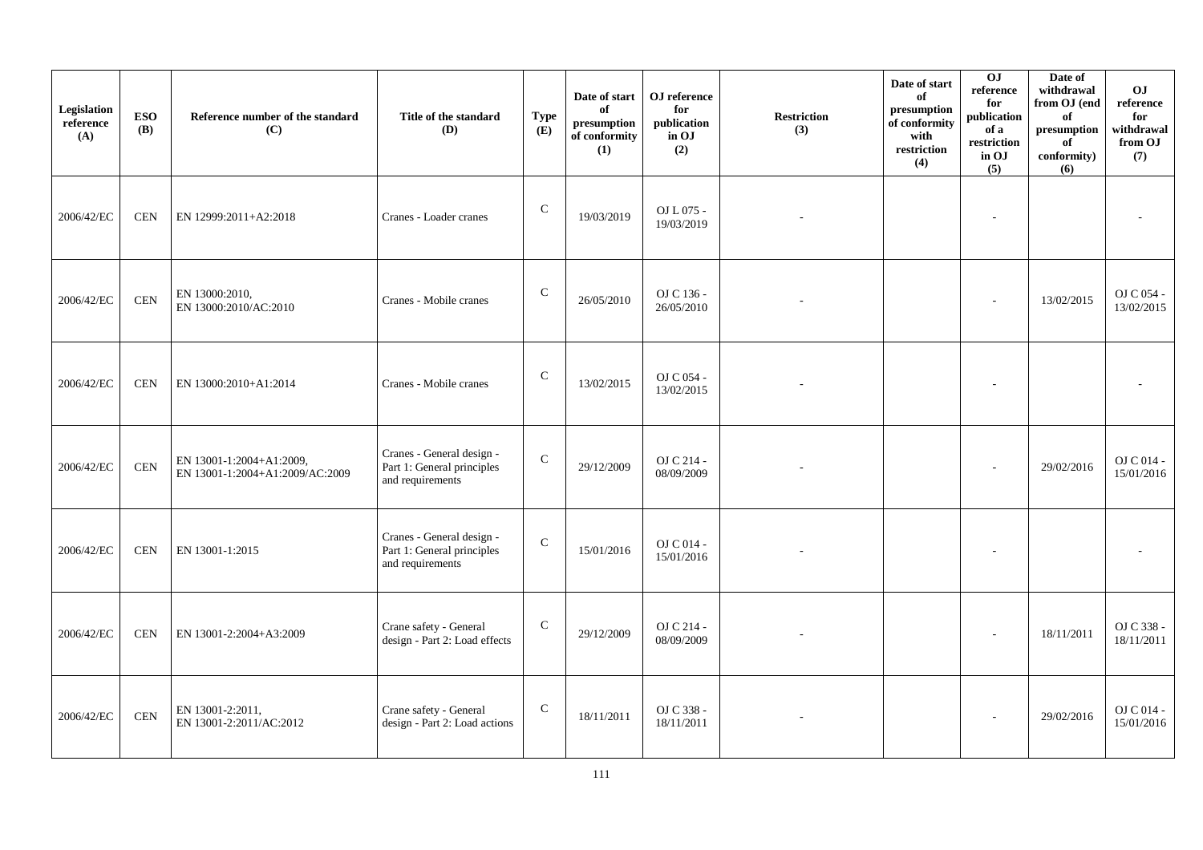| Legislation reference (A) | ESO (B) | Reference number of the standard (C) | Title of the standard (D) | Type (E) | Date of start of presumption of conformity (1) | OJ reference for publication in OJ (2) | Restriction (3) | Date of start of presumption of conformity with restriction (4) | OJ reference for publication of a restriction in OJ (5) | Date of withdrawal from OJ (end of presumption of conformity) (6) | OJ reference for withdrawal from OJ (7) |
|---|---|---|---|---|---|---|---|---|---|---|---|
| 2006/42/EC | CEN | EN 12999:2011+A2:2018 | Cranes - Loader cranes | C | 19/03/2019 | OJ L 075 - 19/03/2019 | - | | - | | - |
| 2006/42/EC | CEN | EN 13000:2010, EN 13000:2010/AC:2010 | Cranes - Mobile cranes | C | 26/05/2010 | OJ C 136 - 26/05/2010 | - | | - | 13/02/2015 | OJ C 054 - 13/02/2015 |
| 2006/42/EC | CEN | EN 13000:2010+A1:2014 | Cranes - Mobile cranes | C | 13/02/2015 | OJ C 054 - 13/02/2015 | - | | - | | - |
| 2006/42/EC | CEN | EN 13001-1:2004+A1:2009, EN 13001-1:2004+A1:2009/AC:2009 | Cranes - General design - Part 1: General principles and requirements | C | 29/12/2009 | OJ C 214 - 08/09/2009 | - | | - | 29/02/2016 | OJ C 014 - 15/01/2016 |
| 2006/42/EC | CEN | EN 13001-1:2015 | Cranes - General design - Part 1: General principles and requirements | C | 15/01/2016 | OJ C 014 - 15/01/2016 | - | | - | | - |
| 2006/42/EC | CEN | EN 13001-2:2004+A3:2009 | Crane safety - General design - Part 2: Load effects | C | 29/12/2009 | OJ C 214 - 08/09/2009 | - | | - | 18/11/2011 | OJ C 338 - 18/11/2011 |
| 2006/42/EC | CEN | EN 13001-2:2011, EN 13001-2:2011/AC:2012 | Crane safety - General design - Part 2: Load actions | C | 18/11/2011 | OJ C 338 - 18/11/2011 | - | | - | 29/02/2016 | OJ C 014 - 15/01/2016 |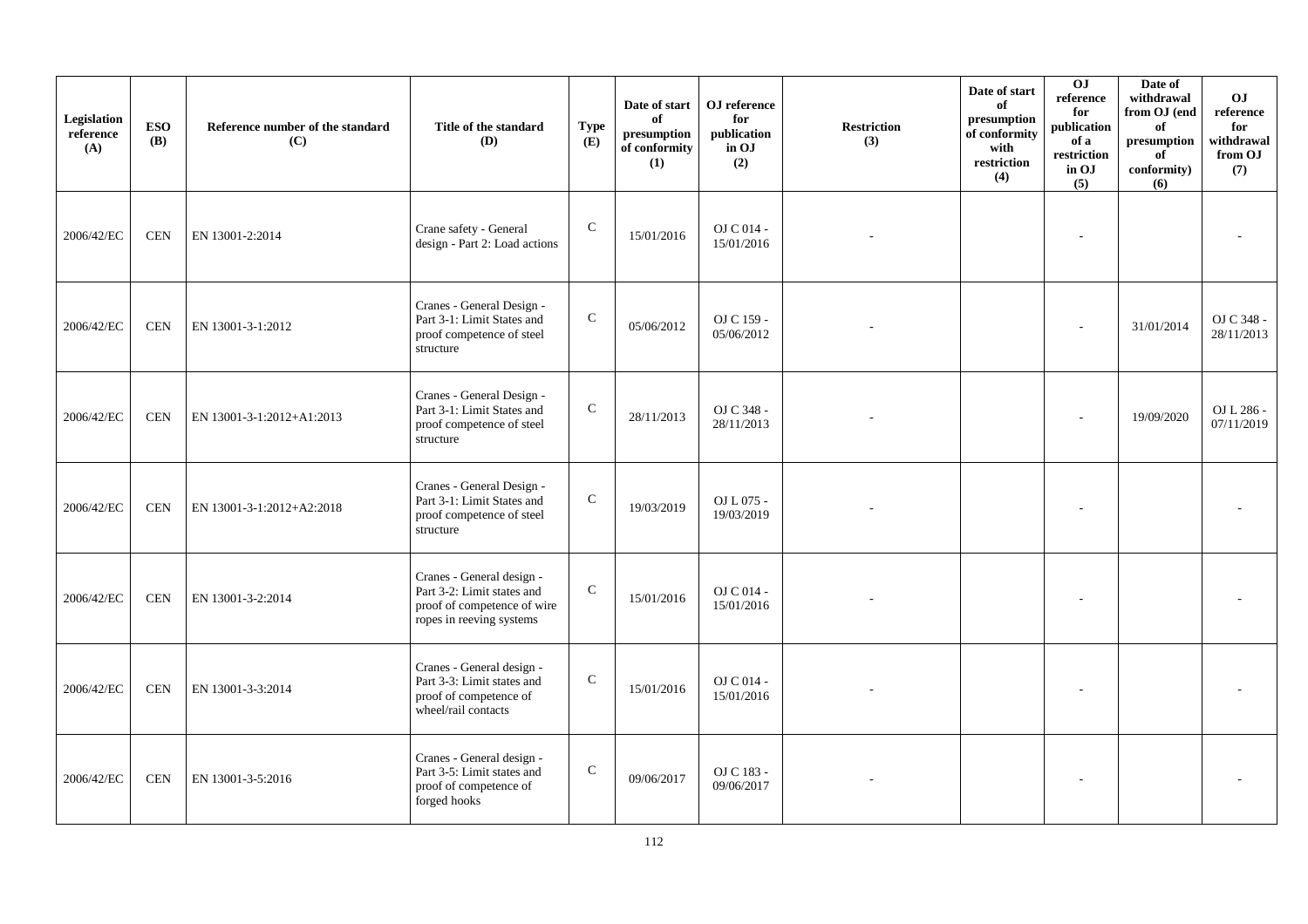| Legislation reference (A) | ESO (B) | Reference number of the standard (C) | Title of the standard (D) | Type (E) | Date of start of presumption of conformity (1) | OJ reference for publication in OJ (2) | Restriction (3) | Date of start of presumption of conformity with restriction (4) | OJ reference for publication of a restriction in OJ (5) | Date of withdrawal from OJ (end of presumption of conformity) (6) | OJ reference for withdrawal from OJ (7) |
|---|---|---|---|---|---|---|---|---|---|---|---|
| 2006/42/EC | CEN | EN 13001-2:2014 | Crane safety - General design - Part 2: Load actions | C | 15/01/2016 | OJ C 014 - 15/01/2016 | - | | - | | - |
| 2006/42/EC | CEN | EN 13001-3-1:2012 | Cranes - General Design - Part 3-1: Limit States and proof competence of steel structure | C | 05/06/2012 | OJ C 159 - 05/06/2012 | - | | - | 31/01/2014 | OJ C 348 - 28/11/2013 |
| 2006/42/EC | CEN | EN 13001-3-1:2012+A1:2013 | Cranes - General Design - Part 3-1: Limit States and proof competence of steel structure | C | 28/11/2013 | OJ C 348 - 28/11/2013 | - | | - | 19/09/2020 | OJ L 286 - 07/11/2019 |
| 2006/42/EC | CEN | EN 13001-3-1:2012+A2:2018 | Cranes - General Design - Part 3-1: Limit States and proof competence of steel structure | C | 19/03/2019 | OJ L 075 - 19/03/2019 | - | | - | | - |
| 2006/42/EC | CEN | EN 13001-3-2:2014 | Cranes - General design - Part 3-2: Limit states and proof of competence of wire ropes in reeving systems | C | 15/01/2016 | OJ C 014 - 15/01/2016 | - | | - | | - |
| 2006/42/EC | CEN | EN 13001-3-3:2014 | Cranes - General design - Part 3-3: Limit states and proof of competence of wheel/rail contacts | C | 15/01/2016 | OJ C 014 - 15/01/2016 | - | | - | | - |
| 2006/42/EC | CEN | EN 13001-3-5:2016 | Cranes - General design - Part 3-5: Limit states and proof of competence of forged hooks | C | 09/06/2017 | OJ C 183 - 09/06/2017 | - | | - | | - |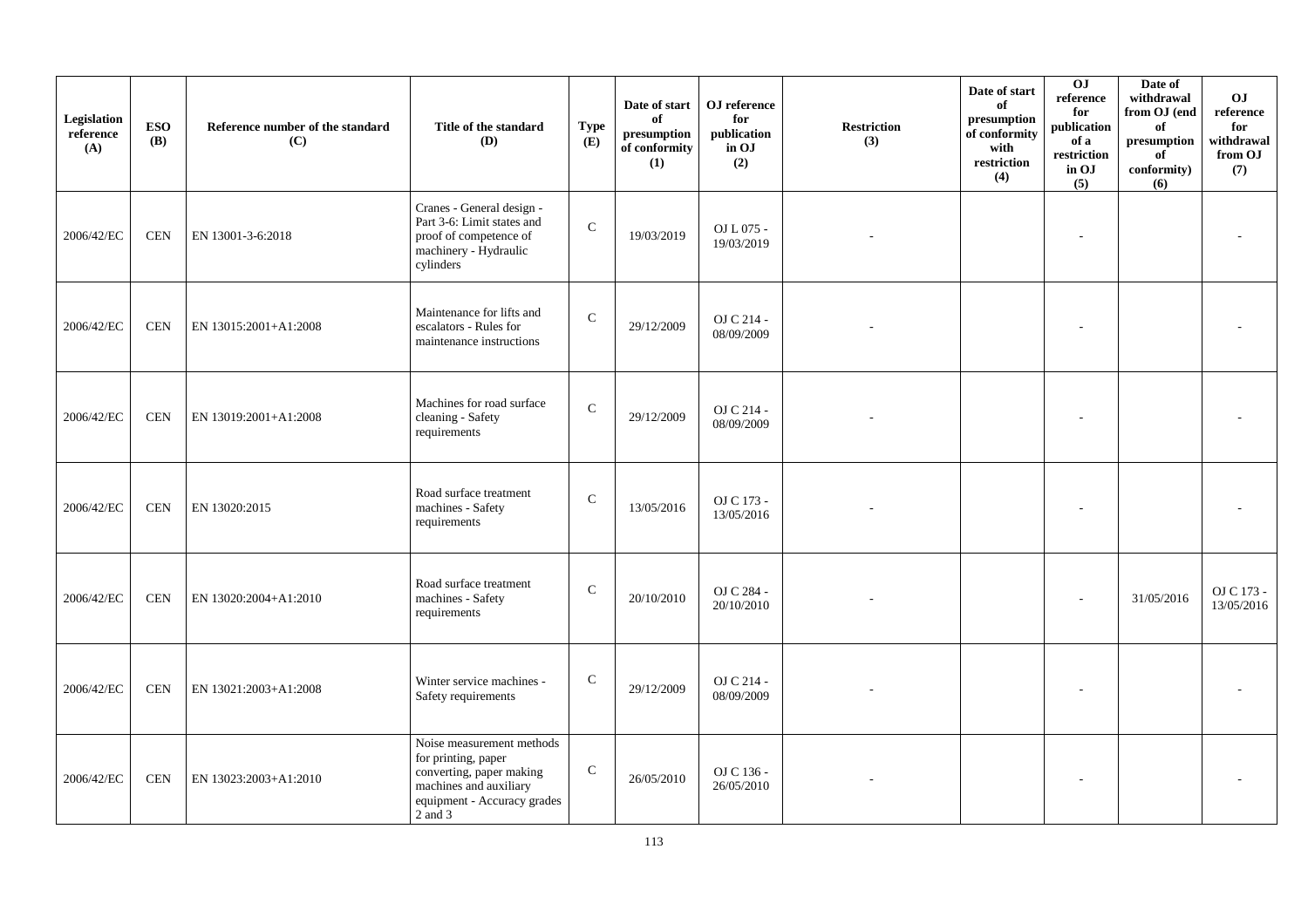| Legislation reference (A) | ESO (B) | Reference number of the standard (C) | Title of the standard (D) | Type (E) | Date of start of presumption of conformity (1) | OJ reference for publication in OJ (2) | Restriction (3) | Date of start of presumption of conformity with restriction (4) | OJ reference for publication of a restriction in OJ (5) | Date of withdrawal from OJ (end of presumption of conformity) (6) | OJ reference for withdrawal from OJ (7) |
|---|---|---|---|---|---|---|---|---|---|---|---|
| 2006/42/EC | CEN | EN 13001-3-6:2018 | Cranes - General design - Part 3-6: Limit states and proof of competence of machinery - Hydraulic cylinders | C | 19/03/2019 | OJ L 075 - 19/03/2019 | - | | - | | - |
| 2006/42/EC | CEN | EN 13015:2001+A1:2008 | Maintenance for lifts and escalators - Rules for maintenance instructions | C | 29/12/2009 | OJ C 214 - 08/09/2009 | - | | - | | - |
| 2006/42/EC | CEN | EN 13019:2001+A1:2008 | Machines for road surface cleaning - Safety requirements | C | 29/12/2009 | OJ C 214 - 08/09/2009 | - | | - | | - |
| 2006/42/EC | CEN | EN 13020:2015 | Road surface treatment machines - Safety requirements | C | 13/05/2016 | OJ C 173 - 13/05/2016 | - | | - | | - |
| 2006/42/EC | CEN | EN 13020:2004+A1:2010 | Road surface treatment machines - Safety requirements | C | 20/10/2010 | OJ C 284 - 20/10/2010 | - | | - | 31/05/2016 | OJ C 173 - 13/05/2016 |
| 2006/42/EC | CEN | EN 13021:2003+A1:2008 | Winter service machines - Safety requirements | C | 29/12/2009 | OJ C 214 - 08/09/2009 | - | | - | | - |
| 2006/42/EC | CEN | EN 13023:2003+A1:2010 | Noise measurement methods for printing, paper converting, paper making machines and auxiliary equipment - Accuracy grades 2 and 3 | C | 26/05/2010 | OJ C 136 - 26/05/2010 | - | | - | | - |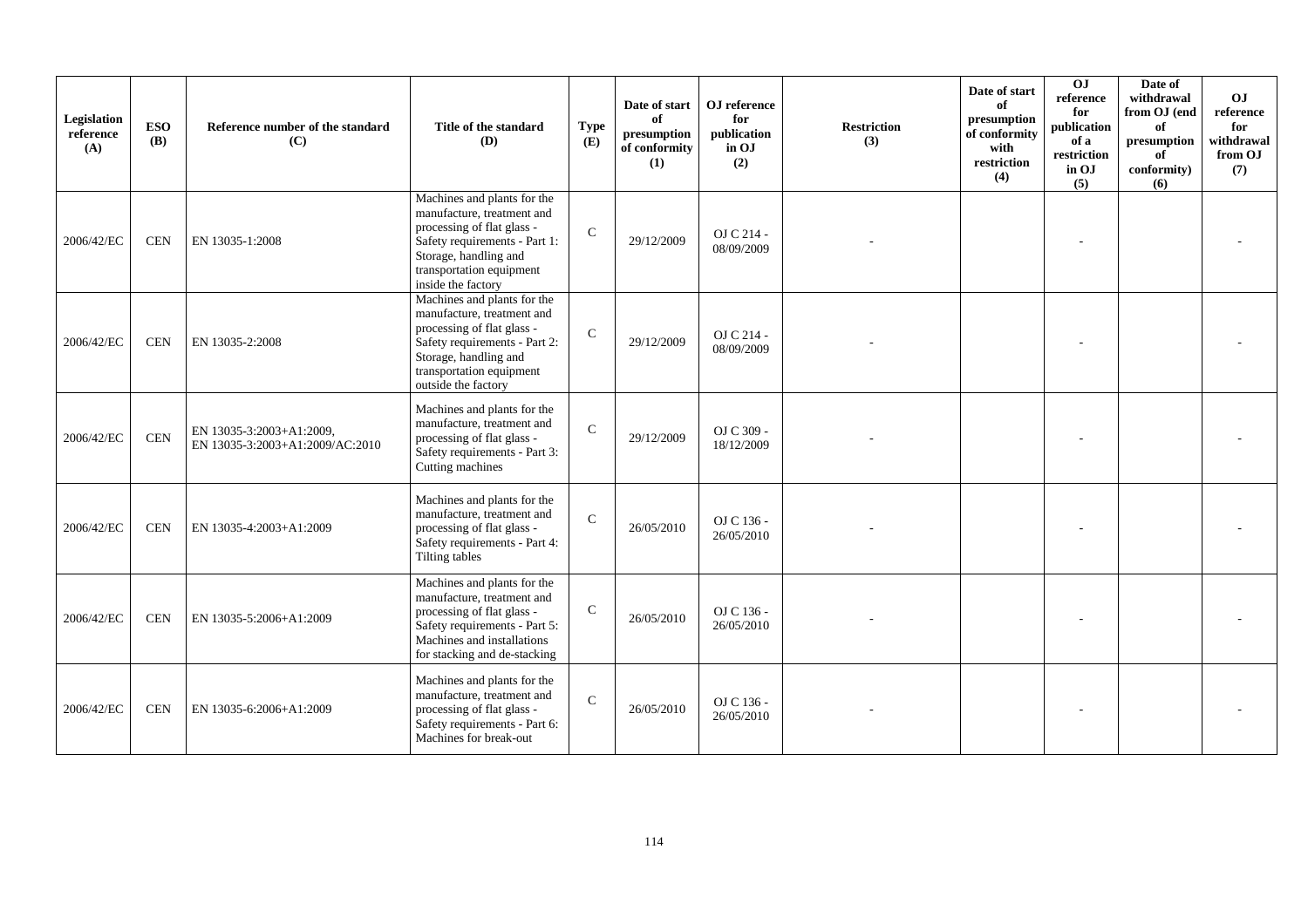| Legislation reference (A) | ESO (B) | Reference number of the standard (C) | Title of the standard (D) | Type (E) | Date of start of presumption of conformity (1) | OJ reference for publication in OJ (2) | Restriction (3) | Date of start of presumption of conformity with restriction (4) | OJ reference for publication of a restriction in OJ (5) | Date of withdrawal from OJ (end of presumption of conformity) (6) | OJ reference for withdrawal from OJ (7) |
|---|---|---|---|---|---|---|---|---|---|---|---|
| 2006/42/EC | CEN | EN 13035-1:2008 | Machines and plants for the manufacture, treatment and processing of flat glass - Safety requirements - Part 1: Storage, handling and transportation equipment inside the factory | C | 29/12/2009 | OJ C 214 - 08/09/2009 | - | | - | | - |
| 2006/42/EC | CEN | EN 13035-2:2008 | Machines and plants for the manufacture, treatment and processing of flat glass - Safety requirements - Part 2: Storage, handling and transportation equipment outside the factory | C | 29/12/2009 | OJ C 214 - 08/09/2009 | - | | - | | - |
| 2006/42/EC | CEN | EN 13035-3:2003+A1:2009, EN 13035-3:2003+A1:2009/AC:2010 | Machines and plants for the manufacture, treatment and processing of flat glass - Safety requirements - Part 3: Cutting machines | C | 29/12/2009 | OJ C 309 - 18/12/2009 | - | | - | | - |
| 2006/42/EC | CEN | EN 13035-4:2003+A1:2009 | Machines and plants for the manufacture, treatment and processing of flat glass - Safety requirements - Part 4: Tilting tables | C | 26/05/2010 | OJ C 136 - 26/05/2010 | - | | - | | - |
| 2006/42/EC | CEN | EN 13035-5:2006+A1:2009 | Machines and plants for the manufacture, treatment and processing of flat glass - Safety requirements - Part 5: Machines and installations for stacking and de-stacking | C | 26/05/2010 | OJ C 136 - 26/05/2010 | - | | - | | - |
| 2006/42/EC | CEN | EN 13035-6:2006+A1:2009 | Machines and plants for the manufacture, treatment and processing of flat glass - Safety requirements - Part 6: Machines for break-out | C | 26/05/2010 | OJ C 136 - 26/05/2010 | - | | - | | - |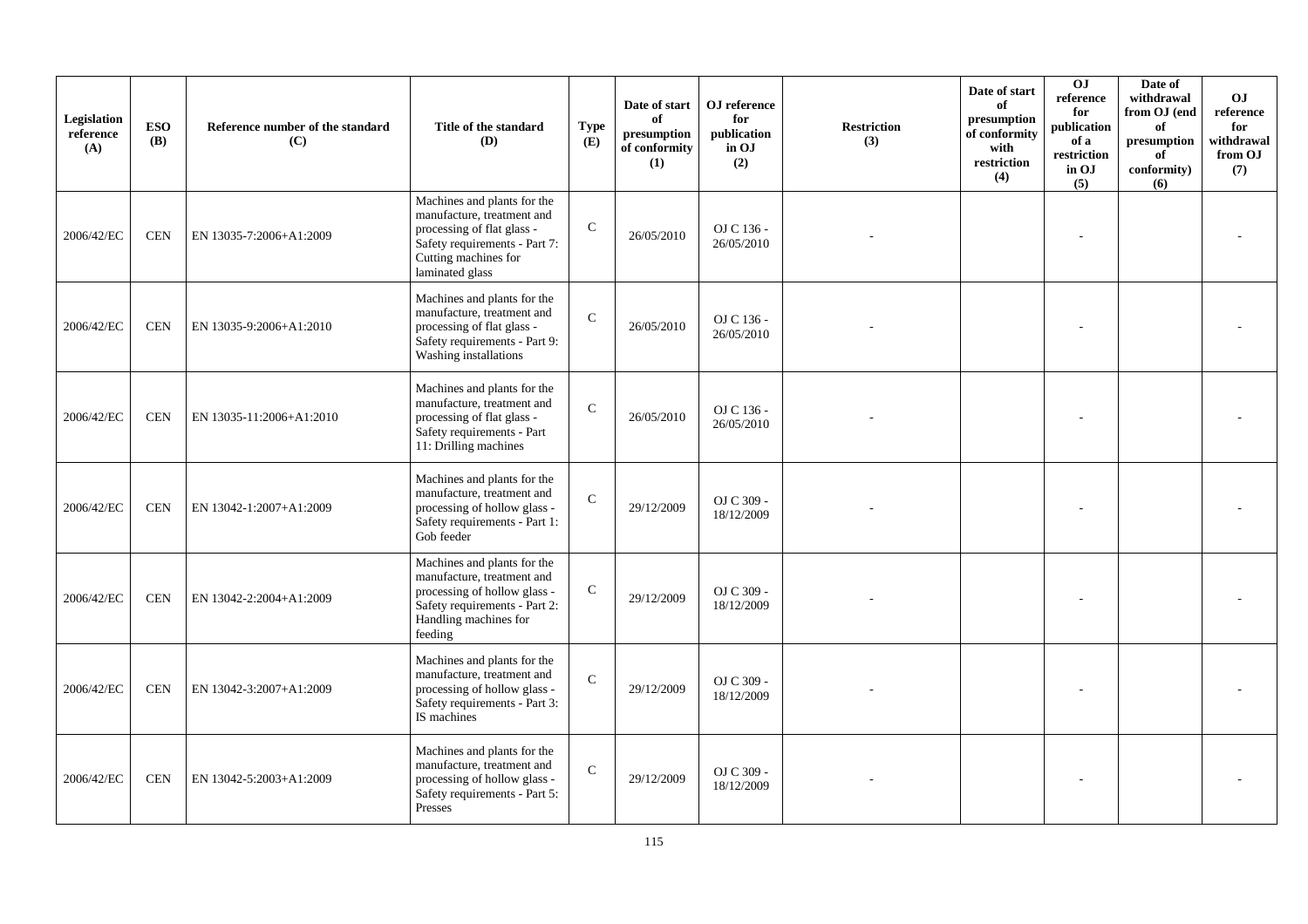| Legislation reference (A) | ESO (B) | Reference number of the standard (C) | Title of the standard (D) | Type (E) | Date of start of presumption of conformity (1) | OJ reference for publication in OJ (2) | Restriction (3) | Date of start of presumption of conformity with restriction (4) | OJ reference for publication of a restriction in OJ (5) | Date of withdrawal from OJ (end of presumption of conformity) (6) | OJ reference for withdrawal from OJ (7) |
|---|---|---|---|---|---|---|---|---|---|---|---|
| 2006/42/EC | CEN | EN 13035-7:2006+A1:2009 | Machines and plants for the manufacture, treatment and processing of flat glass - Safety requirements - Part 7: Cutting machines for laminated glass | C | 26/05/2010 | OJ C 136 - 26/05/2010 | - | | - | | - |
| 2006/42/EC | CEN | EN 13035-9:2006+A1:2010 | Machines and plants for the manufacture, treatment and processing of flat glass - Safety requirements - Part 9: Washing installations | C | 26/05/2010 | OJ C 136 - 26/05/2010 | - | | - | | - |
| 2006/42/EC | CEN | EN 13035-11:2006+A1:2010 | Machines and plants for the manufacture, treatment and processing of flat glass - Safety requirements - Part 11: Drilling machines | C | 26/05/2010 | OJ C 136 - 26/05/2010 | - | | - | | - |
| 2006/42/EC | CEN | EN 13042-1:2007+A1:2009 | Machines and plants for the manufacture, treatment and processing of hollow glass - Safety requirements - Part 1: Gob feeder | C | 29/12/2009 | OJ C 309 - 18/12/2009 | - | | - | | - |
| 2006/42/EC | CEN | EN 13042-2:2004+A1:2009 | Machines and plants for the manufacture, treatment and processing of hollow glass - Safety requirements - Part 2: Handling machines for feeding | C | 29/12/2009 | OJ C 309 - 18/12/2009 | - | | - | | - |
| 2006/42/EC | CEN | EN 13042-3:2007+A1:2009 | Machines and plants for the manufacture, treatment and processing of hollow glass - Safety requirements - Part 3: IS machines | C | 29/12/2009 | OJ C 309 - 18/12/2009 | - | | - | | - |
| 2006/42/EC | CEN | EN 13042-5:2003+A1:2009 | Machines and plants for the manufacture, treatment and processing of hollow glass - Safety requirements - Part 5: Presses | C | 29/12/2009 | OJ C 309 - 18/12/2009 | - | | - | | - |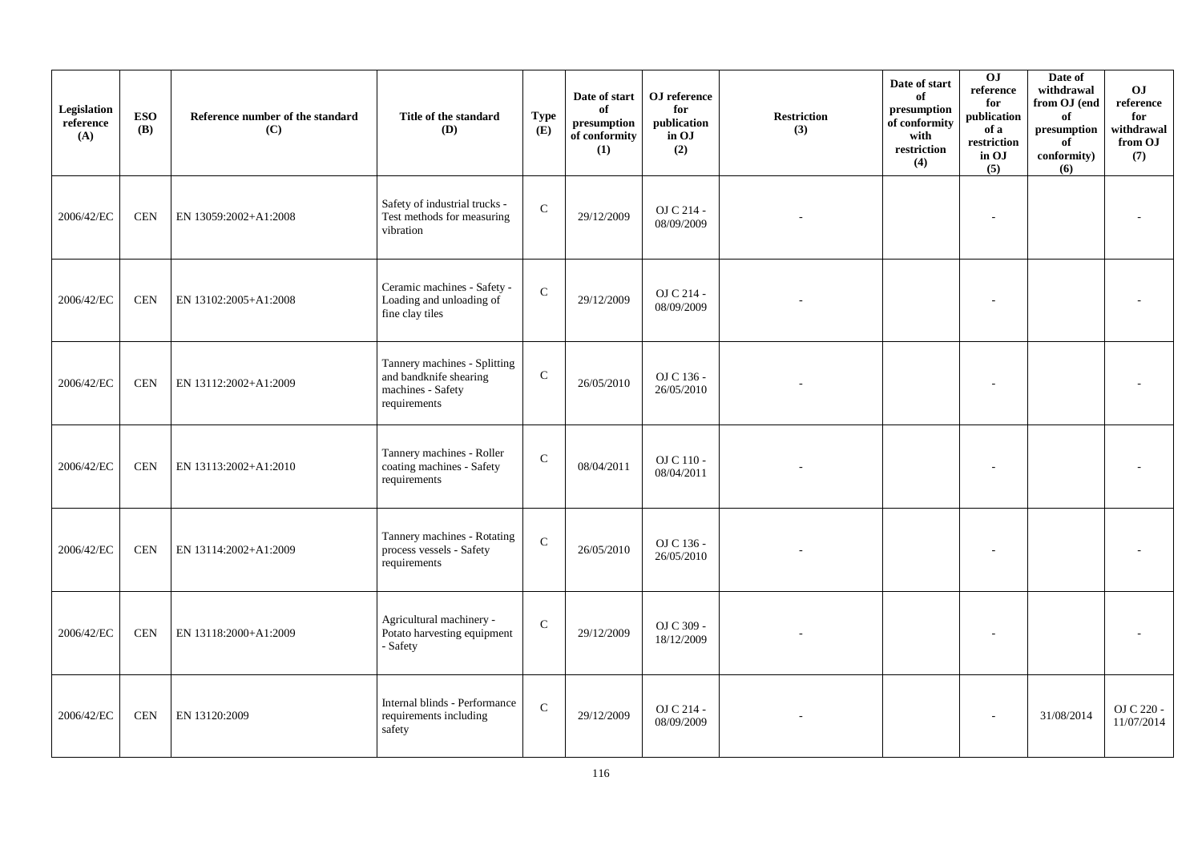| Legislation reference (A) | ESO (B) | Reference number of the standard (C) | Title of the standard (D) | Type (E) | Date of start of presumption of conformity (1) | OJ reference for publication in OJ (2) | Restriction (3) | Date of start of presumption of conformity with restriction (4) | OJ reference for publication of a restriction in OJ (5) | Date of withdrawal from OJ (end of presumption of conformity) (6) | OJ reference for withdrawal from OJ (7) |
|---|---|---|---|---|---|---|---|---|---|---|---|
| 2006/42/EC | CEN | EN 13059:2002+A1:2008 | Safety of industrial trucks - Test methods for measuring vibration | C | 29/12/2009 | OJ C 214 - 08/09/2009 | - | | - | | - |
| 2006/42/EC | CEN | EN 13102:2005+A1:2008 | Ceramic machines - Safety - Loading and unloading of fine clay tiles | C | 29/12/2009 | OJ C 214 - 08/09/2009 | - | | - | | - |
| 2006/42/EC | CEN | EN 13112:2002+A1:2009 | Tannery machines - Splitting and bandknife shearing machines - Safety requirements | C | 26/05/2010 | OJ C 136 - 26/05/2010 | - | | - | | - |
| 2006/42/EC | CEN | EN 13113:2002+A1:2010 | Tannery machines - Roller coating machines - Safety requirements | C | 08/04/2011 | OJ C 110 - 08/04/2011 | - | | - | | - |
| 2006/42/EC | CEN | EN 13114:2002+A1:2009 | Tannery machines - Rotating process vessels - Safety requirements | C | 26/05/2010 | OJ C 136 - 26/05/2010 | - | | - | | - |
| 2006/42/EC | CEN | EN 13118:2000+A1:2009 | Agricultural machinery - Potato harvesting equipment - Safety | C | 29/12/2009 | OJ C 309 - 18/12/2009 | - | | - | | - |
| 2006/42/EC | CEN | EN 13120:2009 | Internal blinds - Performance requirements including safety | C | 29/12/2009 | OJ C 214 - 08/09/2009 | - | | - | 31/08/2014 | OJ C 220 - 11/07/2014 |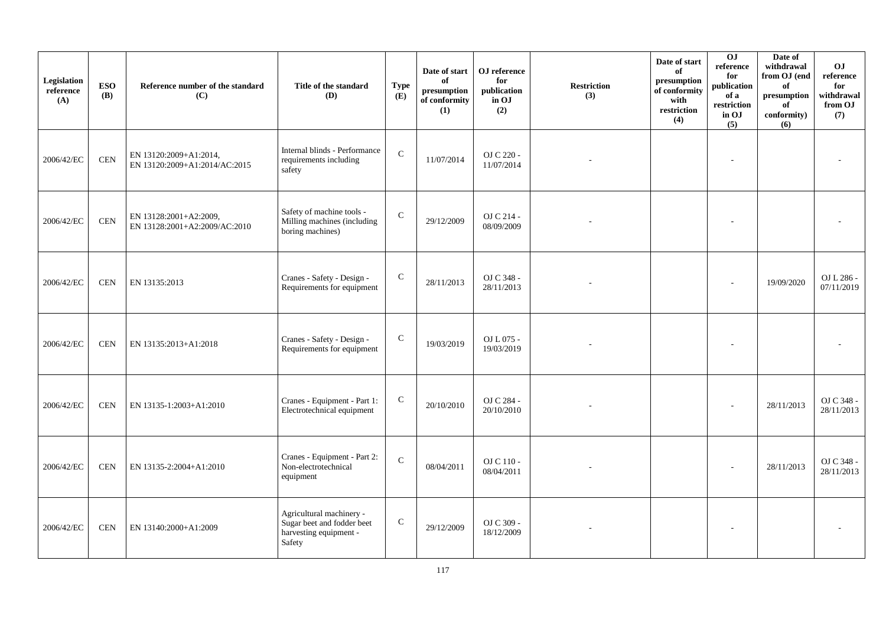| Legislation reference (A) | ESO (B) | Reference number of the standard (C) | Title of the standard (D) | Type (E) | Date of start of presumption of conformity (1) | OJ reference for publication in OJ (2) | Restriction (3) | Date of start of presumption of conformity with restriction (4) | OJ reference for publication of a restriction in OJ (5) | Date of withdrawal from OJ (end of presumption of conformity) (6) | OJ reference for withdrawal from OJ (7) |
|---|---|---|---|---|---|---|---|---|---|---|---|
| 2006/42/EC | CEN | EN 13120:2009+A1:2014, EN 13120:2009+A1:2014/AC:2015 | Internal blinds - Performance requirements including safety | C | 11/07/2014 | OJ C 220 - 11/07/2014 | - | | - | | - |
| 2006/42/EC | CEN | EN 13128:2001+A2:2009, EN 13128:2001+A2:2009/AC:2010 | Safety of machine tools - Milling machines (including boring machines) | C | 29/12/2009 | OJ C 214 - 08/09/2009 | - | | - | | - |
| 2006/42/EC | CEN | EN 13135:2013 | Cranes - Safety - Design - Requirements for equipment | C | 28/11/2013 | OJ C 348 - 28/11/2013 | - | | - | 19/09/2020 | OJ L 286 - 07/11/2019 |
| 2006/42/EC | CEN | EN 13135:2013+A1:2018 | Cranes - Safety - Design - Requirements for equipment | C | 19/03/2019 | OJ L 075 - 19/03/2019 | - | | - | | - |
| 2006/42/EC | CEN | EN 13135-1:2003+A1:2010 | Cranes - Equipment - Part 1: Electrotechnical equipment | C | 20/10/2010 | OJ C 284 - 20/10/2010 | - | | - | 28/11/2013 | OJ C 348 - 28/11/2013 |
| 2006/42/EC | CEN | EN 13135-2:2004+A1:2010 | Cranes - Equipment - Part 2: Non-electrotechnical equipment | C | 08/04/2011 | OJ C 110 - 08/04/2011 | - | | - | 28/11/2013 | OJ C 348 - 28/11/2013 |
| 2006/42/EC | CEN | EN 13140:2000+A1:2009 | Agricultural machinery - Sugar beet and fodder beet harvesting equipment - Safety | C | 29/12/2009 | OJ C 309 - 18/12/2009 | - | | - | | - |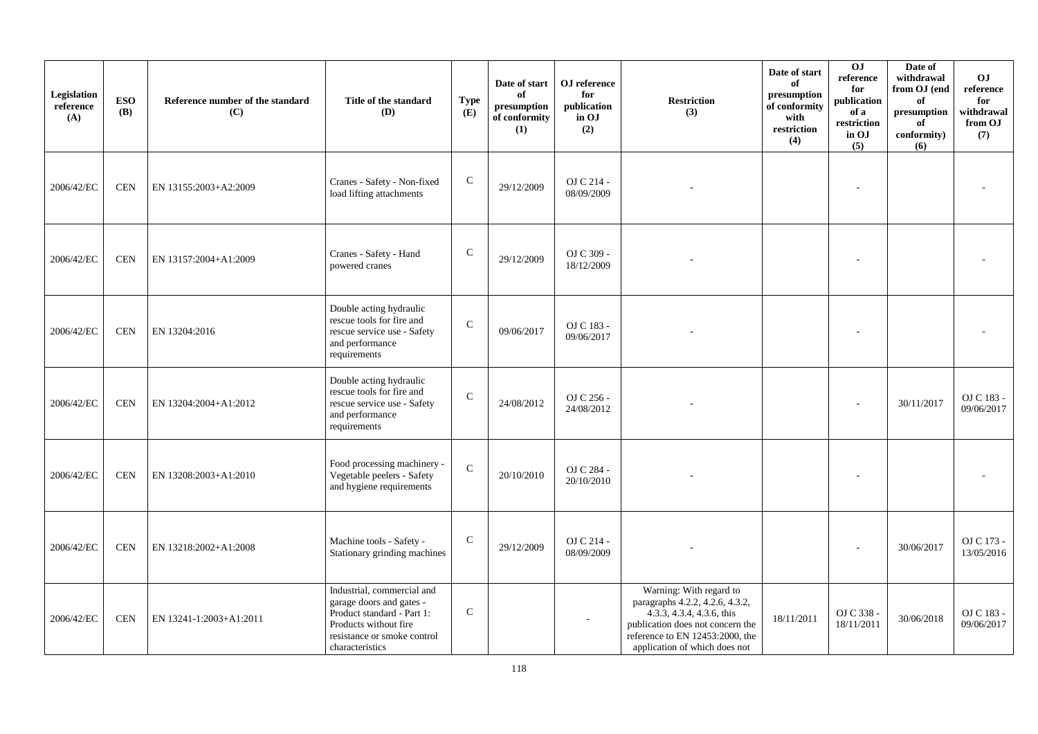| Legislation reference (A) | ESO (B) | Reference number of the standard (C) | Title of the standard (D) | Type (E) | Date of start of presumption of conformity (1) | OJ reference for publication in OJ (2) | Restriction (3) | Date of start of presumption of conformity with restriction (4) | OJ reference for publication of a restriction in OJ (5) | Date of withdrawal from OJ (end of presumption of conformity) (6) | OJ reference for withdrawal from OJ (7) |
|---|---|---|---|---|---|---|---|---|---|---|---|
| 2006/42/EC | CEN | EN 13155:2003+A2:2009 | Cranes - Safety - Non-fixed load lifting attachments | C | 29/12/2009 | OJ C 214 - 08/09/2009 | - | | - | | - |
| 2006/42/EC | CEN | EN 13157:2004+A1:2009 | Cranes - Safety - Hand powered cranes | C | 29/12/2009 | OJ C 309 - 18/12/2009 | - | | - | | - |
| 2006/42/EC | CEN | EN 13204:2016 | Double acting hydraulic rescue tools for fire and rescue service use - Safety and performance requirements | C | 09/06/2017 | OJ C 183 - 09/06/2017 | - | | - | | - |
| 2006/42/EC | CEN | EN 13204:2004+A1:2012 | Double acting hydraulic rescue tools for fire and rescue service use - Safety and performance requirements | C | 24/08/2012 | OJ C 256 - 24/08/2012 | - | | - | 30/11/2017 | OJ C 183 - 09/06/2017 |
| 2006/42/EC | CEN | EN 13208:2003+A1:2010 | Food processing machinery - Vegetable peelers - Safety and hygiene requirements | C | 20/10/2010 | OJ C 284 - 20/10/2010 | - | | - | | - |
| 2006/42/EC | CEN | EN 13218:2002+A1:2008 | Machine tools - Safety - Stationary grinding machines | C | 29/12/2009 | OJ C 214 - 08/09/2009 | - | | - | 30/06/2017 | OJ C 173 - 13/05/2016 |
| 2006/42/EC | CEN | EN 13241-1:2003+A1:2011 | Industrial, commercial and garage doors and gates - Product standard - Part 1: Products without fire resistance or smoke control characteristics | C | | - | Warning: With regard to paragraphs 4.2.2, 4.2.6, 4.3.2, 4.3.3, 4.3.4, 4.3.6, this publication does not concern the reference to EN 12453:2000, the application of which does not | 18/11/2011 | OJ C 338 - 18/11/2011 | 30/06/2018 | OJ C 183 - 09/06/2017 |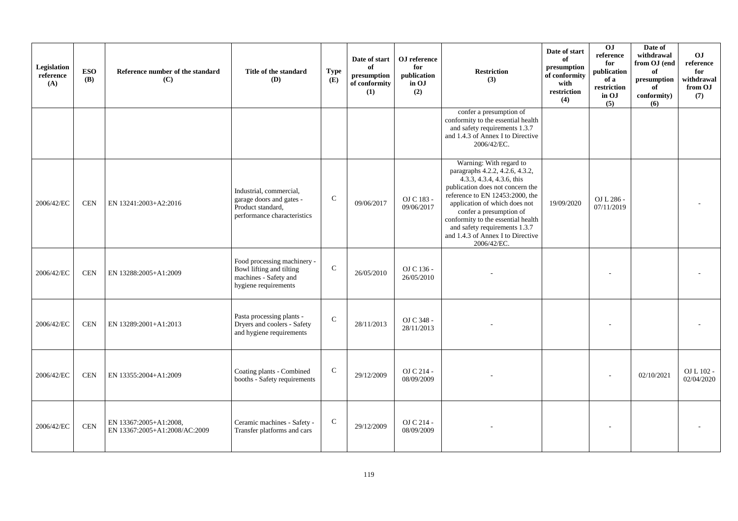| Legislation reference (A) | ESO (B) | Reference number of the standard (C) | Title of the standard (D) | Type (E) | Date of start of presumption of conformity (1) | OJ reference for publication in OJ (2) | Restriction (3) | Date of start of presumption of conformity with restriction (4) | OJ reference for publication of a restriction in OJ (5) | Date of withdrawal from OJ (end of presumption of conformity) (6) | OJ reference for withdrawal from OJ (7) |
|---|---|---|---|---|---|---|---|---|---|---|---|
| | | | | | | | confer a presumption of conformity to the essential health and safety requirements 1.3.7 and 1.4.3 of Annex I to Directive 2006/42/EC. | | | | |
| 2006/42/EC | CEN | EN 13241:2003+A2:2016 | Industrial, commercial, garage doors and gates - Product standard, performance characteristics | C | 09/06/2017 | OJ C 183 - 09/06/2017 | Warning: With regard to paragraphs 4.2.2, 4.2.6, 4.3.2, 4.3.3, 4.3.4, 4.3.6, this publication does not concern the reference to EN 12453:2000, the application of which does not confer a presumption of conformity to the essential health and safety requirements 1.3.7 and 1.4.3 of Annex I to Directive 2006/42/EC. | 19/09/2020 | OJ L 286 - 07/11/2019 | | - |
| 2006/42/EC | CEN | EN 13288:2005+A1:2009 | Food processing machinery - Bowl lifting and tilting machines - Safety and hygiene requirements | C | 26/05/2010 | OJ C 136 - 26/05/2010 | - | | - | | - |
| 2006/42/EC | CEN | EN 13289:2001+A1:2013 | Pasta processing plants - Dryers and coolers - Safety and hygiene requirements | C | 28/11/2013 | OJ C 348 - 28/11/2013 | - | | - | | - |
| 2006/42/EC | CEN | EN 13355:2004+A1:2009 | Coating plants - Combined booths - Safety requirements | C | 29/12/2009 | OJ C 214 - 08/09/2009 | - | | - | 02/10/2021 | OJ L 102 - 02/04/2020 |
| 2006/42/EC | CEN | EN 13367:2005+A1:2008, EN 13367:2005+A1:2008/AC:2009 | Ceramic machines - Safety - Transfer platforms and cars | C | 29/12/2009 | OJ C 214 - 08/09/2009 | - | | - | | - |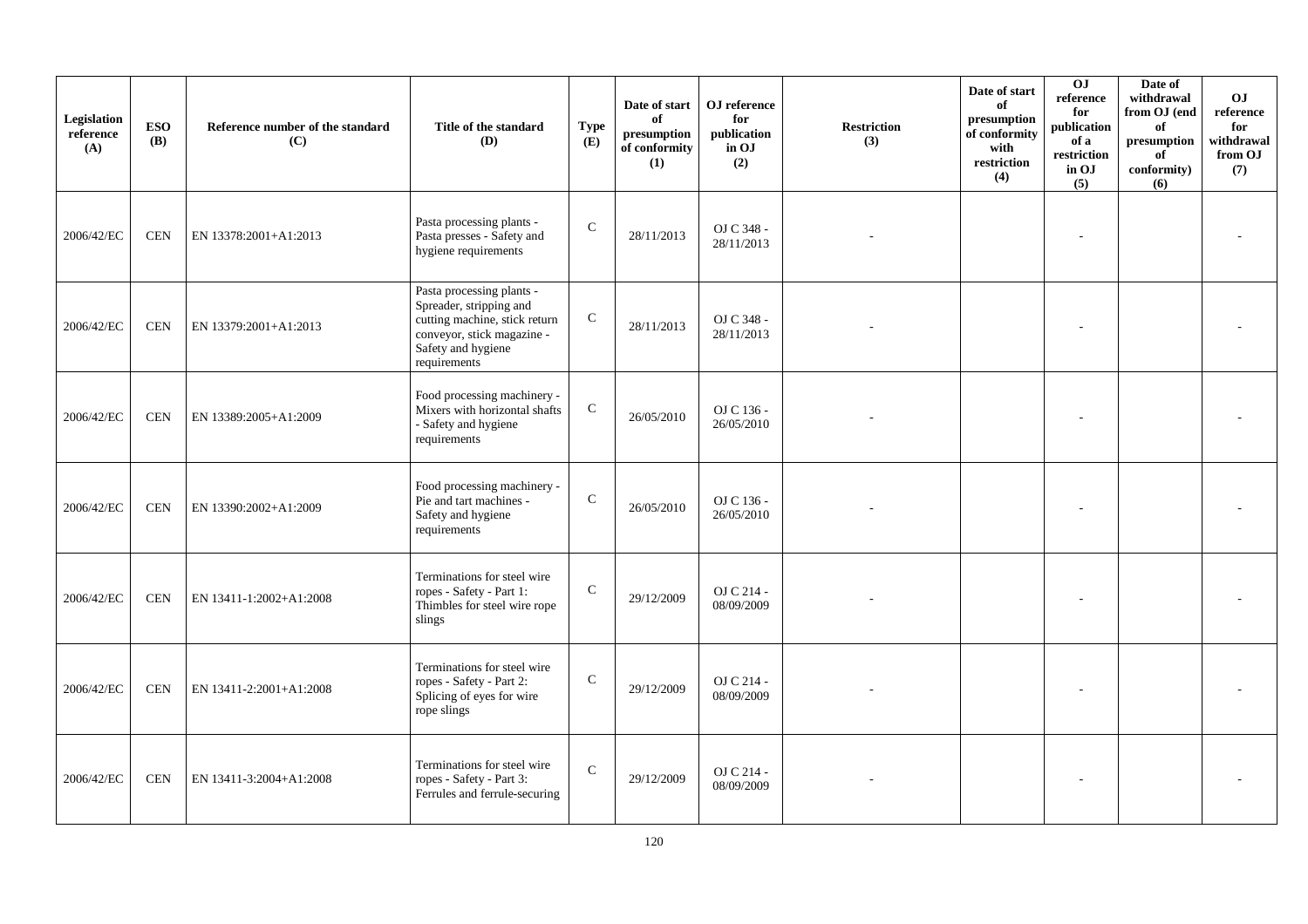| Legislation reference (A) | ESO (B) | Reference number of the standard (C) | Title of the standard (D) | Type (E) | Date of start of presumption of conformity (1) | OJ reference for publication in OJ (2) | Restriction (3) | Date of start of presumption of conformity with restriction (4) | OJ reference for publication of a restriction in OJ (5) | Date of withdrawal from OJ (end of presumption of conformity) (6) | OJ reference for withdrawal from OJ (7) |
|---|---|---|---|---|---|---|---|---|---|---|---|
| 2006/42/EC | CEN | EN 13378:2001+A1:2013 | Pasta processing plants - Pasta presses - Safety and hygiene requirements | C | 28/11/2013 | OJ C 348 - 28/11/2013 | - | | - | | - |
| 2006/42/EC | CEN | EN 13379:2001+A1:2013 | Pasta processing plants - Spreader, stripping and cutting machine, stick return conveyor, stick magazine - Safety and hygiene requirements | C | 28/11/2013 | OJ C 348 - 28/11/2013 | - | | - | | - |
| 2006/42/EC | CEN | EN 13389:2005+A1:2009 | Food processing machinery - Mixers with horizontal shafts - Safety and hygiene requirements | C | 26/05/2010 | OJ C 136 - 26/05/2010 | - | | - | | - |
| 2006/42/EC | CEN | EN 13390:2002+A1:2009 | Food processing machinery - Pie and tart machines - Safety and hygiene requirements | C | 26/05/2010 | OJ C 136 - 26/05/2010 | - | | - | | - |
| 2006/42/EC | CEN | EN 13411-1:2002+A1:2008 | Terminations for steel wire ropes - Safety - Part 1: Thimbles for steel wire rope slings | C | 29/12/2009 | OJ C 214 - 08/09/2009 | - | | - | | - |
| 2006/42/EC | CEN | EN 13411-2:2001+A1:2008 | Terminations for steel wire ropes - Safety - Part 2: Splicing of eyes for wire rope slings | C | 29/12/2009 | OJ C 214 - 08/09/2009 | - | | - | | - |
| 2006/42/EC | CEN | EN 13411-3:2004+A1:2008 | Terminations for steel wire ropes - Safety - Part 3: Ferrules and ferrule-securing | C | 29/12/2009 | OJ C 214 - 08/09/2009 | - | | - | | - |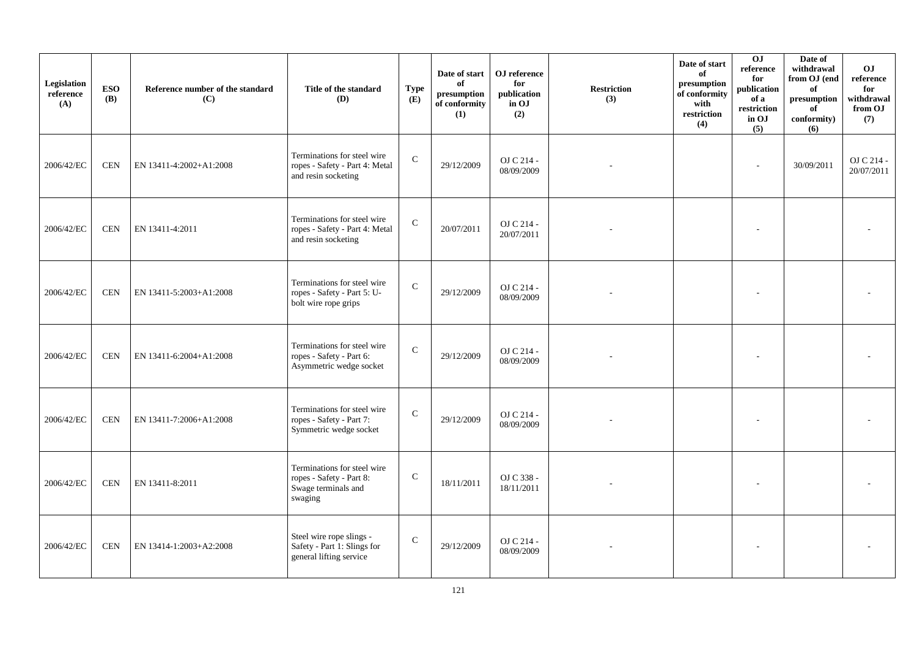| Legislation reference (A) | ESO (B) | Reference number of the standard (C) | Title of the standard (D) | Type (E) | Date of start of presumption of conformity (1) | OJ reference for publication in OJ (2) | Restriction (3) | Date of start of presumption of conformity with restriction (4) | OJ reference for publication of a restriction in OJ (5) | Date of withdrawal from OJ (end of presumption of conformity) (6) | OJ reference for withdrawal from OJ (7) |
|---|---|---|---|---|---|---|---|---|---|---|---|
| 2006/42/EC | CEN | EN 13411-4:2002+A1:2008 | Terminations for steel wire ropes - Safety - Part 4: Metal and resin socketing | C | 29/12/2009 | OJ C 214 - 08/09/2009 | - | | - | 30/09/2011 | OJ C 214 - 20/07/2011 |
| 2006/42/EC | CEN | EN 13411-4:2011 | Terminations for steel wire ropes - Safety - Part 4: Metal and resin socketing | C | 20/07/2011 | OJ C 214 - 20/07/2011 | - | | - | | - |
| 2006/42/EC | CEN | EN 13411-5:2003+A1:2008 | Terminations for steel wire ropes - Safety - Part 5: U-bolt wire rope grips | C | 29/12/2009 | OJ C 214 - 08/09/2009 | - | | - | | - |
| 2006/42/EC | CEN | EN 13411-6:2004+A1:2008 | Terminations for steel wire ropes - Safety - Part 6: Asymmetric wedge socket | C | 29/12/2009 | OJ C 214 - 08/09/2009 | - | | - | | - |
| 2006/42/EC | CEN | EN 13411-7:2006+A1:2008 | Terminations for steel wire ropes - Safety - Part 7: Symmetric wedge socket | C | 29/12/2009 | OJ C 214 - 08/09/2009 | - | | - | | - |
| 2006/42/EC | CEN | EN 13411-8:2011 | Terminations for steel wire ropes - Safety - Part 8: Swage terminals and swaging | C | 18/11/2011 | OJ C 338 - 18/11/2011 | - | | - | | - |
| 2006/42/EC | CEN | EN 13414-1:2003+A2:2008 | Steel wire rope slings - Safety - Part 1: Slings for general lifting service | C | 29/12/2009 | OJ C 214 - 08/09/2009 | - | | - | | - |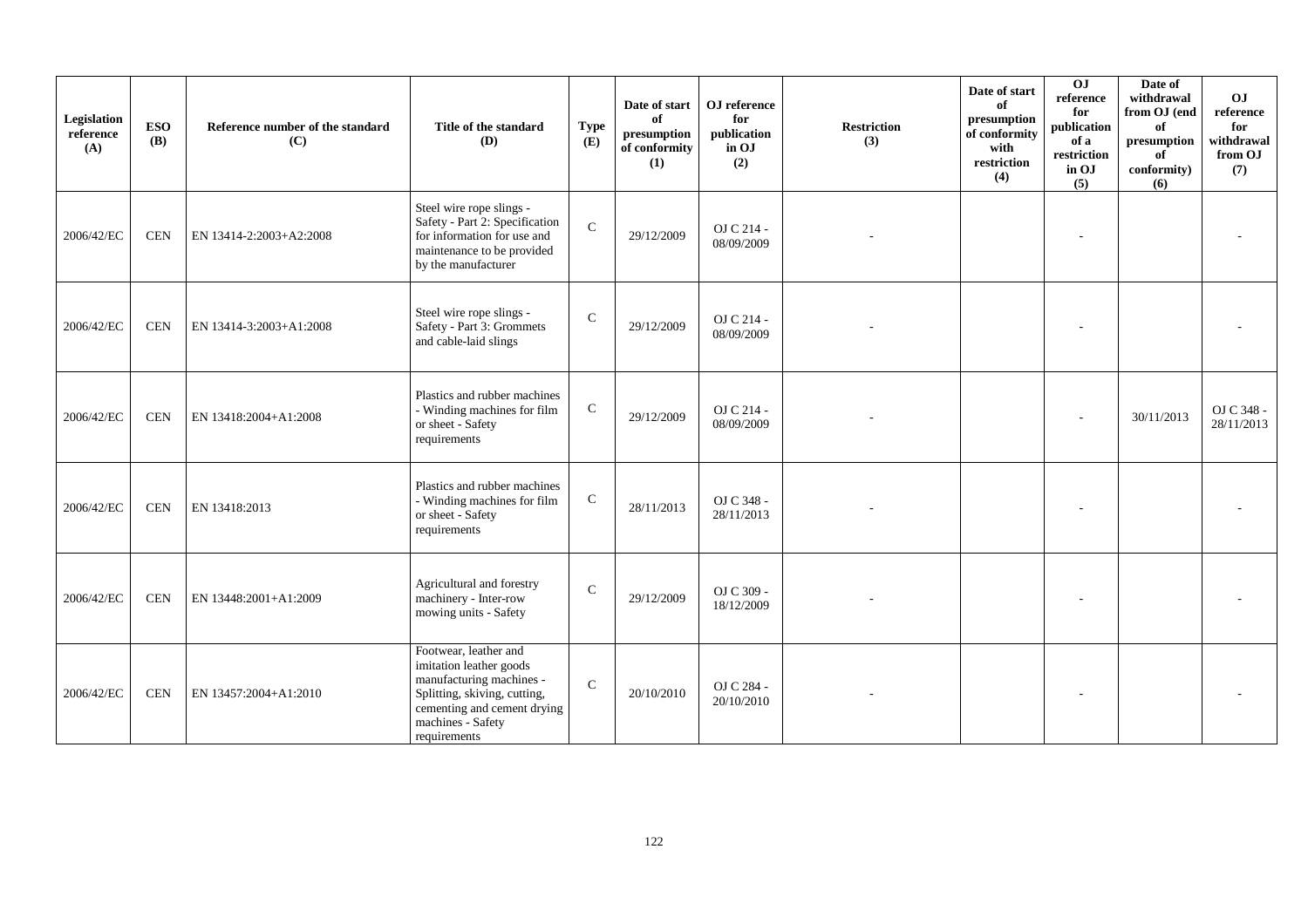| Legislation reference (A) | ESO (B) | Reference number of the standard (C) | Title of the standard (D) | Type (E) | Date of start of presumption of conformity (1) | OJ reference for publication in OJ (2) | Restriction (3) | Date of start of presumption of conformity with restriction (4) | OJ reference for publication of a restriction in OJ (5) | Date of withdrawal from OJ (end of presumption of conformity) (6) | OJ reference for withdrawal from OJ (7) |
|---|---|---|---|---|---|---|---|---|---|---|---|
| 2006/42/EC | CEN | EN 13414-2:2003+A2:2008 | Steel wire rope slings - Safety - Part 2: Specification for information for use and maintenance to be provided by the manufacturer | C | 29/12/2009 | OJ C 214 - 08/09/2009 | - | | - | | - |
| 2006/42/EC | CEN | EN 13414-3:2003+A1:2008 | Steel wire rope slings - Safety - Part 3: Grommets and cable-laid slings | C | 29/12/2009 | OJ C 214 - 08/09/2009 | - | | - | | - |
| 2006/42/EC | CEN | EN 13418:2004+A1:2008 | Plastics and rubber machines - Winding machines for film or sheet - Safety requirements | C | 29/12/2009 | OJ C 214 - 08/09/2009 | - | | - | 30/11/2013 | OJ C 348 - 28/11/2013 |
| 2006/42/EC | CEN | EN 13418:2013 | Plastics and rubber machines - Winding machines for film or sheet - Safety requirements | C | 28/11/2013 | OJ C 348 - 28/11/2013 | - | | - | | - |
| 2006/42/EC | CEN | EN 13448:2001+A1:2009 | Agricultural and forestry machinery - Inter-row mowing units - Safety | C | 29/12/2009 | OJ C 309 - 18/12/2009 | - | | - | | - |
| 2006/42/EC | CEN | EN 13457:2004+A1:2010 | Footwear, leather and imitation leather goods manufacturing machines - Splitting, skiving, cutting, cementing and cement drying machines - Safety requirements | C | 20/10/2010 | OJ C 284 - 20/10/2010 | - | | - | | - |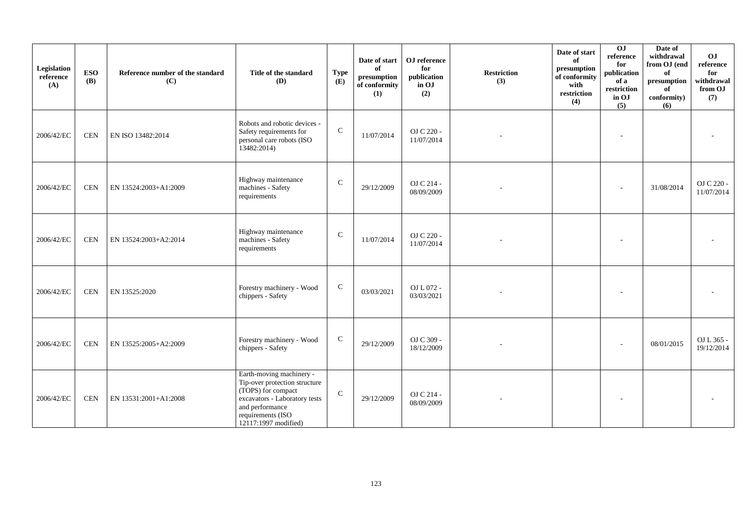| Legislation reference (A) | ESO (B) | Reference number of the standard (C) | Title of the standard (D) | Type (E) | Date of start of presumption of conformity (1) | OJ reference for publication in OJ (2) | Restriction (3) | Date of start of presumption of conformity with restriction (4) | OJ reference for publication of a restriction in OJ (5) | Date of withdrawal from OJ (end of presumption of conformity) (6) | OJ reference for withdrawal from OJ (7) |
|---|---|---|---|---|---|---|---|---|---|---|---|
| 2006/42/EC | CEN | EN ISO 13482:2014 | Robots and robotic devices - Safety requirements for personal care robots (ISO 13482:2014) | C | 11/07/2014 | OJ C 220 - 11/07/2014 | - | | - | | - |
| 2006/42/EC | CEN | EN 13524:2003+A1:2009 | Highway maintenance machines - Safety requirements | C | 29/12/2009 | OJ C 214 - 08/09/2009 | - | | - | 31/08/2014 | OJ C 220 - 11/07/2014 |
| 2006/42/EC | CEN | EN 13524:2003+A2:2014 | Highway maintenance machines - Safety requirements | C | 11/07/2014 | OJ C 220 - 11/07/2014 | - | | - | | - |
| 2006/42/EC | CEN | EN 13525:2020 | Forestry machinery - Wood chippers - Safety | C | 03/03/2021 | OJ L 072 - 03/03/2021 | - | | - | | - |
| 2006/42/EC | CEN | EN 13525:2005+A2:2009 | Forestry machinery - Wood chippers - Safety | C | 29/12/2009 | OJ C 309 - 18/12/2009 | - | | - | 08/01/2015 | OJ L 365 - 19/12/2014 |
| 2006/42/EC | CEN | EN 13531:2001+A1:2008 | Earth-moving machinery - Tip-over protection structure (TOPS) for compact excavators - Laboratory tests and performance requirements (ISO 12117:1997 modified) | C | 29/12/2009 | OJ C 214 - 08/09/2009 | - | | - | | - |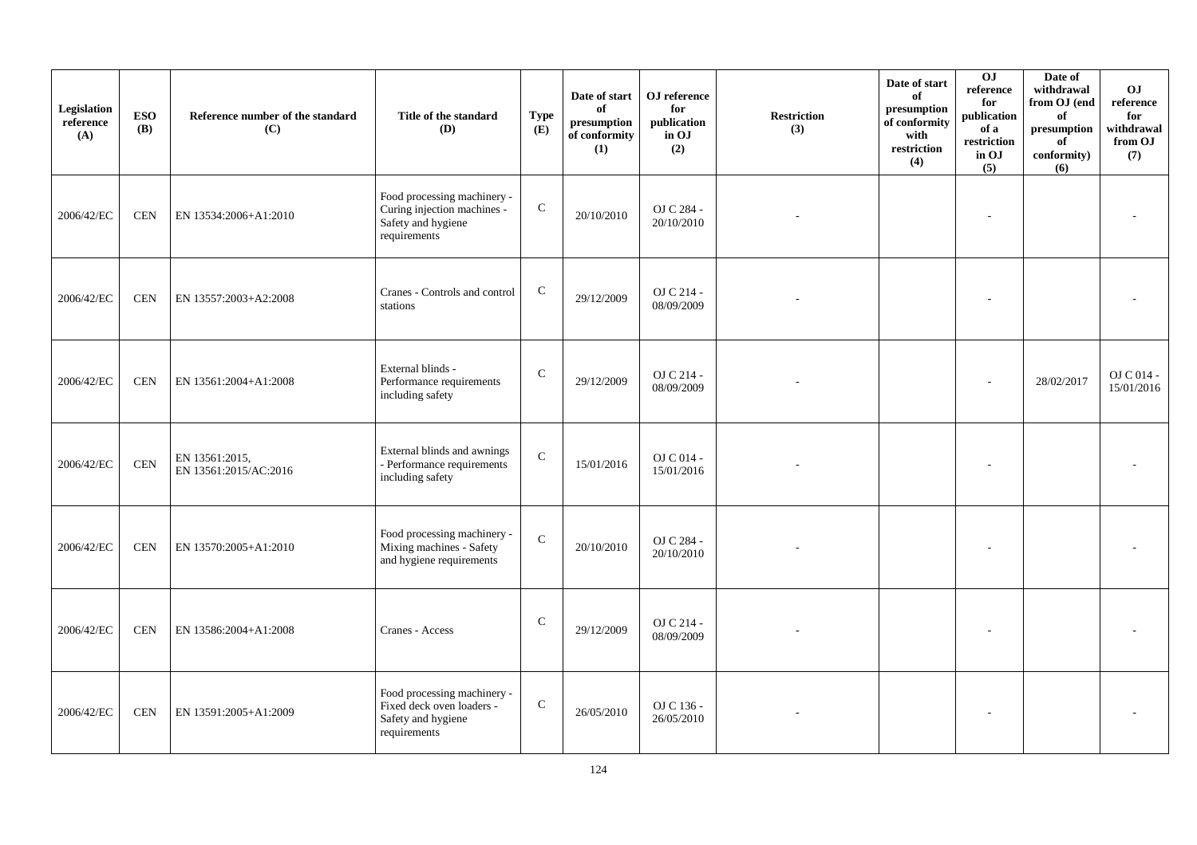| Legislation reference (A) | ESO (B) | Reference number of the standard (C) | Title of the standard (D) | Type (E) | Date of start of presumption of conformity (1) | OJ reference for publication in OJ (2) | Restriction (3) | Date of start of presumption of conformity with restriction (4) | OJ reference for publication of a restriction in OJ (5) | Date of withdrawal from OJ (end of presumption of conformity) (6) | OJ reference for withdrawal from OJ (7) |
|---|---|---|---|---|---|---|---|---|---|---|---|
| 2006/42/EC | CEN | EN 13534:2006+A1:2010 | Food processing machinery - Curing injection machines - Safety and hygiene requirements | C | 20/10/2010 | OJ C 284 - 20/10/2010 | - | | - | | - |
| 2006/42/EC | CEN | EN 13557:2003+A2:2008 | Cranes - Controls and control stations | C | 29/12/2009 | OJ C 214 - 08/09/2009 | - | | - | | - |
| 2006/42/EC | CEN | EN 13561:2004+A1:2008 | External blinds - Performance requirements including safety | C | 29/12/2009 | OJ C 214 - 08/09/2009 | - | | - | 28/02/2017 | OJ C 014 - 15/01/2016 |
| 2006/42/EC | CEN | EN 13561:2015, EN 13561:2015/AC:2016 | External blinds and awnings - Performance requirements including safety | C | 15/01/2016 | OJ C 014 - 15/01/2016 | - | | - | | - |
| 2006/42/EC | CEN | EN 13570:2005+A1:2010 | Food processing machinery - Mixing machines - Safety and hygiene requirements | C | 20/10/2010 | OJ C 284 - 20/10/2010 | - | | - | | - |
| 2006/42/EC | CEN | EN 13586:2004+A1:2008 | Cranes - Access | C | 29/12/2009 | OJ C 214 - 08/09/2009 | - | | - | | - |
| 2006/42/EC | CEN | EN 13591:2005+A1:2009 | Food processing machinery - Fixed deck oven loaders - Safety and hygiene requirements | C | 26/05/2010 | OJ C 136 - 26/05/2010 | - | | - | | - |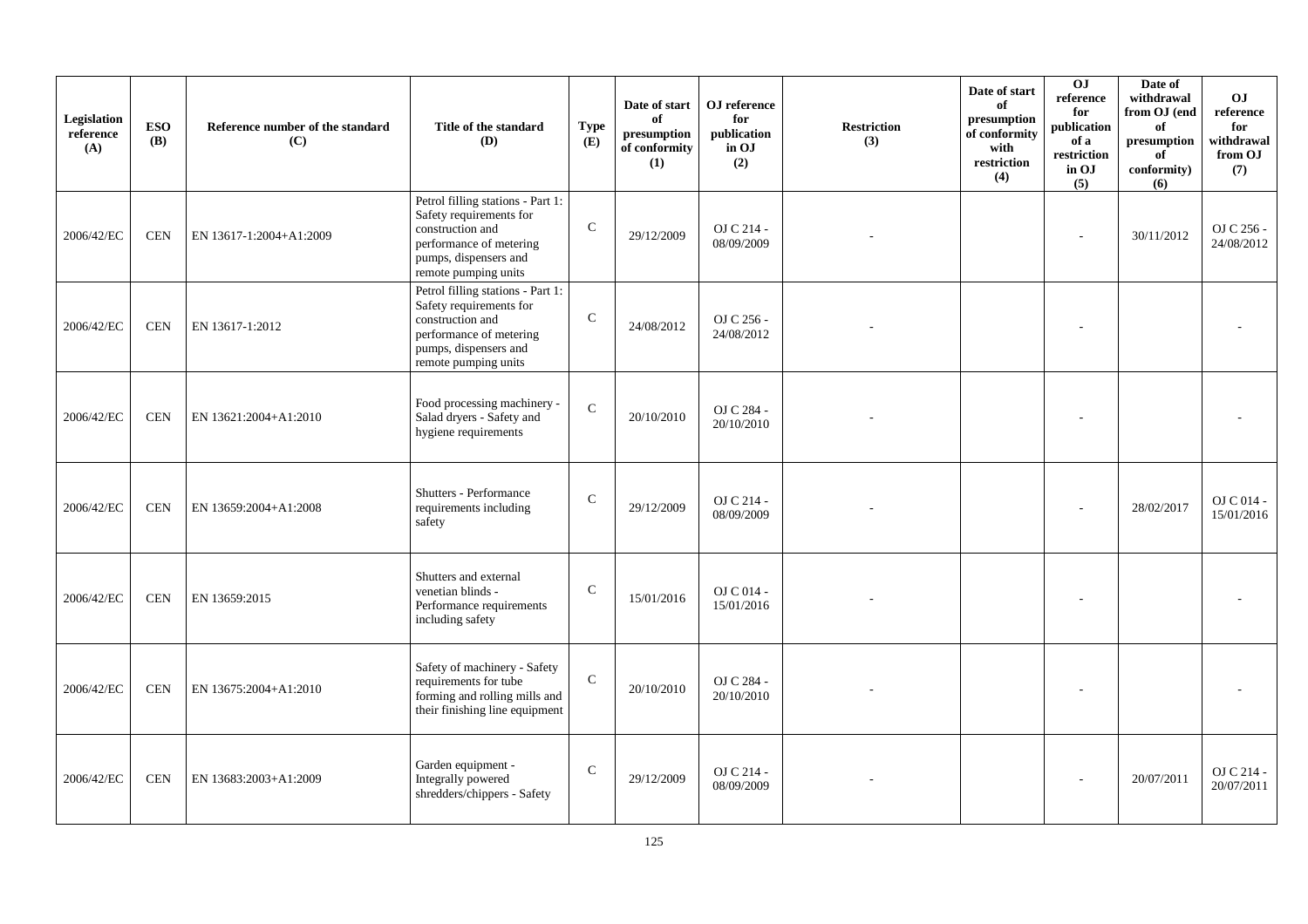| Legislation reference (A) | ESO (B) | Reference number of the standard (C) | Title of the standard (D) | Type (E) | Date of start of presumption of conformity (1) | OJ reference for publication in OJ (2) | Restriction (3) | Date of start of presumption of conformity with restriction (4) | OJ reference for publication of a restriction in OJ (5) | Date of withdrawal from OJ (end of presumption of conformity) (6) | OJ reference for withdrawal from OJ (7) |
|---|---|---|---|---|---|---|---|---|---|---|---|
| 2006/42/EC | CEN | EN 13617-1:2004+A1:2009 | Petrol filling stations - Part 1: Safety requirements for construction and performance of metering pumps, dispensers and remote pumping units | C | 29/12/2009 | OJ C 214 - 08/09/2009 | - | | - | 30/11/2012 | OJ C 256 - 24/08/2012 |
| 2006/42/EC | CEN | EN 13617-1:2012 | Petrol filling stations - Part 1: Safety requirements for construction and performance of metering pumps, dispensers and remote pumping units | C | 24/08/2012 | OJ C 256 - 24/08/2012 | - | | - | | - |
| 2006/42/EC | CEN | EN 13621:2004+A1:2010 | Food processing machinery - Salad dryers - Safety and hygiene requirements | C | 20/10/2010 | OJ C 284 - 20/10/2010 | - | | - | | - |
| 2006/42/EC | CEN | EN 13659:2004+A1:2008 | Shutters - Performance requirements including safety | C | 29/12/2009 | OJ C 214 - 08/09/2009 | - | | - | 28/02/2017 | OJ C 014 - 15/01/2016 |
| 2006/42/EC | CEN | EN 13659:2015 | Shutters and external venetian blinds - Performance requirements including safety | C | 15/01/2016 | OJ C 014 - 15/01/2016 | - | | - | | - |
| 2006/42/EC | CEN | EN 13675:2004+A1:2010 | Safety of machinery - Safety requirements for tube forming and rolling mills and their finishing line equipment | C | 20/10/2010 | OJ C 284 - 20/10/2010 | - | | - | | - |
| 2006/42/EC | CEN | EN 13683:2003+A1:2009 | Garden equipment - Integrally powered shredders/chippers - Safety | C | 29/12/2009 | OJ C 214 - 08/09/2009 | - | | - | 20/07/2011 | OJ C 214 - 20/07/2011 |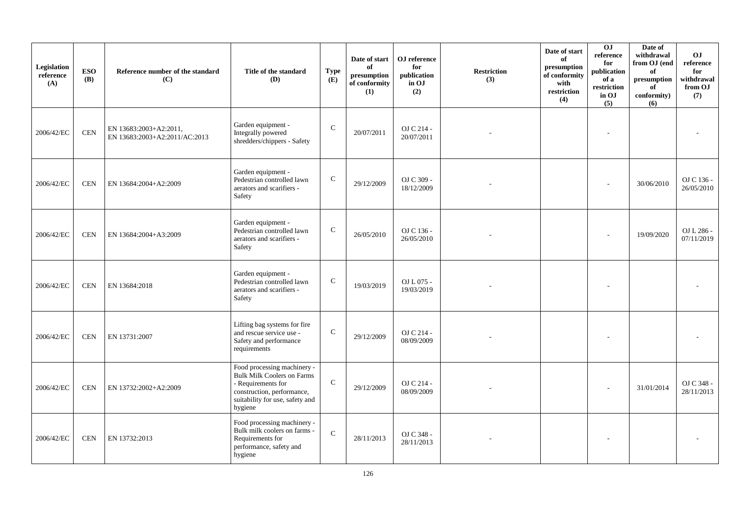| Legislation reference (A) | ESO (B) | Reference number of the standard (C) | Title of the standard (D) | Type (E) | Date of start of presumption of conformity (1) | OJ reference for publication in OJ (2) | Restriction (3) | Date of start of presumption of conformity with restriction (4) | OJ reference for publication of a restriction in OJ (5) | Date of withdrawal from OJ (end of presumption of conformity) (6) | OJ reference for withdrawal from OJ (7) |
|---|---|---|---|---|---|---|---|---|---|---|---|
| 2006/42/EC | CEN | EN 13683:2003+A2:2011, EN 13683:2003+A2:2011/AC:2013 | Garden equipment - Integrally powered shredders/chippers - Safety | C | 20/07/2011 | OJ C 214 - 20/07/2011 | - | | - | | - |
| 2006/42/EC | CEN | EN 13684:2004+A2:2009 | Garden equipment - Pedestrian controlled lawn aerators and scarifiers - Safety | C | 29/12/2009 | OJ C 309 - 18/12/2009 | - | | - | 30/06/2010 | OJ C 136 - 26/05/2010 |
| 2006/42/EC | CEN | EN 13684:2004+A3:2009 | Garden equipment - Pedestrian controlled lawn aerators and scarifiers - Safety | C | 26/05/2010 | OJ C 136 - 26/05/2010 | - | | - | 19/09/2020 | OJ L 286 - 07/11/2019 |
| 2006/42/EC | CEN | EN 13684:2018 | Garden equipment - Pedestrian controlled lawn aerators and scarifiers - Safety | C | 19/03/2019 | OJ L 075 - 19/03/2019 | - | | - | | - |
| 2006/42/EC | CEN | EN 13731:2007 | Lifting bag systems for fire and rescue service use - Safety and performance requirements | C | 29/12/2009 | OJ C 214 - 08/09/2009 | - | | - | | - |
| 2006/42/EC | CEN | EN 13732:2002+A2:2009 | Food processing machinery - Bulk Milk Coolers on Farms - Requirements for construction, performance, suitability for use, safety and hygiene | C | 29/12/2009 | OJ C 214 - 08/09/2009 | - | | - | 31/01/2014 | OJ C 348 - 28/11/2013 |
| 2006/42/EC | CEN | EN 13732:2013 | Food processing machinery - Bulk milk coolers on farms - Requirements for performance, safety and hygiene | C | 28/11/2013 | OJ C 348 - 28/11/2013 | - | | - | | - |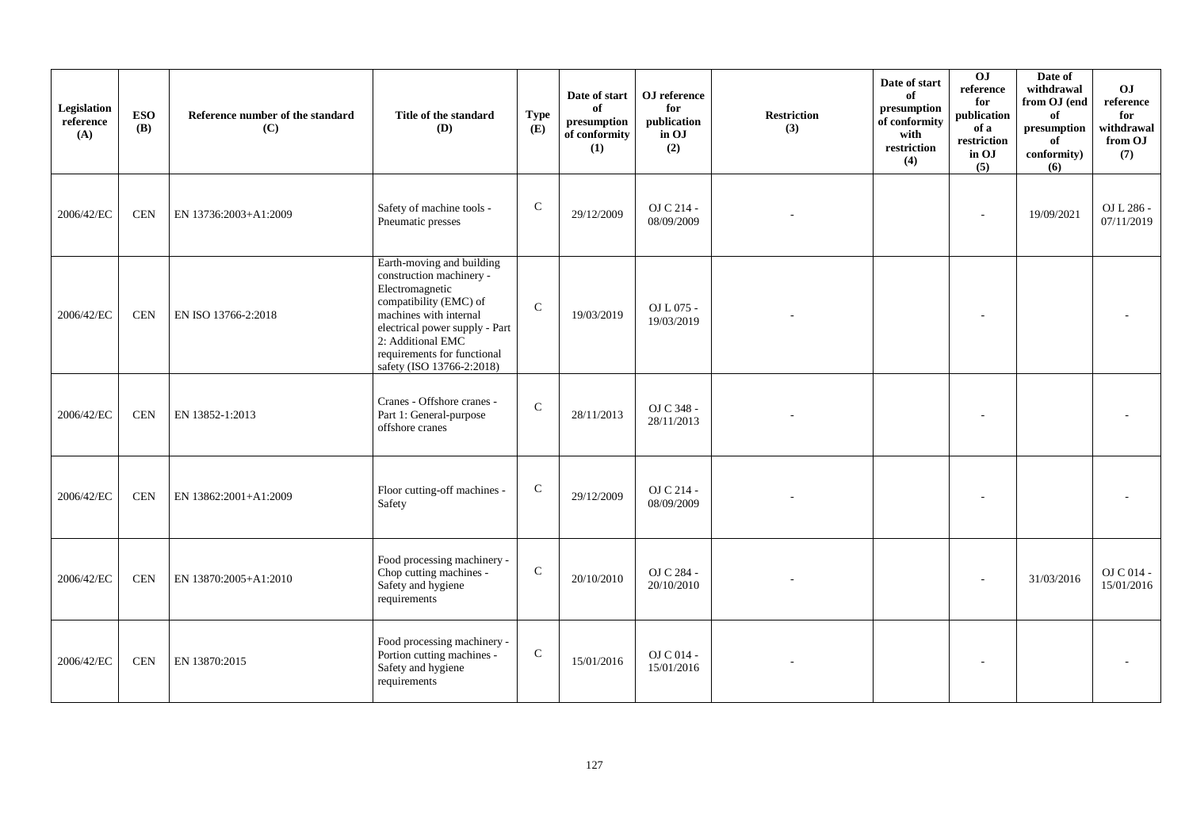| Legislation reference (A) | ESO (B) | Reference number of the standard (C) | Title of the standard (D) | Type (E) | Date of start of presumption of conformity (1) | OJ reference for publication in OJ (2) | Restriction (3) | Date of start of presumption of conformity with restriction (4) | OJ reference for publication of a restriction in OJ (5) | Date of withdrawal from OJ (end of presumption of conformity) (6) | OJ reference for withdrawal from OJ (7) |
|---|---|---|---|---|---|---|---|---|---|---|---|
| 2006/42/EC | CEN | EN 13736:2003+A1:2009 | Safety of machine tools - Pneumatic presses | C | 29/12/2009 | OJ C 214 - 08/09/2009 | - | | - | 19/09/2021 | OJ L 286 - 07/11/2019 |
| 2006/42/EC | CEN | EN ISO 13766-2:2018 | Earth-moving and building construction machinery - Electromagnetic compatibility (EMC) of machines with internal electrical power supply - Part 2: Additional EMC requirements for functional safety (ISO 13766-2:2018) | C | 19/03/2019 | OJ L 075 - 19/03/2019 | - | | - | | - |
| 2006/42/EC | CEN | EN 13852-1:2013 | Cranes - Offshore cranes - Part 1: General-purpose offshore cranes | C | 28/11/2013 | OJ C 348 - 28/11/2013 | - | | - | | - |
| 2006/42/EC | CEN | EN 13862:2001+A1:2009 | Floor cutting-off machines - Safety | C | 29/12/2009 | OJ C 214 - 08/09/2009 | - | | - | | - |
| 2006/42/EC | CEN | EN 13870:2005+A1:2010 | Food processing machinery - Chop cutting machines - Safety and hygiene requirements | C | 20/10/2010 | OJ C 284 - 20/10/2010 | - | | - | 31/03/2016 | OJ C 014 - 15/01/2016 |
| 2006/42/EC | CEN | EN 13870:2015 | Food processing machinery - Portion cutting machines - Safety and hygiene requirements | C | 15/01/2016 | OJ C 014 - 15/01/2016 | - | | - | | - |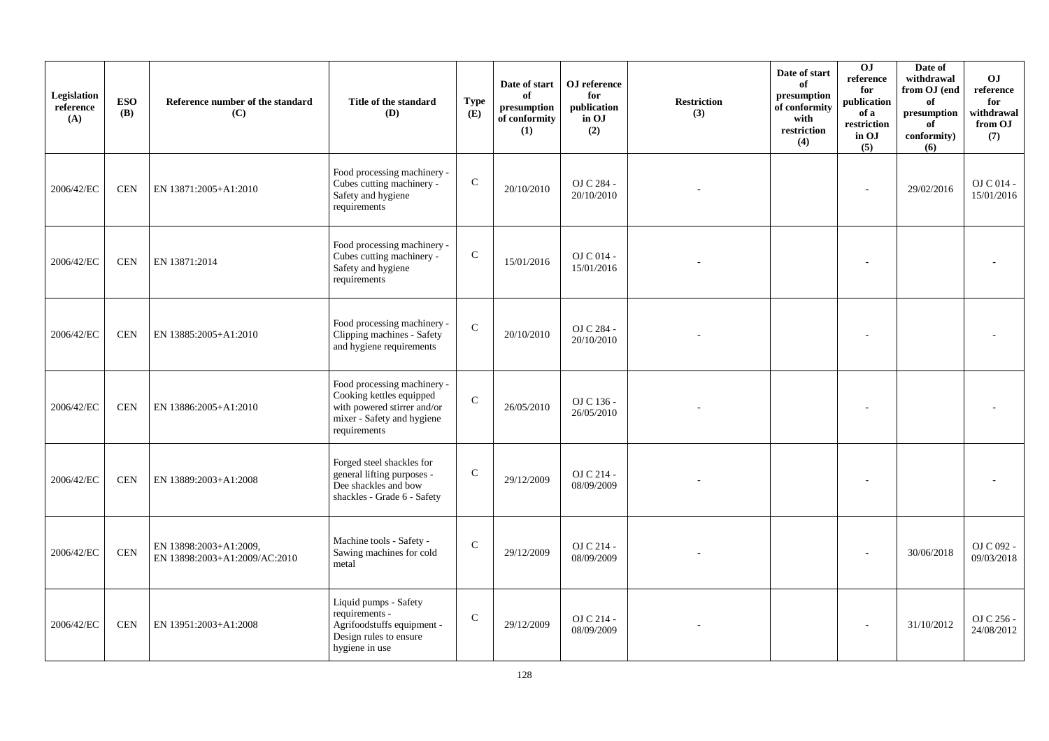| Legislation reference (A) | ESO (B) | Reference number of the standard (C) | Title of the standard (D) | Type (E) | Date of start of presumption of conformity (1) | OJ reference for publication in OJ (2) | Restriction (3) | Date of start of presumption of conformity with restriction (4) | OJ reference for publication of a restriction in OJ (5) | Date of withdrawal from OJ (end of presumption of conformity) (6) | OJ reference for withdrawal from OJ (7) |
|---|---|---|---|---|---|---|---|---|---|---|---|
| 2006/42/EC | CEN | EN 13871:2005+A1:2010 | Food processing machinery - Cubes cutting machinery - Safety and hygiene requirements | C | 20/10/2010 | OJ C 284 - 20/10/2010 | - | | - | 29/02/2016 | OJ C 014 - 15/01/2016 |
| 2006/42/EC | CEN | EN 13871:2014 | Food processing machinery - Cubes cutting machinery - Safety and hygiene requirements | C | 15/01/2016 | OJ C 014 - 15/01/2016 | - | | - | | - |
| 2006/42/EC | CEN | EN 13885:2005+A1:2010 | Food processing machinery - Clipping machines - Safety and hygiene requirements | C | 20/10/2010 | OJ C 284 - 20/10/2010 | - | | - | | - |
| 2006/42/EC | CEN | EN 13886:2005+A1:2010 | Food processing machinery - Cooking kettles equipped with powered stirrer and/or mixer - Safety and hygiene requirements | C | 26/05/2010 | OJ C 136 - 26/05/2010 | - | | - | | - |
| 2006/42/EC | CEN | EN 13889:2003+A1:2008 | Forged steel shackles for general lifting purposes - Dee shackles and bow shackles - Grade 6 - Safety | C | 29/12/2009 | OJ C 214 - 08/09/2009 | - | | - | | - |
| 2006/42/EC | CEN | EN 13898:2003+A1:2009, EN 13898:2003+A1:2009/AC:2010 | Machine tools - Safety - Sawing machines for cold metal | C | 29/12/2009 | OJ C 214 - 08/09/2009 | - | | - | 30/06/2018 | OJ C 092 - 09/03/2018 |
| 2006/42/EC | CEN | EN 13951:2003+A1:2008 | Liquid pumps - Safety requirements - Agrifoodstuffs equipment - Design rules to ensure hygiene in use | C | 29/12/2009 | OJ C 214 - 08/09/2009 | - | | - | 31/10/2012 | OJ C 256 - 24/08/2012 |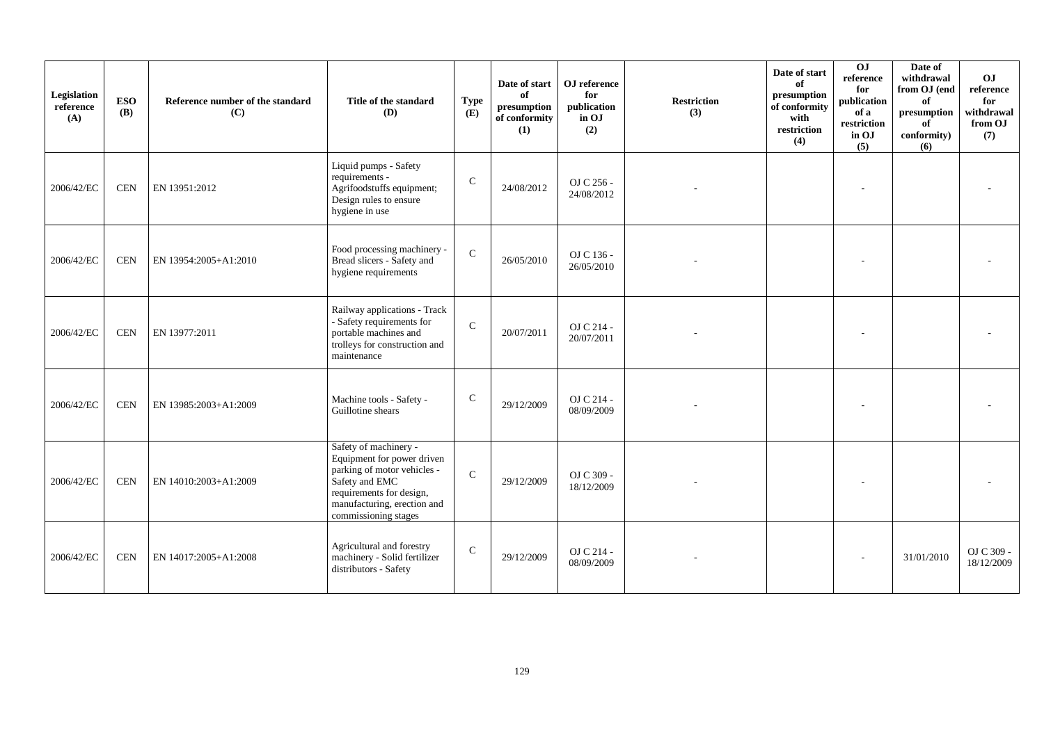| Legislation reference (A) | ESO (B) | Reference number of the standard (C) | Title of the standard (D) | Type (E) | Date of start of presumption of conformity (1) | OJ reference for publication in OJ (2) | Restriction (3) | Date of start of presumption of conformity with restriction (4) | OJ reference for publication of a restriction in OJ (5) | Date of withdrawal from OJ (end of presumption of conformity) (6) | OJ reference for withdrawal from OJ (7) |
|---|---|---|---|---|---|---|---|---|---|---|---|
| 2006/42/EC | CEN | EN 13951:2012 | Liquid pumps - Safety requirements - Agrifoodstuffs equipment; Design rules to ensure hygiene in use | C | 24/08/2012 | OJ C 256 - 24/08/2012 | - | | - | | - |
| 2006/42/EC | CEN | EN 13954:2005+A1:2010 | Food processing machinery - Bread slicers - Safety and hygiene requirements | C | 26/05/2010 | OJ C 136 - 26/05/2010 | - | | - | | - |
| 2006/42/EC | CEN | EN 13977:2011 | Railway applications - Track - Safety requirements for portable machines and trolleys for construction and maintenance | C | 20/07/2011 | OJ C 214 - 20/07/2011 | - | | - | | - |
| 2006/42/EC | CEN | EN 13985:2003+A1:2009 | Machine tools - Safety - Guillotine shears | C | 29/12/2009 | OJ C 214 - 08/09/2009 | - | | - | | - |
| 2006/42/EC | CEN | EN 14010:2003+A1:2009 | Safety of machinery - Equipment for power driven parking of motor vehicles - Safety and EMC requirements for design, manufacturing, erection and commissioning stages | C | 29/12/2009 | OJ C 309 - 18/12/2009 | - | | - | | - |
| 2006/42/EC | CEN | EN 14017:2005+A1:2008 | Agricultural and forestry machinery - Solid fertilizer distributors - Safety | C | 29/12/2009 | OJ C 214 - 08/09/2009 | - | | - | 31/01/2010 | OJ C 309 - 18/12/2009 |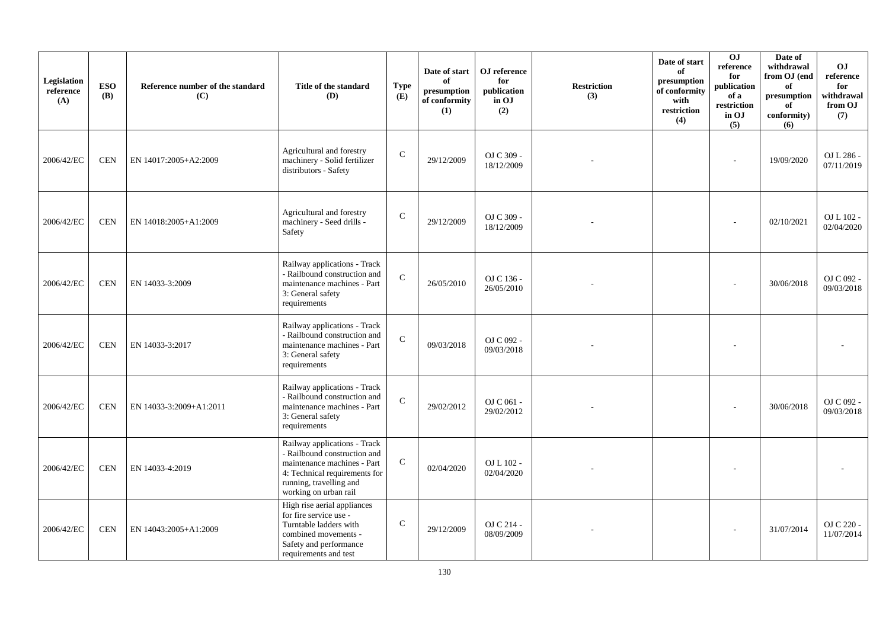| Legislation reference (A) | ESO (B) | Reference number of the standard (C) | Title of the standard (D) | Type (E) | Date of start of presumption of conformity (1) | OJ reference for publication in OJ (2) | Restriction (3) | Date of start of presumption of conformity with restriction (4) | OJ reference for publication of a restriction in OJ (5) | Date of withdrawal from OJ (end of presumption of conformity) (6) | OJ reference for withdrawal from OJ (7) |
|---|---|---|---|---|---|---|---|---|---|---|---|
| 2006/42/EC | CEN | EN 14017:2005+A2:2009 | Agricultural and forestry machinery - Solid fertilizer distributors - Safety | C | 29/12/2009 | OJ C 309 - 18/12/2009 | - | | - | 19/09/2020 | OJ L 286 - 07/11/2019 |
| 2006/42/EC | CEN | EN 14018:2005+A1:2009 | Agricultural and forestry machinery - Seed drills - Safety | C | 29/12/2009 | OJ C 309 - 18/12/2009 | - | | - | 02/10/2021 | OJ L 102 - 02/04/2020 |
| 2006/42/EC | CEN | EN 14033-3:2009 | Railway applications - Track - Railbound construction and maintenance machines - Part 3: General safety requirements | C | 26/05/2010 | OJ C 136 - 26/05/2010 | - | | - | 30/06/2018 | OJ C 092 - 09/03/2018 |
| 2006/42/EC | CEN | EN 14033-3:2017 | Railway applications - Track - Railbound construction and maintenance machines - Part 3: General safety requirements | C | 09/03/2018 | OJ C 092 - 09/03/2018 | - | | - | | - |
| 2006/42/EC | CEN | EN 14033-3:2009+A1:2011 | Railway applications - Track - Railbound construction and maintenance machines - Part 3: General safety requirements | C | 29/02/2012 | OJ C 061 - 29/02/2012 | - | | - | 30/06/2018 | OJ C 092 - 09/03/2018 |
| 2006/42/EC | CEN | EN 14033-4:2019 | Railway applications - Track - Railbound construction and maintenance machines - Part 4: Technical requirements for running, travelling and working on urban rail | C | 02/04/2020 | OJ L 102 - 02/04/2020 | - | | - | | - |
| 2006/42/EC | CEN | EN 14043:2005+A1:2009 | High rise aerial appliances for fire service use - Turntable ladders with combined movements - Safety and performance requirements and test | C | 29/12/2009 | OJ C 214 - 08/09/2009 | - | | - | 31/07/2014 | OJ C 220 - 11/07/2014 |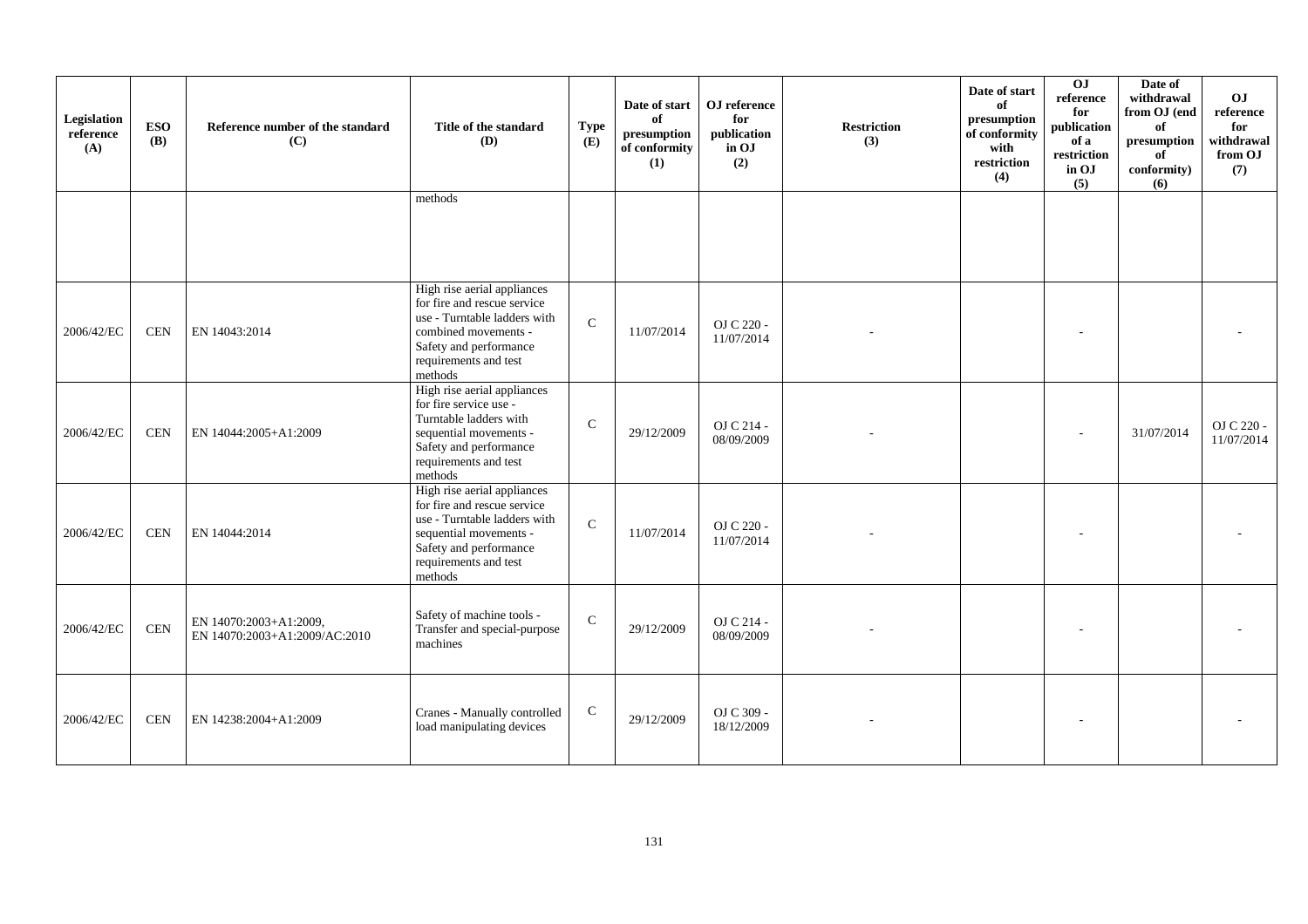| Legislation reference (A) | ESO (B) | Reference number of the standard (C) | Title of the standard (D) | Type (E) | Date of start of presumption of conformity (1) | OJ reference for publication in OJ (2) | Restriction (3) | Date of start of presumption of conformity with restriction (4) | OJ reference for publication of a restriction in OJ (5) | Date of withdrawal from OJ (end of presumption of conformity) (6) | OJ reference for withdrawal from OJ (7) |
|---|---|---|---|---|---|---|---|---|---|---|---|
| | | | methods | | | | | | | | |
| 2006/42/EC | CEN | EN 14043:2014 | High rise aerial appliances for fire and rescue service use - Turntable ladders with combined movements - Safety and performance requirements and test methods | C | 11/07/2014 | OJ C 220 - 11/07/2014 | - | | - | | - |
| 2006/42/EC | CEN | EN 14044:2005+A1:2009 | High rise aerial appliances for fire service use - Turntable ladders with sequential movements - Safety and performance requirements and test methods | C | 29/12/2009 | OJ C 214 - 08/09/2009 | - | | - | 31/07/2014 | OJ C 220 - 11/07/2014 |
| 2006/42/EC | CEN | EN 14044:2014 | High rise aerial appliances for fire and rescue service use - Turntable ladders with sequential movements - Safety and performance requirements and test methods | C | 11/07/2014 | OJ C 220 - 11/07/2014 | - | | - | | - |
| 2006/42/EC | CEN | EN 14070:2003+A1:2009, EN 14070:2003+A1:2009/AC:2010 | Safety of machine tools - Transfer and special-purpose machines | C | 29/12/2009 | OJ C 214 - 08/09/2009 | - | | - | | - |
| 2006/42/EC | CEN | EN 14238:2004+A1:2009 | Cranes - Manually controlled load manipulating devices | C | 29/12/2009 | OJ C 309 - 18/12/2009 | - | | - | | - |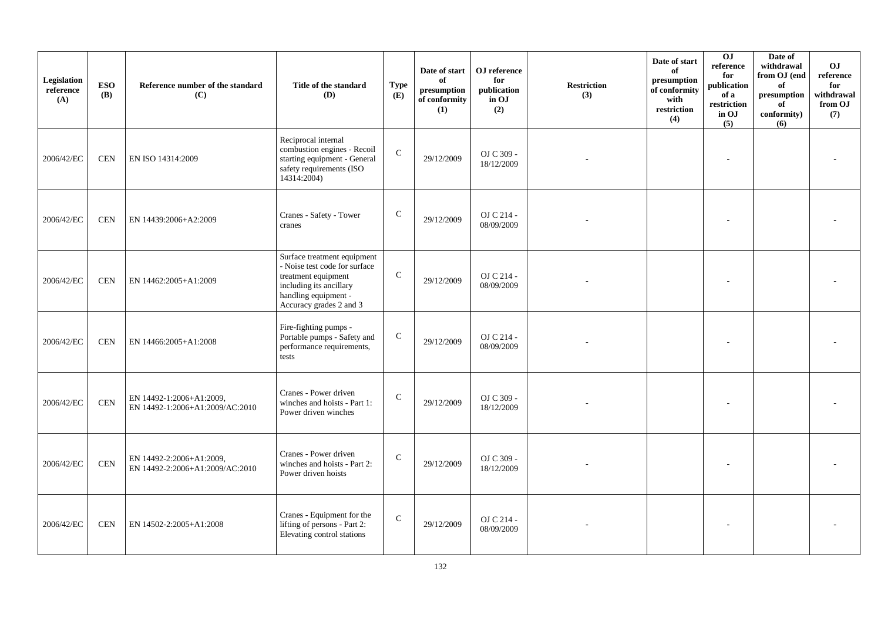| Legislation reference (A) | ESO (B) | Reference number of the standard (C) | Title of the standard (D) | Type (E) | Date of start of presumption of conformity (1) | OJ reference for publication in OJ (2) | Restriction (3) | Date of start of presumption of conformity with restriction (4) | OJ reference for publication of a restriction in OJ (5) | Date of withdrawal from OJ (end of presumption of conformity) (6) | OJ reference for withdrawal from OJ (7) |
|---|---|---|---|---|---|---|---|---|---|---|---|
| 2006/42/EC | CEN | EN ISO 14314:2009 | Reciprocal internal combustion engines - Recoil starting equipment - General safety requirements (ISO 14314:2004) | C | 29/12/2009 | OJ C 309 - 18/12/2009 | - | | - | | - |
| 2006/42/EC | CEN | EN 14439:2006+A2:2009 | Cranes - Safety - Tower cranes | C | 29/12/2009 | OJ C 214 - 08/09/2009 | - | | - | | - |
| 2006/42/EC | CEN | EN 14462:2005+A1:2009 | Surface treatment equipment - Noise test code for surface treatment equipment including its ancillary handling equipment - Accuracy grades 2 and 3 | C | 29/12/2009 | OJ C 214 - 08/09/2009 | - | | - | | - |
| 2006/42/EC | CEN | EN 14466:2005+A1:2008 | Fire-fighting pumps - Portable pumps - Safety and performance requirements, tests | C | 29/12/2009 | OJ C 214 - 08/09/2009 | - | | - | | - |
| 2006/42/EC | CEN | EN 14492-1:2006+A1:2009, EN 14492-1:2006+A1:2009/AC:2010 | Cranes - Power driven winches and hoists - Part 1: Power driven winches | C | 29/12/2009 | OJ C 309 - 18/12/2009 | - | | - | | - |
| 2006/42/EC | CEN | EN 14492-2:2006+A1:2009, EN 14492-2:2006+A1:2009/AC:2010 | Cranes - Power driven winches and hoists - Part 2: Power driven hoists | C | 29/12/2009 | OJ C 309 - 18/12/2009 | - | | - | | - |
| 2006/42/EC | CEN | EN 14502-2:2005+A1:2008 | Cranes - Equipment for the lifting of persons - Part 2: Elevating control stations | C | 29/12/2009 | OJ C 214 - 08/09/2009 | - | | - | | - |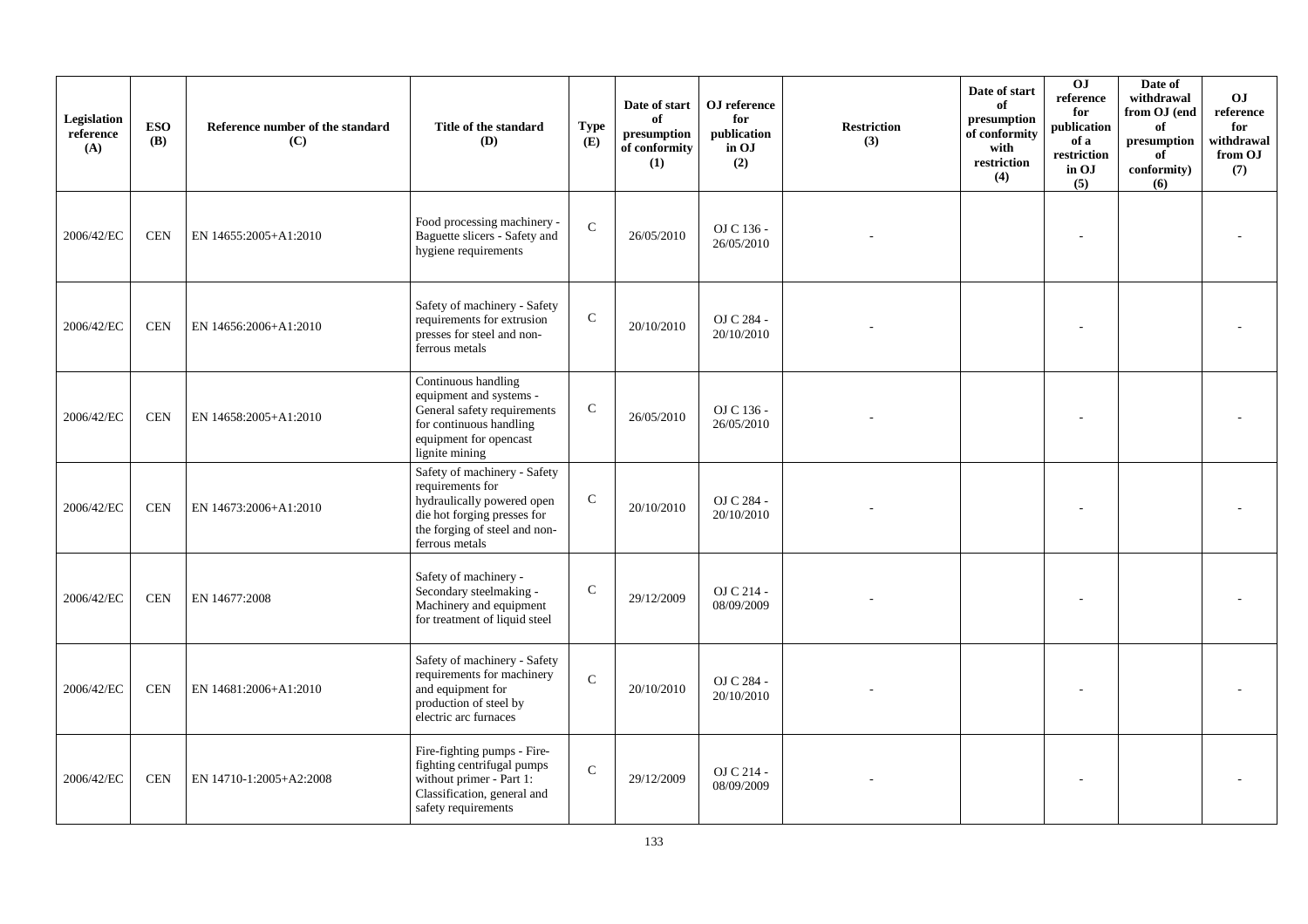| Legislation reference (A) | ESO (B) | Reference number of the standard (C) | Title of the standard (D) | Type (E) | Date of start of presumption of conformity (1) | OJ reference for publication in OJ (2) | Restriction (3) | Date of start of presumption of conformity with restriction (4) | OJ reference for publication of a restriction in OJ (5) | Date of withdrawal from OJ (end of presumption of conformity) (6) | OJ reference for withdrawal from OJ (7) |
|---|---|---|---|---|---|---|---|---|---|---|---|
| 2006/42/EC | CEN | EN 14655:2005+A1:2010 | Food processing machinery - Baguette slicers - Safety and hygiene requirements | C | 26/05/2010 | OJ C 136 - 26/05/2010 | - | | - | | - |
| 2006/42/EC | CEN | EN 14656:2006+A1:2010 | Safety of machinery - Safety requirements for extrusion presses for steel and non-ferrous metals | C | 20/10/2010 | OJ C 284 - 20/10/2010 | - | | - | | - |
| 2006/42/EC | CEN | EN 14658:2005+A1:2010 | Continuous handling equipment and systems - General safety requirements for continuous handling equipment for opencast lignite mining | C | 26/05/2010 | OJ C 136 - 26/05/2010 | - | | - | | - |
| 2006/42/EC | CEN | EN 14673:2006+A1:2010 | Safety of machinery - Safety requirements for hydraulically powered open die hot forging presses for the forging of steel and non-ferrous metals | C | 20/10/2010 | OJ C 284 - 20/10/2010 | - | | - | | - |
| 2006/42/EC | CEN | EN 14677:2008 | Safety of machinery - Secondary steelmaking - Machinery and equipment for treatment of liquid steel | C | 29/12/2009 | OJ C 214 - 08/09/2009 | - | | - | | - |
| 2006/42/EC | CEN | EN 14681:2006+A1:2010 | Safety of machinery - Safety requirements for machinery and equipment for production of steel by electric arc furnaces | C | 20/10/2010 | OJ C 284 - 20/10/2010 | - | | - | | - |
| 2006/42/EC | CEN | EN 14710-1:2005+A2:2008 | Fire-fighting pumps - Fire-fighting centrifugal pumps without primer - Part 1: Classification, general and safety requirements | C | 29/12/2009 | OJ C 214 - 08/09/2009 | - | | - | | - |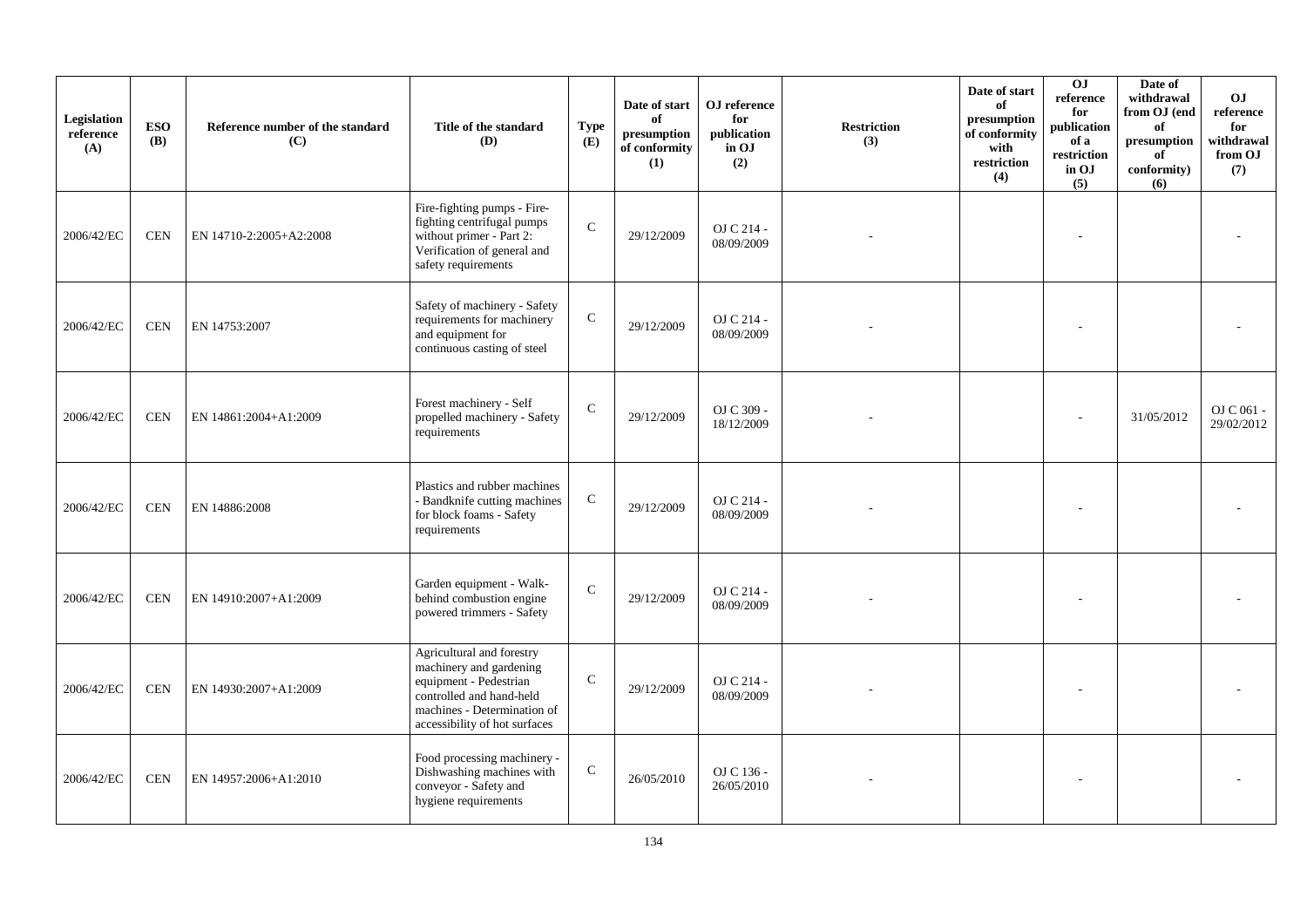| Legislation reference (A) | ESO (B) | Reference number of the standard (C) | Title of the standard (D) | Type (E) | Date of start of presumption of conformity (1) | OJ reference for publication in OJ (2) | Restriction (3) | Date of start of presumption of conformity with restriction (4) | OJ reference for publication of a restriction in OJ (5) | Date of withdrawal from OJ (end of presumption of conformity) (6) | OJ reference for withdrawal from OJ (7) |
|---|---|---|---|---|---|---|---|---|---|---|---|
| 2006/42/EC | CEN | EN 14710-2:2005+A2:2008 | Fire-fighting pumps - Fire-fighting centrifugal pumps without primer - Part 2: Verification of general and safety requirements | C | 29/12/2009 | OJ C 214 - 08/09/2009 | - | | - | | - |
| 2006/42/EC | CEN | EN 14753:2007 | Safety of machinery - Safety requirements for machinery and equipment for continuous casting of steel | C | 29/12/2009 | OJ C 214 - 08/09/2009 | - | | - | | - |
| 2006/42/EC | CEN | EN 14861:2004+A1:2009 | Forest machinery - Self propelled machinery - Safety requirements | C | 29/12/2009 | OJ C 309 - 18/12/2009 | - | | - | 31/05/2012 | OJ C 061 - 29/02/2012 |
| 2006/42/EC | CEN | EN 14886:2008 | Plastics and rubber machines - Bandknife cutting machines for block foams - Safety requirements | C | 29/12/2009 | OJ C 214 - 08/09/2009 | - | | - | | - |
| 2006/42/EC | CEN | EN 14910:2007+A1:2009 | Garden equipment - Walk-behind combustion engine powered trimmers - Safety | C | 29/12/2009 | OJ C 214 - 08/09/2009 | - | | - | | - |
| 2006/42/EC | CEN | EN 14930:2007+A1:2009 | Agricultural and forestry machinery and gardening equipment - Pedestrian controlled and hand-held machines - Determination of accessibility of hot surfaces | C | 29/12/2009 | OJ C 214 - 08/09/2009 | - | | - | | - |
| 2006/42/EC | CEN | EN 14957:2006+A1:2010 | Food processing machinery - Dishwashing machines with conveyor - Safety and hygiene requirements | C | 26/05/2010 | OJ C 136 - 26/05/2010 | - | | - | | - |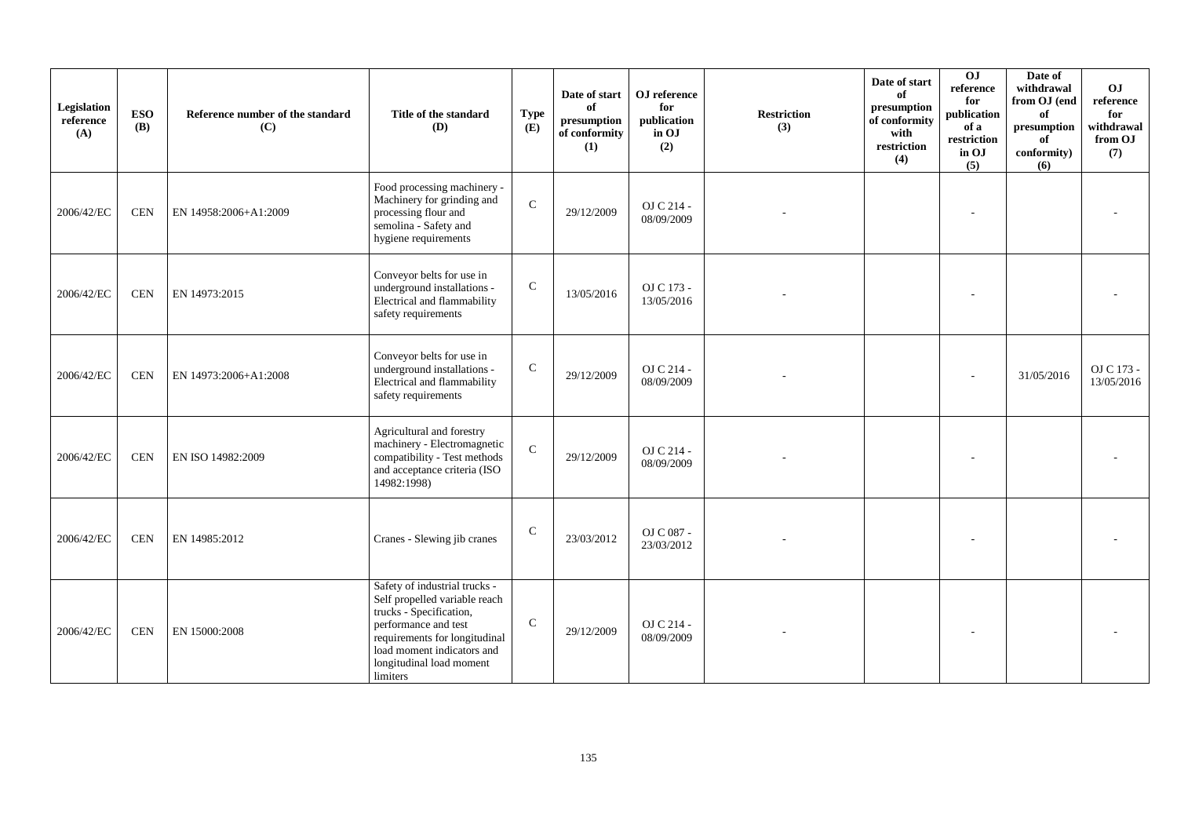| Legislation reference (A) | ESO (B) | Reference number of the standard (C) | Title of the standard (D) | Type (E) | Date of start of presumption of conformity (1) | OJ reference for publication in OJ (2) | Restriction (3) | Date of start of presumption of conformity with restriction (4) | OJ reference for publication of a restriction in OJ (5) | Date of withdrawal from OJ (end of presumption of conformity) (6) | OJ reference for withdrawal from OJ (7) |
|---|---|---|---|---|---|---|---|---|---|---|---|
| 2006/42/EC | CEN | EN 14958:2006+A1:2009 | Food processing machinery - Machinery for grinding and processing flour and semolina - Safety and hygiene requirements | C | 29/12/2009 | OJ C 214 - 08/09/2009 | - | | - | | - |
| 2006/42/EC | CEN | EN 14973:2015 | Conveyor belts for use in underground installations - Electrical and flammability safety requirements | C | 13/05/2016 | OJ C 173 - 13/05/2016 | - | | - | | - |
| 2006/42/EC | CEN | EN 14973:2006+A1:2008 | Conveyor belts for use in underground installations - Electrical and flammability safety requirements | C | 29/12/2009 | OJ C 214 - 08/09/2009 | - | | - | 31/05/2016 | OJ C 173 - 13/05/2016 |
| 2006/42/EC | CEN | EN ISO 14982:2009 | Agricultural and forestry machinery - Electromagnetic compatibility - Test methods and acceptance criteria (ISO 14982:1998) | C | 29/12/2009 | OJ C 214 - 08/09/2009 | - | | - | | - |
| 2006/42/EC | CEN | EN 14985:2012 | Cranes - Slewing jib cranes | C | 23/03/2012 | OJ C 087 - 23/03/2012 | - | | - | | - |
| 2006/42/EC | CEN | EN 15000:2008 | Safety of industrial trucks - Self propelled variable reach trucks - Specification, performance and test requirements for longitudinal load moment indicators and longitudinal load moment limiters | C | 29/12/2009 | OJ C 214 - 08/09/2009 | - | | - | | - |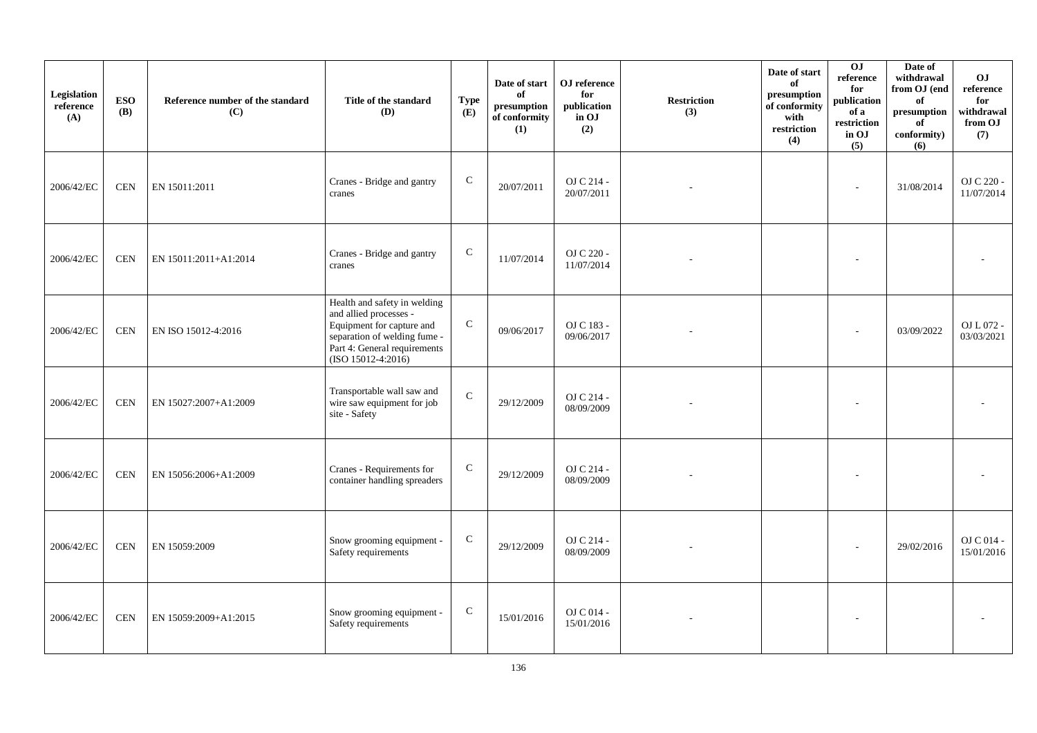| Legislation reference (A) | ESO (B) | Reference number of the standard (C) | Title of the standard (D) | Type (E) | Date of start of presumption of conformity (1) | OJ reference for publication in OJ (2) | Restriction (3) | Date of start of presumption of conformity with restriction (4) | OJ reference for publication of a restriction in OJ (5) | Date of withdrawal from OJ (end of presumption of conformity) (6) | OJ reference for withdrawal from OJ (7) |
|---|---|---|---|---|---|---|---|---|---|---|---|
| 2006/42/EC | CEN | EN 15011:2011 | Cranes - Bridge and gantry cranes | C | 20/07/2011 | OJ C 214 - 20/07/2011 | - | | - | 31/08/2014 | OJ C 220 - 11/07/2014 |
| 2006/42/EC | CEN | EN 15011:2011+A1:2014 | Cranes - Bridge and gantry cranes | C | 11/07/2014 | OJ C 220 - 11/07/2014 | - | | - | | - |
| 2006/42/EC | CEN | EN ISO 15012-4:2016 | Health and safety in welding and allied processes - Equipment for capture and separation of welding fume - Part 4: General requirements (ISO 15012-4:2016) | C | 09/06/2017 | OJ C 183 - 09/06/2017 | - | | - | 03/09/2022 | OJ L 072 - 03/03/2021 |
| 2006/42/EC | CEN | EN 15027:2007+A1:2009 | Transportable wall saw and wire saw equipment for job site - Safety | C | 29/12/2009 | OJ C 214 - 08/09/2009 | - | | - | | - |
| 2006/42/EC | CEN | EN 15056:2006+A1:2009 | Cranes - Requirements for container handling spreaders | C | 29/12/2009 | OJ C 214 - 08/09/2009 | - | | - | | - |
| 2006/42/EC | CEN | EN 15059:2009 | Snow grooming equipment - Safety requirements | C | 29/12/2009 | OJ C 214 - 08/09/2009 | - | | - | 29/02/2016 | OJ C 014 - 15/01/2016 |
| 2006/42/EC | CEN | EN 15059:2009+A1:2015 | Snow grooming equipment - Safety requirements | C | 15/01/2016 | OJ C 014 - 15/01/2016 | - | | - | | - |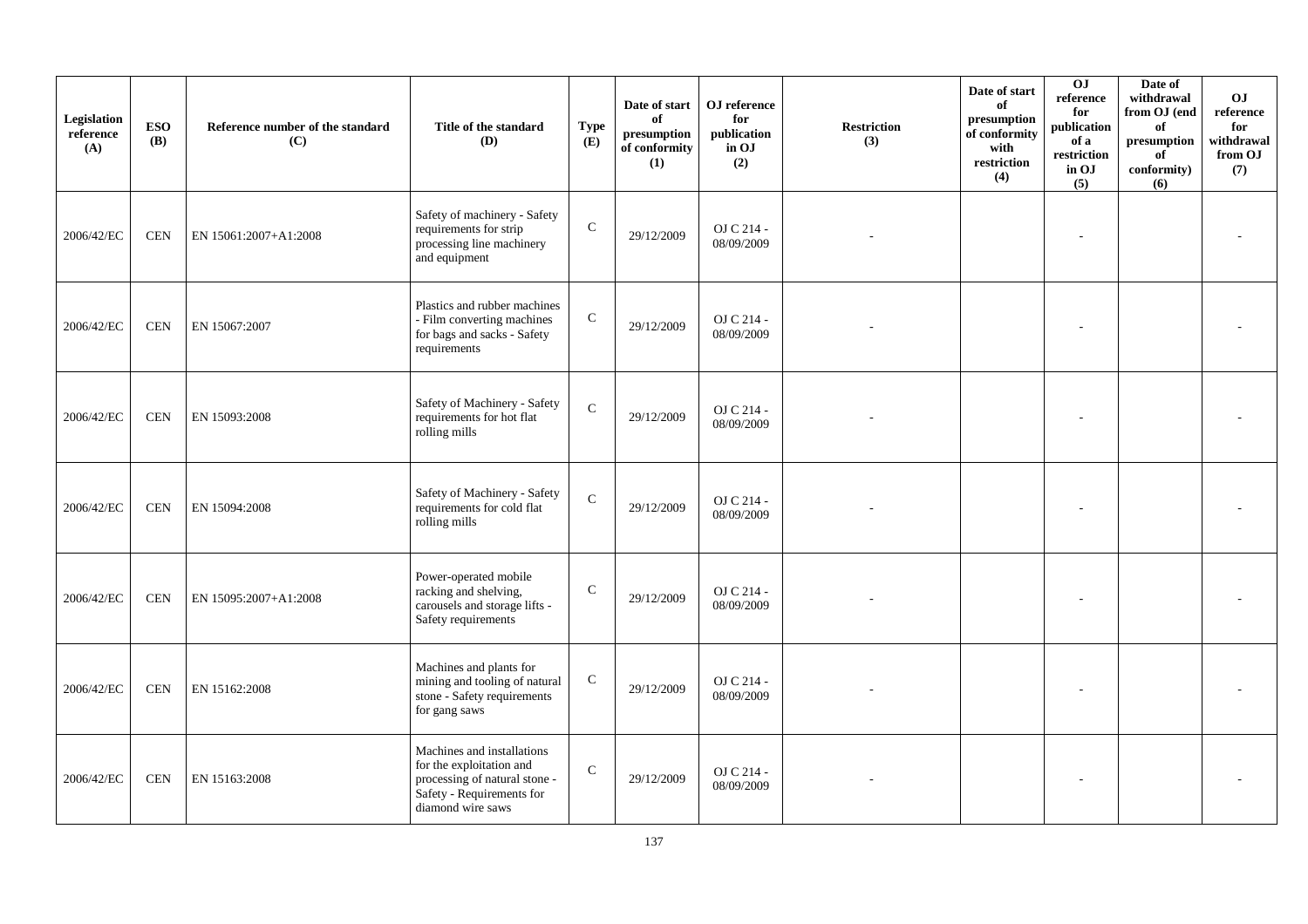| Legislation reference (A) | ESO (B) | Reference number of the standard (C) | Title of the standard (D) | Type (E) | Date of start of presumption of conformity (1) | OJ reference for publication in OJ (2) | Restriction (3) | Date of start of presumption of conformity with restriction (4) | OJ reference for publication of a restriction in OJ (5) | Date of withdrawal from OJ (end of presumption of conformity) (6) | OJ reference for withdrawal from OJ (7) |
|---|---|---|---|---|---|---|---|---|---|---|---|
| 2006/42/EC | CEN | EN 15061:2007+A1:2008 | Safety of machinery - Safety requirements for strip processing line machinery and equipment | C | 29/12/2009 | OJ C 214 - 08/09/2009 | - | | - | | - |
| 2006/42/EC | CEN | EN 15067:2007 | Plastics and rubber machines - Film converting machines for bags and sacks - Safety requirements | C | 29/12/2009 | OJ C 214 - 08/09/2009 | - | | - | | - |
| 2006/42/EC | CEN | EN 15093:2008 | Safety of Machinery - Safety requirements for hot flat rolling mills | C | 29/12/2009 | OJ C 214 - 08/09/2009 | - | | - | | - |
| 2006/42/EC | CEN | EN 15094:2008 | Safety of Machinery - Safety requirements for cold flat rolling mills | C | 29/12/2009 | OJ C 214 - 08/09/2009 | - | | - | | - |
| 2006/42/EC | CEN | EN 15095:2007+A1:2008 | Power-operated mobile racking and shelving, carousels and storage lifts - Safety requirements | C | 29/12/2009 | OJ C 214 - 08/09/2009 | - | | - | | - |
| 2006/42/EC | CEN | EN 15162:2008 | Machines and plants for mining and tooling of natural stone - Safety requirements for gang saws | C | 29/12/2009 | OJ C 214 - 08/09/2009 | - | | - | | - |
| 2006/42/EC | CEN | EN 15163:2008 | Machines and installations for the exploitation and processing of natural stone - Safety - Requirements for diamond wire saws | C | 29/12/2009 | OJ C 214 - 08/09/2009 | - | | - | | - |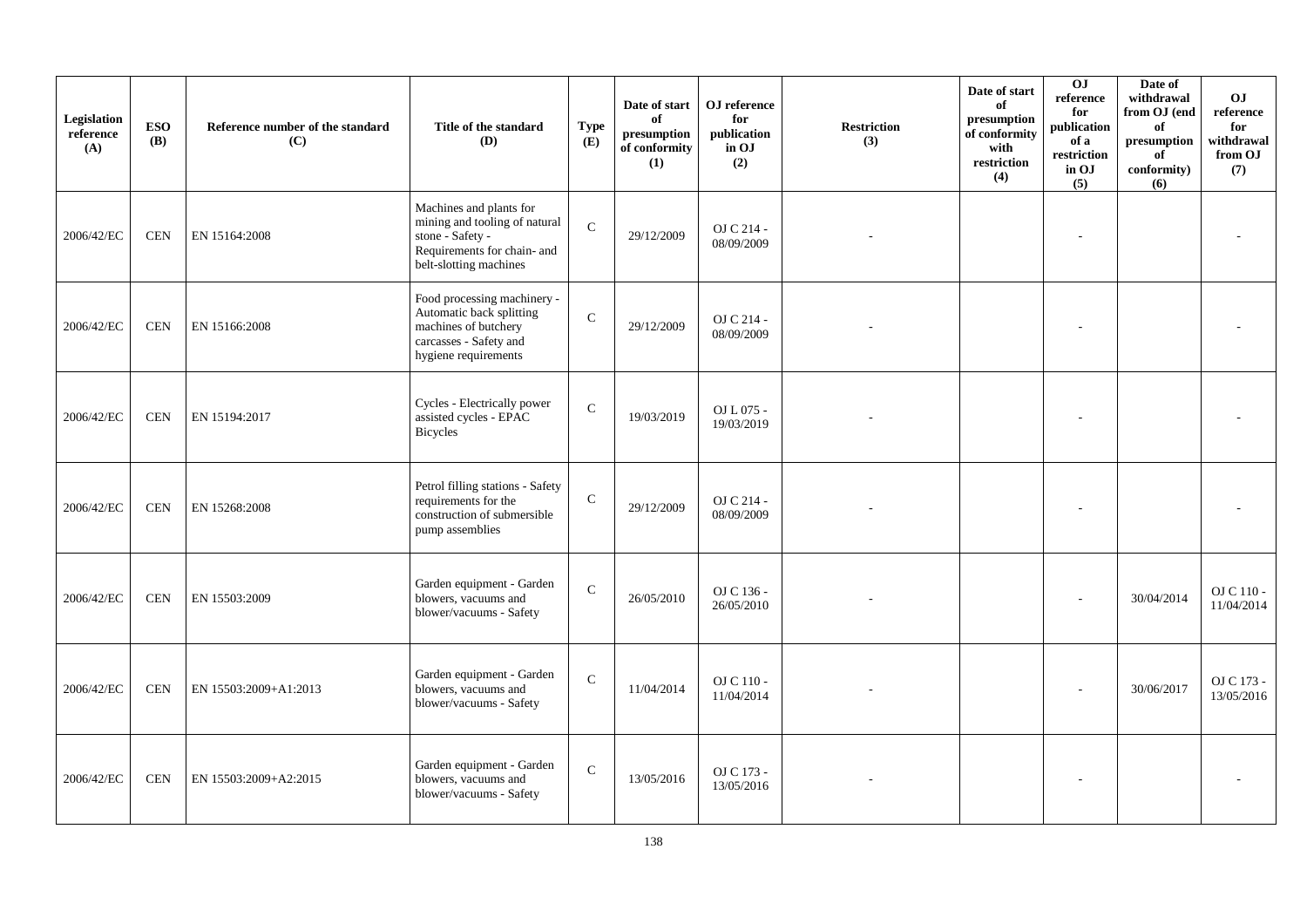| Legislation reference (A) | ESO (B) | Reference number of the standard (C) | Title of the standard (D) | Type (E) | Date of start of presumption of conformity (1) | OJ reference for publication in OJ (2) | Restriction (3) | Date of start of presumption of conformity with restriction (4) | OJ reference for publication of a restriction in OJ (5) | Date of withdrawal from OJ (end of presumption of conformity) (6) | OJ reference for withdrawal from OJ (7) |
|---|---|---|---|---|---|---|---|---|---|---|---|
| 2006/42/EC | CEN | EN 15164:2008 | Machines and plants for mining and tooling of natural stone - Safety - Requirements for chain- and belt-slotting machines | C | 29/12/2009 | OJ C 214 - 08/09/2009 | - | | - | | - |
| 2006/42/EC | CEN | EN 15166:2008 | Food processing machinery - Automatic back splitting machines of butchery carcasses - Safety and hygiene requirements | C | 29/12/2009 | OJ C 214 - 08/09/2009 | - | | - | | - |
| 2006/42/EC | CEN | EN 15194:2017 | Cycles - Electrically power assisted cycles - EPAC Bicycles | C | 19/03/2019 | OJ L 075 - 19/03/2019 | - | | - | | - |
| 2006/42/EC | CEN | EN 15268:2008 | Petrol filling stations - Safety requirements for the construction of submersible pump assemblies | C | 29/12/2009 | OJ C 214 - 08/09/2009 | - | | - | | - |
| 2006/42/EC | CEN | EN 15503:2009 | Garden equipment - Garden blowers, vacuums and blower/vacuums - Safety | C | 26/05/2010 | OJ C 136 - 26/05/2010 | - | | - | 30/04/2014 | OJ C 110 - 11/04/2014 |
| 2006/42/EC | CEN | EN 15503:2009+A1:2013 | Garden equipment - Garden blowers, vacuums and blower/vacuums - Safety | C | 11/04/2014 | OJ C 110 - 11/04/2014 | - | | - | 30/06/2017 | OJ C 173 - 13/05/2016 |
| 2006/42/EC | CEN | EN 15503:2009+A2:2015 | Garden equipment - Garden blowers, vacuums and blower/vacuums - Safety | C | 13/05/2016 | OJ C 173 - 13/05/2016 | - | | - | | - |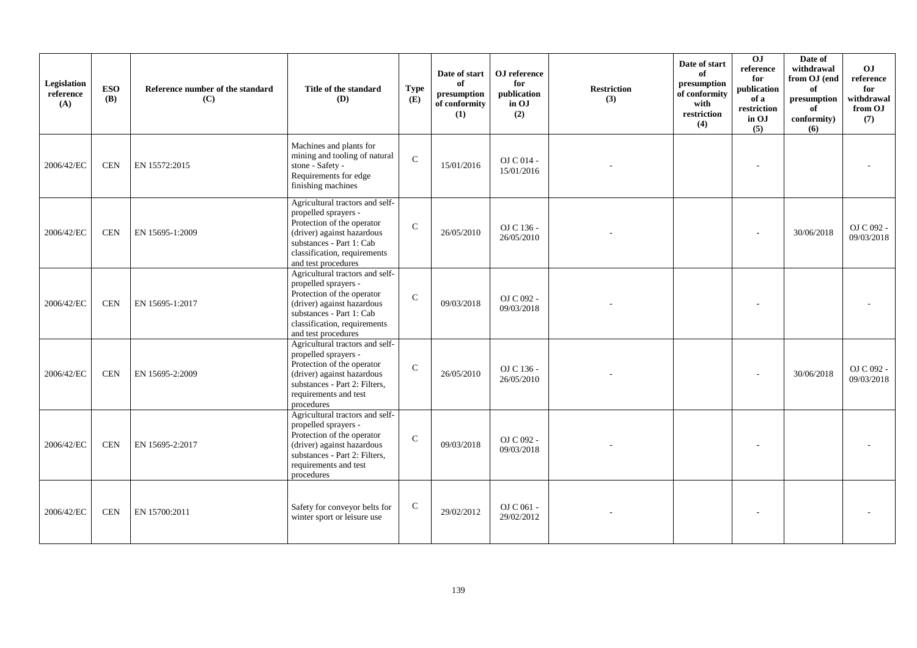| Legislation reference (A) | ESO (B) | Reference number of the standard (C) | Title of the standard (D) | Type (E) | Date of start of presumption of conformity (1) | OJ reference for publication in OJ (2) | Restriction (3) | Date of start of presumption of conformity with restriction (4) | OJ reference for publication of a restriction in OJ (5) | Date of withdrawal from OJ (end of presumption of conformity) (6) | OJ reference for withdrawal from OJ (7) |
|---|---|---|---|---|---|---|---|---|---|---|---|
| 2006/42/EC | CEN | EN 15572:2015 | Machines and plants for mining and tooling of natural stone - Safety - Requirements for edge finishing machines | C | 15/01/2016 | OJ C 014 - 15/01/2016 | - | | - | | - |
| 2006/42/EC | CEN | EN 15695-1:2009 | Agricultural tractors and self-propelled sprayers - Protection of the operator (driver) against hazardous substances - Part 1: Cab classification, requirements and test procedures | C | 26/05/2010 | OJ C 136 - 26/05/2010 | - | | - | 30/06/2018 | OJ C 092 - 09/03/2018 |
| 2006/42/EC | CEN | EN 15695-1:2017 | Agricultural tractors and self-propelled sprayers - Protection of the operator (driver) against hazardous substances - Part 1: Cab classification, requirements and test procedures | C | 09/03/2018 | OJ C 092 - 09/03/2018 | - | | - | | - |
| 2006/42/EC | CEN | EN 15695-2:2009 | Agricultural tractors and self-propelled sprayers - Protection of the operator (driver) against hazardous substances - Part 2: Filters, requirements and test procedures | C | 26/05/2010 | OJ C 136 - 26/05/2010 | - | | - | 30/06/2018 | OJ C 092 - 09/03/2018 |
| 2006/42/EC | CEN | EN 15695-2:2017 | Agricultural tractors and self-propelled sprayers - Protection of the operator (driver) against hazardous substances - Part 2: Filters, requirements and test procedures | C | 09/03/2018 | OJ C 092 - 09/03/2018 | - | | - | | - |
| 2006/42/EC | CEN | EN 15700:2011 | Safety for conveyor belts for winter sport or leisure use | C | 29/02/2012 | OJ C 061 - 29/02/2012 | - | | - | | - |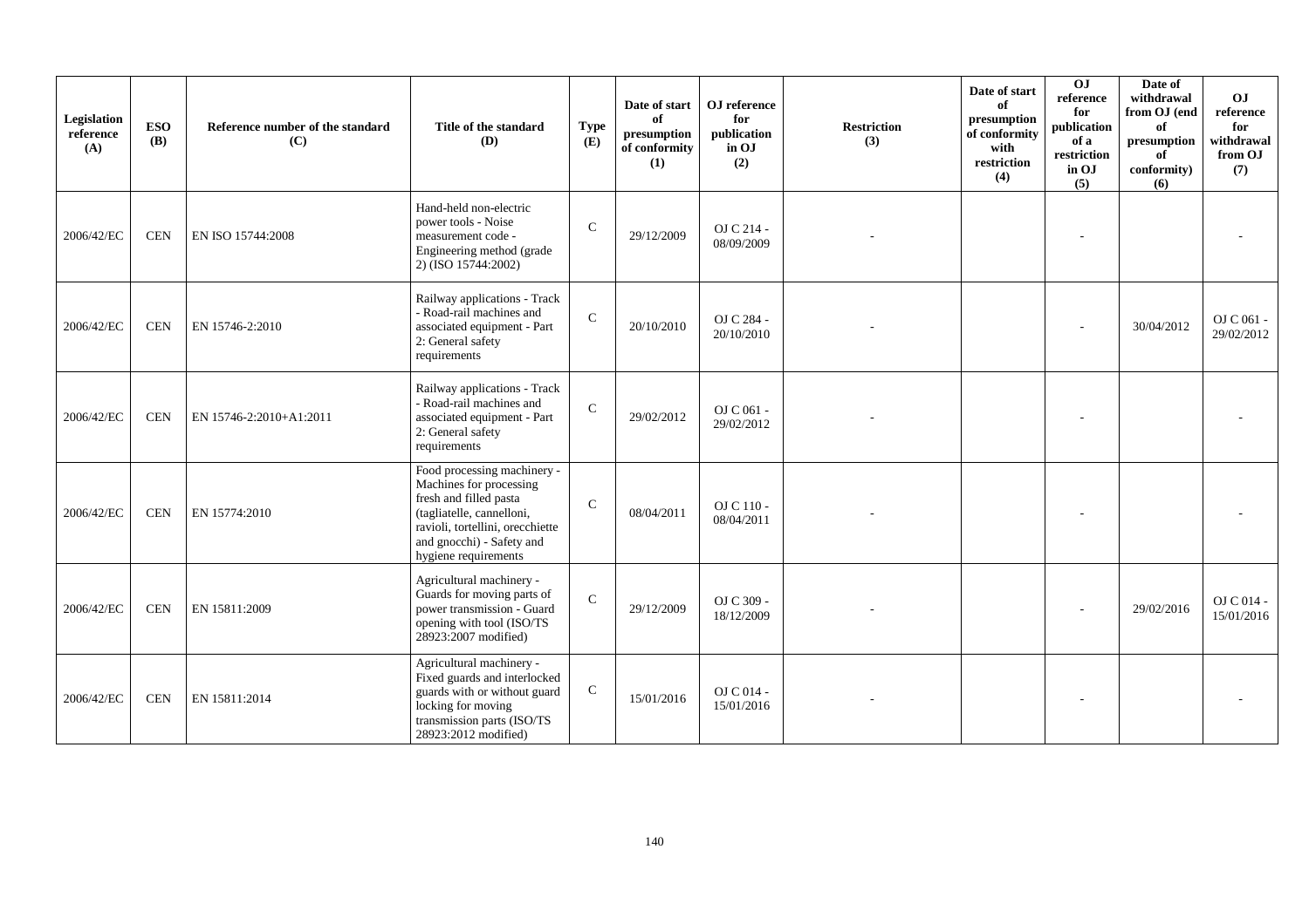| Legislation reference (A) | ESO (B) | Reference number of the standard (C) | Title of the standard (D) | Type (E) | Date of start of presumption of conformity (1) | OJ reference for publication in OJ (2) | Restriction (3) | Date of start of presumption of conformity with restriction (4) | OJ reference for publication of a restriction in OJ (5) | Date of withdrawal from OJ (end of presumption of conformity) (6) | OJ reference for withdrawal from OJ (7) |
|---|---|---|---|---|---|---|---|---|---|---|---|
| 2006/42/EC | CEN | EN ISO 15744:2008 | Hand-held non-electric power tools - Noise measurement code - Engineering method (grade 2) (ISO 15744:2002) | C | 29/12/2009 | OJ C 214 - 08/09/2009 | - | | - | | - |
| 2006/42/EC | CEN | EN 15746-2:2010 | Railway applications - Track - Road-rail machines and associated equipment - Part 2: General safety requirements | C | 20/10/2010 | OJ C 284 - 20/10/2010 | - | | - | 30/04/2012 | OJ C 061 - 29/02/2012 |
| 2006/42/EC | CEN | EN 15746-2:2010+A1:2011 | Railway applications - Track - Road-rail machines and associated equipment - Part 2: General safety requirements | C | 29/02/2012 | OJ C 061 - 29/02/2012 | - | | - | | - |
| 2006/42/EC | CEN | EN 15774:2010 | Food processing machinery - Machines for processing fresh and filled pasta (tagliatelle, cannelloni, ravioli, tortellini, orecchiette and gnocchi) - Safety and hygiene requirements | C | 08/04/2011 | OJ C 110 - 08/04/2011 | - | | - | | - |
| 2006/42/EC | CEN | EN 15811:2009 | Agricultural machinery - Guards for moving parts of power transmission - Guard opening with tool (ISO/TS 28923:2007 modified) | C | 29/12/2009 | OJ C 309 - 18/12/2009 | - | | - | 29/02/2016 | OJ C 014 - 15/01/2016 |
| 2006/42/EC | CEN | EN 15811:2014 | Agricultural machinery - Fixed guards and interlocked guards with or without guard locking for moving transmission parts (ISO/TS 28923:2012 modified) | C | 15/01/2016 | OJ C 014 - 15/01/2016 | - | | - | | - |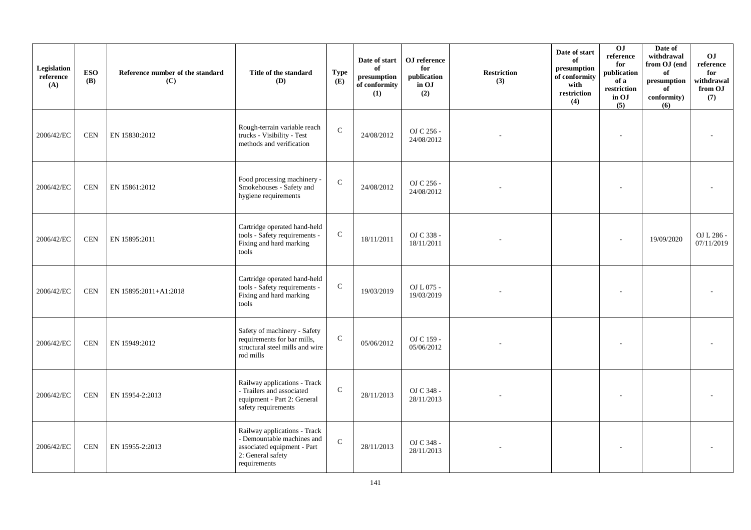| Legislation reference (A) | ESO (B) | Reference number of the standard (C) | Title of the standard (D) | Type (E) | Date of start of presumption of conformity (1) | OJ reference for publication in OJ (2) | Restriction (3) | Date of start of presumption of conformity with restriction (4) | OJ reference for publication of a restriction in OJ (5) | Date of withdrawal from OJ (end of presumption of conformity) (6) | OJ reference for withdrawal from OJ (7) |
|---|---|---|---|---|---|---|---|---|---|---|---|
| 2006/42/EC | CEN | EN 15830:2012 | Rough-terrain variable reach trucks - Visibility - Test methods and verification | C | 24/08/2012 | OJ C 256 - 24/08/2012 | - | | - | | - |
| 2006/42/EC | CEN | EN 15861:2012 | Food processing machinery - Smokehouses - Safety and hygiene requirements | C | 24/08/2012 | OJ C 256 - 24/08/2012 | - | | - | | - |
| 2006/42/EC | CEN | EN 15895:2011 | Cartridge operated hand-held tools - Safety requirements - Fixing and hard marking tools | C | 18/11/2011 | OJ C 338 - 18/11/2011 | - | | - | 19/09/2020 | OJ L 286 - 07/11/2019 |
| 2006/42/EC | CEN | EN 15895:2011+A1:2018 | Cartridge operated hand-held tools - Safety requirements - Fixing and hard marking tools | C | 19/03/2019 | OJ L 075 - 19/03/2019 | - | | - | | - |
| 2006/42/EC | CEN | EN 15949:2012 | Safety of machinery - Safety requirements for bar mills, structural steel mills and wire rod mills | C | 05/06/2012 | OJ C 159 - 05/06/2012 | - | | - | | - |
| 2006/42/EC | CEN | EN 15954-2:2013 | Railway applications - Track - Trailers and associated equipment - Part 2: General safety requirements | C | 28/11/2013 | OJ C 348 - 28/11/2013 | - | | - | | - |
| 2006/42/EC | CEN | EN 15955-2:2013 | Railway applications - Track - Demountable machines and associated equipment - Part 2: General safety requirements | C | 28/11/2013 | OJ C 348 - 28/11/2013 | - | | - | | - |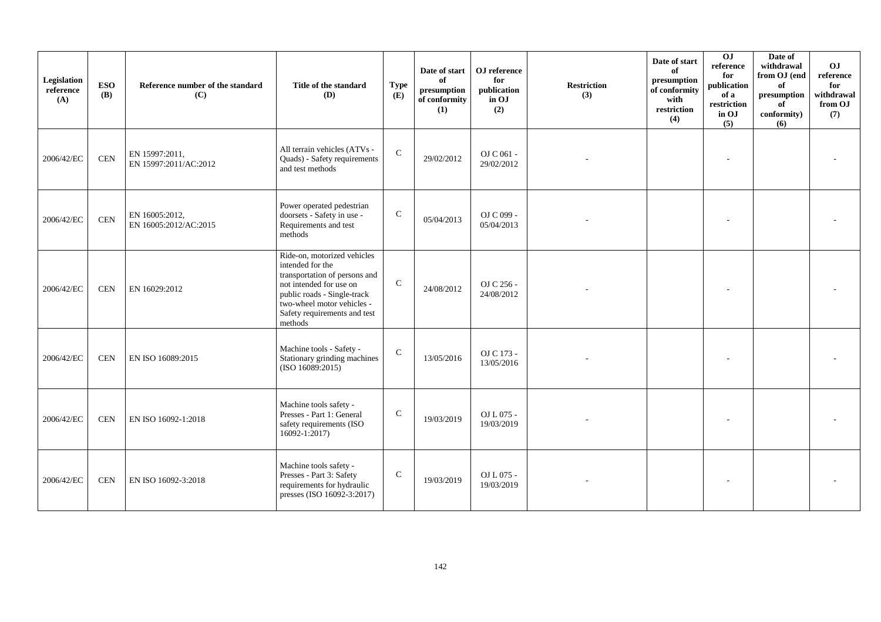| Legislation reference (A) | ESO (B) | Reference number of the standard (C) | Title of the standard (D) | Type (E) | Date of start of presumption of conformity (1) | OJ reference for publication in OJ (2) | Restriction (3) | Date of start of presumption of conformity with restriction (4) | OJ reference for publication of a restriction in OJ (5) | Date of withdrawal from OJ (end of presumption of conformity) (6) | OJ reference for withdrawal from OJ (7) |
|---|---|---|---|---|---|---|---|---|---|---|---|
| 2006/42/EC | CEN | EN 15997:2011, EN 15997:2011/AC:2012 | All terrain vehicles (ATVs - Quads) - Safety requirements and test methods | C | 29/02/2012 | OJ C 061 - 29/02/2012 | - | | - | | - |
| 2006/42/EC | CEN | EN 16005:2012, EN 16005:2012/AC:2015 | Power operated pedestrian doorsets - Safety in use - Requirements and test methods | C | 05/04/2013 | OJ C 099 - 05/04/2013 | - | | - | | - |
| 2006/42/EC | CEN | EN 16029:2012 | Ride-on, motorized vehicles intended for the transportation of persons and not intended for use on public roads - Single-track two-wheel motor vehicles - Safety requirements and test methods | C | 24/08/2012 | OJ C 256 - 24/08/2012 | - | | - | | - |
| 2006/42/EC | CEN | EN ISO 16089:2015 | Machine tools - Safety - Stationary grinding machines (ISO 16089:2015) | C | 13/05/2016 | OJ C 173 - 13/05/2016 | - | | - | | - |
| 2006/42/EC | CEN | EN ISO 16092-1:2018 | Machine tools safety - Presses - Part 1: General safety requirements (ISO 16092-1:2017) | C | 19/03/2019 | OJ L 075 - 19/03/2019 | - | | - | | - |
| 2006/42/EC | CEN | EN ISO 16092-3:2018 | Machine tools safety - Presses - Part 3: Safety requirements for hydraulic presses (ISO 16092-3:2017) | C | 19/03/2019 | OJ L 075 - 19/03/2019 | - | | - | | - |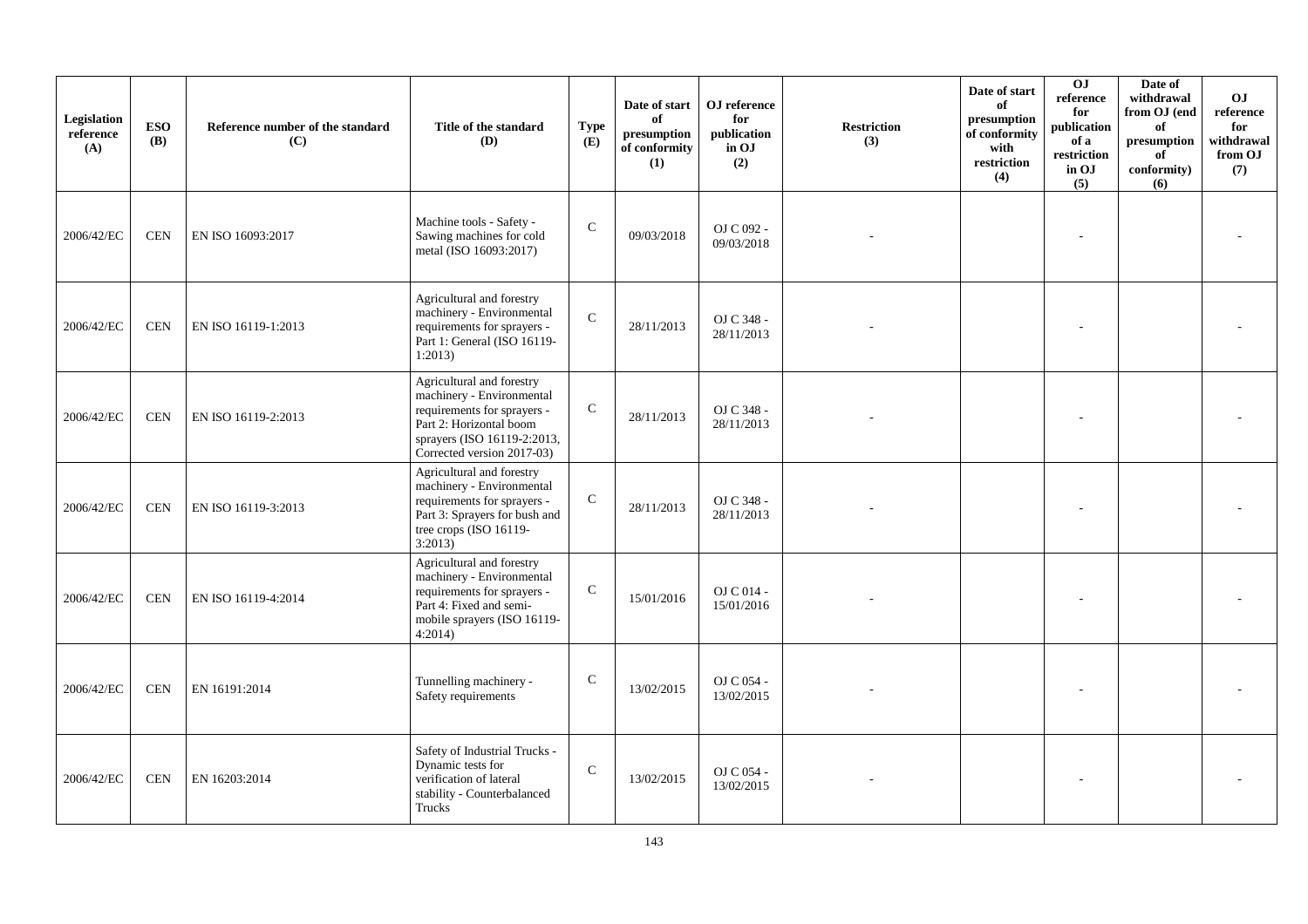| Legislation reference (A) | ESO (B) | Reference number of the standard (C) | Title of the standard (D) | Type (E) | Date of start of presumption of conformity (1) | OJ reference for publication in OJ (2) | Restriction (3) | Date of start of presumption of conformity with restriction (4) | OJ reference for publication of a restriction in OJ (5) | Date of withdrawal from OJ (end of presumption of conformity) (6) | OJ reference for withdrawal from OJ (7) |
|---|---|---|---|---|---|---|---|---|---|---|---|
| 2006/42/EC | CEN | EN ISO 16093:2017 | Machine tools - Safety - Sawing machines for cold metal (ISO 16093:2017) | C | 09/03/2018 | OJ C 092 - 09/03/2018 | - | | - | | - |
| 2006/42/EC | CEN | EN ISO 16119-1:2013 | Agricultural and forestry machinery - Environmental requirements for sprayers - Part 1: General (ISO 16119-1:2013) | C | 28/11/2013 | OJ C 348 - 28/11/2013 | - | | - | | - |
| 2006/42/EC | CEN | EN ISO 16119-2:2013 | Agricultural and forestry machinery - Environmental requirements for sprayers - Part 2: Horizontal boom sprayers (ISO 16119-2:2013, Corrected version 2017-03) | C | 28/11/2013 | OJ C 348 - 28/11/2013 | - | | - | | - |
| 2006/42/EC | CEN | EN ISO 16119-3:2013 | Agricultural and forestry machinery - Environmental requirements for sprayers - Part 3: Sprayers for bush and tree crops (ISO 16119-3:2013) | C | 28/11/2013 | OJ C 348 - 28/11/2013 | - | | - | | - |
| 2006/42/EC | CEN | EN ISO 16119-4:2014 | Agricultural and forestry machinery - Environmental requirements for sprayers - Part 4: Fixed and semi-mobile sprayers (ISO 16119-4:2014) | C | 15/01/2016 | OJ C 014 - 15/01/2016 | - | | - | | - |
| 2006/42/EC | CEN | EN 16191:2014 | Tunnelling machinery - Safety requirements | C | 13/02/2015 | OJ C 054 - 13/02/2015 | - | | - | | - |
| 2006/42/EC | CEN | EN 16203:2014 | Safety of Industrial Trucks - Dynamic tests for verification of lateral stability - Counterbalanced Trucks | C | 13/02/2015 | OJ C 054 - 13/02/2015 | - | | - | | - |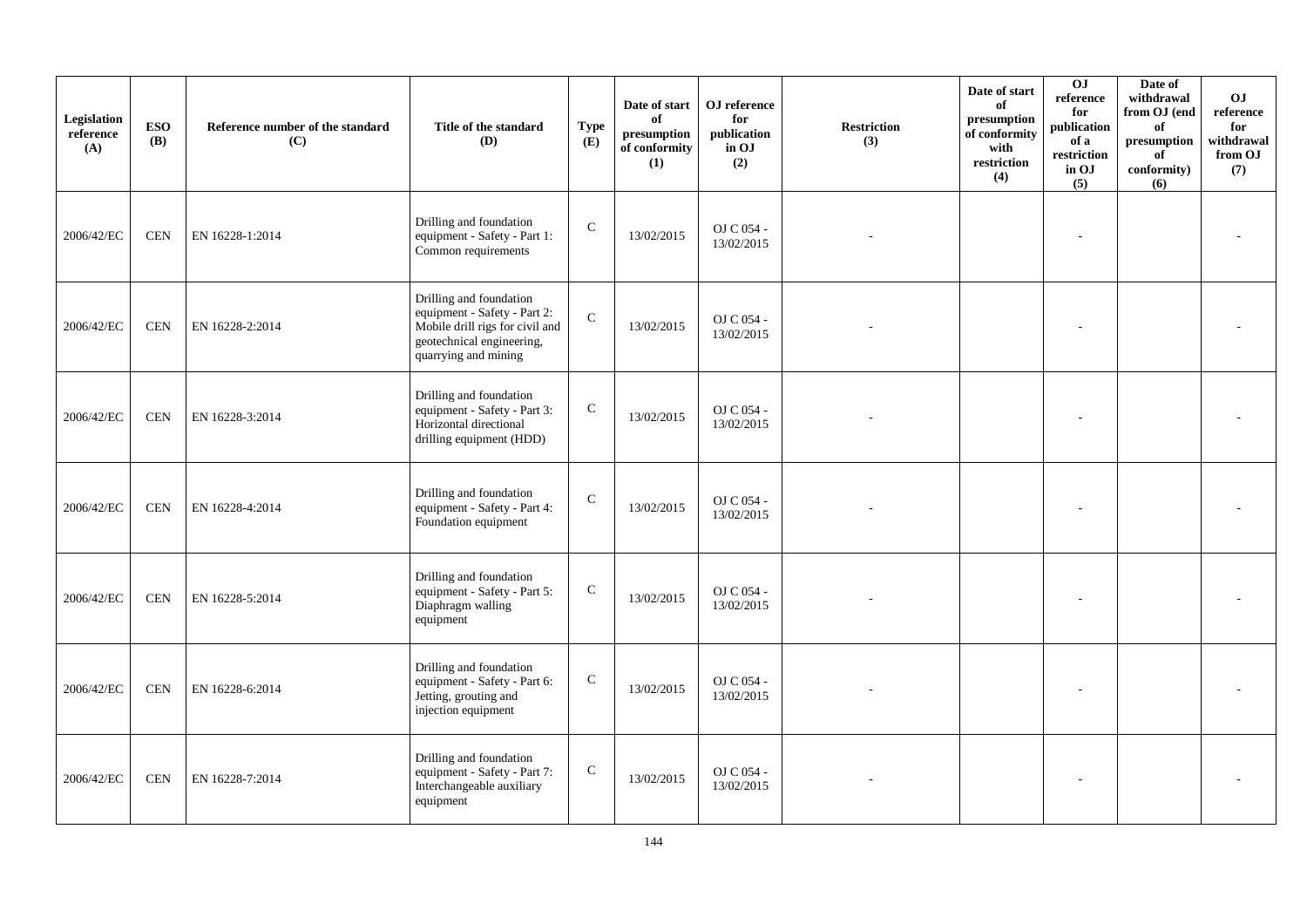| Legislation reference (A) | ESO (B) | Reference number of the standard (C) | Title of the standard (D) | Type (E) | Date of start of presumption of conformity (1) | OJ reference for publication in OJ (2) | Restriction (3) | Date of start of presumption of conformity with restriction (4) | OJ reference for publication of a restriction in OJ (5) | Date of withdrawal from OJ (end of presumption of conformity) (6) | OJ reference for withdrawal from OJ (7) |
|---|---|---|---|---|---|---|---|---|---|---|---|
| 2006/42/EC | CEN | EN 16228-1:2014 | Drilling and foundation equipment - Safety - Part 1: Common requirements | C | 13/02/2015 | OJ C 054 - 13/02/2015 | - | | - | | - |
| 2006/42/EC | CEN | EN 16228-2:2014 | Drilling and foundation equipment - Safety - Part 2: Mobile drill rigs for civil and geotechnical engineering, quarrying and mining | C | 13/02/2015 | OJ C 054 - 13/02/2015 | - | | - | | - |
| 2006/42/EC | CEN | EN 16228-3:2014 | Drilling and foundation equipment - Safety - Part 3: Horizontal directional drilling equipment (HDD) | C | 13/02/2015 | OJ C 054 - 13/02/2015 | - | | - | | - |
| 2006/42/EC | CEN | EN 16228-4:2014 | Drilling and foundation equipment - Safety - Part 4: Foundation equipment | C | 13/02/2015 | OJ C 054 - 13/02/2015 | - | | - | | - |
| 2006/42/EC | CEN | EN 16228-5:2014 | Drilling and foundation equipment - Safety - Part 5: Diaphragm walling equipment | C | 13/02/2015 | OJ C 054 - 13/02/2015 | - | | - | | - |
| 2006/42/EC | CEN | EN 16228-6:2014 | Drilling and foundation equipment - Safety - Part 6: Jetting, grouting and injection equipment | C | 13/02/2015 | OJ C 054 - 13/02/2015 | - | | - | | - |
| 2006/42/EC | CEN | EN 16228-7:2014 | Drilling and foundation equipment - Safety - Part 7: Interchangeable auxiliary equipment | C | 13/02/2015 | OJ C 054 - 13/02/2015 | - | | - | | - |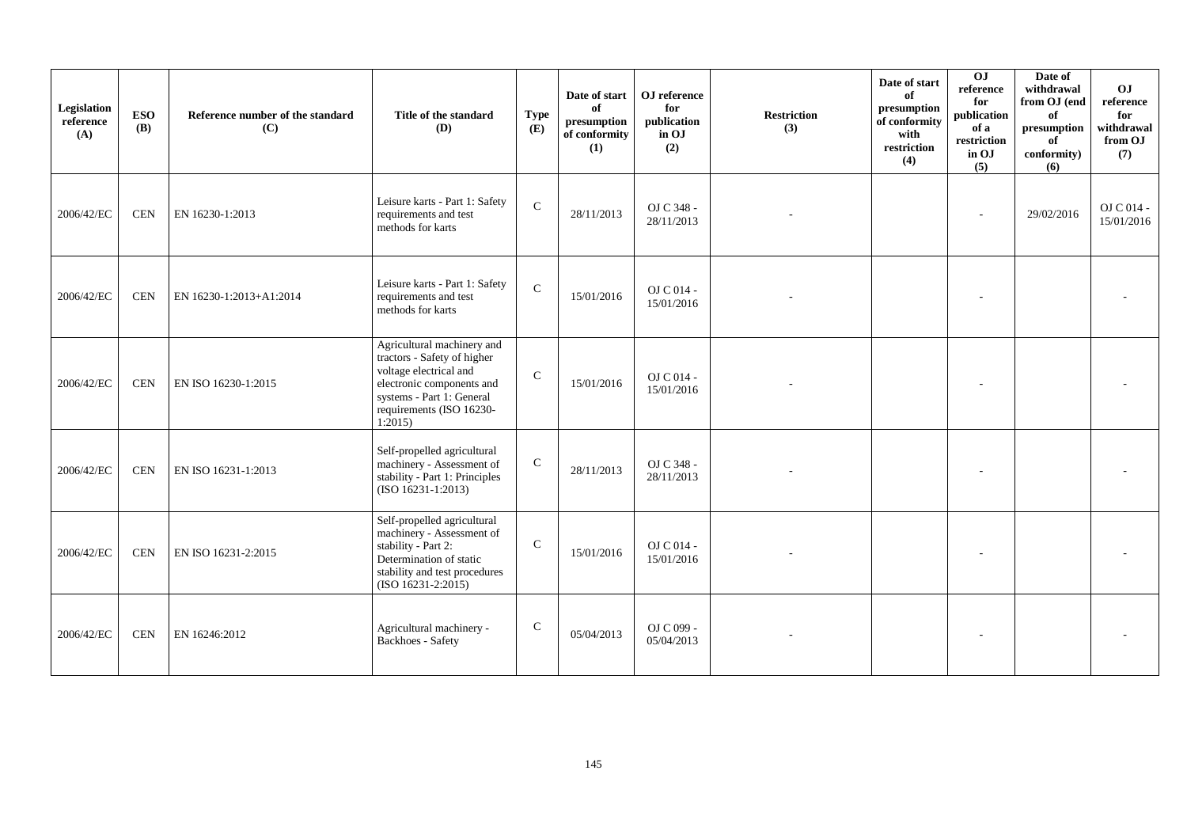| Legislation reference (A) | ESO (B) | Reference number of the standard (C) | Title of the standard (D) | Type (E) | Date of start of presumption of conformity (1) | OJ reference for publication in OJ (2) | Restriction (3) | Date of start of presumption of conformity with restriction (4) | OJ reference for publication of a restriction in OJ (5) | Date of withdrawal from OJ (end of presumption of conformity) (6) | OJ reference for withdrawal from OJ (7) |
|---|---|---|---|---|---|---|---|---|---|---|---|
| 2006/42/EC | CEN | EN 16230-1:2013 | Leisure karts - Part 1: Safety requirements and test methods for karts | C | 28/11/2013 | OJ C 348 - 28/11/2013 | - | | - | 29/02/2016 | OJ C 014 - 15/01/2016 |
| 2006/42/EC | CEN | EN 16230-1:2013+A1:2014 | Leisure karts - Part 1: Safety requirements and test methods for karts | C | 15/01/2016 | OJ C 014 - 15/01/2016 | - | | - | | - |
| 2006/42/EC | CEN | EN ISO 16230-1:2015 | Agricultural machinery and tractors - Safety of higher voltage electrical and electronic components and systems - Part 1: General requirements (ISO 16230-1:2015) | C | 15/01/2016 | OJ C 014 - 15/01/2016 | - | | - | | - |
| 2006/42/EC | CEN | EN ISO 16231-1:2013 | Self-propelled agricultural machinery - Assessment of stability - Part 1: Principles (ISO 16231-1:2013) | C | 28/11/2013 | OJ C 348 - 28/11/2013 | - | | - | | - |
| 2006/42/EC | CEN | EN ISO 16231-2:2015 | Self-propelled agricultural machinery - Assessment of stability - Part 2: Determination of static stability and test procedures (ISO 16231-2:2015) | C | 15/01/2016 | OJ C 014 - 15/01/2016 | - | | - | | - |
| 2006/42/EC | CEN | EN 16246:2012 | Agricultural machinery - Backhoes - Safety | C | 05/04/2013 | OJ C 099 - 05/04/2013 | - | | - | | - |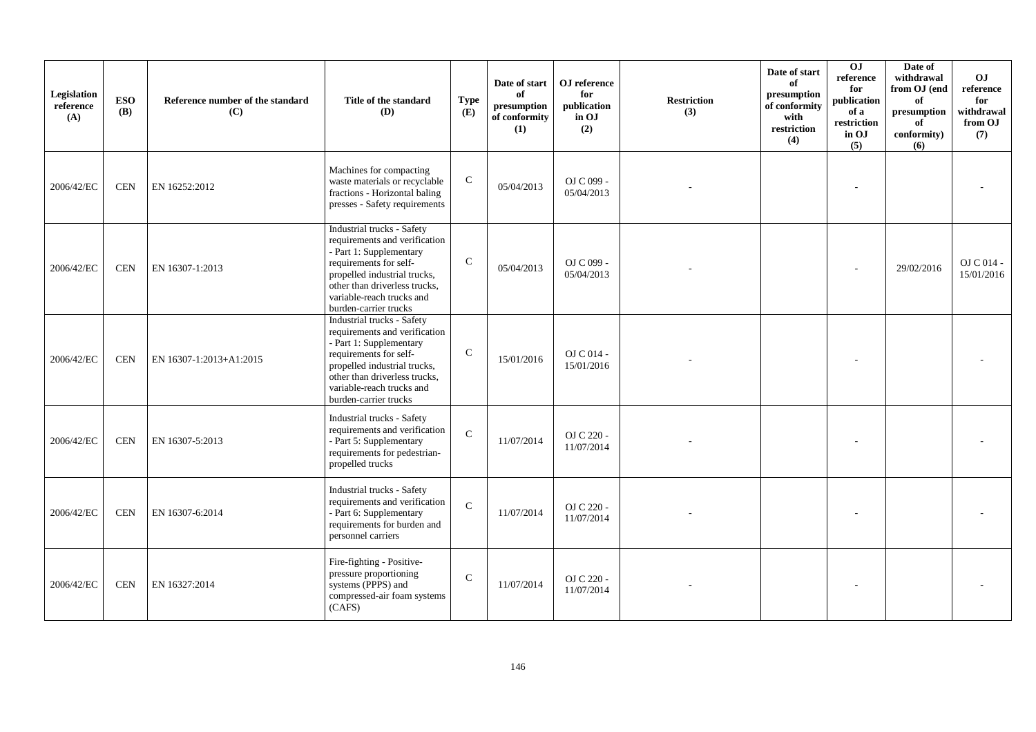| Legislation reference (A) | ESO (B) | Reference number of the standard (C) | Title of the standard (D) | Type (E) | Date of start of presumption of conformity (1) | OJ reference for publication in OJ (2) | Restriction (3) | Date of start of presumption of conformity with restriction (4) | OJ reference for publication of a restriction in OJ (5) | Date of withdrawal from OJ (end of presumption of conformity) (6) | OJ reference for withdrawal from OJ (7) |
|---|---|---|---|---|---|---|---|---|---|---|---|
| 2006/42/EC | CEN | EN 16252:2012 | Machines for compacting waste materials or recyclable fractions - Horizontal baling presses - Safety requirements | C | 05/04/2013 | OJ C 099 - 05/04/2013 | - | | - | | - |
| 2006/42/EC | CEN | EN 16307-1:2013 | Industrial trucks - Safety requirements and verification - Part 1: Supplementary requirements for self-propelled industrial trucks, other than driverless trucks, variable-reach trucks and burden-carrier trucks | C | 05/04/2013 | OJ C 099 - 05/04/2013 | - | | - | 29/02/2016 | OJ C 014 - 15/01/2016 |
| 2006/42/EC | CEN | EN 16307-1:2013+A1:2015 | Industrial trucks - Safety requirements and verification - Part 1: Supplementary requirements for self-propelled industrial trucks, other than driverless trucks, variable-reach trucks and burden-carrier trucks | C | 15/01/2016 | OJ C 014 - 15/01/2016 | - | | - | | - |
| 2006/42/EC | CEN | EN 16307-5:2013 | Industrial trucks - Safety requirements and verification - Part 5: Supplementary requirements for pedestrian-propelled trucks | C | 11/07/2014 | OJ C 220 - 11/07/2014 | - | | - | | - |
| 2006/42/EC | CEN | EN 16307-6:2014 | Industrial trucks - Safety requirements and verification - Part 6: Supplementary requirements for burden and personnel carriers | C | 11/07/2014 | OJ C 220 - 11/07/2014 | - | | - | | - |
| 2006/42/EC | CEN | EN 16327:2014 | Fire-fighting - Positive-pressure proportioning systems (PPPS) and compressed-air foam systems (CAFS) | C | 11/07/2014 | OJ C 220 - 11/07/2014 | - | | - | | - |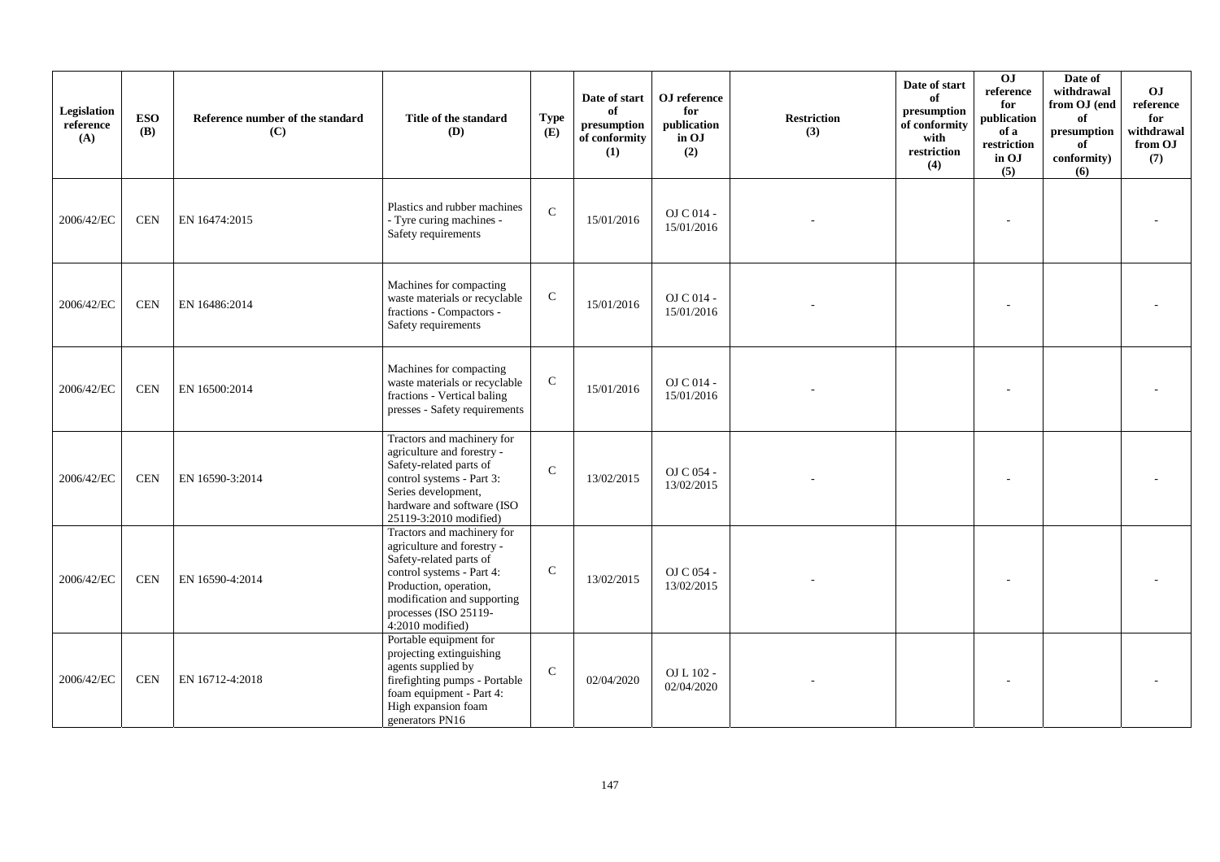| Legislation reference (A) | ESO (B) | Reference number of the standard (C) | Title of the standard (D) | Type (E) | Date of start of presumption of conformity (1) | OJ reference for publication in OJ (2) | Restriction (3) | Date of start of presumption of conformity with restriction (4) | OJ reference for publication of a restriction in OJ (5) | Date of withdrawal from OJ (end of presumption of conformity) (6) | OJ reference for withdrawal from OJ (7) |
|---|---|---|---|---|---|---|---|---|---|---|---|
| 2006/42/EC | CEN | EN 16474:2015 | Plastics and rubber machines - Tyre curing machines - Safety requirements | C | 15/01/2016 | OJ C 014 - 15/01/2016 | - | | - | | - |
| 2006/42/EC | CEN | EN 16486:2014 | Machines for compacting waste materials or recyclable fractions - Compactors - Safety requirements | C | 15/01/2016 | OJ C 014 - 15/01/2016 | - | | - | | - |
| 2006/42/EC | CEN | EN 16500:2014 | Machines for compacting waste materials or recyclable fractions - Vertical baling presses - Safety requirements | C | 15/01/2016 | OJ C 014 - 15/01/2016 | - | | - | | - |
| 2006/42/EC | CEN | EN 16590-3:2014 | Tractors and machinery for agriculture and forestry - Safety-related parts of control systems - Part 3: Series development, hardware and software (ISO 25119-3:2010 modified) | C | 13/02/2015 | OJ C 054 - 13/02/2015 | - | | - | | - |
| 2006/42/EC | CEN | EN 16590-4:2014 | Tractors and machinery for agriculture and forestry - Safety-related parts of control systems - Part 4: Production, operation, modification and supporting processes (ISO 25119-4:2010 modified) | C | 13/02/2015 | OJ C 054 - 13/02/2015 | - | | - | | - |
| 2006/42/EC | CEN | EN 16712-4:2018 | Portable equipment for projecting extinguishing agents supplied by firefighting pumps - Portable foam equipment - Part 4: High expansion foam generators PN16 | C | 02/04/2020 | OJ L 102 - 02/04/2020 | - | | - | | - |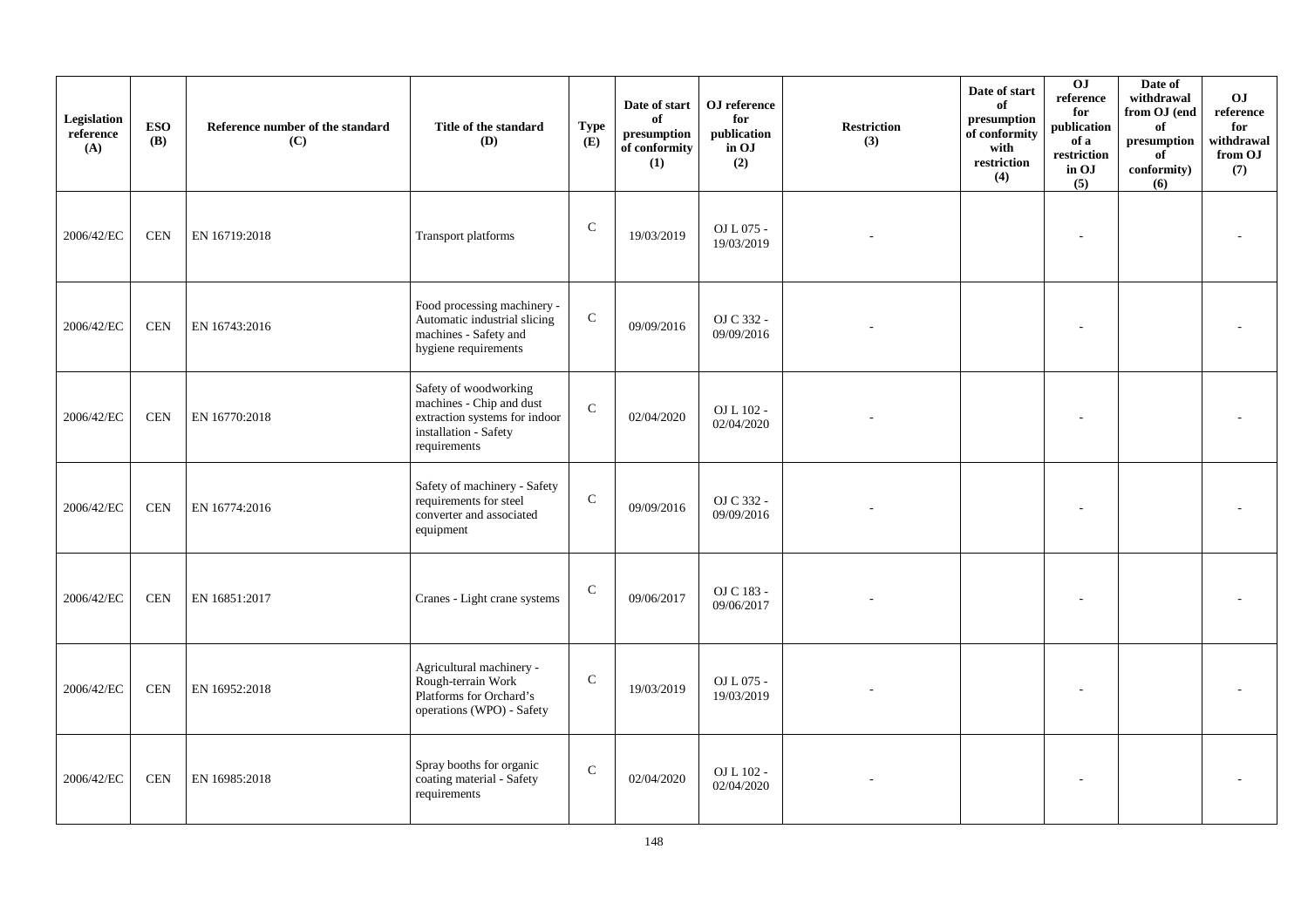| Legislation reference (A) | ESO (B) | Reference number of the standard (C) | Title of the standard (D) | Type (E) | Date of start of presumption of conformity (1) | OJ reference for publication in OJ (2) | Restriction (3) | Date of start of presumption of conformity with restriction (4) | OJ reference for publication of a restriction in OJ (5) | Date of withdrawal from OJ (end of presumption of conformity) (6) | OJ reference for withdrawal from OJ (7) |
|---|---|---|---|---|---|---|---|---|---|---|---|
| 2006/42/EC | CEN | EN 16719:2018 | Transport platforms | C | 19/03/2019 | OJ L 075 - 19/03/2019 | - | | - | | - |
| 2006/42/EC | CEN | EN 16743:2016 | Food processing machinery - Automatic industrial slicing machines - Safety and hygiene requirements | C | 09/09/2016 | OJ C 332 - 09/09/2016 | - | | - | | - |
| 2006/42/EC | CEN | EN 16770:2018 | Safety of woodworking machines - Chip and dust extraction systems for indoor installation - Safety requirements | C | 02/04/2020 | OJ L 102 - 02/04/2020 | - | | - | | - |
| 2006/42/EC | CEN | EN 16774:2016 | Safety of machinery - Safety requirements for steel converter and associated equipment | C | 09/09/2016 | OJ C 332 - 09/09/2016 | - | | - | | - |
| 2006/42/EC | CEN | EN 16851:2017 | Cranes - Light crane systems | C | 09/06/2017 | OJ C 183 - 09/06/2017 | - | | - | | - |
| 2006/42/EC | CEN | EN 16952:2018 | Agricultural machinery - Rough-terrain Work Platforms for Orchard's operations (WPO) - Safety | C | 19/03/2019 | OJ L 075 - 19/03/2019 | - | | - | | - |
| 2006/42/EC | CEN | EN 16985:2018 | Spray booths for organic coating material - Safety requirements | C | 02/04/2020 | OJ L 102 - 02/04/2020 | - | | - | | - |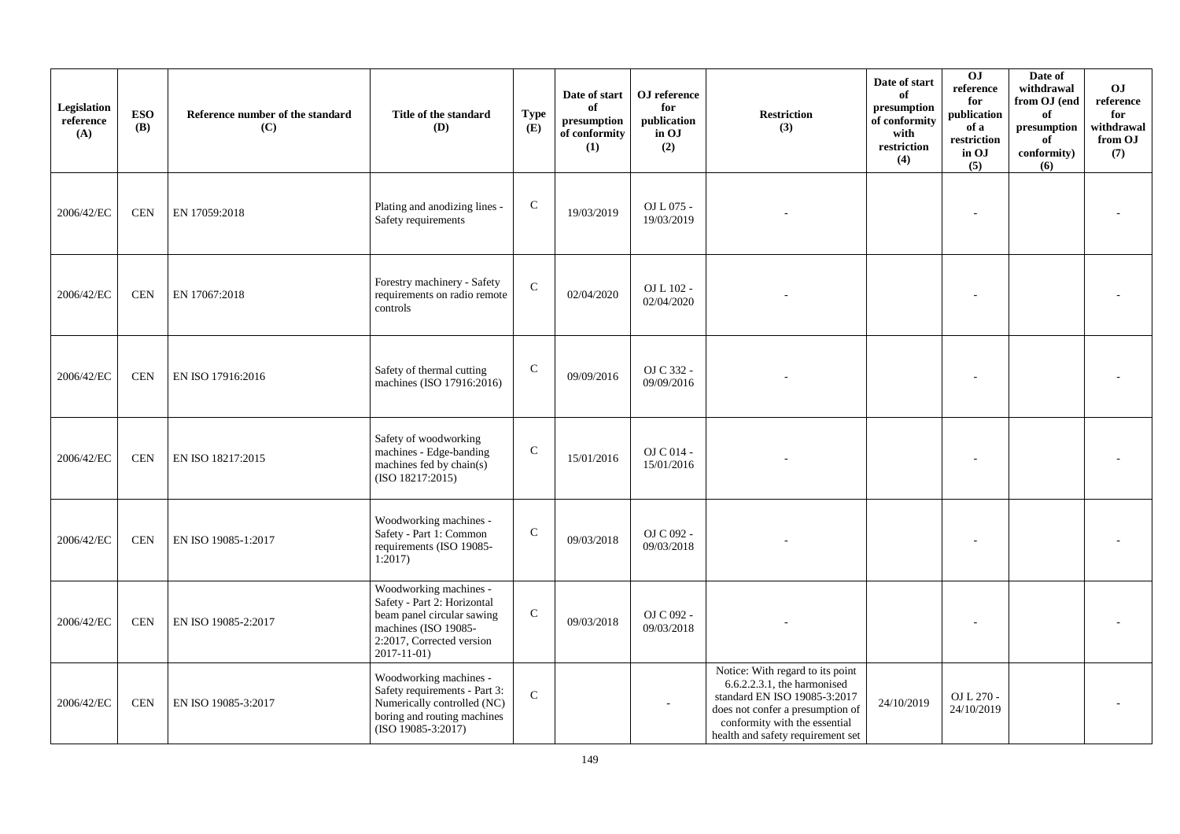| Legislation reference (A) | ESO (B) | Reference number of the standard (C) | Title of the standard (D) | Type (E) | Date of start of presumption of conformity (1) | OJ reference for publication in OJ (2) | Restriction (3) | Date of start of presumption of conformity with restriction (4) | OJ reference for publication of a restriction in OJ (5) | Date of withdrawal from OJ (end of presumption of conformity) (6) | OJ reference for withdrawal from OJ (7) |
|---|---|---|---|---|---|---|---|---|---|---|---|
| 2006/42/EC | CEN | EN 17059:2018 | Plating and anodizing lines - Safety requirements | C | 19/03/2019 | OJ L 075 - 19/03/2019 | - | | - | | - |
| 2006/42/EC | CEN | EN 17067:2018 | Forestry machinery - Safety requirements on radio remote controls | C | 02/04/2020 | OJ L 102 - 02/04/2020 | - | | - | | - |
| 2006/42/EC | CEN | EN ISO 17916:2016 | Safety of thermal cutting machines (ISO 17916:2016) | C | 09/09/2016 | OJ C 332 - 09/09/2016 | - | | - | | - |
| 2006/42/EC | CEN | EN ISO 18217:2015 | Safety of woodworking machines - Edge-banding machines fed by chain(s) (ISO 18217:2015) | C | 15/01/2016 | OJ C 014 - 15/01/2016 | - | | - | | - |
| 2006/42/EC | CEN | EN ISO 19085-1:2017 | Woodworking machines - Safety - Part 1: Common requirements (ISO 19085-1:2017) | C | 09/03/2018 | OJ C 092 - 09/03/2018 | - | | - | | - |
| 2006/42/EC | CEN | EN ISO 19085-2:2017 | Woodworking machines - Safety - Part 2: Horizontal beam panel circular sawing machines (ISO 19085-2:2017, Corrected version 2017-11-01) | C | 09/03/2018 | OJ C 092 - 09/03/2018 | - | | - | | - |
| 2006/42/EC | CEN | EN ISO 19085-3:2017 | Woodworking machines - Safety requirements - Part 3: Numerically controlled (NC) boring and routing machines (ISO 19085-3:2017) | C | | - | Notice: With regard to its point 6.6.2.2.3.1, the harmonised standard EN ISO 19085-3:2017 does not confer a presumption of conformity with the essential health and safety requirement set | 24/10/2019 | OJ L 270 - 24/10/2019 | | - |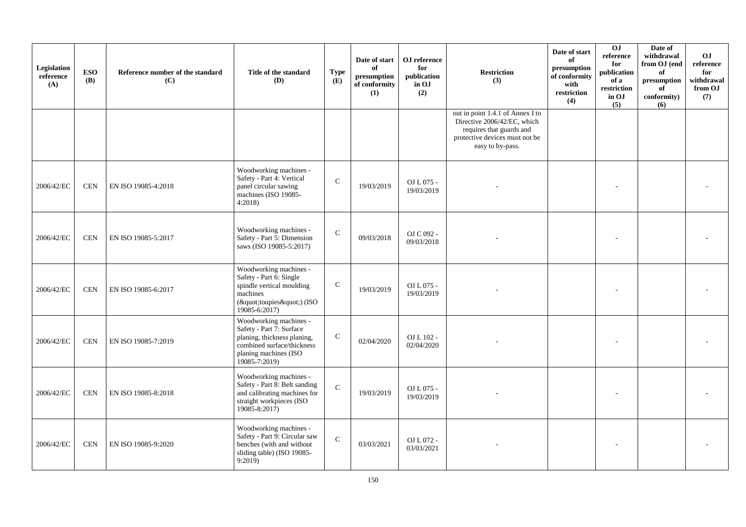| Legislation reference (A) | ESO (B) | Reference number of the standard (C) | Title of the standard (D) | Type (E) | Date of start of presumption of conformity (1) | OJ reference for publication in OJ (2) | Restriction (3) | Date of start of presumption of conformity with restriction (4) | OJ reference for publication of a restriction in OJ (5) | Date of withdrawal from OJ (end of presumption of conformity) (6) | OJ reference for withdrawal from OJ (7) |
|---|---|---|---|---|---|---|---|---|---|---|---|
| | | | | | | | out in point 1.4.1 of Annex I to Directive 2006/42/EC, which requires that guards and protective devices must not be easy to by-pass. | | | | |
| 2006/42/EC | CEN | EN ISO 19085-4:2018 | Woodworking machines - Safety - Part 4: Vertical panel circular sawing machines (ISO 19085-4:2018) | C | 19/03/2019 | OJ L 075 - 19/03/2019 | - | | - | | - |
| 2006/42/EC | CEN | EN ISO 19085-5:2017 | Woodworking machines - Safety - Part 5: Dimension saws (ISO 19085-5:2017) | C | 09/03/2018 | OJ C 092 - 09/03/2018 | - | | - | | - |
| 2006/42/EC | CEN | EN ISO 19085-6:2017 | Woodworking machines - Safety - Part 6: Single spindle vertical moulding machines (&quot;toupies&quot;) (ISO 19085-6:2017) | C | 19/03/2019 | OJ L 075 - 19/03/2019 | - | | - | | - |
| 2006/42/EC | CEN | EN ISO 19085-7:2019 | Woodworking machines - Safety - Part 7: Surface planing, thickness planing, combined surface/thickness planing machines (ISO 19085-7:2019) | C | 02/04/2020 | OJ L 102 - 02/04/2020 | - | | - | | - |
| 2006/42/EC | CEN | EN ISO 19085-8:2018 | Woodworking machines - Safety - Part 8: Belt sanding and calibrating machines for straight workpieces (ISO 19085-8:2017) | C | 19/03/2019 | OJ L 075 - 19/03/2019 | - | | - | | - |
| 2006/42/EC | CEN | EN ISO 19085-9:2020 | Woodworking machines - Safety - Part 9: Circular saw benches (with and without sliding table) (ISO 19085-9:2019) | C | 03/03/2021 | OJ L 072 - 03/03/2021 | - | | - | | - |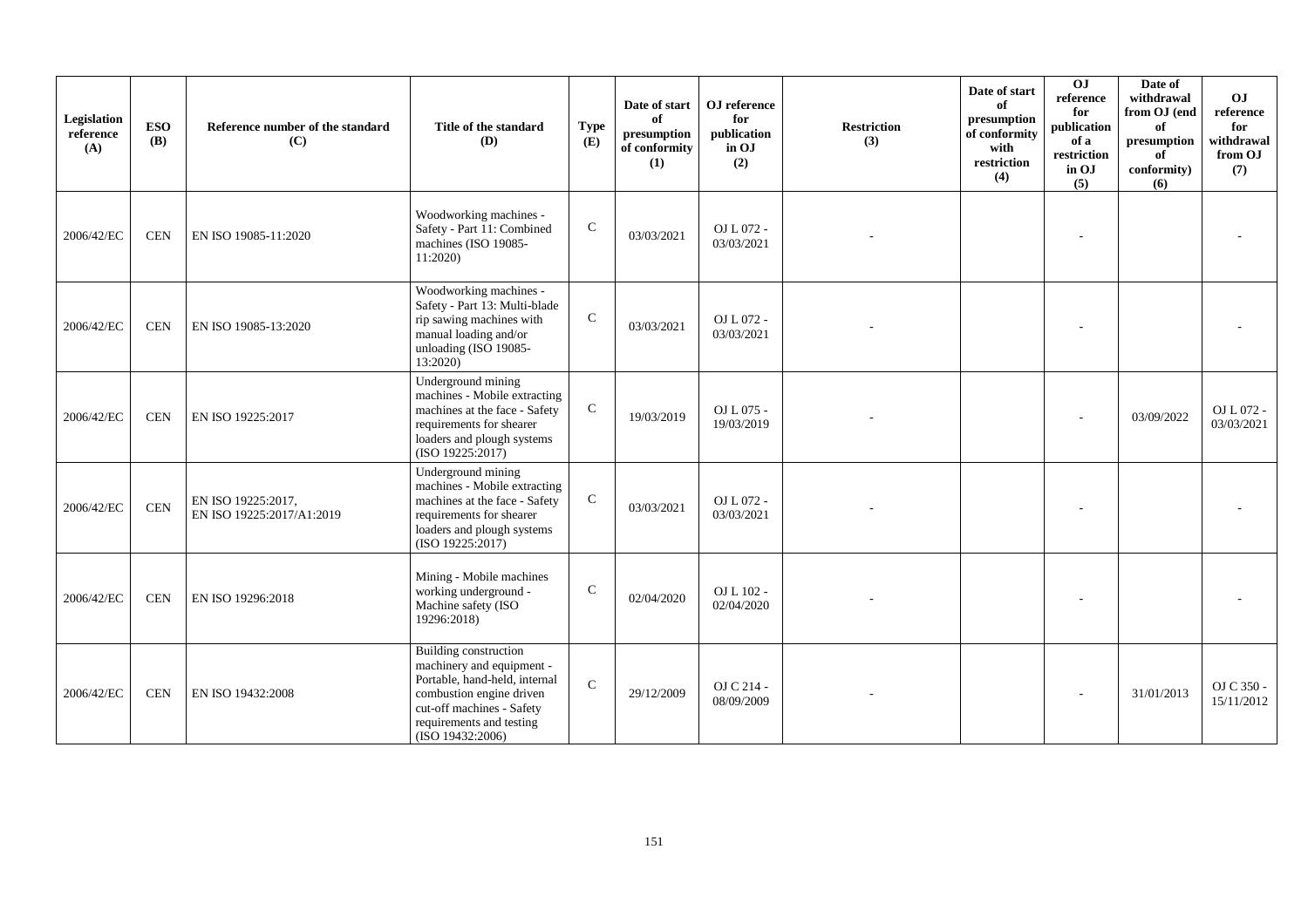| Legislation reference (A) | ESO (B) | Reference number of the standard (C) | Title of the standard (D) | Type (E) | Date of start of presumption of conformity (1) | OJ reference for publication in OJ (2) | Restriction (3) | Date of start of presumption of conformity with restriction (4) | OJ reference for publication of a restriction in OJ (5) | Date of withdrawal from OJ (end of presumption of conformity) (6) | OJ reference for withdrawal from OJ (7) |
|---|---|---|---|---|---|---|---|---|---|---|---|
| 2006/42/EC | CEN | EN ISO 19085-11:2020 | Woodworking machines - Safety - Part 11: Combined machines (ISO 19085-11:2020) | C | 03/03/2021 | OJ L 072 - 03/03/2021 | - | | - | | - |
| 2006/42/EC | CEN | EN ISO 19085-13:2020 | Woodworking machines - Safety - Part 13: Multi-blade rip sawing machines with manual loading and/or unloading (ISO 19085-13:2020) | C | 03/03/2021 | OJ L 072 - 03/03/2021 | - | | - | | - |
| 2006/42/EC | CEN | EN ISO 19225:2017 | Underground mining machines - Mobile extracting machines at the face - Safety requirements for shearer loaders and plough systems (ISO 19225:2017) | C | 19/03/2019 | OJ L 075 - 19/03/2019 | - | | - | 03/09/2022 | OJ L 072 - 03/03/2021 |
| 2006/42/EC | CEN | EN ISO 19225:2017, EN ISO 19225:2017/A1:2019 | Underground mining machines - Mobile extracting machines at the face - Safety requirements for shearer loaders and plough systems (ISO 19225:2017) | C | 03/03/2021 | OJ L 072 - 03/03/2021 | - | | - | | - |
| 2006/42/EC | CEN | EN ISO 19296:2018 | Mining - Mobile machines working underground - Machine safety (ISO 19296:2018) | C | 02/04/2020 | OJ L 102 - 02/04/2020 | - | | - | | - |
| 2006/42/EC | CEN | EN ISO 19432:2008 | Building construction machinery and equipment - Portable, hand-held, internal combustion engine driven cut-off machines - Safety requirements and testing (ISO 19432:2006) | C | 29/12/2009 | OJ C 214 - 08/09/2009 | - | | - | 31/01/2013 | OJ C 350 - 15/11/2012 |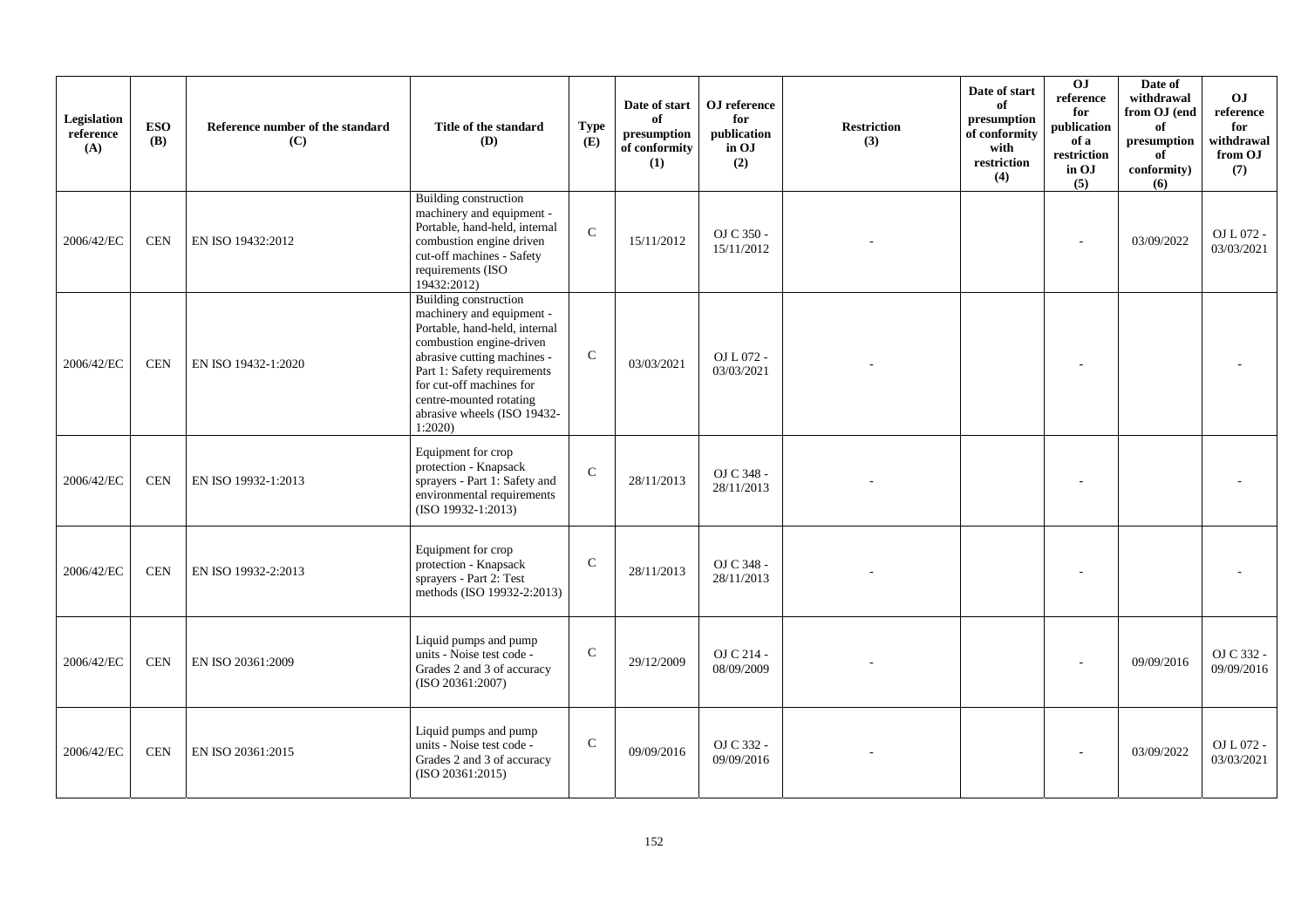| Legislation reference (A) | ESO (B) | Reference number of the standard (C) | Title of the standard (D) | Type (E) | Date of start of presumption of conformity (1) | OJ reference for publication in OJ (2) | Restriction (3) | Date of start of presumption of conformity with restriction (4) | OJ reference for publication of a restriction in OJ (5) | Date of withdrawal from OJ (end of presumption of conformity) (6) | OJ reference for withdrawal from OJ (7) |
|---|---|---|---|---|---|---|---|---|---|---|---|
| 2006/42/EC | CEN | EN ISO 19432:2012 | Building construction machinery and equipment - Portable, hand-held, internal combustion engine driven cut-off machines - Safety requirements (ISO 19432:2012) | C | 15/11/2012 | OJ C 350 - 15/11/2012 | - | | - | 03/09/2022 | OJ L 072 - 03/03/2021 |
| 2006/42/EC | CEN | EN ISO 19432-1:2020 | Building construction machinery and equipment - Portable, hand-held, internal combustion engine-driven abrasive cutting machines - Part 1: Safety requirements for cut-off machines for centre-mounted rotating abrasive wheels (ISO 19432-1:2020) | C | 03/03/2021 | OJ L 072 - 03/03/2021 | - | | - | | - |
| 2006/42/EC | CEN | EN ISO 19932-1:2013 | Equipment for crop protection - Knapsack sprayers - Part 1: Safety and environmental requirements (ISO 19932-1:2013) | C | 28/11/2013 | OJ C 348 - 28/11/2013 | - | | - | | - |
| 2006/42/EC | CEN | EN ISO 19932-2:2013 | Equipment for crop protection - Knapsack sprayers - Part 2: Test methods (ISO 19932-2:2013) | C | 28/11/2013 | OJ C 348 - 28/11/2013 | - | | - | | - |
| 2006/42/EC | CEN | EN ISO 20361:2009 | Liquid pumps and pump units - Noise test code - Grades 2 and 3 of accuracy (ISO 20361:2007) | C | 29/12/2009 | OJ C 214 - 08/09/2009 | - | | - | 09/09/2016 | OJ C 332 - 09/09/2016 |
| 2006/42/EC | CEN | EN ISO 20361:2015 | Liquid pumps and pump units - Noise test code - Grades 2 and 3 of accuracy (ISO 20361:2015) | C | 09/09/2016 | OJ C 332 - 09/09/2016 | - | | - | 03/09/2022 | OJ L 072 - 03/03/2021 |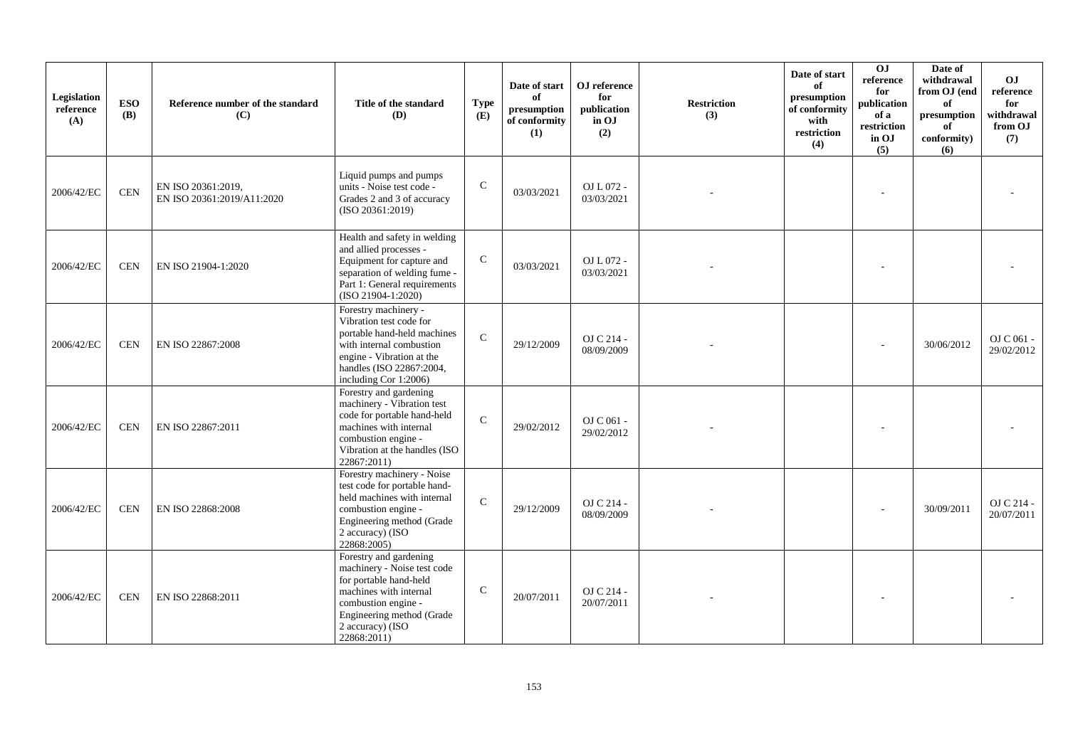| Legislation reference (A) | ESO (B) | Reference number of the standard (C) | Title of the standard (D) | Type (E) | Date of start of presumption of conformity (1) | OJ reference for publication in OJ (2) | Restriction (3) | Date of start of presumption of conformity with restriction (4) | OJ reference for publication of a restriction in OJ (5) | Date of withdrawal from OJ (end of presumption of conformity) (6) | OJ reference for withdrawal from OJ (7) |
|---|---|---|---|---|---|---|---|---|---|---|---|
| 2006/42/EC | CEN | EN ISO 20361:2019, EN ISO 20361:2019/A11:2020 | Liquid pumps and pumps units - Noise test code - Grades 2 and 3 of accuracy (ISO 20361:2019) | C | 03/03/2021 | OJ L 072 - 03/03/2021 | - | | - | | - |
| 2006/42/EC | CEN | EN ISO 21904-1:2020 | Health and safety in welding and allied processes - Equipment for capture and separation of welding fume - Part 1: General requirements (ISO 21904-1:2020) | C | 03/03/2021 | OJ L 072 - 03/03/2021 | - | | - | | - |
| 2006/42/EC | CEN | EN ISO 22867:2008 | Forestry machinery - Vibration test code for portable hand-held machines with internal combustion engine - Vibration at the handles (ISO 22867:2004, including Cor 1:2006) | C | 29/12/2009 | OJ C 214 - 08/09/2009 | - | | - | 30/06/2012 | OJ C 061 - 29/02/2012 |
| 2006/42/EC | CEN | EN ISO 22867:2011 | Forestry and gardening machinery - Vibration test code for portable hand-held machines with internal combustion engine - Vibration at the handles (ISO 22867:2011) | C | 29/02/2012 | OJ C 061 - 29/02/2012 | - | | - | | - |
| 2006/42/EC | CEN | EN ISO 22868:2008 | Forestry machinery - Noise test code for portable hand-held machines with internal combustion engine - Engineering method (Grade 2 accuracy) (ISO 22868:2005) | C | 29/12/2009 | OJ C 214 - 08/09/2009 | - | | - | 30/09/2011 | OJ C 214 - 20/07/2011 |
| 2006/42/EC | CEN | EN ISO 22868:2011 | Forestry and gardening machinery - Noise test code for portable hand-held machines with internal combustion engine - Engineering method (Grade 2 accuracy) (ISO 22868:2011) | C | 20/07/2011 | OJ C 214 - 20/07/2011 | - | | - | | - |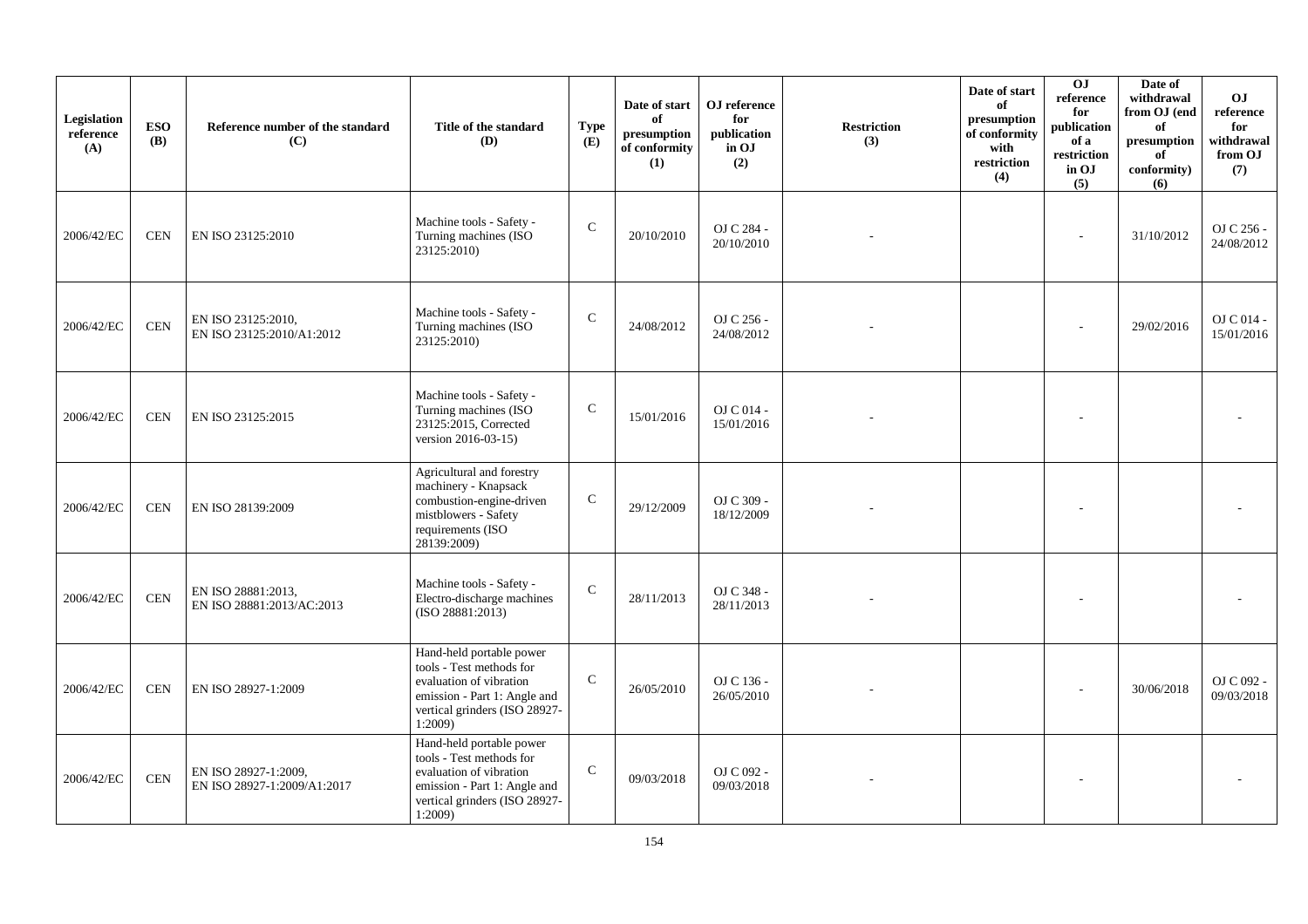| Legislation reference (A) | ESO (B) | Reference number of the standard (C) | Title of the standard (D) | Type (E) | Date of start of presumption of conformity (1) | OJ reference for publication in OJ (2) | Restriction (3) | Date of start of presumption of conformity with restriction (4) | OJ reference for publication of a restriction in OJ (5) | Date of withdrawal from OJ (end of presumption of conformity) (6) | OJ reference for withdrawal from OJ (7) |
|---|---|---|---|---|---|---|---|---|---|---|---|
| 2006/42/EC | CEN | EN ISO 23125:2010 | Machine tools - Safety - Turning machines (ISO 23125:2010) | C | 20/10/2010 | OJ C 284 - 20/10/2010 | - | | - | 31/10/2012 | OJ C 256 - 24/08/2012 |
| 2006/42/EC | CEN | EN ISO 23125:2010, EN ISO 23125:2010/A1:2012 | Machine tools - Safety - Turning machines (ISO 23125:2010) | C | 24/08/2012 | OJ C 256 - 24/08/2012 | - | | - | 29/02/2016 | OJ C 014 - 15/01/2016 |
| 2006/42/EC | CEN | EN ISO 23125:2015 | Machine tools - Safety - Turning machines (ISO 23125:2015, Corrected version 2016-03-15) | C | 15/01/2016 | OJ C 014 - 15/01/2016 | - | | - | | - |
| 2006/42/EC | CEN | EN ISO 28139:2009 | Agricultural and forestry machinery - Knapsack combustion-engine-driven mistblowers - Safety requirements (ISO 28139:2009) | C | 29/12/2009 | OJ C 309 - 18/12/2009 | - | | - | | - |
| 2006/42/EC | CEN | EN ISO 28881:2013, EN ISO 28881:2013/AC:2013 | Machine tools - Safety - Electro-discharge machines (ISO 28881:2013) | C | 28/11/2013 | OJ C 348 - 28/11/2013 | - | | - | | - |
| 2006/42/EC | CEN | EN ISO 28927-1:2009 | Hand-held portable power tools - Test methods for evaluation of vibration emission - Part 1: Angle and vertical grinders (ISO 28927-1:2009) | C | 26/05/2010 | OJ C 136 - 26/05/2010 | - | | - | 30/06/2018 | OJ C 092 - 09/03/2018 |
| 2006/42/EC | CEN | EN ISO 28927-1:2009, EN ISO 28927-1:2009/A1:2017 | Hand-held portable power tools - Test methods for evaluation of vibration emission - Part 1: Angle and vertical grinders (ISO 28927-1:2009) | C | 09/03/2018 | OJ C 092 - 09/03/2018 | - | | - | | - |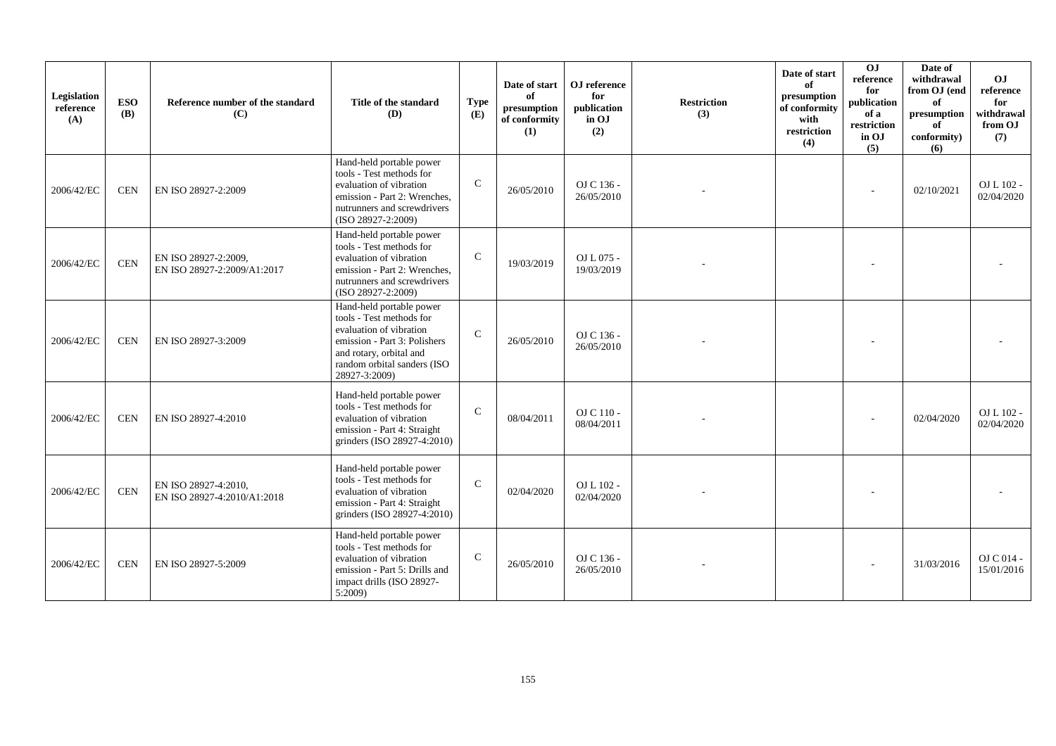| Legislation reference (A) | ESO (B) | Reference number of the standard (C) | Title of the standard (D) | Type (E) | Date of start of presumption of conformity (1) | OJ reference for publication in OJ (2) | Restriction (3) | Date of start of presumption of conformity with restriction (4) | OJ reference for publication of a restriction in OJ (5) | Date of withdrawal from OJ (end of presumption of conformity) (6) | OJ reference for withdrawal from OJ (7) |
|---|---|---|---|---|---|---|---|---|---|---|---|
| 2006/42/EC | CEN | EN ISO 28927-2:2009 | Hand-held portable power tools - Test methods for evaluation of vibration emission - Part 2: Wrenches, nutrunners and screwdrivers (ISO 28927-2:2009) | C | 26/05/2010 | OJ C 136 - 26/05/2010 | - | | - | 02/10/2021 | OJ L 102 - 02/04/2020 |
| 2006/42/EC | CEN | EN ISO 28927-2:2009, EN ISO 28927-2:2009/A1:2017 | Hand-held portable power tools - Test methods for evaluation of vibration emission - Part 2: Wrenches, nutrunners and screwdrivers (ISO 28927-2:2009) | C | 19/03/2019 | OJ L 075 - 19/03/2019 | - | | - | | - |
| 2006/42/EC | CEN | EN ISO 28927-3:2009 | Hand-held portable power tools - Test methods for evaluation of vibration emission - Part 3: Polishers and rotary, orbital and random orbital sanders (ISO 28927-3:2009) | C | 26/05/2010 | OJ C 136 - 26/05/2010 | - | | - | | - |
| 2006/42/EC | CEN | EN ISO 28927-4:2010 | Hand-held portable power tools - Test methods for evaluation of vibration emission - Part 4: Straight grinders (ISO 28927-4:2010) | C | 08/04/2011 | OJ C 110 - 08/04/2011 | - | | - | 02/04/2020 | OJ L 102 - 02/04/2020 |
| 2006/42/EC | CEN | EN ISO 28927-4:2010, EN ISO 28927-4:2010/A1:2018 | Hand-held portable power tools - Test methods for evaluation of vibration emission - Part 4: Straight grinders (ISO 28927-4:2010) | C | 02/04/2020 | OJ L 102 - 02/04/2020 | - | | - | | - |
| 2006/42/EC | CEN | EN ISO 28927-5:2009 | Hand-held portable power tools - Test methods for evaluation of vibration emission - Part 5: Drills and impact drills (ISO 28927-5:2009) | C | 26/05/2010 | OJ C 136 - 26/05/2010 | - | | - | 31/03/2016 | OJ C 014 - 15/01/2016 |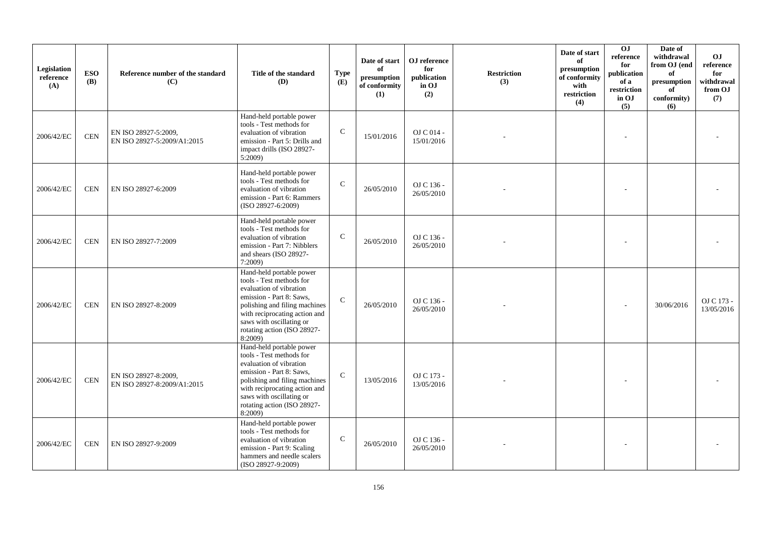| Legislation reference (A) | ESO (B) | Reference number of the standard (C) | Title of the standard (D) | Type (E) | Date of start of presumption of conformity (1) | OJ reference for publication in OJ (2) | Restriction (3) | Date of start of presumption of conformity with restriction (4) | OJ reference for publication of a restriction in OJ (5) | Date of withdrawal from OJ (end of presumption of conformity) (6) | OJ reference for withdrawal from OJ (7) |
|---|---|---|---|---|---|---|---|---|---|---|---|
| 2006/42/EC | CEN | EN ISO 28927-5:2009, EN ISO 28927-5:2009/A1:2015 | Hand-held portable power tools - Test methods for evaluation of vibration emission - Part 5: Drills and impact drills (ISO 28927-5:2009) | C | 15/01/2016 | OJ C 014 - 15/01/2016 | - | | - | | - |
| 2006/42/EC | CEN | EN ISO 28927-6:2009 | Hand-held portable power tools - Test methods for evaluation of vibration emission - Part 6: Rammers (ISO 28927-6:2009) | C | 26/05/2010 | OJ C 136 - 26/05/2010 | - | | - | | - |
| 2006/42/EC | CEN | EN ISO 28927-7:2009 | Hand-held portable power tools - Test methods for evaluation of vibration emission - Part 7: Nibblers and shears (ISO 28927-7:2009) | C | 26/05/2010 | OJ C 136 - 26/05/2010 | - | | - | | - |
| 2006/42/EC | CEN | EN ISO 28927-8:2009 | Hand-held portable power tools - Test methods for evaluation of vibration emission - Part 8: Saws, polishing and filing machines with reciprocating action and saws with oscillating or rotating action (ISO 28927-8:2009) | C | 26/05/2010 | OJ C 136 - 26/05/2010 | - | | - | 30/06/2016 | OJ C 173 - 13/05/2016 |
| 2006/42/EC | CEN | EN ISO 28927-8:2009, EN ISO 28927-8:2009/A1:2015 | Hand-held portable power tools - Test methods for evaluation of vibration emission - Part 8: Saws, polishing and filing machines with reciprocating action and saws with oscillating or rotating action (ISO 28927-8:2009) | C | 13/05/2016 | OJ C 173 - 13/05/2016 | - | | - | | - |
| 2006/42/EC | CEN | EN ISO 28927-9:2009 | Hand-held portable power tools - Test methods for evaluation of vibration emission - Part 9: Scaling hammers and needle scalers (ISO 28927-9:2009) | C | 26/05/2010 | OJ C 136 - 26/05/2010 | - | | - | | - |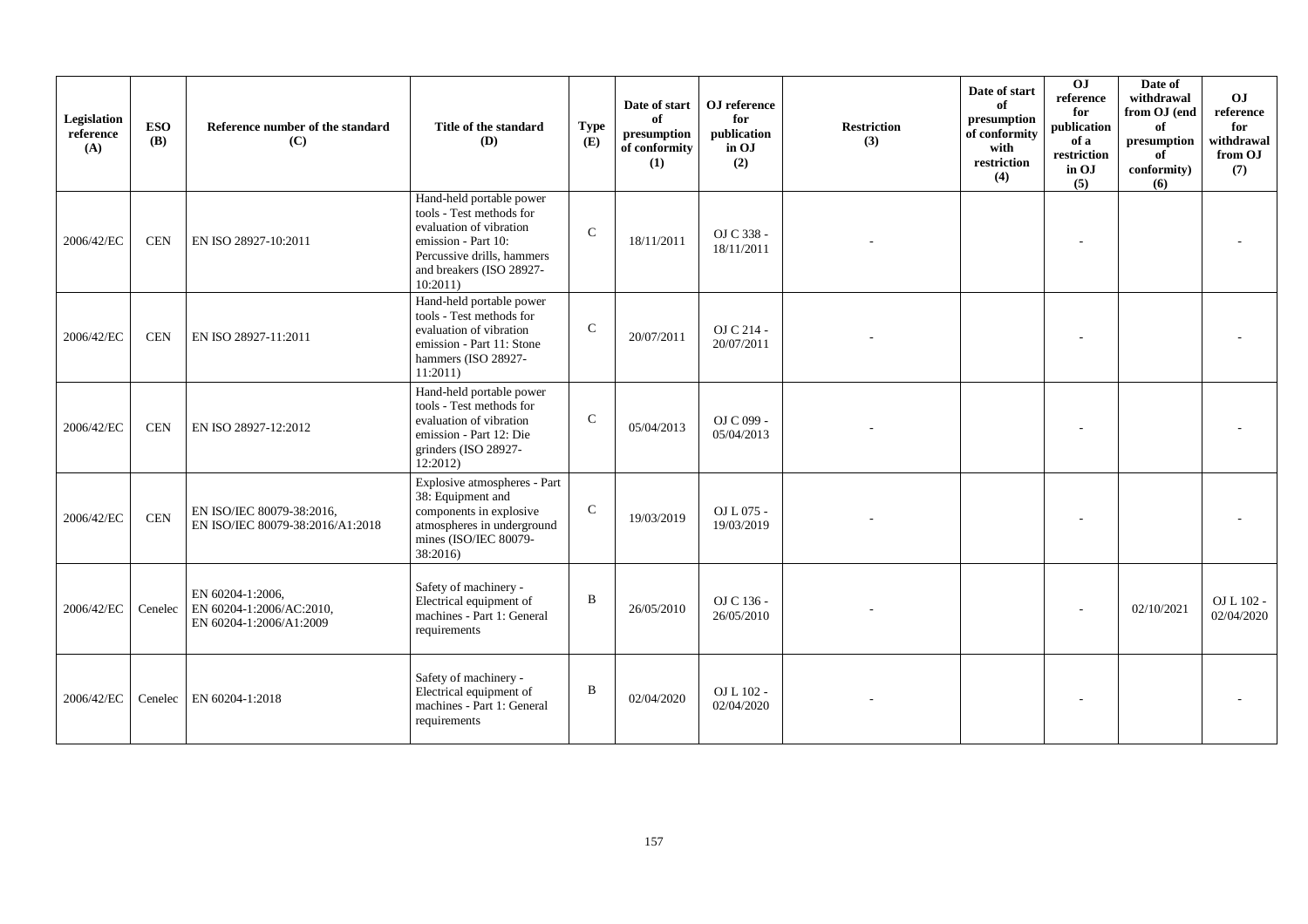| Legislation reference (A) | ESO (B) | Reference number of the standard (C) | Title of the standard (D) | Type (E) | Date of start of presumption of conformity (1) | OJ reference for publication in OJ (2) | Restriction (3) | Date of start of presumption of conformity with restriction (4) | OJ reference for publication of a restriction in OJ (5) | Date of withdrawal from OJ (end of presumption of conformity) (6) | OJ reference for withdrawal from OJ (7) |
|---|---|---|---|---|---|---|---|---|---|---|---|
| 2006/42/EC | CEN | EN ISO 28927-10:2011 | Hand-held portable power tools - Test methods for evaluation of vibration emission - Part 10: Percussive drills, hammers and breakers (ISO 28927-10:2011) | C | 18/11/2011 | OJ C 338 - 18/11/2011 | - | | - | | - |
| 2006/42/EC | CEN | EN ISO 28927-11:2011 | Hand-held portable power tools - Test methods for evaluation of vibration emission - Part 11: Stone hammers (ISO 28927-11:2011) | C | 20/07/2011 | OJ C 214 - 20/07/2011 | - | | - | | - |
| 2006/42/EC | CEN | EN ISO 28927-12:2012 | Hand-held portable power tools - Test methods for evaluation of vibration emission - Part 12: Die grinders (ISO 28927-12:2012) | C | 05/04/2013 | OJ C 099 - 05/04/2013 | - | | - | | - |
| 2006/42/EC | CEN | EN ISO/IEC 80079-38:2016, EN ISO/IEC 80079-38:2016/A1:2018 | Explosive atmospheres - Part 38: Equipment and components in explosive atmospheres in underground mines (ISO/IEC 80079-38:2016) | C | 19/03/2019 | OJ L 075 - 19/03/2019 | - | | - | | - |
| 2006/42/EC | Cenelec | EN 60204-1:2006, EN 60204-1:2006/AC:2010, EN 60204-1:2006/A1:2009 | Safety of machinery - Electrical equipment of machines - Part 1: General requirements | B | 26/05/2010 | OJ C 136 - 26/05/2010 | - | | - | 02/10/2021 | OJ L 102 - 02/04/2020 |
| 2006/42/EC | Cenelec | EN 60204-1:2018 | Safety of machinery - Electrical equipment of machines - Part 1: General requirements | B | 02/04/2020 | OJ L 102 - 02/04/2020 | - | | - | | - |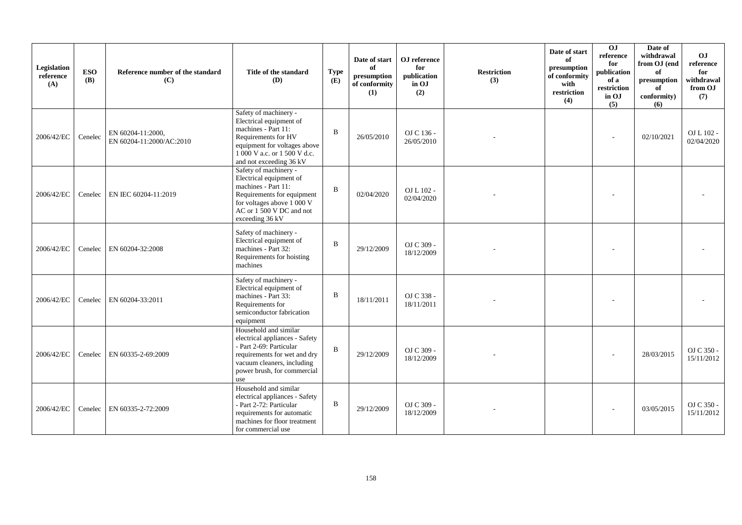| Legislation reference (A) | ESO (B) | Reference number of the standard (C) | Title of the standard (D) | Type (E) | Date of start of presumption of conformity (1) | OJ reference for publication in OJ (2) | Restriction (3) | Date of start of presumption of conformity with restriction (4) | OJ reference for publication of a restriction in OJ (5) | Date of withdrawal from OJ (end of presumption of conformity) (6) | OJ reference for withdrawal from OJ (7) |
|---|---|---|---|---|---|---|---|---|---|---|---|
| 2006/42/EC | Cenelec | EN 60204-11:2000, EN 60204-11:2000/AC:2010 | Safety of machinery - Electrical equipment of machines - Part 11: Requirements for HV equipment for voltages above 1 000 V a.c. or 1 500 V d.c. and not exceeding 36 kV | B | 26/05/2010 | OJ C 136 - 26/05/2010 | - | | - | 02/10/2021 | OJ L 102 - 02/04/2020 |
| 2006/42/EC | Cenelec | EN IEC 60204-11:2019 | Safety of machinery - Electrical equipment of machines - Part 11: Requirements for equipment for voltages above 1 000 V AC or 1 500 V DC and not exceeding 36 kV | B | 02/04/2020 | OJ L 102 - 02/04/2020 | - | | - | | - |
| 2006/42/EC | Cenelec | EN 60204-32:2008 | Safety of machinery - Electrical equipment of machines - Part 32: Requirements for hoisting machines | B | 29/12/2009 | OJ C 309 - 18/12/2009 | - | | - | | - |
| 2006/42/EC | Cenelec | EN 60204-33:2011 | Safety of machinery - Electrical equipment of machines - Part 33: Requirements for semiconductor fabrication equipment | B | 18/11/2011 | OJ C 338 - 18/11/2011 | - | | - | | - |
| 2006/42/EC | Cenelec | EN 60335-2-69:2009 | Household and similar electrical appliances - Safety - Part 2-69: Particular requirements for wet and dry vacuum cleaners, including power brush, for commercial use | B | 29/12/2009 | OJ C 309 - 18/12/2009 | - | | - | 28/03/2015 | OJ C 350 - 15/11/2012 |
| 2006/42/EC | Cenelec | EN 60335-2-72:2009 | Household and similar electrical appliances - Safety - Part 2-72: Particular requirements for automatic machines for floor treatment for commercial use | B | 29/12/2009 | OJ C 309 - 18/12/2009 | - | | - | 03/05/2015 | OJ C 350 - 15/11/2012 |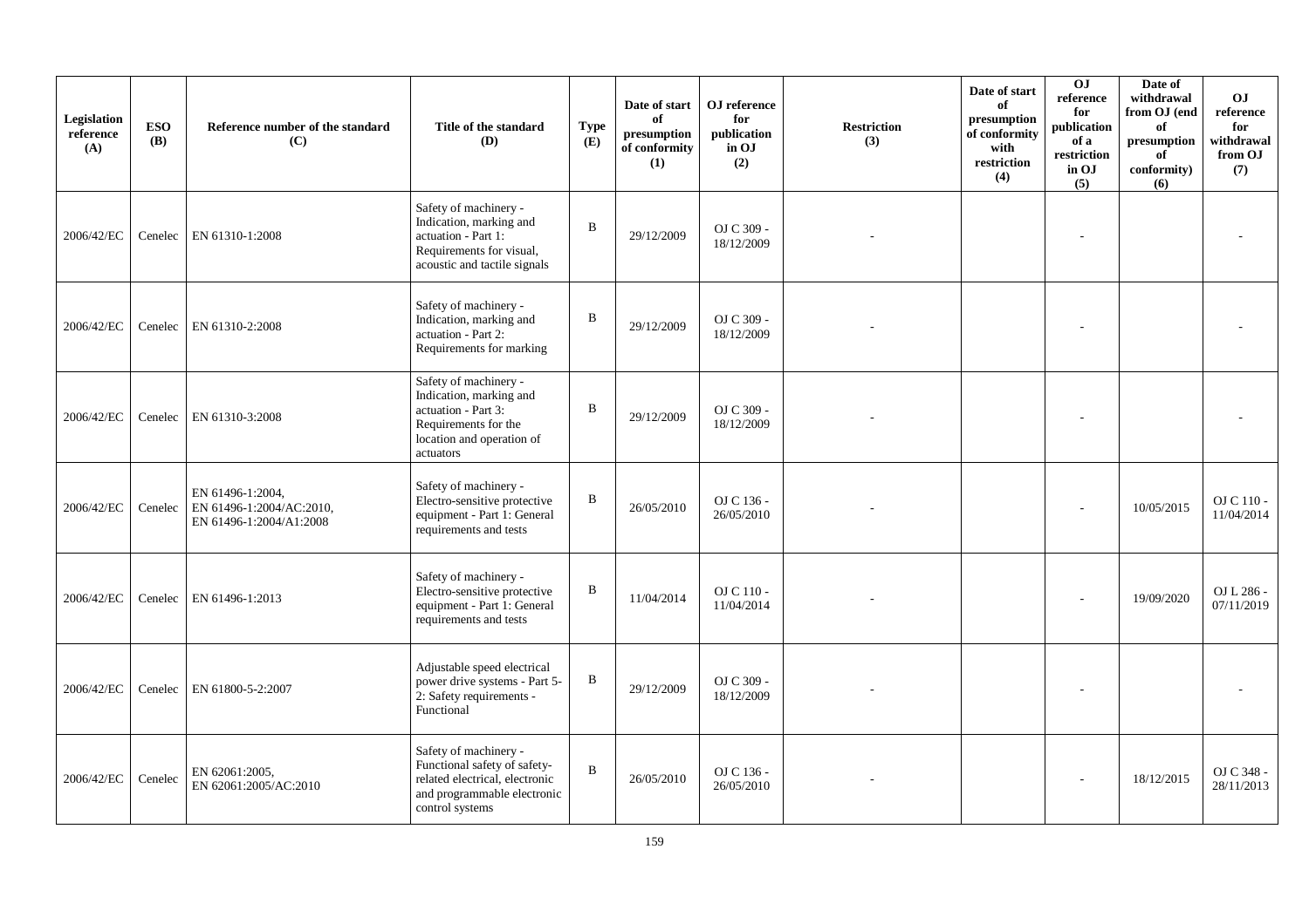| Legislation reference (A) | ESO (B) | Reference number of the standard (C) | Title of the standard (D) | Type (E) | Date of start of presumption of conformity (1) | OJ reference for publication in OJ (2) | Restriction (3) | Date of start of presumption of conformity with restriction (4) | OJ reference for publication of a restriction in OJ (5) | Date of withdrawal from OJ (end of presumption of conformity) (6) | OJ reference for withdrawal from OJ (7) |
|---|---|---|---|---|---|---|---|---|---|---|---|
| 2006/42/EC | Cenelec | EN 61310-1:2008 | Safety of machinery - Indication, marking and actuation - Part 1: Requirements for visual, acoustic and tactile signals | B | 29/12/2009 | OJ C 309 - 18/12/2009 | - | | - | | - |
| 2006/42/EC | Cenelec | EN 61310-2:2008 | Safety of machinery - Indication, marking and actuation - Part 2: Requirements for marking | B | 29/12/2009 | OJ C 309 - 18/12/2009 | - | | - | | - |
| 2006/42/EC | Cenelec | EN 61310-3:2008 | Safety of machinery - Indication, marking and actuation - Part 3: Requirements for the location and operation of actuators | B | 29/12/2009 | OJ C 309 - 18/12/2009 | - | | - | | - |
| 2006/42/EC | Cenelec | EN 61496-1:2004, EN 61496-1:2004/AC:2010, EN 61496-1:2004/A1:2008 | Safety of machinery - Electro-sensitive protective equipment - Part 1: General requirements and tests | B | 26/05/2010 | OJ C 136 - 26/05/2010 | - | | - | 10/05/2015 | OJ C 110 - 11/04/2014 |
| 2006/42/EC | Cenelec | EN 61496-1:2013 | Safety of machinery - Electro-sensitive protective equipment - Part 1: General requirements and tests | B | 11/04/2014 | OJ C 110 - 11/04/2014 | - | | - | 19/09/2020 | OJ L 286 - 07/11/2019 |
| 2006/42/EC | Cenelec | EN 61800-5-2:2007 | Adjustable speed electrical power drive systems - Part 5-2: Safety requirements - Functional | B | 29/12/2009 | OJ C 309 - 18/12/2009 | - | | - | | - |
| 2006/42/EC | Cenelec | EN 62061:2005, EN 62061:2005/AC:2010 | Safety of machinery - Functional safety of safety-related electrical, electronic and programmable electronic control systems | B | 26/05/2010 | OJ C 136 - 26/05/2010 | - | | - | 18/12/2015 | OJ C 348 - 28/11/2013 |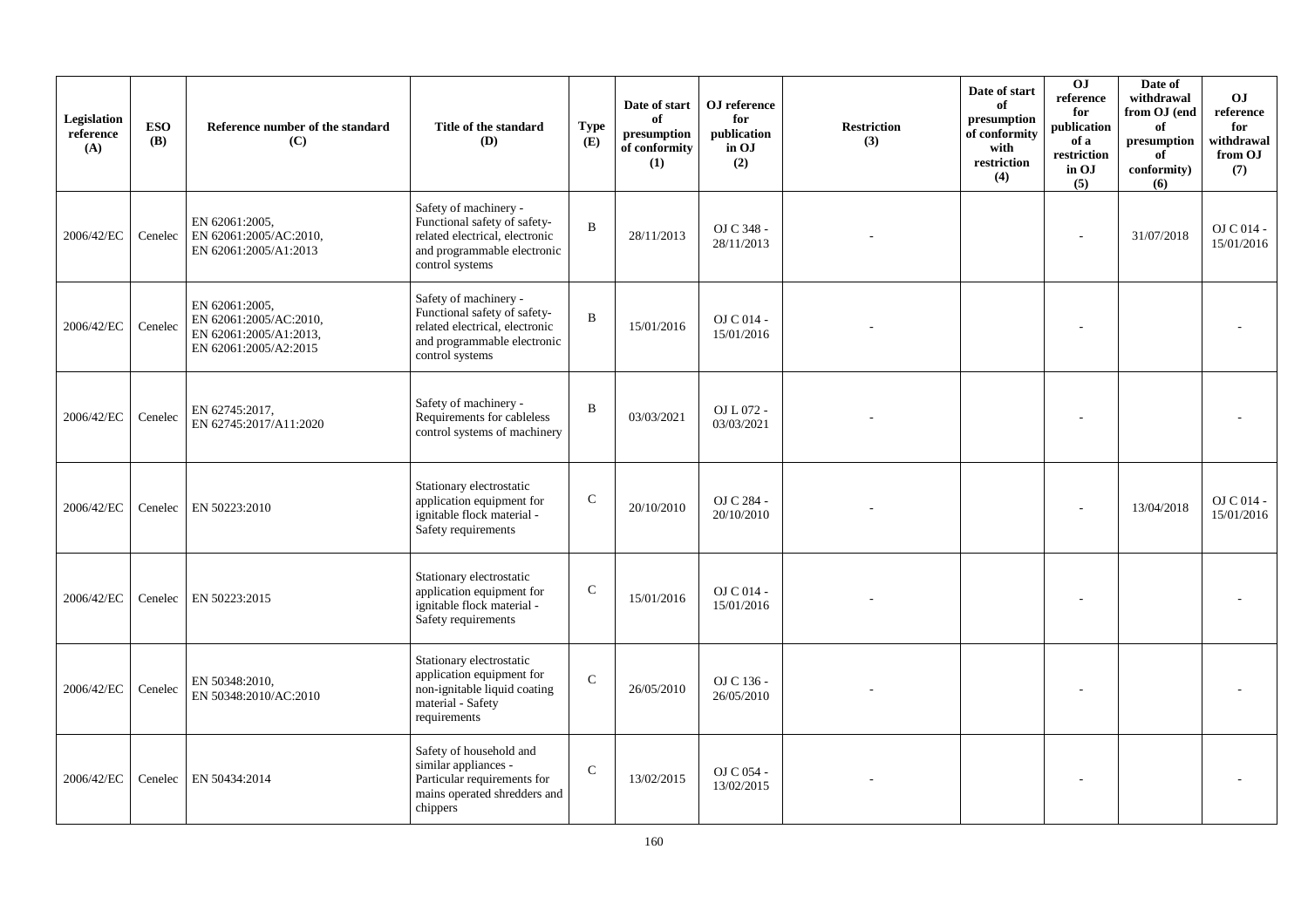| Legislation reference (A) | ESO (B) | Reference number of the standard (C) | Title of the standard (D) | Type (E) | Date of start of presumption of conformity (1) | OJ reference for publication in OJ (2) | Restriction (3) | Date of start of presumption of conformity with restriction (4) | OJ reference for publication of a restriction in OJ (5) | Date of withdrawal from OJ (end of presumption of conformity) (6) | OJ reference for withdrawal from OJ (7) |
|---|---|---|---|---|---|---|---|---|---|---|---|
| 2006/42/EC | Cenelec | EN 62061:2005, EN 62061:2005/AC:2010, EN 62061:2005/A1:2013 | Safety of machinery - Functional safety of safety-related electrical, electronic and programmable electronic control systems | B | 28/11/2013 | OJ C 348 - 28/11/2013 | - | | - | 31/07/2018 | OJ C 014 - 15/01/2016 |
| 2006/42/EC | Cenelec | EN 62061:2005, EN 62061:2005/AC:2010, EN 62061:2005/A1:2013, EN 62061:2005/A2:2015 | Safety of machinery - Functional safety of safety-related electrical, electronic and programmable electronic control systems | B | 15/01/2016 | OJ C 014 - 15/01/2016 | - | | - | | - |
| 2006/42/EC | Cenelec | EN 62745:2017, EN 62745:2017/A11:2020 | Safety of machinery - Requirements for cableless control systems of machinery | B | 03/03/2021 | OJ L 072 - 03/03/2021 | - | | - | | - |
| 2006/42/EC | Cenelec | EN 50223:2010 | Stationary electrostatic application equipment for ignitable flock material - Safety requirements | C | 20/10/2010 | OJ C 284 - 20/10/2010 | - | | - | 13/04/2018 | OJ C 014 - 15/01/2016 |
| 2006/42/EC | Cenelec | EN 50223:2015 | Stationary electrostatic application equipment for ignitable flock material - Safety requirements | C | 15/01/2016 | OJ C 014 - 15/01/2016 | - | | - | | - |
| 2006/42/EC | Cenelec | EN 50348:2010, EN 50348:2010/AC:2010 | Stationary electrostatic application equipment for non-ignitable liquid coating material - Safety requirements | C | 26/05/2010 | OJ C 136 - 26/05/2010 | - | | - | | - |
| 2006/42/EC | Cenelec | EN 50434:2014 | Safety of household and similar appliances - Particular requirements for mains operated shredders and chippers | C | 13/02/2015 | OJ C 054 - 13/02/2015 | - | | - | | - |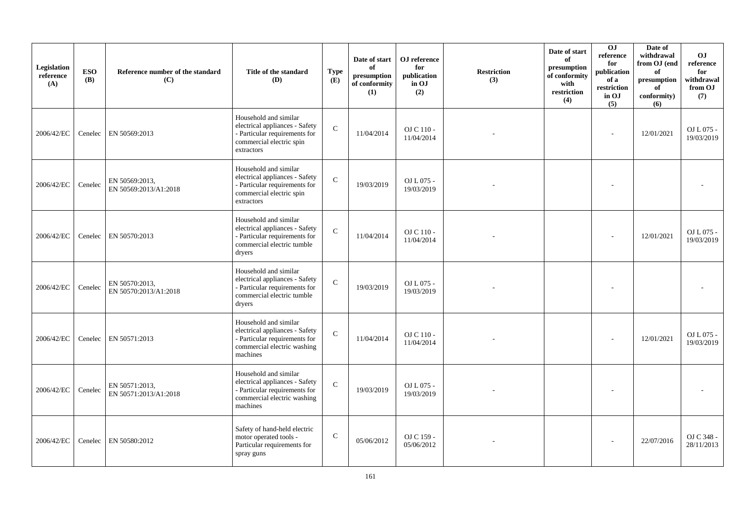| Legislation reference (A) | ESO (B) | Reference number of the standard (C) | Title of the standard (D) | Type (E) | Date of start of presumption of conformity (1) | OJ reference for publication in OJ (2) | Restriction (3) | Date of start of presumption of conformity with restriction (4) | OJ reference for publication of a restriction in OJ (5) | Date of withdrawal from OJ (end of presumption of conformity) (6) | OJ reference for withdrawal from OJ (7) |
|---|---|---|---|---|---|---|---|---|---|---|---|
| 2006/42/EC | Cenelec | EN 50569:2013 | Household and similar electrical appliances - Safety - Particular requirements for commercial electric spin extractors | C | 11/04/2014 | OJ C 110 - 11/04/2014 | - | | - | 12/01/2021 | OJ L 075 - 19/03/2019 |
| 2006/42/EC | Cenelec | EN 50569:2013, EN 50569:2013/A1:2018 | Household and similar electrical appliances - Safety - Particular requirements for commercial electric spin extractors | C | 19/03/2019 | OJ L 075 - 19/03/2019 | - | | - | | - |
| 2006/42/EC | Cenelec | EN 50570:2013 | Household and similar electrical appliances - Safety - Particular requirements for commercial electric tumble dryers | C | 11/04/2014 | OJ C 110 - 11/04/2014 | - | | - | 12/01/2021 | OJ L 075 - 19/03/2019 |
| 2006/42/EC | Cenelec | EN 50570:2013, EN 50570:2013/A1:2018 | Household and similar electrical appliances - Safety - Particular requirements for commercial electric tumble dryers | C | 19/03/2019 | OJ L 075 - 19/03/2019 | - | | - | | - |
| 2006/42/EC | Cenelec | EN 50571:2013 | Household and similar electrical appliances - Safety - Particular requirements for commercial electric washing machines | C | 11/04/2014 | OJ C 110 - 11/04/2014 | - | | - | 12/01/2021 | OJ L 075 - 19/03/2019 |
| 2006/42/EC | Cenelec | EN 50571:2013, EN 50571:2013/A1:2018 | Household and similar electrical appliances - Safety - Particular requirements for commercial electric washing machines | C | 19/03/2019 | OJ L 075 - 19/03/2019 | - | | - | | - |
| 2006/42/EC | Cenelec | EN 50580:2012 | Safety of hand-held electric motor operated tools - Particular requirements for spray guns | C | 05/06/2012 | OJ C 159 - 05/06/2012 | - | | - | 22/07/2016 | OJ C 348 - 28/11/2013 |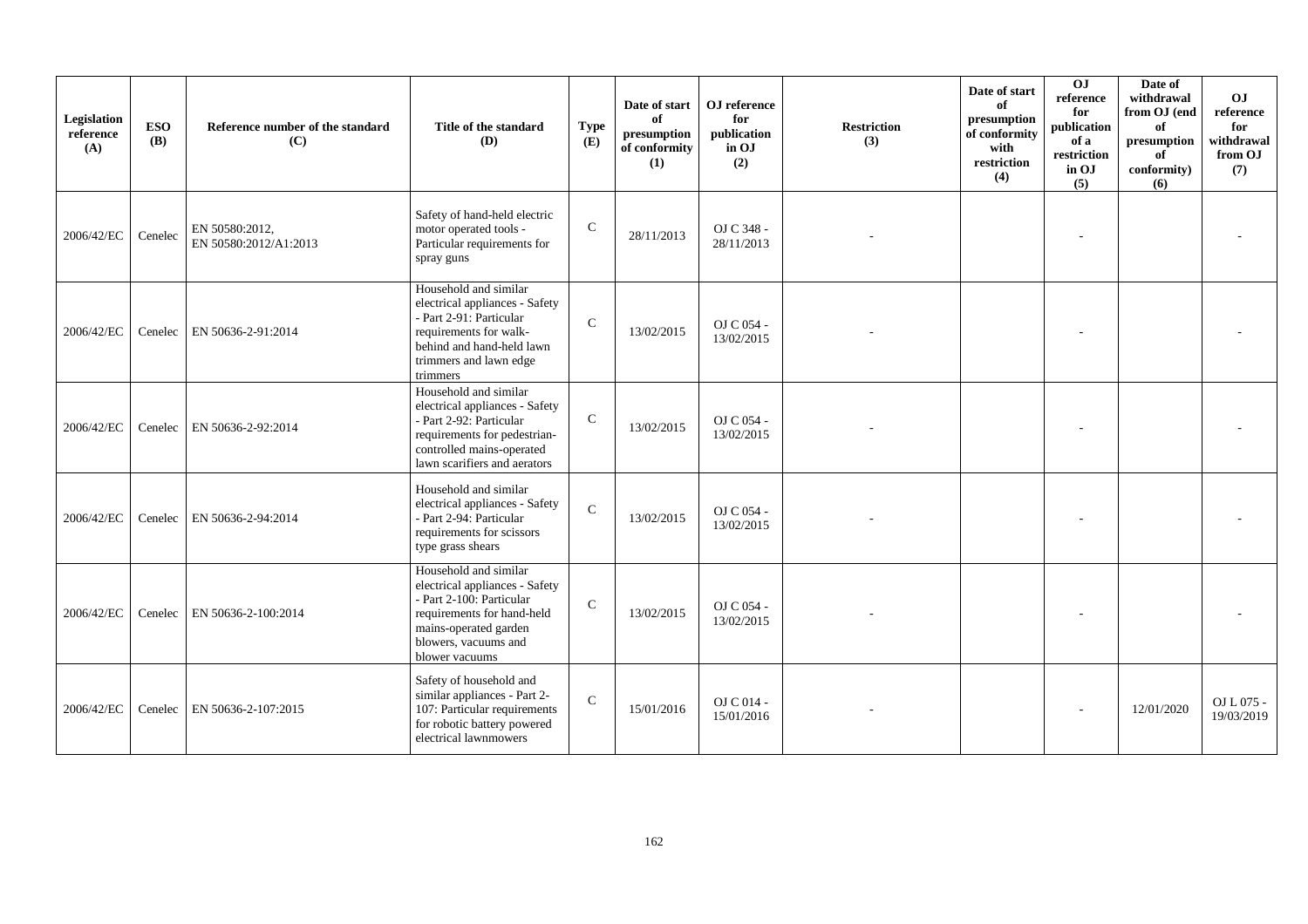| Legislation reference (A) | ESO (B) | Reference number of the standard (C) | Title of the standard (D) | Type (E) | Date of start of presumption of conformity (1) | OJ reference for publication in OJ (2) | Restriction (3) | Date of start of presumption of conformity with restriction (4) | OJ reference for publication of a restriction in OJ (5) | Date of withdrawal from OJ (end of presumption of conformity) (6) | OJ reference for withdrawal from OJ (7) |
|---|---|---|---|---|---|---|---|---|---|---|---|
| 2006/42/EC | Cenelec | EN 50580:2012, EN 50580:2012/A1:2013 | Safety of hand-held electric motor operated tools - Particular requirements for spray guns | C | 28/11/2013 | OJ C 348 - 28/11/2013 | - | | - | | - |
| 2006/42/EC | Cenelec | EN 50636-2-91:2014 | Household and similar electrical appliances - Safety - Part 2-91: Particular requirements for walk-behind and hand-held lawn trimmers and lawn edge trimmers | C | 13/02/2015 | OJ C 054 - 13/02/2015 | - | | - | | - |
| 2006/42/EC | Cenelec | EN 50636-2-92:2014 | Household and similar electrical appliances - Safety - Part 2-92: Particular requirements for pedestrian-controlled mains-operated lawn scarifiers and aerators | C | 13/02/2015 | OJ C 054 - 13/02/2015 | - | | - | | - |
| 2006/42/EC | Cenelec | EN 50636-2-94:2014 | Household and similar electrical appliances - Safety - Part 2-94: Particular requirements for scissors type grass shears | C | 13/02/2015 | OJ C 054 - 13/02/2015 | - | | - | | - |
| 2006/42/EC | Cenelec | EN 50636-2-100:2014 | Household and similar electrical appliances - Safety - Part 2-100: Particular requirements for hand-held mains-operated garden blowers, vacuums and blower vacuums | C | 13/02/2015 | OJ C 054 - 13/02/2015 | - | | - | | - |
| 2006/42/EC | Cenelec | EN 50636-2-107:2015 | Safety of household and similar appliances - Part 2-107: Particular requirements for robotic battery powered electrical lawnmowers | C | 15/01/2016 | OJ C 014 - 15/01/2016 | - | | - | 12/01/2020 | OJ L 075 - 19/03/2019 |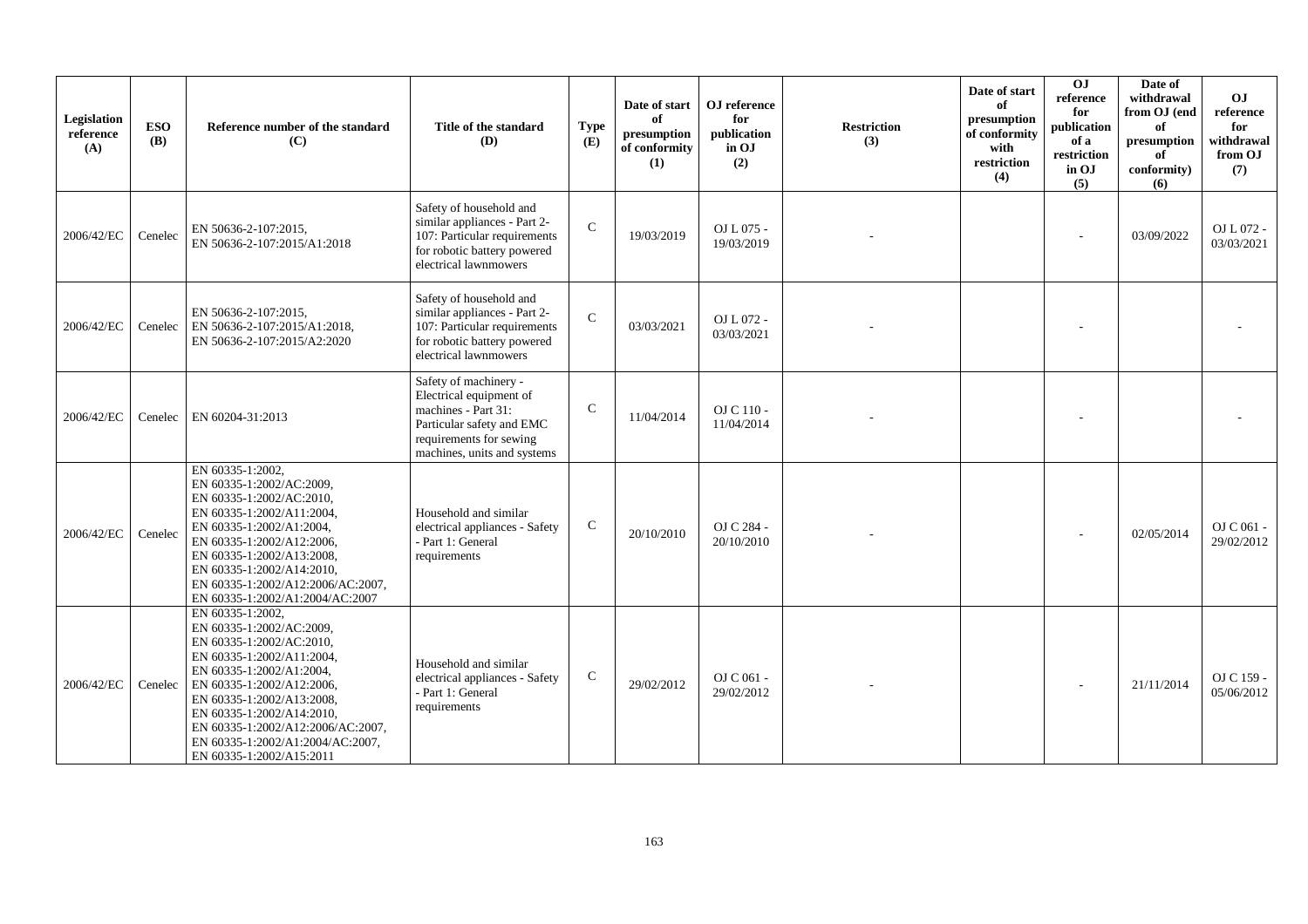| Legislation reference (A) | ESO (B) | Reference number of the standard (C) | Title of the standard (D) | Type (E) | Date of start of presumption of conformity (1) | OJ reference for publication in OJ (2) | Restriction (3) | Date of start of presumption of conformity with restriction (4) | OJ reference for publication of a restriction in OJ (5) | Date of withdrawal from OJ (end of presumption of conformity) (6) | OJ reference for withdrawal from OJ (7) |
|---|---|---|---|---|---|---|---|---|---|---|---|
| 2006/42/EC | Cenelec | EN 50636-2-107:2015, EN 50636-2-107:2015/A1:2018 | Safety of household and similar appliances - Part 2-107: Particular requirements for robotic battery powered electrical lawnmowers | C | 19/03/2019 | OJ L 075 - 19/03/2019 | - | | - | 03/09/2022 | OJ L 072 - 03/03/2021 |
| 2006/42/EC | Cenelec | EN 50636-2-107:2015, EN 50636-2-107:2015/A1:2018, EN 50636-2-107:2015/A2:2020 | Safety of household and similar appliances - Part 2-107: Particular requirements for robotic battery powered electrical lawnmowers | C | 03/03/2021 | OJ L 072 - 03/03/2021 | - | | - | | - |
| 2006/42/EC | Cenelec | EN 60204-31:2013 | Safety of machinery - Electrical equipment of machines - Part 31: Particular safety and EMC requirements for sewing machines, units and systems | C | 11/04/2014 | OJ C 110 - 11/04/2014 | - | | - | | - |
| 2006/42/EC | Cenelec | EN 60335-1:2002, EN 60335-1:2002/AC:2009, EN 60335-1:2002/AC:2010, EN 60335-1:2002/A11:2004, EN 60335-1:2002/A1:2004, EN 60335-1:2002/A12:2006, EN 60335-1:2002/A13:2008, EN 60335-1:2002/A14:2010, EN 60335-1:2002/A12:2006/AC:2007, EN 60335-1:2002/A1:2004/AC:2007 | Household and similar electrical appliances - Safety - Part 1: General requirements | C | 20/10/2010 | OJ C 284 - 20/10/2010 | - | | - | 02/05/2014 | OJ C 061 - 29/02/2012 |
| 2006/42/EC | Cenelec | EN 60335-1:2002, EN 60335-1:2002/AC:2009, EN 60335-1:2002/AC:2010, EN 60335-1:2002/A11:2004, EN 60335-1:2002/A1:2004, EN 60335-1:2002/A12:2006, EN 60335-1:2002/A13:2008, EN 60335-1:2002/A14:2010, EN 60335-1:2002/A12:2006/AC:2007, EN 60335-1:2002/A1:2004/AC:2007, EN 60335-1:2002/A15:2011 | Household and similar electrical appliances - Safety - Part 1: General requirements | C | 29/02/2012 | OJ C 061 - 29/02/2012 | - | | - | 21/11/2014 | OJ C 159 - 05/06/2012 |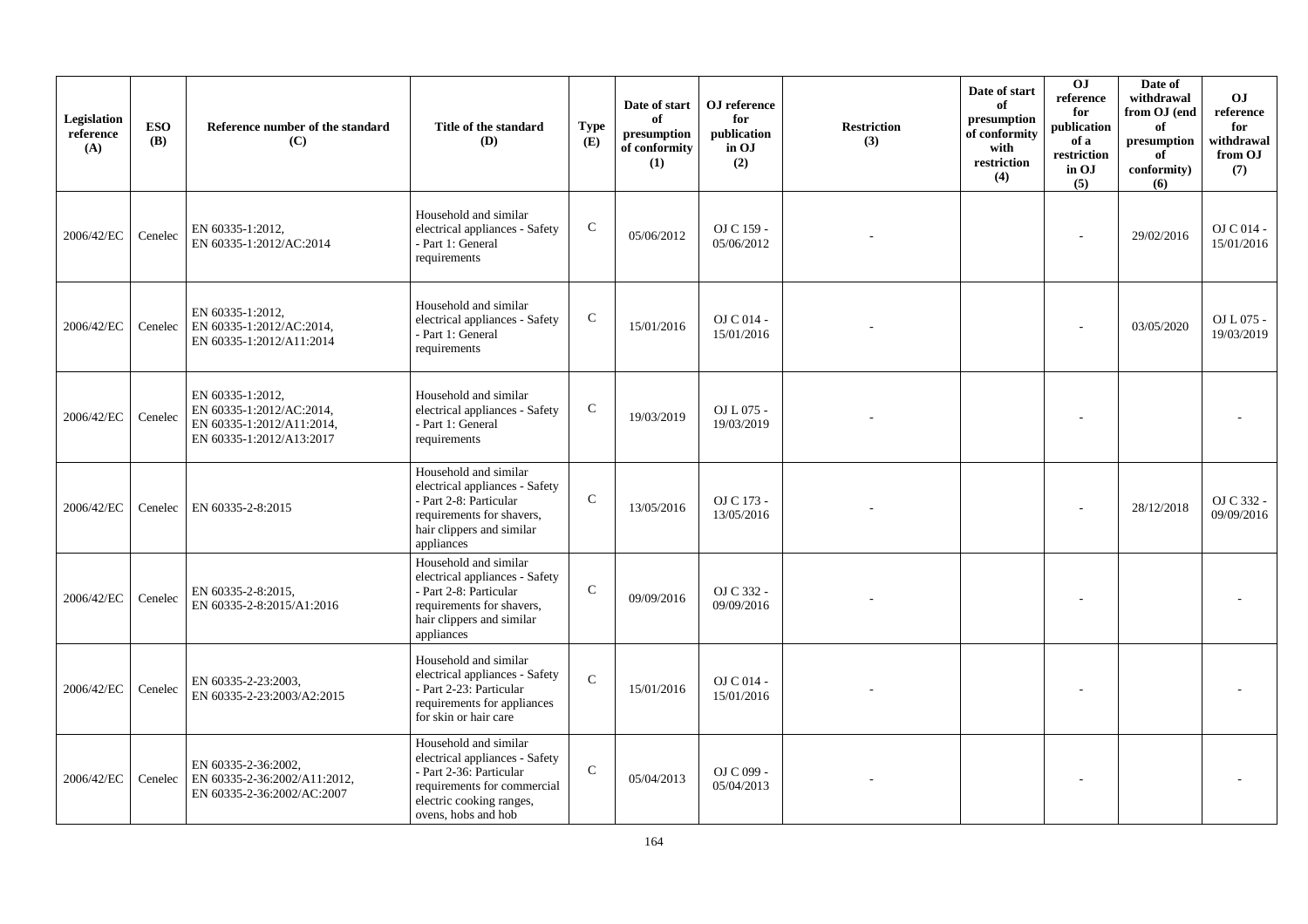| Legislation reference (A) | ESO (B) | Reference number of the standard (C) | Title of the standard (D) | Type (E) | Date of start of presumption of conformity (1) | OJ reference for publication in OJ (2) | Restriction (3) | Date of start of presumption of conformity with restriction (4) | OJ reference for publication of a restriction in OJ (5) | Date of withdrawal from OJ (end of presumption of conformity) (6) | OJ reference for withdrawal from OJ (7) |
|---|---|---|---|---|---|---|---|---|---|---|---|
| 2006/42/EC | Cenelec | EN 60335-1:2012, EN 60335-1:2012/AC:2014 | Household and similar electrical appliances - Safety - Part 1: General requirements | C | 05/06/2012 | OJ C 159 - 05/06/2012 | - | | - | 29/02/2016 | OJ C 014 - 15/01/2016 |
| 2006/42/EC | Cenelec | EN 60335-1:2012, EN 60335-1:2012/AC:2014, EN 60335-1:2012/A11:2014 | Household and similar electrical appliances - Safety - Part 1: General requirements | C | 15/01/2016 | OJ C 014 - 15/01/2016 | - | | - | 03/05/2020 | OJ L 075 - 19/03/2019 |
| 2006/42/EC | Cenelec | EN 60335-1:2012, EN 60335-1:2012/AC:2014, EN 60335-1:2012/A11:2014, EN 60335-1:2012/A13:2017 | Household and similar electrical appliances - Safety - Part 1: General requirements | C | 19/03/2019 | OJ L 075 - 19/03/2019 | - | | - | | - |
| 2006/42/EC | Cenelec | EN 60335-2-8:2015 | Household and similar electrical appliances - Safety - Part 2-8: Particular requirements for shavers, hair clippers and similar appliances | C | 13/05/2016 | OJ C 173 - 13/05/2016 | - | | - | 28/12/2018 | OJ C 332 - 09/09/2016 |
| 2006/42/EC | Cenelec | EN 60335-2-8:2015, EN 60335-2-8:2015/A1:2016 | Household and similar electrical appliances - Safety - Part 2-8: Particular requirements for shavers, hair clippers and similar appliances | C | 09/09/2016 | OJ C 332 - 09/09/2016 | - | | - | | - |
| 2006/42/EC | Cenelec | EN 60335-2-23:2003, EN 60335-2-23:2003/A2:2015 | Household and similar electrical appliances - Safety - Part 2-23: Particular requirements for appliances for skin or hair care | C | 15/01/2016 | OJ C 014 - 15/01/2016 | - | | - | | - |
| 2006/42/EC | Cenelec | EN 60335-2-36:2002, EN 60335-2-36:2002/A11:2012, EN 60335-2-36:2002/AC:2007 | Household and similar electrical appliances - Safety - Part 2-36: Particular requirements for commercial electric cooking ranges, ovens, hobs and hob | C | 05/04/2013 | OJ C 099 - 05/04/2013 | - | | - | | - |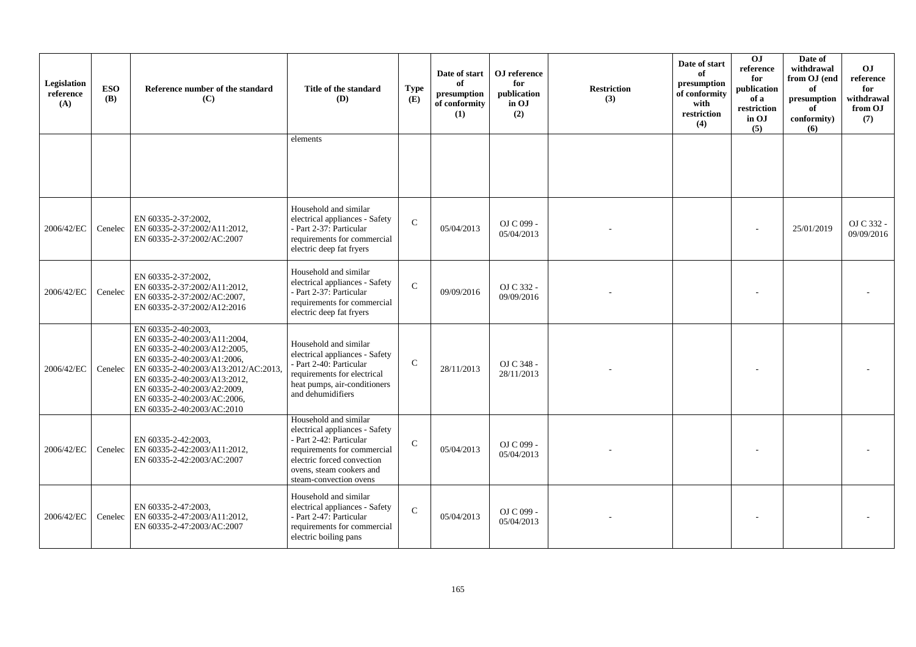| Legislation reference (A) | ESO (B) | Reference number of the standard (C) | Title of the standard (D) | Type (E) | Date of start of presumption of conformity (1) | OJ reference for publication in OJ (2) | Restriction (3) | Date of start of presumption of conformity with restriction (4) | OJ reference for publication of a restriction in OJ (5) | Date of withdrawal from OJ (end of presumption of conformity) (6) | OJ reference for withdrawal from OJ (7) |
|---|---|---|---|---|---|---|---|---|---|---|---|
| | | | elements | | | | | | | | |
| 2006/42/EC | Cenelec | EN 60335-2-37:2002, EN 60335-2-37:2002/A11:2012, EN 60335-2-37:2002/AC:2007 | Household and similar electrical appliances - Safety - Part 2-37: Particular requirements for commercial electric deep fat fryers | C | 05/04/2013 | OJ C 099 - 05/04/2013 | - | | - | 25/01/2019 | OJ C 332 - 09/09/2016 |
| 2006/42/EC | Cenelec | EN 60335-2-37:2002, EN 60335-2-37:2002/A11:2012, EN 60335-2-37:2002/AC:2007, EN 60335-2-37:2002/A12:2016 | Household and similar electrical appliances - Safety - Part 2-37: Particular requirements for commercial electric deep fat fryers | C | 09/09/2016 | OJ C 332 - 09/09/2016 | - | | - | | - |
| 2006/42/EC | Cenelec | EN 60335-2-40:2003, EN 60335-2-40:2003/A11:2004, EN 60335-2-40:2003/A12:2005, EN 60335-2-40:2003/A1:2006, EN 60335-2-40:2003/A13:2012/AC:2013, EN 60335-2-40:2003/A13:2012, EN 60335-2-40:2003/A2:2009, EN 60335-2-40:2003/AC:2006, EN 60335-2-40:2003/AC:2010 | Household and similar electrical appliances - Safety - Part 2-40: Particular requirements for electrical heat pumps, air-conditioners and dehumidifiers | C | 28/11/2013 | OJ C 348 - 28/11/2013 | - | | - | | - |
| 2006/42/EC | Cenelec | EN 60335-2-42:2003, EN 60335-2-42:2003/A11:2012, EN 60335-2-42:2003/AC:2007 | Household and similar electrical appliances - Safety - Part 2-42: Particular requirements for commercial electric forced convection ovens, steam cookers and steam-convection ovens | C | 05/04/2013 | OJ C 099 - 05/04/2013 | - | | - | | - |
| 2006/42/EC | Cenelec | EN 60335-2-47:2003, EN 60335-2-47:2003/A11:2012, EN 60335-2-47:2003/AC:2007 | Household and similar electrical appliances - Safety - Part 2-47: Particular requirements for commercial electric boiling pans | C | 05/04/2013 | OJ C 099 - 05/04/2013 | - | | - | | - |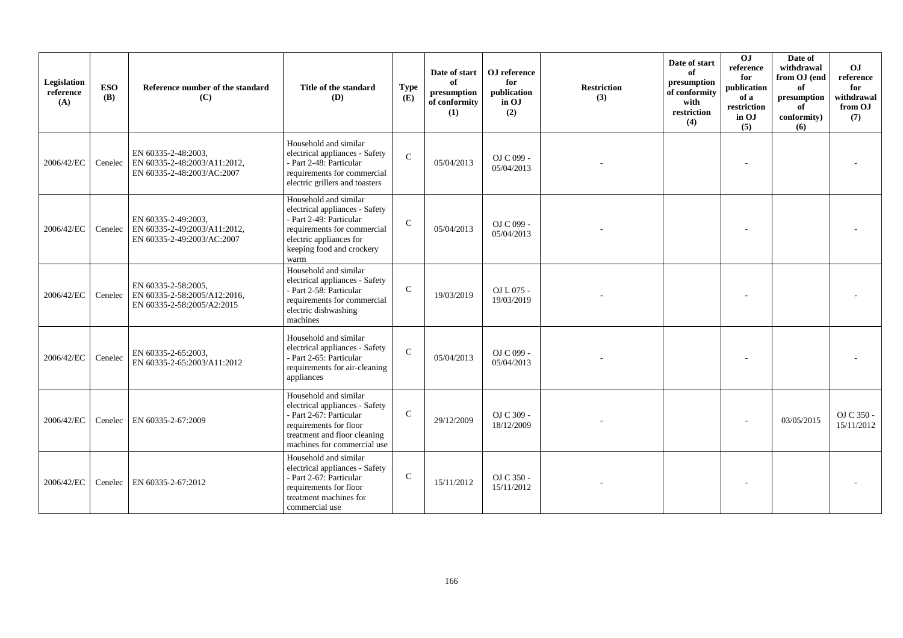| Legislation reference (A) | ESO (B) | Reference number of the standard (C) | Title of the standard (D) | Type (E) | Date of start of presumption of conformity (1) | OJ reference for publication in OJ (2) | Restriction (3) | Date of start of presumption of conformity with restriction (4) | OJ reference for publication of a restriction in OJ (5) | Date of withdrawal from OJ (end of presumption of conformity) (6) | OJ reference for withdrawal from OJ (7) |
|---|---|---|---|---|---|---|---|---|---|---|---|
| 2006/42/EC | Cenelec | EN 60335-2-48:2003, EN 60335-2-48:2003/A11:2012, EN 60335-2-48:2003/AC:2007 | Household and similar electrical appliances - Safety - Part 2-48: Particular requirements for commercial electric grillers and toasters | C | 05/04/2013 | OJ C 099 - 05/04/2013 | - | | - | | - |
| 2006/42/EC | Cenelec | EN 60335-2-49:2003, EN 60335-2-49:2003/A11:2012, EN 60335-2-49:2003/AC:2007 | Household and similar electrical appliances - Safety - Part 2-49: Particular requirements for commercial electric appliances for keeping food and crockery warm | C | 05/04/2013 | OJ C 099 - 05/04/2013 | - | | - | | - |
| 2006/42/EC | Cenelec | EN 60335-2-58:2005, EN 60335-2-58:2005/A12:2016, EN 60335-2-58:2005/A2:2015 | Household and similar electrical appliances - Safety - Part 2-58: Particular requirements for commercial electric dishwashing machines | C | 19/03/2019 | OJ L 075 - 19/03/2019 | - | | - | | - |
| 2006/42/EC | Cenelec | EN 60335-2-65:2003, EN 60335-2-65:2003/A11:2012 | Household and similar electrical appliances - Safety - Part 2-65: Particular requirements for air-cleaning appliances | C | 05/04/2013 | OJ C 099 - 05/04/2013 | - | | - | | - |
| 2006/42/EC | Cenelec | EN 60335-2-67:2009 | Household and similar electrical appliances - Safety - Part 2-67: Particular requirements for floor treatment and floor cleaning machines for commercial use | C | 29/12/2009 | OJ C 309 - 18/12/2009 | - | | - | 03/05/2015 | OJ C 350 - 15/11/2012 |
| 2006/42/EC | Cenelec | EN 60335-2-67:2012 | Household and similar electrical appliances - Safety - Part 2-67: Particular requirements for floor treatment machines for commercial use | C | 15/11/2012 | OJ C 350 - 15/11/2012 | - | | - | | - |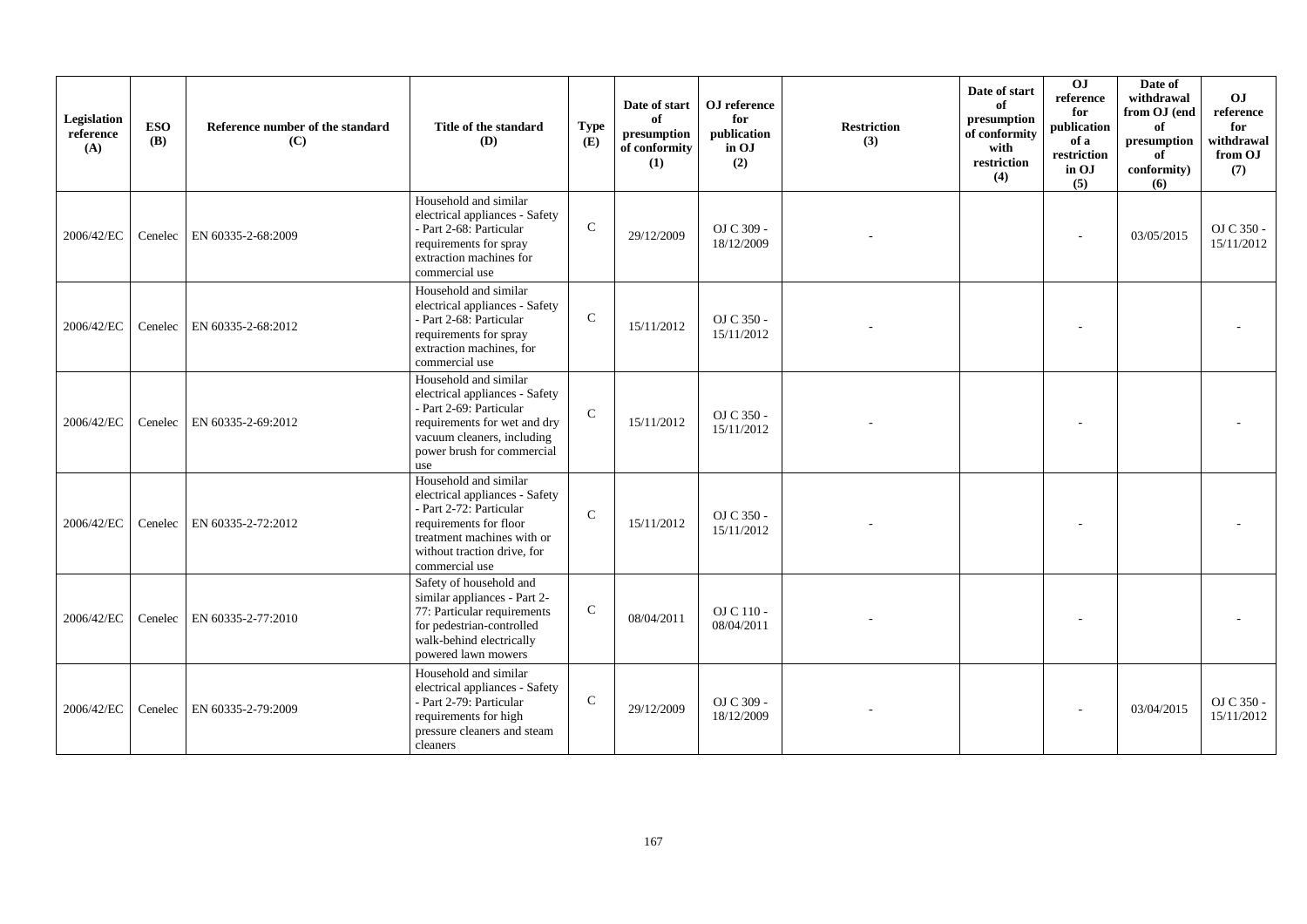| Legislation reference (A) | ESO (B) | Reference number of the standard (C) | Title of the standard (D) | Type (E) | Date of start of presumption of conformity (1) | OJ reference for publication in OJ (2) | Restriction (3) | Date of start of presumption of conformity with restriction (4) | OJ reference for publication of a restriction in OJ (5) | Date of withdrawal from OJ (end of presumption of conformity) (6) | OJ reference for withdrawal from OJ (7) |
|---|---|---|---|---|---|---|---|---|---|---|---|
| 2006/42/EC | Cenelec | EN 60335-2-68:2009 | Household and similar electrical appliances - Safety - Part 2-68: Particular requirements for spray extraction machines for commercial use | C | 29/12/2009 | OJ C 309 - 18/12/2009 | - | | - | 03/05/2015 | OJ C 350 - 15/11/2012 |
| 2006/42/EC | Cenelec | EN 60335-2-68:2012 | Household and similar electrical appliances - Safety - Part 2-68: Particular requirements for spray extraction machines, for commercial use | C | 15/11/2012 | OJ C 350 - 15/11/2012 | - | | - | | - |
| 2006/42/EC | Cenelec | EN 60335-2-69:2012 | Household and similar electrical appliances - Safety - Part 2-69: Particular requirements for wet and dry vacuum cleaners, including power brush for commercial use | C | 15/11/2012 | OJ C 350 - 15/11/2012 | - | | - | | - |
| 2006/42/EC | Cenelec | EN 60335-2-72:2012 | Household and similar electrical appliances - Safety - Part 2-72: Particular requirements for floor treatment machines with or without traction drive, for commercial use | C | 15/11/2012 | OJ C 350 - 15/11/2012 | - | | - | | - |
| 2006/42/EC | Cenelec | EN 60335-2-77:2010 | Safety of household and similar appliances - Part 2-77: Particular requirements for pedestrian-controlled walk-behind electrically powered lawn mowers | C | 08/04/2011 | OJ C 110 - 08/04/2011 | - | | - | | - |
| 2006/42/EC | Cenelec | EN 60335-2-79:2009 | Household and similar electrical appliances - Safety - Part 2-79: Particular requirements for high pressure cleaners and steam cleaners | C | 29/12/2009 | OJ C 309 - 18/12/2009 | - | | - | 03/04/2015 | OJ C 350 - 15/11/2012 |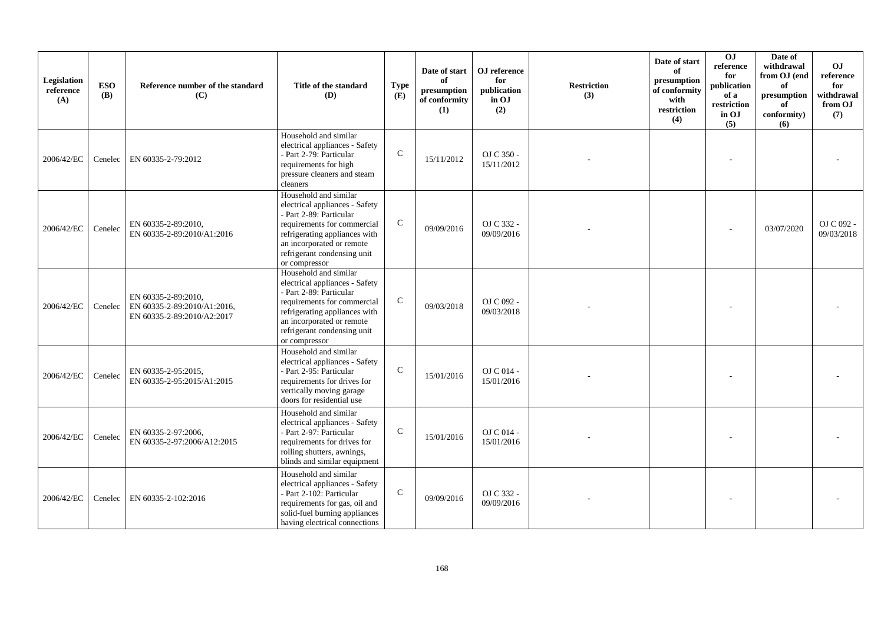| Legislation reference (A) | ESO (B) | Reference number of the standard (C) | Title of the standard (D) | Type (E) | Date of start of presumption of conformity (1) | OJ reference for publication in OJ (2) | Restriction (3) | Date of start of presumption of conformity with restriction (4) | OJ reference for publication of a restriction in OJ (5) | Date of withdrawal from OJ (end of presumption of conformity) (6) | OJ reference for withdrawal from OJ (7) |
|---|---|---|---|---|---|---|---|---|---|---|---|
| 2006/42/EC | Cenelec | EN 60335-2-79:2012 | Household and similar electrical appliances - Safety - Part 2-79: Particular requirements for high pressure cleaners and steam cleaners | C | 15/11/2012 | OJ C 350 - 15/11/2012 | - | | - | | - |
| 2006/42/EC | Cenelec | EN 60335-2-89:2010, EN 60335-2-89:2010/A1:2016 | Household and similar electrical appliances - Safety - Part 2-89: Particular requirements for commercial refrigerating appliances with an incorporated or remote refrigerant condensing unit or compressor | C | 09/09/2016 | OJ C 332 - 09/09/2016 | - | | - | 03/07/2020 | OJ C 092 - 09/03/2018 |
| 2006/42/EC | Cenelec | EN 60335-2-89:2010, EN 60335-2-89:2010/A1:2016, EN 60335-2-89:2010/A2:2017 | Household and similar electrical appliances - Safety - Part 2-89: Particular requirements for commercial refrigerating appliances with an incorporated or remote refrigerant condensing unit or compressor | C | 09/03/2018 | OJ C 092 - 09/03/2018 | - | | - | | - |
| 2006/42/EC | Cenelec | EN 60335-2-95:2015, EN 60335-2-95:2015/A1:2015 | Household and similar electrical appliances - Safety - Part 2-95: Particular requirements for drives for vertically moving garage doors for residential use | C | 15/01/2016 | OJ C 014 - 15/01/2016 | - | | - | | - |
| 2006/42/EC | Cenelec | EN 60335-2-97:2006, EN 60335-2-97:2006/A12:2015 | Household and similar electrical appliances - Safety - Part 2-97: Particular requirements for drives for rolling shutters, awnings, blinds and similar equipment | C | 15/01/2016 | OJ C 014 - 15/01/2016 | - | | - | | - |
| 2006/42/EC | Cenelec | EN 60335-2-102:2016 | Household and similar electrical appliances - Safety - Part 2-102: Particular requirements for gas, oil and solid-fuel burning appliances having electrical connections | C | 09/09/2016 | OJ C 332 - 09/09/2016 | - | | - | | - |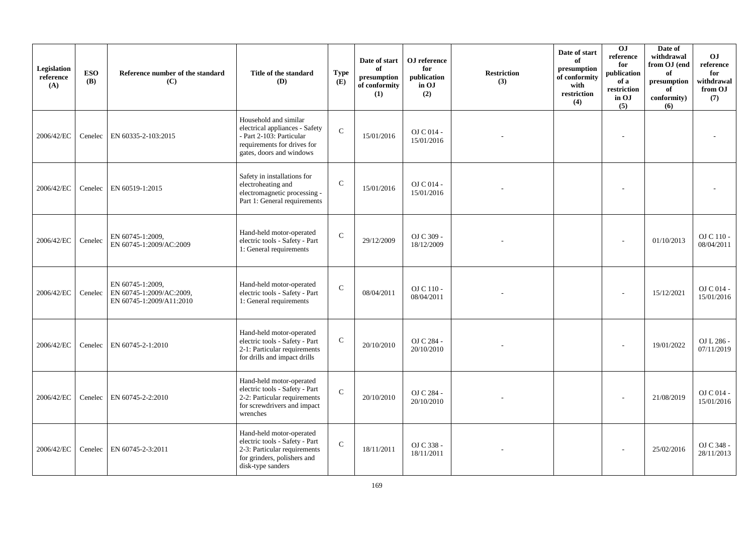| Legislation reference (A) | ESO (B) | Reference number of the standard (C) | Title of the standard (D) | Type (E) | Date of start of presumption of conformity (1) | OJ reference for publication in OJ (2) | Restriction (3) | Date of start of presumption of conformity with restriction (4) | OJ reference for publication of a restriction in OJ (5) | Date of withdrawal from OJ (end of presumption of conformity) (6) | OJ reference for withdrawal from OJ (7) |
|---|---|---|---|---|---|---|---|---|---|---|---|
| 2006/42/EC | Cenelec | EN 60335-2-103:2015 | Household and similar electrical appliances - Safety - Part 2-103: Particular requirements for drives for gates, doors and windows | C | 15/01/2016 | OJ C 014 - 15/01/2016 | - | | - | | - |
| 2006/42/EC | Cenelec | EN 60519-1:2015 | Safety in installations for electroheating and electromagnetic processing - Part 1: General requirements | C | 15/01/2016 | OJ C 014 - 15/01/2016 | - | | - | | - |
| 2006/42/EC | Cenelec | EN 60745-1:2009, EN 60745-1:2009/AC:2009 | Hand-held motor-operated electric tools - Safety - Part 1: General requirements | C | 29/12/2009 | OJ C 309 - 18/12/2009 | - | | - | 01/10/2013 | OJ C 110 - 08/04/2011 |
| 2006/42/EC | Cenelec | EN 60745-1:2009, EN 60745-1:2009/AC:2009, EN 60745-1:2009/A11:2010 | Hand-held motor-operated electric tools - Safety - Part 1: General requirements | C | 08/04/2011 | OJ C 110 - 08/04/2011 | - | | - | 15/12/2021 | OJ C 014 - 15/01/2016 |
| 2006/42/EC | Cenelec | EN 60745-2-1:2010 | Hand-held motor-operated electric tools - Safety - Part 2-1: Particular requirements for drills and impact drills | C | 20/10/2010 | OJ C 284 - 20/10/2010 | - | | - | 19/01/2022 | OJ L 286 - 07/11/2019 |
| 2006/42/EC | Cenelec | EN 60745-2-2:2010 | Hand-held motor-operated electric tools - Safety - Part 2-2: Particular requirements for screwdrivers and impact wrenches | C | 20/10/2010 | OJ C 284 - 20/10/2010 | - | | - | 21/08/2019 | OJ C 014 - 15/01/2016 |
| 2006/42/EC | Cenelec | EN 60745-2-3:2011 | Hand-held motor-operated electric tools - Safety - Part 2-3: Particular requirements for grinders, polishers and disk-type sanders | C | 18/11/2011 | OJ C 338 - 18/11/2011 | - | | - | 25/02/2016 | OJ C 348 - 28/11/2013 |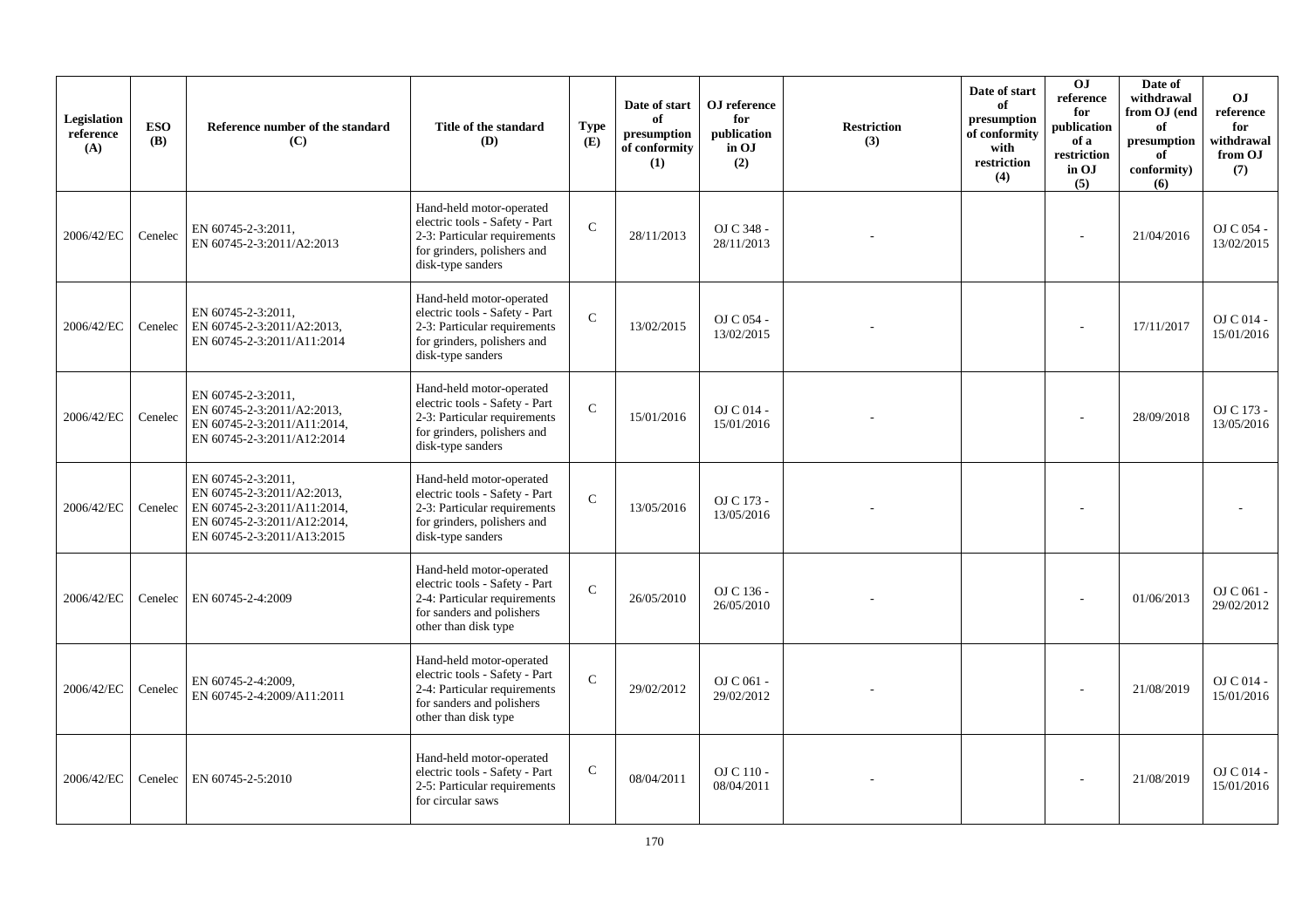| Legislation reference (A) | ESO (B) | Reference number of the standard (C) | Title of the standard (D) | Type (E) | Date of start of presumption of conformity (1) | OJ reference for publication in OJ (2) | Restriction (3) | Date of start of presumption of conformity with restriction (4) | OJ reference for publication of a restriction in OJ (5) | Date of withdrawal from OJ (end of presumption of conformity) (6) | OJ reference for withdrawal from OJ (7) |
|---|---|---|---|---|---|---|---|---|---|---|---|
| 2006/42/EC | Cenelec | EN 60745-2-3:2011, EN 60745-2-3:2011/A2:2013 | Hand-held motor-operated electric tools - Safety - Part 2-3: Particular requirements for grinders, polishers and disk-type sanders | C | 28/11/2013 | OJ C 348 - 28/11/2013 | - | | - | 21/04/2016 | OJ C 054 - 13/02/2015 |
| 2006/42/EC | Cenelec | EN 60745-2-3:2011, EN 60745-2-3:2011/A2:2013, EN 60745-2-3:2011/A11:2014 | Hand-held motor-operated electric tools - Safety - Part 2-3: Particular requirements for grinders, polishers and disk-type sanders | C | 13/02/2015 | OJ C 054 - 13/02/2015 | - | | - | 17/11/2017 | OJ C 014 - 15/01/2016 |
| 2006/42/EC | Cenelec | EN 60745-2-3:2011, EN 60745-2-3:2011/A2:2013, EN 60745-2-3:2011/A11:2014, EN 60745-2-3:2011/A12:2014 | Hand-held motor-operated electric tools - Safety - Part 2-3: Particular requirements for grinders, polishers and disk-type sanders | C | 15/01/2016 | OJ C 014 - 15/01/2016 | - | | - | 28/09/2018 | OJ C 173 - 13/05/2016 |
| 2006/42/EC | Cenelec | EN 60745-2-3:2011, EN 60745-2-3:2011/A2:2013, EN 60745-2-3:2011/A11:2014, EN 60745-2-3:2011/A12:2014, EN 60745-2-3:2011/A13:2015 | Hand-held motor-operated electric tools - Safety - Part 2-3: Particular requirements for grinders, polishers and disk-type sanders | C | 13/05/2016 | OJ C 173 - 13/05/2016 | - | | - | | - |
| 2006/42/EC | Cenelec | EN 60745-2-4:2009 | Hand-held motor-operated electric tools - Safety - Part 2-4: Particular requirements for sanders and polishers other than disk type | C | 26/05/2010 | OJ C 136 - 26/05/2010 | - | | - | 01/06/2013 | OJ C 061 - 29/02/2012 |
| 2006/42/EC | Cenelec | EN 60745-2-4:2009, EN 60745-2-4:2009/A11:2011 | Hand-held motor-operated electric tools - Safety - Part 2-4: Particular requirements for sanders and polishers other than disk type | C | 29/02/2012 | OJ C 061 - 29/02/2012 | - | | - | 21/08/2019 | OJ C 014 - 15/01/2016 |
| 2006/42/EC | Cenelec | EN 60745-2-5:2010 | Hand-held motor-operated electric tools - Safety - Part 2-5: Particular requirements for circular saws | C | 08/04/2011 | OJ C 110 - 08/04/2011 | - | | - | 21/08/2019 | OJ C 014 - 15/01/2016 |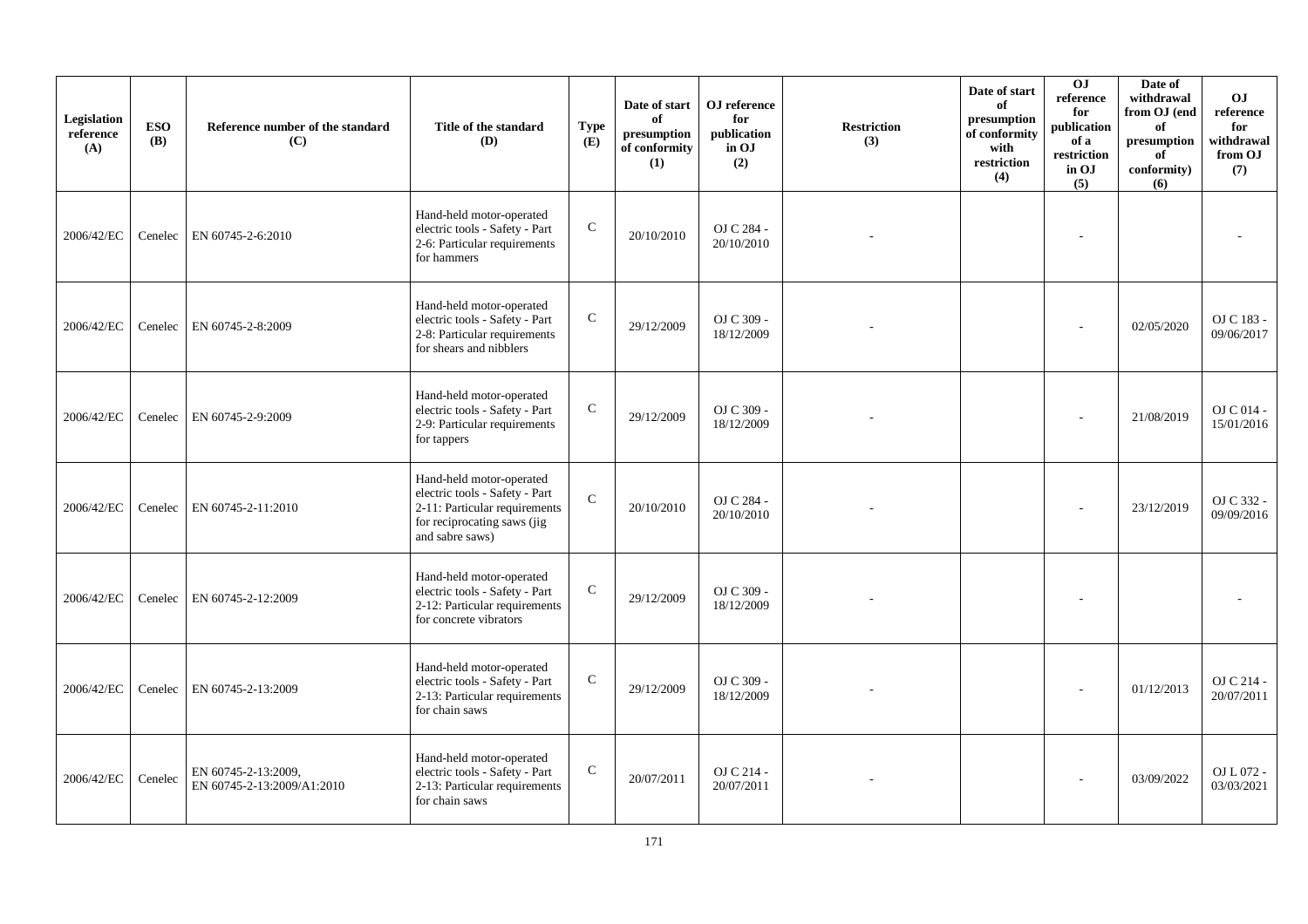| Legislation reference (A) | ESO (B) | Reference number of the standard (C) | Title of the standard (D) | Type (E) | Date of start of presumption of conformity (1) | OJ reference for publication in OJ (2) | Restriction (3) | Date of start of presumption of conformity with restriction (4) | OJ reference for publication of a restriction in OJ (5) | Date of withdrawal from OJ (end of presumption of conformity) (6) | OJ reference for withdrawal from OJ (7) |
|---|---|---|---|---|---|---|---|---|---|---|---|
| 2006/42/EC | Cenelec | EN 60745-2-6:2010 | Hand-held motor-operated electric tools - Safety - Part 2-6: Particular requirements for hammers | C | 20/10/2010 | OJ C 284 - 20/10/2010 | - | | - | | - |
| 2006/42/EC | Cenelec | EN 60745-2-8:2009 | Hand-held motor-operated electric tools - Safety - Part 2-8: Particular requirements for shears and nibblers | C | 29/12/2009 | OJ C 309 - 18/12/2009 | - | | - | 02/05/2020 | OJ C 183 - 09/06/2017 |
| 2006/42/EC | Cenelec | EN 60745-2-9:2009 | Hand-held motor-operated electric tools - Safety - Part 2-9: Particular requirements for tappers | C | 29/12/2009 | OJ C 309 - 18/12/2009 | - | | - | 21/08/2019 | OJ C 014 - 15/01/2016 |
| 2006/42/EC | Cenelec | EN 60745-2-11:2010 | Hand-held motor-operated electric tools - Safety - Part 2-11: Particular requirements for reciprocating saws (jig and sabre saws) | C | 20/10/2010 | OJ C 284 - 20/10/2010 | - | | - | 23/12/2019 | OJ C 332 - 09/09/2016 |
| 2006/42/EC | Cenelec | EN 60745-2-12:2009 | Hand-held motor-operated electric tools - Safety - Part 2-12: Particular requirements for concrete vibrators | C | 29/12/2009 | OJ C 309 - 18/12/2009 | - | | - | | - |
| 2006/42/EC | Cenelec | EN 60745-2-13:2009 | Hand-held motor-operated electric tools - Safety - Part 2-13: Particular requirements for chain saws | C | 29/12/2009 | OJ C 309 - 18/12/2009 | - | | - | 01/12/2013 | OJ C 214 - 20/07/2011 |
| 2006/42/EC | Cenelec | EN 60745-2-13:2009, EN 60745-2-13:2009/A1:2010 | Hand-held motor-operated electric tools - Safety - Part 2-13: Particular requirements for chain saws | C | 20/07/2011 | OJ C 214 - 20/07/2011 | - | | - | 03/09/2022 | OJ L 072 - 03/03/2021 |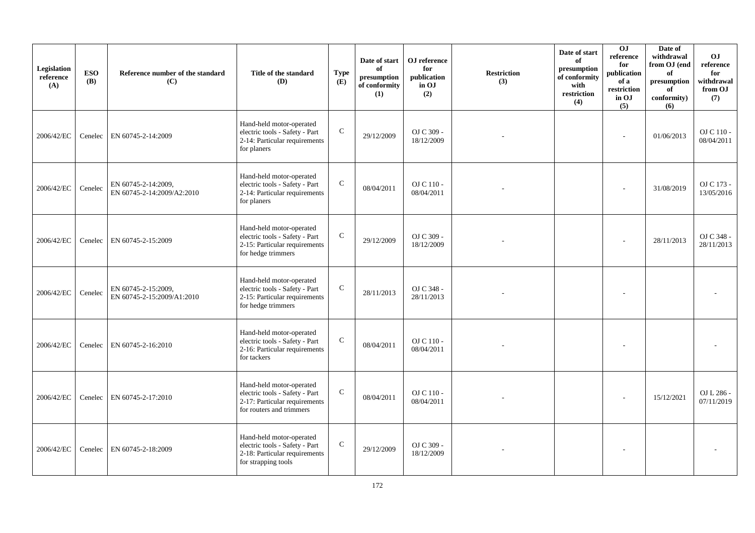| Legislation reference (A) | ESO (B) | Reference number of the standard (C) | Title of the standard (D) | Type (E) | Date of start of presumption of conformity (1) | OJ reference for publication in OJ (2) | Restriction (3) | Date of start of presumption of conformity with restriction (4) | OJ reference for publication of a restriction in OJ (5) | Date of withdrawal from OJ (end of presumption of conformity) (6) | OJ reference for withdrawal from OJ (7) |
|---|---|---|---|---|---|---|---|---|---|---|---|
| 2006/42/EC | Cenelec | EN 60745-2-14:2009 | Hand-held motor-operated electric tools - Safety - Part 2-14: Particular requirements for planers | C | 29/12/2009 | OJ C 309 - 18/12/2009 | - | | - | 01/06/2013 | OJ C 110 - 08/04/2011 |
| 2006/42/EC | Cenelec | EN 60745-2-14:2009, EN 60745-2-14:2009/A2:2010 | Hand-held motor-operated electric tools - Safety - Part 2-14: Particular requirements for planers | C | 08/04/2011 | OJ C 110 - 08/04/2011 | - | | - | 31/08/2019 | OJ C 173 - 13/05/2016 |
| 2006/42/EC | Cenelec | EN 60745-2-15:2009 | Hand-held motor-operated electric tools - Safety - Part 2-15: Particular requirements for hedge trimmers | C | 29/12/2009 | OJ C 309 - 18/12/2009 | - | | - | 28/11/2013 | OJ C 348 - 28/11/2013 |
| 2006/42/EC | Cenelec | EN 60745-2-15:2009, EN 60745-2-15:2009/A1:2010 | Hand-held motor-operated electric tools - Safety - Part 2-15: Particular requirements for hedge trimmers | C | 28/11/2013 | OJ C 348 - 28/11/2013 | - | | - | | - |
| 2006/42/EC | Cenelec | EN 60745-2-16:2010 | Hand-held motor-operated electric tools - Safety - Part 2-16: Particular requirements for tackers | C | 08/04/2011 | OJ C 110 - 08/04/2011 | - | | - | | - |
| 2006/42/EC | Cenelec | EN 60745-2-17:2010 | Hand-held motor-operated electric tools - Safety - Part 2-17: Particular requirements for routers and trimmers | C | 08/04/2011 | OJ C 110 - 08/04/2011 | - | | - | 15/12/2021 | OJ L 286 - 07/11/2019 |
| 2006/42/EC | Cenelec | EN 60745-2-18:2009 | Hand-held motor-operated electric tools - Safety - Part 2-18: Particular requirements for strapping tools | C | 29/12/2009 | OJ C 309 - 18/12/2009 | - | | - | | - |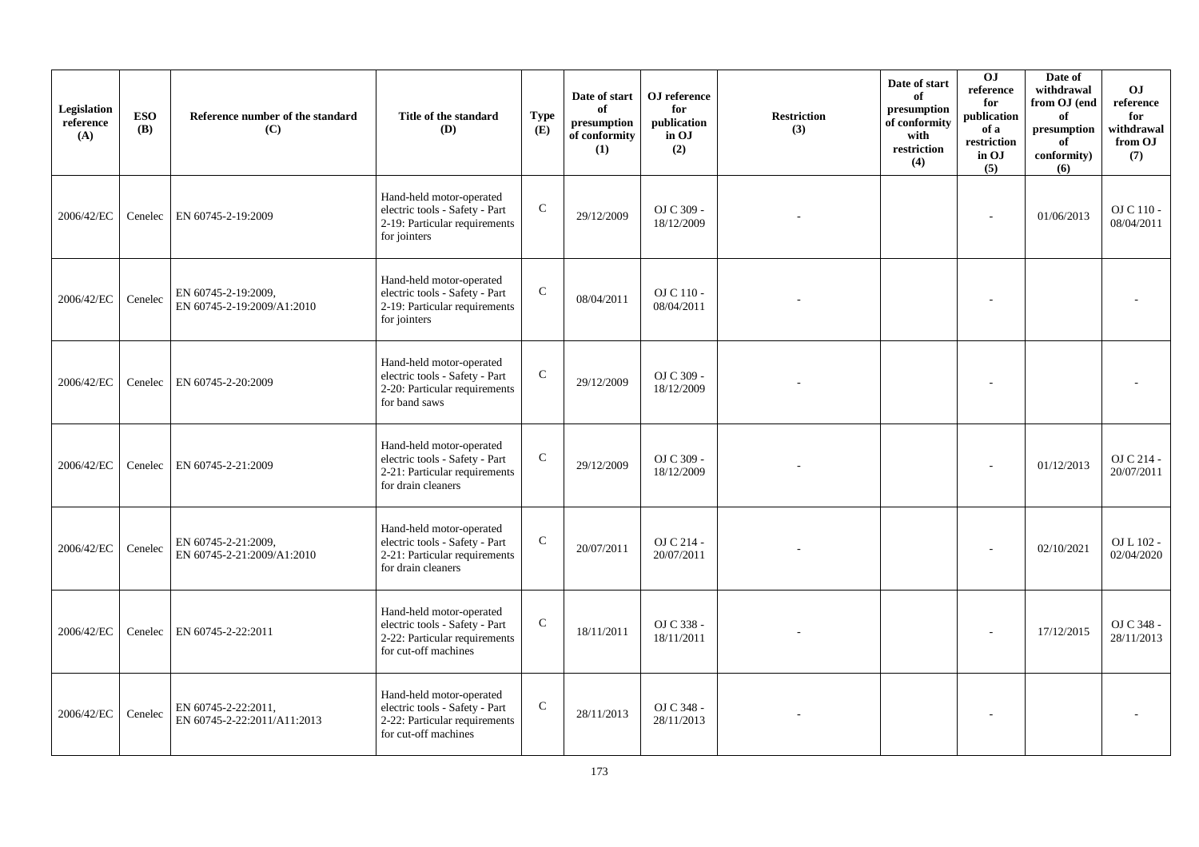| Legislation reference (A) | ESO (B) | Reference number of the standard (C) | Title of the standard (D) | Type (E) | Date of start of presumption of conformity (1) | OJ reference for publication in OJ (2) | Restriction (3) | Date of start of presumption of conformity with restriction (4) | OJ reference for publication of a restriction in OJ (5) | Date of withdrawal from OJ (end of presumption of conformity) (6) | OJ reference for withdrawal from OJ (7) |
|---|---|---|---|---|---|---|---|---|---|---|---|
| 2006/42/EC | Cenelec | EN 60745-2-19:2009 | Hand-held motor-operated electric tools - Safety - Part 2-19: Particular requirements for jointers | C | 29/12/2009 | OJ C 309 - 18/12/2009 | - | | - | 01/06/2013 | OJ C 110 - 08/04/2011 |
| 2006/42/EC | Cenelec | EN 60745-2-19:2009, EN 60745-2-19:2009/A1:2010 | Hand-held motor-operated electric tools - Safety - Part 2-19: Particular requirements for jointers | C | 08/04/2011 | OJ C 110 - 08/04/2011 | - | | - | | - |
| 2006/42/EC | Cenelec | EN 60745-2-20:2009 | Hand-held motor-operated electric tools - Safety - Part 2-20: Particular requirements for band saws | C | 29/12/2009 | OJ C 309 - 18/12/2009 | - | | - | | - |
| 2006/42/EC | Cenelec | EN 60745-2-21:2009 | Hand-held motor-operated electric tools - Safety - Part 2-21: Particular requirements for drain cleaners | C | 29/12/2009 | OJ C 309 - 18/12/2009 | - | | - | 01/12/2013 | OJ C 214 - 20/07/2011 |
| 2006/42/EC | Cenelec | EN 60745-2-21:2009, EN 60745-2-21:2009/A1:2010 | Hand-held motor-operated electric tools - Safety - Part 2-21: Particular requirements for drain cleaners | C | 20/07/2011 | OJ C 214 - 20/07/2011 | - | | - | 02/10/2021 | OJ L 102 - 02/04/2020 |
| 2006/42/EC | Cenelec | EN 60745-2-22:2011 | Hand-held motor-operated electric tools - Safety - Part 2-22: Particular requirements for cut-off machines | C | 18/11/2011 | OJ C 338 - 18/11/2011 | - | | - | 17/12/2015 | OJ C 348 - 28/11/2013 |
| 2006/42/EC | Cenelec | EN 60745-2-22:2011, EN 60745-2-22:2011/A11:2013 | Hand-held motor-operated electric tools - Safety - Part 2-22: Particular requirements for cut-off machines | C | 28/11/2013 | OJ C 348 - 28/11/2013 | - | | - | | - |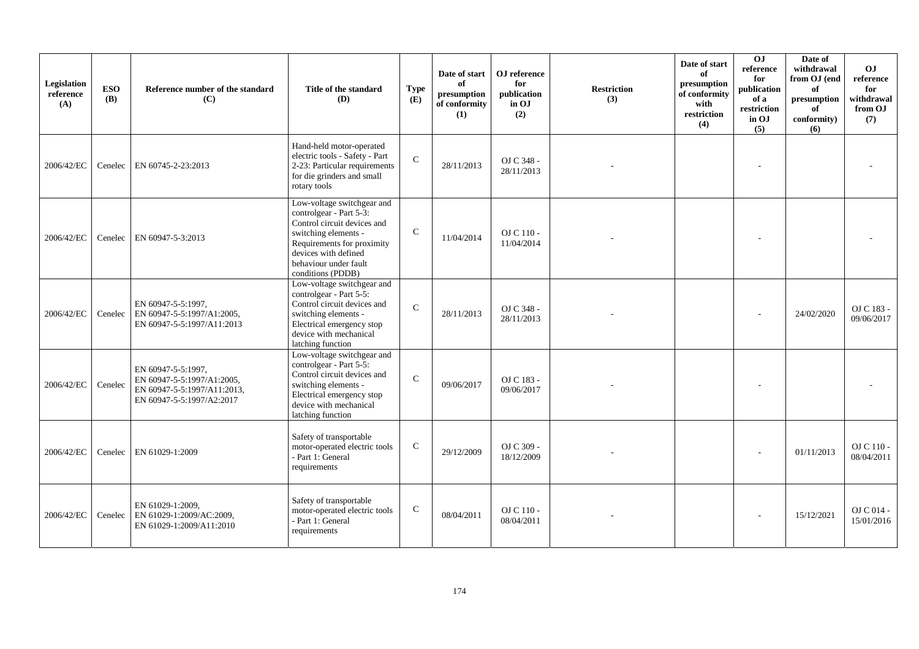| Legislation reference (A) | ESO (B) | Reference number of the standard (C) | Title of the standard (D) | Type (E) | Date of start of presumption of conformity (1) | OJ reference for publication in OJ (2) | Restriction (3) | Date of start of presumption of conformity with restriction (4) | OJ reference for publication of a restriction in OJ (5) | Date of withdrawal from OJ (end of presumption of conformity) (6) | OJ reference for withdrawal from OJ (7) |
|---|---|---|---|---|---|---|---|---|---|---|---|
| 2006/42/EC | Cenelec | EN 60745-2-23:2013 | Hand-held motor-operated electric tools - Safety - Part 2-23: Particular requirements for die grinders and small rotary tools | C | 28/11/2013 | OJ C 348 - 28/11/2013 | - | | - | | - |
| 2006/42/EC | Cenelec | EN 60947-5-3:2013 | Low-voltage switchgear and controlgear - Part 5-3: Control circuit devices and switching elements - Requirements for proximity devices with defined behaviour under fault conditions (PDDB) | C | 11/04/2014 | OJ C 110 - 11/04/2014 | - | | - | | - |
| 2006/42/EC | Cenelec | EN 60947-5-5:1997, EN 60947-5-5:1997/A1:2005, EN 60947-5-5:1997/A11:2013 | Low-voltage switchgear and controlgear - Part 5-5: Control circuit devices and switching elements - Electrical emergency stop device with mechanical latching function | C | 28/11/2013 | OJ C 348 - 28/11/2013 | - | | - | 24/02/2020 | OJ C 183 - 09/06/2017 |
| 2006/42/EC | Cenelec | EN 60947-5-5:1997, EN 60947-5-5:1997/A1:2005, EN 60947-5-5:1997/A11:2013, EN 60947-5-5:1997/A2:2017 | Low-voltage switchgear and controlgear - Part 5-5: Control circuit devices and switching elements - Electrical emergency stop device with mechanical latching function | C | 09/06/2017 | OJ C 183 - 09/06/2017 | - | | - | | - |
| 2006/42/EC | Cenelec | EN 61029-1:2009 | Safety of transportable motor-operated electric tools - Part 1: General requirements | C | 29/12/2009 | OJ C 309 - 18/12/2009 | - | | - | 01/11/2013 | OJ C 110 - 08/04/2011 |
| 2006/42/EC | Cenelec | EN 61029-1:2009, EN 61029-1:2009/AC:2009, EN 61029-1:2009/A11:2010 | Safety of transportable motor-operated electric tools - Part 1: General requirements | C | 08/04/2011 | OJ C 110 - 08/04/2011 | - | | - | 15/12/2021 | OJ C 014 - 15/01/2016 |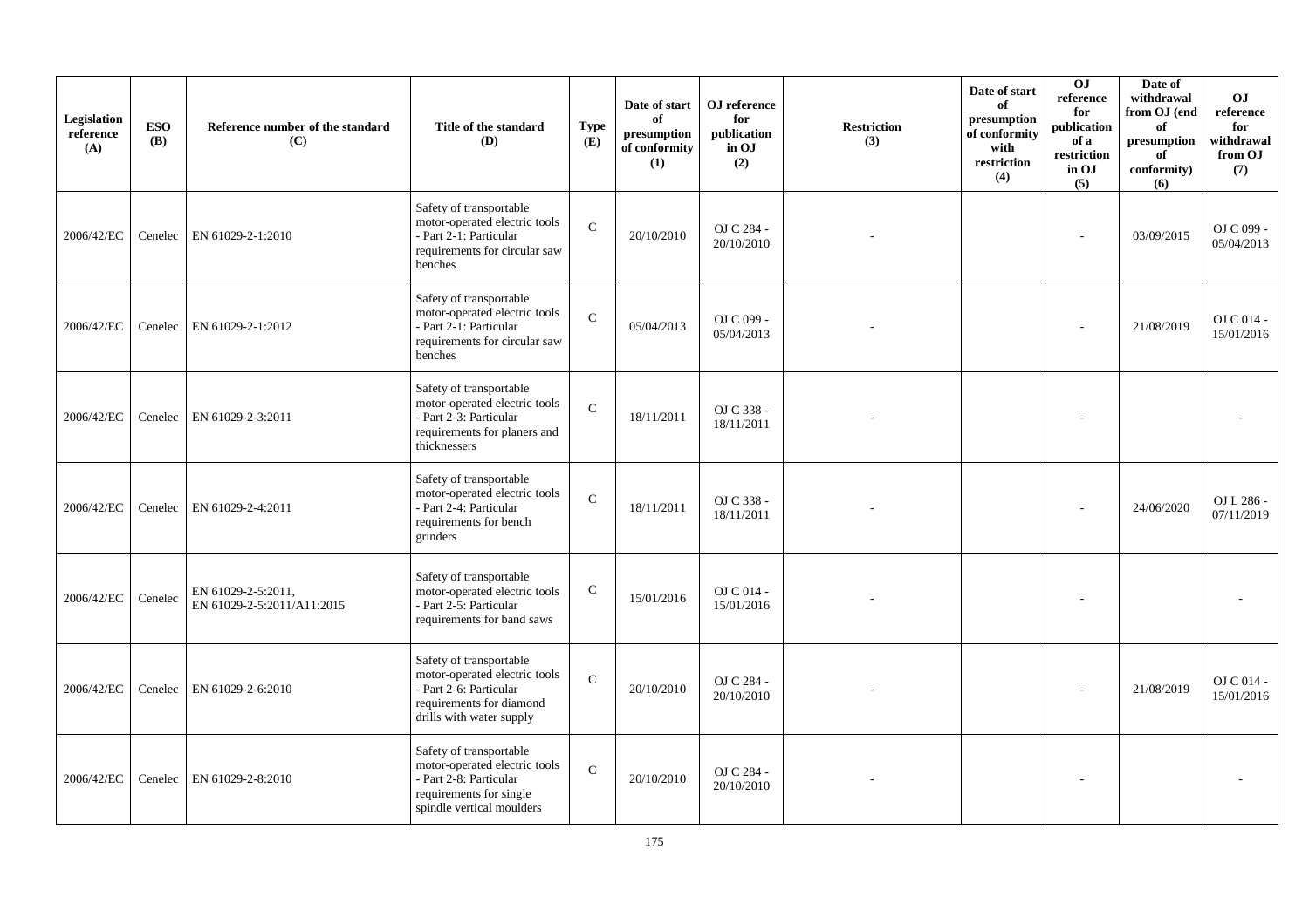| Legislation reference (A) | ESO (B) | Reference number of the standard (C) | Title of the standard (D) | Type (E) | Date of start of presumption of conformity (1) | OJ reference for publication in OJ (2) | Restriction (3) | Date of start of presumption of conformity with restriction (4) | OJ reference for publication of a restriction in OJ (5) | Date of withdrawal from OJ (end of presumption of conformity) (6) | OJ reference for withdrawal from OJ (7) |
|---|---|---|---|---|---|---|---|---|---|---|---|
| 2006/42/EC | Cenelec | EN 61029-2-1:2010 | Safety of transportable motor-operated electric tools - Part 2-1: Particular requirements for circular saw benches | C | 20/10/2010 | OJ C 284 - 20/10/2010 | - | | - | 03/09/2015 | OJ C 099 - 05/04/2013 |
| 2006/42/EC | Cenelec | EN 61029-2-1:2012 | Safety of transportable motor-operated electric tools - Part 2-1: Particular requirements for circular saw benches | C | 05/04/2013 | OJ C 099 - 05/04/2013 | - | | - | 21/08/2019 | OJ C 014 - 15/01/2016 |
| 2006/42/EC | Cenelec | EN 61029-2-3:2011 | Safety of transportable motor-operated electric tools - Part 2-3: Particular requirements for planers and thicknessers | C | 18/11/2011 | OJ C 338 - 18/11/2011 | - | | - | | - |
| 2006/42/EC | Cenelec | EN 61029-2-4:2011 | Safety of transportable motor-operated electric tools - Part 2-4: Particular requirements for bench grinders | C | 18/11/2011 | OJ C 338 - 18/11/2011 | - | | - | 24/06/2020 | OJ L 286 - 07/11/2019 |
| 2006/42/EC | Cenelec | EN 61029-2-5:2011, EN 61029-2-5:2011/A11:2015 | Safety of transportable motor-operated electric tools - Part 2-5: Particular requirements for band saws | C | 15/01/2016 | OJ C 014 - 15/01/2016 | - | | - | | - |
| 2006/42/EC | Cenelec | EN 61029-2-6:2010 | Safety of transportable motor-operated electric tools - Part 2-6: Particular requirements for diamond drills with water supply | C | 20/10/2010 | OJ C 284 - 20/10/2010 | - | | - | 21/08/2019 | OJ C 014 - 15/01/2016 |
| 2006/42/EC | Cenelec | EN 61029-2-8:2010 | Safety of transportable motor-operated electric tools - Part 2-8: Particular requirements for single spindle vertical moulders | C | 20/10/2010 | OJ C 284 - 20/10/2010 | - | | - | | - |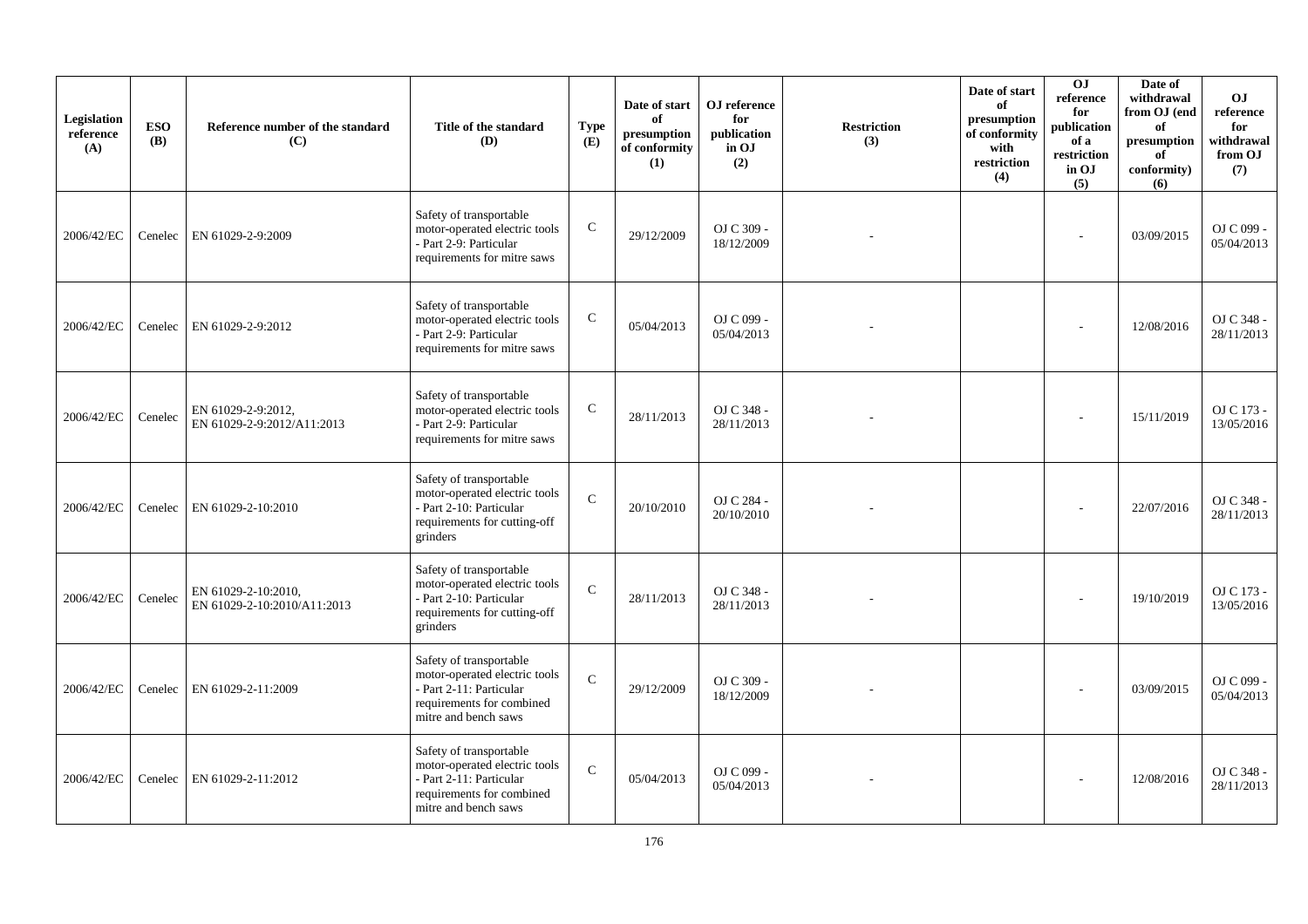| Legislation reference (A) | ESO (B) | Reference number of the standard (C) | Title of the standard (D) | Type (E) | Date of start of presumption of conformity (1) | OJ reference for publication in OJ (2) | Restriction (3) | Date of start of presumption of conformity with restriction (4) | OJ reference for publication of a restriction in OJ (5) | Date of withdrawal from OJ (end of presumption of conformity) (6) | OJ reference for withdrawal from OJ (7) |
|---|---|---|---|---|---|---|---|---|---|---|---|
| 2006/42/EC | Cenelec | EN 61029-2-9:2009 | Safety of transportable motor-operated electric tools - Part 2-9: Particular requirements for mitre saws | C | 29/12/2009 | OJ C 309 - 18/12/2009 | - | | - | 03/09/2015 | OJ C 099 - 05/04/2013 |
| 2006/42/EC | Cenelec | EN 61029-2-9:2012 | Safety of transportable motor-operated electric tools - Part 2-9: Particular requirements for mitre saws | C | 05/04/2013 | OJ C 099 - 05/04/2013 | - | | - | 12/08/2016 | OJ C 348 - 28/11/2013 |
| 2006/42/EC | Cenelec | EN 61029-2-9:2012, EN 61029-2-9:2012/A11:2013 | Safety of transportable motor-operated electric tools - Part 2-9: Particular requirements for mitre saws | C | 28/11/2013 | OJ C 348 - 28/11/2013 | - | | - | 15/11/2019 | OJ C 173 - 13/05/2016 |
| 2006/42/EC | Cenelec | EN 61029-2-10:2010 | Safety of transportable motor-operated electric tools - Part 2-10: Particular requirements for cutting-off grinders | C | 20/10/2010 | OJ C 284 - 20/10/2010 | - | | - | 22/07/2016 | OJ C 348 - 28/11/2013 |
| 2006/42/EC | Cenelec | EN 61029-2-10:2010, EN 61029-2-10:2010/A11:2013 | Safety of transportable motor-operated electric tools - Part 2-10: Particular requirements for cutting-off grinders | C | 28/11/2013 | OJ C 348 - 28/11/2013 | - | | - | 19/10/2019 | OJ C 173 - 13/05/2016 |
| 2006/42/EC | Cenelec | EN 61029-2-11:2009 | Safety of transportable motor-operated electric tools - Part 2-11: Particular requirements for combined mitre and bench saws | C | 29/12/2009 | OJ C 309 - 18/12/2009 | - | | - | 03/09/2015 | OJ C 099 - 05/04/2013 |
| 2006/42/EC | Cenelec | EN 61029-2-11:2012 | Safety of transportable motor-operated electric tools - Part 2-11: Particular requirements for combined mitre and bench saws | C | 05/04/2013 | OJ C 099 - 05/04/2013 | - | | - | 12/08/2016 | OJ C 348 - 28/11/2013 |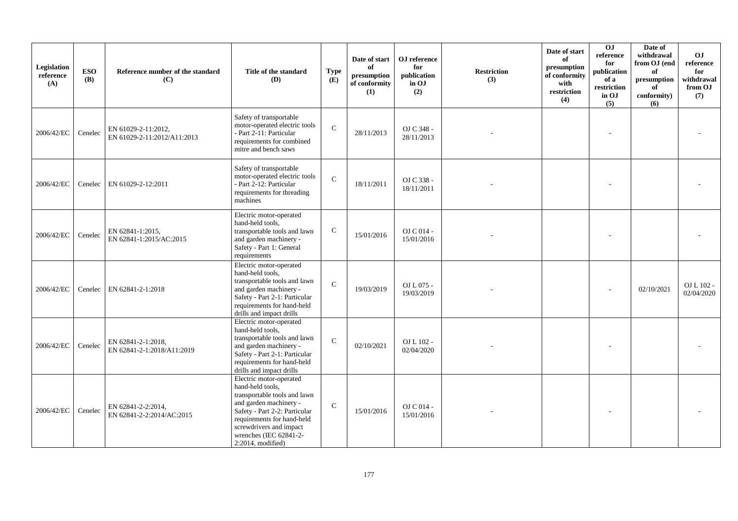| Legislation reference (A) | ESO (B) | Reference number of the standard (C) | Title of the standard (D) | Type (E) | Date of start of presumption of conformity (1) | OJ reference for publication in OJ (2) | Restriction (3) | Date of start of presumption of conformity with restriction (4) | OJ reference for publication of a restriction in OJ (5) | Date of withdrawal from OJ (end of presumption of conformity) (6) | OJ reference for withdrawal from OJ (7) |
|---|---|---|---|---|---|---|---|---|---|---|---|
| 2006/42/EC | Cenelec | EN 61029-2-11:2012, EN 61029-2-11:2012/A11:2013 | Safety of transportable motor-operated electric tools - Part 2-11: Particular requirements for combined mitre and bench saws | C | 28/11/2013 | OJ C 348 - 28/11/2013 | - | | - | | - |
| 2006/42/EC | Cenelec | EN 61029-2-12:2011 | Safety of transportable motor-operated electric tools - Part 2-12: Particular requirements for threading machines | C | 18/11/2011 | OJ C 338 - 18/11/2011 | - | | - | | - |
| 2006/42/EC | Cenelec | EN 62841-1:2015, EN 62841-1:2015/AC:2015 | Electric motor-operated hand-held tools, transportable tools and lawn and garden machinery - Safety - Part 1: General requirements | C | 15/01/2016 | OJ C 014 - 15/01/2016 | - | | - | | - |
| 2006/42/EC | Cenelec | EN 62841-2-1:2018 | Electric motor-operated hand-held tools, transportable tools and lawn and garden machinery - Safety - Part 2-1: Particular requirements for hand-held drills and impact drills | C | 19/03/2019 | OJ L 075 - 19/03/2019 | - | | - | 02/10/2021 | OJ L 102 - 02/04/2020 |
| 2006/42/EC | Cenelec | EN 62841-2-1:2018, EN 62841-2-1:2018/A11:2019 | Electric motor-operated hand-held tools, transportable tools and lawn and garden machinery - Safety - Part 2-1: Particular requirements for hand-held drills and impact drills | C | 02/10/2021 | OJ L 102 - 02/04/2020 | - | | - | | - |
| 2006/42/EC | Cenelec | EN 62841-2-2:2014, EN 62841-2-2:2014/AC:2015 | Electric motor-operated hand-held tools, transportable tools and lawn and garden machinery - Safety - Part 2-2: Particular requirements for hand-held screwdrivers and impact wrenches (IEC 62841-2-2:2014, modified) | C | 15/01/2016 | OJ C 014 - 15/01/2016 | - | | - | | - |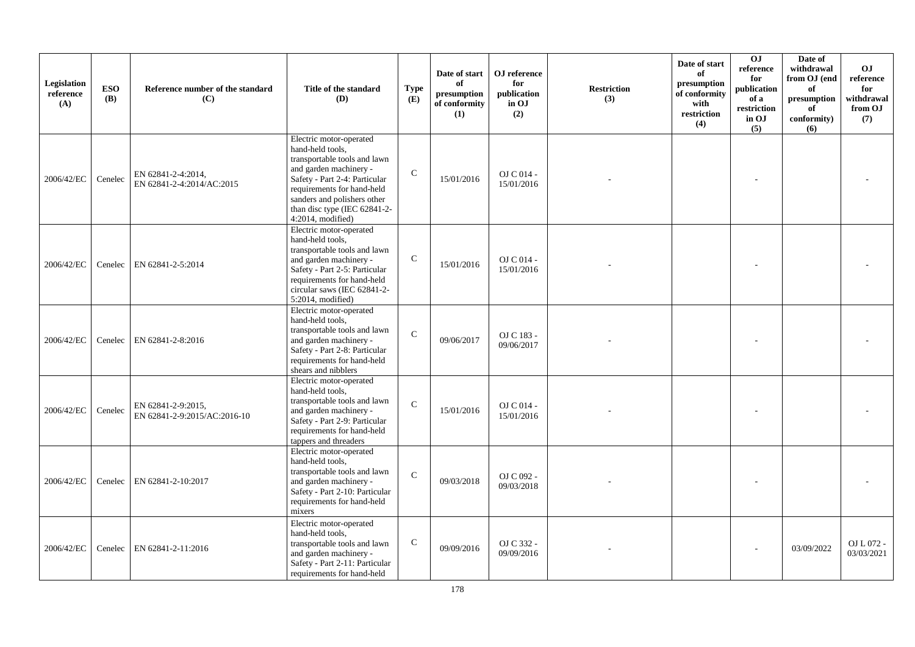| Legislation reference (A) | ESO (B) | Reference number of the standard (C) | Title of the standard (D) | Type (E) | Date of start of presumption of conformity (1) | OJ reference for publication in OJ (2) | Restriction (3) | Date of start of presumption of conformity with restriction (4) | OJ reference for publication of a restriction in OJ (5) | Date of withdrawal from OJ (end of presumption of conformity) (6) | OJ reference for withdrawal from OJ (7) |
|---|---|---|---|---|---|---|---|---|---|---|---|
| 2006/42/EC | Cenelec | EN 62841-2-4:2014, EN 62841-2-4:2014/AC:2015 | Electric motor-operated hand-held tools, transportable tools and lawn and garden machinery - Safety - Part 2-4: Particular requirements for hand-held sanders and polishers other than disc type (IEC 62841-2-4:2014, modified) | C | 15/01/2016 | OJ C 014 - 15/01/2016 | - | | - | | - |
| 2006/42/EC | Cenelec | EN 62841-2-5:2014 | Electric motor-operated hand-held tools, transportable tools and lawn and garden machinery - Safety - Part 2-5: Particular requirements for hand-held circular saws (IEC 62841-2-5:2014, modified) | C | 15/01/2016 | OJ C 014 - 15/01/2016 | - | | - | | - |
| 2006/42/EC | Cenelec | EN 62841-2-8:2016 | Electric motor-operated hand-held tools, transportable tools and lawn and garden machinery - Safety - Part 2-8: Particular requirements for hand-held shears and nibblers | C | 09/06/2017 | OJ C 183 - 09/06/2017 | - | | - | | - |
| 2006/42/EC | Cenelec | EN 62841-2-9:2015, EN 62841-2-9:2015/AC:2016-10 | Electric motor-operated hand-held tools, transportable tools and lawn and garden machinery - Safety - Part 2-9: Particular requirements for hand-held tappers and threaders | C | 15/01/2016 | OJ C 014 - 15/01/2016 | - | | - | | - |
| 2006/42/EC | Cenelec | EN 62841-2-10:2017 | Electric motor-operated hand-held tools, transportable tools and lawn and garden machinery - Safety - Part 2-10: Particular requirements for hand-held mixers | C | 09/03/2018 | OJ C 092 - 09/03/2018 | - | | - | | - |
| 2006/42/EC | Cenelec | EN 62841-2-11:2016 | Electric motor-operated hand-held tools, transportable tools and lawn and garden machinery - Safety - Part 2-11: Particular requirements for hand-held | C | 09/09/2016 | OJ C 332 - 09/09/2016 | - | | - | 03/09/2022 | OJ L 072 - 03/03/2021 |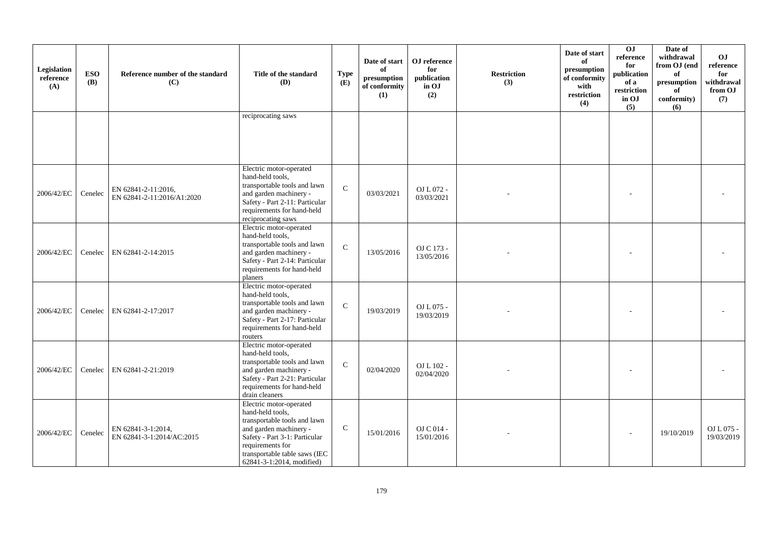| Legislation reference (A) | ESO (B) | Reference number of the standard (C) | Title of the standard (D) | Type (E) | Date of start of presumption of conformity (1) | OJ reference for publication in OJ (2) | Restriction (3) | Date of start of presumption of conformity with restriction (4) | OJ reference for publication of a restriction in OJ (5) | Date of withdrawal from OJ (end of presumption of conformity) (6) | OJ reference for withdrawal from OJ (7) |
|---|---|---|---|---|---|---|---|---|---|---|---|
| | | | reciprocating saws | | | | | | | | |
| 2006/42/EC | Cenelec | EN 62841-2-11:2016, EN 62841-2-11:2016/A1:2020 | Electric motor-operated hand-held tools, transportable tools and lawn and garden machinery - Safety - Part 2-11: Particular requirements for hand-held reciprocating saws | C | 03/03/2021 | OJ L 072 - 03/03/2021 | - | | - | | - |
| 2006/42/EC | Cenelec | EN 62841-2-14:2015 | Electric motor-operated hand-held tools, transportable tools and lawn and garden machinery - Safety - Part 2-14: Particular requirements for hand-held planers | C | 13/05/2016 | OJ C 173 - 13/05/2016 | - | | - | | - |
| 2006/42/EC | Cenelec | EN 62841-2-17:2017 | Electric motor-operated hand-held tools, transportable tools and lawn and garden machinery - Safety - Part 2-17: Particular requirements for hand-held routers | C | 19/03/2019 | OJ L 075 - 19/03/2019 | - | | - | | - |
| 2006/42/EC | Cenelec | EN 62841-2-21:2019 | Electric motor-operated hand-held tools, transportable tools and lawn and garden machinery - Safety - Part 2-21: Particular requirements for hand-held drain cleaners | C | 02/04/2020 | OJ L 102 - 02/04/2020 | - | | - | | - |
| 2006/42/EC | Cenelec | EN 62841-3-1:2014, EN 62841-3-1:2014/AC:2015 | Electric motor-operated hand-held tools, transportable tools and lawn and garden machinery - Safety - Part 3-1: Particular requirements for transportable table saws (IEC 62841-3-1:2014, modified) | C | 15/01/2016 | OJ C 014 - 15/01/2016 | - | | - | 19/10/2019 | OJ L 075 - 19/03/2019 |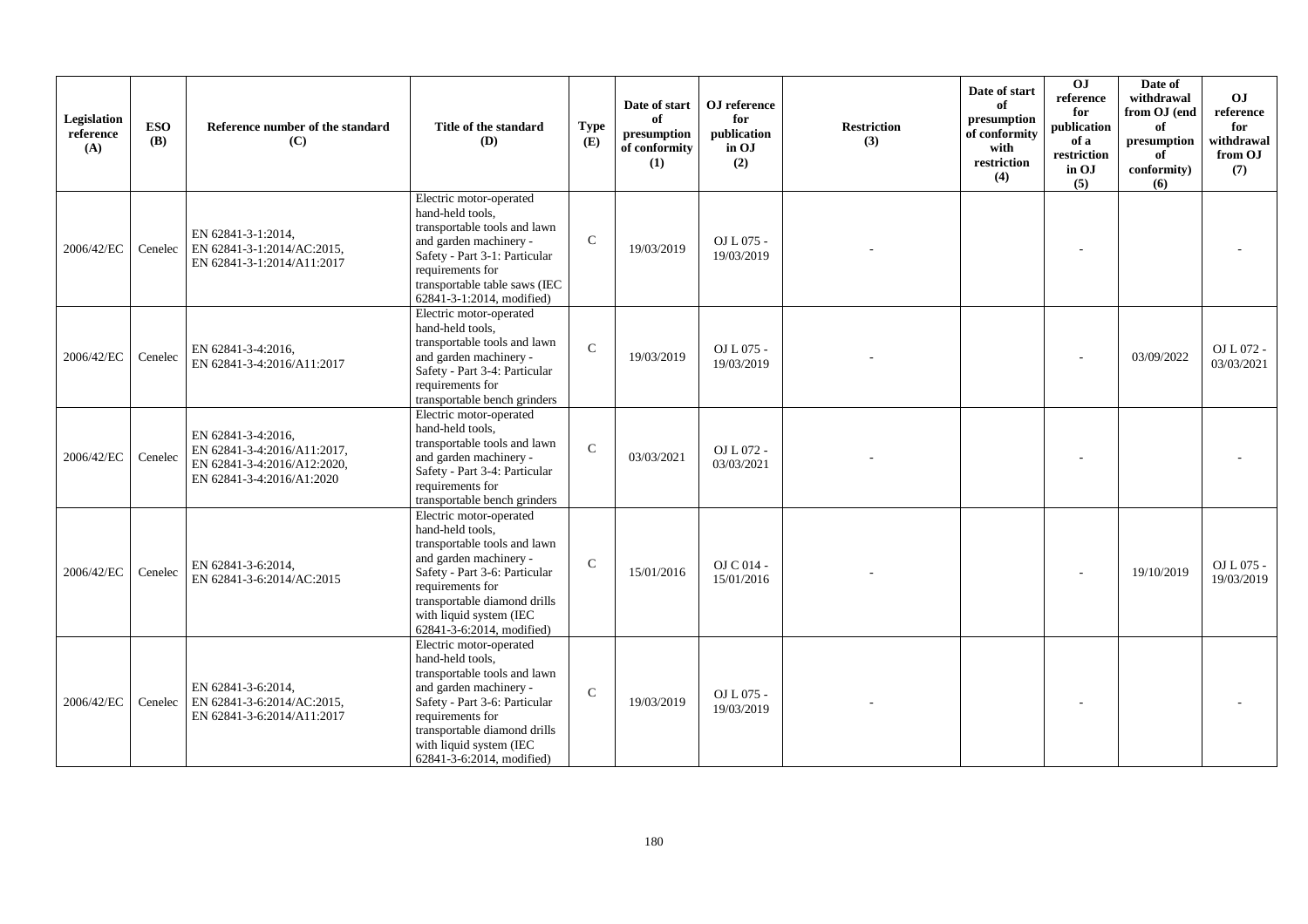| Legislation reference (A) | ESO (B) | Reference number of the standard (C) | Title of the standard (D) | Type (E) | Date of start of presumption of conformity (1) | OJ reference for publication in OJ (2) | Restriction (3) | Date of start of presumption of conformity with restriction (4) | OJ reference for publication of a restriction in OJ (5) | Date of withdrawal from OJ (end of presumption of conformity) (6) | OJ reference for withdrawal from OJ (7) |
|---|---|---|---|---|---|---|---|---|---|---|---|
| 2006/42/EC | Cenelec | EN 62841-3-1:2014, EN 62841-3-1:2014/AC:2015, EN 62841-3-1:2014/A11:2017 | Electric motor-operated hand-held tools, transportable tools and lawn and garden machinery - Safety - Part 3-1: Particular requirements for transportable table saws (IEC 62841-3-1:2014, modified) | C | 19/03/2019 | OJ L 075 - 19/03/2019 | - | | - | | - |
| 2006/42/EC | Cenelec | EN 62841-3-4:2016, EN 62841-3-4:2016/A11:2017 | Electric motor-operated hand-held tools, transportable tools and lawn and garden machinery - Safety - Part 3-4: Particular requirements for transportable bench grinders | C | 19/03/2019 | OJ L 075 - 19/03/2019 | - | | - | 03/09/2022 | OJ L 072 - 03/03/2021 |
| 2006/42/EC | Cenelec | EN 62841-3-4:2016, EN 62841-3-4:2016/A11:2017, EN 62841-3-4:2016/A12:2020, EN 62841-3-4:2016/A1:2020 | Electric motor-operated hand-held tools, transportable tools and lawn and garden machinery - Safety - Part 3-4: Particular requirements for transportable bench grinders | C | 03/03/2021 | OJ L 072 - 03/03/2021 | - | | - | | - |
| 2006/42/EC | Cenelec | EN 62841-3-6:2014, EN 62841-3-6:2014/AC:2015 | Electric motor-operated hand-held tools, transportable tools and lawn and garden machinery - Safety - Part 3-6: Particular requirements for transportable diamond drills with liquid system (IEC 62841-3-6:2014, modified) | C | 15/01/2016 | OJ C 014 - 15/01/2016 | - | | - | 19/10/2019 | OJ L 075 - 19/03/2019 |
| 2006/42/EC | Cenelec | EN 62841-3-6:2014, EN 62841-3-6:2014/AC:2015, EN 62841-3-6:2014/A11:2017 | Electric motor-operated hand-held tools, transportable tools and lawn and garden machinery - Safety - Part 3-6: Particular requirements for transportable diamond drills with liquid system (IEC 62841-3-6:2014, modified) | C | 19/03/2019 | OJ L 075 - 19/03/2019 | - | | - | | - |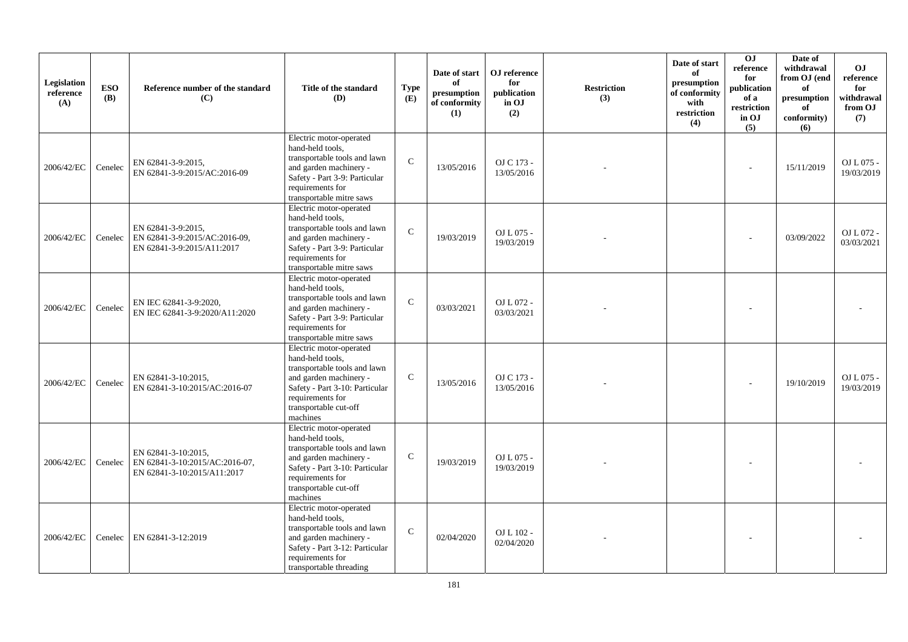| Legislation reference (A) | ESO (B) | Reference number of the standard (C) | Title of the standard (D) | Type (E) | Date of start of presumption of conformity (1) | OJ reference for publication in OJ (2) | Restriction (3) | Date of start of presumption of conformity with restriction (4) | OJ reference for publication of a restriction in OJ (5) | Date of withdrawal from OJ (end of presumption of conformity) (6) | OJ reference for withdrawal from OJ (7) |
|---|---|---|---|---|---|---|---|---|---|---|---|
| 2006/42/EC | Cenelec | EN 62841-3-9:2015, EN 62841-3-9:2015/AC:2016-09 | Electric motor-operated hand-held tools, transportable tools and lawn and garden machinery - Safety - Part 3-9: Particular requirements for transportable mitre saws | C | 13/05/2016 | OJ C 173 - 13/05/2016 | - | | - | 15/11/2019 | OJ L 075 - 19/03/2019 |
| 2006/42/EC | Cenelec | EN 62841-3-9:2015, EN 62841-3-9:2015/AC:2016-09, EN 62841-3-9:2015/A11:2017 | Electric motor-operated hand-held tools, transportable tools and lawn and garden machinery - Safety - Part 3-9: Particular requirements for transportable mitre saws | C | 19/03/2019 | OJ L 075 - 19/03/2019 | - | | - | 03/09/2022 | OJ L 072 - 03/03/2021 |
| 2006/42/EC | Cenelec | EN IEC 62841-3-9:2020, EN IEC 62841-3-9:2020/A11:2020 | Electric motor-operated hand-held tools, transportable tools and lawn and garden machinery - Safety - Part 3-9: Particular requirements for transportable mitre saws | C | 03/03/2021 | OJ L 072 - 03/03/2021 | - | | - | | - |
| 2006/42/EC | Cenelec | EN 62841-3-10:2015, EN 62841-3-10:2015/AC:2016-07 | Electric motor-operated hand-held tools, transportable tools and lawn and garden machinery - Safety - Part 3-10: Particular requirements for transportable cut-off machines | C | 13/05/2016 | OJ C 173 - 13/05/2016 | - | | - | 19/10/2019 | OJ L 075 - 19/03/2019 |
| 2006/42/EC | Cenelec | EN 62841-3-10:2015, EN 62841-3-10:2015/AC:2016-07, EN 62841-3-10:2015/A11:2017 | Electric motor-operated hand-held tools, transportable tools and lawn and garden machinery - Safety - Part 3-10: Particular requirements for transportable cut-off machines | C | 19/03/2019 | OJ L 075 - 19/03/2019 | - | | - | | - |
| 2006/42/EC | Cenelec | EN 62841-3-12:2019 | Electric motor-operated hand-held tools, transportable tools and lawn and garden machinery - Safety - Part 3-12: Particular requirements for transportable threading | C | 02/04/2020 | OJ L 102 - 02/04/2020 | - | | - | | - |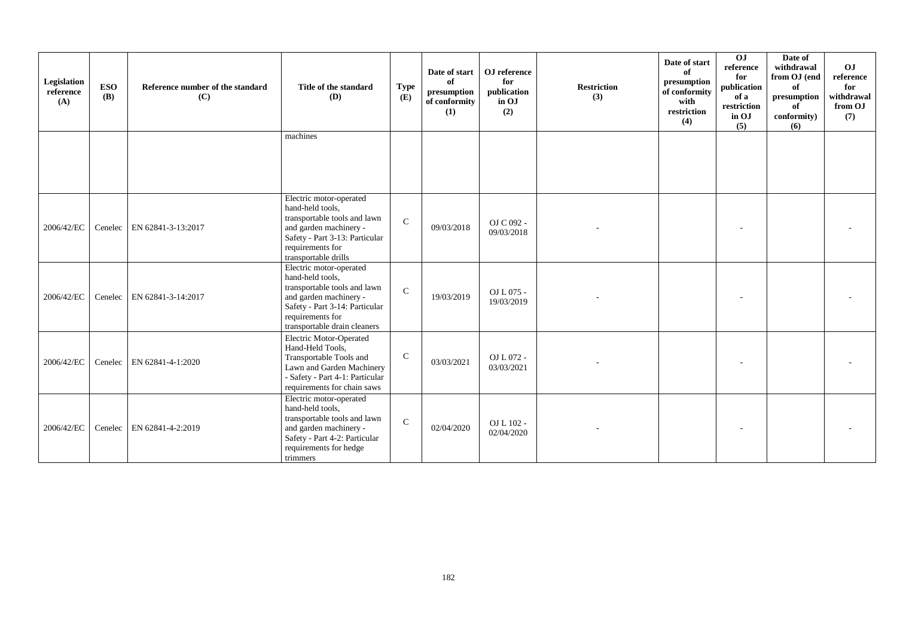| Legislation reference (A) | ESO (B) | Reference number of the standard (C) | Title of the standard (D) | Type (E) | Date of start of presumption of conformity (1) | OJ reference for publication in OJ (2) | Restriction (3) | Date of start of presumption of conformity with restriction (4) | OJ reference for publication of a restriction in OJ (5) | Date of withdrawal from OJ (end of presumption of conformity) (6) | OJ reference for withdrawal from OJ (7) |
|---|---|---|---|---|---|---|---|---|---|---|---|
| | | | machines | | | | | | | | |
| 2006/42/EC | Cenelec | EN 62841-3-13:2017 | Electric motor-operated hand-held tools, transportable tools and lawn and garden machinery - Safety - Part 3-13: Particular requirements for transportable drills | C | 09/03/2018 | OJ C 092 - 09/03/2018 | - | | - | | - |
| 2006/42/EC | Cenelec | EN 62841-3-14:2017 | Electric motor-operated hand-held tools, transportable tools and lawn and garden machinery - Safety - Part 3-14: Particular requirements for transportable drain cleaners | C | 19/03/2019 | OJ L 075 - 19/03/2019 | - | | - | | - |
| 2006/42/EC | Cenelec | EN 62841-4-1:2020 | Electric Motor-Operated Hand-Held Tools, Transportable Tools and Lawn and Garden Machinery - Safety - Part 4-1: Particular requirements for chain saws | C | 03/03/2021 | OJ L 072 - 03/03/2021 | - | | - | | - |
| 2006/42/EC | Cenelec | EN 62841-4-2:2019 | Electric motor-operated hand-held tools, transportable tools and lawn and garden machinery - Safety - Part 4-2: Particular requirements for hedge trimmers | C | 02/04/2020 | OJ L 102 - 02/04/2020 | - | | - | | - |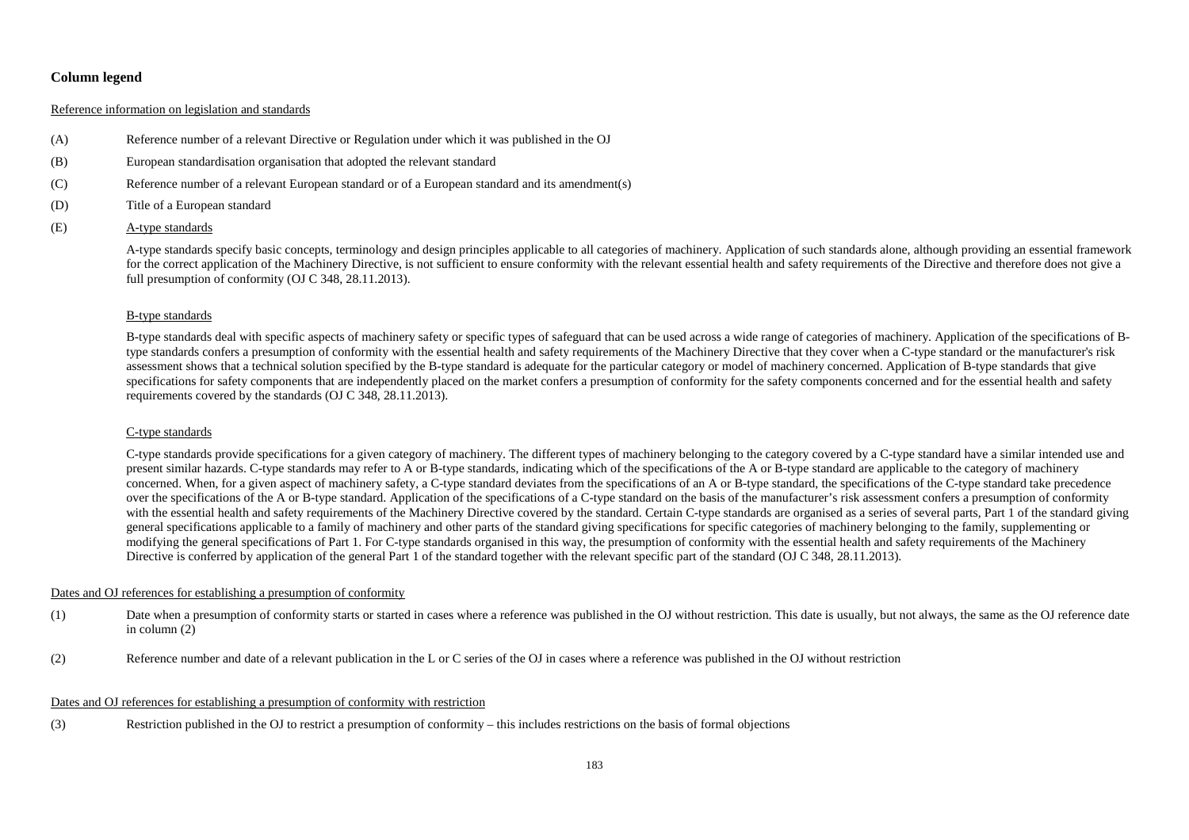## Column legend

Reference information on legislation and standards

(A) Reference number of a relevant Directive or Regulation under which it was published in the OJ

(B) European standardisation organisation that adopted the relevant standard

(C) Reference number of a relevant European standard or of a European standard and its amendment(s)

(D) Title of a European standard

(E) A-type standards

A-type standards specify basic concepts, terminology and design principles applicable to all categories of machinery. Application of such standards alone, although providing an essential framework for the correct application of the Machinery Directive, is not sufficient to ensure conformity with the relevant essential health and safety requirements of the Directive and therefore does not give a full presumption of conformity (OJ C 348, 28.11.2013).

B-type standards

B-type standards deal with specific aspects of machinery safety or specific types of safeguard that can be used across a wide range of categories of machinery. Application of the specifications of B-type standards confers a presumption of conformity with the essential health and safety requirements of the Machinery Directive that they cover when a C-type standard or the manufacturer's risk assessment shows that a technical solution specified by the B-type standard is adequate for the particular category or model of machinery concerned. Application of B-type standards that give specifications for safety components that are independently placed on the market confers a presumption of conformity for the safety components concerned and for the essential health and safety requirements covered by the standards (OJ C 348, 28.11.2013).

C-type standards

C-type standards provide specifications for a given category of machinery. The different types of machinery belonging to the category covered by a C-type standard have a similar intended use and present similar hazards. C-type standards may refer to A or B-type standards, indicating which of the specifications of the A or B-type standard are applicable to the category of machinery concerned. When, for a given aspect of machinery safety, a C-type standard deviates from the specifications of an A or B-type standard, the specifications of the C-type standard take precedence over the specifications of the A or B-type standard. Application of the specifications of a C-type standard on the basis of the manufacturer's risk assessment confers a presumption of conformity with the essential health and safety requirements of the Machinery Directive covered by the standard. Certain C-type standards are organised as a series of several parts, Part 1 of the standard giving general specifications applicable to a family of machinery and other parts of the standard giving specifications for specific categories of machinery belonging to the family, supplementing or modifying the general specifications of Part 1. For C-type standards organised in this way, the presumption of conformity with the essential health and safety requirements of the Machinery Directive is conferred by application of the general Part 1 of the standard together with the relevant specific part of the standard (OJ C 348, 28.11.2013).

Dates and OJ references for establishing a presumption of conformity

(1) Date when a presumption of conformity starts or started in cases where a reference was published in the OJ without restriction. This date is usually, but not always, the same as the OJ reference date in column (2)

(2) Reference number and date of a relevant publication in the L or C series of the OJ in cases where a reference was published in the OJ without restriction

Dates and OJ references for establishing a presumption of conformity with restriction

(3) Restriction published in the OJ to restrict a presumption of conformity – this includes restrictions on the basis of formal objections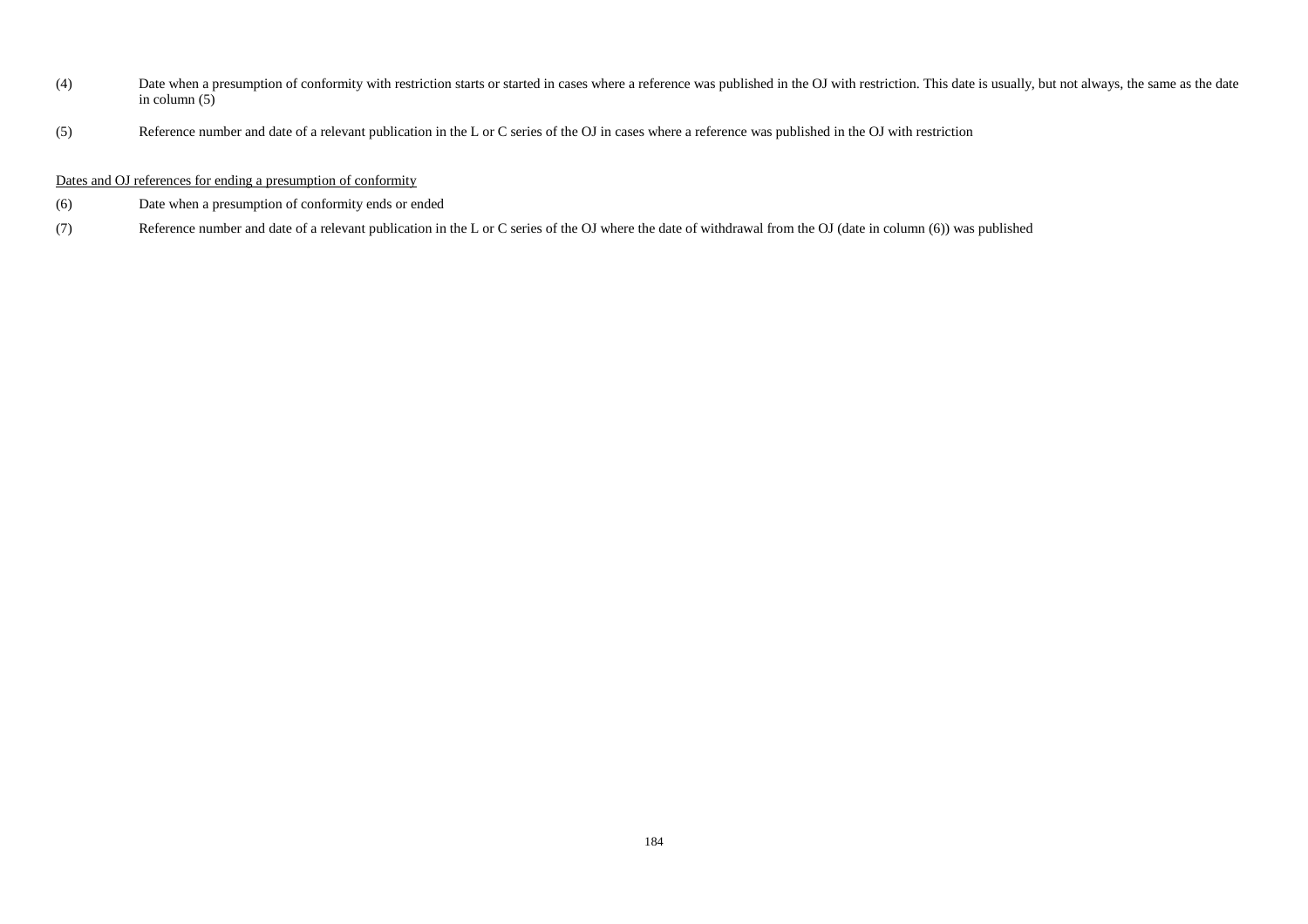(4) Date when a presumption of conformity with restriction starts or started in cases where a reference was published in the OJ with restriction. This date is usually, but not always, the same as the date in column (5)

(5) Reference number and date of a relevant publication in the L or C series of the OJ in cases where a reference was published in the OJ with restriction

<u>Dates and OJ references for ending a presumption of conformity</u>

(6) Date when a presumption of conformity ends or ended

(7) Reference number and date of a relevant publication in the L or C series of the OJ where the date of withdrawal from the OJ (date in column (6)) was published